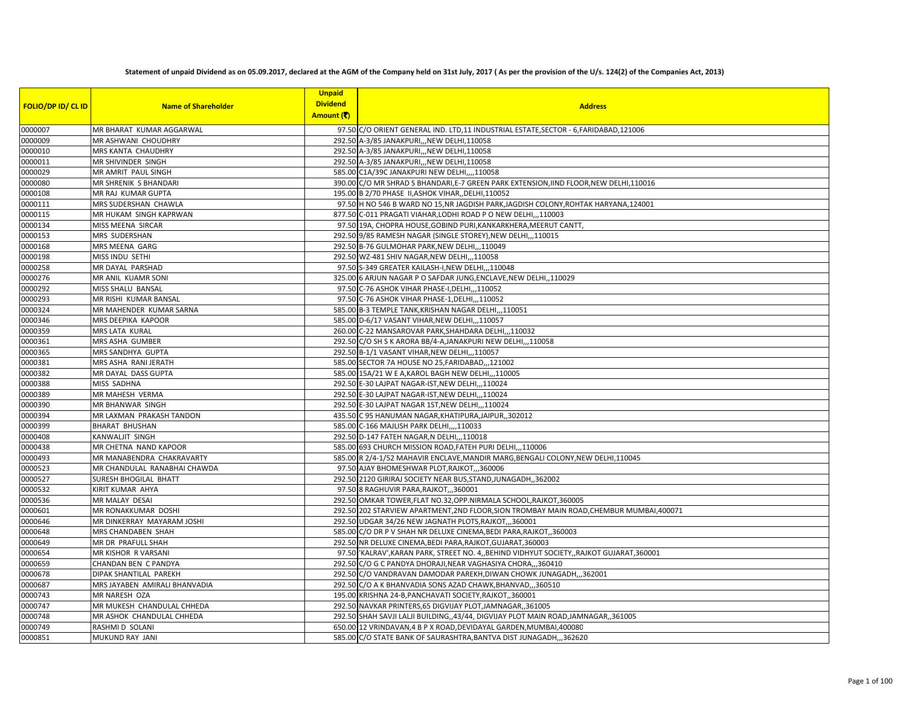**Statement of unpaid Dividend as on 05.09.2017, declared at the AGM of the Company held on 31st July, 2017 ( As per the provision of the U/s. 124(2) of the Companies Act, 2013)**

| FOLIO/DP ID/ CL ID | Name of Shareholder | Unpaid Dividend Amount (₹) | Address |
|---|---|---|---|
| 0000007 | MR BHARAT KUMAR AGGARWAL | 97.50 | C/O ORIENT GENERAL IND. LTD,11 INDUSTRIAL ESTATE,SECTOR - 6,FARIDABAD,121006 |
| 0000009 | MR ASHWANI CHOUDHRY | 292.50 | A-3/85 JANAKPURI,,,NEW DELHI,110058 |
| 0000010 | MRS KANTA CHAUDHRY | 292.50 | A-3/85 JANAKPURI,,,NEW DELHI,110058 |
| 0000011 | MR SHIVINDER SINGH | 292.50 | A-3/85 JANAKPURI,,,NEW DELHI,110058 |
| 0000029 | MR AMRIT PAUL SINGH | 585.00 | C1A/39C JANAKPURI NEW DELHI,,,,110058 |
| 0000080 | MR SHRENIK S BHANDARI | 390.00 | C/O MR SHRAD S BHANDARI,E-7 GREEN PARK EXTENSION,IIND FLOOR,NEW DELHI,110016 |
| 0000108 | MR RAJ KUMAR GUPTA | 195.00 | B 2/70 PHASE II,ASHOK VIHAR,,DELHI,110052 |
| 0000111 | MRS SUDERSHAN CHAWLA | 97.50 | H NO 546 B WARD NO 15,NR JAGDISH PARK,JAGDISH COLONY,ROHTAK HARYANA,124001 |
| 0000115 | MR HUKAM SINGH KAPRWAN | 877.50 | C-011 PRAGATI VIAHAR,LODHI ROAD P O NEW DELHI,,,110003 |
| 0000134 | MISS MEENA SIRCAR | 97.50 | 19A, CHOPRA HOUSE,GOBIND PURI,KANKARKHERA,MEERUT CANTT, |
| 0000153 | MRS SUDERSHAN | 292.50 | 9/85 RAMESH NAGAR (SINGLE STOREY),NEW DELHI,,,110015 |
| 0000168 | MRS MEENA GARG | 292.50 | B-76 GULMOHAR PARK,NEW DELHI,,,110049 |
| 0000198 | MISS INDU SETHI | 292.50 | WZ-481 SHIV NAGAR,NEW DELHI,,,110058 |
| 0000258 | MR DAYAL PARSHAD | 97.50 | S-349 GREATER KAILASH-I,NEW DELHI,,,110048 |
| 0000276 | MR ANIL KUAMR SONI | 325.00 | 6 ARJUN NAGAR P O SAFDAR JUNG,ENCLAVE,NEW DELHI,,110029 |
| 0000292 | MISS SHALU BANSAL | 97.50 | C-76 ASHOK VIHAR PHASE-I,DELHI,,,110052 |
| 0000293 | MR RISHI KUMAR BANSAL | 97.50 | C-76 ASHOK VIHAR PHASE-1,DELHI,,,110052 |
| 0000324 | MR MAHENDER KUMAR SARNA | 585.00 | B-3 TEMPLE TANK,KRISHAN NAGAR DELHI,,,110051 |
| 0000346 | MRS DEEPIKA KAPOOR | 585.00 | D-6/17 VASANT VIHAR,NEW DELHI,,,110057 |
| 0000359 | MRS LATA KURAL | 260.00 | C-22 MANSAROVAR PARK,SHAHDARA DELHI,,,110032 |
| 0000361 | MRS ASHA GUMBER | 292.50 | C/O SH S K ARORA BB/4-A,JANAKPURI NEW DELHI,,,110058 |
| 0000365 | MRS SANDHYA GUPTA | 292.50 | B-1/1 VASANT VIHAR,NEW DELHI,,,110057 |
| 0000381 | MRS ASHA RANI JERATH | 585.00 | SECTOR 7A HOUSE NO 25,FARIDABAD,,,121002 |
| 0000382 | MR DAYAL DASS GUPTA | 585.00 | 15A/21 W E A,KAROL BAGH NEW DELHI,,,110005 |
| 0000388 | MISS SADHNA | 292.50 | E-30 LAJPAT NAGAR-IST,NEW DELHI,,,110024 |
| 0000389 | MR MAHESH VERMA | 292.50 | E-30 LAJPAT NAGAR-IST,NEW DELHI,,,110024 |
| 0000390 | MR BHANWAR SINGH | 292.50 | E-30 LAJPAT NAGAR 1ST,NEW DELHI,,,110024 |
| 0000394 | MR LAXMAN PRAKASH TANDON | 435.50 | C 95 HANUMAN NAGAR,KHATIPURA,JAIPUR,,302012 |
| 0000399 | BHARAT BHUSHAN | 585.00 | C-166 MAJLISH PARK DELHI,,,,110033 |
| 0000408 | KANWALJIT SINGH | 292.50 | D-147 FATEH NAGAR,N DELHI,,,110018 |
| 0000438 | MR CHETNA NAND KAPOOR | 585.00 | 693 CHURCH MISSION ROAD,FATEH PURI DELHI,,,110006 |
| 0000493 | MR MANABENDRA CHAKRAVARTY | 585.00 | R 2/4-1/52 MAHAVIR ENCLAVE,MANDIR MARG,BENGALI COLONY,NEW DELHI,110045 |
| 0000523 | MR CHANDULAL RANABHAI CHAWDA | 97.50 | AJAY BHOMESHWAR PLOT,RAJKOT,,,360006 |
| 0000527 | SURESH BHOGILAL BHATT | 292.50 | 2120 GIRIRAJ SOCIETY NEAR BUS,STAND,JUNAGADH,,362002 |
| 0000532 | KIRIT KUMAR AHYA | 97.50 | 8 RAGHUVIR PARA,RAJKOT,,,360001 |
| 0000536 | MR MALAY DESAI | 292.50 | OMKAR TOWER,FLAT NO.32,OPP.NIRMALA SCHOOL,RAJKOT,360005 |
| 0000601 | MR RONAKKUMAR DOSHI | 292.50 | 202 STARVIEW APARTMENT,2ND FLOOR,SION TROMBAY MAIN ROAD,CHEMBUR MUMBAI,400071 |
| 0000646 | MR DINKERRAY MAYARAM JOSHI | 292.50 | UDGAR 34/26 NEW JAGNATH PLOTS,RAJKOT,,,360001 |
| 0000648 | MRS CHANDABEN SHAH | 585.00 | C/O DR P V SHAH NR DELUXE CINEMA,BEDI PARA,RAJKOT,,360003 |
| 0000649 | MR DR PRAFULL SHAH | 292.50 | NR DELUXE CINEMA,BEDI PARA,RAJKOT,GUJARAT,360003 |
| 0000654 | MR KISHOR R VARSANI | 97.50 | 'KALRAV',KARAN PARK, STREET NO. 4,,BEHIND VIDHYUT SOCIETY,,RAJKOT GUJARAT,360001 |
| 0000659 | CHANDAN BEN C PANDYA | 292.50 | C/O G C PANDYA DHORAJI,NEAR VAGHASIYA CHORA,,,360410 |
| 0000678 | DIPAK SHANTILAL PAREKH | 292.50 | C/O VANDRAVAN DAMODAR PAREKH,DIWAN CHOWK JUNAGADH,,,362001 |
| 0000687 | MRS JAYABEN AMIRALI BHANVADIA | 292.50 | C/O A K BHANVADIA SONS AZAD CHAWK,BHANVAD,,,360510 |
| 0000743 | MR NARESH OZA | 195.00 | KRISHNA 24-B,PANCHAVATI SOCIETY,RAJKOT,,360001 |
| 0000747 | MR MUKESH CHANDULAL CHHEDA | 292.50 | NAVKAR PRINTERS,65 DIGVIJAY PLOT,JAMNAGAR,,361005 |
| 0000748 | MR ASHOK CHANDULAL CHHEDA | 292.50 | SHAH SAVJI LALJI BUILDING,,43/44, DIGVIJAY PLOT MAIN ROAD,JAMNAGAR,,361005 |
| 0000749 | RASHMI D SOLANI | 650.00 | 12 VRINDAVAN,4 B P X ROAD,DEVIDAYAL GARDEN,MUMBAI,400080 |
| 0000851 | MUKUND RAY JANI | 585.00 | C/O STATE BANK OF SAURASHTRA,BANTVA DIST JUNAGADH,,,362620 |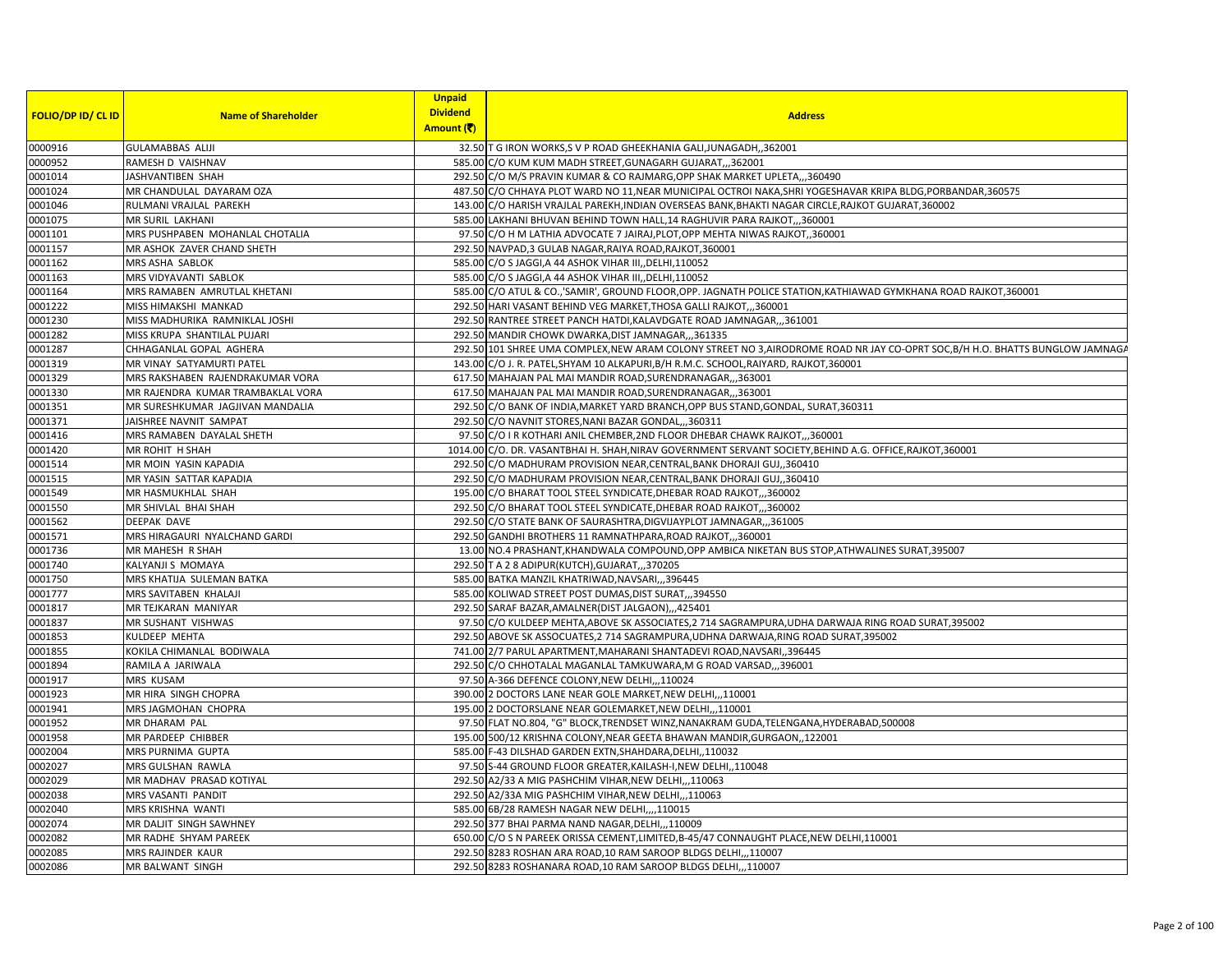| FOLIO/DP ID/ CL ID | Name of Shareholder | Unpaid Dividend Amount (₹) | Address |
|---|---|---|---|
| 0000916 | GULAMABBAS ALIJI | 32.50 | T G IRON WORKS,S V P ROAD GHEEKHANIA GALI,JUNAGADH,,362001 |
| 0000952 | RAMESH D VAISHNAV | 585.00 | C/O KUM KUM MADH STREET,GUNAGARH GUJARAT,,,362001 |
| 0001014 | JASHVANTIBEN SHAH | 292.50 | C/O M/S PRAVIN KUMAR & CO RAJMARG,OPP SHAK MARKET UPLETA,,,360490 |
| 0001024 | MR CHANDULAL DAYARAM OZA | 487.50 | C/O CHHAYA PLOT WARD NO 11,NEAR MUNICIPAL OCTROI NAKA,SHRI YOGESHAVAR KRIPA BLDG,PORBANDAR,360575 |
| 0001046 | RULMANI VRAJLAL PAREKH | 143.00 | C/O HARISH VRAJLAL PAREKH,INDIAN OVERSEAS BANK,BHAKTI NAGAR CIRCLE,RAJKOT GUJARAT,360002 |
| 0001075 | MR SURIL LAKHANI | 585.00 | LAKHANI BHUVAN BEHIND TOWN HALL,14 RAGHUVIR PARA RAJKOT,,,360001 |
| 0001101 | MRS PUSHPABEN MOHANLAL CHOTALIA | 97.50 | C/O H M LATHIA ADVOCATE 7 JAIRAJ,PLOT,OPP MEHTA NIWAS RAJKOT,,360001 |
| 0001157 | MR ASHOK ZAVER CHAND SHETH | 292.50 | NAVPAD,3 GULAB NAGAR,RAIYA ROAD,RAJKOT,360001 |
| 0001162 | MRS ASHA SABLOK | 585.00 | C/O S JAGGI,A 44 ASHOK VIHAR III,,DELHI,110052 |
| 0001163 | MRS VIDYAVANTI SABLOK | 585.00 | C/O S JAGGI,A 44 ASHOK VIHAR III,,DELHI,110052 |
| 0001164 | MRS RAMABEN AMRUTLAL KHETANI | 585.00 | C/O ATUL & CO.,'SAMIR', GROUND FLOOR,OPP. JAGNATH POLICE STATION,KATHIAWAD GYMKHANA ROAD RAJKOT,360001 |
| 0001222 | MISS HIMAKSHI MANKAD | 292.50 | HARI VASANT BEHIND VEG MARKET,THOSA GALLI RAJKOT,,,360001 |
| 0001230 | MISS MADHURIKA RAMNIKLAL JOSHI | 292.50 | RANTREE STREET PANCH HATDI,KALAVDGATE ROAD JAMNAGAR,,,361001 |
| 0001282 | MISS KRUPA SHANTILAL PUJARI | 292.50 | MANDIR CHOWK DWARKA,DIST JAMNAGAR,,,361335 |
| 0001287 | CHHAGANLAL GOPAL AGHERA | 292.50 | 101 SHREE UMA COMPLEX,NEW ARAM COLONY STREET NO 3,AIRODROME ROAD NR JAY CO-OPRT SOC,B/H H.O. BHATTS BUNGLOW JAMNAGA |
| 0001319 | MR VINAY SATYAMURTI PATEL | 143.00 | C/O J. R. PATEL,SHYAM 10 ALKAPURI,B/H R.M.C. SCHOOL,RAIYARD, RAJKOT,360001 |
| 0001329 | MRS RAKSHABEN RAJENDRAKUMAR VORA | 617.50 | MAHAJAN PAL MAI MANDIR ROAD,SURENDRANAGAR,,,363001 |
| 0001330 | MR RAJENDRA KUMAR TRAMBAKLAL VORA | 617.50 | MAHAJAN PAL MAI MANDIR ROAD,SURENDRANAGAR,,,363001 |
| 0001351 | MR SURESHKUMAR JAGJIVAN MANDALIA | 292.50 | C/O BANK OF INDIA,MARKET YARD BRANCH,OPP BUS STAND,GONDAL, SURAT,360311 |
| 0001371 | JAISHREE NAVNIT SAMPAT | 292.50 | C/O NAVNIT STORES,NANI BAZAR GONDAL,,,360311 |
| 0001416 | MRS RAMABEN DAYALAL SHETH | 97.50 | C/O I R KOTHARI ANIL CHEMBER,2ND FLOOR DHEBAR CHAWK RAJKOT,,,360001 |
| 0001420 | MR ROHIT H SHAH | 1014.00 | C/O. DR. VASANTBHAI H. SHAH,NIRAV GOVERNMENT SERVANT SOCIETY,BEHIND A.G. OFFICE,RAJKOT,360001 |
| 0001514 | MR MOIN YASIN KAPADIA | 292.50 | C/O MADHURAM PROVISION NEAR,CENTRAL,BANK DHORAJI GUJ,,360410 |
| 0001515 | MR YASIN SATTAR KAPADIA | 292.50 | C/O MADHURAM PROVISION NEAR,CENTRAL,BANK DHORAJI GUJ,,360410 |
| 0001549 | MR HASMUKHLAL SHAH | 195.00 | C/O BHARAT TOOL STEEL SYNDICATE,DHEBAR ROAD RAJKOT,,,360002 |
| 0001550 | MR SHIVLAL BHAI SHAH | 292.50 | C/O BHARAT TOOL STEEL SYNDICATE,DHEBAR ROAD RAJKOT,,,360002 |
| 0001562 | DEEPAK DAVE | 292.50 | C/O STATE BANK OF SAURASHTRA,DIGVIJAYPLOT JAMNAGAR,,,361005 |
| 0001571 | MRS HIRAGAURI NYALCHAND GARDI | 292.50 | GANDHI BROTHERS 11 RAMNATHPARA,ROAD RAJKOT,,,360001 |
| 0001736 | MR MAHESH R SHAH | 13.00 | NO.4 PRASHANT,KHANDWALA COMPOUND,OPP AMBICA NIKETAN BUS STOP,ATHWALINES SURAT,395007 |
| 0001740 | KALYANJI S MOMAYA | 292.50 | T A 2 8 ADIPUR(KUTCH),GUJARAT,,,370205 |
| 0001750 | MRS KHATIJA SULEMAN BATKA | 585.00 | BATKA MANZIL KHATRIWAD,NAVSARI,,,396445 |
| 0001777 | MRS SAVITABEN KHALAJI | 585.00 | KOLIWAD STREET POST DUMAS,DIST SURAT,,,394550 |
| 0001817 | MR TEJKARAN MANIYAR | 292.50 | SARAF BAZAR,AMALNER(DIST JALGAON),,,425401 |
| 0001837 | MR SUSHANT VISHWAS | 97.50 | C/O KULDEEP MEHTA,ABOVE SK ASSOCIATES,2 714 SAGRAMPURA,UDHA DARWAJA RING ROAD SURAT,395002 |
| 0001853 | KULDEEP MEHTA | 292.50 | ABOVE SK ASSOCUATES,2 714 SAGRAMPURA,UDHNA DARWAJA,RING ROAD SURAT,395002 |
| 0001855 | KOKILA CHIMANLAL BODIWALA | 741.00 | 2/7 PARUL APARTMENT,MAHARANI SHANTADEVI ROAD,NAVSARI,,396445 |
| 0001894 | RAMILA A JARIWALA | 292.50 | C/O CHHOTALAL MAGANLAL TAMKUWARA,M G ROAD VARSAD,,,396001 |
| 0001917 | MRS KUSAM | 97.50 | A-366 DEFENCE COLONY,NEW DELHI,,,110024 |
| 0001923 | MR HIRA SINGH CHOPRA | 390.00 | 2 DOCTORS LANE NEAR GOLE MARKET,NEW DELHI,,,110001 |
| 0001941 | MRS JAGMOHAN CHOPRA | 195.00 | 2 DOCTORSLANE NEAR GOLEMARKET,NEW DELHI,,,110001 |
| 0001952 | MR DHARAM PAL | 97.50 | FLAT NO.804, "G" BLOCK,TRENDSET WINZ,NANAKRAM GUDA,TELENGANA,HYDERABAD,500008 |
| 0001958 | MR PARDEEP CHIBBER | 195.00 | 500/12 KRISHNA COLONY,NEAR GEETA BHAWAN MANDIR,GURGAON,,122001 |
| 0002004 | MRS PURNIMA GUPTA | 585.00 | F-43 DILSHAD GARDEN EXTN,SHAHDARA,DELHI,,110032 |
| 0002027 | MRS GULSHAN RAWLA | 97.50 | S-44 GROUND FLOOR GREATER,KAILASH-I,NEW DELHI,,110048 |
| 0002029 | MR MADHAV PRASAD KOTIYAL | 292.50 | A2/33 A MIG PASHCHIM VIHAR,NEW DELHI,,,110063 |
| 0002038 | MRS VASANTI PANDIT | 292.50 | A2/33A MIG PASHCHIM VIHAR,NEW DELHI,,,110063 |
| 0002040 | MRS KRISHNA WANTI | 585.00 | 6B/28 RAMESH NAGAR NEW DELHI,,,,110015 |
| 0002074 | MR DALJIT SINGH SAWHNEY | 292.50 | 377 BHAI PARMA NAND NAGAR,DELHI,,,110009 |
| 0002082 | MR RADHE SHYAM PAREEK | 650.00 | C/O S N PAREEK ORISSA CEMENT,LIMITED,B-45/47 CONNAUGHT PLACE,NEW DELHI,110001 |
| 0002085 | MRS RAJINDER KAUR | 292.50 | 8283 ROSHAN ARA ROAD,10 RAM SAROOP BLDGS DELHI,,,110007 |
| 0002086 | MR BALWANT SINGH | 292.50 | 8283 ROSHANARA ROAD,10 RAM SAROOP BLDGS DELHI,,,110007 |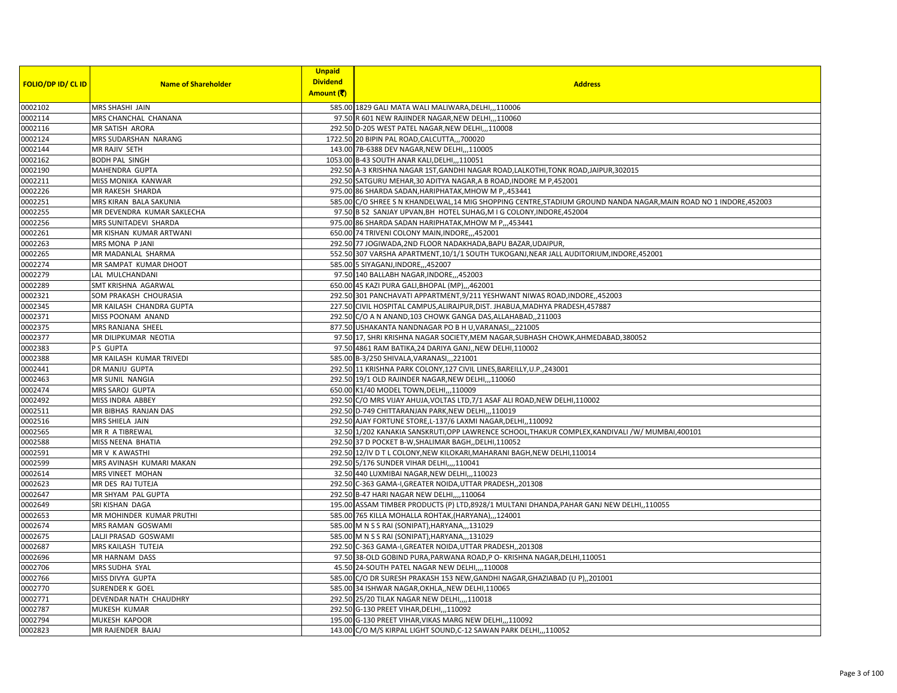| FOLIO/DP ID/ CL ID | Name of Shareholder | Unpaid Dividend Amount (₹) | Address |
|---|---|---|---|
| 0002102 | MRS SHASHI JAIN | 585.00 | 1829 GALI MATA WALI MALIWARA,DELHI,,,110006 |
| 0002114 | MRS CHANCHAL CHANANA | 97.50 | R 601 NEW RAJINDER NAGAR,NEW DELHI,,,110060 |
| 0002116 | MR SATISH ARORA | 292.50 | D-205 WEST PATEL NAGAR,NEW DELHI,,,110008 |
| 0002124 | MRS SUDARSHAN NARANG | 1722.50 | 20 BIPIN PAL ROAD,CALCUTTA,,,700020 |
| 0002144 | MR RAJIV SETH | 143.00 | 7B-6388 DEV NAGAR,NEW DELHI,,,110005 |
| 0002162 | BODH PAL SINGH | 1053.00 | B-43 SOUTH ANAR KALI,DELHI,,,110051 |
| 0002190 | MAHENDRA GUPTA | 292.50 | A-3 KRISHNA NAGAR 1ST,GANDHI NAGAR ROAD,LALKOTHI,TONK ROAD,JAIPUR,302015 |
| 0002211 | MISS MONIKA KANWAR | 292.50 | SATGURU MEHAR,30 ADITYA NAGAR,A B ROAD,INDORE M P,452001 |
| 0002226 | MR RAKESH SHARDA | 975.00 | 86 SHARDA SADAN,HARIPHATAK,MHOW M P,,453441 |
| 0002251 | MRS KIRAN BALA SAKUNIA | 585.00 | C/O SHREE S N KHANDELWAL,14 MIG SHOPPING CENTRE,STADIUM GROUND NANDA NAGAR,MAIN ROAD NO 1 INDORE,452003 |
| 0002255 | MR DEVENDRA KUMAR SAKLECHA | 97.50 | B 52 SANJAY UPVAN,BH HOTEL SUHAG,M I G COLONY,INDORE,452004 |
| 0002256 | MRS SUNITADEVI SHARDA | 975.00 | 86 SHARDA SADAN HARIPHATAK,MHOW M P,,,453441 |
| 0002261 | MR KISHAN KUMAR ARTWANI | 650.00 | 74 TRIVENI COLONY MAIN,INDORE,,,452001 |
| 0002263 | MRS MONA P JANI | 292.50 | 77 JOGIWADA,2ND FLOOR NADAKHADA,BAPU BAZAR,UDAIPUR, |
| 0002265 | MR MADANLAL SHARMA | 552.50 | 307 VARSHA APARTMENT,10/1/1 SOUTH TUKOGANJ,NEAR JALL AUDITORIUM,INDORE,452001 |
| 0002274 | MR SAMPAT KUMAR DHOOT | 585.00 | 5 SIYAGANJ,INDORE,,,452007 |
| 0002279 | LAL MULCHANDANI | 97.50 | 140 BALLABH NAGAR,INDORE,,,452003 |
| 0002289 | SMT KRISHNA AGARWAL | 650.00 | 45 KAZI PURA GALI,BHOPAL (MP),,,462001 |
| 0002321 | SOM PRAKASH CHOURASIA | 292.50 | 301 PANCHAVATI APPARTMENT,9/211 YESHWANT NIWAS ROAD,INDORE,,452003 |
| 0002345 | MR KAILASH CHANDRA GUPTA | 227.50 | CIVIL HOSPITAL CAMPUS,ALIRAJPUR,DIST. JHABUA,MADHYA PRADESH,457887 |
| 0002371 | MISS POONAM ANAND | 292.50 | C/O A N ANAND,103 CHOWK GANGA DAS,ALLAHABAD,,211003 |
| 0002375 | MRS RANJANA SHEEL | 877.50 | USHAKANTA NANDNAGAR PO B H U,VARANASI,,,221005 |
| 0002377 | MR DILIPKUMAR NEOTIA | 97.50 | 17, SHRI KRISHNA NAGAR SOCIETY,MEM NAGAR,SUBHASH CHOWK,AHMEDABAD,380052 |
| 0002383 | P S GUPTA | 97.50 | 4861 RAM BATIKA,24 DARIYA GANJ,,NEW DELHI,110002 |
| 0002388 | MR KAILASH KUMAR TRIVEDI | 585.00 | B-3/250 SHIVALA,VARANASI,,,221001 |
| 0002441 | DR MANJU GUPTA | 292.50 | 11 KRISHNA PARK COLONY,127 CIVIL LINES,BAREILLY,U.P.,243001 |
| 0002463 | MR SUNIL NANGIA | 292.50 | 19/1 OLD RAJINDER NAGAR,NEW DELHI,,,110060 |
| 0002474 | MRS SAROJ GUPTA | 650.00 | K1/40 MODEL TOWN,DELHI,,,110009 |
| 0002492 | MISS INDRA ABBEY | 292.50 | C/O MRS VIJAY AHUJA,VOLTAS LTD,7/1 ASAF ALI ROAD,NEW DELHI,110002 |
| 0002511 | MR BIBHAS RANJAN DAS | 292.50 | D-749 CHITTARANJAN PARK,NEW DELHI,,,110019 |
| 0002516 | MRS SHIELA JAIN | 292.50 | AJAY FORTUNE STORE,L-137/6 LAXMI NAGAR,DELHI,,110092 |
| 0002565 | MR R A TIBREWAL | 32.50 | 1/202 KANAKIA SANSKRUTI,OPP LAWRENCE SCHOOL,THAKUR COMPLEX,KANDIVALI /W/ MUMBAI,400101 |
| 0002588 | MISS NEENA BHATIA | 292.50 | 37 D POCKET B-W,SHALIMAR BAGH,,DELHI,110052 |
| 0002591 | MR V K AWASTHI | 292.50 | 12/IV D T L COLONY,NEW KILOKARI,MAHARANI BAGH,NEW DELHI,110014 |
| 0002599 | MRS AVINASH KUMARI MAKAN | 292.50 | 5/176 SUNDER VIHAR DELHI,,,,110041 |
| 0002614 | MRS VINEET MOHAN | 32.50 | 440 LUXMIBAI NAGAR,NEW DELHI,,,110023 |
| 0002623 | MR DES RAJ TUTEJA | 292.50 | C-363 GAMA-I,GREATER NOIDA,UTTAR PRADESH,,201308 |
| 0002647 | MR SHYAM PAL GUPTA | 292.50 | B-47 HARI NAGAR NEW DELHI,,,,110064 |
| 0002649 | SRI KISHAN DAGA | 195.00 | ASSAM TIMBER PRODUCTS (P) LTD,8928/1 MULTANI DHANDA,PAHAR GANJ NEW DELHI,,110055 |
| 0002653 | MR MOHINDER KUMAR PRUTHI | 585.00 | 765 KILLA MOHALLA ROHTAK,(HARYANA),,,124001 |
| 0002674 | MRS RAMAN GOSWAMI | 585.00 | M N S S RAI (SONIPAT),HARYANA,,,131029 |
| 0002675 | LALJI PRASAD GOSWAMI | 585.00 | M N S S RAI (SONIPAT),HARYANA,,,131029 |
| 0002687 | MRS KAILASH TUTEJA | 292.50 | C-363 GAMA-I,GREATER NOIDA,UTTAR PRADESH,,201308 |
| 0002696 | MR HARNAM DASS | 97.50 | 38-OLD GOBIND PURA,PARWANA ROAD,P O- KRISHNA NAGAR,DELHI,110051 |
| 0002706 | MRS SUDHA SYAL | 45.50 | 24-SOUTH PATEL NAGAR NEW DELHI,,,,110008 |
| 0002766 | MISS DIVYA GUPTA | 585.00 | C/O DR SURESH PRAKASH 153 NEW,GANDHI NAGAR,GHAZIABAD (U P),,201001 |
| 0002770 | SURENDER K GOEL | 585.00 | 34 ISHWAR NAGAR,OKHLA,,NEW DELHI,110065 |
| 0002771 | DEVENDAR NATH CHAUDHRY | 292.50 | 25/20 TILAK NAGAR NEW DELHI,,,,110018 |
| 0002787 | MUKESH KUMAR | 292.50 | G-130 PREET VIHAR,DELHI,,,110092 |
| 0002794 | MUKESH KAPOOR | 195.00 | G-130 PREET VIHAR,VIKAS MARG NEW DELHI,,,110092 |
| 0002823 | MR RAJENDER BAJAJ | 143.00 | C/O M/S KIRPAL LIGHT SOUND,C-12 SAWAN PARK DELHI,,,110052 |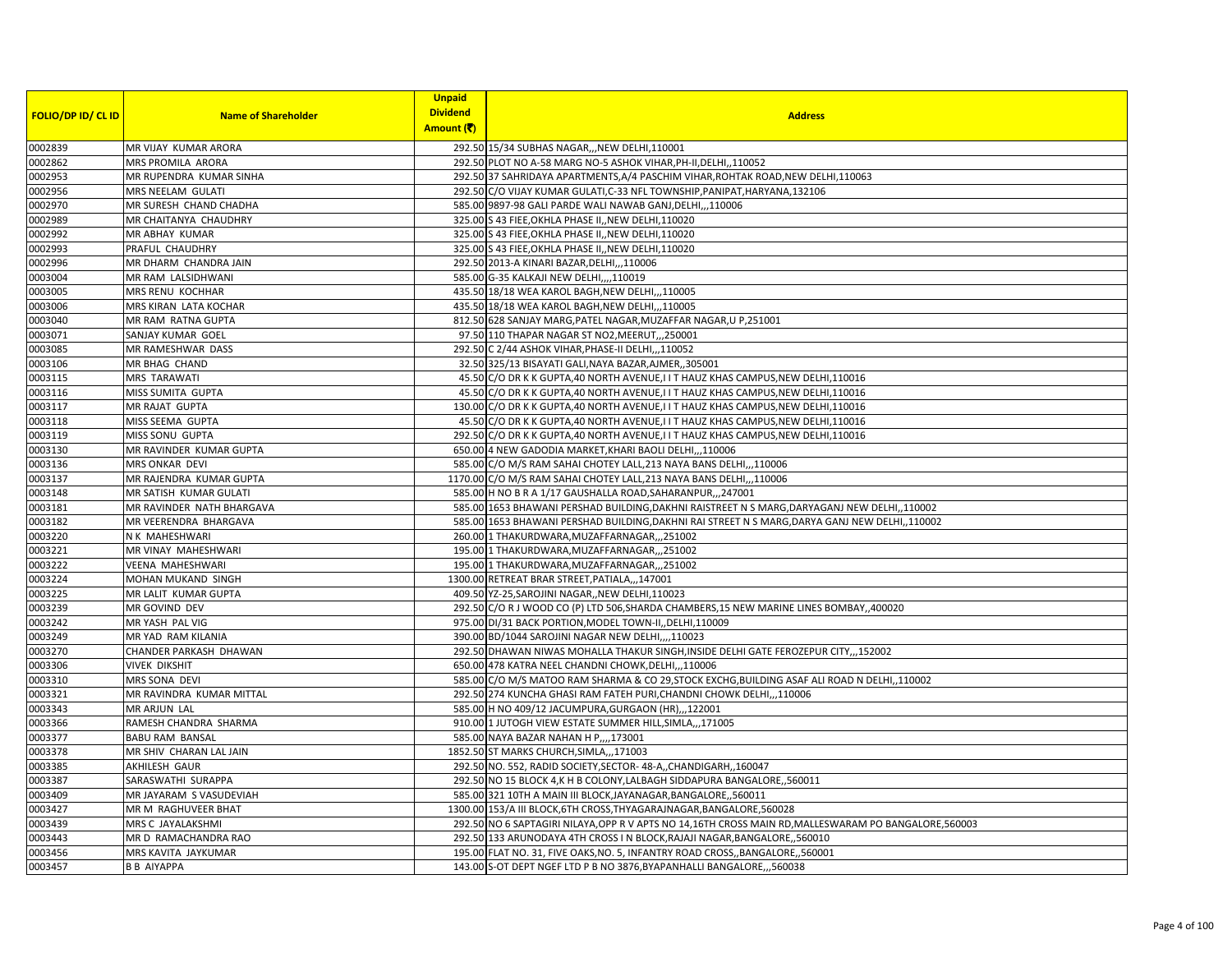| FOLIO/DP ID/ CL ID | Name of Shareholder | Unpaid Dividend Amount (₹) | Address |
|---|---|---|---|
| 0002839 | MR VIJAY KUMAR ARORA | 292.50 | 15/34 SUBHAS NAGAR,,,NEW DELHI,110001 |
| 0002862 | MRS PROMILA ARORA | 292.50 | PLOT NO A-58 MARG NO-5 ASHOK VIHAR,PH-II,DELHI,,110052 |
| 0002953 | MR RUPENDRA KUMAR SINHA | 292.50 | 37 SAHRIDAYA APARTMENTS,A/4 PASCHIM VIHAR,ROHTAK ROAD,NEW DELHI,110063 |
| 0002956 | MRS NEELAM GULATI | 292.50 | C/O VIJAY KUMAR GULATI,C-33 NFL TOWNSHIP,PANIPAT,HARYANA,132106 |
| 0002970 | MR SURESH CHAND CHADHA | 585.00 | 9897-98 GALI PARDE WALI NAWAB GANJ,DELHI,,,110006 |
| 0002989 | MR CHAITANYA CHAUDHRY | 325.00 | S 43 FIEE,OKHLA PHASE II,,NEW DELHI,110020 |
| 0002992 | MR ABHAY KUMAR | 325.00 | S 43 FIEE,OKHLA PHASE II,,NEW DELHI,110020 |
| 0002993 | PRAFUL CHAUDHRY | 325.00 | S 43 FIEE,OKHLA PHASE II,,NEW DELHI,110020 |
| 0002996 | MR DHARM CHANDRA JAIN | 292.50 | 2013-A KINARI BAZAR,DELHI,,,110006 |
| 0003004 | MR RAM LALSIDHWANI | 585.00 | G-35 KALKAJI NEW DELHI,,,,110019 |
| 0003005 | MRS RENU KOCHHAR | 435.50 | 18/18 WEA KAROL BAGH,NEW DELHI,,,110005 |
| 0003006 | MRS KIRAN LATA KOCHAR | 435.50 | 18/18 WEA KAROL BAGH,NEW DELHI,,,110005 |
| 0003040 | MR RAM RATNA GUPTA | 812.50 | 628 SANJAY MARG,PATEL NAGAR,MUZAFFAR NAGAR,U P,251001 |
| 0003071 | SANJAY KUMAR GOEL | 97.50 | 110 THAPAR NAGAR ST NO2,MEERUT,,,250001 |
| 0003085 | MR RAMESHWAR DASS | 292.50 | C 2/44 ASHOK VIHAR,PHASE-II DELHI,,,110052 |
| 0003106 | MR BHAG CHAND | 32.50 | 325/13 BISAYATI GALI,NAYA BAZAR,AJMER,,305001 |
| 0003115 | MRS TARAWATI | 45.50 | C/O DR K K GUPTA,40 NORTH AVENUE,I I T HAUZ KHAS CAMPUS,NEW DELHI,110016 |
| 0003116 | MISS SUMITA GUPTA | 45.50 | C/O DR K K GUPTA,40 NORTH AVENUE,I I T HAUZ KHAS CAMPUS,NEW DELHI,110016 |
| 0003117 | MR RAJAT GUPTA | 130.00 | C/O DR K K GUPTA,40 NORTH AVENUE,I I T HAUZ KHAS CAMPUS,NEW DELHI,110016 |
| 0003118 | MISS SEEMA GUPTA | 45.50 | C/O DR K K GUPTA,40 NORTH AVENUE,I I T HAUZ KHAS CAMPUS,NEW DELHI,110016 |
| 0003119 | MISS SONU GUPTA | 292.50 | C/O DR K K GUPTA,40 NORTH AVENUE,I I T HAUZ KHAS CAMPUS,NEW DELHI,110016 |
| 0003130 | MR RAVINDER KUMAR GUPTA | 650.00 | 4 NEW GADODIA MARKET,KHARI BAOLI DELHI,,,110006 |
| 0003136 | MRS ONKAR DEVI | 585.00 | C/O M/S RAM SAHAI CHOTEY LALL,213 NAYA BANS DELHI,,,110006 |
| 0003137 | MR RAJENDRA KUMAR GUPTA | 1170.00 | C/O M/S RAM SAHAI CHOTEY LALL,213 NAYA BANS DELHI,,,110006 |
| 0003148 | MR SATISH KUMAR GULATI | 585.00 | H NO B R A 1/17 GAUSHALLA ROAD,SAHARANPUR,,,247001 |
| 0003181 | MR RAVINDER NATH BHARGAVA | 585.00 | 1653 BHAWANI PERSHAD BUILDING,DAKHNI RAISTREET N S MARG,DARYAGANJ NEW DELHI,,110002 |
| 0003182 | MR VEERENDRA BHARGAVA | 585.00 | 1653 BHAWANI PERSHAD BUILDING,DAKHNI RAI STREET N S MARG,DARYA GANJ NEW DELHI,,110002 |
| 0003220 | N K MAHESHWARI | 260.00 | 1 THAKURDWARA,MUZAFFARNAGAR,,,251002 |
| 0003221 | MR VINAY MAHESHWARI | 195.00 | 1 THAKURDWARA,MUZAFFARNAGAR,,,251002 |
| 0003222 | VEENA MAHESHWARI | 195.00 | 1 THAKURDWARA,MUZAFFARNAGAR,,,251002 |
| 0003224 | MOHAN MUKAND SINGH | 1300.00 | RETREAT BRAR STREET,PATIALA,,,147001 |
| 0003225 | MR LALIT KUMAR GUPTA | 409.50 | YZ-25,SAROJINI NAGAR,,NEW DELHI,110023 |
| 0003239 | MR GOVIND DEV | 292.50 | C/O R J WOOD CO (P) LTD 506,SHARDA CHAMBERS,15 NEW MARINE LINES BOMBAY,,400020 |
| 0003242 | MR YASH PAL VIG | 975.00 | DI/31 BACK PORTION,MODEL TOWN-II,,DELHI,110009 |
| 0003249 | MR YAD RAM KILANIA | 390.00 | BD/1044 SAROJINI NAGAR NEW DELHI,,,,110023 |
| 0003270 | CHANDER PARKASH DHAWAN | 292.50 | DHAWAN NIWAS MOHALLA THAKUR SINGH,INSIDE DELHI GATE FEROZEPUR CITY,,,152002 |
| 0003306 | VIVEK DIKSHIT | 650.00 | 478 KATRA NEEL CHANDNI CHOWK,DELHI,,,110006 |
| 0003310 | MRS SONA DEVI | 585.00 | C/O M/S MATOO RAM SHARMA & CO 29,STOCK EXCHG,BUILDING ASAF ALI ROAD N DELHI,,110002 |
| 0003321 | MR RAVINDRA KUMAR MITTAL | 292.50 | 274 KUNCHA GHASI RAM FATEH PURI,CHANDNI CHOWK DELHI,,,110006 |
| 0003343 | MR ARJUN LAL | 585.00 | H NO 409/12 JACUMPURA,GURGAON (HR),,,122001 |
| 0003366 | RAMESH CHANDRA SHARMA | 910.00 | 1 JUTOGH VIEW ESTATE SUMMER HILL,SIMLA,,,171005 |
| 0003377 | BABU RAM BANSAL | 585.00 | NAYA BAZAR NAHAN H P,,,,173001 |
| 0003378 | MR SHIV CHARAN LAL JAIN | 1852.50 | ST MARKS CHURCH,SIMLA,,,171003 |
| 0003385 | AKHILESH GAUR | 292.50 | NO. 552, RADID SOCIETY,SECTOR- 48-A,,CHANDIGARH,,160047 |
| 0003387 | SARASWATHI SURAPPA | 292.50 | NO 15 BLOCK 4,K H B COLONY,LALBAGH SIDDAPURA BANGALORE,,560011 |
| 0003409 | MR JAYARAM S VASUDEVIAH | 585.00 | 321 10TH A MAIN III BLOCK,JAYANAGAR,BANGALORE,,560011 |
| 0003427 | MR M RAGHUVEER BHAT | 1300.00 | 153/A III BLOCK,6TH CROSS,THYAGARAJNAGAR,BANGALORE,560028 |
| 0003439 | MRS C JAYALAKSHMI | 292.50 | NO 6 SAPTAGIRI NILAYA,OPP R V APTS NO 14,16TH CROSS MAIN RD,MALLESWARAM PO BANGALORE,560003 |
| 0003443 | MR D RAMACHANDRA RAO | 292.50 | 133 ARUNODAYA 4TH CROSS I N BLOCK,RAJAJI NAGAR,BANGALORE,,560010 |
| 0003456 | MRS KAVITA JAYKUMAR | 195.00 | FLAT NO. 31, FIVE OAKS,NO. 5, INFANTRY ROAD CROSS,,BANGALORE,,560001 |
| 0003457 | B B AIYAPPA | 143.00 | S-OT DEPT NGEF LTD P B NO 3876,BYAPANHALLI BANGALORE,,,560038 |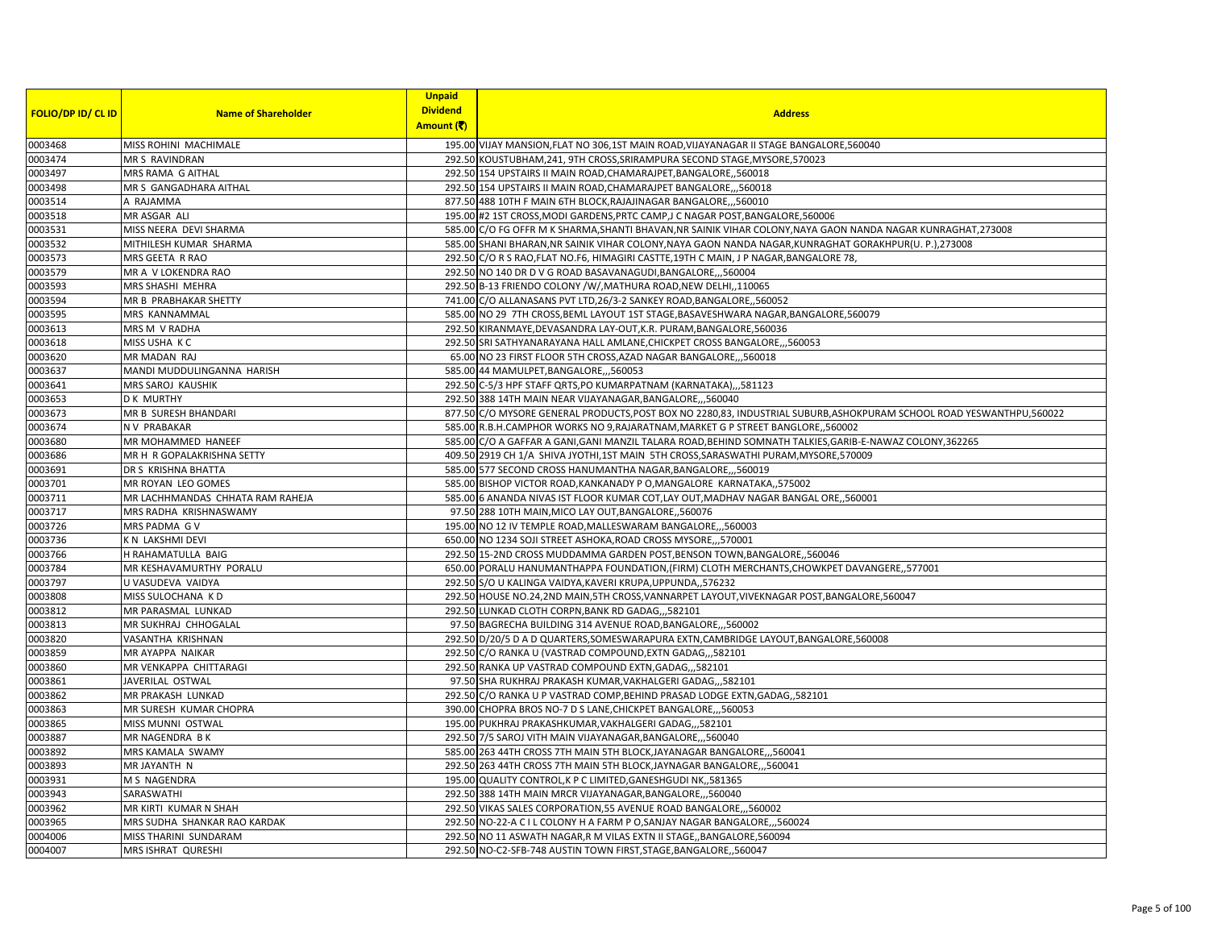| FOLIO/DP ID/ CL ID | Name of Shareholder | Unpaid Dividend Amount (₹) | Address |
|---|---|---|---|
| 0003468 | MISS ROHINI MACHIMALE | 195.00 | VIJAY MANSION,FLAT NO 306,1ST MAIN ROAD,VIJAYANAGAR II STAGE BANGALORE,560040 |
| 0003474 | MR S RAVINDRAN | 292.50 | KOUSTUBHAM,241, 9TH CROSS,SRIRAMPURA SECOND STAGE,MYSORE,570023 |
| 0003497 | MRS RAMA G AITHAL | 292.50 | 154 UPSTAIRS II MAIN ROAD,CHAMARAJPET,BANGALORE,,560018 |
| 0003498 | MR S GANGADHARA AITHAL | 292.50 | 154 UPSTAIRS II MAIN ROAD,CHAMARAJPET BANGALORE,,,560018 |
| 0003514 | A RAJAMMA | 877.50 | 488 10TH F MAIN 6TH BLOCK,RAJAJINAGAR BANGALORE,,,560010 |
| 0003518 | MR ASGAR ALI | 195.00 | #2 1ST CROSS,MODI GARDENS,PRTC CAMP,J C NAGAR POST,BANGALORE,560006 |
| 0003531 | MISS NEERA DEVI SHARMA | 585.00 | C/O FG OFFR M K SHARMA,SHANTI BHAVAN,NR SAINIK VIHAR COLONY,NAYA GAON NANDA NAGAR KUNRAGHAT,273008 |
| 0003532 | MITHILESH KUMAR SHARMA | 585.00 | SHANI BHARAN,NR SAINIK VIHAR COLONY,NAYA GAON NANDA NAGAR,KUNRAGHAT GORAKHPUR(U. P.),273008 |
| 0003573 | MRS GEETA R RAO | 292.50 | C/O R S RAO,FLAT NO.F6, HIMAGIRI CASTTE,19TH C MAIN, J P NAGAR,BANGALORE 78, |
| 0003579 | MR A V LOKENDRA RAO | 292.50 | NO 140 DR D V G ROAD BASAVANAGUDI,BANGALORE,,,560004 |
| 0003593 | MRS SHASHI MEHRA | 292.50 | B-13 FRIENDO COLONY /W/,MATHURA ROAD,NEW DELHI,,110065 |
| 0003594 | MR B PRABHAKAR SHETTY | 741.00 | C/O ALLANASANS PVT LTD,26/3-2 SANKEY ROAD,BANGALORE,,560052 |
| 0003595 | MRS KANNAMMAL | 585.00 | NO 29 7TH CROSS,BEML LAYOUT 1ST STAGE,BASAVESHWARA NAGAR,BANGALORE,560079 |
| 0003613 | MRS M V RADHA | 292.50 | KIRANMAYE,DEVASANDRA LAY-OUT,K.R. PURAM,BANGALORE,560036 |
| 0003618 | MISS USHA K C | 292.50 | SRI SATHYANARAYANA HALL AMLANE,CHICKPET CROSS BANGALORE,,,560053 |
| 0003620 | MR MADAN RAJ | 65.00 | NO 23 FIRST FLOOR 5TH CROSS,AZAD NAGAR BANGALORE,,,560018 |
| 0003637 | MANDI MUDDULINGANNA HARISH | 585.00 | 44 MAMULPET,BANGALORE,,,560053 |
| 0003641 | MRS SAROJ KAUSHIK | 292.50 | C-5/3 HPF STAFF QRTS,PO KUMARPATNAM (KARNATAKA),,581123 |
| 0003653 | D K MURTHY | 292.50 | 388 14TH MAIN NEAR VIJAYANAGAR,BANGALORE,,,560040 |
| 0003673 | MR B SURESH BHANDARI | 877.50 | C/O MYSORE GENERAL PRODUCTS,POST BOX NO 2280,83, INDUSTRIAL SUBURB,ASHOKPURAM SCHOOL ROAD YESWANTHPU,560022 |
| 0003674 | N V PRABAKAR | 585.00 | R.B.H.CAMPHOR WORKS NO 9,RAJARATNAM,MARKET G P STREET BANGLORE,,560002 |
| 0003680 | MR MOHAMMED HANEEF | 585.00 | C/O A GAFFAR A GANI,GANI MANZIL TALARA ROAD,BEHIND SOMNATH TALKIES,GARIB-E-NAWAZ COLONY,362265 |
| 0003686 | MR H R GOPALAKRISHNA SETTY | 409.50 | 2919 CH 1/A SHIVA JYOTHI,1ST MAIN 5TH CROSS,SARASWATHI PURAM,MYSORE,570009 |
| 0003691 | DR S KRISHNA BHATTA | 585.00 | 577 SECOND CROSS HANUMANTHA NAGAR,BANGALORE,,,560019 |
| 0003701 | MR ROYAN LEO GOMES | 585.00 | BISHOP VICTOR ROAD,KANKANADY P O,MANGALORE KARNATAKA,,575002 |
| 0003711 | MR LACHHMANDAS CHHATA RAM RAHEJA | 585.00 | 6 ANANDA NIVAS IST FLOOR KUMAR COT,LAY OUT,MADHAV NAGAR BANGAL ORE,,560001 |
| 0003717 | MRS RADHA KRISHNASWAMY | 97.50 | 288 10TH MAIN,MICO LAY OUT,BANGALORE,,560076 |
| 0003726 | MRS PADMA G V | 195.00 | NO 12 IV TEMPLE ROAD,MALLESWARAM BANGALORE,,,560003 |
| 0003736 | K N LAKSHMI DEVI | 650.00 | NO 1234 SOJI STREET ASHOKA,ROAD CROSS MYSORE,,,570001 |
| 0003766 | H RAHAMATULLA BAIG | 292.50 | 15-2ND CROSS MUDDAMMA GARDEN POST,BENSON TOWN,BANGALORE,,560046 |
| 0003784 | MR KESHAVAMURTHY PORALU | 650.00 | PORALU HANUMANTHAPPA FOUNDATION,(FIRM) CLOTH MERCHANTS,CHOWKPET DAVANGERE,,577001 |
| 0003797 | U VASUDEVA VAIDYA | 292.50 | S/O U KALINGA VAIDYA,KAVERI KRUPA,UPPUNDA,,576232 |
| 0003808 | MISS SULOCHANA K D | 292.50 | HOUSE NO.24,2ND MAIN,5TH CROSS,VANNARPET LAYOUT,VIVEKNAGAR POST,BANGALORE,560047 |
| 0003812 | MR PARASMAL LUNKAD | 292.50 | LUNKAD CLOTH CORPN,BANK RD GADAG,,,582101 |
| 0003813 | MR SUKHRAJ CHHOGALAL | 97.50 | BAGRECHA BUILDING 314 AVENUE ROAD,BANGALORE,,,560002 |
| 0003820 | VASANTHA KRISHNAN | 292.50 | D/20/5 D A D QUARTERS,SOMESWARAPURA EXTN,CAMBRIDGE LAYOUT,BANGALORE,560008 |
| 0003859 | MR AYAPPA NAIKAR | 292.50 | C/O RANKA U (VASTRAD COMPOUND,EXTN GADAG,,,582101 |
| 0003860 | MR VENKAPPA CHITTARAGI | 292.50 | RANKA UP VASTRAD COMPOUND EXTN,GADAG,,,582101 |
| 0003861 | JAVERILAL OSTWAL | 97.50 | SHA RUKHRAJ PRAKASH KUMAR,VAKHALGERI GADAG,,,582101 |
| 0003862 | MR PRAKASH LUNKAD | 292.50 | C/O RANKA U P VASTRAD COMP,BEHIND PRASAD LODGE EXTN,GADAG,,582101 |
| 0003863 | MR SURESH KUMAR CHOPRA | 390.00 | CHOPRA BROS NO-7 D S LANE,CHICKPET BANGALORE,,,560053 |
| 0003865 | MISS MUNNI OSTWAL | 195.00 | PUKHRAJ PRAKASHKUMAR,VAKHALGERI GADAG,,,582101 |
| 0003887 | MR NAGENDRA B K | 292.50 | 7/5 SAROJ VITH MAIN VIJAYANAGAR,BANGALORE,,,560040 |
| 0003892 | MRS KAMALA SWAMY | 585.00 | 263 44TH CROSS 7TH MAIN 5TH BLOCK,JAYANAGAR BANGALORE,,,560041 |
| 0003893 | MR JAYANTH N | 292.50 | 263 44TH CROSS 7TH MAIN 5TH BLOCK,JAYNAGAR BANGALORE,,,560041 |
| 0003931 | M S NAGENDRA | 195.00 | QUALITY CONTROL,K P C LIMITED,GANESHGUDI NK,,581365 |
| 0003943 | SARASWATHI | 292.50 | 388 14TH MAIN MRCR VIJAYANAGAR,BANGALORE,,,560040 |
| 0003962 | MR KIRTI KUMAR N SHAH | 292.50 | VIKAS SALES CORPORATION,55 AVENUE ROAD BANGALORE,,,560002 |
| 0003965 | MRS SUDHA SHANKAR RAO KARDAK | 292.50 | NO-22-A C I L COLONY H A FARM P O,SANJAY NAGAR BANGALORE,,,560024 |
| 0004006 | MISS THARINI SUNDARAM | 292.50 | NO 11 ASWATH NAGAR,R M VILAS EXTN II STAGE,,BANGALORE,560094 |
| 0004007 | MRS ISHRAT QURESHI | 292.50 | NO-C2-SFB-748 AUSTIN TOWN FIRST,STAGE,BANGALORE,,560047 |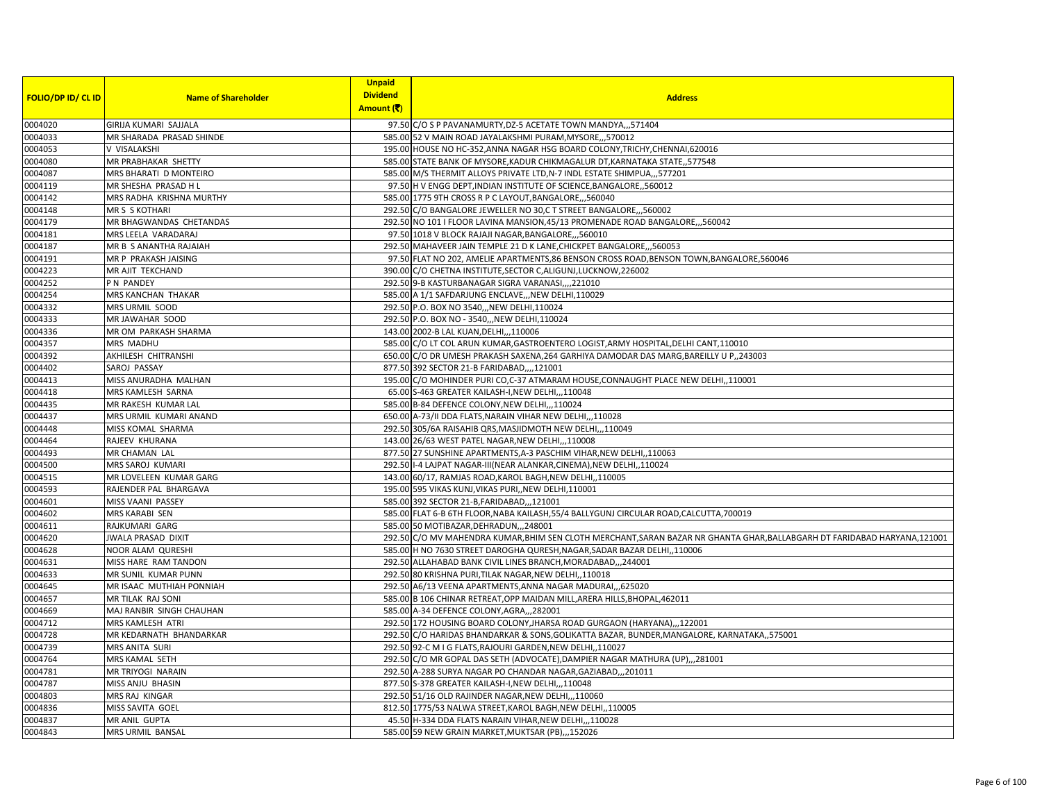| FOLIO/DP ID/ CL ID | Name of Shareholder | Unpaid Dividend Amount (₹) | Address |
|---|---|---|---|
| 0004020 | GIRIJA KUMARI SAJJALA | 97.50 | C/O S P PAVANAMURTY,DZ-5 ACETATE TOWN MANDYA,,,571404 |
| 0004033 | MR SHARADA PRASAD SHINDE | 585.00 | 52 V MAIN ROAD JAYALAKSHMI PURAM,MYSORE,,,570012 |
| 0004053 | V VISALAKSHI | 195.00 | HOUSE NO HC-352,ANNA NAGAR HSG BOARD COLONY,TRICHY,CHENNAI,620016 |
| 0004080 | MR PRABHAKAR SHETTY | 585.00 | STATE BANK OF MYSORE,KADUR CHIKMAGALUR DT,KARNATAKA STATE,,577548 |
| 0004087 | MRS BHARATI D MONTEIRO | 585.00 | M/S THERMIT ALLOYS PRIVATE LTD,N-7 INDL ESTATE SHIMPUA,,,577201 |
| 0004119 | MR SHESHA PRASAD H L | 97.50 | H V ENGG DEPT,INDIAN INSTITUTE OF SCIENCE,BANGALORE,,560012 |
| 0004142 | MRS RADHA KRISHNA MURTHY | 585.00 | 1775 9TH CROSS R P C LAYOUT,BANGALORE,,,560040 |
| 0004148 | MR S S KOTHARI | 292.50 | C/O BANGALORE JEWELLER NO 30,C T STREET BANGALORE,,,560002 |
| 0004179 | MR BHAGWANDAS CHETANDAS | 292.50 | NO 101 I FLOOR LAVINA MANSION,45/13 PROMENADE ROAD BANGALORE,,,560042 |
| 0004181 | MRS LEELA VARADARAJ | 97.50 | 1018 V BLOCK RAJAJI NAGAR,BANGALORE,,,560010 |
| 0004187 | MR B S ANANTHA RAJAIAH | 292.50 | MAHAVEER JAIN TEMPLE 21 D K LANE,CHICKPET BANGALORE,,,560053 |
| 0004191 | MR P PRAKASH JAISING | 97.50 | FLAT NO 202, AMELIE APARTMENTS,86 BENSON CROSS ROAD,BENSON TOWN,BANGALORE,560046 |
| 0004223 | MR AJIT TEKCHAND | 390.00 | C/O CHETNA INSTITUTE,SECTOR C,ALIGUNJ,LUCKNOW,226002 |
| 0004252 | P N PANDEY | 292.50 | 9-B KASTURBANAGAR SIGRA VARANASI,,,,221010 |
| 0004254 | MRS KANCHAN THAKAR | 585.00 | A 1/1 SAFDARJUNG ENCLAVE,,,NEW DELHI,110029 |
| 0004332 | MRS URMIL SOOD | 292.50 | P.O. BOX NO 3540,,,NEW DELHI,110024 |
| 0004333 | MR JAWAHAR SOOD | 292.50 | P.O. BOX NO - 3540,,,NEW DELHI,110024 |
| 0004336 | MR OM PARKASH SHARMA | 143.00 | 2002-B LAL KUAN,DELHI,,,110006 |
| 0004357 | MRS MADHU | 585.00 | C/O LT COL ARUN KUMAR,GASTROENTERO LOGIST,ARMY HOSPITAL,DELHI CANT,110010 |
| 0004392 | AKHILESH CHITRANSHI | 650.00 | C/O DR UMESH PRAKASH SAXENA,264 GARHIYA DAMODAR DAS MARG,BAREILLY U P,,243003 |
| 0004402 | SAROJ PASSAY | 877.50 | 392 SECTOR 21-B FARIDABAD,,,,121001 |
| 0004413 | MISS ANURADHA MALHAN | 195.00 | C/O MOHINDER PURI CO,C-37 ATMARAM HOUSE,CONNAUGHT PLACE NEW DELHI,,110001 |
| 0004418 | MRS KAMLESH SARNA | 65.00 | S-463 GREATER KAILASH-I,NEW DELHI,,,110048 |
| 0004435 | MR RAKESH KUMAR LAL | 585.00 | B-84 DEFENCE COLONY,NEW DELHI,,,110024 |
| 0004437 | MRS URMIL KUMARI ANAND | 650.00 | A-73/II DDA FLATS,NARAIN VIHAR NEW DELHI,,,110028 |
| 0004448 | MISS KOMAL SHARMA | 292.50 | 305/6A RAISAHIB QRS,MASJIDMOTH NEW DELHI,,,110049 |
| 0004464 | RAJEEV KHURANA | 143.00 | 26/63 WEST PATEL NAGAR,NEW DELHI,,,110008 |
| 0004493 | MR CHAMAN LAL | 877.50 | 27 SUNSHINE APARTMENTS,A-3 PASCHIM VIHAR,NEW DELHI,,110063 |
| 0004500 | MRS SAROJ KUMARI | 292.50 | I-4 LAJPAT NAGAR-III(NEAR ALANKAR,CINEMA),NEW DELHI,,110024 |
| 0004515 | MR LOVELEEN KUMAR GARG | 143.00 | 60/17, RAMJAS ROAD,KAROL BAGH,NEW DELHI,,110005 |
| 0004593 | RAJENDER PAL BHARGAVA | 195.00 | 595 VIKAS KUNJ,VIKAS PURI,,NEW DELHI,110001 |
| 0004601 | MISS VAANI PASSEY | 585.00 | 392 SECTOR 21-B,FARIDABAD,,,121001 |
| 0004602 | MRS KARABI SEN | 585.00 | FLAT 6-B 6TH FLOOR,NABA KAILASH,55/4 BALLYGUNJ CIRCULAR ROAD,CALCUTTA,700019 |
| 0004611 | RAJKUMARI GARG | 585.00 | 50 MOTIBAZAR,DEHRADUN,,,248001 |
| 0004620 | JWALA PRASAD DIXIT | 292.50 | C/O MV MAHENDRA KUMAR,BHIM SEN CLOTH MERCHANT,SARAN BAZAR NR GHANTA GHAR,BALLABGARH DT FARIDABAD HARYANA,121001 |
| 0004628 | NOOR ALAM QURESHI | 585.00 | H NO 7630 STREET DAROGHA QURESH,NAGAR,SADAR BAZAR DELHI,,110006 |
| 0004631 | MISS HARE RAM TANDON | 292.50 | ALLAHABAD BANK CIVIL LINES BRANCH,MORADABAD,,,244001 |
| 0004633 | MR SUNIL KUMAR PUNN | 292.50 | 80 KRISHNA PURI,TILAK NAGAR,NEW DELHI,,110018 |
| 0004645 | MR ISAAC MUTHIAH PONNIAH | 292.50 | A6/13 VEENA APARTMENTS,ANNA NAGAR MADURAI,,,625020 |
| 0004657 | MR TILAK RAJ SONI | 585.00 | B 106 CHINAR RETREAT,OPP MAIDAN MILL,ARERA HILLS,BHOPAL,462011 |
| 0004669 | MAJ RANBIR SINGH CHAUHAN | 585.00 | A-34 DEFENCE COLONY,AGRA,,,282001 |
| 0004712 | MRS KAMLESH ATRI | 292.50 | 172 HOUSING BOARD COLONY,JHARSA ROAD GURGAON (HARYANA),,,122001 |
| 0004728 | MR KEDARNATH BHANDARKAR | 292.50 | C/O HARIDAS BHANDARKAR & SONS,GOLIKATTA BAZAR, BUNDER,MANGALORE, KARNATAKA,,575001 |
| 0004739 | MRS ANITA SURI | 292.50 | 92-C M I G FLATS,RAJOURI GARDEN,NEW DELHI,,110027 |
| 0004764 | MRS KAMAL SETH | 292.50 | C/O MR GOPAL DAS SETH (ADVOCATE),DAMPIER NAGAR MATHURA (UP),,,281001 |
| 0004781 | MR TRIYOGI NARAIN | 292.50 | A-288 SURYA NAGAR PO CHANDAR NAGAR,GAZIABAD,,,201011 |
| 0004787 | MISS ANJU BHASIN | 877.50 | S-378 GREATER KAILASH-I,NEW DELHI,,,110048 |
| 0004803 | MRS RAJ KINGAR | 292.50 | 51/16 OLD RAJINDER NAGAR,NEW DELHI,,,110060 |
| 0004836 | MISS SAVITA GOEL | 812.50 | 1775/53 NALWA STREET,KAROL BAGH,NEW DELHI,,110005 |
| 0004837 | MR ANIL GUPTA | 45.50 | H-334 DDA FLATS NARAIN VIHAR,NEW DELHI,,,110028 |
| 0004843 | MRS URMIL BANSAL | 585.00 | 59 NEW GRAIN MARKET,MUKTSAR (PB),,,152026 |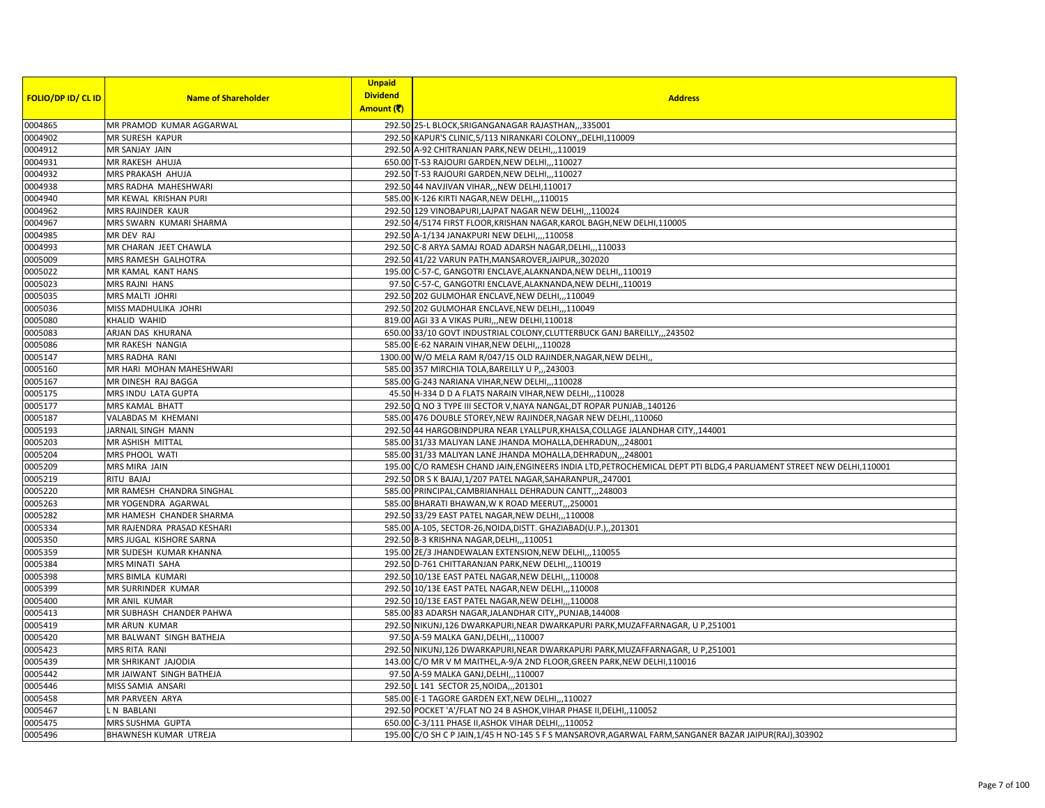| FOLIO/DP ID/ CL ID | Name of Shareholder | Unpaid Dividend Amount (₹) | Address |
|---|---|---|---|
| 0004865 | MR PRAMOD KUMAR AGGARWAL | 292.50 | 25-L BLOCK,SRIGANGANAGAR RAJASTHAN,,,335001 |
| 0004902 | MR SURESH KAPUR | 292.50 | KAPUR'S CLINIC,5/113 NIRANKARI COLONY,,DELHI,110009 |
| 0004912 | MR SANJAY JAIN | 292.50 | A-92 CHITRANJAN PARK,NEW DELHI,,,110019 |
| 0004931 | MR RAKESH AHUJA | 650.00 | T-53 RAJOURI GARDEN,NEW DELHI,,,110027 |
| 0004932 | MRS PRAKASH AHUJA | 292.50 | T-53 RAJOURI GARDEN,NEW DELHI,,,110027 |
| 0004938 | MRS RADHA MAHESHWARI | 292.50 | 44 NAVJIVAN VIHAR,,,NEW DELHI,110017 |
| 0004940 | MR KEWAL KRISHAN PURI | 585.00 | K-126 KIRTI NAGAR,NEW DELHI,,,110015 |
| 0004962 | MRS RAJINDER KAUR | 292.50 | 129 VINOBAPURI,LAJPAT NAGAR NEW DELHI,,,110024 |
| 0004967 | MRS SWARN KUMARI SHARMA | 292.50 | 4/5174 FIRST FLOOR,KRISHAN NAGAR,KAROL BAGH,NEW DELHI,110005 |
| 0004985 | MR DEV RAJ | 292.50 | A-1/134 JANAKPURI NEW DELHI,,,,110058 |
| 0004993 | MR CHARAN JEET CHAWLA | 292.50 | C-8 ARYA SAMAJ ROAD ADARSH NAGAR,DELHI,,,110033 |
| 0005009 | MRS RAMESH GALHOTRA | 292.50 | 41/22 VARUN PATH,MANSAROVER,JAIPUR,,302020 |
| 0005022 | MR KAMAL KANT HANS | 195.00 | C-57-C, GANGOTRI ENCLAVE,ALAKNANDA,NEW DELHI,,110019 |
| 0005023 | MRS RAJNI HANS | 97.50 | C-57-C, GANGOTRI ENCLAVE,ALAKNANDA,NEW DELHI,,110019 |
| 0005035 | MRS MALTI JOHRI | 292.50 | 202 GULMOHAR ENCLAVE,NEW DELHI,,,110049 |
| 0005036 | MISS MADHULIKA JOHRI | 292.50 | 202 GULMOHAR ENCLAVE,NEW DELHI,,,110049 |
| 0005080 | KHALID WAHID | 819.00 | AGI 33 A VIKAS PURI,,,NEW DELHI,110018 |
| 0005083 | ARJAN DAS KHURANA | 650.00 | 33/10 GOVT INDUSTRIAL COLONY,CLUTTERBUCK GANJ BAREILLY,,,243502 |
| 0005086 | MR RAKESH NANGIA | 585.00 | E-62 NARAIN VIHAR,NEW DELHI,,,110028 |
| 0005147 | MRS RADHA RANI | 1300.00 | W/O MELA RAM R/047/15 OLD RAJINDER,NAGAR,NEW DELHI,, |
| 0005160 | MR HARI MOHAN MAHESHWARI | 585.00 | 357 MIRCHIA TOLA,BAREILLY U P,,,243003 |
| 0005167 | MR DINESH RAJ BAGGA | 585.00 | G-243 NARIANA VIHAR,NEW DELHI,,,110028 |
| 0005175 | MRS INDU LATA GUPTA | 45.50 | H-334 D D A FLATS NARAIN VIHAR,NEW DELHI,,,110028 |
| 0005177 | MRS KAMAL BHATT | 292.50 | Q NO 3 TYPE III SECTOR V,NAYA NANGAL,DT ROPAR PUNJAB,,140126 |
| 0005187 | VALABDAS M KHEMANI | 585.00 | 476 DOUBLE STOREY,NEW RAJINDER,NAGAR NEW DELHI,,110060 |
| 0005193 | JARNAIL SINGH MANN | 292.50 | 44 HARGOBINDPURA NEAR LYALLPUR,KHALSA,COLLAGE JALANDHAR CITY,,144001 |
| 0005203 | MR ASHISH MITTAL | 585.00 | 31/33 MALIYAN LANE JHANDA MOHALLA,DEHRADUN,,,248001 |
| 0005204 | MRS PHOOL WATI | 585.00 | 31/33 MALIYAN LANE JHANDA MOHALLA,DEHRADUN,,,248001 |
| 0005209 | MRS MIRA JAIN | 195.00 | C/O RAMESH CHAND JAIN,ENGINEERS INDIA LTD,PETROCHEMICAL DEPT PTI BLDG,4 PARLIAMENT STREET NEW DELHI,110001 |
| 0005219 | RITU BAJAJ | 292.50 | DR S K BAJAJ,1/207 PATEL NAGAR,SAHARANPUR,,247001 |
| 0005220 | MR RAMESH CHANDRA SINGHAL | 585.00 | PRINCIPAL,CAMBRIANHALL DEHRADUN CANTT,,,248003 |
| 0005263 | MR YOGENDRA AGARWAL | 585.00 | BHARATI BHAWAN,W K ROAD MEERUT,,,250001 |
| 0005282 | MR HAMESH CHANDER SHARMA | 292.50 | 33/29 EAST PATEL NAGAR,NEW DELHI,,,110008 |
| 0005334 | MR RAJENDRA PRASAD KESHARI | 585.00 | A-105, SECTOR-26,NOIDA,DISTT. GHAZIABAD(U.P.),,201301 |
| 0005350 | MRS JUGAL KISHORE SARNA | 292.50 | B-3 KRISHNA NAGAR,DELHI,,,110051 |
| 0005359 | MR SUDESH KUMAR KHANNA | 195.00 | 2E/3 JHANDEWALAN EXTENSION,NEW DELHI,,,110055 |
| 0005384 | MRS MINATI SAHA | 292.50 | D-761 CHITTARANJAN PARK,NEW DELHI,,,110019 |
| 0005398 | MRS BIMLA KUMARI | 292.50 | 10/13E EAST PATEL NAGAR,NEW DELHI,,,110008 |
| 0005399 | MR SURRINDER KUMAR | 292.50 | 10/13E EAST PATEL NAGAR,NEW DELHI,,,110008 |
| 0005400 | MR ANIL KUMAR | 292.50 | 10/13E EAST PATEL NAGAR,NEW DELHI,,,110008 |
| 0005413 | MR SUBHASH CHANDER PAHWA | 585.00 | 83 ADARSH NAGAR,JALANDHAR CITY,,PUNJAB,144008 |
| 0005419 | MR ARUN KUMAR | 292.50 | NIKUNJ,126 DWARKAPURI,NEAR DWARKAPURI PARK,MUZAFFARNAGAR, U P,251001 |
| 0005420 | MR BALWANT SINGH BATHEJA | 97.50 | A-59 MALKA GANJ,DELHI,,,110007 |
| 0005423 | MRS RITA RANI | 292.50 | NIKUNJ,126 DWARKAPURI,NEAR DWARKAPURI PARK,MUZAFFARNAGAR, U P,251001 |
| 0005439 | MR SHRIKANT JAJODIA | 143.00 | C/O MR V M MAITHEL,A-9/A 2ND FLOOR,GREEN PARK,NEW DELHI,110016 |
| 0005442 | MR JAIWANT SINGH BATHEJA | 97.50 | A-59 MALKA GANJ,DELHI,,,110007 |
| 0005446 | MISS SAMIA ANSARI | 292.50 | L 141 SECTOR 25,NOIDA,,,201301 |
| 0005458 | MR PARVEEN ARYA | 585.00 | E-1 TAGORE GARDEN EXT,NEW DELHI,,,110027 |
| 0005467 | L N BABLANI | 292.50 | POCKET 'A'/FLAT NO 24 B ASHOK,VIHAR PHASE II,DELHI,,110052 |
| 0005475 | MRS SUSHMA GUPTA | 650.00 | C-3/111 PHASE II,ASHOK VIHAR DELHI,,,110052 |
| 0005496 | BHAWNESH KUMAR UTREJA | 195.00 | C/O SH C P JAIN,1/45 H NO-145 S F S MANSAROVR,AGARWAL FARM,SANGANER BAZAR JAIPUR(RAJ),303902 |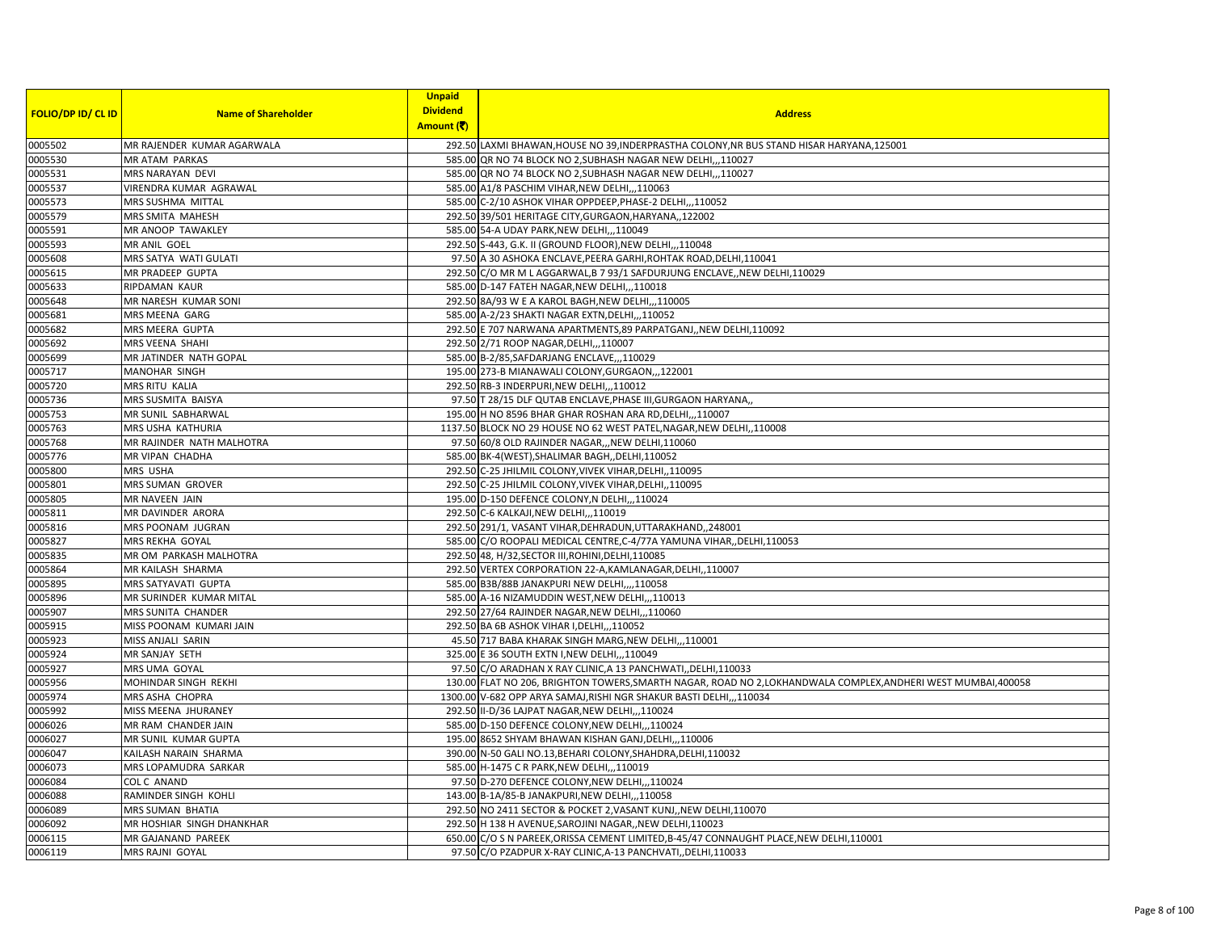| FOLIO/DP ID/ CL ID | Name of Shareholder | Unpaid Dividend Amount (₹) | Address |
|---|---|---|---|
| 0005502 | MR RAJENDER KUMAR AGARWALA | 292.50 | LAXMI BHAWAN,HOUSE NO 39,INDERPRASTHA COLONY,NR BUS STAND HISAR HARYANA,125001 |
| 0005530 | MR ATAM PARKAS | 585.00 | QR NO 74 BLOCK NO 2,SUBHASH NAGAR NEW DELHI,,,110027 |
| 0005531 | MRS NARAYAN DEVI | 585.00 | QR NO 74 BLOCK NO 2,SUBHASH NAGAR NEW DELHI,,,110027 |
| 0005537 | VIRENDRA KUMAR AGRAWAL | 585.00 | A1/8 PASCHIM VIHAR,NEW DELHI,,,110063 |
| 0005573 | MRS SUSHMA MITTAL | 585.00 | C-2/10 ASHOK VIHAR OPPDEEP,PHASE-2 DELHI,,,110052 |
| 0005579 | MRS SMITA MAHESH | 292.50 | 39/501 HERITAGE CITY,GURGAON,HARYANA,,122002 |
| 0005591 | MR ANOOP TAWAKLEY | 585.00 | 54-A UDAY PARK,NEW DELHI,,,110049 |
| 0005593 | MR ANIL GOEL | 292.50 | S-443, G.K. II (GROUND FLOOR),NEW DELHI,,,110048 |
| 0005608 | MRS SATYA WATI GULATI | 97.50 | A 30 ASHOKA ENCLAVE,PEERA GARHI,ROHTAK ROAD,DELHI,110041 |
| 0005615 | MR PRADEEP GUPTA | 292.50 | C/O MR M L AGGARWAL,B 7 93/1 SAFDURJUNG ENCLAVE,,NEW DELHI,110029 |
| 0005633 | RIPDAMAN KAUR | 585.00 | D-147 FATEH NAGAR,NEW DELHI,,,110018 |
| 0005648 | MR NARESH KUMAR SONI | 292.50 | 8A/93 W E A KAROL BAGH,NEW DELHI,,,110005 |
| 0005681 | MRS MEENA GARG | 585.00 | A-2/23 SHAKTI NAGAR EXTN,DELHI,,,110052 |
| 0005682 | MRS MEERA GUPTA | 292.50 | E 707 NARWANA APARTMENTS,89 PARPATGANJ,,NEW DELHI,110092 |
| 0005692 | MRS VEENA SHAHI | 292.50 | 2/71 ROOP NAGAR,DELHI,,,110007 |
| 0005699 | MR JATINDER NATH GOPAL | 585.00 | B-2/85,SAFDARJANG ENCLAVE,,,110029 |
| 0005717 | MANOHAR SINGH | 195.00 | 273-B MIANAWALI COLONY,GURGAON,,,122001 |
| 0005720 | MRS RITU KALIA | 292.50 | RB-3 INDERPURI,NEW DELHI,,,110012 |
| 0005736 | MRS SUSMITA BAISYA | 97.50 | T 28/15 DLF QUTAB ENCLAVE,PHASE III,GURGAON HARYANA,, |
| 0005753 | MR SUNIL SABHARWAL | 195.00 | H NO 8596 BHAR GHAR ROSHAN ARA RD,DELHI,,,110007 |
| 0005763 | MRS USHA KATHURIA | 1137.50 | BLOCK NO 29 HOUSE NO 62 WEST PATEL,NAGAR,NEW DELHI,,110008 |
| 0005768 | MR RAJINDER NATH MALHOTRA | 97.50 | 60/8 OLD RAJINDER NAGAR,,,NEW DELHI,110060 |
| 0005776 | MR VIPAN CHADHA | 585.00 | BK-4(WEST),SHALIMAR BAGH,,DELHI,110052 |
| 0005800 | MRS USHA | 292.50 | C-25 JHILMIL COLONY,VIVEK VIHAR,DELHI,,110095 |
| 0005801 | MRS SUMAN GROVER | 292.50 | C-25 JHILMIL COLONY,VIVEK VIHAR,DELHI,,110095 |
| 0005805 | MR NAVEEN JAIN | 195.00 | D-150 DEFENCE COLONY,N DELHI,,,110024 |
| 0005811 | MR DAVINDER ARORA | 292.50 | C-6 KALKAJI,NEW DELHI,,,110019 |
| 0005816 | MRS POONAM JUGRAN | 292.50 | 291/1, VASANT VIHAR,DEHRADUN,UTTARAKHAND,,248001 |
| 0005827 | MRS REKHA GOYAL | 585.00 | C/O ROOPALI MEDICAL CENTRE,C-4/77A YAMUNA VIHAR,,DELHI,110053 |
| 0005835 | MR OM PARKASH MALHOTRA | 292.50 | 48, H/32,SECTOR III,ROHINI,DELHI,110085 |
| 0005864 | MR KAILASH SHARMA | 292.50 | VERTEX CORPORATION 22-A,KAMLANAGAR,DELHI,,110007 |
| 0005895 | MRS SATYAVATI GUPTA | 585.00 | B3B/88B JANAKPURI NEW DELHI,,,,110058 |
| 0005896 | MR SURINDER KUMAR MITAL | 585.00 | A-16 NIZAMUDDIN WEST,NEW DELHI,,,110013 |
| 0005907 | MRS SUNITA CHANDER | 292.50 | 27/64 RAJINDER NAGAR,NEW DELHI,,,110060 |
| 0005915 | MISS POONAM KUMARI JAIN | 292.50 | BA 6B ASHOK VIHAR I,DELHI,,,110052 |
| 0005923 | MISS ANJALI SARIN | 45.50 | 717 BABA KHARAK SINGH MARG,NEW DELHI,,,110001 |
| 0005924 | MR SANJAY SETH | 325.00 | E 36 SOUTH EXTN I,NEW DELHI,,,110049 |
| 0005927 | MRS UMA GOYAL | 97.50 | C/O ARADHAN X RAY CLINIC,A 13 PANCHWATI,,DELHI,110033 |
| 0005956 | MOHINDAR SINGH REKHI | 130.00 | FLAT NO 206, BRIGHTON TOWERS,SMARTH NAGAR, ROAD NO 2,LOKHANDWALA COMPLEX,ANDHERI WEST MUMBAI,400058 |
| 0005974 | MRS ASHA CHOPRA | 1300.00 | V-682 OPP ARYA SAMAJ,RISHI NGR SHAKUR BASTI DELHI,,,110034 |
| 0005992 | MISS MEENA JHURANEY | 292.50 | II-D/36 LAJPAT NAGAR,NEW DELHI,,,110024 |
| 0006026 | MR RAM CHANDER JAIN | 585.00 | D-150 DEFENCE COLONY,NEW DELHI,,,110024 |
| 0006027 | MR SUNIL KUMAR GUPTA | 195.00 | 8652 SHYAM BHAWAN KISHAN GANJ,DELHI,,,110006 |
| 0006047 | KAILASH NARAIN SHARMA | 390.00 | N-50 GALI NO.13,BEHARI COLONY,SHAHDRA,DELHI,110032 |
| 0006073 | MRS LOPAMUDRA SARKAR | 585.00 | H-1475 C R PARK,NEW DELHI,,,110019 |
| 0006084 | COL C ANAND | 97.50 | D-270 DEFENCE COLONY,NEW DELHI,,,110024 |
| 0006088 | RAMINDER SINGH KOHLI | 143.00 | B-1A/85-B JANAKPURI,NEW DELHI,,,110058 |
| 0006089 | MRS SUMAN BHATIA | 292.50 | NO 2411 SECTOR & POCKET 2,VASANT KUNJ,,NEW DELHI,110070 |
| 0006092 | MR HOSHIAR SINGH DHANKHAR | 292.50 | H 138 H AVENUE,SAROJINI NAGAR,,NEW DELHI,110023 |
| 0006115 | MR GAJANAND PAREEK | 650.00 | C/O S N PAREEK,ORISSA CEMENT LIMITED,B-45/47 CONNAUGHT PLACE,NEW DELHI,110001 |
| 0006119 | MRS RAJNI GOYAL | 97.50 | C/O PZADPUR X-RAY CLINIC,A-13 PANCHVATI,,DELHI,110033 |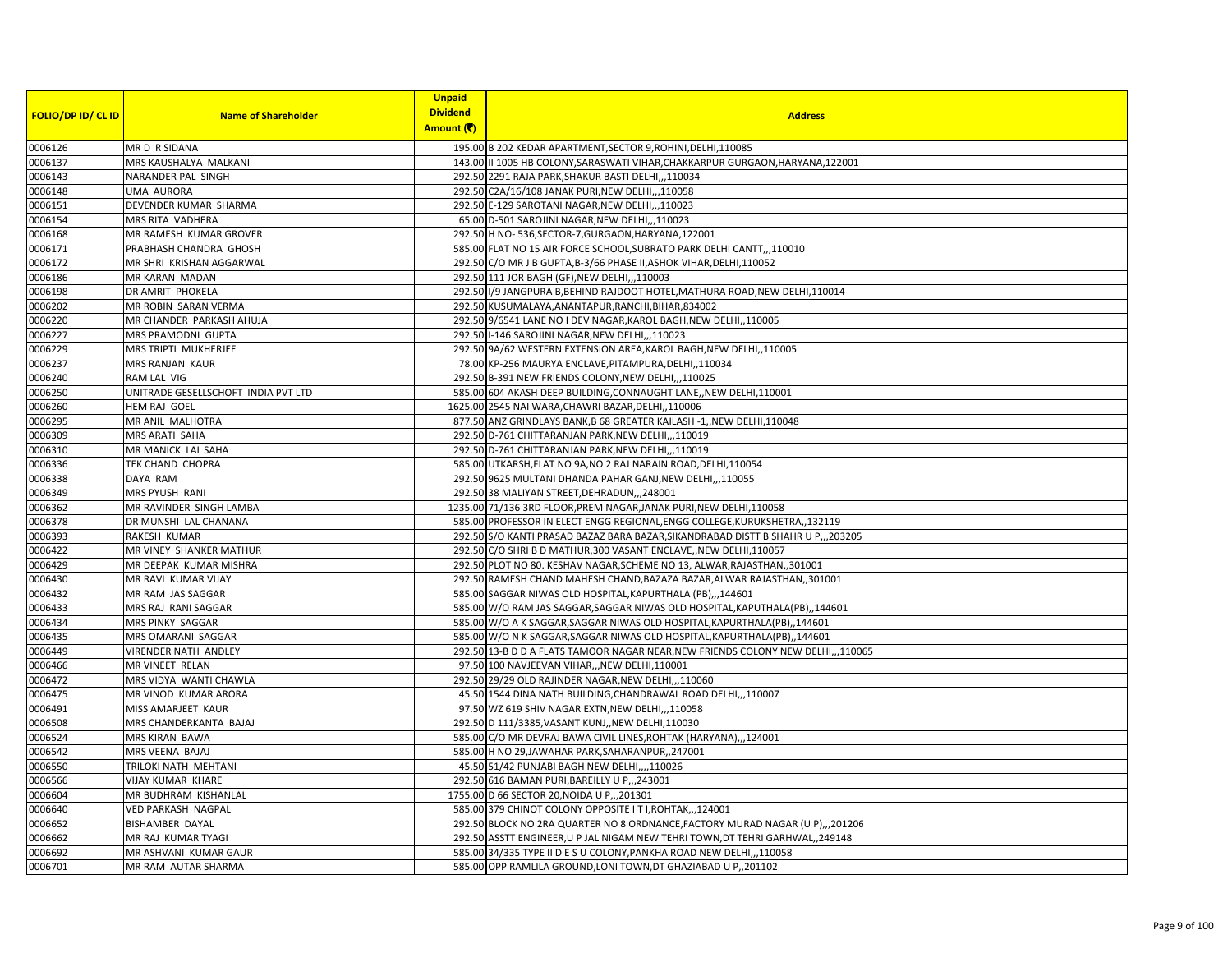| FOLIO/DP ID/ CL ID | Name of Shareholder | Unpaid Dividend Amount (₹) | Address |
|---|---|---|---|
| 0006126 | MR D R SIDANA | 195.00 | B 202 KEDAR APARTMENT,SECTOR 9,ROHINI,DELHI,110085 |
| 0006137 | MRS KAUSHALYA MALKANI | 143.00 | II 1005 HB COLONY,SARASWATI VIHAR,CHAKKARPUR GURGAON,HARYANA,122001 |
| 0006143 | NARANDER PAL SINGH | 292.50 | 2291 RAJA PARK,SHAKUR BASTI DELHI,,,110034 |
| 0006148 | UMA AURORA | 292.50 | C2A/16/108 JANAK PURI,NEW DELHI,,,110058 |
| 0006151 | DEVENDER KUMAR SHARMA | 292.50 | E-129 SAROTANI NAGAR,NEW DELHI,,,110023 |
| 0006154 | MRS RITA VADHERA | 65.00 | D-501 SAROJINI NAGAR,NEW DELHI,,,110023 |
| 0006168 | MR RAMESH KUMAR GROVER | 292.50 | H NO- 536,SECTOR-7,GURGAON,HARYANA,122001 |
| 0006171 | PRABHASH CHANDRA GHOSH | 585.00 | FLAT NO 15 AIR FORCE SCHOOL,SUBRATO PARK DELHI CANTT,,,110010 |
| 0006172 | MR SHRI KRISHAN AGGARWAL | 292.50 | C/O MR J B GUPTA,B-3/66 PHASE II,ASHOK VIHAR,DELHI,110052 |
| 0006186 | MR KARAN MADAN | 292.50 | 111 JOR BAGH (GF),NEW DELHI,,,110003 |
| 0006198 | DR AMRIT PHOKELA | 292.50 | I/9 JANGPURA B,BEHIND RAJDOOT HOTEL,MATHURA ROAD,NEW DELHI,110014 |
| 0006202 | MR ROBIN SARAN VERMA | 292.50 | KUSUMALAYA,ANANTAPUR,RANCHI,BIHAR,834002 |
| 0006220 | MR CHANDER PARKASH AHUJA | 292.50 | 9/6541 LANE NO I DEV NAGAR,KAROL BAGH,NEW DELHI,,110005 |
| 0006227 | MRS PRAMODNI GUPTA | 292.50 | I-146 SAROJINI NAGAR,NEW DELHI,,,110023 |
| 0006229 | MRS TRIPTI MUKHERJEE | 292.50 | 9A/62 WESTERN EXTENSION AREA,KAROL BAGH,NEW DELHI,,110005 |
| 0006237 | MRS RANJAN KAUR | 78.00 | KP-256 MAURYA ENCLAVE,PITAMPURA,DELHI,,110034 |
| 0006240 | RAM LAL VIG | 292.50 | B-391 NEW FRIENDS COLONY,NEW DELHI,,,110025 |
| 0006250 | UNITRADE GESELLSCHOFT INDIA PVT LTD | 585.00 | 604 AKASH DEEP BUILDING,CONNAUGHT LANE,,NEW DELHI,110001 |
| 0006260 | HEM RAJ GOEL | 1625.00 | 2545 NAI WARA,CHAWRI BAZAR,DELHI,,110006 |
| 0006295 | MR ANIL MALHOTRA | 877.50 | ANZ GRINDLAYS BANK,B 68 GREATER KAILASH -1,,NEW DELHI,110048 |
| 0006309 | MRS ARATI SAHA | 292.50 | D-761 CHITTARANJAN PARK,NEW DELHI,,,110019 |
| 0006310 | MR MANICK LAL SAHA | 292.50 | D-761 CHITTARANJAN PARK,NEW DELHI,,,110019 |
| 0006336 | TEK CHAND CHOPRA | 585.00 | UTKARSH,FLAT NO 9A,NO 2 RAJ NARAIN ROAD,DELHI,110054 |
| 0006338 | DAYA RAM | 292.50 | 9625 MULTANI DHANDA PAHAR GANJ,NEW DELHI,,,110055 |
| 0006349 | MRS PYUSH RANI | 292.50 | 38 MALIYAN STREET,DEHRADUN,,,248001 |
| 0006362 | MR RAVINDER SINGH LAMBA | 1235.00 | 71/136 3RD FLOOR,PREM NAGAR,JANAK PURI,NEW DELHI,110058 |
| 0006378 | DR MUNSHI LAL CHANANA | 585.00 | PROFESSOR IN ELECT ENGG REGIONAL,ENGG COLLEGE,KURUKSHETRA,,132119 |
| 0006393 | RAKESH KUMAR | 292.50 | S/O KANTI PRASAD BAZAZ BARA BAZAR,SIKANDRABAD DISTT B SHAHR U P,,,203205 |
| 0006422 | MR VINEY SHANKER MATHUR | 292.50 | C/O SHRI B D MATHUR,300 VASANT ENCLAVE,,NEW DELHI,110057 |
| 0006429 | MR DEEPAK KUMAR MISHRA | 292.50 | PLOT NO 80. KESHAV NAGAR,SCHEME NO 13, ALWAR,RAJASTHAN,,301001 |
| 0006430 | MR RAVI KUMAR VIJAY | 292.50 | RAMESH CHAND MAHESH CHAND,BAZAZA BAZAR,ALWAR RAJASTHAN,,301001 |
| 0006432 | MR RAM JAS SAGGAR | 585.00 | SAGGAR NIWAS OLD HOSPITAL,KAPURTHALA (PB),,,144601 |
| 0006433 | MRS RAJ RANI SAGGAR | 585.00 | W/O RAM JAS SAGGAR,SAGGAR NIWAS OLD HOSPITAL,KAPUTHALA(PB),,144601 |
| 0006434 | MRS PINKY SAGGAR | 585.00 | W/O A K SAGGAR,SAGGAR NIWAS OLD HOSPITAL,KAPURTHALA(PB),,144601 |
| 0006435 | MRS OMARANI SAGGAR | 585.00 | W/O N K SAGGAR,SAGGAR NIWAS OLD HOSPITAL,KAPURTHALA(PB),,144601 |
| 0006449 | VIRENDER NATH ANDLEY | 292.50 | 13-B D D A FLATS TAMOOR NAGAR NEAR,NEW FRIENDS COLONY NEW DELHI,,,110065 |
| 0006466 | MR VINEET RELAN | 97.50 | 100 NAVJEEVAN VIHAR,,,NEW DELHI,110001 |
| 0006472 | MRS VIDYA WANTI CHAWLA | 292.50 | 29/29 OLD RAJINDER NAGAR,NEW DELHI,,,110060 |
| 0006475 | MR VINOD KUMAR ARORA | 45.50 | 1544 DINA NATH BUILDING,CHANDRAWAL ROAD DELHI,,,110007 |
| 0006491 | MISS AMARJEET KAUR | 97.50 | WZ 619 SHIV NAGAR EXTN,NEW DELHI,,,110058 |
| 0006508 | MRS CHANDERKANTA BAJAJ | 292.50 | D 111/3385,VASANT KUNJ,,NEW DELHI,110030 |
| 0006524 | MRS KIRAN BAWA | 585.00 | C/O MR DEVRAJ BAWA CIVIL LINES,ROHTAK (HARYANA),,,124001 |
| 0006542 | MRS VEENA BAJAJ | 585.00 | H NO 29,JAWAHAR PARK,SAHARANPUR,,247001 |
| 0006550 | TRILOKI NATH MEHTANI | 45.50 | 51/42 PUNJABI BAGH NEW DELHI,,,,110026 |
| 0006566 | VIJAY KUMAR KHARE | 292.50 | 616 BAMAN PURI,BAREILLY U P,,,243001 |
| 0006604 | MR BUDHRAM KISHANLAL | 1755.00 | D 66 SECTOR 20,NOIDA U P,,,201301 |
| 0006640 | VED PARKASH NAGPAL | 585.00 | 379 CHINOT COLONY OPPOSITE I T I,ROHTAK,,,124001 |
| 0006652 | BISHAMBER DAYAL | 292.50 | BLOCK NO 2RA QUARTER NO 8 ORDNANCE,FACTORY MURAD NAGAR (U P),,,201206 |
| 0006662 | MR RAJ KUMAR TYAGI | 292.50 | ASSTT ENGINEER,U P JAL NIGAM NEW TEHRI TOWN,DT TEHRI GARHWAL,,249148 |
| 0006692 | MR ASHVANI KUMAR GAUR | 585.00 | 34/335 TYPE II D E S U COLONY,PANKHA ROAD NEW DELHI,,,110058 |
| 0006701 | MR RAM AUTAR SHARMA | 585.00 | OPP RAMLILA GROUND,LONI TOWN,DT GHAZIABAD U P,,201102 |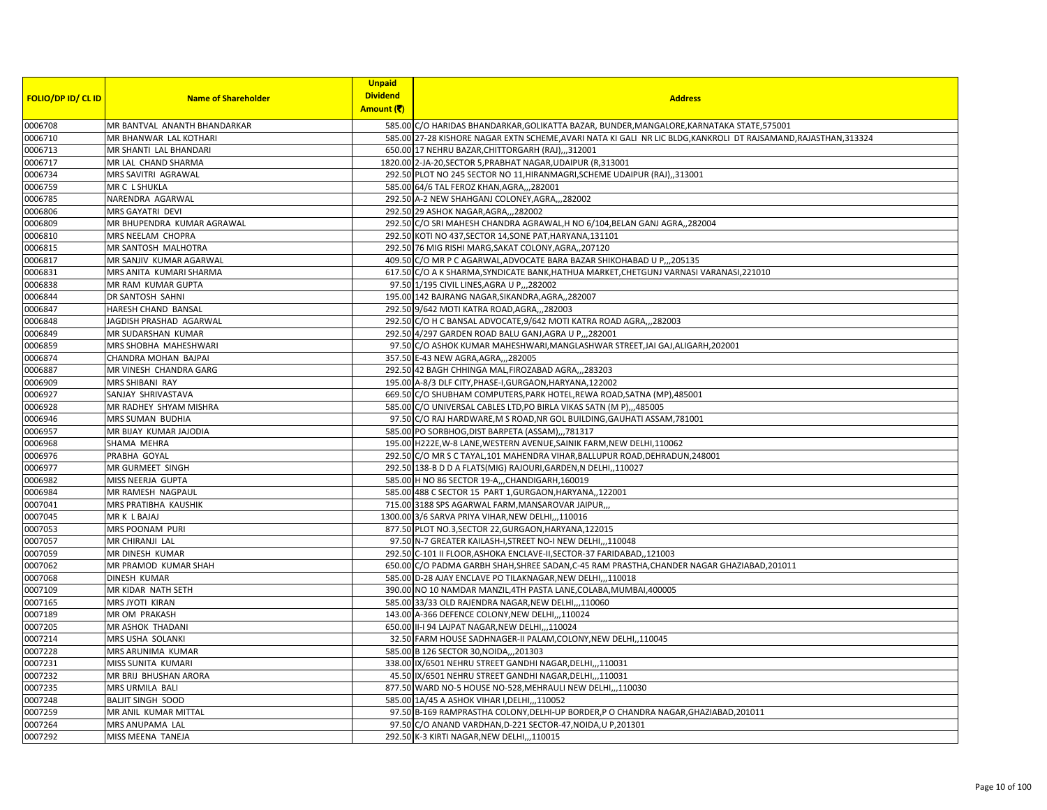| FOLIO/DP ID/ CL ID | Name of Shareholder | Unpaid Dividend Amount (₹) | Address |
|---|---|---|---|
| 0006708 | MR BANTVAL ANANTH BHANDARKAR | 585.00 | C/O HARIDAS BHANDARKAR,GOLIKATTA BAZAR, BUNDER,MANGALORE,KARNATAKA STATE,575001 |
| 0006710 | MR BHANWAR LAL KOTHARI | 585.00 | 27-28 KISHORE NAGAR EXTN SCHEME,AVARI NATA KI GALI NR LIC BLDG,KANKROLI DT RAJSAMAND,RAJASTHAN,313324 |
| 0006713 | MR SHANTI LAL BHANDARI | 650.00 | 17 NEHRU BAZAR,CHITTORGARH (RAJ),,,312001 |
| 0006717 | MR LAL CHAND SHARMA | 1820.00 | 2-JA-20,SECTOR 5,PRABHAT NAGAR,UDAIPUR (R,313001 |
| 0006734 | MRS SAVITRI AGRAWAL | 292.50 | PLOT NO 245 SECTOR NO 11,HIRANMAGRI,SCHEME UDAIPUR (RAJ),,313001 |
| 0006759 | MR C L SHUKLA | 585.00 | 64/6 TAL FEROZ KHAN,AGRA,,,282001 |
| 0006785 | NARENDRA AGARWAL | 292.50 | A-2 NEW SHAHGANJ COLONEY,AGRA,,,282002 |
| 0006806 | MRS GAYATRI DEVI | 292.50 | 29 ASHOK NAGAR,AGRA,,,282002 |
| 0006809 | MR BHUPENDRA KUMAR AGRAWAL | 292.50 | C/O SRI MAHESH CHANDRA AGRAWAL,H NO 6/104,BELAN GANJ AGRA,,282004 |
| 0006810 | MRS NEELAM CHOPRA | 292.50 | KOTI NO 437,SECTOR 14,SONE PAT,HARYANA,131101 |
| 0006815 | MR SANTOSH MALHOTRA | 292.50 | 76 MIG RISHI MARG,SAKAT COLONY,AGRA,,207120 |
| 0006817 | MR SANJIV KUMAR AGARWAL | 409.50 | C/O MR P C AGARWAL,ADVOCATE BARA BAZAR SHIKOHABAD U P,,,205135 |
| 0006831 | MRS ANITA KUMARI SHARMA | 617.50 | C/O A K SHARMA,SYNDICATE BANK,HATHUA MARKET,CHETGUNJ VARNASI VARANASI,221010 |
| 0006838 | MR RAM KUMAR GUPTA | 97.50 | 1/195 CIVIL LINES,AGRA U P,,,282002 |
| 0006844 | DR SANTOSH SAHNI | 195.00 | 142 BAJRANG NAGAR,SIKANDRA,AGRA,,282007 |
| 0006847 | HARESH CHAND BANSAL | 292.50 | 9/642 MOTI KATRA ROAD,AGRA,,,282003 |
| 0006848 | JAGDISH PRASHAD AGARWAL | 292.50 | C/O H C BANSAL ADVOCATE,9/642 MOTI KATRA ROAD AGRA,,,282003 |
| 0006849 | MR SUDARSHAN KUMAR | 292.50 | 4/297 GARDEN ROAD BALU GANJ,AGRA U P,,,282001 |
| 0006859 | MRS SHOBHA MAHESHWARI | 97.50 | C/O ASHOK KUMAR MAHESHWARI,MANGLASHWAR STREET,JAI GAJ,ALIGARH,202001 |
| 0006874 | CHANDRA MOHAN BAJPAI | 357.50 | E-43 NEW AGRA,AGRA,,,282005 |
| 0006887 | MR VINESH CHANDRA GARG | 292.50 | 42 BAGH CHHINGA MAL,FIROZABAD AGRA,,,283203 |
| 0006909 | MRS SHIBANI RAY | 195.00 | A-8/3 DLF CITY,PHASE-I,GURGAON,HARYANA,122002 |
| 0006927 | SANJAY SHRIVASTAVA | 669.50 | C/O SHUBHAM COMPUTERS,PARK HOTEL,REWA ROAD,SATNA (MP),485001 |
| 0006928 | MR RADHEY SHYAM MISHRA | 585.00 | C/O UNIVERSAL CABLES LTD,PO BIRLA VIKAS SATN (M P),,,485005 |
| 0006946 | MRS SUMAN BUDHIA | 97.50 | C/O RAJ HARDWARE,M S ROAD,NR GOL BUILDING,GAUHATI ASSAM,781001 |
| 0006957 | MR BIJAY KUMAR JAJODIA | 585.00 | PO SORBHOG,DIST BARPETA (ASSAM),,,781317 |
| 0006968 | SHAMA MEHRA | 195.00 | H222E,W-8 LANE,WESTERN AVENUE,SAINIK FARM,NEW DELHI,110062 |
| 0006976 | PRABHA GOYAL | 292.50 | C/O MR S C TAYAL,101 MAHENDRA VIHAR,BALLUPUR ROAD,DEHRADUN,248001 |
| 0006977 | MR GURMEET SINGH | 292.50 | 138-B D D A FLATS(MIG) RAJOURI,GARDEN,N DELHI,,110027 |
| 0006982 | MISS NEERJA GUPTA | 585.00 | H NO 86 SECTOR 19-A,,,CHANDIGARH,160019 |
| 0006984 | MR RAMESH NAGPAUL | 585.00 | 488 C SECTOR 15 PART 1,GURGAON,HARYANA,,122001 |
| 0007041 | MRS PRATIBHA KAUSHIK | 715.00 | 3188 SPS AGARWAL FARM,MANSAROVAR JAIPUR,,, |
| 0007045 | MR K L BAJAJ | 1300.00 | 3/6 SARVA PRIYA VIHAR,NEW DELHI,,,110016 |
| 0007053 | MRS POONAM PURI | 877.50 | PLOT NO.3,SECTOR 22,GURGAON,HARYANA,122015 |
| 0007057 | MR CHIRANJI LAL | 97.50 | N-7 GREATER KAILASH-I,STREET NO-I NEW DELHI,,,110048 |
| 0007059 | MR DINESH KUMAR | 292.50 | C-101 II FLOOR,ASHOKA ENCLAVE-II,SECTOR-37 FARIDABAD,,121003 |
| 0007062 | MR PRAMOD KUMAR SHAH | 650.00 | C/O PADMA GARBH SHAH,SHREE SADAN,C-45 RAM PRASTHA,CHANDER NAGAR GHAZIABAD,201011 |
| 0007068 | DINESH KUMAR | 585.00 | D-28 AJAY ENCLAVE PO TILAKNAGAR,NEW DELHI,,,110018 |
| 0007109 | MR KIDAR NATH SETH | 390.00 | NO 10 NAMDAR MANZIL,4TH PASTA LANE,COLABA,MUMBAI,400005 |
| 0007165 | MRS JYOTI KIRAN | 585.00 | 33/33 OLD RAJENDRA NAGAR,NEW DELHI,,,110060 |
| 0007189 | MR OM PRAKASH | 143.00 | A-366 DEFENCE COLONY,NEW DELHI,,,110024 |
| 0007205 | MR ASHOK THADANI | 650.00 | II-I 94 LAJPAT NAGAR,NEW DELHI,,,110024 |
| 0007214 | MRS USHA SOLANKI | 32.50 | FARM HOUSE SADHNAGER-II PALAM,COLONY,NEW DELHI,,110045 |
| 0007228 | MRS ARUNIMA KUMAR | 585.00 | B 126 SECTOR 30,NOIDA,,,201303 |
| 0007231 | MISS SUNITA KUMARI | 338.00 | IX/6501 NEHRU STREET GANDHI NAGAR,DELHI,,,110031 |
| 0007232 | MR BRIJ BHUSHAN ARORA | 45.50 | IX/6501 NEHRU STREET GANDHI NAGAR,DELHI,,,110031 |
| 0007235 | MRS URMILA BALI | 877.50 | WARD NO-5 HOUSE NO-528,MEHRAULI NEW DELHI,,,110030 |
| 0007248 | BALJIT SINGH SOOD | 585.00 | 1A/45 A ASHOK VIHAR I,DELHI,,,110052 |
| 0007259 | MR ANIL KUMAR MITTAL | 97.50 | B-169 RAMPRASTHA COLONY,DELHI-UP BORDER,P O CHANDRA NAGAR,GHAZIABAD,201011 |
| 0007264 | MRS ANUPAMA LAL | 97.50 | C/O ANAND VARDHAN,D-221 SECTOR-47,NOIDA,U P,201301 |
| 0007292 | MISS MEENA TANEJA | 292.50 | K-3 KIRTI NAGAR,NEW DELHI,,,110015 |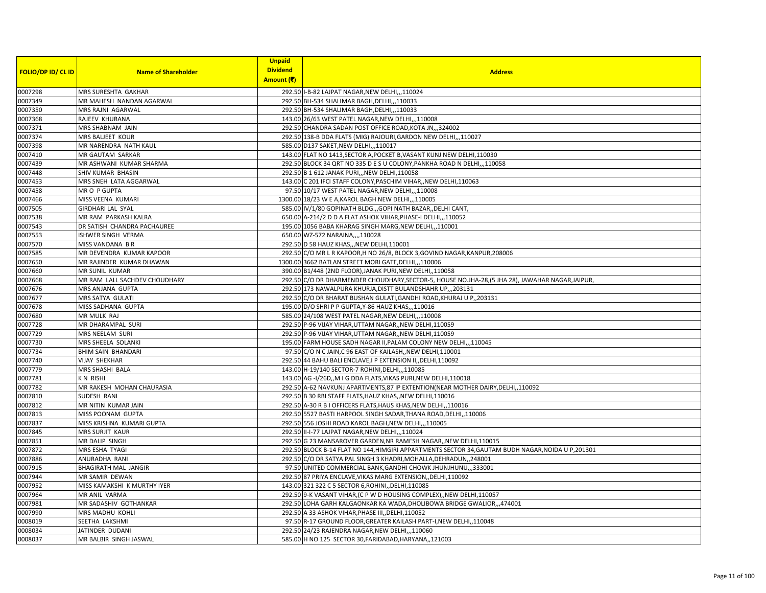| FOLIO/DP ID/ CL ID | Name of Shareholder | Unpaid Dividend Amount (₹) | Address |
|---|---|---|---|
| 0007298 | MRS SURESHTA GAKHAR | 292.50 | I-B-82 LAJPAT NAGAR,NEW DELHI,,,110024 |
| 0007349 | MR MAHESH NANDAN AGARWAL | 292.50 | BH-534 SHALIMAR BAGH,DELHI,,,110033 |
| 0007350 | MRS RAJNI AGARWAL | 292.50 | BH-534 SHALIMAR BAGH,DELHI,,,110033 |
| 0007368 | RAJEEV KHURANA | 143.00 | 26/63 WEST PATEL NAGAR,NEW DELHI,,,110008 |
| 0007371 | MRS SHABNAM JAIN | 292.50 | CHANDRA SADAN POST OFFICE ROAD,KOTA JN,,,324002 |
| 0007374 | MRS BALJEET KOUR | 292.50 | 138-B DDA FLATS (MIG) RAJOURI,GARDON NEW DELHI,,,110027 |
| 0007398 | MR NARENDRA NATH KAUL | 585.00 | D137 SAKET,NEW DELHI,,,110017 |
| 0007410 | MR GAUTAM SARKAR | 143.00 | FLAT NO 1413,SECTOR A,POCKET B,VASANT KUNJ NEW DELHI,110030 |
| 0007439 | MR ASHWANI KUMAR SHARMA | 292.50 | BLOCK 34 QRT NO 335 D E S U COLONY,PANKHA ROAD N DELHI,,,110058 |
| 0007448 | SHIV KUMAR BHASIN | 292.50 | B 1 612 JANAK PURI,,,NEW DELHI,110058 |
| 0007453 | MRS SNEH LATA AGGARWAL | 143.00 | C 201 IFCI STAFF COLONY,PASCHIM VIHAR,,NEW DELHI,110063 |
| 0007458 | MR O P GUPTA | 97.50 | 10/17 WEST PATEL NAGAR,NEW DELHI,,,110008 |
| 0007466 | MISS VEENA KUMARI | 1300.00 | 18/23 W E A,KAROL BAGH NEW DELHI,,,110005 |
| 0007505 | GIRDHARI LAL SYAL | 585.00 | IV/1/80 GOPINATH BLDG.,GOPI NATH BAZAR,,DELHI CANT, |
| 0007538 | MR RAM PARKASH KALRA | 650.00 | A-214/2 D D A FLAT ASHOK VIHAR,PHASE-I DELHI,,,110052 |
| 0007543 | DR SATISH CHANDRA PACHAUREE | 195.00 | 1056 BABA KHARAG SINGH MARG,NEW DELHI,,,110001 |
| 0007553 | ISHWER SINGH VERMA | 650.00 | WZ-572 NARAINA,,,,110028 |
| 0007570 | MISS VANDANA B R | 292.50 | D 58 HAUZ KHAS,,,NEW DELHI,110001 |
| 0007585 | MR DEVENDRA KUMAR KAPOOR | 292.50 | C/O MR L R KAPOOR,H NO 26/8, BLOCK 3,GOVIND NAGAR,KANPUR,208006 |
| 0007650 | MR RAJINDER KUMAR DHAWAN | 1300.00 | 3662 BATLAN STREET MORI GATE,DELHI,,,110006 |
| 0007660 | MR SUNIL KUMAR | 390.00 | B1/448 (2ND FLOOR),JANAK PURI,NEW DELHI,,110058 |
| 0007668 | MR RAM LALL SACHDEV CHOUDHARY | 292.50 | C/O DR DHARMENDER CHOUDHARY,SECTOR-5, HOUSE NO.JHA-28,(5 JHA 28), JAWAHAR NAGAR,JAIPUR, |
| 0007676 | MRS ANJANA GUPTA | 292.50 | 173 NAWALPURA KHURJA,DISTT BULANDSHAHR UP,,,203131 |
| 0007677 | MRS SATYA GULATI | 292.50 | C/O DR BHARAT BUSHAN GULATI,GANDHI ROAD,KHURAJ U P,,203131 |
| 0007678 | MISS SADHANA GUPTA | 195.00 | D/O SHRI P P GUPTA,Y-86 HAUZ KHAS,,,110016 |
| 0007680 | MR MULK RAJ | 585.00 | 24/108 WEST PATEL NAGAR,NEW DELHI,,,110008 |
| 0007728 | MR DHARAMPAL SURI | 292.50 | P-96 VIJAY VIHAR,UTTAM NAGAR,,NEW DELHI,110059 |
| 0007729 | MRS NEELAM SURI | 292.50 | P-96 VIJAY VIHAR,UTTAM NAGAR,,NEW DELHI,110059 |
| 0007730 | MRS SHEELA SOLANKI | 195.00 | FARM HOUSE SADH NAGAR II,PALAM COLONY NEW DELHI,,,110045 |
| 0007734 | BHIM SAIN BHANDARI | 97.50 | C/O N C JAIN,C 96 EAST OF KAILASH,,NEW DELHI,110001 |
| 0007740 | VIJAY SHEKHAR | 292.50 | 44 BAHU BALI ENCLAVE,I P EXTENSION II,,DELHI,110092 |
| 0007779 | MRS SHASHI BALA | 143.00 | H-19/140 SECTOR-7 ROHINI,DELHI,,,110085 |
| 0007781 | K N RISHI | 143.00 | AG -I/26D,,M I G DDA FLATS,VIKAS PURI,NEW DELHI,110018 |
| 0007782 | MR RAKESH MOHAN CHAURASIA | 292.50 | A-62 NAVKUNJ APARTMENTS,87 IP EXTENTION(NEAR MOTHER DAIRY,DELHI,,110092 |
| 0007810 | SUDESH RANI | 292.50 | B 30 RBI STAFF FLATS,HAUZ KHAS,,NEW DELHI,110016 |
| 0007812 | MR NITIN KUMAR JAIN | 292.50 | A-30 R B I OFFICERS FLATS,HAUS KHAS,NEW DELHI,,110016 |
| 0007813 | MISS POONAM GUPTA | 292.50 | 5527 BASTI HARPOOL SINGH SADAR,THANA ROAD,DELHI,,110006 |
| 0007837 | MISS KRISHNA KUMARI GUPTA | 292.50 | 556 JOSHI ROAD KAROL BAGH,NEW DELHI,,,110005 |
| 0007845 | MRS SURJIT KAUR | 292.50 | II-I-77 LAJPAT NAGAR,NEW DELHI,,,110024 |
| 0007851 | MR DALIP SINGH | 292.50 | G 23 MANSAROVER GARDEN,NR RAMESH NAGAR,,NEW DELHI,110015 |
| 0007872 | MRS ESHA TYAGI | 292.50 | BLOCK B-14 FLAT NO 144,HIMGIRI APPARTMENTS SECTOR 34,GAUTAM BUDH NAGAR,NOIDA U P,201301 |
| 0007886 | ANURADHA RANI | 292.50 | C/O DR SATYA PAL SINGH 3 KHADRI,MOHALLA,DEHRADUN,,248001 |
| 0007915 | BHAGIRATH MAL JANGIR | 97.50 | UNITED COMMERCIAL BANK,GANDHI CHOWK JHUNJHUNU,,,333001 |
| 0007944 | MR SAMIR DEWAN | 292.50 | 87 PRIYA ENCLAVE,VIKAS MARG EXTENSION,,DELHI,110092 |
| 0007952 | MISS KAMAKSHI K MURTHY IYER | 143.00 | 321 322 C 5 SECTOR 6,ROHINI,,DELHI,110085 |
| 0007964 | MR ANIL VARMA | 292.50 | 9-K VASANT VIHAR,(C P W D HOUSING COMPLEX),,NEW DELHI,110057 |
| 0007981 | MR SADASHIV GOTHANKAR | 292.50 | LOHA GARH KALGAONKAR KA WADA,DHOLIBOWA BRIDGE GWALIOR,,,474001 |
| 0007990 | MRS MADHU KOHLI | 292.50 | A 33 ASHOK VIHAR,PHASE III,,DELHI,110052 |
| 0008019 | SEETHA LAKSHMI | 97.50 | R-17 GROUND FLOOR,GREATER KAILASH PART-I,NEW DELHI,,110048 |
| 0008034 | JATINDER DUDANI | 292.50 | 24/23 RAJENDRA NAGAR,NEW DELHI,,,110060 |
| 0008037 | MR BALBIR SINGH JASWAL | 585.00 | H NO 125 SECTOR 30,FARIDABAD,HARYANA,,121003 |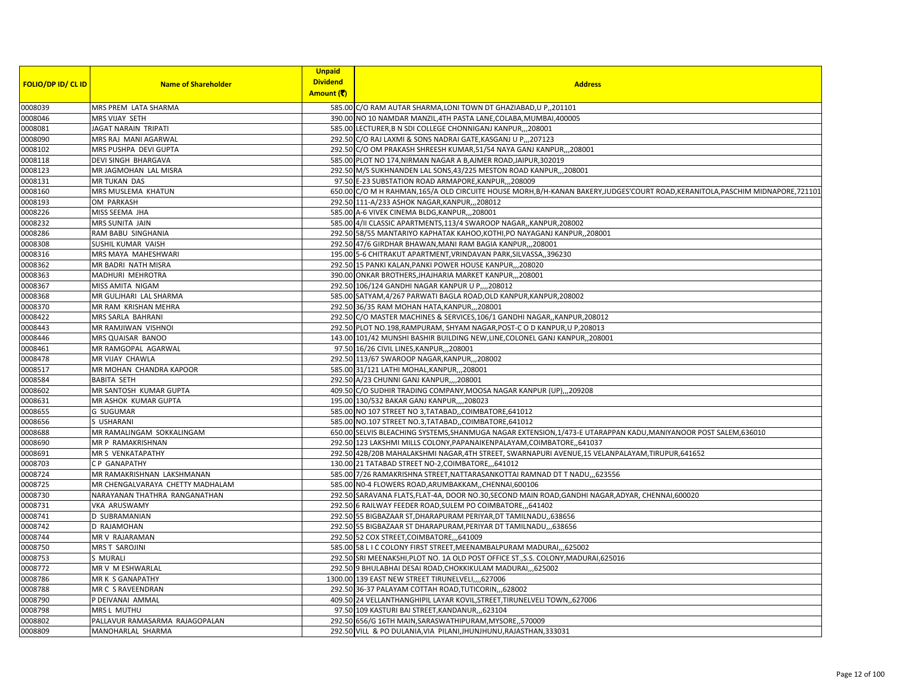| FOLIO/DP ID/ CL ID | Name of Shareholder | Unpaid Dividend Amount (₹) | Address |
|---|---|---|---|
| 0008039 | MRS PREM LATA SHARMA | 585.00 | C/O RAM AUTAR SHARMA,LONI TOWN DT GHAZIABAD,U P,,201101 |
| 0008046 | MRS VIJAY SETH | 390.00 | NO 10 NAMDAR MANZIL,4TH PASTA LANE,COLABA,MUMBAI,400005 |
| 0008081 | JAGAT NARAIN TRIPATI | 585.00 | LECTURER,B N SDI COLLEGE CHONNIGANJ KANPUR,,,208001 |
| 0008090 | MRS RAJ MANI AGARWAL | 292.50 | C/O RAJ LAXMI & SONS NADRAI GATE,KASGANJ U P,,,207123 |
| 0008102 | MRS PUSHPA DEVI GUPTA | 292.50 | C/O OM PRAKASH SHREESH KUMAR,51/54 NAYA GANJ KANPUR,,,208001 |
| 0008118 | DEVI SINGH BHARGAVA | 585.00 | PLOT NO 174,NIRMAN NAGAR A B,AJMER ROAD,JAIPUR,302019 |
| 0008123 | MR JAGMOHAN LAL MISRA | 292.50 | M/S SUKHNANDEN LAL SONS,43/225 MESTON ROAD KANPUR,,,208001 |
| 0008131 | MR TUKAN DAS | 97.50 | E-23 SUBSTATION ROAD ARMAPORE,KANPUR,,,208009 |
| 0008160 | MRS MUSLEMA KHATUN | 650.00 | C/O M H RAHMAN,165/A OLD CIRCUITE HOUSE MORH,B/H-KANAN BAKERY,JUDGES'COURT ROAD,KERANITOLA,PASCHIM MIDNAPORE,721101 |
| 0008193 | OM PARKASH | 292.50 | 111-A/233 ASHOK NAGAR,KANPUR,,,208012 |
| 0008226 | MISS SEEMA JHA | 585.00 | A-6 VIVEK CINEMA BLDG,KANPUR,,,208001 |
| 0008232 | MRS SUNITA JAIN | 585.00 | 4/II CLASSIC APARTMENTS,113/4 SWAROOP NAGAR,,KANPUR,208002 |
| 0008286 | RAM BABU SINGHANIA | 292.50 | 58/55 MANTARIYO KAPHATAK KAHOO,KOTHI,PO NAYAGANJ KANPUR,,208001 |
| 0008308 | SUSHIL KUMAR VAISH | 292.50 | 47/6 GIRDHAR BHAWAN,MANI RAM BAGIA KANPUR,,,208001 |
| 0008316 | MRS MAYA MAHESHWARI | 195.00 | 5-6 CHITRAKUT APARTMENT,VRINDAVAN PARK,SILVASSA,,396230 |
| 0008362 | MR BADRI NATH MISRA | 292.50 | 15 PANKI KALAN,PANKI POWER HOUSE KANPUR,,,208020 |
| 0008363 | MADHURI MEHROTRA | 390.00 | ONKAR BROTHERS,JHAJHARIA MARKET KANPUR,,,208001 |
| 0008367 | MISS AMITA NIGAM | 292.50 | 106/124 GANDHI NAGAR KANPUR U P,,,,208012 |
| 0008368 | MR GULJHARI LAL SHARMA | 585.00 | SATYAM,4/267 PARWATI BAGLA ROAD,OLD KANPUR,KANPUR,208002 |
| 0008370 | MR RAM KRISHAN MEHRA | 292.50 | 36/35 RAM MOHAN HATA,KANPUR,,,208001 |
| 0008422 | MRS SARLA BAHRANI | 292.50 | C/O MASTER MACHINES & SERVICES,106/1 GANDHI NAGAR,,KANPUR,208012 |
| 0008443 | MR RAMJIWAN VISHNOI | 292.50 | PLOT NO.198,RAMPURAM, SHYAM NAGAR,POST-C O D KANPUR,U P,208013 |
| 0008446 | MRS QUAISAR BANOO | 143.00 | 101/42 MUNSHI BASHIR BUILDING NEW,LINE,COLONEL GANJ KANPUR,,208001 |
| 0008461 | MR RAMGOPAL AGARWAL | 97.50 | 16/26 CIVIL LINES,KANPUR,,,208001 |
| 0008478 | MR VIJAY CHAWLA | 292.50 | 113/67 SWAROOP NAGAR,KANPUR,,,208002 |
| 0008517 | MR MOHAN CHANDRA KAPOOR | 585.00 | 31/121 LATHI MOHAL,KANPUR,,,208001 |
| 0008584 | BABITA SETH | 292.50 | A/23 CHUNNI GANJ KANPUR,,,,208001 |
| 0008602 | MR SANTOSH KUMAR GUPTA | 409.50 | C/O SUDHIR TRADING COMPANY,MOOSA NAGAR KANPUR (UP),,,209208 |
| 0008631 | MR ASHOK KUMAR GUPTA | 195.00 | 130/532 BAKAR GANJ KANPUR,,,,208023 |
| 0008655 | G SUGUMAR | 585.00 | NO 107 STREET NO 3,TATABAD,,COIMBATORE,641012 |
| 0008656 | S USHARANI | 585.00 | NO.107 STREET NO.3,TATABAD,,COIMBATORE,641012 |
| 0008688 | MR RAMALINGAM SOKKALINGAM | 650.00 | SELVIS BLEACHING SYSTEMS,SHANMUGA NAGAR EXTENSION,1/473-E UTARAPPAN KADU,MANIYANOOR POST SALEM,636010 |
| 0008690 | MR P RAMAKRISHNAN | 292.50 | 123 LAKSHMI MILLS COLONY,PAPANAIKENPALAYAM,COIMBATORE,,641037 |
| 0008691 | MR S VENKATAPATHY | 292.50 | 42B/20B MAHALAKSHMI NAGAR,4TH STREET, SWARNAPURI AVENUE,15 VELANPALAYAM,TIRUPUR,641652 |
| 0008703 | C P GANAPATHY | 130.00 | 21 TATABAD STREET NO-2,COIMBATORE,,,641012 |
| 0008724 | MR RAMAKRISHNAN LAKSHMANAN | 585.00 | 7/26 RAMAKRISHNA STREET,NATTARASANKOTTAI RAMNAD DT T NADU,,,623556 |
| 0008725 | MR CHENGALVARAYA CHETTY MADHALAM | 585.00 | N0-4 FLOWERS ROAD,ARUMBAKKAM,,CHENNAI,600106 |
| 0008730 | NARAYANAN THATHRA RANGANATHAN | 292.50 | SARAVANA FLATS,FLAT-4A, DOOR NO.30,SECOND MAIN ROAD,GANDHI NAGAR,ADYAR, CHENNAI,600020 |
| 0008731 | VKA ARUSWAMY | 292.50 | 6 RAILWAY FEEDER ROAD,SULEM PO COIMBATORE,,,641402 |
| 0008741 | D SUBRAMANIAN | 292.50 | 55 BIGBAZAAR ST,DHARAPURAM PERIYAR,DT TAMILNADU,,638656 |
| 0008742 | D RAJAMOHAN | 292.50 | 55 BIGBAZAAR ST DHARAPURAM,PERIYAR DT TAMILNADU,,,638656 |
| 0008744 | MR V RAJARAMAN | 292.50 | 52 COX STREET,COIMBATORE,,,641009 |
| 0008750 | MRS T SAROJINI | 585.00 | 58 L I C COLONY FIRST STREET,MEENAMBALPURAM MADURAI,,,625002 |
| 0008753 | S MURALI | 292.50 | SRI MEENAKSHI,PLOT NO. 1A OLD POST OFFICE ST.,S.S. COLONY,MADURAI,625016 |
| 0008772 | MR V M ESHWARLAL | 292.50 | 9 BHULABHAI DESAI ROAD,CHOKKIKULAM MADURAI,,,625002 |
| 0008786 | MR K S GANAPATHY | 1300.00 | 139 EAST NEW STREET TIRUNELVELI,,,,627006 |
| 0008788 | MR C S RAVEENDRAN | 292.50 | 36-37 PALAYAM COTTAH ROAD,TUTICORIN,,,628002 |
| 0008790 | P DEIVANAI AMMAL | 409.50 | 24 VELLANTHANGHIPIL LAYAR KOVIL,STREET,TIRUNELVELI TOWN,,627006 |
| 0008798 | MRS L MUTHU | 97.50 | 109 KASTURI BAI STREET,KANDANUR,,,623104 |
| 0008802 | PALLAVUR RAMASARMA RAJAGOPALAN | 292.50 | 656/G 16TH MAIN,SARASWATHIPURAM,MYSORE,,570009 |
| 0008809 | MANOHARLAL SHARMA | 292.50 | VILL & PO DULANIA,VIA PILANI,JHUNJHUNU,RAJASTHAN,333031 |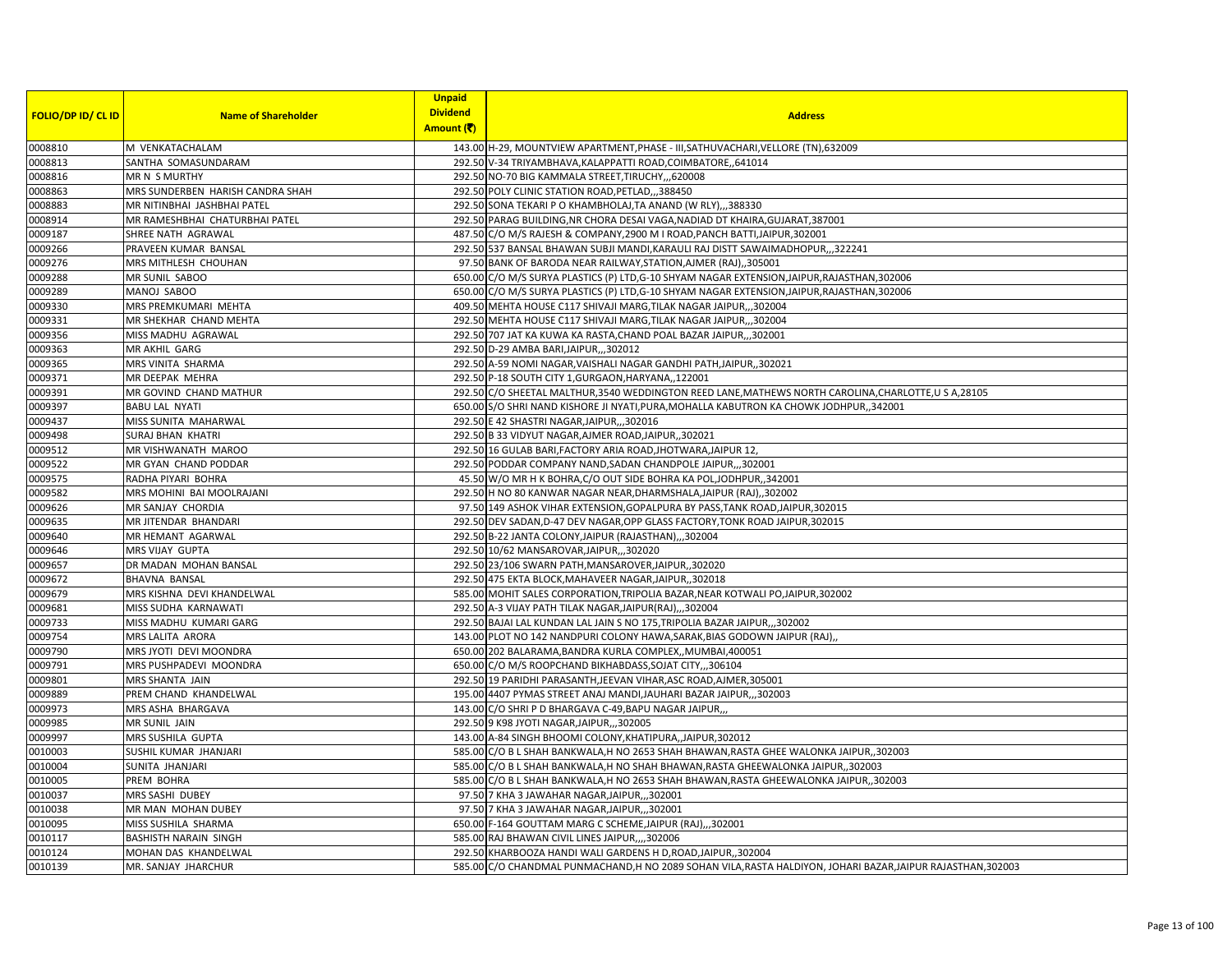| FOLIO/DP ID/ CL ID | Name of Shareholder | Unpaid Dividend Amount (₹) | Address |
|---|---|---|---|
| 0008810 | M VENKATACHALAM | 143.00 | H-29, MOUNTVIEW APARTMENT,PHASE - III,SATHUVACHARI,VELLORE (TN),632009 |
| 0008813 | SANTHA SOMASUNDARAM | 292.50 | V-34 TRIYAMBHAVA,KALAPPATTI ROAD,COIMBATORE,,641014 |
| 0008816 | MR N S MURTHY | 292.50 | NO-70 BIG KAMMALA STREET,TIRUCHY,,,620008 |
| 0008863 | MRS SUNDERBEN HARISH CANDRA SHAH | 292.50 | POLY CLINIC STATION ROAD,PETLAD,,,388450 |
| 0008883 | MR NITINBHAI JASHBHAI PATEL | 292.50 | SONA TEKARI P O KHAMBHOLAJ,TA ANAND (W RLY),,,388330 |
| 0008914 | MR RAMESHBHAI CHATURBHAI PATEL | 292.50 | PARAG BUILDING,NR CHORA DESAI VAGA,NADIAD DT KHAIRA,GUJARAT,387001 |
| 0009187 | SHREE NATH AGRAWAL | 487.50 | C/O M/S RAJESH & COMPANY,2900 M I ROAD,PANCH BATTI,JAIPUR,302001 |
| 0009266 | PRAVEEN KUMAR BANSAL | 292.50 | 537 BANSAL BHAWAN SUBJI MANDI,KARAULI RAJ DISTT SAWAIMADHOPUR,,,322241 |
| 0009276 | MRS MITHLESH CHOUHAN | 97.50 | BANK OF BARODA NEAR RAILWAY,STATION,AJMER (RAJ),,305001 |
| 0009288 | MR SUNIL SABOO | 650.00 | C/O M/S SURYA PLASTICS (P) LTD,G-10 SHYAM NAGAR EXTENSION,JAIPUR,RAJASTHAN,302006 |
| 0009289 | MANOJ SABOO | 650.00 | C/O M/S SURYA PLASTICS (P) LTD,G-10 SHYAM NAGAR EXTENSION,JAIPUR,RAJASTHAN,302006 |
| 0009330 | MRS PREMKUMARI MEHTA | 409.50 | MEHTA HOUSE C117 SHIVAJI MARG,TILAK NAGAR JAIPUR,,,302004 |
| 0009331 | MR SHEKHAR CHAND MEHTA | 292.50 | MEHTA HOUSE C117 SHIVAJI MARG,TILAK NAGAR JAIPUR,,,302004 |
| 0009356 | MISS MADHU AGRAWAL | 292.50 | 707 JAT KA KUWA KA RASTA,CHAND POAL BAZAR JAIPUR,,,302001 |
| 0009363 | MR AKHIL GARG | 292.50 | D-29 AMBA BARI,JAIPUR,,,302012 |
| 0009365 | MRS VINITA SHARMA | 292.50 | A-59 NOMI NAGAR,VAISHALI NAGAR GANDHI PATH,JAIPUR,,302021 |
| 0009371 | MR DEEPAK MEHRA | 292.50 | P-18 SOUTH CITY 1,GURGAON,HARYANA,,122001 |
| 0009391 | MR GOVIND CHAND MATHUR | 292.50 | C/O SHEETAL MALTHUR,3540 WEDDINGTON REED LANE,MATHEWS NORTH CAROLINA,CHARLOTTE,U S A,28105 |
| 0009397 | BABU LAL NYATI | 650.00 | S/O SHRI NAND KISHORE JI NYATI,PURA,MOHALLA KABUTRON KA CHOWK JODHPUR,,342001 |
| 0009437 | MISS SUNITA MAHARWAL | 292.50 | E 42 SHASTRI NAGAR,JAIPUR,,,302016 |
| 0009498 | SURAJ BHAN KHATRI | 292.50 | B 33 VIDYUT NAGAR,AJMER ROAD,JAIPUR,,302021 |
| 0009512 | MR VISHWANATH MAROO | 292.50 | 16 GULAB BARI,FACTORY ARIA ROAD,JHOTWARA,JAIPUR 12, |
| 0009522 | MR GYAN CHAND PODDAR | 292.50 | PODDAR COMPANY NAND,SADAN CHANDPOLE JAIPUR,,,302001 |
| 0009575 | RADHA PIYARI BOHRA | 45.50 | W/O MR H K BOHRA,C/O OUT SIDE BOHRA KA POL,JODHPUR,,342001 |
| 0009582 | MRS MOHINI BAI MOOLRAJANI | 292.50 | H NO 80 KANWAR NAGAR NEAR,DHARMSHALA,JAIPUR (RAJ),,302002 |
| 0009626 | MR SANJAY CHORDIA | 97.50 | 149 ASHOK VIHAR EXTENSION,GOPALPURA BY PASS,TANK ROAD,JAIPUR,302015 |
| 0009635 | MR JITENDAR BHANDARI | 292.50 | DEV SADAN,D-47 DEV NAGAR,OPP GLASS FACTORY,TONK ROAD JAIPUR,302015 |
| 0009640 | MR HEMANT AGARWAL | 292.50 | B-22 JANTA COLONY,JAIPUR (RAJASTHAN),,,302004 |
| 0009646 | MRS VIJAY GUPTA | 292.50 | 10/62 MANSAROVAR,JAIPUR,,,302020 |
| 0009657 | DR MADAN MOHAN BANSAL | 292.50 | 23/106 SWARN PATH,MANSAROVER,JAIPUR,,302020 |
| 0009672 | BHAVNA BANSAL | 292.50 | 475 EKTA BLOCK,MAHAVEER NAGAR,JAIPUR,,302018 |
| 0009679 | MRS KISHNA DEVI KHANDELWAL | 585.00 | MOHIT SALES CORPORATION,TRIPOLIA BAZAR,NEAR KOTWALI PO,JAIPUR,302002 |
| 0009681 | MISS SUDHA KARNAWATI | 292.50 | A-3 VIJAY PATH TILAK NAGAR,JAIPUR(RAJ),,,302004 |
| 0009733 | MISS MADHU KUMARI GARG | 292.50 | BAJAI LAL KUNDAN LAL JAIN S NO 175,TRIPOLIA BAZAR JAIPUR,,,302002 |
| 0009754 | MRS LALITA ARORA | 143.00 | PLOT NO 142 NANDPURI COLONY HAWA,SARAK,BIAS GODOWN JAIPUR (RAJ),, |
| 0009790 | MRS JYOTI DEVI MOONDRA | 650.00 | 202 BALARAMA,BANDRA KURLA COMPLEX,,MUMBAI,400051 |
| 0009791 | MRS PUSHPADEVI MOONDRA | 650.00 | C/O M/S ROOPCHAND BIKHABDASS,SOJAT CITY,,,306104 |
| 0009801 | MRS SHANTA JAIN | 292.50 | 19 PARIDHI PARASANTH,JEEVAN VIHAR,ASC ROAD,AJMER,305001 |
| 0009889 | PREM CHAND KHANDELWAL | 195.00 | 4407 PYMAS STREET ANAJ MANDI,JAUHARI BAZAR JAIPUR,,,302003 |
| 0009973 | MRS ASHA BHARGAVA | 143.00 | C/O SHRI P D BHARGAVA C-49,BAPU NAGAR JAIPUR,,, |
| 0009985 | MR SUNIL JAIN | 292.50 | 9 K98 JYOTI NAGAR,JAIPUR,,,302005 |
| 0009997 | MRS SUSHILA GUPTA | 143.00 | A-84 SINGH BHOOMI COLONY,KHATIPURA,,JAIPUR,302012 |
| 0010003 | SUSHIL KUMAR JHANJARI | 585.00 | C/O B L SHAH BANKWALA,H NO 2653 SHAH BHAWAN,RASTA GHEE WALONKA JAIPUR,,302003 |
| 0010004 | SUNITA JHANJARI | 585.00 | C/O B L SHAH BANKWALA,H NO SHAH BHAWAN,RASTA GHEEWALONKA JAIPUR,,302003 |
| 0010005 | PREM BOHRA | 585.00 | C/O B L SHAH BANKWALA,H NO 2653 SHAH BHAWAN,RASTA GHEEWALONKA JAIPUR,,302003 |
| 0010037 | MRS SASHI DUBEY | 97.50 | 7 KHA 3 JAWAHAR NAGAR,JAIPUR,,,302001 |
| 0010038 | MR MAN MOHAN DUBEY | 97.50 | 7 KHA 3 JAWAHAR NAGAR,JAIPUR,,,302001 |
| 0010095 | MISS SUSHILA SHARMA | 650.00 | F-164 GOUTTAM MARG C SCHEME,JAIPUR (RAJ),,,302001 |
| 0010117 | BASHISTH NARAIN SINGH | 585.00 | RAJ BHAWAN CIVIL LINES JAIPUR,,,,302006 |
| 0010124 | MOHAN DAS KHANDELWAL | 292.50 | KHARBOOZA HANDI WALI GARDENS H D,ROAD,JAIPUR,,302004 |
| 0010139 | MR. SANJAY JHARCHUR | 585.00 | C/O CHANDMAL PUNMACHAND,H NO 2089 SOHAN VILA,RASTA HALDIYON, JOHARI BAZAR,JAIPUR RAJASTHAN,302003 |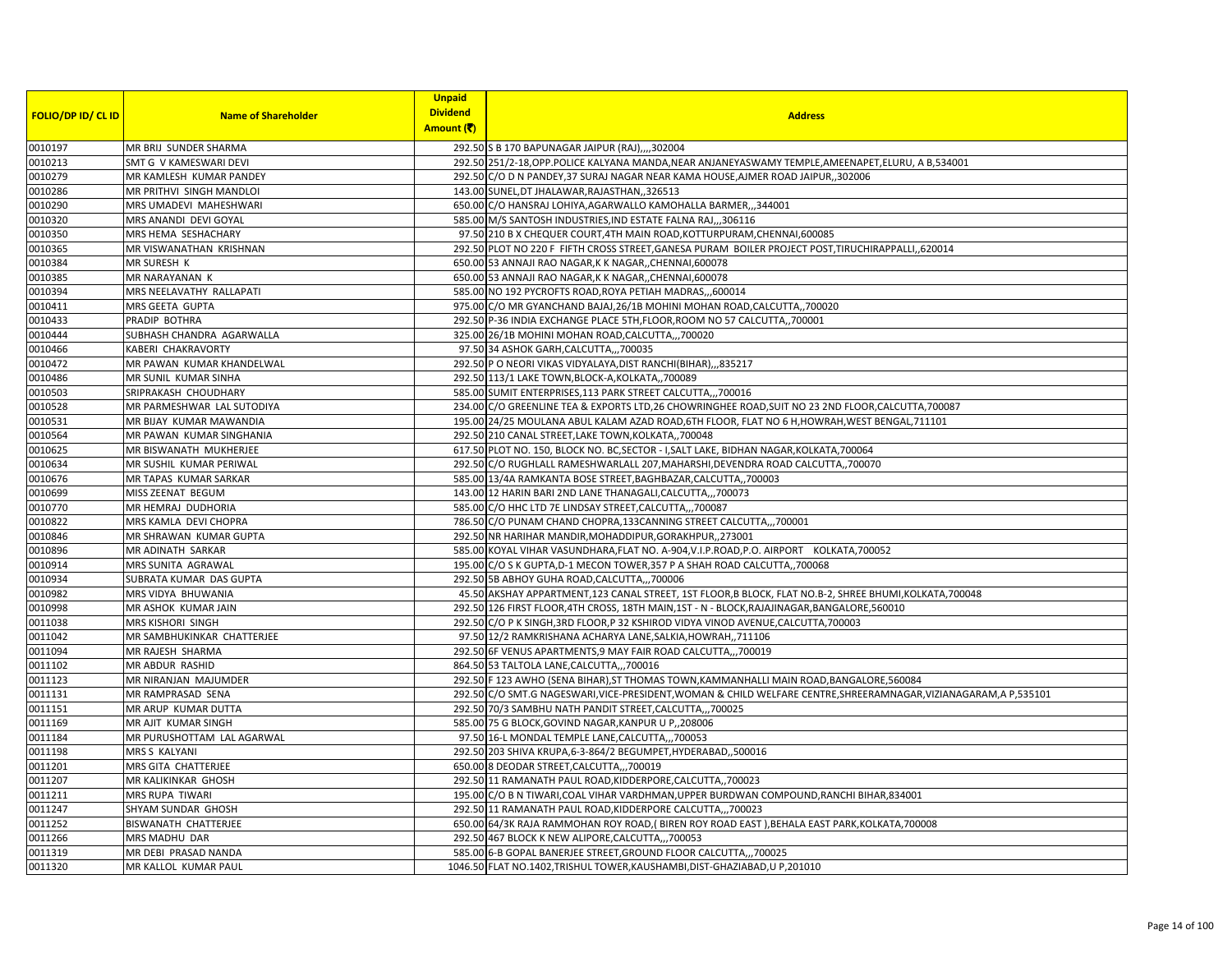| FOLIO/DP ID/ CL ID | Name of Shareholder | Unpaid Dividend Amount (₹) | Address |
|---|---|---|---|
| 0010197 | MR BRIJ SUNDER SHARMA | 292.50 | S B 170 BAPUNAGAR JAIPUR (RAJ),,,,302004 |
| 0010213 | SMT G V KAMESWARI DEVI | 292.50 | 251/2-18,OPP.POLICE KALYANA MANDA,NEAR ANJANEYASWAMY TEMPLE,AMEENAPET,ELURU, A B,534001 |
| 0010279 | MR KAMLESH KUMAR PANDEY | 292.50 | C/O D N PANDEY,37 SURAJ NAGAR NEAR KAMA HOUSE,AJMER ROAD JAIPUR,,302006 |
| 0010286 | MR PRITHVI SINGH MANDLOI | 143.00 | SUNEL,DT JHALAWAR,RAJASTHAN,,326513 |
| 0010290 | MRS UMADEVI MAHESHWARI | 650.00 | C/O HANSRAJ LOHIYA,AGARWALLO KAMOHALLA BARMER,,,344001 |
| 0010320 | MRS ANANDI DEVI GOYAL | 585.00 | M/S SANTOSH INDUSTRIES,IND ESTATE FALNA RAJ,,,306116 |
| 0010350 | MRS HEMA SESHACHARY | 97.50 | 210 B X CHEQUER COURT,4TH MAIN ROAD,KOTTURPURAM,CHENNAI,600085 |
| 0010365 | MR VISWANATHAN KRISHNAN | 292.50 | PLOT NO 220 F FIFTH CROSS STREET,GANESA PURAM BOILER PROJECT POST,TIRUCHIRAPPALLI,,620014 |
| 0010384 | MR SURESH K | 650.00 | 53 ANNAJI RAO NAGAR,K K NAGAR,,CHENNAI,600078 |
| 0010385 | MR NARAYANAN K | 650.00 | 53 ANNAJI RAO NAGAR,K K NAGAR,,CHENNAI,600078 |
| 0010394 | MRS NEELAVATHY RALLAPATI | 585.00 | NO 192 PYCROFTS ROAD,ROYA PETIAH MADRAS,,,600014 |
| 0010411 | MRS GEETA GUPTA | 975.00 | C/O MR GYANCHAND BAJAJ,26/1B MOHINI MOHAN ROAD,CALCUTTA,,700020 |
| 0010433 | PRADIP BOTHRA | 292.50 | P-36 INDIA EXCHANGE PLACE 5TH,FLOOR,ROOM NO 57 CALCUTTA,,700001 |
| 0010444 | SUBHASH CHANDRA AGARWALLA | 325.00 | 26/1B MOHINI MOHAN ROAD,CALCUTTA,,,700020 |
| 0010466 | KABERI CHAKRAVORTY | 97.50 | 34 ASHOK GARH,CALCUTTA,,,700035 |
| 0010472 | MR PAWAN KUMAR KHANDELWAL | 292.50 | P O NEORI VIKAS VIDYALAYA,DIST RANCHI(BIHAR),,,835217 |
| 0010486 | MR SUNIL KUMAR SINHA | 292.50 | 113/1 LAKE TOWN,BLOCK-A,KOLKATA,,700089 |
| 0010503 | SRIPRAKASH CHOUDHARY | 585.00 | SUMIT ENTERPRISES,113 PARK STREET CALCUTTA,,,700016 |
| 0010528 | MR PARMESHWAR LAL SUTODIYA | 234.00 | C/O GREENLINE TEA & EXPORTS LTD,26 CHOWRINGHEE ROAD,SUIT NO 23 2ND FLOOR,CALCUTTA,700087 |
| 0010531 | MR BIJAY KUMAR MAWANDIA | 195.00 | 24/25 MOULANA ABUL KALAM AZAD ROAD,6TH FLOOR, FLAT NO 6 H,HOWRAH,WEST BENGAL,711101 |
| 0010564 | MR PAWAN KUMAR SINGHANIA | 292.50 | 210 CANAL STREET,LAKE TOWN,KOLKATA,,700048 |
| 0010625 | MR BISWANATH MUKHERJEE | 617.50 | PLOT NO. 150, BLOCK NO. BC,SECTOR - I,SALT LAKE, BIDHAN NAGAR,KOLKATA,700064 |
| 0010634 | MR SUSHIL KUMAR PERIWAL | 292.50 | C/O RUGHLALL RAMESHWARLALL 207,MAHARSHI,DEVENDRA ROAD CALCUTTA,,700070 |
| 0010676 | MR TAPAS KUMAR SARKAR | 585.00 | 13/4A RAMKANTA BOSE STREET,BAGHBAZAR,CALCUTTA,,700003 |
| 0010699 | MISS ZEENAT BEGUM | 143.00 | 12 HARIN BARI 2ND LANE THANAGALI,CALCUTTA,,,700073 |
| 0010770 | MR HEMRAJ DUDHORIA | 585.00 | C/O HHC LTD 7E LINDSAY STREET,CALCUTTA,,,700087 |
| 0010822 | MRS KAMLA DEVI CHOPRA | 786.50 | C/O PUNAM CHAND CHOPRA,133CANNING STREET CALCUTTA,,,700001 |
| 0010846 | MR SHRAWAN KUMAR GUPTA | 292.50 | NR HARIHAR MANDIR,MOHADDIPUR,GORAKHPUR,,273001 |
| 0010896 | MR ADINATH SARKAR | 585.00 | KOYAL VIHAR VASUNDHARA,FLAT NO. A-904,V.I.P.ROAD,P.O. AIRPORT KOLKATA,700052 |
| 0010914 | MRS SUNITA AGRAWAL | 195.00 | C/O S K GUPTA,D-1 MECON TOWER,357 P A SHAH ROAD CALCUTTA,,700068 |
| 0010934 | SUBRATA KUMAR DAS GUPTA | 292.50 | 5B ABHOY GUHA ROAD,CALCUTTA,,,700006 |
| 0010982 | MRS VIDYA BHUWANIA | 45.50 | AKSHAY APPARTMENT,123 CANAL STREET, 1ST FLOOR,B BLOCK, FLAT NO.B-2, SHREE BHUMI,KOLKATA,700048 |
| 0010998 | MR ASHOK KUMAR JAIN | 292.50 | 126 FIRST FLOOR,4TH CROSS, 18TH MAIN,1ST - N - BLOCK,RAJAJINAGAR,BANGALORE,560010 |
| 0011038 | MRS KISHORI SINGH | 292.50 | C/O P K SINGH,3RD FLOOR,P 32 KSHIROD VIDYA VINOD AVENUE,CALCUTTA,700003 |
| 0011042 | MR SAMBHUKINKAR CHATTERJEE | 97.50 | 12/2 RAMKRISHANA ACHARYA LANE,SALKIA,HOWRAH,,711106 |
| 0011094 | MR RAJESH SHARMA | 292.50 | 6F VENUS APARTMENTS,9 MAY FAIR ROAD CALCUTTA,,,700019 |
| 0011102 | MR ABDUR RASHID | 864.50 | 53 TALTOLA LANE,CALCUTTA,,,700016 |
| 0011123 | MR NIRANJAN MAJUMDER | 292.50 | F 123 AWHO (SENA BIHAR),ST THOMAS TOWN,KAMMANHALLI MAIN ROAD,BANGALORE,560084 |
| 0011131 | MR RAMPRASAD SENA | 292.50 | C/O SMT.G NAGESWARI,VICE-PRESIDENT,WOMAN & CHILD WELFARE CENTRE,SHREERAMNAGAR,VIZIANAGARAM,A P,535101 |
| 0011151 | MR ARUP KUMAR DUTTA | 292.50 | 70/3 SAMBHU NATH PANDIT STREET,CALCUTTA,,,700025 |
| 0011169 | MR AJIT KUMAR SINGH | 585.00 | 75 G BLOCK,GOVIND NAGAR,KANPUR U P,,208006 |
| 0011184 | MR PURUSHOTTAM LAL AGARWAL | 97.50 | 16-L MONDAL TEMPLE LANE,CALCUTTA,,,700053 |
| 0011198 | MRS S KALYANI | 292.50 | 203 SHIVA KRUPA,6-3-864/2 BEGUMPET,HYDERABAD,,500016 |
| 0011201 | MRS GITA CHATTERJEE | 650.00 | 8 DEODAR STREET,CALCUTTA,,,700019 |
| 0011207 | MR KALIKINKAR GHOSH | 292.50 | 11 RAMANATH PAUL ROAD,KIDDERPORE,CALCUTTA,,700023 |
| 0011211 | MRS RUPA TIWARI | 195.00 | C/O B N TIWARI,COAL VIHAR VARDHMAN,UPPER BURDWAN COMPOUND,RANCHI BIHAR,834001 |
| 0011247 | SHYAM SUNDAR GHOSH | 292.50 | 11 RAMANATH PAUL ROAD,KIDDERPORE CALCUTTA,,,700023 |
| 0011252 | BISWANATH CHATTERJEE | 650.00 | 64/3K RAJA RAMMOHAN ROY ROAD,( BIREN ROY ROAD EAST ),BEHALA EAST PARK,KOLKATA,700008 |
| 0011266 | MRS MADHU DAR | 292.50 | 467 BLOCK K NEW ALIPORE,CALCUTTA,,,700053 |
| 0011319 | MR DEBI PRASAD NANDA | 585.00 | 6-B GOPAL BANERJEE STREET,GROUND FLOOR CALCUTTA,,,700025 |
| 0011320 | MR KALLOL KUMAR PAUL | 1046.50 | FLAT NO.1402,TRISHUL TOWER,KAUSHAMBI,DIST-GHAZIABAD,U P,201010 |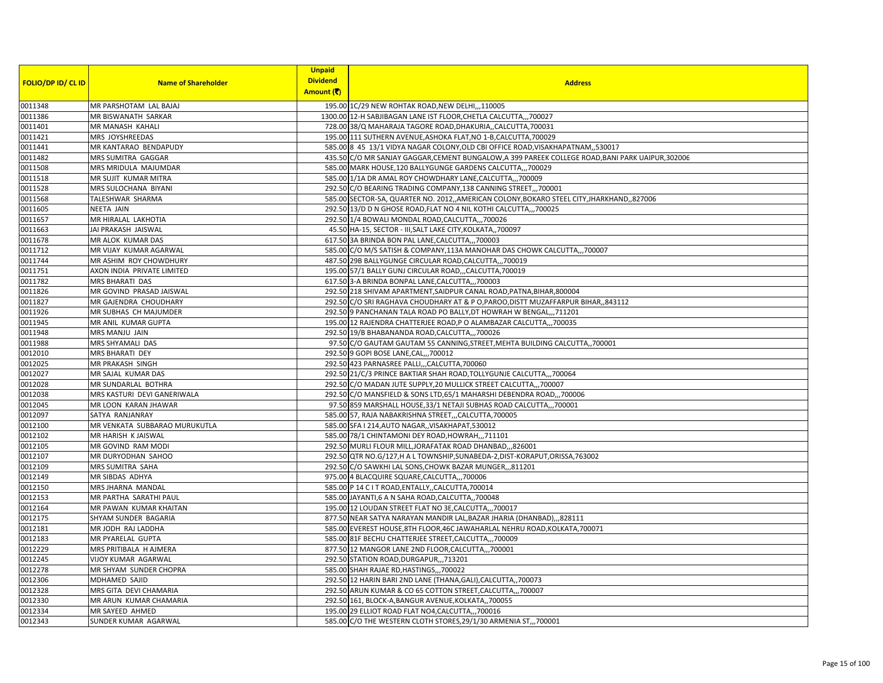| FOLIO/DP ID/ CL ID | Name of Shareholder | Unpaid Dividend Amount (₹) | Address |
|---|---|---|---|
| 0011348 | MR PARSHOTAM LAL BAJAJ | 195.00 | 1C/29 NEW ROHTAK ROAD,NEW DELHI,,,110005 |
| 0011386 | MR BISWANATH SARKAR | 1300.00 | 12-H SABJIBAGAN LANE IST FLOOR,CHETLA CALCUTTA,,,700027 |
| 0011401 | MR MANASH KAHALI | 728.00 | 38/Q MAHARAJA TAGORE ROAD,DHAKURIA,,CALCUTTA,700031 |
| 0011421 | MRS JOYSHREEDAS | 195.00 | 111 SUTHERN AVENUE,ASHOKA FLAT,NO 1-B,CALCUTTA,700029 |
| 0011441 | MR KANTARAO BENDAPUDY | 585.00 | 8 45 13/1 VIDYA NAGAR COLONY,OLD CBI OFFICE ROAD,VISAKHAPATNAM,,530017 |
| 0011482 | MRS SUMITRA GAGGAR | 435.50 | C/O MR SANJAY GAGGAR,CEMENT BUNGALOW,A 399 PAREEK COLLEGE ROAD,BANI PARK UAIPUR,302006 |
| 0011508 | MRS MRIDULA MAJUMDAR | 585.00 | MARK HOUSE,120 BALLYGUNGE GARDENS CALCUTTA,,,700029 |
| 0011518 | MR SUJIT KUMAR MITRA | 585.00 | 1/1A DR AMAL ROY CHOWDHARY LANE,CALCUTTA,,,700009 |
| 0011528 | MRS SULOCHANA BIYANI | 292.50 | C/O BEARING TRADING COMPANY,138 CANNING STREET,,,700001 |
| 0011568 | TALESHWAR SHARMA | 585.00 | SECTOR-5A, QUARTER NO. 2012,,AMERICAN COLONY,BOKARO STEEL CITY,JHARKHAND,,827006 |
| 0011605 | NEETA JAIN | 292.50 | 13/D D N GHOSE ROAD,FLAT NO 4 NIL KOTHI CALCUTTA,,,700025 |
| 0011657 | MR HIRALAL LAKHOTIA | 292.50 | 1/4 BOWALI MONDAL ROAD,CALCUTTA,,,700026 |
| 0011663 | JAI PRAKASH JAISWAL | 45.50 | HA-15, SECTOR - III,SALT LAKE CITY,KOLKATA,,700097 |
| 0011678 | MR ALOK KUMAR DAS | 617.50 | 3A BRINDA BON PAL LANE,CALCUTTA,,,700003 |
| 0011712 | MR VIJAY KUMAR AGARWAL | 585.00 | C/O M/S SATISH & COMPANY,113A MANOHAR DAS CHOWK CALCUTTA,,,700007 |
| 0011744 | MR ASHIM ROY CHOWDHURY | 487.50 | 29B BALLYGUNGE CIRCULAR ROAD,CALCUTTA,,,700019 |
| 0011751 | AXON INDIA PRIVATE LIMITED | 195.00 | 57/1 BALLY GUNJ CIRCULAR ROAD,,,CALCUTTA,700019 |
| 0011782 | MRS BHARATI DAS | 617.50 | 3-A BRINDA BONPAL LANE,CALCUTTA,,,700003 |
| 0011826 | MR GOVIND PRASAD JAISWAL | 292.50 | 218 SHIVAM APARTMENT,SAIDPUR CANAL ROAD,PATNA,BIHAR,800004 |
| 0011827 | MR GAJENDRA CHOUDHARY | 292.50 | C/O SRI RAGHAVA CHOUDHARY AT & P O,PAROO,DISTT MUZAFFARPUR BIHAR,,843112 |
| 0011926 | MR SUBHAS CH MAJUMDER | 292.50 | 9 PANCHANAN TALA ROAD PO BALLY,DT HOWRAH W BENGAL,,,711201 |
| 0011945 | MR ANIL KUMAR GUPTA | 195.00 | 12 RAJENDRA CHATTERJEE ROAD,P O ALAMBAZAR CALCUTTA,,,700035 |
| 0011948 | MRS MANJU JAIN | 292.50 | 19/B BHABANANDA ROAD,CALCUTTA,,,700026 |
| 0011988 | MRS SHYAMALI DAS | 97.50 | C/O GAUTAM GAUTAM 55 CANNING,STREET,MEHTA BUILDING CALCUTTA,,700001 |
| 0012010 | MRS BHARATI DEY | 292.50 | 9 GOPI BOSE LANE,CAL,,,700012 |
| 0012025 | MR PRAKASH SINGH | 292.50 | 423 PARNASREE PALLI,,,CALCUTTA,700060 |
| 0012027 | MR SAJAL KUMAR DAS | 292.50 | 21/C/3 PRINCE BAKTIAR SHAH ROAD,TOLLYGUNJE CALCUTTA,,,700064 |
| 0012028 | MR SUNDARLAL BOTHRA | 292.50 | C/O MADAN JUTE SUPPLY,20 MULLICK STREET CALCUTTA,,,700007 |
| 0012038 | MRS KASTURI DEVI GANERIWALA | 292.50 | C/O MANSFIELD & SONS LTD,65/1 MAHARSHI DEBENDRA ROAD,,,700006 |
| 0012045 | MR LOON KARAN JHAWAR | 97.50 | 859 MARSHALL HOUSE,33/1 NETAJI SUBHAS ROAD CALCUTTA,,,700001 |
| 0012097 | SATYA RANJANRAY | 585.00 | 57, RAJA NABAKRISHNA STREET,,,CALCUTTA,700005 |
| 0012100 | MR VENKATA SUBBARAO MURUKUTLA | 585.00 | SFA I 214,AUTO NAGAR,,VISAKHAPAT,530012 |
| 0012102 | MR HARISH K JAISWAL | 585.00 | 78/1 CHINTAMONI DEY ROAD,HOWRAH,,,711101 |
| 0012105 | MR GOVIND RAM MODI | 292.50 | MURLI FLOUR MILL,JORAFATAK ROAD DHANBAD,,,826001 |
| 0012107 | MR DURYODHAN SAHOO | 292.50 | QTR NO.G/127,H A L TOWNSHIP,SUNABEDA-2,DIST-KORAPUT,ORISSA,763002 |
| 0012109 | MRS SUMITRA SAHA | 292.50 | C/O SAWKHI LAL SONS,CHOWK BAZAR MUNGER,,,811201 |
| 0012149 | MR SIBDAS ADHYA | 975.00 | 4 BLACQUIRE SQUARE,CALCUTTA,,,700006 |
| 0012150 | MRS JHARNA MANDAL | 585.00 | P 14 C I T ROAD,ENTALLY,,CALCUTTA,700014 |
| 0012153 | MR PARTHA SARATHI PAUL | 585.00 | JAYANTI,6 A N SAHA ROAD,CALCUTTA,,700048 |
| 0012164 | MR PAWAN KUMAR KHAITAN | 195.00 | 12 LOUDAN STREET FLAT NO 3E,CALCUTTA,,,700017 |
| 0012175 | SHYAM SUNDER BAGARIA | 877.50 | NEAR SATYA NARAYAN MANDIR LAL,BAZAR JHARIA (DHANBAD),,,828111 |
| 0012181 | MR JODH RAJ LADDHA | 585.00 | EVEREST HOUSE,8TH FLOOR,46C JAWAHARLAL NEHRU ROAD,KOLKATA,700071 |
| 0012183 | MR PYARELAL GUPTA | 585.00 | 81F BECHU CHATTERJEE STREET,CALCUTTA,,,700009 |
| 0012229 | MRS PRITIBALA H AJMERA | 877.50 | 12 MANGOR LANE 2ND FLOOR,CALCUTTA,,,700001 |
| 0012245 | VIJOY KUMAR AGARWAL | 292.50 | STATION ROAD,DURGAPUR,,,713201 |
| 0012278 | MR SHYAM SUNDER CHOPRA | 585.00 | SHAH RAJAE RD,HASTINGS,,,700022 |
| 0012306 | MDHAMED SAJID | 292.50 | 12 HARIN BARI 2ND LANE (THANA,GALI),CALCUTTA,,700073 |
| 0012328 | MRS GITA DEVI CHAMARIA | 292.50 | ARUN KUMAR & CO 65 COTTON STREET,CALCUTTA,,,700007 |
| 0012330 | MR ARUN KUMAR CHAMARIA | 292.50 | 161, BLOCK-A,BANGUR AVENUE,KOLKATA,,700055 |
| 0012334 | MR SAYEED AHMED | 195.00 | 29 ELLIOT ROAD FLAT NO4,CALCUTTA,,,700016 |
| 0012343 | SUNDER KUMAR AGARWAL | 585.00 | C/O THE WESTERN CLOTH STORES,29/1/30 ARMENIA ST,,,700001 |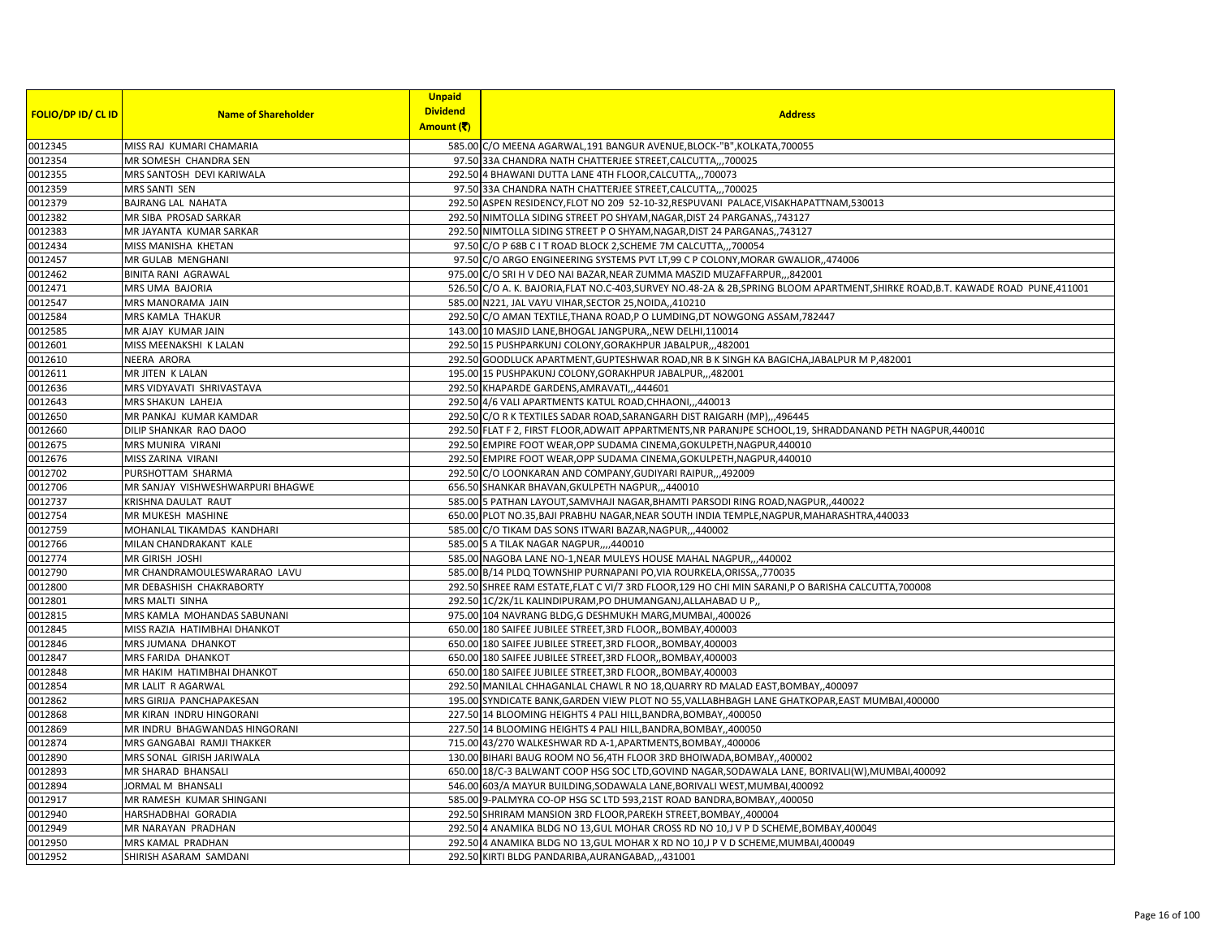| FOLIO/DP ID/ CL ID | Name of Shareholder | Unpaid Dividend Amount (₹) | Address |
|---|---|---|---|
| 0012345 | MISS RAJ KUMARI CHAMARIA | 585.00 | C/O MEENA AGARWAL,191 BANGUR AVENUE,BLOCK-"B",KOLKATA,700055 |
| 0012354 | MR SOMESH CHANDRA SEN | 97.50 | 33A CHANDRA NATH CHATTERJEE STREET,CALCUTTA,,,700025 |
| 0012355 | MRS SANTOSH DEVI KARIWALA | 292.50 | 4 BHAWANI DUTTA LANE 4TH FLOOR,CALCUTTA,,,700073 |
| 0012359 | MRS SANTI SEN | 97.50 | 33A CHANDRA NATH CHATTERJEE STREET,CALCUTTA,,,700025 |
| 0012379 | BAJRANG LAL NAHATA | 292.50 | ASPEN RESIDENCY,FLOT NO 209 52-10-32,RESPUVANI PALACE,VISAKHAPATTNAM,530013 |
| 0012382 | MR SIBA PROSAD SARKAR | 292.50 | NIMTOLLA SIDING STREET PO SHYAM,NAGAR,DIST 24 PARGANAS,,743127 |
| 0012383 | MR JAYANTA KUMAR SARKAR | 292.50 | NIMTOLLA SIDING STREET P O SHYAM,NAGAR,DIST 24 PARGANAS,,743127 |
| 0012434 | MISS MANISHA KHETAN | 97.50 | C/O P 68B C I T ROAD BLOCK 2,SCHEME 7M CALCUTTA,,,700054 |
| 0012457 | MR GULAB MENGHANI | 97.50 | C/O ARGO ENGINEERING SYSTEMS PVT LT,99 C P COLONY,MORAR GWALIOR,,474006 |
| 0012462 | BINITA RANI AGRAWAL | 975.00 | C/O SRI H V DEO NAI BAZAR,NEAR ZUMMA MASZID MUZAFFARPUR,,,842001 |
| 0012471 | MRS UMA BAJORIA | 526.50 | C/O A. K. BAJORIA,FLAT NO.C-403,SURVEY NO.48-2A & 2B,SPRING BLOOM APARTMENT,SHIRKE ROAD,B.T. KAWADE ROAD PUNE,411001 |
| 0012547 | MRS MANORAMA JAIN | 585.00 | N221, JAL VAYU VIHAR,SECTOR 25,NOIDA,,410210 |
| 0012584 | MRS KAMLA THAKUR | 292.50 | C/O AMAN TEXTILE,THANA ROAD,P O LUMDING,DT NOWGONG ASSAM,782447 |
| 0012585 | MR AJAY KUMAR JAIN | 143.00 | 10 MASJID LANE,BHOGAL JANGPURA,,NEW DELHI,110014 |
| 0012601 | MISS MEENAKSHI K LALAN | 292.50 | 15 PUSHPARKUNJ COLONY,GORAKHPUR JABALPUR,,,482001 |
| 0012610 | NEERA ARORA | 292.50 | GOODLUCK APARTMENT,GUPTESHWAR ROAD,NR B K SINGH KA BAGICHA,JABALPUR M P,482001 |
| 0012611 | MR JITEN K LALAN | 195.00 | 15 PUSHPAKUNJ COLONY,GORAKHPUR JABALPUR,,,482001 |
| 0012636 | MRS VIDYAVATI SHRIVASTAVA | 292.50 | KHAPARDE GARDENS,AMRAVATI,,,444601 |
| 0012643 | MRS SHAKUN LAHEJA | 292.50 | 4/6 VALI APARTMENTS KATUL ROAD,CHHAONI,,,440013 |
| 0012650 | MR PANKAJ KUMAR KAMDAR | 292.50 | C/O R K TEXTILES SADAR ROAD,SARANGARH DIST RAIGARH (MP),,,496445 |
| 0012660 | DILIP SHANKAR RAO DAOO | 292.50 | FLAT F 2, FIRST FLOOR,ADWAIT APPARTMENTS,NR PARANJPE SCHOOL,19, SHRADDANAND PETH NAGPUR,440010 |
| 0012675 | MRS MUNIRA VIRANI | 292.50 | EMPIRE FOOT WEAR,OPP SUDAMA CINEMA,GOKULPETH,NAGPUR,440010 |
| 0012676 | MISS ZARINA VIRANI | 292.50 | EMPIRE FOOT WEAR,OPP SUDAMA CINEMA,GOKULPETH,NAGPUR,440010 |
| 0012702 | PURSHOTTAM SHARMA | 292.50 | C/O LOONKARAN AND COMPANY,GUDIYARI RAIPUR,,,492009 |
| 0012706 | MR SANJAY VISHWESHWARPURI BHAGWE | 656.50 | SHANKAR BHAVAN,GKULPETH NAGPUR,,,440010 |
| 0012737 | KRISHNA DAULAT RAUT | 585.00 | 5 PATHAN LAYOUT,SAMVHAJI NAGAR,BHAMTI PARSODI RING ROAD,NAGPUR,,440022 |
| 0012754 | MR MUKESH MASHINE | 650.00 | PLOT NO.35,BAJI PRABHU NAGAR,NEAR SOUTH INDIA TEMPLE,NAGPUR,MAHARASHTRA,440033 |
| 0012759 | MOHANLAL TIKAMDAS KANDHARI | 585.00 | C/O TIKAM DAS SONS ITWARI BAZAR,NAGPUR,,,440002 |
| 0012766 | MILAN CHANDRAKANT KALE | 585.00 | 5 A TILAK NAGAR NAGPUR,,,,440010 |
| 0012774 | MR GIRISH JOSHI | 585.00 | NAGOBA LANE NO-1,NEAR MULEYS HOUSE MAHAL NAGPUR,,,440002 |
| 0012790 | MR CHANDRAMOULESWARARAO LAVU | 585.00 | B/14 PLDQ TOWNSHIP PURNAPANI PO,VIA ROURKELA,ORISSA,,770035 |
| 0012800 | MR DEBASHISH CHAKRABORTY | 292.50 | SHREE RAM ESTATE,FLAT C VI/7 3RD FLOOR,129 HO CHI MIN SARANI,P O BARISHA CALCUTTA,700008 |
| 0012801 | MRS MALTI SINHA | 292.50 | 1C/2K/1L KALINDIPURAM,PO DHUMANGANJ,ALLAHABAD U P,, |
| 0012815 | MRS KAMLA MOHANDAS SABUNANI | 975.00 | 104 NAVRANG BLDG,G DESHMUKH MARG,MUMBAI,,400026 |
| 0012845 | MISS RAZIA HATIMBHAI DHANKOT | 650.00 | 180 SAIFEE JUBILEE STREET,3RD FLOOR,,BOMBAY,400003 |
| 0012846 | MRS JUMANA DHANKOT | 650.00 | 180 SAIFEE JUBILEE STREET,3RD FLOOR,,BOMBAY,400003 |
| 0012847 | MRS FARIDA DHANKOT | 650.00 | 180 SAIFEE JUBILEE STREET,3RD FLOOR,,BOMBAY,400003 |
| 0012848 | MR HAKIM HATIMBHAI DHANKOT | 650.00 | 180 SAIFEE JUBILEE STREET,3RD FLOOR,,BOMBAY,400003 |
| 0012854 | MR LALIT R AGARWAL | 292.50 | MANILAL CHHAGANLAL CHAWL R NO 18,QUARRY RD MALAD EAST,BOMBAY,,400097 |
| 0012862 | MRS GIRIJA PANCHAPAKESAN | 195.00 | SYNDICATE BANK,GARDEN VIEW PLOT NO 55,VALLABHBAGH LANE GHATKOPAR,EAST MUMBAI,400000 |
| 0012868 | MR KIRAN INDRU HINGORANI | 227.50 | 14 BLOOMING HEIGHTS 4 PALI HILL,BANDRA,BOMBAY,,400050 |
| 0012869 | MR INDRU BHAGWANDAS HINGORANI | 227.50 | 14 BLOOMING HEIGHTS 4 PALI HILL,BANDRA,BOMBAY,,400050 |
| 0012874 | MRS GANGABAI RAMJI THAKKER | 715.00 | 43/270 WALKESHWAR RD A-1,APARTMENTS,BOMBAY,,400006 |
| 0012890 | MRS SONAL GIRISH JARIWALA | 130.00 | BIHARI BAUG ROOM NO 56,4TH FLOOR 3RD BHOIWADA,BOMBAY,,400002 |
| 0012893 | MR SHARAD BHANSALI | 650.00 | 18/C-3 BALWANT COOP HSG SOC LTD,GOVIND NAGAR,SODAWALA LANE, BORIVALI(W),MUMBAI,400092 |
| 0012894 | JORMAL M BHANSALI | 546.00 | 603/A MAYUR BUILDING,SODAWALA LANE,BORIVALI WEST,MUMBAI,400092 |
| 0012917 | MR RAMESH KUMAR SHINGANI | 585.00 | 9-PALMYRA CO-OP HSG SC LTD 593,21ST ROAD BANDRA,BOMBAY,,400050 |
| 0012940 | HARSHADBHAI GORADIA | 292.50 | SHRIRAM MANSION 3RD FLOOR,PAREKH STREET,BOMBAY,,400004 |
| 0012949 | MR NARAYAN PRADHAN | 292.50 | 4 ANAMIKA BLDG NO 13,GUL MOHAR CROSS RD NO 10,J V P D SCHEME,BOMBAY,400049 |
| 0012950 | MRS KAMAL PRADHAN | 292.50 | 4 ANAMIKA BLDG NO 13,GUL MOHAR X RD NO 10,J P V D SCHEME,MUMBAI,400049 |
| 0012952 | SHIRISH ASARAM SAMDANI | 292.50 | KIRTI BLDG PANDARIBA,AURANGABAD,,,431001 |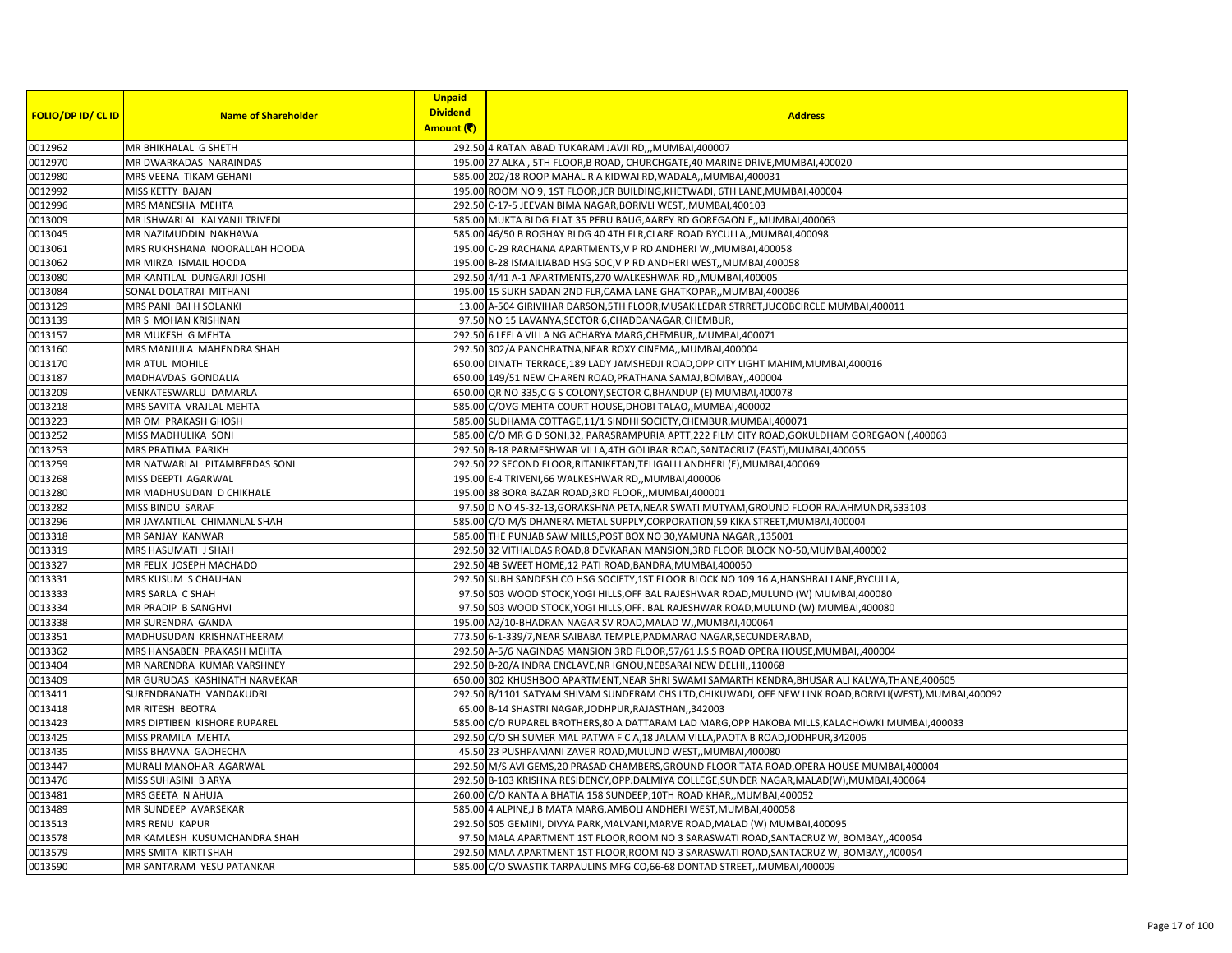| FOLIO/DP ID/ CL ID | Name of Shareholder | Unpaid Dividend Amount (₹) | Address |
|---|---|---|---|
| 0012962 | MR BHIKHALAL G SHETH | 292.50 | 4 RATAN ABAD TUKARAM JAVJI RD,,,MUMBAI,400007 |
| 0012970 | MR DWARKADAS NARAINDAS | 195.00 | 27 ALKA , 5TH FLOOR,B ROAD, CHURCHGATE,40 MARINE DRIVE,MUMBAI,400020 |
| 0012980 | MRS VEENA TIKAM GEHANI | 585.00 | 202/18 ROOP MAHAL R A KIDWAI RD,WADALA,,MUMBAI,400031 |
| 0012992 | MISS KETTY BAJAN | 195.00 | ROOM NO 9, 1ST FLOOR,JER BUILDING,KHETWADI, 6TH LANE,MUMBAI,400004 |
| 0012996 | MRS MANESHA MEHTA | 292.50 | C-17-5 JEEVAN BIMA NAGAR,BORIVLI WEST,,MUMBAI,400103 |
| 0013009 | MR ISHWARLAL KALYANJI TRIVEDI | 585.00 | MUKTA BLDG FLAT 35 PERU BAUG,AAREY RD GOREGAON E,,MUMBAI,400063 |
| 0013045 | MR NAZIMUDDIN NAKHAWA | 585.00 | 46/50 B ROGHAY BLDG 40 4TH FLR,CLARE ROAD BYCULLA,,MUMBAI,400098 |
| 0013061 | MRS RUKHSHANA NOORALLAH HOODA | 195.00 | C-29 RACHANA APARTMENTS,V P RD ANDHERI W,,MUMBAI,400058 |
| 0013062 | MR MIRZA ISMAIL HOODA | 195.00 | B-28 ISMAILIABAD HSG SOC,V P RD ANDHERI WEST,,MUMBAI,400058 |
| 0013080 | MR KANTILAL DUNGARJI JOSHI | 292.50 | 4/41 A-1 APARTMENTS,270 WALKESHWAR RD,,MUMBAI,400005 |
| 0013084 | SONAL DOLATRAI MITHANI | 195.00 | 15 SUKH SADAN 2ND FLR,CAMA LANE GHATKOPAR,,MUMBAI,400086 |
| 0013129 | MRS PANI BAI H SOLANKI | 13.00 | A-504 GIRIVIHAR DARSON,5TH FLOOR,MUSAKILEDAR STRRET,JUCOBCIRCLE MUMBAI,400011 |
| 0013139 | MR S MOHAN KRISHNAN | 97.50 | NO 15 LAVANYA,SECTOR 6,CHADDANAGAR,CHEMBUR, |
| 0013157 | MR MUKESH G MEHTA | 292.50 | 6 LEELA VILLA NG ACHARYA MARG,CHEMBUR,,MUMBAI,400071 |
| 0013160 | MRS MANJULA MAHENDRA SHAH | 292.50 | 302/A PANCHRATNA,NEAR ROXY CINEMA,,MUMBAI,400004 |
| 0013170 | MR ATUL MOHILE | 650.00 | DINATH TERRACE,189 LADY JAMSHEDJI ROAD,OPP CITY LIGHT MAHIM,MUMBAI,400016 |
| 0013187 | MADHAVDAS GONDALIA | 650.00 | 149/51 NEW CHAREN ROAD,PRATHANA SAMAJ,BOMBAY,,400004 |
| 0013209 | VENKATESWARLU DAMARLA | 650.00 | QR NO 335,C G S COLONY,SECTOR C,BHANDUP (E) MUMBAI,400078 |
| 0013218 | MRS SAVITA VRAJLAL MEHTA | 585.00 | C/OVG MEHTA COURT HOUSE,DHOBI TALAO,,MUMBAI,400002 |
| 0013223 | MR OM PRAKASH GHOSH | 585.00 | SUDHAMA COTTAGE,11/1 SINDHI SOCIETY,CHEMBUR,MUMBAI,400071 |
| 0013252 | MISS MADHULIKA SONI | 585.00 | C/O MR G D SONI,32, PARASRAMPURIA APTT,222 FILM CITY ROAD,GOKULDHAM GOREGAON (,400063 |
| 0013253 | MRS PRATIMA PARIKH | 292.50 | B-18 PARMESHWAR VILLA,4TH GOLIBAR ROAD,SANTACRUZ (EAST),MUMBAI,400055 |
| 0013259 | MR NATWARLAL PITAMBERDAS SONI | 292.50 | 22 SECOND FLOOR,RITANIKETAN,TELIGALLI ANDHERI (E),MUMBAI,400069 |
| 0013268 | MISS DEEPTI AGARWAL | 195.00 | E-4 TRIVENI,66 WALKESHWAR RD,,MUMBAI,400006 |
| 0013280 | MR MADHUSUDAN D CHIKHALE | 195.00 | 38 BORA BAZAR ROAD,3RD FLOOR,,MUMBAI,400001 |
| 0013282 | MISS BINDU SARAF | 97.50 | D NO 45-32-13,GORAKSHNA PETA,NEAR SWATI MUTYAM,GROUND FLOOR RAJAHMUNDR,533103 |
| 0013296 | MR JAYANTILAL CHIMANLAL SHAH | 585.00 | C/O M/S DHANERA METAL SUPPLY,CORPORATION,59 KIKA STREET,MUMBAI,400004 |
| 0013318 | MR SANJAY KANWAR | 585.00 | THE PUNJAB SAW MILLS,POST BOX NO 30,YAMUNA NAGAR,,135001 |
| 0013319 | MRS HASUMATI J SHAH | 292.50 | 32 VITHALDAS ROAD,8 DEVKARAN MANSION,3RD FLOOR BLOCK NO-50,MUMBAI,400002 |
| 0013327 | MR FELIX JOSEPH MACHADO | 292.50 | 4B SWEET HOME,12 PATI ROAD,BANDRA,MUMBAI,400050 |
| 0013331 | MRS KUSUM S CHAUHAN | 292.50 | SUBH SANDESH CO HSG SOCIETY,1ST FLOOR BLOCK NO 109 16 A,HANSHRAJ LANE,BYCULLA, |
| 0013333 | MRS SARLA C SHAH | 97.50 | 503 WOOD STOCK,YOGI HILLS,OFF BAL RAJESHWAR ROAD,MULUND (W) MUMBAI,400080 |
| 0013334 | MR PRADIP B SANGHVI | 97.50 | 503 WOOD STOCK,YOGI HILLS,OFF. BAL RAJESHWAR ROAD,MULUND (W) MUMBAI,400080 |
| 0013338 | MR SURENDRA GANDA | 195.00 | A2/10-BHADRAN NAGAR SV ROAD,MALAD W,,MUMBAI,400064 |
| 0013351 | MADHUSUDAN KRISHNATHEERAM | 773.50 | 6-1-339/7,NEAR SAIBABA TEMPLE,PADMARAO NAGAR,SECUNDERABAD, |
| 0013362 | MRS HANSABEN PRAKASH MEHTA | 292.50 | A-5/6 NAGINDAS MANSION 3RD FLOOR,57/61 J.S.S ROAD OPERA HOUSE,MUMBAI,,400004 |
| 0013404 | MR NARENDRA KUMAR VARSHNEY | 292.50 | B-20/A INDRA ENCLAVE,NR IGNOU,NEBSARAI NEW DELHI,,110068 |
| 0013409 | MR GURUDAS KASHINATH NARVEKAR | 650.00 | 302 KHUSHBOO APARTMENT,NEAR SHRI SWAMI SAMARTH KENDRA,BHUSAR ALI KALWA,THANE,400605 |
| 0013411 | SURENDRANATH VANDAKUDRI | 292.50 | B/1101 SATYAM SHIVAM SUNDERAM CHS LTD,CHIKUWADI, OFF NEW LINK ROAD,BORIVLI(WEST),MUMBAI,400092 |
| 0013418 | MR RITESH BEOTRA | 65.00 | B-14 SHASTRI NAGAR,JODHPUR,RAJASTHAN,,342003 |
| 0013423 | MRS DIPTIBEN KISHORE RUPAREL | 585.00 | C/O RUPAREL BROTHERS,80 A DATTARAM LAD MARG,OPP HAKOBA MILLS,KALACHOWKI MUMBAI,400033 |
| 0013425 | MISS PRAMILA MEHTA | 292.50 | C/O SH SUMER MAL PATWA F C A,18 JALAM VILLA,PAOTA B ROAD,JODHPUR,342006 |
| 0013435 | MISS BHAVNA GADHECHA | 45.50 | 23 PUSHPAMANI ZAVER ROAD,MULUND WEST,,MUMBAI,400080 |
| 0013447 | MURALI MANOHAR AGARWAL | 292.50 | M/S AVI GEMS,20 PRASAD CHAMBERS,GROUND FLOOR TATA ROAD,OPERA HOUSE MUMBAI,400004 |
| 0013476 | MISS SUHASINI B ARYA | 292.50 | B-103 KRISHNA RESIDENCY,OPP.DALMIYA COLLEGE,SUNDER NAGAR,MALAD(W),MUMBAI,400064 |
| 0013481 | MRS GEETA N AHUJA | 260.00 | C/O KANTA A BHATIA 158 SUNDEEP,10TH ROAD KHAR,,MUMBAI,400052 |
| 0013489 | MR SUNDEEP AVARSEKAR | 585.00 | 4 ALPINE,J B MATA MARG,AMBOLI ANDHERI WEST,MUMBAI,400058 |
| 0013513 | MRS RENU KAPUR | 292.50 | 505 GEMINI, DIVYA PARK,MALVANI,MARVE ROAD,MALAD (W) MUMBAI,400095 |
| 0013578 | MR KAMLESH KUSUMCHANDRA SHAH | 97.50 | MALA APARTMENT 1ST FLOOR,ROOM NO 3 SARASWATI ROAD,SANTACRUZ W, BOMBAY,,400054 |
| 0013579 | MRS SMITA KIRTI SHAH | 292.50 | MALA APARTMENT 1ST FLOOR,ROOM NO 3 SARASWATI ROAD,SANTACRUZ W, BOMBAY,,400054 |
| 0013590 | MR SANTARAM YESU PATANKAR | 585.00 | C/O SWASTIK TARPAULINS MFG CO,66-68 DONTAD STREET,,MUMBAI,400009 |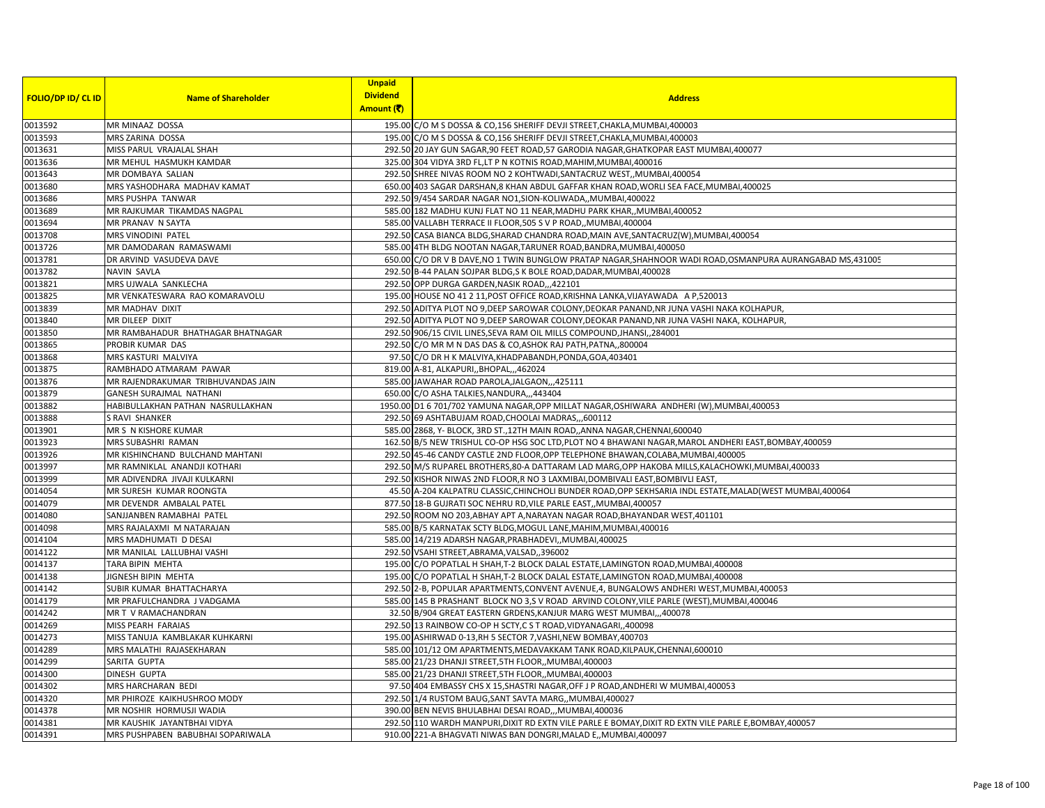| FOLIO/DP ID/ CL ID | Name of Shareholder | Unpaid Dividend Amount (₹) | Address |
|---|---|---|---|
| 0013592 | MR MINAAZ DOSSA | 195.00 | C/O M S DOSSA & CO,156 SHERIFF DEVJI STREET,CHAKLA,MUMBAI,400003 |
| 0013593 | MRS ZARINA DOSSA | 195.00 | C/O M S DOSSA & CO,156 SHERIFF DEVJI STREET,CHAKLA,MUMBAI,400003 |
| 0013631 | MISS PARUL VRAJALAL SHAH | 292.50 | 20 JAY GUN SAGAR,90 FEET ROAD,57 GARODIA NAGAR,GHATKOPAR EAST MUMBAI,400077 |
| 0013636 | MR MEHUL HASMUKH KAMDAR | 325.00 | 304 VIDYA 3RD FL,LT P N KOTNIS ROAD,MAHIM,MUMBAI,400016 |
| 0013643 | MR DOMBAYA SALIAN | 292.50 | SHREE NIVAS ROOM NO 2 KOHTWADI,SANTACRUZ WEST,,MUMBAI,400054 |
| 0013680 | MRS YASHODHARA MADHAV KAMAT | 650.00 | 403 SAGAR DARSHAN,8 KHAN ABDUL GAFFAR KHAN ROAD,WORLI SEA FACE,MUMBAI,400025 |
| 0013686 | MRS PUSHPA TANWAR | 292.50 | 9/454 SARDAR NAGAR NO1,SION-KOLIWADA,,MUMBAI,400022 |
| 0013689 | MR RAJKUMAR TIKAMDAS NAGPAL | 585.00 | 182 MADHU KUNJ FLAT NO 11 NEAR,MADHU PARK KHAR,,MUMBAI,400052 |
| 0013694 | MR PRANAV N SAYTA | 585.00 | VALLABH TERRACE II FLOOR,505 S V P ROAD,,MUMBAI,400004 |
| 0013708 | MRS VINODINI PATEL | 292.50 | CASA BIANCA BLDG,SHARAD CHANDRA ROAD,MAIN AVE,SANTACRUZ(W),MUMBAI,400054 |
| 0013726 | MR DAMODARAN RAMASWAMI | 585.00 | 4TH BLDG NOOTAN NAGAR,TARUNER ROAD,BANDRA,MUMBAI,400050 |
| 0013781 | DR ARVIND VASUDEVA DAVE | 650.00 | C/O DR V B DAVE,NO 1 TWIN BUNGLOW PRATAP NAGAR,SHAHNOOR WADI ROAD,OSMANPURA AURANGABAD MS,431005 |
| 0013782 | NAVIN SAVLA | 292.50 | B-44 PALAN SOJPAR BLDG,S K BOLE ROAD,DADAR,MUMBAI,400028 |
| 0013821 | MRS UJWALA SANKLECHA | 292.50 | OPP DURGA GARDEN,NASIK ROAD,,,422101 |
| 0013825 | MR VENKATESWARA RAO KOMARAVOLU | 195.00 | HOUSE NO 41 2 11,POST OFFICE ROAD,KRISHNA LANKA,VIJAYAWADA A P,520013 |
| 0013839 | MR MADHAV DIXIT | 292.50 | ADITYA PLOT NO 9,DEEP SAROWAR COLONY,DEOKAR PANAND,NR JUNA VASHI NAKA KOLHAPUR, |
| 0013840 | MR DILEEP DIXIT | 292.50 | ADITYA PLOT NO 9,DEEP SAROWAR COLONY,DEOKAR PANAND,NR JUNA VASHI NAKA, KOLHAPUR, |
| 0013850 | MR RAMBAHADUR BHATHAGAR BHATNAGAR | 292.50 | 906/15 CIVIL LINES,SEVA RAM OIL MILLS COMPOUND,JHANSI,,284001 |
| 0013865 | PROBIR KUMAR DAS | 292.50 | C/O MR M N DAS DAS & CO,ASHOK RAJ PATH,PATNA,,800004 |
| 0013868 | MRS KASTURI MALVIYA | 97.50 | C/O DR H K MALVIYA,KHADPABANDH,PONDA,GOA,403401 |
| 0013875 | RAMBHADO ATMARAM PAWAR | 819.00 | A-81, ALKAPURI,,BHOPAL,,,462024 |
| 0013876 | MR RAJENDRAKUMAR TRIBHUVANDAS JAIN | 585.00 | JAWAHAR ROAD PAROLA,JALGAON,,,425111 |
| 0013879 | GANESH SURAJMAL NATHANI | 650.00 | C/O ASHA TALKIES,NANDURA,,,443404 |
| 0013882 | HABIBULLAKHAN PATHAN NASRULLAKHAN | 1950.00 | D1 6 701/702 YAMUNA NAGAR,OPP MILLAT NAGAR,OSHIWARA ANDHERI (W),MUMBAI,400053 |
| 0013888 | S RAVI SHANKER | 292.50 | 69 ASHTABUJAM ROAD,CHOOLAI MADRAS,,,600112 |
| 0013901 | MR S N KISHORE KUMAR | 585.00 | 2868, Y- BLOCK, 3RD ST.,12TH MAIN ROAD,,ANNA NAGAR,CHENNAI,600040 |
| 0013923 | MRS SUBASHRI RAMAN | 162.50 | B/5 NEW TRISHUL CO-OP HSG SOC LTD,PLOT NO 4 BHAWANI NAGAR,MAROL ANDHERI EAST,BOMBAY,400059 |
| 0013926 | MR KISHINCHAND BULCHAND MAHTANI | 292.50 | 45-46 CANDY CASTLE 2ND FLOOR,OPP TELEPHONE BHAWAN,COLABA,MUMBAI,400005 |
| 0013997 | MR RAMNIKLAL ANANDJI KOTHARI | 292.50 | M/S RUPAREL BROTHERS,80-A DATTARAM LAD MARG,OPP HAKOBA MILLS,KALACHOWKI,MUMBAI,400033 |
| 0013999 | MR ADIVENDRA JIVAJI KULKARNI | 292.50 | KISHOR NIWAS 2ND FLOOR,R NO 3 LAXMIBAI,DOMBIVALI EAST,BOMBIVLI EAST, |
| 0014054 | MR SURESH KUMAR ROONGTA | 45.50 | A-204 KALPATRU CLASSIC,CHINCHOLI BUNDER ROAD,OPP SEKHSARIA INDL ESTATE,MALAD(WEST MUMBAI,400064 |
| 0014079 | MR DEVENDR AMBALAL PATEL | 877.50 | 18-B GUJRATI SOC NEHRU RD,VILE PARLE EAST,,MUMBAI,400057 |
| 0014080 | SANJJANBEN RAMABHAI PATEL | 292.50 | ROOM NO 203,ABHAY APT A,NARAYAN NAGAR ROAD,BHAYANDAR WEST,401101 |
| 0014098 | MRS RAJALAXMI M NATARAJAN | 585.00 | B/5 KARNATAK SCTY BLDG,MOGUL LANE,MAHIM,MUMBAI,400016 |
| 0014104 | MRS MADHUMATI D DESAI | 585.00 | 14/219 ADARSH NAGAR,PRABHADEVI,,MUMBAI,400025 |
| 0014122 | MR MANILAL LALLUBHAI VASHI | 292.50 | VSAHI STREET,ABRAMA,VALSAD,,396002 |
| 0014137 | TARA BIPIN MEHTA | 195.00 | C/O POPATLAL H SHAH,T-2 BLOCK DALAL ESTATE,LAMINGTON ROAD,MUMBAI,400008 |
| 0014138 | JIGNESH BIPIN MEHTA | 195.00 | C/O POPATLAL H SHAH,T-2 BLOCK DALAL ESTATE,LAMINGTON ROAD,MUMBAI,400008 |
| 0014142 | SUBIR KUMAR BHATTACHARYA | 292.50 | 2-B, POPULAR APARTMENTS,CONVENT AVENUE,4, BUNGALOWS ANDHERI WEST,MUMBAI,400053 |
| 0014179 | MR PRAFULCHANDRA J VADGAMA | 585.00 | 145 B PRASHANT BLOCK NO 3,S V ROAD ARVIND COLONY,VILE PARLE (WEST),MUMBAI,400046 |
| 0014242 | MR T V RAMACHANDRAN | 32.50 | B/904 GREAT EASTERN GRDENS,KANJUR MARG WEST MUMBAI,,,400078 |
| 0014269 | MISS PEARH FARAIAS | 292.50 | 13 RAINBOW CO-OP H SCTY,C S T ROAD,VIDYANAGARI,,400098 |
| 0014273 | MISS TANUJA KAMBLAKAR KUHKARNI | 195.00 | ASHIRWAD 0-13,RH 5 SECTOR 7,VASHI,NEW BOMBAY,400703 |
| 0014289 | MRS MALATHI RAJASEKHARAN | 585.00 | 101/12 OM APARTMENTS,MEDAVAKKAM TANK ROAD,KILPAUK,CHENNAI,600010 |
| 0014299 | SARITA GUPTA | 585.00 | 21/23 DHANJI STREET,5TH FLOOR,,MUMBAI,400003 |
| 0014300 | DINESH GUPTA | 585.00 | 21/23 DHANJI STREET,5TH FLOOR,,MUMBAI,400003 |
| 0014302 | MRS HARCHARAN BEDI | 97.50 | 404 EMBASSY CHS X 15,SHASTRI NAGAR,OFF J P ROAD,ANDHERI W MUMBAI,400053 |
| 0014320 | MR PHIROZE KAIKHUSHROO MODY | 292.50 | 1/4 RUSTOM BAUG,SANT SAVTA MARG,,MUMBAI,400027 |
| 0014378 | MR NOSHIR HORMUSJI WADIA | 390.00 | BEN NEVIS BHULABHAI DESAI ROAD,,,MUMBAI,400036 |
| 0014381 | MR KAUSHIK JAYANTBHAI VIDYA | 292.50 | 110 WARDH MANPURI,DIXIT RD EXTN VILE PARLE E BOMAY,DIXIT RD EXTN VILE PARLE E,BOMBAY,400057 |
| 0014391 | MRS PUSHPABEN BABUBHAI SOPARIWALA | 910.00 | 221-A BHAGVATI NIWAS BAN DONGRI,MALAD E,,MUMBAI,400097 |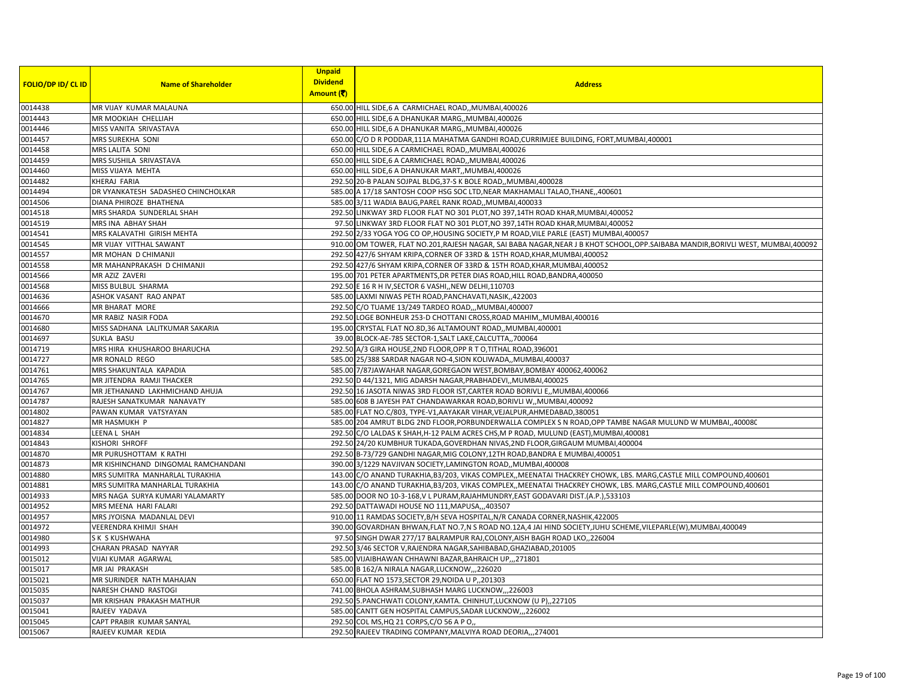| FOLIO/DP ID/ CL ID | Name of Shareholder | Unpaid Dividend Amount (₹) | Address |
|---|---|---|---|
| 0014438 | MR VIJAY KUMAR MALAUNA | 650.00 | HILL SIDE,6 A CARMICHAEL ROAD,,MUMBAI,400026 |
| 0014443 | MR MOOKIAH CHELLIAH | 650.00 | HILL SIDE,6 A DHANUKAR MARG,,MUMBAI,400026 |
| 0014446 | MISS VANITA SRIVASTAVA | 650.00 | HILL SIDE,6 A DHANUKAR MARG,,MUMBAI,400026 |
| 0014457 | MRS SUREKHA SONI | 650.00 | C/O D R PODDAR,111A MAHATMA GANDHI ROAD,CURRIMJEE BUILDING, FORT,MUMBAI,400001 |
| 0014458 | MRS LALITA SONI | 650.00 | HILL SIDE,6 A CARMICHAEL ROAD,,MUMBAI,400026 |
| 0014459 | MRS SUSHILA SRIVASTAVA | 650.00 | HILL SIDE,6 A CARMICHAEL ROAD,,MUMBAI,400026 |
| 0014460 | MISS VIJAYA MEHTA | 650.00 | HILL SIDE,6 A DHANUKAR MART,,MUMBAI,400026 |
| 0014482 | KHERAJ FARIA | 292.50 | 20-B PALAN SOJPAL BLDG,37-S K BOLE ROAD,,MUMBAI,400028 |
| 0014494 | DR VYANKATESH SADASHEO CHINCHOLKAR | 585.00 | A 17/18 SANTOSH COOP HSG SOC LTD,NEAR MAKHAMALI TALAO,THANE,,400601 |
| 0014506 | DIANA PHIROZE BHATHENA | 585.00 | 3/11 WADIA BAUG,PAREL RANK ROAD,,MUMBAI,400033 |
| 0014518 | MRS SHARDA SUNDERLAL SHAH | 292.50 | LINKWAY 3RD FLOOR FLAT NO 301 PLOT,NO 397,14TH ROAD KHAR,MUMBAI,400052 |
| 0014519 | MRS INA ABHAY SHAH | 97.50 | LINKWAY 3RD FLOOR FLAT NO 301 PLOT,NO 397,14TH ROAD KHAR,MUMBAI,400052 |
| 0014541 | MRS KALAVATHI GIRISH MEHTA | 292.50 | 2/33 YOGA YOG CO OP,HOUSING SOCIETY,P M ROAD,VILE PARLE (EAST) MUMBAI,400057 |
| 0014545 | MR VIJAY VITTHAL SAWANT | 910.00 | OM TOWER, FLAT NO.201,RAJESH NAGAR, SAI BABA NAGAR,NEAR J B KHOT SCHOOL,OPP.SAIBABA MANDIR,BORIVLI WEST, MUMBAI,400092 |
| 0014557 | MR MOHAN D CHIMANJI | 292.50 | 427/6 SHYAM KRIPA,CORNER OF 33RD & 15TH ROAD,KHAR,MUMBAI,400052 |
| 0014558 | MR MAHANPRAKASH D CHIMANJI | 292.50 | 427/6 SHYAM KRIPA,CORNER OF 33RD & 15TH ROAD,KHAR,MUMBAI,400052 |
| 0014566 | MR AZIZ ZAVERI | 195.00 | 701 PETER APARTMENTS,DR PETER DIAS ROAD,HILL ROAD,BANDRA,400050 |
| 0014568 | MISS BULBUL SHARMA | 292.50 | E 16 R H IV,SECTOR 6 VASHI,,NEW DELHI,110703 |
| 0014636 | ASHOK VASANT RAO ANPAT | 585.00 | LAXMI NIWAS PETH ROAD,PANCHAVATI,NASIK,,422003 |
| 0014666 | MR BHARAT MORE | 292.50 | C/O TUAME 13/249 TARDEO ROAD,,,MUMBAI,400007 |
| 0014670 | MR RABIZ NASIR FODA | 292.50 | LOGE BONHEUR 253-D CHOTTANI CROSS,ROAD MAHIM,,MUMBAI,400016 |
| 0014680 | MISS SADHANA LALITKUMAR SAKARIA | 195.00 | CRYSTAL FLAT NO.8D,36 ALTAMOUNT ROAD,,MUMBAI,400001 |
| 0014697 | SUKLA BASU | 39.00 | BLOCK-AE-785 SECTOR-1,SALT LAKE,CALCUTTA,,700064 |
| 0014719 | MRS HIRA KHUSHAROO BHARUCHA | 292.50 | A/3 GIRA HOUSE,2ND FLOOR,OPP R T O,TITHAL ROAD,396001 |
| 0014727 | MR RONALD REGO | 585.00 | 25/388 SARDAR NAGAR NO-4,SION KOLIWADA,,MUMBAI,400037 |
| 0014761 | MRS SHAKUNTALA KAPADIA | 585.00 | 7/87JAWAHAR NAGAR,GOREGAON WEST,BOMBAY,BOMBAY 400062,400062 |
| 0014765 | MR JITENDRA RAMJI THACKER | 292.50 | D 44/1321, MIG ADARSH NAGAR,PRABHADEVI,,MUMBAI,400025 |
| 0014767 | MR JETHANAND LAKHMICHAND AHUJA | 292.50 | 16 JASOTA NIWAS 3RD FLOOR IST,CARTER ROAD BORIVLI E,,MUMBAI,400066 |
| 0014787 | RAJESH SANATKUMAR NANAVATY | 585.00 | 608 B JAYESH PAT CHANDAWARKAR ROAD,BORIVLI W,,MUMBAI,400092 |
| 0014802 | PAWAN KUMAR VATSYAYAN | 585.00 | FLAT NO.C/803, TYPE-V1,AAYAKAR VIHAR,VEJALPUR,AHMEDABAD,380051 |
| 0014827 | MR HASMUKH P | 585.00 | 204 AMRUT BLDG 2ND FLOOR,PORBUNDERWALLA COMPLEX S N ROAD,OPP TAMBE NAGAR MULUND W MUMBAI,,40008C |
| 0014834 | LEENA L SHAH | 292.50 | C/O LALDAS K SHAH,H-12 PALM ACRES CHS,M P ROAD, MULUND (EAST),MUMBAI,400081 |
| 0014843 | KISHORI SHROFF | 292.50 | 24/20 KUMBHUR TUKADA,GOVERDHAN NIVAS,2ND FLOOR,GIRGAUM MUMBAI,400004 |
| 0014870 | MR PURUSHOTTAM K RATHI | 292.50 | B-73/729 GANDHI NAGAR,MIG COLONY,12TH ROAD,BANDRA E MUMBAI,400051 |
| 0014873 | MR KISHINCHAND DINGOMAL RAMCHANDANI | 390.00 | 3/1229 NAVJIVAN SOCIETY,LAMINGTON ROAD,,MUMBAI,400008 |
| 0014880 | MRS SUMITRA MANHARLAL TURAKHIA | 143.00 | C/O ANAND TURAKHIA,B3/203, VIKAS COMPLEX,,MEENATAI THACKREY CHOWK, LBS. MARG,CASTLE MILL COMPOUND,400601 |
| 0014881 | MRS SUMITRA MANHARLAL TURAKHIA | 143.00 | C/O ANAND TURAKHIA,B3/203, VIKAS COMPLEX,,MEENATAI THACKREY CHOWK, LBS. MARG,CASTLE MILL COMPOUND,400601 |
| 0014933 | MRS NAGA SURYA KUMARI YALAMARTY | 585.00 | DOOR NO 10-3-168,V L PURAM,RAJAHMUNDRY,EAST GODAVARI DIST.(A.P.),533103 |
| 0014952 | MRS MEENA HARI FALARI | 292.50 | DATTAWADI HOUSE NO 111,MAPUSA,,,403507 |
| 0014957 | MRS JYOISNA MADANLAL DEVI | 910.00 | 11 RAMDAS SOCIETY,B/H SEVA HOSPITAL,N/R CANADA CORNER,NASHIK,422005 |
| 0014972 | VEERENDRA KHIMJI SHAH | 390.00 | GOVARDHAN BHWAN,FLAT NO.7,N S ROAD NO.12A,4 JAI HIND SOCIETY,JUHU SCHEME,VILEPARLE(W),MUMBAI,400049 |
| 0014980 | S K S KUSHWAHA | 97.50 | SINGH DWAR 277/17 BALRAMPUR RAJ,COLONY,AISH BAGH ROAD LKO,,226004 |
| 0014993 | CHARAN PRASAD NAYYAR | 292.50 | 3/46 SECTOR V,RAJENDRA NAGAR,SAHIBABAD,GHAZIABAD,201005 |
| 0015012 | VIJAI KUMAR AGARWAL | 585.00 | VIJAIBHAWAN CHHAWNI BAZAR,BAHRAICH UP,,,271801 |
| 0015017 | MR JAI PRAKASH | 585.00 | B 162/A NIRALA NAGAR,LUCKNOW,,,226020 |
| 0015021 | MR SURINDER NATH MAHAJAN | 650.00 | FLAT NO 1573,SECTOR 29,NOIDA U P,,201303 |
| 0015035 | NARESH CHAND RASTOGI | 741.00 | BHOLA ASHRAM,SUBHASH MARG LUCKNOW,,,226003 |
| 0015037 | MR KRISHAN PRAKASH MATHUR | 292.50 | 5.PANCHWATI COLONY,KAMTA. CHINHUT,LUCKNOW (U P),,227105 |
| 0015041 | RAJEEV YADAVA | 585.00 | CANTT GEN HOSPITAL CAMPUS,SADAR LUCKNOW,,,226002 |
| 0015045 | CAPT PRABIR KUMAR SANYAL | 292.50 | COL MS,HQ 21 CORPS,C/O 56 A P O,, |
| 0015067 | RAJEEV KUMAR KEDIA | 292.50 | RAJEEV TRADING COMPANY,MALVIYA ROAD DEORIA,,,274001 |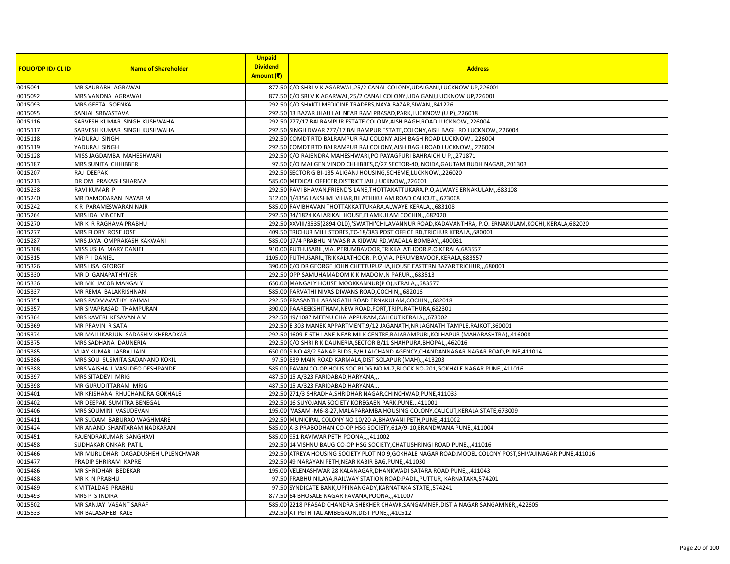| FOLIO/DP ID/ CL ID | Name of Shareholder | Unpaid Dividend Amount (₹) | Address |
|---|---|---|---|
| 0015091 | MR SAURABH AGRAWAL | 877.50 | C/O SHRI V K AGARWAL,25/2 CANAL COLONY,UDAIGANJ,LUCKNOW UP,226001 |
| 0015092 | MRS VANDNA AGRAWAL | 877.50 | C/O SRI V K AGARWAL,25/2 CANAL COLONY,UDAIGANJ,LUCKNOW UP,226001 |
| 0015093 | MRS GEETA GOENKA | 292.50 | C/O SHAKTI MEDICINE TRADERS,NAYA BAZAR,SIWAN,,841226 |
| 0015095 | SANJAI SRIVASTAVA | 292.50 | 13 BAZAR JHAU LAL NEAR RAM PRASAD,PARK,LUCKNOW (U P),,226018 |
| 0015116 | SARVESH KUMAR SINGH KUSHWAHA | 292.50 | 277/17 BALRAMPUR ESTATE COLONY,AISH BAGH,ROAD LUCKNOW,,226004 |
| 0015117 | SARVESH KUMAR SINGH KUSHWAHA | 292.50 | SINGH DWAR 277/17 BALRAMPUR ESTATE,COLONY,AISH BAGH RD LUCKNOW,,226004 |
| 0015118 | YADURAJ SINGH | 292.50 | COMDT RTD BALRAMPUR RAJ COLONY,AISH BAGH ROAD LUCKNOW,,,226004 |
| 0015119 | YADURAJ SINGH | 292.50 | COMDT RTD BALRAMPUR RAJ COLONY,AISH BAGH ROAD LUCKNOW,,,226004 |
| 0015128 | MISS JAGDAMBA MAHESHWARI | 292.50 | C/O RAJENDRA MAHESHWARI,PO PAYAGPURI BAHRAICH U P,,,271871 |
| 0015187 | MRS SUNITA CHHIBBER | 97.50 | C/O MAJ GEN VINOD CHHIBBES,C/27 SECTOR-40, NOIDA,GAUTAM BUDH NAGAR,,201303 |
| 0015207 | RAJ DEEPAK | 292.50 | SECTOR G BI-135 ALIGANJ HOUSING,SCHEME,LUCKNOW,,226020 |
| 0015213 | DR OM PRAKASH SHARMA | 585.00 | MEDICAL OFFICER,DISTRICT JAIL,LUCKNOW,,226001 |
| 0015238 | RAVI KUMAR P | 292.50 | RAVI BHAVAN,FRIEND'S LANE,THOTTAKATTUKARA.P.O,ALWAYE ERNAKULAM,,683108 |
| 0015240 | MR DAMODARAN NAYAR M | 312.00 | 1/4356 LAKSHMI VIHAR,BILATHIKULAM ROAD CALICUT,,,673008 |
| 0015242 | K R PARAMESWARAN NAIR | 585.00 | RAVIBHAVAN THOTTAKKATTUKARA,ALWAYE KERALA,,,683108 |
| 0015264 | MRS IDA VINCENT | 292.50 | 34/1824 KALARIKAL HOUSE,ELAMKULAM COCHIN,,,682020 |
| 0015270 | MR K R RAGHAVA PRABHU | 292.50 | XXVIII/3535(2894 OLD),'SWATHI'CHILAVANNUR ROAD,KADAVANTHRA, P.O. ERNAKULAM,KOCHI, KERALA,682020 |
| 0015277 | MRS FLORY ROSE JOSE | 409.50 | TRICHUR MILL STORES,TC-18/383 POST OFFICE RD,TRICHUR KERALA,,680001 |
| 0015287 | MRS JAYA OMPRAKASH KAKWANI | 585.00 | 17/4 PRABHU NIWAS R A KIDWAI RD,WADALA BOMBAY,,,400031 |
| 0015308 | MISS USHA MARY DANIEL | 910.00 | PUTHUSARIL,VIA. PERUMBAVOOR,TRIKKALATHOOR.P.O,KERALA,683557 |
| 0015315 | MR P I DANIEL | 1105.00 | PUTHUSARIL,TRIKKALATHOOR. P.O,VIA. PERUMBAVOOR,KERALA,683557 |
| 0015326 | MRS LISA GEORGE | 390.00 | C/O DR GEORGE JOHN CHETTUPUZHA,HOUSE EASTERN BAZAR TRICHUR,,,680001 |
| 0015330 | MR D GANAPATHYIYER | 292.50 | OPP SAMUHAMADOM K K MADOM,N PARUR,,,683513 |
| 0015336 | MR MK JACOB MANGALY | 650.00 | MANGALY HOUSE MOOKKANNUR(P O),KERALA,,,683577 |
| 0015337 | MR REMA BALAKRISHNAN | 585.00 | PARVATHI NIVAS DIWANS ROAD,COCHIN,,,682016 |
| 0015351 | MRS PADMAVATHY KAIMAL | 292.50 | PRASANTHI ARANGATH ROAD ERNAKULAM,COCHIN,,,682018 |
| 0015357 | MR SIVAPRASAD THAMPURAN | 390.00 | PAAREEKSHITHAM,NEW ROAD,FORT,TRIPURATHURA,682301 |
| 0015364 | MRS KAVERI KESAVAN A V | 292.50 | 19/1087 MEENU CHALAPPURAM,CALICUT KERALA,,,673002 |
| 0015369 | MR PRAVIN R SATA | 292.50 | B 303 MANEK APPARTMENT,9/12 JAGANATH,NR JAGNATH TAMPLE,RAJKOT,360001 |
| 0015374 | MR MALLIKARJUN SADASHIV KHERADKAR | 292.50 | 1609-E 6TH LANE NEAR MILK CENTRE,RAJARAMPURI,KOLHAPUR (MAHARASHTRA),,416008 |
| 0015375 | MRS SADHANA DAUNERIA | 292.50 | C/O SHRI R K DAUNERIA,SECTOR B/11 SHAHPURA,BHOPAL,,462016 |
| 0015385 | VIJAY KUMAR JASRAJ JAIN | 650.00 | S NO 48/2 SANAP BLDG,B/H LALCHAND AGENCY,CHANDANNAGAR NAGAR ROAD,PUNE,411014 |
| 0015386 | MRS SOU SUSMITA SADANAND KOKIL | 97.50 | 839 MAIN ROAD KARMALA,DIST SOLAPUR (MAH),,,413203 |
| 0015388 | MRS VAISHALI VASUDEO DESHPANDE | 585.00 | PAVAN CO-OP HOUS SOC BLDG NO M-7,BLOCK NO-201,GOKHALE NAGAR PUNE,,411016 |
| 0015397 | MRS SITADEVI MRIG | 487.50 | 15 A/323 FARIDABAD,HARYANA,,, |
| 0015398 | MR GURUDITTARAM MRIG | 487.50 | 15 A/323 FARIDABAD,HARYANA,,, |
| 0015401 | MR KRISHANA RHUCHANDRA GOKHALE | 292.50 | 271/3 SHRADHA,SHRIDHAR NAGAR,CHINCHWAD,PUNE,411033 |
| 0015402 | MR DEEPAK SUMITRA BENEGAL | 292.50 | 16 SUYOJANA SOCIETY KOREGAEN PARK,PUNE,,,411001 |
| 0015406 | MRS SOUMINI VASUDEVAN | 195.00 | 'VASAM'-M6-8-27,MALAPARAMBA HOUSING COLONY,CALICUT,KERALA STATE,673009 |
| 0015411 | MR SUDAM BABURAO WAGHMARE | 292.50 | MUNICIPAL COLONY NO 10/20-A,BHAWANI PETH,PUNE,,411002 |
| 0015424 | MR ANAND SHANTARAM NADKARANI | 585.00 | A-3 PRABODHAN CO-OP HSG SOCIETY,61A/9-10,ERANDWANA PUNE,,411004 |
| 0015451 | RAJENDRAKUMAR SANGHAVI | 585.00 | 951 RAVIWAR PETH POONA,,,,411002 |
| 0015458 | SUDHAKAR ONKAR PATIL | 292.50 | 14 VISHNU BAUG CO-OP HSG SOCIETY,CHATUSHRINGI ROAD PUNE,,,411016 |
| 0015466 | MR MURLIDHAR DAGADUSHEH UPLENCHWAR | 292.50 | ATREYA HOUSING SOCIETY PLOT NO 9,GOKHALE NAGAR ROAD,MODEL COLONY POST,SHIVAJINAGAR PUNE,411016 |
| 0015477 | PRADIP SHRIRAM KAPRE | 292.50 | 49 NARAYAN PETH,NEAR KABIR BAG,PUNE,,411030 |
| 0015486 | MR SHRIDHAR BEDEKAR | 195.00 | VELENASHWAR 28 KALANAGAR,DHANKWADI SATARA ROAD PUNE,,,411043 |
| 0015488 | MR K N PRABHU | 97.50 | PRABHU NILAYA,RAILWAY STATION ROAD,PADIL,PUTTUR, KARNATAKA,574201 |
| 0015489 | K VITTALDAS PRABHU | 97.50 | SYNDICATE BANK,UPPINANGADY,KARNATAKA STATE,,574241 |
| 0015493 | MRS P S INDIRA | 877.50 | 64 BHOSALE NAGAR PAVANA,POONA,,,411007 |
| 0015502 | MR SANJAY VASANT SARAF | 585.00 | 2218 PRASAD CHANDRA SHEKHER CHAWK,SANGAMNER,DIST A NAGAR SANGAMNER,,422605 |
| 0015533 | MR BALASAHEB KALE | 292.50 | AT PETH TAL AMBEGAON,DIST PUNE,,,410512 |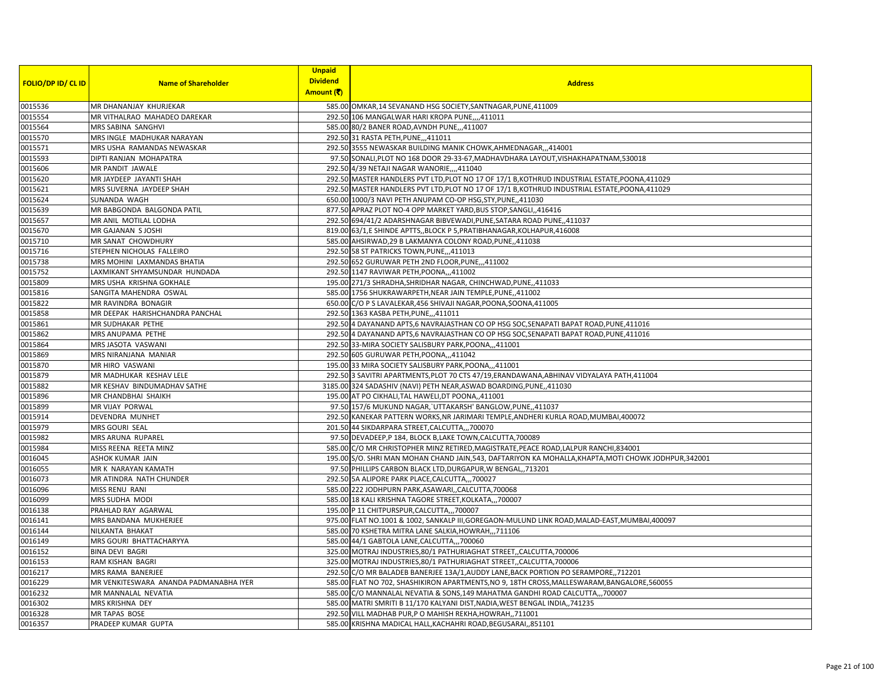| FOLIO/DP ID/ CL ID | Name of Shareholder | Unpaid Dividend Amount (₹) | Address |
|---|---|---|---|
| 0015536 | MR DHANANJAY KHURJEKAR | 585.00 | OMKAR,14 SEVANAND HSG SOCIETY,SANTNAGAR,PUNE,411009 |
| 0015554 | MR VITHALRAO MAHADEO DAREKAR | 292.50 | 106 MANGALWAR HARI KROPA PUNE,,,,411011 |
| 0015564 | MRS SABINA SANGHVI | 585.00 | 80/2 BANER ROAD,AVNDH PUNE,,,411007 |
| 0015570 | MRS INGLE MADHUKAR NARAYAN | 292.50 | 31 RASTA PETH,PUNE,,,411011 |
| 0015571 | MRS USHA RAMANDAS NEWASKAR | 292.50 | 3555 NEWASKAR BUILDING MANIK CHOWK,AHMEDNAGAR,,,414001 |
| 0015593 | DIPTI RANJAN MOHAPATRA | 97.50 | SONALI,PLOT NO 168 DOOR 29-33-67,MADHAVDHARA LAYOUT,VISHAKHAPATNAM,530018 |
| 0015606 | MR PANDIT JAWALE | 292.50 | 4/39 NETAJI NAGAR WANORIE,,,,411040 |
| 0015620 | MR JAYDEEP JAYANTI SHAH | 292.50 | MASTER HANDLERS PVT LTD,PLOT NO 17 OF 17/1 B,KOTHRUD INDUSTRIAL ESTATE,POONA,411029 |
| 0015621 | MRS SUVERNA JAYDEEP SHAH | 292.50 | MASTER HANDLERS PVT LTD,PLOT NO 17 OF 17/1 B,KOTHRUD INDUSTRIAL ESTATE,POONA,411029 |
| 0015624 | SUNANDA WAGH | 650.00 | 1000/3 NAVI PETH ANUPAM CO-OP HSG,STY,PUNE,,411030 |
| 0015639 | MR BABGONDA BALGONDA PATIL | 877.50 | APRAZ PLOT NO-4 OPP MARKET YARD,BUS STOP,SANGLI,,416416 |
| 0015657 | MR ANIL MOTILAL LODHA | 292.50 | 694/41/2 ADARSHNAGAR BIBVEWADI,PUNE,SATARA ROAD PUNE,,411037 |
| 0015670 | MR GAJANAN S JOSHI | 819.00 | 63/1,E SHINDE APTTS,,BLOCK P 5,PRATIBHANAGAR,KOLHAPUR,416008 |
| 0015710 | MR SANAT CHOWDHURY | 585.00 | AHSIRWAD,29 B LAKMANYA COLONY ROAD,PUNE,,411038 |
| 0015716 | STEPHEN NICHOLAS FALLEIRO | 292.50 | 58 ST PATRICKS TOWN,PUNE,,,411013 |
| 0015738 | MRS MOHINI LAXMANDAS BHATIA | 292.50 | 652 GURUWAR PETH 2ND FLOOR,PUNE,,,411002 |
| 0015752 | LAXMIKANT SHYAMSUNDAR HUNDADA | 292.50 | 1147 RAVIWAR PETH,POONA,,,411002 |
| 0015809 | MRS USHA KRISHNA GOKHALE | 195.00 | 271/3 SHRADHA,SHRIDHAR NAGAR, CHINCHWAD,PUNE,,411033 |
| 0015816 | SANGITA MAHENDRA OSWAL | 585.00 | 1756 SHUKRAWARPETH,NEAR JAIN TEMPLE,PUNE,,411002 |
| 0015822 | MR RAVINDRA BONAGIR | 650.00 | C/O P S LAVALEKAR,456 SHIVAJI NAGAR,POONA,$OONA,411005 |
| 0015858 | MR DEEPAK HARISHCHANDRA PANCHAL | 292.50 | 1363 KASBA PETH,PUNE,,,411011 |
| 0015861 | MR SUDHAKAR PETHE | 292.50 | 4 DAYANAND APTS,6 NAVRAJASTHAN CO OP HSG SOC,SENAPATI BAPAT ROAD,PUNE,411016 |
| 0015862 | MRS ANUPAMA PETHE | 292.50 | 4 DAYANAND APTS,6 NAVRAJASTHAN CO OP HSG SOC,SENAPATI BAPAT ROAD,PUNE,411016 |
| 0015864 | MRS JASOTA VASWANI | 292.50 | 33-MIRA SOCIETY SALISBURY PARK,POONA,,,411001 |
| 0015869 | MRS NIRANJANA MANIAR | 292.50 | 605 GURUWAR PETH,POONA,,,411042 |
| 0015870 | MR HIRO VASWANI | 195.00 | 33 MIRA SOCIETY SALISBURY PARK,POONA,,,411001 |
| 0015879 | MR MADHUKAR KESHAV LELE | 292.50 | 3 SAVITRI APARTMENTS,PLOT 70 CTS 47/19,ERANDAWANA,ABHINAV VIDYALAYA PATH,411004 |
| 0015882 | MR KESHAV BINDUMADHAV SATHE | 3185.00 | 324 SADASHIV (NAVI) PETH NEAR,ASWAD BOARDING,PUNE,,411030 |
| 0015896 | MR CHANDBHAI SHAIKH | 195.00 | AT PO CIKHALI,TAL HAWELI,DT POONA,,411001 |
| 0015899 | MR VIJAY PORWAL | 97.50 | 157/6 MUKUND NAGAR,`UTTAKARSH' BANGLOW,PUNE,,411037 |
| 0015914 | DEVENDRA MUNHET | 292.50 | KANEKAR PATTERN WORKS,NR JARIMARI TEMPLE,ANDHERI KURLA ROAD,MUMBAI,400072 |
| 0015979 | MRS GOURI SEAL | 201.50 | 44 SIKDARPARA STREET,CALCUTTA,,,700070 |
| 0015982 | MRS ARUNA RUPAREL | 97.50 | DEVADEEP,P 184, BLOCK B,LAKE TOWN,CALCUTTA,700089 |
| 0015984 | MISS REENA REETA MINZ | 585.00 | C/O MR CHRISTOPHER MINZ RETIRED,MAGISTRATE,PEACE ROAD,LALPUR RANCHI,834001 |
| 0016045 | ASHOK KUMAR JAIN | 195.00 | S/O. SHRI MAN MOHAN CHAND JAIN,543, DAFTARIYON KA MOHALLA,KHAPTA,MOTI CHOWK JODHPUR,342001 |
| 0016055 | MR K NARAYAN KAMATH | 97.50 | PHILLIPS CARBON BLACK LTD,DURGAPUR,W BENGAL,,713201 |
| 0016073 | MR ATINDRA NATH CHUNDER | 292.50 | 5A ALIPORE PARK PLACE,CALCUTTA,,,700027 |
| 0016096 | MISS RENU RANI | 585.00 | 222 JODHPURN PARK,ASAWARI,,CALCUTTA,700068 |
| 0016099 | MRS SUDHA MODI | 585.00 | 18 KALI KRISHNA TAGORE STREET,KOLKATA,,,700007 |
| 0016138 | PRAHLAD RAY AGARWAL | 195.00 | P 11 CHITPURSPUR,CALCUTTA,,,700007 |
| 0016141 | MRS BANDANA MUKHERJEE | 975.00 | FLAT NO.1001 & 1002, SANKALP III,GOREGAON-MULUND LINK ROAD,MALAD-EAST,MUMBAI,400097 |
| 0016144 | NILKANTA BHAKAT | 585.00 | 70 KSHETRA MITRA LANE SALKIA,HOWRAH,,,711106 |
| 0016149 | MRS GOURI BHATTACHARYYA | 585.00 | 44/1 GABTOLA LANE,CALCUTTA,,,700060 |
| 0016152 | BINA DEVI BAGRI | 325.00 | MOTRAJ INDUSTRIES,80/1 PATHURIAGHAT STREET,,CALCUTTA,700006 |
| 0016153 | RAM KISHAN BAGRI | 325.00 | MOTRAJ INDUSTRIES,80/1 PATHURIAGHAT STREET,,CALCUTTA,700006 |
| 0016217 | MRS RAMA BANERJEE | 292.50 | C/O MR BALADEB BANERJEE 13A/1,AUDDY LANE,BACK PORTION PO SERAMPORE,,712201 |
| 0016229 | MR VENKITESWARA ANANDA PADMANABHA IYER | 585.00 | FLAT NO 702, SHASHIKIRON APARTMENTS,NO 9, 18TH CROSS,MALLESWARAM,BANGALORE,560055 |
| 0016232 | MR MANNALAL NEVATIA | 585.00 | C/O MANNALAL NEVATIA & SONS,149 MAHATMA GANDHI ROAD CALCUTTA,,,700007 |
| 0016302 | MRS KRISHNA DEY | 585.00 | MATRI SMRITI B 11/170 KALYANI DIST,NADIA,WEST BENGAL INDIA,,741235 |
| 0016328 | MR TAPAS BOSE | 292.50 | VILL MADHAB PUR,P O MAHISH REKHA,HOWRAH,,711001 |
| 0016357 | PRADEEP KUMAR GUPTA | 585.00 | KRISHNA MADICAL HALL,KACHAHRI ROAD,BEGUSARAI,,851101 |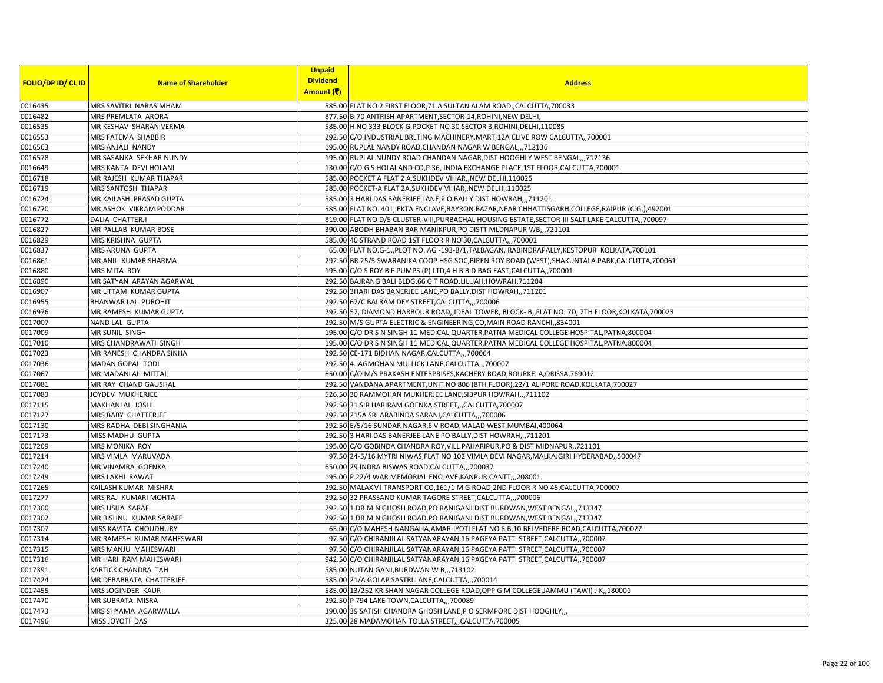| FOLIO/DP ID/ CL ID | Name of Shareholder | Unpaid Dividend Amount (₹) | Address |
| --- | --- | --- | --- |
| 0016435 | MRS SAVITRI NARASIMHAM | 585.00 | FLAT NO 2 FIRST FLOOR,71 A SULTAN ALAM ROAD,,CALCUTTA,700033 |
| 0016482 | MRS PREMLATA ARORA | 877.50 | B-70 ANTRISH APARTMENT,SECTOR-14,ROHINI,NEW DELHI, |
| 0016535 | MR KESHAV SHARAN VERMA | 585.00 | H NO 333 BLOCK G,POCKET NO 30 SECTOR 3,ROHINI,DELHI,110085 |
| 0016553 | MRS FATEMA SHABBIR | 292.50 | C/O INDUSTRIAL BRLTING MACHINERY,MART,12A CLIVE ROW CALCUTTA,,700001 |
| 0016563 | MRS ANJALI NANDY | 195.00 | RUPLAL NANDY ROAD,CHANDAN NAGAR W BENGAL,,,712136 |
| 0016578 | MR SASANKA SEKHAR NUNDY | 195.00 | RUPLAL NUNDY ROAD CHANDAN NAGAR,DIST HOOGHLY WEST BENGAL,,,712136 |
| 0016649 | MRS KANTA DEVI HOLANI | 130.00 | C/O G S HOLAI AND CO,P 36, INDIA EXCHANGE PLACE,1ST FLOOR,CALCUTTA,700001 |
| 0016718 | MR RAJESH KUMAR THAPAR | 585.00 | POCKET A FLAT 2 A,SUKHDEV VIHAR,,NEW DELHI,110025 |
| 0016719 | MRS SANTOSH THAPAR | 585.00 | POCKET-A FLAT 2A,SUKHDEV VIHAR,,NEW DELHI,110025 |
| 0016724 | MR KAILASH PRASAD GUPTA | 585.00 | 3 HARI DAS BANERJEE LANE,P O BALLY DIST HOWRAH,,,711201 |
| 0016770 | MR ASHOK VIKRAM PODDAR | 585.00 | FLAT NO. 401, EKTA ENCLAVE,BAYRON BAZAR,NEAR CHHATTISGARH COLLEGE,RAIPUR (C.G.),492001 |
| 0016772 | DALIA CHATTERJI | 819.00 | FLAT NO D/5 CLUSTER-VIII,PURBACHAL HOUSING ESTATE,SECTOR-III SALT LAKE CALCUTTA,,700097 |
| 0016827 | MR PALLAB KUMAR BOSE | 390.00 | ABODH BHABAN BAR MANIKPUR,PO DISTT MLDNAPUR WB,,,721101 |
| 0016829 | MRS KRISHNA GUPTA | 585.00 | 40 STRAND ROAD 1ST FLOOR R NO 30,CALCUTTA,,,700001 |
| 0016837 | MRS ARUNA GUPTA | 65.00 | FLAT NO.G-1,,PLOT NO. AG -193-B/1,TALBAGAN, RABINDRAPALLY,KESTOPUR KOLKATA,700101 |
| 0016861 | MR ANIL KUMAR SHARMA | 292.50 | BR 25/5 SWARANIKA COOP HSG SOC,BIREN ROY ROAD (WEST),SHAKUNTALA PARK,CALCUTTA,700061 |
| 0016880 | MRS MITA ROY | 195.00 | C/O S ROY B E PUMPS (P) LTD,4 H B B D BAG EAST,CALCUTTA,,700001 |
| 0016890 | MR SATYAN ARAYAN AGARWAL | 292.50 | BAJRANG BALI BLDG,66 G T ROAD,LILUAH,HOWRAH,711204 |
| 0016907 | MR UTTAM KUMAR GUPTA | 292.50 | 3HARI DAS BANERJEE LANE,PO BALLY,DIST HOWRAH,,711201 |
| 0016955 | BHANWAR LAL PUROHIT | 292.50 | 67/C BALRAM DEY STREET,CALCUTTA,,,700006 |
| 0016976 | MR RAMESH KUMAR GUPTA | 292.50 | 57, DIAMOND HARBOUR ROAD,,IDEAL TOWER, BLOCK- B,,FLAT NO. 7D, 7TH FLOOR,KOLKATA,700023 |
| 0017007 | NAND LAL GUPTA | 292.50 | M/S GUPTA ELECTRIC & ENGINEERING,CO,MAIN ROAD RANCHI,,834001 |
| 0017009 | MR SUNIL SINGH | 195.00 | C/O DR S N SINGH 11 MEDICAL,QUARTER,PATNA MEDICAL COLLEGE HOSPITAL,PATNA,800004 |
| 0017010 | MRS CHANDRAWATI SINGH | 195.00 | C/O DR S N SINGH 11 MEDICAL,QUARTER,PATNA MEDICAL COLLEGE HOSPITAL,PATNA,800004 |
| 0017023 | MR RANESH CHANDRA SINHA | 292.50 | CE-171 BIDHAN NAGAR,CALCUTTA,,,700064 |
| 0017036 | MADAN GOPAL TODI | 292.50 | 4 JAGMOHAN MULLICK LANE,CALCUTTA,,,700007 |
| 0017067 | MR MADANLAL MITTAL | 650.00 | C/O M/S PRAKASH ENTERPRISES,KACHERY ROAD,ROURKELA,ORISSA,769012 |
| 0017081 | MR RAY CHAND GAUSHAL | 292.50 | VANDANA APARTMENT,UNIT NO 806 (8TH FLOOR),22/1 ALIPORE ROAD,KOLKATA,700027 |
| 0017083 | JOYDEV MUKHERJEE | 526.50 | 30 RAMMOHAN MUKHERJEE LANE,SIBPUR HOWRAH,,,711102 |
| 0017115 | MAKHANLAL JOSHI | 292.50 | 31 SIR HARIRAM GOENKA STREET,,,CALCUTTA,700007 |
| 0017127 | MRS BABY CHATTERJEE | 292.50 | 215A SRI ARABINDA SARANI,CALCUTTA,,,700006 |
| 0017130 | MRS RADHA DEBI SINGHANIA | 292.50 | E/5/16 SUNDAR NAGAR,S V ROAD,MALAD WEST,MUMBAI,400064 |
| 0017173 | MISS MADHU GUPTA | 292.50 | 3 HARI DAS BANERJEE LANE PO BALLY,DIST HOWRAH,,,711201 |
| 0017209 | MRS MONIKA ROY | 195.00 | C/O GOBINDA CHANDRA ROY,VILL PAHARIPUR,PO & DIST MIDNAPUR,,721101 |
| 0017214 | MRS VIMLA MARUVADA | 97.50 | 24-5/16 MYTRI NIWAS,FLAT NO 102 VIMLA DEVI NAGAR,MALKAJGIRI HYDERABAD,,500047 |
| 0017240 | MR VINAMRA GOENKA | 650.00 | 29 INDRA BISWAS ROAD,CALCUTTA,,,700037 |
| 0017249 | MRS LAKHI RAWAT | 195.00 | P 22/4 WAR MEMORIAL ENCLAVE,KANPUR CANTT,,,208001 |
| 0017265 | KAILASH KUMAR MISHRA | 292.50 | MALAXMI TRANSPORT CO,161/1 M G ROAD,2ND FLOOR R NO 45,CALCUTTA,700007 |
| 0017277 | MRS RAJ KUMARI MOHTA | 292.50 | 32 PRASSANO KUMAR TAGORE STREET,CALCUTTA,,,700006 |
| 0017300 | MRS USHA SARAF | 292.50 | 1 DR M N GHOSH ROAD,PO RANIGANJ DIST BURDWAN,WEST BENGAL,,713347 |
| 0017302 | MR BISHNU KUMAR SARAFF | 292.50 | 1 DR M N GHOSH ROAD,PO RANIGANJ DIST BURDWAN,WEST BENGAL,,713347 |
| 0017307 | MISS KAVITA CHOUDHURY | 65.00 | C/O MAHESH NANGALIA,AMAR JYOTI FLAT NO 6 B,10 BELVEDERE ROAD,CALCUTTA,700027 |
| 0017314 | MR RAMESH KUMAR MAHESWARI | 97.50 | C/O CHIRANJILAL SATYANARAYAN,16 PAGEYA PATTI STREET,CALCUTTA,,700007 |
| 0017315 | MRS MANJU MAHESWARI | 97.50 | C/O CHIRANJILAL SATYANARAYAN,16 PAGEYA PATTI STREET,CALCUTTA,,700007 |
| 0017316 | MR HARI RAM MAHESWARI | 942.50 | C/O CHIRANJILAL SATYANARAYAN,16 PAGEYA PATTI STREET,CALCUTTA,,700007 |
| 0017391 | KARTICK CHANDRA TAH | 585.00 | NUTAN GANJ,BURDWAN W B,,,713102 |
| 0017424 | MR DEBABRATA CHATTERJEE | 585.00 | 21/A GOLAP SASTRI LANE,CALCUTTA,,,700014 |
| 0017455 | MRS JOGINDER KAUR | 585.00 | 13/252 KRISHAN NAGAR COLLEGE ROAD,OPP G M COLLEGE,JAMMU (TAWI) J K,,180001 |
| 0017470 | MR SUBRATA MISRA | 292.50 | P 794 LAKE TOWN,CALCUTTA,,,700089 |
| 0017473 | MRS SHYAMA AGARWALLA | 390.00 | 39 SATISH CHANDRA GHOSH LANE,P O SERMPORE DIST HOOGHLY,,, |
| 0017496 | MISS JOYOTI DAS | 325.00 | 28 MADAMOHAN TOLLA STREET,,,CALCUTTA,700005 |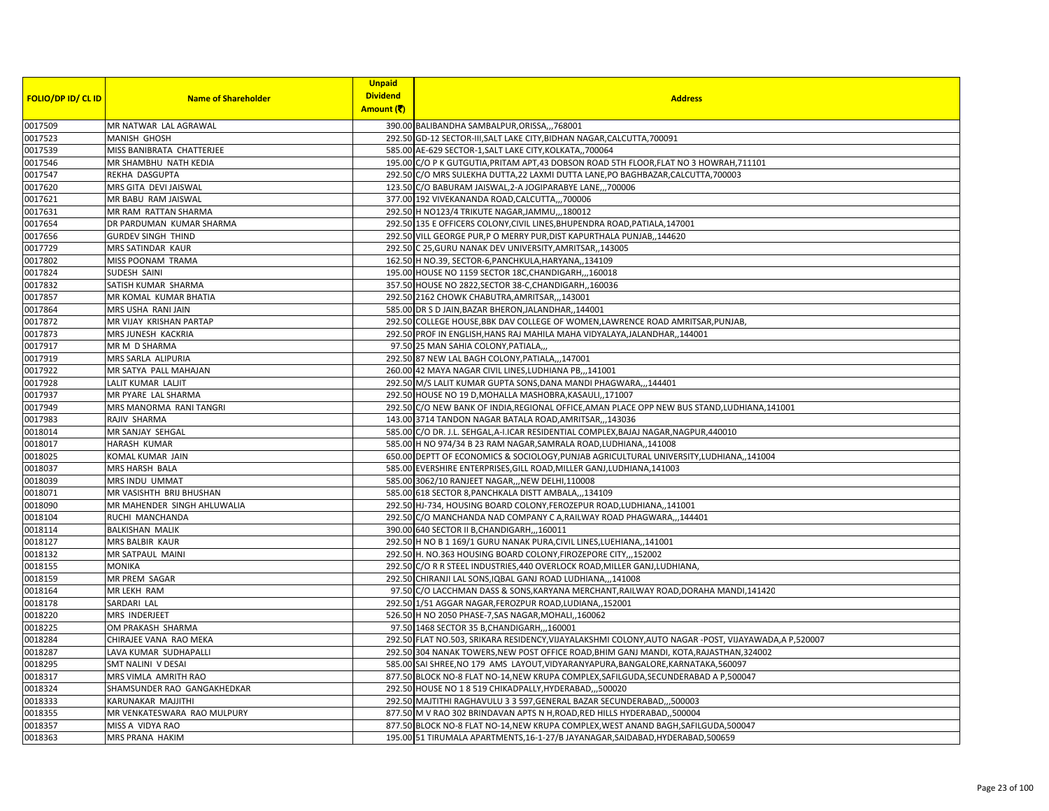| FOLIO/DP ID/ CL ID | Name of Shareholder | Unpaid Dividend Amount (₹) | Address |
|---|---|---|---|
| 0017509 | MR NATWAR LAL AGRAWAL | 390.00 | BALIBANDHA SAMBALPUR,ORISSA,,,768001 |
| 0017523 | MANISH GHOSH | 292.50 | GD-12 SECTOR-III,SALT LAKE CITY,BIDHAN NAGAR,CALCUTTA,700091 |
| 0017539 | MISS BANIBRATA CHATTERJEE | 585.00 | AE-629 SECTOR-1,SALT LAKE CITY,KOLKATA,,700064 |
| 0017546 | MR SHAMBHU NATH KEDIA | 195.00 | C/O P K GUTGUTIA,PRITAM APT,43 DOBSON ROAD 5TH FLOOR,FLAT NO 3 HOWRAH,711101 |
| 0017547 | REKHA DASGUPTA | 292.50 | C/O MRS SULEKHA DUTTA,22 LAXMI DUTTA LANE,PO BAGHBAZAR,CALCUTTA,700003 |
| 0017620 | MRS GITA DEVI JAISWAL | 123.50 | C/O BABURAM JAISWAL,2-A JOGIPARABYE LANE,,,700006 |
| 0017621 | MR BABU RAM JAISWAL | 377.00 | 192 VIVEKANANDA ROAD,CALCUTTA,,,700006 |
| 0017631 | MR RAM RATTAN SHARMA | 292.50 | H NO123/4 TRIKUTE NAGAR,JAMMU,,,180012 |
| 0017654 | DR PARDUMAN KUMAR SHARMA | 292.50 | 135 E OFFICERS COLONY,CIVIL LINES,BHUPENDRA ROAD,PATIALA,147001 |
| 0017656 | GURDEV SINGH THIND | 292.50 | VILL GEORGE PUR,P O MERRY PUR,DIST KAPURTHALA PUNJAB,,144620 |
| 0017729 | MRS SATINDAR KAUR | 292.50 | C 25,GURU NANAK DEV UNIVERSITY,AMRITSAR,,143005 |
| 0017802 | MISS POONAM TRAMA | 162.50 | H NO.39, SECTOR-6,PANCHKULA,HARYANA,,134109 |
| 0017824 | SUDESH SAINI | 195.00 | HOUSE NO 1159 SECTOR 18C,CHANDIGARH,,,160018 |
| 0017832 | SATISH KUMAR SHARMA | 357.50 | HOUSE NO 2822,SECTOR 38-C,CHANDIGARH,,160036 |
| 0017857 | MR KOMAL KUMAR BHATIA | 292.50 | 2162 CHOWK CHABUTRA,AMRITSAR,,,143001 |
| 0017864 | MRS USHA RANI JAIN | 585.00 | DR S D JAIN,BAZAR BHERON,JALANDHAR,,144001 |
| 0017872 | MR VIJAY KRISHAN PARTAP | 292.50 | COLLEGE HOUSE,BBK DAV COLLEGE OF WOMEN,LAWRENCE ROAD AMRITSAR,PUNJAB, |
| 0017873 | MRS JUNESH KACKRIA | 292.50 | PROF IN ENGLISH,HANS RAJ MAHILA MAHA VIDYALAYA,JALANDHAR,,144001 |
| 0017917 | MR M D SHARMA | 97.50 | 25 MAN SAHIA COLONY,PATIALA,,, |
| 0017919 | MRS SARLA ALIPURIA | 292.50 | 87 NEW LAL BAGH COLONY,PATIALA,,,147001 |
| 0017922 | MR SATYA PALL MAHAJAN | 260.00 | 42 MAYA NAGAR CIVIL LINES,LUDHIANA PB,,,141001 |
| 0017928 | LALIT KUMAR LALJIT | 292.50 | M/S LALIT KUMAR GUPTA SONS,DANA MANDI PHAGWARA,,,144401 |
| 0017937 | MR PYARE LAL SHARMA | 292.50 | HOUSE NO 19 D,MOHALLA MASHOBRA,KASAULI,,171007 |
| 0017949 | MRS MANORMA RANI TANGRI | 292.50 | C/O NEW BANK OF INDIA,REGIONAL OFFICE,AMAN PLACE OPP NEW BUS STAND,LUDHIANA,141001 |
| 0017983 | RAJIV SHARMA | 143.00 | 3714 TANDON NAGAR BATALA ROAD,AMRITSAR,,,143036 |
| 0018014 | MR SANJAY SEHGAL | 585.00 | C/O DR. J.L. SEHGAL,A-I.ICAR RESIDENTIAL COMPLEX,BAJAJ NAGAR,NAGPUR,440010 |
| 0018017 | HARASH KUMAR | 585.00 | H NO 974/34 B 23 RAM NAGAR,SAMRALA ROAD,LUDHIANA,,141008 |
| 0018025 | KOMAL KUMAR JAIN | 650.00 | DEPTT OF ECONOMICS & SOCIOLOGY,PUNJAB AGRICULTURAL UNIVERSITY,LUDHIANA,,141004 |
| 0018037 | MRS HARSH BALA | 585.00 | EVERSHIRE ENTERPRISES,GILL ROAD,MILLER GANJ,LUDHIANA,141003 |
| 0018039 | MRS INDU UMMAT | 585.00 | 3062/10 RANJEET NAGAR,,,NEW DELHI,110008 |
| 0018071 | MR VASISHTH BRIJ BHUSHAN | 585.00 | 618 SECTOR 8,PANCHKALA DISTT AMBALA,,,134109 |
| 0018090 | MR MAHENDER SINGH AHLUWALIA | 292.50 | HJ-734, HOUSING BOARD COLONY,FEROZEPUR ROAD,LUDHIANA,,141001 |
| 0018104 | RUCHI MANCHANDA | 292.50 | C/O MANCHANDA NAD COMPANY C A,RAILWAY ROAD PHAGWARA,,,144401 |
| 0018114 | BALKISHAN MALIK | 390.00 | 640 SECTOR II B,CHANDIGARH,,160011 |
| 0018127 | MRS BALBIR KAUR | 292.50 | H NO B 1 169/1 GURU NANAK PURA,CIVIL LINES,LUEHIANA,,141001 |
| 0018132 | MR SATPAUL MAINI | 292.50 | H. NO.363 HOUSING BOARD COLONY,FIROZEPORE CITY,,,152002 |
| 0018155 | MONIKA | 292.50 | C/O R R STEEL INDUSTRIES,440 OVERLOCK ROAD,MILLER GANJ,LUDHIANA, |
| 0018159 | MR PREM SAGAR | 292.50 | CHIRANJI LAL SONS,IQBAL GANJ ROAD LUDHIANA,,,141008 |
| 0018164 | MR LEKH RAM | 97.50 | C/O LACCHMAN DASS & SONS,KARYANA MERCHANT,RAILWAY ROAD,DORAHA MANDI,141420 |
| 0018178 | SARDARI LAL | 292.50 | 1/51 AGGAR NAGAR,FEROZPUR ROAD,LUDIANA,,152001 |
| 0018220 | MRS INDERJEET | 526.50 | H NO 2050 PHASE-7,SAS NAGAR,MOHALI,,160062 |
| 0018225 | OM PRAKASH SHARMA | 97.50 | 1468 SECTOR 35 B,CHANDIGARH,,,160001 |
| 0018284 | CHIRAJEE VANA RAO MEKA | 292.50 | FLAT NO.503, SRIKARA RESIDENCY,VIJAYALAKSHMI COLONY,AUTO NAGAR -POST, VIJAYAWADA,A P,520007 |
| 0018287 | LAVA KUMAR SUDHAPALLI | 292.50 | 304 NANAK TOWERS,NEW POST OFFICE ROAD,BHIM GANJ MANDI, KOTA,RAJASTHAN,324002 |
| 0018295 | SMT NALINI V DESAI | 585.00 | SAI SHREE,NO 179 AMS LAYOUT,VIDYARANYAPURA,BANGALORE,KARNATAKA,560097 |
| 0018317 | MRS VIMLA AMRITH RAO | 877.50 | BLOCK NO-8 FLAT NO-14,NEW KRUPA COMPLEX,SAFILGUDA,SECUNDERABAD A P,500047 |
| 0018324 | SHAMSUNDER RAO GANGAKHEDKAR | 292.50 | HOUSE NO 1 8 519 CHIKADPALLY,HYDERABAD,,,500020 |
| 0018333 | KARUNAKAR MAJJITHI | 292.50 | MAJTITHI RAGHAVULU 3 3 597,GENERAL BAZAR SECUNDERABAD,,,500003 |
| 0018355 | MR VENKATESWARA RAO MULPURY | 877.50 | M V RAO 302 BRINDAVAN APTS N H,ROAD,RED HILLS HYDERABAD,,500004 |
| 0018357 | MISS A VIDYA RAO | 877.50 | BLOCK NO-8 FLAT NO-14,NEW KRUPA COMPLEX,WEST ANAND BAGH,SAFILGUDA,500047 |
| 0018363 | MRS PRANA HAKIM | 195.00 | 51 TIRUMALA APARTMENTS,16-1-27/B JAYANAGAR,SAIDABAD,HYDERABAD,500659 |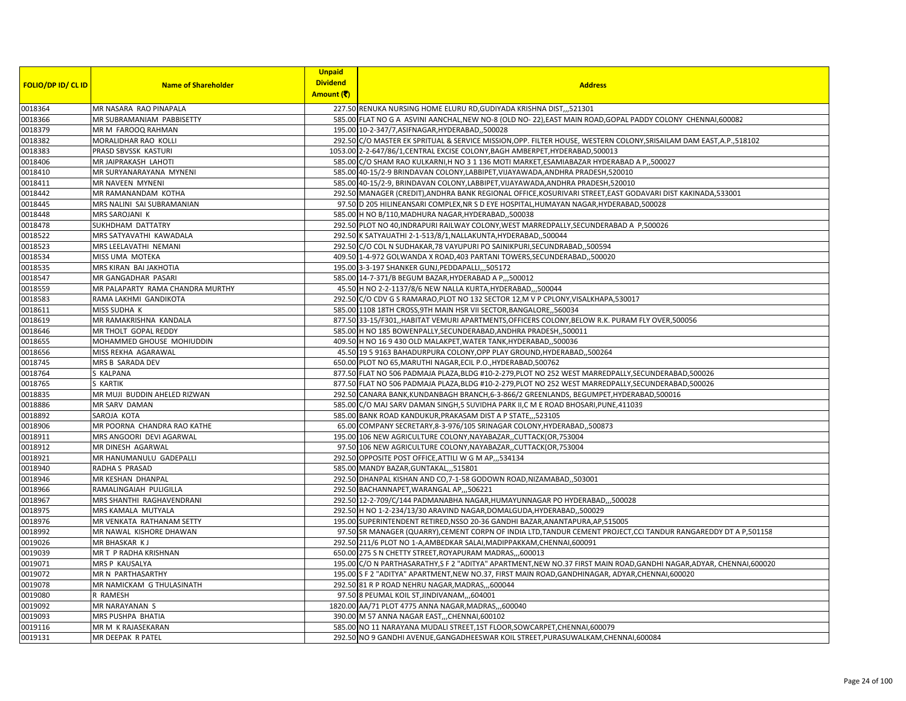| FOLIO/DP ID/ CL ID | Name of Shareholder | Unpaid Dividend Amount (₹) | Address |
|---|---|---|---|
| 0018364 | MR NASARA RAO PINAPALA | 227.50 | RENUKA NURSING HOME ELURU RD,GUDIYADA KRISHNA DIST,,,521301 |
| 0018366 | MR SUBRAMANIAM PABBISETTY | 585.00 | FLAT NO G A ASVINI AANCHAL,NEW NO-8 (OLD NO- 22),EAST MAIN ROAD,GOPAL PADDY COLONY CHENNAI,600082 |
| 0018379 | MR M FAROOQ RAHMAN | 195.00 | 10-2-347/7,ASIFNAGAR,HYDERABAD,,500028 |
| 0018382 | MORALIDHAR RAO KOLLI | 292.50 | C/O MASTER EK SPRITUAL & SERVICE MISSION,OPP. FILTER HOUSE, WESTERN COLONY,SRISAILAM DAM EAST,A.P.,518102 |
| 0018383 | PRASD SBVSSK KASTURI | 1053.00 | 2-2-647/86/1,CENTRAL EXCISE COLONY,BAGH AMBERPET,HYDERABAD,500013 |
| 0018406 | MR JAIPRAKASH LAHOTI | 585.00 | C/O SHAM RAO KULKARNI,H NO 3 1 136 MOTI MARKET,ESAMIABAZAR HYDERABAD A P,,500027 |
| 0018410 | MR SURYANARAYANA MYNENI | 585.00 | 40-15/2-9 BRINDAVAN COLONY,LABBIPET,VIJAYAWADA,ANDHRA PRADESH,520010 |
| 0018411 | MR NAVEEN MYNENI | 585.00 | 40-15/2-9, BRINDAVAN COLONY,LABBIPET,VIJAYAWADA,ANDHRA PRADESH,520010 |
| 0018442 | MR RAMANANDAM KOTHA | 292.50 | MANAGER (CREDIT),ANDHRA BANK REGIONAL OFFICE,KOSURIVARI STREET,EAST GODAVARI DIST KAKINADA,533001 |
| 0018445 | MRS NALINI SAI SUBRAMANIAN | 97.50 | D 205 HILINEANSARI COMPLEX,NR S D EYE HOSPITAL,HUMAYAN NAGAR,HYDERABAD,500028 |
| 0018448 | MRS SAROJANI K | 585.00 | H NO B/110,MADHURA NAGAR,HYDERABAD,,500038 |
| 0018478 | SUKHDHAM DATTATRY | 292.50 | PLOT NO 40,INDRAPURI RAILWAY COLONY,WEST MARREDPALLY,SECUNDERABAD A P,500026 |
| 0018522 | MRS SATYAVATHI KAWADALA | 292.50 | K SATYAUATHI 2-1-513/8/1,NALLAKUNTA,HYDERABAD,,500044 |
| 0018523 | MRS LEELAVATHI NEMANI | 292.50 | C/O COL N SUDHAKAR,78 VAYUPURI PO SAINIKPURI,SECUNDRABAD,,500594 |
| 0018534 | MISS UMA MOTEKA | 409.50 | 1-4-972 GOLWANDA X ROAD,403 PARTANI TOWERS,SECUNDERABAD,,500020 |
| 0018535 | MRS KIRAN BAI JAKHOTIA | 195.00 | 3-3-197 SHANKER GUNJ,PEDDAPALLI,,,505172 |
| 0018547 | MR GANGADHAR PASARI | 585.00 | 14-7-371/B BEGUM BAZAR,HYDERABAD A P,,,500012 |
| 0018559 | MR PALAPARTY RAMA CHANDRA MURTHY | 45.50 | H NO 2-2-1137/8/6 NEW NALLA KURTA,HYDERABAD,,,500044 |
| 0018583 | RAMA LAKHMI GANDIKOTA | 292.50 | C/O CDV G S RAMARAO,PLOT NO 132 SECTOR 12,M V P CPLONY,VISALKHAPA,530017 |
| 0018611 | MISS SUDHA K | 585.00 | 1108 18TH CROSS,9TH MAIN HSR VII SECTOR,BANGALORE,,560034 |
| 0018619 | MR RAMAKRISHNA KANDALA | 877.50 | 33-15/F301,,HABITAT VEMURI APARTMENTS,OFFICERS COLONY,BELOW R.K. PURAM FLY OVER,500056 |
| 0018646 | MR THOLT GOPAL REDDY | 585.00 | H NO 185 BOWENPALLY,SECUNDERABAD,ANDHRA PRADESH,,500011 |
| 0018655 | MOHAMMED GHOUSE MOHIUDDIN | 409.50 | H NO 16 9 430 OLD MALAKPET,WATER TANK,HYDERABAD,,500036 |
| 0018656 | MISS REKHA AGARAWAL | 45.50 | 19 5 9163 BAHADURPURA COLONY,OPP PLAY GROUND,HYDERABAD,,500264 |
| 0018745 | MRS B SARADA DEV | 650.00 | PLOT NO 65,MARUTHI NAGAR,ECIL P.O.,HYDERABAD,500762 |
| 0018764 | S KALPANA | 877.50 | FLAT NO 506 PADMAJA PLAZA,BLDG #10-2-279,PLOT NO 252 WEST MARREDPALLY,SECUNDERABAD,500026 |
| 0018765 | S KARTIK | 877.50 | FLAT NO 506 PADMAJA PLAZA,BLDG #10-2-279,PLOT NO 252 WEST MARREDPALLY,SECUNDERABAD,500026 |
| 0018835 | MR MUJI BUDDIN AHELED RIZWAN | 292.50 | CANARA BANK,KUNDANBAGH BRANCH,6-3-866/2 GREENLANDS, BEGUMPET,HYDERABAD,500016 |
| 0018886 | MR SARV DAMAN | 585.00 | C/O MAJ SARV DAMAN SINGH,5 SUVIDHA PARK II,C M E ROAD BHOSARI,PUNE,411039 |
| 0018892 | SAROJA KOTA | 585.00 | BANK ROAD KANDUKUR,PRAKASAM DIST A P STATE,,,523105 |
| 0018906 | MR POORNA CHANDRA RAO KATHE | 65.00 | COMPANY SECRETARY,8-3-976/105 SRINAGAR COLONY,HYDERABAD,,500873 |
| 0018911 | MRS ANGOORI DEVI AGARWAL | 195.00 | 106 NEW AGRICULTURE COLONY,NAYABAZAR,,CUTTACK(OR,753004 |
| 0018912 | MR DINESH AGARWAL | 97.50 | 106 NEW AGRICULTURE COLONY,NAYABAZAR,,CUTTACK(OR,753004 |
| 0018921 | MR HANUMANULU GADEPALLI | 292.50 | OPPOSITE POST OFFICE,ATTILI W G M AP,,,534134 |
| 0018940 | RADHA S PRASAD | 585.00 | MANDY BAZAR,GUNTAKAL,,,515801 |
| 0018946 | MR KESHAN DHANPAL | 292.50 | DHANPAL KISHAN AND CO,7-1-58 GODOWN ROAD,NIZAMABAD,,503001 |
| 0018966 | RAMALINGAIAH PULIGILLA | 292.50 | BACHANNAPET,WARANGAL AP,,,506221 |
| 0018967 | MRS SHANTHI RAGHAVENDRANI | 292.50 | 12-2-709/C/144 PADMANABHA NAGAR,HUMAYUNNAGAR PO HYDERABAD,,,500028 |
| 0018975 | MRS KAMALA MUTYALA | 292.50 | H NO 1-2-234/13/30 ARAVIND NAGAR,DOMALGUDA,HYDERABAD,,500029 |
| 0018976 | MR VENKATA RATHANAM SETTY | 195.00 | SUPERINTENDENT RETIRED,NSSO 20-36 GANDHI BAZAR,ANANTAPURA,AP,515005 |
| 0018992 | MR NAWAL KISHORE DHAWAN | 97.50 | SR MANAGER (QUARRY),CEMENT CORPN OF INDIA LTD,TANDUR CEMENT PROJECT,CCI TANDUR RANGAREDDY DT A P,501158 |
| 0019026 | MR BHASKAR K J | 292.50 | 211/6 PLOT NO 1-A,AMBEDKAR SALAI,MADIPPAKKAM,CHENNAI,600091 |
| 0019039 | MR T P RADHA KRISHNAN | 650.00 | 275 S N CHETTY STREET,ROYAPURAM MADRAS,,,600013 |
| 0019071 | MRS P KAUSALYA | 195.00 | C/O N PARTHASARATHY,S F 2 "ADITYA" APARTMENT,NEW NO.37 FIRST MAIN ROAD,GANDHI NAGAR,ADYAR, CHENNAI,600020 |
| 0019072 | MR N PARTHASARTHY | 195.00 | S F 2 "ADITYA" APARTMENT,NEW NO.37, FIRST MAIN ROAD,GANDHINAGAR, ADYAR,CHENNAI,600020 |
| 0019078 | MR NAMICKAM G THULASINATH | 292.50 | 81 R P ROAD NEHRU NAGAR,MADRAS,,,600044 |
| 0019080 | R RAMESH | 97.50 | 8 PEUMAL KOIL ST,JINDIVANAM,,,604001 |
| 0019092 | MR NARAYANAN S | 1820.00 | AA/71 PLOT 4775 ANNA NAGAR,MADRAS,,,600040 |
| 0019093 | MRS PUSHPA BHATIA | 390.00 | M 57 ANNA NAGAR EAST,,,CHENNAI,600102 |
| 0019116 | MR M K RAJASEKARAN | 585.00 | NO 11 NARAYANA MUDALI STREET,1ST FLOOR,SOWCARPET,CHENNAI,600079 |
| 0019131 | MR DEEPAK R PATEL | 292.50 | NO 9 GANDHI AVENUE,GANGADHEESWAR KOIL STREET,PURASUWALKAM,CHENNAI,600084 |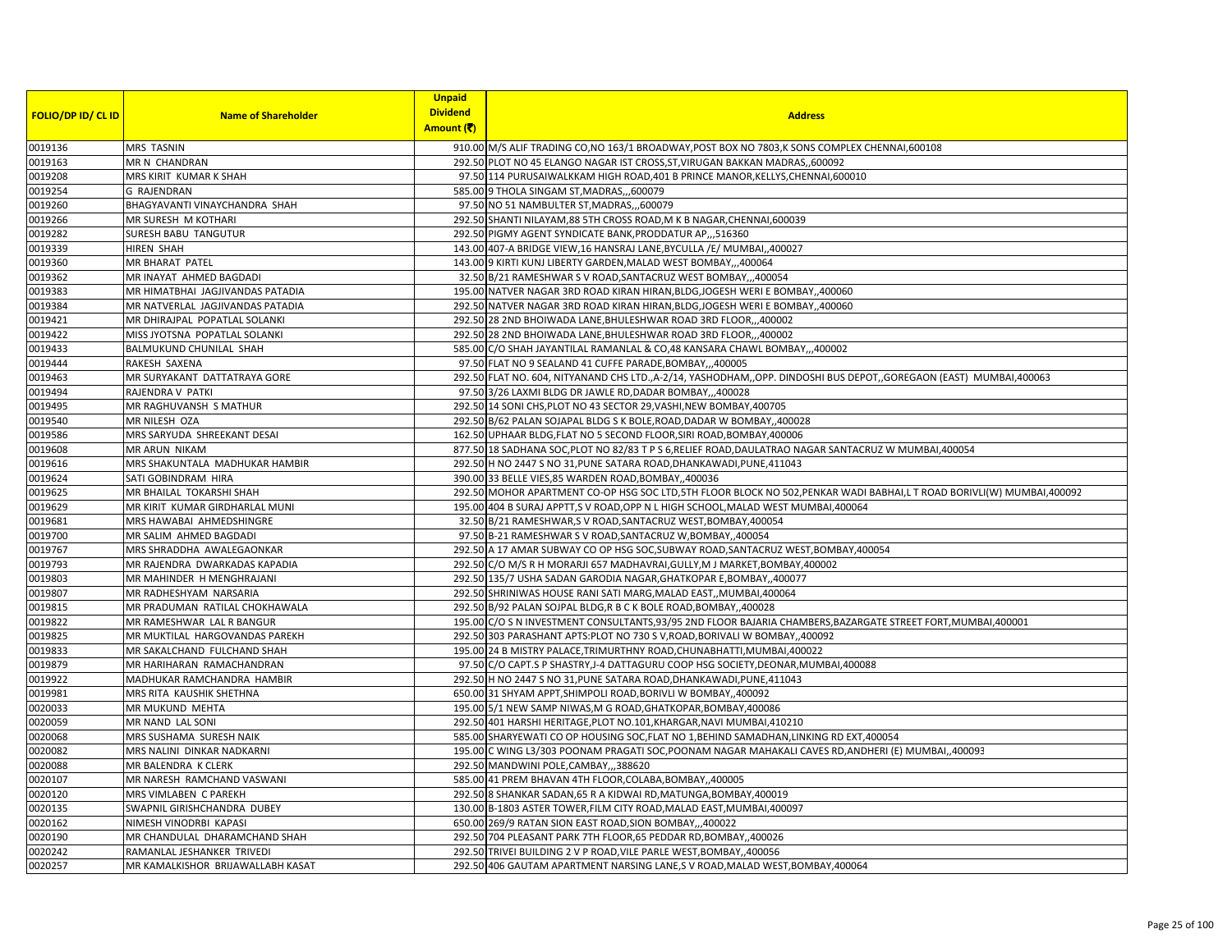| FOLIO/DP ID/ CL ID | Name of Shareholder | Unpaid Dividend Amount (₹) | Address |
|---|---|---|---|
| 0019136 | MRS TASNIN | 910.00 | M/S ALIF TRADING CO,NO 163/1 BROADWAY,POST BOX NO 7803,K SONS COMPLEX CHENNAI,600108 |
| 0019163 | MR N CHANDRAN | 292.50 | PLOT NO 45 ELANGO NAGAR IST CROSS,ST,VIRUGAN BAKKAN MADRAS,,600092 |
| 0019208 | MRS KIRIT KUMAR K SHAH | 97.50 | 114 PURUSAIWALKKAM HIGH ROAD,401 B PRINCE MANOR,KELLYS,CHENNAI,600010 |
| 0019254 | G RAJENDRAN | 585.00 | 9 THOLA SINGAM ST,MADRAS,,,600079 |
| 0019260 | BHAGYAVANTI VINAYCHANDRA SHAH | 97.50 | NO 51 NAMBULTER ST,MADRAS,,,600079 |
| 0019266 | MR SURESH M KOTHARI | 292.50 | SHANTI NILAYAM,88 5TH CROSS ROAD,M K B NAGAR,CHENNAI,600039 |
| 0019282 | SURESH BABU TANGUTUR | 292.50 | PIGMY AGENT SYNDICATE BANK,PRODDATUR AP,,,516360 |
| 0019339 | HIREN SHAH | 143.00 | 407-A BRIDGE VIEW,16 HANSRAJ LANE,BYCULLA /E/ MUMBAI,,400027 |
| 0019360 | MR BHARAT PATEL | 143.00 | 9 KIRTI KUNJ LIBERTY GARDEN,MALAD WEST BOMBAY,,,400064 |
| 0019362 | MR INAYAT AHMED BAGDADI | 32.50 | B/21 RAMESHWAR S V ROAD,SANTACRUZ WEST BOMBAY,,,400054 |
| 0019383 | MR HIMATBHAI JAGJIVANDAS PATADIA | 195.00 | NATVER NAGAR 3RD ROAD KIRAN HIRAN,BLDG,JOGESH WERI E BOMBAY,,400060 |
| 0019384 | MR NATVERLAL JAGJIVANDAS PATADIA | 292.50 | NATVER NAGAR 3RD ROAD KIRAN HIRAN,BLDG,JOGESH WERI E BOMBAY,,400060 |
| 0019421 | MR DHIRAJPAL POPATLAL SOLANKI | 292.50 | 28 2ND BHOIWADA LANE,BHULESHWAR ROAD 3RD FLOOR,,,400002 |
| 0019422 | MISS JYOTSNA POPATLAL SOLANKI | 292.50 | 28 2ND BHOIWADA LANE,BHULESHWAR ROAD 3RD FLOOR,,,400002 |
| 0019433 | BALMUKUND CHUNILAL SHAH | 585.00 | C/O SHAH JAYANTILAL RAMANLAL & CO,48 KANSARA CHAWL BOMBAY,,,400002 |
| 0019444 | RAKESH SAXENA | 97.50 | FLAT NO 9 SEALAND 41 CUFFE PARADE,BOMBAY,,,400005 |
| 0019463 | MR SURYAKANT DATTATRAYA GORE | 292.50 | FLAT NO. 604, NITYANAND CHS LTD.,A-2/14, YASHODHAM,,OPP. DINDOSHI BUS DEPOT,,GOREGAON (EAST) MUMBAI,400063 |
| 0019494 | RAJENDRA V PATKI | 97.50 | 3/26 LAXMI BLDG DR JAWLE RD,DADAR BOMBAY,,,400028 |
| 0019495 | MR RAGHUVANSH S MATHUR | 292.50 | 14 SONI CHS,PLOT NO 43 SECTOR 29,VASHI,NEW BOMBAY,400705 |
| 0019540 | MR NILESH OZA | 292.50 | B/62 PALAN SOJAPAL BLDG S K BOLE,ROAD,DADAR W BOMBAY,,400028 |
| 0019586 | MRS SARYUDA SHREEKANT DESAI | 162.50 | UPHAAR BLDG,FLAT NO 5 SECOND FLOOR,SIRI ROAD,BOMBAY,400006 |
| 0019608 | MR ARUN NIKAM | 877.50 | 18 SADHANA SOC,PLOT NO 82/83 T P S 6,RELIEF ROAD,DAULATRAO NAGAR SANTACRUZ W MUMBAI,400054 |
| 0019616 | MRS SHAKUNTALA MADHUKAR HAMBIR | 292.50 | H NO 2447 S NO 31,PUNE SATARA ROAD,DHANKAWADI,PUNE,411043 |
| 0019624 | SATI GOBINDRAM HIRA | 390.00 | 33 BELLE VIES,85 WARDEN ROAD,BOMBAY,,400036 |
| 0019625 | MR BHAILAL TOKARSHI SHAH | 292.50 | MOHOR APARTMENT CO-OP HSG SOC LTD,5TH FLOOR BLOCK NO 502,PENKAR WADI BABHAI,L T ROAD BORIVLI(W) MUMBAI,400092 |
| 0019629 | MR KIRIT KUMAR GIRDHARLAL MUNI | 195.00 | 404 B SURAJ APPTT,S V ROAD,OPP N L HIGH SCHOOL,MALAD WEST MUMBAI,400064 |
| 0019681 | MRS HAWABAI AHMEDSHINGRE | 32.50 | B/21 RAMESHWAR,S V ROAD,SANTACRUZ WEST,BOMBAY,400054 |
| 0019700 | MR SALIM AHMED BAGDADI | 97.50 | B-21 RAMESHWAR S V ROAD,SANTACRUZ W,BOMBAY,,400054 |
| 0019767 | MRS SHRADDHA AWALEGAONKAR | 292.50 | A 17 AMAR SUBWAY CO OP HSG SOC,SUBWAY ROAD,SANTACRUZ WEST,BOMBAY,400054 |
| 0019793 | MR RAJENDRA DWARKADAS KAPADIA | 292.50 | C/O M/S R H MORARJI 657 MADHAVRAI,GULLY,M J MARKET,BOMBAY,400002 |
| 0019803 | MR MAHINDER H MENGHRAJANI | 292.50 | 135/7 USHA SADAN GARODIA NAGAR,GHATKOPAR E,BOMBAY,,400077 |
| 0019807 | MR RADHESHYAM NARSARIA | 292.50 | SHRINIWAS HOUSE RANI SATI MARG,MALAD EAST,,MUMBAI,400064 |
| 0019815 | MR PRADUMAN RATILAL CHOKHAWALA | 292.50 | B/92 PALAN SOJPAL BLDG,R B C K BOLE ROAD,BOMBAY,,400028 |
| 0019822 | MR RAMESHWAR LAL R BANGUR | 195.00 | C/O S N INVESTMENT CONSULTANTS,93/95 2ND FLOOR BAJARIA CHAMBERS,BAZARGATE STREET FORT,MUMBAI,400001 |
| 0019825 | MR MUKTILAL HARGOVANDAS PAREKH | 292.50 | 303 PARASHANT APTS:PLOT NO 730 S V,ROAD,BORIVALI W BOMBAY,,400092 |
| 0019833 | MR SAKALCHAND FULCHAND SHAH | 195.00 | 24 B MISTRY PALACE,TRIMURTHNY ROAD,CHUNABHATTI,MUMBAI,400022 |
| 0019879 | MR HARIHARAN RAMACHANDRAN | 97.50 | C/O CAPT.S P SHASTRY,J-4 DATTAGURU COOP HSG SOCIETY,DEONAR,MUMBAI,400088 |
| 0019922 | MADHUKAR RAMCHANDRA HAMBIR | 292.50 | H NO 2447 S NO 31,PUNE SATARA ROAD,DHANKAWADI,PUNE,411043 |
| 0019981 | MRS RITA KAUSHIK SHETHNA | 650.00 | 31 SHYAM APPT,SHIMPOLI ROAD,BORIVLI W BOMBAY,,400092 |
| 0020033 | MR MUKUND MEHTA | 195.00 | 5/1 NEW SAMP NIWAS,M G ROAD,GHATKOPAR,BOMBAY,400086 |
| 0020059 | MR NAND LAL SONI | 292.50 | 401 HARSHI HERITAGE,PLOT NO.101,KHARGAR,NAVI MUMBAI,410210 |
| 0020068 | MRS SUSHAMA SURESH NAIK | 585.00 | SHARYEWATI CO OP HOUSING SOC,FLAT NO 1,BEHIND SAMADHAN,LINKING RD EXT,400054 |
| 0020082 | MRS NALINI DINKAR NADKARNI | 195.00 | C WING L3/303 POONAM PRAGATI SOC,POONAM NAGAR MAHAKALI CAVES RD,ANDHERI (E) MUMBAI,,400093 |
| 0020088 | MR BALENDRA K CLERK | 292.50 | MANDWINI POLE,CAMBAY,,,388620 |
| 0020107 | MR NARESH RAMCHAND VASWANI | 585.00 | 41 PREM BHAVAN 4TH FLOOR,COLABA,BOMBAY,,400005 |
| 0020120 | MRS VIMLABEN C PAREKH | 292.50 | 8 SHANKAR SADAN,65 R A KIDWAI RD,MATUNGA,BOMBAY,400019 |
| 0020135 | SWAPNIL GIRISHCHANDRA DUBEY | 130.00 | B-1803 ASTER TOWER,FILM CITY ROAD,MALAD EAST,MUMBAI,400097 |
| 0020162 | NIMESH VINODRBI KAPASI | 650.00 | 269/9 RATAN SION EAST ROAD,SION BOMBAY,,,400022 |
| 0020190 | MR CHANDULAL DHARAMCHAND SHAH | 292.50 | 704 PLEASANT PARK 7TH FLOOR,65 PEDDAR RD,BOMBAY,,400026 |
| 0020242 | RAMANLAL JESHANKER TRIVEDI | 292.50 | TRIVEI BUILDING 2 V P ROAD,VILE PARLE WEST,BOMBAY,,400056 |
| 0020257 | MR KAMALKISHOR BRIJAWALLABH KASAT | 292.50 | 406 GAUTAM APARTMENT NARSING LANE,S V ROAD,MALAD WEST,BOMBAY,400064 |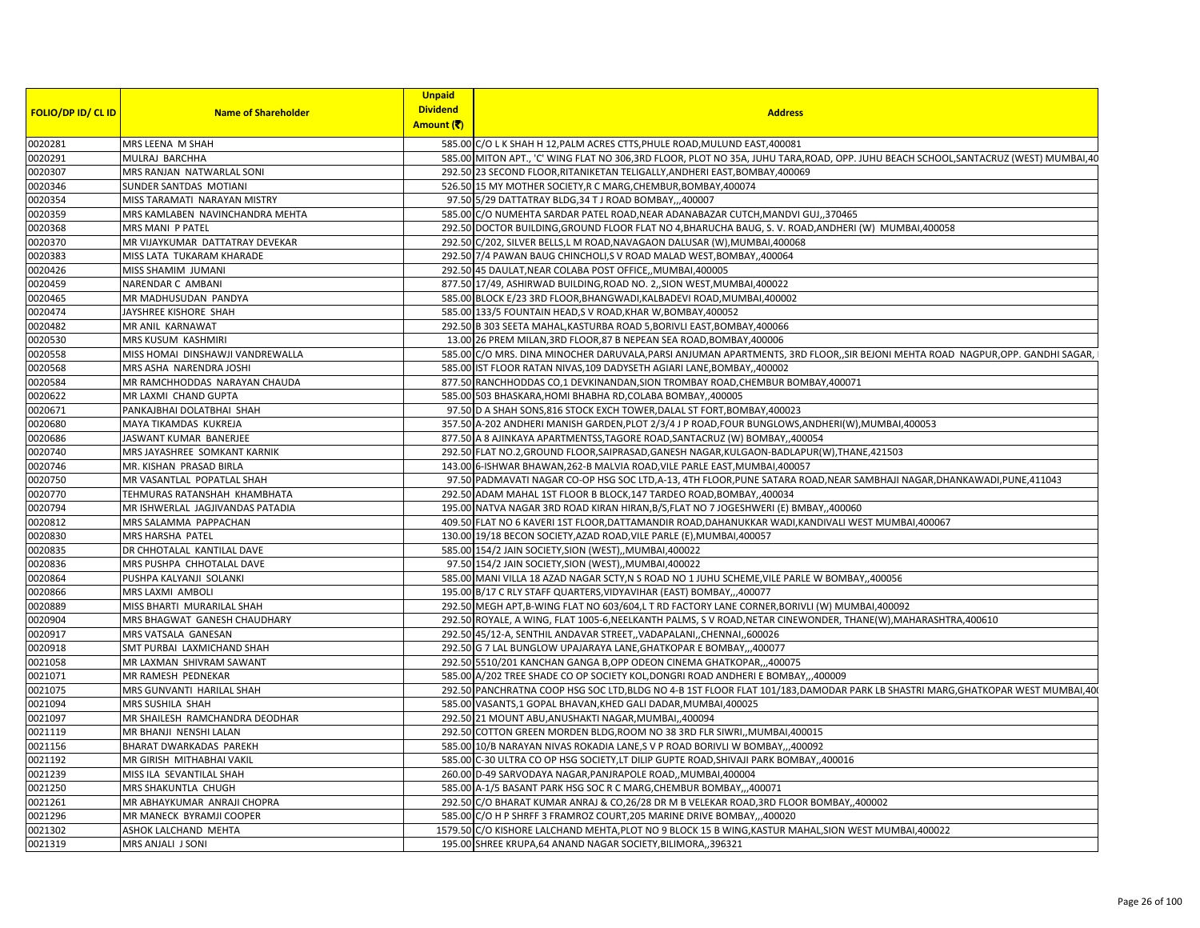| FOLIO/DP ID/ CL ID | Name of Shareholder | Unpaid Dividend Amount (₹) | Address |
|---|---|---|---|
| 0020281 | MRS LEENA M SHAH | 585.00 | C/O L K SHAH H 12,PALM ACRES CTTS,PHULE ROAD,MULUND EAST,400081 |
| 0020291 | MULRAJ BARCHHA | 585.00 | MITON APT., 'C' WING FLAT NO 306,3RD FLOOR, PLOT NO 35A, JUHU TARA,ROAD, OPP. JUHU BEACH SCHOOL,SANTACRUZ (WEST) MUMBAI,40 |
| 0020307 | MRS RANJAN NATWARLAL SONI | 292.50 | 23 SECOND FLOOR,RITANIKETAN TELIGALLY,ANDHERI EAST,BOMBAY,400069 |
| 0020346 | SUNDER SANTDAS MOTIANI | 526.50 | 15 MY MOTHER SOCIETY,R C MARG,CHEMBUR,BOMBAY,400074 |
| 0020354 | MISS TARAMATI NARAYAN MISTRY | 97.50 | 5/29 DATTATRAY BLDG,34 T J ROAD BOMBAY,,,400007 |
| 0020359 | MRS KAMLABEN NAVINCHANDRA MEHTA | 585.00 | C/O NUMEHTA SARDAR PATEL ROAD,NEAR ADANABAZAR CUTCH,MANDVI GUJ,,370465 |
| 0020368 | MRS MANI P PATEL | 292.50 | DOCTOR BUILDING,GROUND FLOOR FLAT NO 4,BHARUCHA BAUG, S. V. ROAD,ANDHERI (W) MUMBAI,400058 |
| 0020370 | MR VIJAYKUMAR DATTATRAY DEVEKAR | 292.50 | C/202, SILVER BELLS,L M ROAD,NAVAGAON DALUSAR (W),MUMBAI,400068 |
| 0020383 | MISS LATA TUKARAM KHARADE | 292.50 | 7/4 PAWAN BAUG CHINCHOLI,S V ROAD MALAD WEST,BOMBAY,,400064 |
| 0020426 | MISS SHAMIM JUMANI | 292.50 | 45 DAULAT,NEAR COLABA POST OFFICE,,MUMBAI,400005 |
| 0020459 | NARENDAR C AMBANI | 877.50 | 17/49, ASHIRWAD BUILDING,ROAD NO. 2,,SION WEST,MUMBAI,400022 |
| 0020465 | MR MADHUSUDAN PANDYA | 585.00 | BLOCK E/23 3RD FLOOR,BHANGWADI,KALBADEVI ROAD,MUMBAI,400002 |
| 0020474 | JAYSHREE KISHORE SHAH | 585.00 | 133/5 FOUNTAIN HEAD,S V ROAD,KHAR W,BOMBAY,400052 |
| 0020482 | MR ANIL KARNAWAT | 292.50 | B 303 SEETA MAHAL,KASTURBA ROAD 5,BORIVLI EAST,BOMBAY,400066 |
| 0020530 | MRS KUSUM KASHMIRI | 13.00 | 26 PREM MILAN,3RD FLOOR,87 B NEPEAN SEA ROAD,BOMBAY,400006 |
| 0020558 | MISS HOMAI DINSHAWJI VANDREWALLA | 585.00 | C/O MRS. DINA MINOCHER DARUVALA,PARSI ANJUMAN APARTMENTS, 3RD FLOOR,,SIR BEJONI MEHTA ROAD NAGPUR,OPP. GANDHI SAGAR, |
| 0020568 | MRS ASHA NARENDRA JOSHI | 585.00 | IST FLOOR RATAN NIVAS,109 DADYSETH AGIARI LANE,BOMBAY,,400002 |
| 0020584 | MR RAMCHHODDAS NARAYAN CHAUDA | 877.50 | RANCHHODDAS CO,1 DEVKINANDAN,SION TROMBAY ROAD,CHEMBUR BOMBAY,400071 |
| 0020622 | MR LAXMI CHAND GUPTA | 585.00 | 503 BHASKARA,HOMI BHABHA RD,COLABA BOMBAY,,400005 |
| 0020671 | PANKAJBHAI DOLATBHAI SHAH | 97.50 | D A SHAH SONS,816 STOCK EXCH TOWER,DALAL ST FORT,BOMBAY,400023 |
| 0020680 | MAYA TIKAMDAS KUKREJA | 357.50 | A-202 ANDHERI MANISH GARDEN,PLOT 2/3/4 J P ROAD,FOUR BUNGLOWS,ANDHERI(W),MUMBAI,400053 |
| 0020686 | JASWANT KUMAR BANERJEE | 877.50 | A 8 AJINKAYA APARTMENTSS,TAGORE ROAD,SANTACRUZ (W) BOMBAY,,400054 |
| 0020740 | MRS JAYASHREE SOMKANT KARNIK | 292.50 | FLAT NO.2,GROUND FLOOR,SAIPRASAD,GANESH NAGAR,KULGAON-BADLAPUR(W),THANE,421503 |
| 0020746 | MR. KISHAN PRASAD BIRLA | 143.00 | 6-ISHWAR BHAWAN,262-B MALVIA ROAD,VILE PARLE EAST,MUMBAI,400057 |
| 0020750 | MR VASANTLAL POPATLAL SHAH | 97.50 | PADMAVATI NAGAR CO-OP HSG SOC LTD,A-13, 4TH FLOOR,PUNE SATARA ROAD,NEAR SAMBHAJI NAGAR,DHANKAWADI,PUNE,411043 |
| 0020770 | TEHMURAS RATANSHAH KHAMBHATA | 292.50 | ADAM MAHAL 1ST FLOOR B BLOCK,147 TARDEO ROAD,BOMBAY,,400034 |
| 0020794 | MR ISHWERLAL JAGJIVANDAS PATADIA | 195.00 | NATVA NAGAR 3RD ROAD KIRAN HIRAN,B/S,FLAT NO 7 JOGESHWERI (E) BMBAY,,400060 |
| 0020812 | MRS SALAMMA PAPPACHAN | 409.50 | FLAT NO 6 KAVERI 1ST FLOOR,DATTAMANDIR ROAD,DAHANUKKAR WADI,KANDIVALI WEST MUMBAI,400067 |
| 0020830 | MRS HARSHA PATEL | 130.00 | 19/18 BECON SOCIETY,AZAD ROAD,VILE PARLE (E),MUMBAI,400057 |
| 0020835 | DR CHHOTALAL KANTILAL DAVE | 585.00 | 154/2 JAIN SOCIETY,SION (WEST),,MUMBAI,400022 |
| 0020836 | MRS PUSHPA CHHOTALAL DAVE | 97.50 | 154/2 JAIN SOCIETY,SION (WEST),,MUMBAI,400022 |
| 0020864 | PUSHPA KALYANJI SOLANKI | 585.00 | MANI VILLA 18 AZAD NAGAR SCTY,N S ROAD NO 1 JUHU SCHEME,VILE PARLE W BOMBAY,,400056 |
| 0020866 | MRS LAXMI AMBOLI | 195.00 | B/17 C RLY STAFF QUARTERS,VIDYAVIHAR (EAST) BOMBAY,,,400077 |
| 0020889 | MISS BHARTI MURARILAL SHAH | 292.50 | MEGH APT,B-WING FLAT NO 603/604,L T RD FACTORY LANE CORNER,BORIVLI (W) MUMBAI,400092 |
| 0020904 | MRS BHAGWAT GANESH CHAUDHARY | 292.50 | ROYALE, A WING, FLAT 1005-6,NEELKANTH PALMS, S V ROAD,NETAR CINEWONDER, THANE(W),MAHARASHTRA,400610 |
| 0020917 | MRS VATSALA GANESAN | 292.50 | 45/12-A, SENTHIL ANDAVAR STREET,,VADAPALANI,,CHENNAI,,600026 |
| 0020918 | SMT PURBAI LAXMICHAND SHAH | 292.50 | G 7 LAL BUNGLOW UPAJARAYA LANE,GHATKOPAR E BOMBAY,,,400077 |
| 0021058 | MR LAXMAN SHIVRAM SAWANT | 292.50 | 5510/201 KANCHAN GANGA B,OPP ODEON CINEMA GHATKOPAR,,,400075 |
| 0021071 | MR RAMESH PEDNEKAR | 585.00 | A/202 TREE SHADE CO OP SOCIETY KOL,DONGRI ROAD ANDHERI E BOMBAY,,,400009 |
| 0021075 | MRS GUNVANTI HARILAL SHAH | 292.50 | PANCHRATNA COOP HSG SOC LTD,BLDG NO 4-B 1ST FLOOR FLAT 101/183,DAMODAR PARK LB SHASTRI MARG,GHATKOPAR WEST MUMBAI,40 |
| 0021094 | MRS SUSHILA SHAH | 585.00 | VASANTS,1 GOPAL BHAVAN,KHED GALI DADAR,MUMBAI,400025 |
| 0021097 | MR SHAILESH RAMCHANDRA DEODHAR | 292.50 | 21 MOUNT ABU,ANUSHAKTI NAGAR,MUMBAI,,400094 |
| 0021119 | MR BHANJI NENSHI LALAN | 292.50 | COTTON GREEN MORDEN BLDG,ROOM NO 38 3RD FLR SIWRI,,MUMBAI,400015 |
| 0021156 | BHARAT DWARKADAS PAREKH | 585.00 | 10/B NARAYAN NIVAS ROKADIA LANE,S V P ROAD BORIVLI W BOMBAY,,,400092 |
| 0021192 | MR GIRISH MITHABHAI VAKIL | 585.00 | C-30 ULTRA CO OP HSG SOCIETY,LT DILIP GUPTE ROAD,SHIVAJI PARK BOMBAY,,400016 |
| 0021239 | MISS ILA SEVANTILAL SHAH | 260.00 | D-49 SARVODAYA NAGAR,PANJRAPOLE ROAD,,MUMBAI,400004 |
| 0021250 | MRS SHAKUNTLA CHUGH | 585.00 | A-1/5 BASANT PARK HSG SOC R C MARG,CHEMBUR BOMBAY,,,400071 |
| 0021261 | MR ABHAYKUMAR ANRAJI CHOPRA | 292.50 | C/O BHARAT KUMAR ANRAJ & CO,26/28 DR M B VELEKAR ROAD,3RD FLOOR BOMBAY,,400002 |
| 0021296 | MR MANECK BYRAMJI COOPER | 585.00 | C/O H P SHRFF 3 FRAMROZ COURT,205 MARINE DRIVE BOMBAY,,,400020 |
| 0021302 | ASHOK LALCHAND MEHTA | 1579.50 | C/O KISHORE LALCHAND MEHTA,PLOT NO 9 BLOCK 15 B WING,KASTUR MAHAL,SION WEST MUMBAI,400022 |
| 0021319 | MRS ANJALI J SONI | 195.00 | SHREE KRUPA,64 ANAND NAGAR SOCIETY,BILIMORA,,396321 |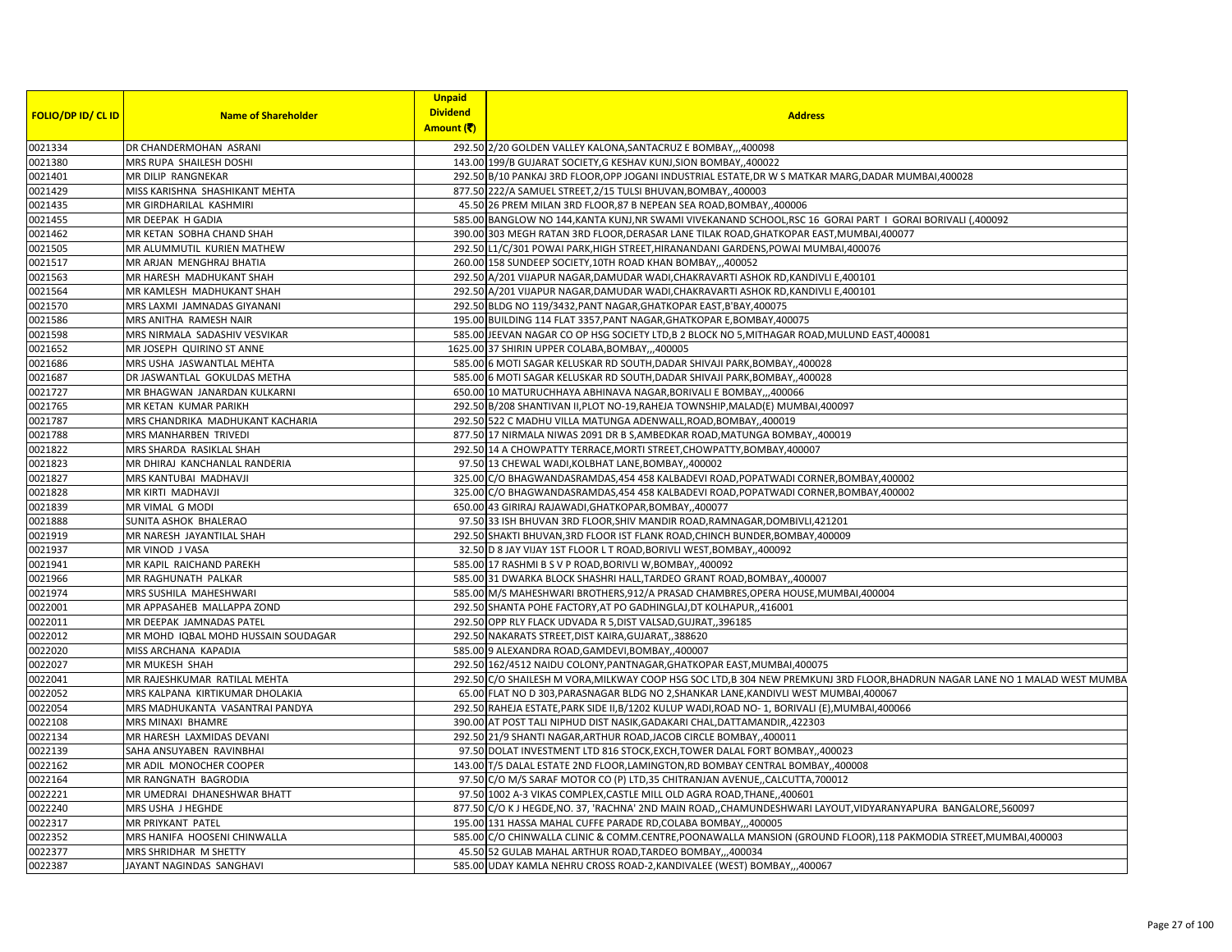| FOLIO/DP ID/ CL ID | Name of Shareholder | Unpaid Dividend Amount (₹) | Address |
|---|---|---|---|
| 0021334 | DR CHANDERMOHAN ASRANI | 292.50 | 2/20 GOLDEN VALLEY KALONA,SANTACRUZ E BOMBAY,,,400098 |
| 0021380 | MRS RUPA SHAILESH DOSHI | 143.00 | 199/B GUJARAT SOCIETY,G KESHAV KUNJ,SION BOMBAY,,400022 |
| 0021401 | MR DILIP RANGNEKAR | 292.50 | B/10 PANKAJ 3RD FLOOR,OPP JOGANI INDUSTRIAL ESTATE,DR W S MATKAR MARG,DADAR MUMBAI,400028 |
| 0021429 | MISS KARISHNA SHASHIKANT MEHTA | 877.50 | 222/A SAMUEL STREET,2/15 TULSI BHUVAN,BOMBAY,,400003 |
| 0021435 | MR GIRDHARILAL KASHMIRI | 45.50 | 26 PREM MILAN 3RD FLOOR,87 B NEPEAN SEA ROAD,BOMBAY,,400006 |
| 0021455 | MR DEEPAK H GADIA | 585.00 | BANGLOW NO 144,KANTA KUNJ,NR SWAMI VIVEKANAND SCHOOL,RSC 16 GORAI PART I GORAI BORIVALI (,400092 |
| 0021462 | MR KETAN SOBHA CHAND SHAH | 390.00 | 303 MEGH RATAN 3RD FLOOR,DERASAR LANE TILAK ROAD,GHATKOPAR EAST,MUMBAI,400077 |
| 0021505 | MR ALUMMUTIL KURIEN MATHEW | 292.50 | L1/C/301 POWAI PARK,HIGH STREET,HIRANANDANI GARDENS,POWAI MUMBAI,400076 |
| 0021517 | MR ARJAN MENGHRAJ BHATIA | 260.00 | 158 SUNDEEP SOCIETY,10TH ROAD KHAN BOMBAY,,,400052 |
| 0021563 | MR HARESH MADHUKANT SHAH | 292.50 | A/201 VIJAPUR NAGAR,DAMUDAR WADI,CHAKRAVARTI ASHOK RD,KANDIVLI E,400101 |
| 0021564 | MR KAMLESH MADHUKANT SHAH | 292.50 | A/201 VIJAPUR NAGAR,DAMUDAR WADI,CHAKRAVARTI ASHOK RD,KANDIVLI E,400101 |
| 0021570 | MRS LAXMI JAMNADAS GIYANANI | 292.50 | BLDG NO 119/3432,PANT NAGAR,GHATKOPAR EAST,B'BAY,400075 |
| 0021586 | MRS ANITHA RAMESH NAIR | 195.00 | BUILDING 114 FLAT 3357,PANT NAGAR,GHATKOPAR E,BOMBAY,400075 |
| 0021598 | MRS NIRMALA SADASHIV VESVIKAR | 585.00 | JEEVAN NAGAR CO OP HSG SOCIETY LTD,B 2 BLOCK NO 5,MITHAGAR ROAD,MULUND EAST,400081 |
| 0021652 | MR JOSEPH QUIRINO ST ANNE | 1625.00 | 37 SHIRIN UPPER COLABA,BOMBAY,,,400005 |
| 0021686 | MRS USHA JASWANTLAL MEHTA | 585.00 | 6 MOTI SAGAR KELUSKAR RD SOUTH,DADAR SHIVAJI PARK,BOMBAY,,400028 |
| 0021687 | DR JASWANTLAL GOKULDAS METHA | 585.00 | 6 MOTI SAGAR KELUSKAR RD SOUTH,DADAR SHIVAJI PARK,BOMBAY,,400028 |
| 0021727 | MR BHAGWAN JANARDAN KULKARNI | 650.00 | 10 MATURUCHHAYA ABHINAVA NAGAR,BORIVALI E BOMBAY,,,400066 |
| 0021765 | MR KETAN KUMAR PARIKH | 292.50 | B/208 SHANTIVAN II,PLOT NO-19,RAHEJA TOWNSHIP,MALAD(E) MUMBAI,400097 |
| 0021787 | MRS CHANDRIKA MADHUKANT KACHARIA | 292.50 | 522 C MADHU VILLA MATUNGA ADENWALL,ROAD,BOMBAY,,400019 |
| 0021788 | MRS MANHARBEN TRIVEDI | 877.50 | 17 NIRMALA NIWAS 2091 DR B S,AMBEDKAR ROAD,MATUNGA BOMBAY,,400019 |
| 0021822 | MRS SHARDA RASIKLAL SHAH | 292.50 | 14 A CHOWPATTY TERRACE,MORTI STREET,CHOWPATTY,BOMBAY,400007 |
| 0021823 | MR DHIRAJ KANCHANLAL RANDERIA | 97.50 | 13 CHEWAL WADI,KOLBHAT LANE,BOMBAY,,400002 |
| 0021827 | MRS KANTUBAI MADHAVJI | 325.00 | C/O BHAGWANDASRAMDAS,454 458 KALBADEVI ROAD,POPATWADI CORNER,BOMBAY,400002 |
| 0021828 | MR KIRTI MADHAVJI | 325.00 | C/O BHAGWANDASRAMDAS,454 458 KALBADEVI ROAD,POPATWADI CORNER,BOMBAY,400002 |
| 0021839 | MR VIMAL G MODI | 650.00 | 43 GIRIRAJ RAJAWADI,GHATKOPAR,BOMBAY,,400077 |
| 0021888 | SUNITA ASHOK BHALERAO | 97.50 | 33 ISH BHUVAN 3RD FLOOR,SHIV MANDIR ROAD,RAMNAGAR,DOMBIVLI,421201 |
| 0021919 | MR NARESH JAYANTILAL SHAH | 292.50 | SHAKTI BHUVAN,3RD FLOOR IST FLANK ROAD,CHINCH BUNDER,BOMBAY,400009 |
| 0021937 | MR VINOD J VASA | 32.50 | D 8 JAY VIJAY 1ST FLOOR L T ROAD,BORIVLI WEST,BOMBAY,,400092 |
| 0021941 | MR KAPIL RAICHAND PAREKH | 585.00 | 17 RASHMI B S V P ROAD,BORIVLI W,BOMBAY,,400092 |
| 0021966 | MR RAGHUNATH PALKAR | 585.00 | 31 DWARKA BLOCK SHASHRI HALL,TARDEO GRANT ROAD,BOMBAY,,400007 |
| 0021974 | MRS SUSHILA MAHESHWARI | 585.00 | M/S MAHESHWARI BROTHERS,912/A PRASAD CHAMBRES,OPERA HOUSE,MUMBAI,400004 |
| 0022001 | MR APPASAHEB MALLAPPA ZOND | 292.50 | SHANTA POHE FACTORY,AT PO GADHINGLAJ,DT KOLHAPUR,,416001 |
| 0022011 | MR DEEPAK JAMNADAS PATEL | 292.50 | OPP RLY FLACK UDVADA R 5,DIST VALSAD,GUJRAT,,396185 |
| 0022012 | MR MOHD IQBAL MOHD HUSSAIN SOUDAGAR | 292.50 | NAKARATS STREET,DIST KAIRA,GUJARAT,,388620 |
| 0022020 | MISS ARCHANA KAPADIA | 585.00 | 9 ALEXANDRA ROAD,GAMDEVI,BOMBAY,,400007 |
| 0022027 | MR MUKESH SHAH | 292.50 | 162/4512 NAIDU COLONY,PANTNAGAR,GHATKOPAR EAST,MUMBAI,400075 |
| 0022041 | MR RAJESHKUMAR RATILAL MEHTA | 292.50 | C/O SHAILESH M VORA,MILKWAY COOP HSG SOC LTD,B 304 NEW PREMKUNJ 3RD FLOOR,BHADRUN NAGAR LANE NO 1 MALAD WEST MUMBA |
| 0022052 | MRS KALPANA KIRTIKUMAR DHOLAKIA | 65.00 | FLAT NO D 303,PARASNAGAR BLDG NO 2,SHANKAR LANE,KANDIVLI WEST MUMBAI,400067 |
| 0022054 | MRS MADHUKANTA VASANTRAI PANDYA | 292.50 | RAHEJA ESTATE,PARK SIDE II,B/1202 KULUP WADI,ROAD NO- 1, BORIVALI (E),MUMBAI,400066 |
| 0022108 | MRS MINAXI BHAMRE | 390.00 | AT POST TALI NIPHUD DIST NASIK,GADAKARI CHAL,DATTAMANDIR,,422303 |
| 0022134 | MR HARESH LAXMIDAS DEVANI | 292.50 | 21/9 SHANTI NAGAR,ARTHUR ROAD,JACOB CIRCLE BOMBAY,,400011 |
| 0022139 | SAHA ANSUYABEN RAVINBHAI | 97.50 | DOLAT INVESTMENT LTD 816 STOCK,EXCH,TOWER DALAL FORT BOMBAY,,400023 |
| 0022162 | MR ADIL MONOCHER COOPER | 143.00 | T/5 DALAL ESTATE 2ND FLOOR,LAMINGTON,RD BOMBAY CENTRAL BOMBAY,,400008 |
| 0022164 | MR RANGNATH BAGRODIA | 97.50 | C/O M/S SARAF MOTOR CO (P) LTD,35 CHITRANJAN AVENUE,,CALCUTTA,700012 |
| 0022221 | MR UMEDRAI DHANESHWAR BHATT | 97.50 | 1002 A-3 VIKAS COMPLEX,CASTLE MILL OLD AGRA ROAD,THANE,,400601 |
| 0022240 | MRS USHA J HEGHDE | 877.50 | C/O K J HEGDE,NO. 37, 'RACHNA' 2ND MAIN ROAD,,CHAMUNDESHWARI LAYOUT,VIDYARANYAPURA BANGALORE,560097 |
| 0022317 | MR PRIYKANT PATEL | 195.00 | 131 HASSA MAHAL CUFFE PARADE RD,COLABA BOMBAY,,,400005 |
| 0022352 | MRS HANIFA HOOSENI CHINWALLA | 585.00 | C/O CHINWALLA CLINIC & COMM.CENTRE,POONAWALLA MANSION (GROUND FLOOR),118 PAKMODIA STREET,MUMBAI,400003 |
| 0022377 | MRS SHRIDHAR M SHETTY | 45.50 | 52 GULAB MAHAL ARTHUR ROAD,TARDEO BOMBAY,,,400034 |
| 0022387 | JAYANT NAGINDAS SANGHAVI | 585.00 | UDAY KAMLA NEHRU CROSS ROAD-2,KANDIVALEE (WEST) BOMBAY,,,400067 |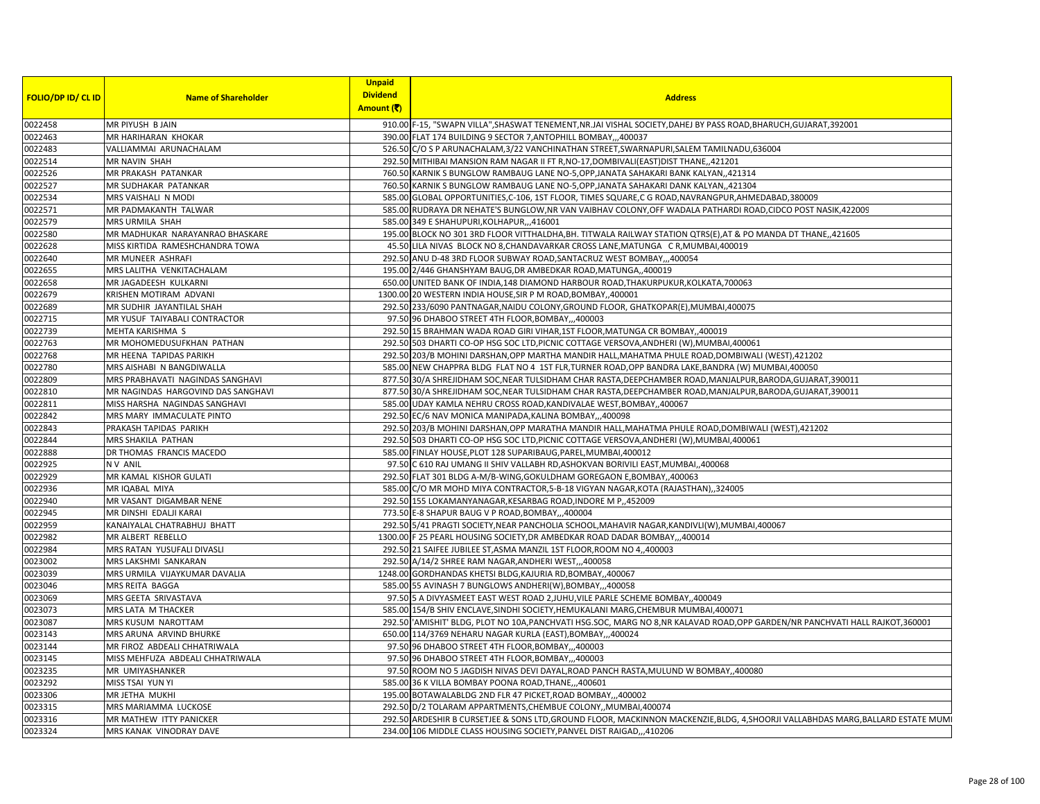| FOLIO/DP ID/ CL ID | Name of Shareholder | Unpaid Dividend Amount (₹) | Address |
|---|---|---|---|
| 0022458 | MR PIYUSH B JAIN | 910.00 | F-15, "SWAPN VILLA",SHASWAT TENEMENT,NR.JAI VISHAL SOCIETY,DAHEJ BY PASS ROAD,BHARUCH,GUJARAT,392001 |
| 0022463 | MR HARIHARAN KHOKAR | 390.00 | FLAT 174 BUILDING 9 SECTOR 7,ANTOPHILL BOMBAY,,,400037 |
| 0022483 | VALLIAMMAI ARUNACHALAM | 526.50 | C/O S P ARUNACHALAM,3/22 VANCHINATHAN STREET,SWARNAPURI,SALEM TAMILNADU,636004 |
| 0022514 | MR NAVIN SHAH | 292.50 | MITHIBAI MANSION RAM NAGAR II FT R,NO-17,DOMBIVALI(EAST)DIST THANE,,421201 |
| 0022526 | MR PRAKASH PATANKAR | 760.50 | KARNIK S BUNGLOW RAMBAUG LANE NO-5,OPP,JANATA SAHAKARI BANK KALYAN,,421314 |
| 0022527 | MR SUDHAKAR PATANKAR | 760.50 | KARNIK S BUNGLOW RAMBAUG LANE NO-5,OPP,JANATA SAHAKARI DANK KALYAN,,421304 |
| 0022534 | MRS VAISHALI N MODI | 585.00 | GLOBAL OPPORTUNITIES,C-106, 1ST FLOOR, TIMES SQUARE,C G ROAD,NAVRANGPUR,AHMEDABAD,380009 |
| 0022571 | MR PADMAKANTH TALWAR | 585.00 | RUDRAYA DR NEHATE'S BUNGLOW,NR VAN VAIBHAV COLONY,OFF WADALA PATHARDI ROAD,CIDCO POST NASIK,422009 |
| 0022579 | MRS URMILA SHAH | 585.00 | 349 E SHAHUPURI,KOLHAPUR,,,416001 |
| 0022580 | MR MADHUKAR NARAYANRAO BHASKARE | 195.00 | BLOCK NO 301 3RD FLOOR VITTHALDHA,BH. TITWALA RAILWAY STATION QTRS(E),AT & PO MANDA DT THANE,,421605 |
| 0022628 | MISS KIRTIDA RAMESHCHANDRA TOWA | 45.50 | LILA NIVAS BLOCK NO 8,CHANDAVARKAR CROSS LANE,MATUNGA C R,MUMBAI,400019 |
| 0022640 | MR MUNEER ASHRAFI | 292.50 | ANU D-48 3RD FLOOR SUBWAY ROAD,SANTACRUZ WEST BOMBAY,,,400054 |
| 0022655 | MRS LALITHA VENKITACHALAM | 195.00 | 2/446 GHANSHYAM BAUG,DR AMBEDKAR ROAD,MATUNGA,,400019 |
| 0022658 | MR JAGADEESH KULKARNI | 650.00 | UNITED BANK OF INDIA,148 DIAMOND HARBOUR ROAD,THAKURPUKUR,KOLKATA,700063 |
| 0022679 | KRISHEN MOTIRAM ADVANI | 1300.00 | 20 WESTERN INDIA HOUSE,SIR P M ROAD,BOMBAY,,400001 |
| 0022689 | MR SUDHIR JAYANTILAL SHAH | 292.50 | 233/6090 PANTNAGAR,NAIDU COLONY,GROUND FLOOR, GHATKOPAR(E),MUMBAI,400075 |
| 0022715 | MR YUSUF TAIYABALI CONTRACTOR | 97.50 | 96 DHABOO STREET 4TH FLOOR,BOMBAY,,,400003 |
| 0022739 | MEHTA KARISHMA S | 292.50 | 15 BRAHMAN WADA ROAD GIRI VIHAR,1ST FLOOR,MATUNGA CR BOMBAY,,400019 |
| 0022763 | MR MOHOMEDUSUFKHAN PATHAN | 292.50 | 503 DHARTI CO-OP HSG SOC LTD,PICNIC COTTAGE VERSOVA,ANDHERI (W),MUMBAI,400061 |
| 0022768 | MR HEENA TAPIDAS PARIKH | 292.50 | 203/B MOHINI DARSHAN,OPP MARTHA MANDIR HALL,MAHATMA PHULE ROAD,DOMBIWALI (WEST),421202 |
| 0022780 | MRS AISHABI N BANGDIWALLA | 585.00 | NEW CHAPPRA BLDG FLAT NO 4 1ST FLR,TURNER ROAD,OPP BANDRA LAKE,BANDRA (W) MUMBAI,400050 |
| 0022809 | MRS PRABHAVATI NAGINDAS SANGHAVI | 877.50 | 30/A SHREJIDHAM SOC,NEAR TULSIDHAM CHAR RASTA,DEEPCHAMBER ROAD,MANJALPUR,BARODA,GUJARAT,390011 |
| 0022810 | MR NAGINDAS HARGOVIND DAS SANGHAVI | 877.50 | 30/A SHREJIDHAM SOC,NEAR TULSIDHAM CHAR RASTA,DEEPCHAMBER ROAD,MANJALPUR,BARODA,GUJARAT,390011 |
| 0022811 | MISS HARSHA NAGINDAS SANGHAVI | 585.00 | UDAY KAMLA NEHRU CROSS ROAD,KANDIVALAE WEST,BOMBAY,,400067 |
| 0022842 | MRS MARY IMMACULATE PINTO | 292.50 | EC/6 NAV MONICA MANIPADA,KALINA BOMBAY,,,400098 |
| 0022843 | PRAKASH TAPIDAS PARIKH | 292.50 | 203/B MOHINI DARSHAN,OPP MARATHA MANDIR HALL,MAHATMA PHULE ROAD,DOMBIWALI (WEST),421202 |
| 0022844 | MRS SHAKILA PATHAN | 292.50 | 503 DHARTI CO-OP HSG SOC LTD,PICNIC COTTAGE VERSOVA,ANDHERI (W),MUMBAI,400061 |
| 0022888 | DR THOMAS FRANCIS MACEDO | 585.00 | FINLAY HOUSE,PLOT 128 SUPARIBAUG,PAREL,MUMBAI,400012 |
| 0022925 | N V ANIL | 97.50 | C 610 RAJ UMANG II SHIV VALLABH RD,ASHOKVAN BORIVILI EAST,MUMBAI,,400068 |
| 0022929 | MR KAMAL KISHOR GULATI | 292.50 | FLAT 301 BLDG A-M/B-WING,GOKULDHAM GOREGAON E,BOMBAY,,400063 |
| 0022936 | MR IQABAL MIYA | 585.00 | C/O MR MOHD MIYA CONTRACTOR,5-B-18 VIGYAN NAGAR,KOTA (RAJASTHAN),,324005 |
| 0022940 | MR VASANT DIGAMBAR NENE | 292.50 | 155 LOKAMANYANAGAR,KESARBAG ROAD,INDORE M P,,452009 |
| 0022945 | MR DINSHI EDALJI KARAI | 773.50 | E-8 SHAPUR BAUG V P ROAD,BOMBAY,,,400004 |
| 0022959 | KANAIYALAL CHATRABHUJ BHATT | 292.50 | 5/41 PRAGTI SOCIETY,NEAR PANCHOLIA SCHOOL,MAHAVIR NAGAR,KANDIVLI(W),MUMBAI,400067 |
| 0022982 | MR ALBERT REBELLO | 1300.00 | F 25 PEARL HOUSING SOCIETY,DR AMBEDKAR ROAD DADAR BOMBAY,,,400014 |
| 0022984 | MRS RATAN YUSUFALI DIVASLI | 292.50 | 21 SAIFEE JUBILEE ST,ASMA MANZIL 1ST FLOOR,ROOM NO 4,,400003 |
| 0023002 | MRS LAKSHMI SANKARAN | 292.50 | A/14/2 SHREE RAM NAGAR,ANDHERI WEST,,,400058 |
| 0023039 | MRS URMILA VIJAYKUMAR DAVALIA | 1248.00 | GORDHANDAS KHETSI BLDG,KAJURIA RD,BOMBAY,,400067 |
| 0023046 | MRS REITA BAGGA | 585.00 | 55 AVINASH 7 BUNGLOWS ANDHERI(W),BOMBAY,,,400058 |
| 0023069 | MRS GEETA SRIVASTAVA | 97.50 | 5 A DIVYASMEET EAST WEST ROAD 2,JUHU,VILE PARLE SCHEME BOMBAY,,400049 |
| 0023073 | MRS LATA M THACKER | 585.00 | 154/B SHIV ENCLAVE,SINDHI SOCIETY,HEMUKALANI MARG,CHEMBUR MUMBAI,400071 |
| 0023087 | MRS KUSUM NAROTTAM | 292.50 | 'AMISHIT' BLDG, PLOT NO 10A,PANCHVATI HSG.SOC, MARG NO 8,NR KALAVAD ROAD,OPP GARDEN/NR PANCHVATI HALL RAJKOT,360001 |
| 0023143 | MRS ARUNA ARVIND BHURKE | 650.00 | 114/3769 NEHARU NAGAR KURLA (EAST),BOMBAY,,,400024 |
| 0023144 | MR FIROZ ABDEALI CHHATRIWALA | 97.50 | 96 DHABOO STREET 4TH FLOOR,BOMBAY,,,400003 |
| 0023145 | MISS MEHFUZA ABDEALI CHHATRIWALA | 97.50 | 96 DHABOO STREET 4TH FLOOR,BOMBAY,,,400003 |
| 0023235 | MR UMIYASHANKER | 97.50 | ROOM NO 5 JAGDISH NIVAS DEVI DAYAL,ROAD PANCH RASTA,MULUND W BOMBAY,,400080 |
| 0023292 | MISS TSAI YUN YI | 585.00 | 36 K VILLA BOMBAY POONA ROAD,THANE,,,400601 |
| 0023306 | MR JETHA MUKHI | 195.00 | BOTAWALABLDG 2ND FLR 47 PICKET,ROAD BOMBAY,,,400002 |
| 0023315 | MRS MARIAMMA LUCKOSE | 292.50 | D/2 TOLARAM APPARTMENTS,CHEMBUE COLONY,,MUMBAI,400074 |
| 0023316 | MR MATHEW ITTY PANICKER | 292.50 | ARDESHIR B CURSETJEE & SONS LTD,GROUND FLOOR, MACKINNON MACKENZIE,BLDG, 4,SHOORJI VALLABHDAS MARG,BALLARD ESTATE MUMI |
| 0023324 | MRS KANAK VINODRAY DAVE | 234.00 | 106 MIDDLE CLASS HOUSING SOCIETY,PANVEL DIST RAIGAD,,,410206 |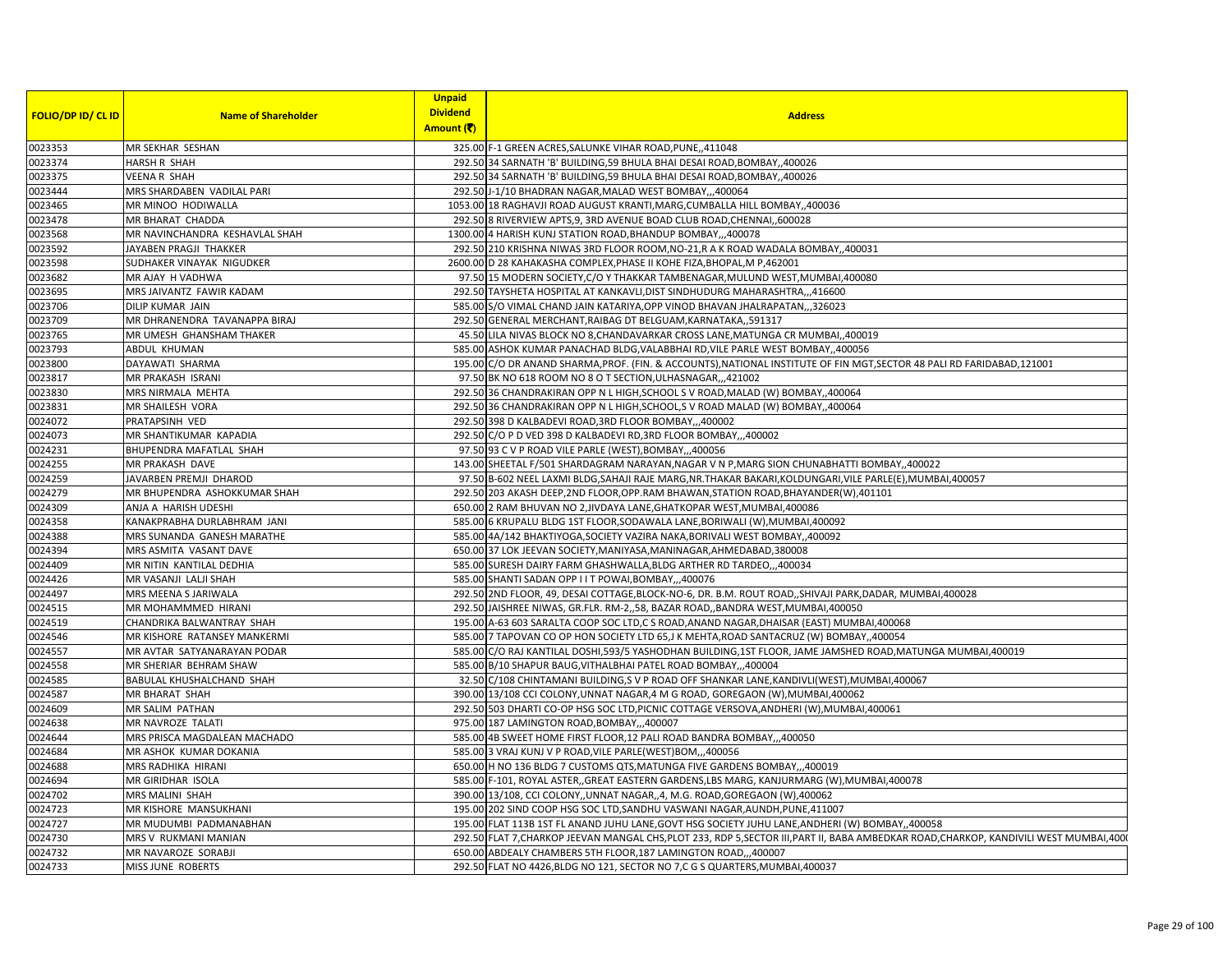| FOLIO/DP ID/ CL ID | Name of Shareholder | Unpaid Dividend Amount (₹) | Address |
|---|---|---|---|
| 0023353 | MR SEKHAR SESHAN | 325.00 | F-1 GREEN ACRES,SALUNKE VIHAR ROAD,PUNE,,411048 |
| 0023374 | HARSH R SHAH | 292.50 | 34 SARNATH 'B' BUILDING,59 BHULA BHAI DESAI ROAD,BOMBAY,,400026 |
| 0023375 | VEENA R SHAH | 292.50 | 34 SARNATH 'B' BUILDING,59 BHULA BHAI DESAI ROAD,BOMBAY,,400026 |
| 0023444 | MRS SHARDABEN VADILAL PARI | 292.50 | J-1/10 BHADRAN NAGAR,MALAD WEST BOMBAY,,,400064 |
| 0023465 | MR MINOO HODIWALLA | 1053.00 | 18 RAGHAVJI ROAD AUGUST KRANTI,MARG,CUMBALLA HILL BOMBAY,,400036 |
| 0023478 | MR BHARAT CHADDA | 292.50 | 8 RIVERVIEW APTS,9, 3RD AVENUE BOAD CLUB ROAD,CHENNAI,,600028 |
| 0023568 | MR NAVINCHANDRA KESHAVLAL SHAH | 1300.00 | 4 HARISH KUNJ STATION ROAD,BHANDUP BOMBAY,,,400078 |
| 0023592 | JAYABEN PRAGJI THAKKER | 292.50 | 210 KRISHNA NIWAS 3RD FLOOR ROOM,NO-21,R A K ROAD WADALA BOMBAY,,400031 |
| 0023598 | SUDHAKER VINAYAK NIGUDKER | 2600.00 | D 28 KAHAKASHA COMPLEX,PHASE II KOHE FIZA,BHOPAL,M P,462001 |
| 0023682 | MR AJAY H VADHWA | 97.50 | 15 MODERN SOCIETY,C/O Y THAKKAR TAMBENAGAR,MULUND WEST,MUMBAI,400080 |
| 0023695 | MRS JAIVANTZ FAWIR KADAM | 292.50 | TAYSHETA HOSPITAL AT KANKAVLI,DIST SINDHUDURG MAHARASHTRA,,,416600 |
| 0023706 | DILIP KUMAR JAIN | 585.00 | S/O VIMAL CHAND JAIN KATARIYA,OPP VINOD BHAVAN JHALRAPATAN,,,326023 |
| 0023709 | MR DHRANENDRA TAVANAPPA BIRAJ | 292.50 | GENERAL MERCHANT,RAIBAG DT BELGUAM,KARNATAKA,,591317 |
| 0023765 | MR UMESH GHANSHAM THAKER | 45.50 | LILA NIVAS BLOCK NO 8,CHANDAVARKAR CROSS LANE,MATUNGA CR MUMBAI,,400019 |
| 0023793 | ABDUL KHUMAN | 585.00 | ASHOK KUMAR PANACHAD BLDG,VALABBHAI RD,VILE PARLE WEST BOMBAY,,400056 |
| 0023800 | DAYAWATI SHARMA | 195.00 | C/O DR ANAND SHARMA,PROF. (FIN. & ACCOUNTS),NATIONAL INSTITUTE OF FIN MGT,SECTOR 48 PALI RD FARIDABAD,121001 |
| 0023817 | MR PRAKASH ISRANI | 97.50 | BK NO 618 ROOM NO 8 O T SECTION,ULHASNAGAR,,,421002 |
| 0023830 | MRS NIRMALA MEHTA | 292.50 | 36 CHANDRAKIRAN OPP N L HIGH,SCHOOL S V ROAD,MALAD (W) BOMBAY,,400064 |
| 0023831 | MR SHAILESH VORA | 292.50 | 36 CHANDRAKIRAN OPP N L HIGH,SCHOOL,S V ROAD MALAD (W) BOMBAY,,400064 |
| 0024072 | PRATAPSINH VED | 292.50 | 398 D KALBADEVI ROAD,3RD FLOOR BOMBAY,,,400002 |
| 0024073 | MR SHANTIKUMAR KAPADIA | 292.50 | C/O P D VED 398 D KALBADEVI RD,3RD FLOOR BOMBAY,,,400002 |
| 0024231 | BHUPENDRA MAFATLAL SHAH | 97.50 | 93 C V P ROAD VILE PARLE (WEST),BOMBAY,,,400056 |
| 0024255 | MR PRAKASH DAVE | 143.00 | SHEETAL F/501 SHARDAGRAM NARAYAN,NAGAR V N P,MARG SION CHUNABHATTI BOMBAY,,400022 |
| 0024259 | JAVARBEN PREMJI DHAROD | 97.50 | B-602 NEEL LAXMI BLDG,SAHAJI RAJE MARG,NR.THAKAR BAKARI,KOLDUNGARI,VILE PARLE(E),MUMBAI,400057 |
| 0024279 | MR BHUPENDRA ASHOKKUMAR SHAH | 292.50 | 203 AKASH DEEP,2ND FLOOR,OPP.RAM BHAWAN,STATION ROAD,BHAYANDER(W),401101 |
| 0024309 | ANJA A HARISH UDESHI | 650.00 | 2 RAM BHUVAN NO 2,JIVDAYA LANE,GHATKOPAR WEST,MUMBAI,400086 |
| 0024358 | KANAKPRABHA DURLABHRAM JANI | 585.00 | 6 KRUPALU BLDG 1ST FLOOR,SODAWALA LANE,BORIWALI (W),MUMBAI,400092 |
| 0024388 | MRS SUNANDA GANESH MARATHE | 585.00 | 4A/142 BHAKTIYOGA,SOCIETY VAZIRA NAKA,BORIVALI WEST BOMBAY,,400092 |
| 0024394 | MRS ASMITA VASANT DAVE | 650.00 | 37 LOK JEEVAN SOCIETY,MANIYASA,MANINAGAR,AHMEDABAD,380008 |
| 0024409 | MR NITIN KANTILAL DEDHIA | 585.00 | SURESH DAIRY FARM GHASHWALLA,BLDG ARTHER RD TARDEO,,,400034 |
| 0024426 | MR VASANJI LALJI SHAH | 585.00 | SHANTI SADAN OPP I I T POWAI,BOMBAY,,,400076 |
| 0024497 | MRS MEENA S JARIWALA | 292.50 | 2ND FLOOR, 49, DESAI COTTAGE,BLOCK-NO-6, DR. B.M. ROUT ROAD,,SHIVAJI PARK,DADAR, MUMBAI,400028 |
| 0024515 | MR MOHAMMMED HIRANI | 292.50 | JAISHREE NIWAS, GR.FLR. RM-2,,58, BAZAR ROAD,,BANDRA WEST,MUMBAI,400050 |
| 0024519 | CHANDRIKA BALWANTRAY SHAH | 195.00 | A-63 603 SARALTA COOP SOC LTD,C S ROAD,ANAND NAGAR,DHAISAR (EAST) MUMBAI,400068 |
| 0024546 | MR KISHORE RATANSEY MANKERMI | 585.00 | 7 TAPOVAN CO OP HON SOCIETY LTD 65,J K MEHTA,ROAD SANTACRUZ (W) BOMBAY,,400054 |
| 0024557 | MR AVTAR SATYANARAYAN PODAR | 585.00 | C/O RAJ KANTILAL DOSHI,593/5 YASHODHAN BUILDING,1ST FLOOR, JAME JAMSHED ROAD,MATUNGA MUMBAI,400019 |
| 0024558 | MR SHERIAR BEHRAM SHAW | 585.00 | B/10 SHAPUR BAUG,VITHALBHAI PATEL ROAD BOMBAY,,,400004 |
| 0024585 | BABULAL KHUSHALCHAND SHAH | 32.50 | C/108 CHINTAMANI BUILDING,S V P ROAD OFF SHANKAR LANE,KANDIVLI(WEST),MUMBAI,400067 |
| 0024587 | MR BHARAT SHAH | 390.00 | 13/108 CCI COLONY,UNNAT NAGAR,4 M G ROAD, GOREGAON (W),MUMBAI,400062 |
| 0024609 | MR SALIM PATHAN | 292.50 | 503 DHARTI CO-OP HSG SOC LTD,PICNIC COTTAGE VERSOVA,ANDHERI (W),MUMBAI,400061 |
| 0024638 | MR NAVROZE TALATI | 975.00 | 187 LAMINGTON ROAD,BOMBAY,,,400007 |
| 0024644 | MRS PRISCA MAGDALEAN MACHADO | 585.00 | 4B SWEET HOME FIRST FLOOR,12 PALI ROAD BANDRA BOMBAY,,,400050 |
| 0024684 | MR ASHOK KUMAR DOKANIA | 585.00 | 3 VRAJ KUNJ V P ROAD,VILE PARLE(WEST)BOM,,,400056 |
| 0024688 | MRS RADHIKA HIRANI | 650.00 | H NO 136 BLDG 7 CUSTOMS QTS,MATUNGA FIVE GARDENS BOMBAY,,,400019 |
| 0024694 | MR GIRIDHAR ISOLA | 585.00 | F-101, ROYAL ASTER,,GREAT EASTERN GARDENS,LBS MARG, KANJURMARG (W),MUMBAI,400078 |
| 0024702 | MRS MALINI SHAH | 390.00 | 13/108, CCI COLONY,,UNNAT NAGAR,,4, M.G. ROAD,GOREGAON (W),400062 |
| 0024723 | MR KISHORE MANSUKHANI | 195.00 | 202 SIND COOP HSG SOC LTD,SANDHU VASWANI NAGAR,AUNDH,PUNE,411007 |
| 0024727 | MR MUDUMBI PADMANABHAN | 195.00 | FLAT 113B 1ST FL ANAND JUHU LANE,GOVT HSG SOCIETY JUHU LANE,ANDHERI (W) BOMBAY,,400058 |
| 0024730 | MRS V RUKMANI MANIAN | 292.50 | FLAT 7,CHARKOP JEEVAN MANGAL CHS,PLOT 233, RDP 5,SECTOR III,PART II, BABA AMBEDKAR ROAD,CHARKOP, KANDIVILI WEST MUMBAI,400 |
| 0024732 | MR NAVAROZE SORABJI | 650.00 | ABDEALY CHAMBERS 5TH FLOOR,187 LAMINGTON ROAD,,,400007 |
| 0024733 | MISS JUNE ROBERTS | 292.50 | FLAT NO 4426,BLDG NO 121, SECTOR NO 7,C G S QUARTERS,MUMBAI,400037 |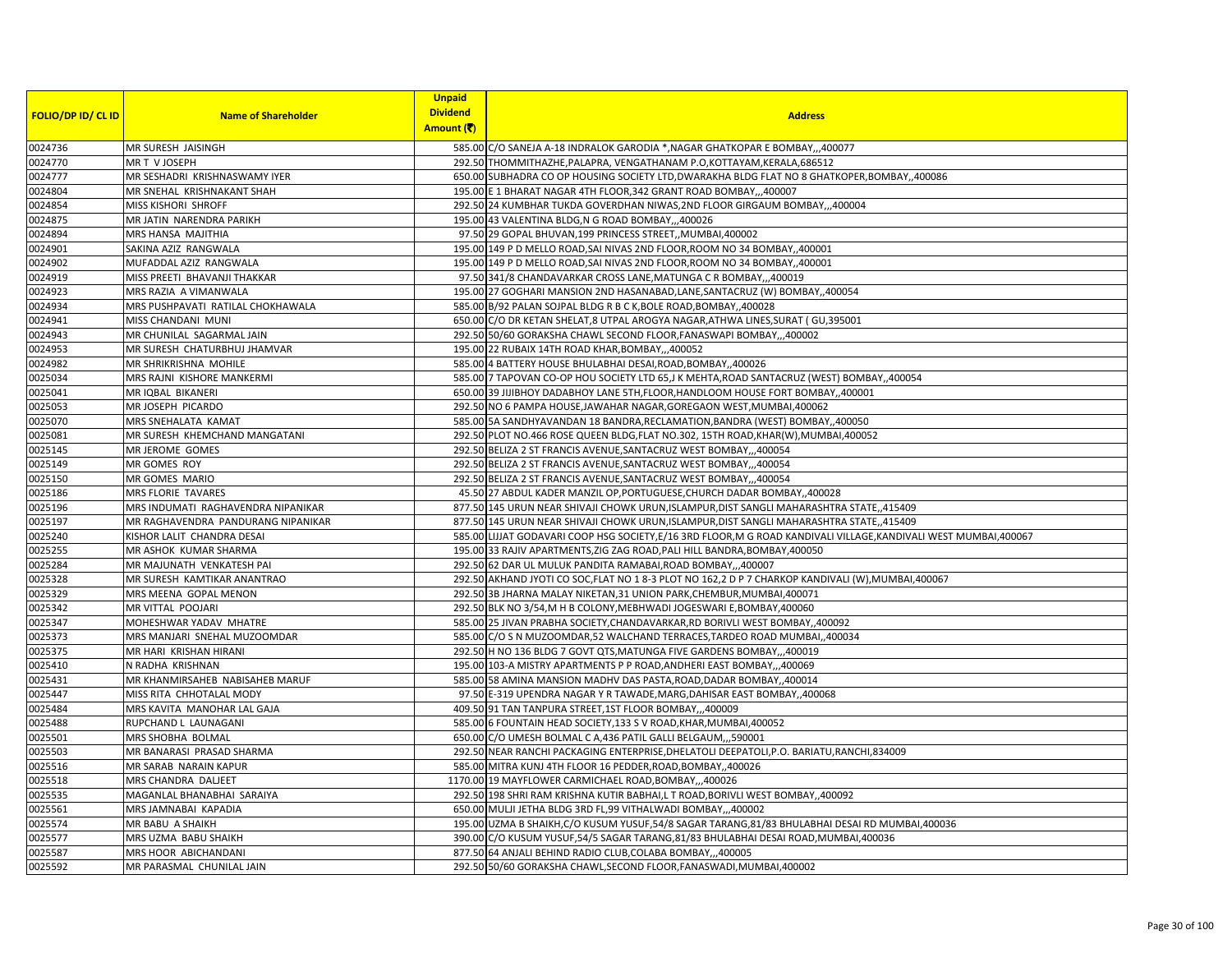| FOLIO/DP ID/ CL ID | Name of Shareholder | Unpaid Dividend Amount (₹) | Address |
|---|---|---|---|
| 0024736 | MR SURESH JAISINGH | 585.00 | C/O SANEJA A-18 INDRALOK GARODIA *,NAGAR GHATKOPAR E BOMBAY,,,400077 |
| 0024770 | MR T V JOSEPH | 292.50 | THOMMITHAZHE,PALAPRA, VENGATHANAM P.O,KOTTAYAM,KERALA,686512 |
| 0024777 | MR SESHADRI KRISHNASWAMY IYER | 650.00 | SUBHADRA CO OP HOUSING SOCIETY LTD,DWARAKHA BLDG FLAT NO 8 GHATKOPER,BOMBAY,,400086 |
| 0024804 | MR SNEHAL KRISHNAKANT SHAH | 195.00 | E 1 BHARAT NAGAR 4TH FLOOR,342 GRANT ROAD BOMBAY,,,400007 |
| 0024854 | MISS KISHORI SHROFF | 292.50 | 24 KUMBHAR TUKDA GOVERDHAN NIWAS,2ND FLOOR GIRGAUM BOMBAY,,,400004 |
| 0024875 | MR JATIN NARENDRA PARIKH | 195.00 | 43 VALENTINA BLDG,N G ROAD BOMBAY,,,400026 |
| 0024894 | MRS HANSA MAJITHIA | 97.50 | 29 GOPAL BHUVAN,199 PRINCESS STREET,,MUMBAI,400002 |
| 0024901 | SAKINA AZIZ RANGWALA | 195.00 | 149 P D MELLO ROAD,SAI NIVAS 2ND FLOOR,ROOM NO 34 BOMBAY,,400001 |
| 0024902 | MUFADDAL AZIZ RANGWALA | 195.00 | 149 P D MELLO ROAD,SAI NIVAS 2ND FLOOR,ROOM NO 34 BOMBAY,,400001 |
| 0024919 | MISS PREETI BHAVANJI THAKKAR | 97.50 | 341/8 CHANDAVARKAR CROSS LANE,MATUNGA C R BOMBAY,,,400019 |
| 0024923 | MRS RAZIA A VIMANWALA | 195.00 | 27 GOGHARI MANSION 2ND HASANABAD,LANE,SANTACRUZ (W) BOMBAY,,400054 |
| 0024934 | MRS PUSHPAVATI RATILAL CHOKHAWALA | 585.00 | B/92 PALAN SOJPAL BLDG R B C K,BOLE ROAD,BOMBAY,,400028 |
| 0024941 | MISS CHANDANI MUNI | 650.00 | C/O DR KETAN SHELAT,8 UTPAL AROGYA NAGAR,ATHWA LINES,SURAT ( GU,395001 |
| 0024943 | MR CHUNILAL SAGARMAL JAIN | 292.50 | 50/60 GORAKSHA CHAWL SECOND FLOOR,FANASWAPI BOMBAY,,,400002 |
| 0024953 | MR SURESH CHATURBHUJ JHAMVAR | 195.00 | 22 RUBAIX 14TH ROAD KHAR,BOMBAY,,,400052 |
| 0024982 | MR SHRIKRISHNA MOHILE | 585.00 | 4 BATTERY HOUSE BHULABHAI DESAI,ROAD,BOMBAY,,400026 |
| 0025034 | MRS RAJNI KISHORE MANKERMI | 585.00 | 7 TAPOVAN CO-OP HOU SOCIETY LTD 65,J K MEHTA,ROAD SANTACRUZ (WEST) BOMBAY,,400054 |
| 0025041 | MR IQBAL BIKANERI | 650.00 | 39 JIJIBHOY DADABHOY LANE 5TH,FLOOR,HANDLOOM HOUSE FORT BOMBAY,,400001 |
| 0025053 | MR JOSEPH PICARDO | 292.50 | NO 6 PAMPA HOUSE,JAWAHAR NAGAR,GOREGAON WEST,MUMBAI,400062 |
| 0025070 | MRS SNEHALATA KAMAT | 585.00 | 5A SANDHYAVANDAN 18 BANDRA,RECLAMATION,BANDRA (WEST) BOMBAY,,400050 |
| 0025081 | MR SURESH KHEMCHAND MANGATANI | 292.50 | PLOT NO.466 ROSE QUEEN BLDG,FLAT NO.302, 15TH ROAD,KHAR(W),MUMBAI,400052 |
| 0025145 | MR JEROME GOMES | 292.50 | BELIZA 2 ST FRANCIS AVENUE,SANTACRUZ WEST BOMBAY,,,400054 |
| 0025149 | MR GOMES ROY | 292.50 | BELIZA 2 ST FRANCIS AVENUE,SANTACRUZ WEST BOMBAY,,,400054 |
| 0025150 | MR GOMES MARIO | 292.50 | BELIZA 2 ST FRANCIS AVENUE,SANTACRUZ WEST BOMBAY,,,400054 |
| 0025186 | MRS FLORIE TAVARES | 45.50 | 27 ABDUL KADER MANZIL OP,PORTUGUESE,CHURCH DADAR BOMBAY,,400028 |
| 0025196 | MRS INDUMATI RAGHAVENDRA NIPANIKAR | 877.50 | 145 URUN NEAR SHIVAJI CHOWK URUN,ISLAMPUR,DIST SANGLI MAHARASHTRA STATE,,415409 |
| 0025197 | MR RAGHAVENDRA PANDURANG NIPANIKAR | 877.50 | 145 URUN NEAR SHIVAJI CHOWK URUN,ISLAMPUR,DIST SANGLI MAHARASHTRA STATE,,415409 |
| 0025240 | KISHOR LALIT CHANDRA DESAI | 585.00 | LIJJAT GODAVARI COOP HSG SOCIETY,E/16 3RD FLOOR,M G ROAD KANDIVALI VILLAGE,KANDIVALI WEST MUMBAI,400067 |
| 0025255 | MR ASHOK KUMAR SHARMA | 195.00 | 33 RAJIV APARTMENTS,ZIG ZAG ROAD,PALI HILL BANDRA,BOMBAY,400050 |
| 0025284 | MR MAJUNATH VENKATESH PAI | 292.50 | 62 DAR UL MULUK PANDITA RAMABAI,ROAD BOMBAY,,,400007 |
| 0025328 | MR SURESH KAMTIKAR ANANTRAO | 292.50 | AKHAND JYOTI CO SOC,FLAT NO 1 8-3 PLOT NO 162,2 D P 7 CHARKOP KANDIVALI (W),MUMBAI,400067 |
| 0025329 | MRS MEENA GOPAL MENON | 292.50 | 3B JHARNA MALAY NIKETAN,31 UNION PARK,CHEMBUR,MUMBAI,400071 |
| 0025342 | MR VITTAL POOJARI | 292.50 | BLK NO 3/54,M H B COLONY,MEBHWADI JOGESWARI E,BOMBAY,400060 |
| 0025347 | MOHESHWAR YADAV MHATRE | 585.00 | 25 JIVAN PRABHA SOCIETY,CHANDAVARKAR,RD BORIVLI WEST BOMBAY,,400092 |
| 0025373 | MRS MANJARI SNEHAL MUZOOMDAR | 585.00 | C/O S N MUZOOMDAR,52 WALCHAND TERRACES,TARDEO ROAD MUMBAI,,400034 |
| 0025375 | MR HARI KRISHAN HIRANI | 292.50 | H NO 136 BLDG 7 GOVT QTS,MATUNGA FIVE GARDENS BOMBAY,,,400019 |
| 0025410 | N RADHA KRISHNAN | 195.00 | 103-A MISTRY APARTMENTS P P ROAD,ANDHERI EAST BOMBAY,,,400069 |
| 0025431 | MR KHANMIRSAHEB NABISAHEB MARUF | 585.00 | 58 AMINA MANSION MADHV DAS PASTA,ROAD,DADAR BOMBAY,,400014 |
| 0025447 | MISS RITA CHHOTALAL MODY | 97.50 | E-319 UPENDRA NAGAR Y R TAWADE,MARG,DAHISAR EAST BOMBAY,,400068 |
| 0025484 | MRS KAVITA MANOHAR LAL GAJA | 409.50 | 91 TAN TANPURA STREET,1ST FLOOR BOMBAY,,,400009 |
| 0025488 | RUPCHAND L LAUNAGANI | 585.00 | 6 FOUNTAIN HEAD SOCIETY,133 S V ROAD,KHAR,MUMBAI,400052 |
| 0025501 | MRS SHOBHA BOLMAL | 650.00 | C/O UMESH BOLMAL C A,436 PATIL GALLI BELGAUM,,,590001 |
| 0025503 | MR BANARASI PRASAD SHARMA | 292.50 | NEAR RANCHI PACKAGING ENTERPRISE,DHELATOLI DEEPATOLI,P.O. BARIATU,RANCHI,834009 |
| 0025516 | MR SARAB NARAIN KAPUR | 585.00 | MITRA KUNJ 4TH FLOOR 16 PEDDER,ROAD,BOMBAY,,400026 |
| 0025518 | MRS CHANDRA DALJEET | 1170.00 | 19 MAYFLOWER CARMICHAEL ROAD,BOMBAY,,,400026 |
| 0025535 | MAGANLAL BHANABHAI SARAIYA | 292.50 | 198 SHRI RAM KRISHNA KUTIR BABHAI,L T ROAD,BORIVLI WEST BOMBAY,,400092 |
| 0025561 | MRS JAMNABAI KAPADIA | 650.00 | MULJI JETHA BLDG 3RD FL,99 VITHALWADI BOMBAY,,,400002 |
| 0025574 | MR BABU A SHAIKH | 195.00 | UZMA B SHAIKH,C/O KUSUM YUSUF,54/8 SAGAR TARANG,81/83 BHULABHAI DESAI RD MUMBAI,400036 |
| 0025577 | MRS UZMA BABU SHAIKH | 390.00 | C/O KUSUM YUSUF,54/5 SAGAR TARANG,81/83 BHULABHAI DESAI ROAD,MUMBAI,400036 |
| 0025587 | MRS HOOR ABICHANDANI | 877.50 | 64 ANJALI BEHIND RADIO CLUB,COLABA BOMBAY,,,400005 |
| 0025592 | MR PARASMAL CHUNILAL JAIN | 292.50 | 50/60 GORAKSHA CHAWL,SECOND FLOOR,FANASWADI,MUMBAI,400002 |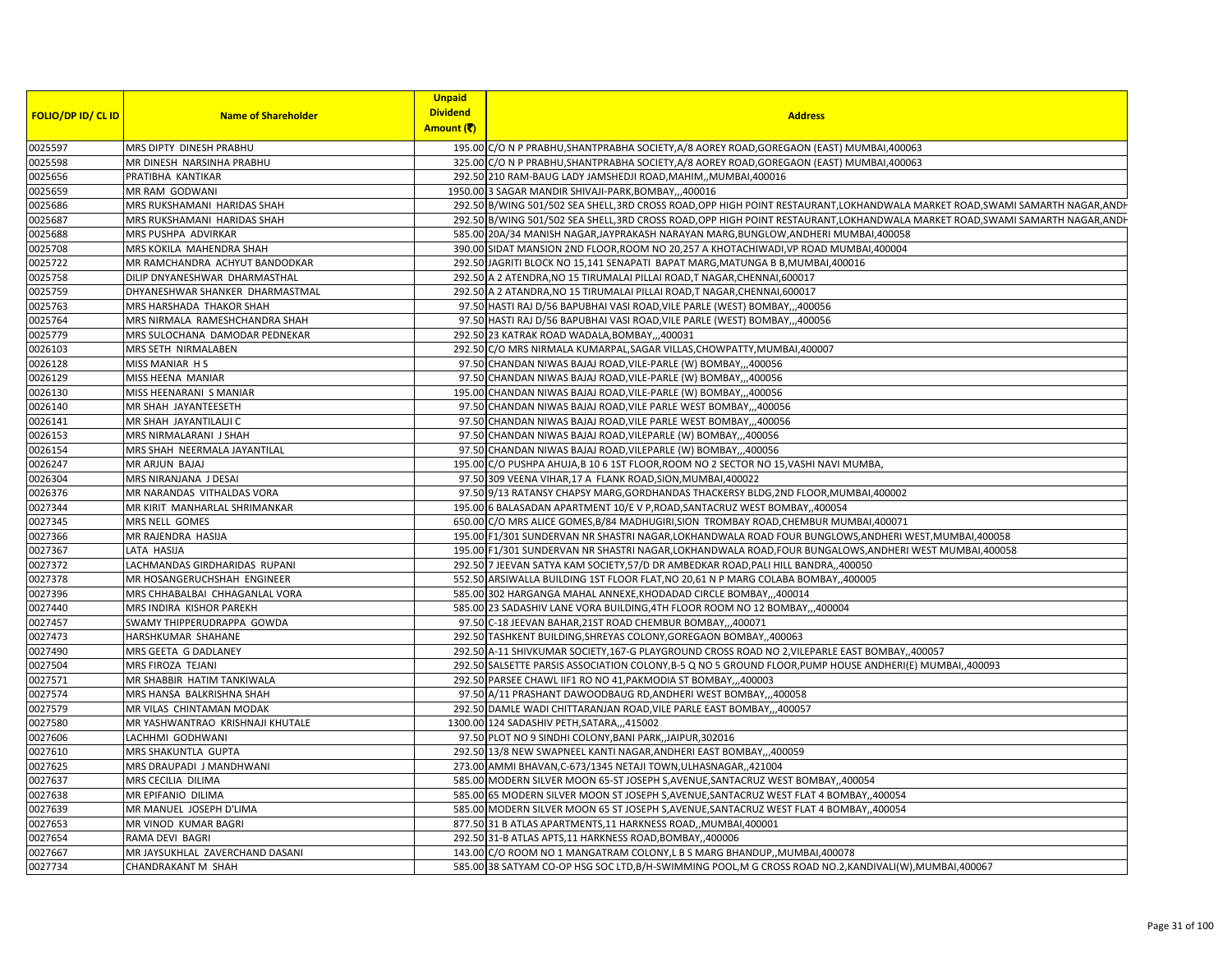| FOLIO/DP ID/ CL ID | Name of Shareholder | Unpaid Dividend Amount (₹) | Address |
| --- | --- | --- | --- |
| 0025597 | MRS DIPTY DINESH PRABHU | 195.00 | C/O N P PRABHU,SHANTPRABHA SOCIETY,A/8 AOREY ROAD,GOREGAON (EAST) MUMBAI,400063 |
| 0025598 | MR DINESH NARSINHA PRABHU | 325.00 | C/O N P PRABHU,SHANTPRABHA SOCIETY,A/8 AOREY ROAD,GOREGAON (EAST) MUMBAI,400063 |
| 0025656 | PRATIBHA KANTIKAR | 292.50 | 210 RAM-BAUG LADY JAMSHEDJI ROAD,MAHIM,,MUMBAI,400016 |
| 0025659 | MR RAM GODWANI | 1950.00 | 3 SAGAR MANDIR SHIVAJI-PARK,BOMBAY,,,400016 |
| 0025686 | MRS RUKSHAMANI HARIDAS SHAH | 292.50 | B/WING 501/502 SEA SHELL,3RD CROSS ROAD,OPP HIGH POINT RESTAURANT,LOKHANDWALA MARKET ROAD,SWAMI SAMARTH NAGAR,ANDH |
| 0025687 | MRS RUKSHAMANI HARIDAS SHAH | 292.50 | B/WING 501/502 SEA SHELL,3RD CROSS ROAD,OPP HIGH POINT RESTAURANT,LOKHANDWALA MARKET ROAD,SWAMI SAMARTH NAGAR,ANDH |
| 0025688 | MRS PUSHPA ADVIRKAR | 585.00 | 20A/34 MANISH NAGAR,JAYPRAKASH NARAYAN MARG,BUNGLOW,ANDHERI MUMBAI,400058 |
| 0025708 | MRS KOKILA MAHENDRA SHAH | 390.00 | SIDAT MANSION 2ND FLOOR,ROOM NO 20,257 A KHOTACHIWADI,VP ROAD MUMBAI,400004 |
| 0025722 | MR RAMCHANDRA ACHYUT BANDODKAR | 292.50 | JAGRITI BLOCK NO 15,141 SENAPATI BAPAT MARG,MATUNGA B B,MUMBAI,400016 |
| 0025758 | DILIP DNYANESHWAR DHARMASTHAL | 292.50 | A 2 ATENDRA,NO 15 TIRUMALAI PILLAI ROAD,T NAGAR,CHENNAI,600017 |
| 0025759 | DHYANESHWAR SHANKER DHARMASTMAL | 292.50 | A 2 ATANDRA,NO 15 TIRUMALAI PILLAI ROAD,T NAGAR,CHENNAI,600017 |
| 0025763 | MRS HARSHADA THAKOR SHAH | 97.50 | HASTI RAJ D/56 BAPUBHAI VASI ROAD,VILE PARLE (WEST) BOMBAY,,,400056 |
| 0025764 | MRS NIRMALA RAMESHCHANDRA SHAH | 97.50 | HASTI RAJ D/56 BAPUBHAI VASI ROAD,VILE PARLE (WEST) BOMBAY,,,400056 |
| 0025779 | MRS SULOCHANA DAMODAR PEDNEKAR | 292.50 | 23 KATRAK ROAD WADALA,BOMBAY,,,400031 |
| 0026103 | MRS SETH NIRMALABEN | 292.50 | C/O MRS NIRMALA KUMARPAL,SAGAR VILLAS,CHOWPATTY,MUMBAI,400007 |
| 0026128 | MISS MANIAR H S | 97.50 | CHANDAN NIWAS BAJAJ ROAD,VILE-PARLE (W) BOMBAY,,,400056 |
| 0026129 | MISS HEENA MANIAR | 97.50 | CHANDAN NIWAS BAJAJ ROAD,VILE-PARLE (W) BOMBAY,,,400056 |
| 0026130 | MISS HEENARANI S MANIAR | 195.00 | CHANDAN NIWAS BAJAJ ROAD,VILE-PARLE (W) BOMBAY,,,400056 |
| 0026140 | MR SHAH JAYANTEESETH | 97.50 | CHANDAN NIWAS BAJAJ ROAD,VILE PARLE WEST BOMBAY,,,400056 |
| 0026141 | MR SHAH JAYANTILALJI C | 97.50 | CHANDAN NIWAS BAJAJ ROAD,VILE PARLE WEST BOMBAY,,,400056 |
| 0026153 | MRS NIRMALARANI J SHAH | 97.50 | CHANDAN NIWAS BAJAJ ROAD,VILEPARLE (W) BOMBAY,,,400056 |
| 0026154 | MRS SHAH NEERMALA JAYANTILAL | 97.50 | CHANDAN NIWAS BAJAJ ROAD,VILEPARLE (W) BOMBAY,,,400056 |
| 0026247 | MR ARJUN BAJAJ | 195.00 | C/O PUSHPA AHUJA,B 10 6 1ST FLOOR,ROOM NO 2 SECTOR NO 15,VASHI NAVI MUMBA, |
| 0026304 | MRS NIRANJANA J DESAI | 97.50 | 309 VEENA VIHAR,17 A FLANK ROAD,SION,MUMBAI,400022 |
| 0026376 | MR NARANDAS VITHALDAS VORA | 97.50 | 9/13 RATANSY CHAPSY MARG,GORDHANDAS THACKERSY BLDG,2ND FLOOR,MUMBAI,400002 |
| 0027344 | MR KIRIT MANHARLAL SHRIMANKAR | 195.00 | 6 BALASADAN APARTMENT 10/E V P,ROAD,SANTACRUZ WEST BOMBAY,,400054 |
| 0027345 | MRS NELL GOMES | 650.00 | C/O MRS ALICE GOMES,B/84 MADHUGIRI,SION TROMBAY ROAD,CHEMBUR MUMBAI,400071 |
| 0027366 | MR RAJENDRA HASIJA | 195.00 | F1/301 SUNDERVAN NR SHASTRI NAGAR,LOKHANDWALA ROAD FOUR BUNGLOWS,ANDHERI WEST,MUMBAI,400058 |
| 0027367 | LATA HASIJA | 195.00 | F1/301 SUNDERVAN NR SHASTRI NAGAR,LOKHANDWALA ROAD,FOUR BUNGALOWS,ANDHERI WEST MUMBAI,400058 |
| 0027372 | LACHMANDAS GIRDHARIDAS RUPANI | 292.50 | 7 JEEVAN SATYA KAM SOCIETY,57/D DR AMBEDKAR ROAD,PALI HILL BANDRA,,400050 |
| 0027378 | MR HOSANGERUCHSHAH ENGINEER | 552.50 | ARSIWALLA BUILDING 1ST FLOOR FLAT,NO 20,61 N P MARG COLABA BOMBAY,,400005 |
| 0027396 | MRS CHHABALBAI CHHAGANLAL VORA | 585.00 | 302 HARGANGA MAHAL ANNEXE,KHODADAD CIRCLE BOMBAY,,,400014 |
| 0027440 | MRS INDIRA KISHOR PAREKH | 585.00 | 23 SADASHIV LANE VORA BUILDING,4TH FLOOR ROOM NO 12 BOMBAY,,,400004 |
| 0027457 | SWAMY THIPPERUDRAPPA GOWDA | 97.50 | C-18 JEEVAN BAHAR,21ST ROAD CHEMBUR BOMBAY,,,400071 |
| 0027473 | HARSHKUMAR SHAHANE | 292.50 | TASHKENT BUILDING,SHREYAS COLONY,GOREGAON BOMBAY,,400063 |
| 0027490 | MRS GEETA G DADLANEY | 292.50 | A-11 SHIVKUMAR SOCIETY,167-G PLAYGROUND CROSS ROAD NO 2,VILEPARLE EAST BOMBAY,,400057 |
| 0027504 | MRS FIROZA TEJANI | 292.50 | SALSETTE PARSIS ASSOCIATION COLONY,B-5 Q NO 5 GROUND FLOOR,PUMP HOUSE ANDHERI(E) MUMBAI,,400093 |
| 0027571 | MR SHABBIR HATIM TANKIWALA | 292.50 | PARSEE CHAWL IIF1 RO NO 41,PAKMODIA ST BOMBAY,,,400003 |
| 0027574 | MRS HANSA BALKRISHNA SHAH | 97.50 | A/11 PRASHANT DAWOODBAUG RD,ANDHERI WEST BOMBAY,,,400058 |
| 0027579 | MR VILAS CHINTAMAN MODAK | 292.50 | DAMLE WADI CHITTARANJAN ROAD,VILE PARLE EAST BOMBAY,,,400057 |
| 0027580 | MR YASHWANTRAO KRISHNAJI KHUTALE | 1300.00 | 124 SADASHIV PETH,SATARA,,,415002 |
| 0027606 | LACHHMI GODHWANI | 97.50 | PLOT NO 9 SINDHI COLONY,BANI PARK,,JAIPUR,302016 |
| 0027610 | MRS SHAKUNTLA GUPTA | 292.50 | 13/8 NEW SWAPNEEL KANTI NAGAR,ANDHERI EAST BOMBAY,,,400059 |
| 0027625 | MRS DRAUPADI J MANDHWANI | 273.00 | AMMI BHAVAN,C-673/1345 NETAJI TOWN,ULHASNAGAR,,421004 |
| 0027637 | MRS CECILIA DILIMA | 585.00 | MODERN SILVER MOON 65-ST JOSEPH S,AVENUE,SANTACRUZ WEST BOMBAY,,400054 |
| 0027638 | MR EPIFANIO DILIMA | 585.00 | 65 MODERN SILVER MOON ST JOSEPH S,AVENUE,SANTACRUZ WEST FLAT 4 BOMBAY,,400054 |
| 0027639 | MR MANUEL JOSEPH D'LIMA | 585.00 | MODERN SILVER MOON 65 ST JOSEPH S,AVENUE,SANTACRUZ WEST FLAT 4 BOMBAY,,400054 |
| 0027653 | MR VINOD KUMAR BAGRI | 877.50 | 31 B ATLAS APARTMENTS,11 HARKNESS ROAD,,MUMBAI,400001 |
| 0027654 | RAMA DEVI BAGRI | 292.50 | 31-B ATLAS APTS,11 HARKNESS ROAD,BOMBAY,,400006 |
| 0027667 | MR JAYSUKHLAL ZAVERCHAND DASANI | 143.00 | C/O ROOM NO 1 MANGATRAM COLONY,L B S MARG BHANDUP,,MUMBAI,400078 |
| 0027734 | CHANDRAKANT M SHAH | 585.00 | 38 SATYAM CO-OP HSG SOC LTD,B/H-SWIMMING POOL,M G CROSS ROAD NO.2,KANDIVALI(W),MUMBAI,400067 |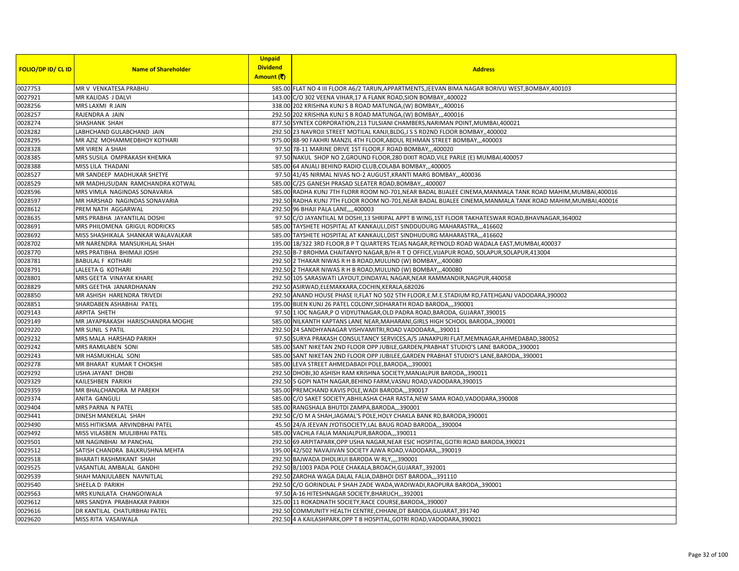| FOLIO/DP ID/ CL ID | Name of Shareholder | Unpaid Dividend Amount (₹) | Address |
|---|---|---|---|
| 0027753 | MR V VENKATESA PRABHU | 585.00 | FLAT NO 4 III FLOOR A6/2 TARUN,APPARTMENTS,JEEVAN BIMA NAGAR BORIVLI WEST,BOMBAY,400103 |
| 0027921 | MR KALIDAS J DALVI | 143.00 | C/O 302 VEENA VIHAR,17 A FLANK ROAD,SION BOMBAY,,400022 |
| 0028256 | MRS LAXMI R JAIN | 338.00 | 202 KRISHNA KUNJ S B ROAD MATUNGA,(W) BOMBAY,,,400016 |
| 0028257 | RAJENDRA A JAIN | 292.50 | 202 KRISHNA KUNJ S B ROAD MATUNGA,(W) BOMBAY,,,400016 |
| 0028274 | SHASHANK SHAH | 877.50 | SYNTEX CORPORATION,213 TULSIANI CHAMBERS,NARIMAN POINT,MUMBAI,400021 |
| 0028282 | LABHCHAND GULABCHAND JAIN | 292.50 | 23 NAVROJI STREET MOTILAL KANJI,BLDG,J S S RD2ND FLOOR BOMBAY,,400002 |
| 0028295 | MR AZIZ MOHAMMEDBHOY KOTHARI | 975.00 | 88-90 FAKHRI MANZIL 4TH FLOOR,ABDUL REHMAN STREET BOMBAY,,,400003 |
| 0028328 | MR VIREN A SHAH | 97.50 | 78-11 MARINE DRIVE 1ST FLOOR,F ROAD BOMBAY,,,400020 |
| 0028385 | MRS SUSILA OMPRAKASH KHEMKA | 97.50 | NAKUL SHOP NO 2,GROUND FLOOR,280 DIXIT ROAD,VILE PARLE (E) MUMBAI,400057 |
| 0028388 | MISS LILA THADANI | 585.00 | 64 ANJALI BEHIND RADIO CLUB,COLABA BOMBAY,,,400005 |
| 0028527 | MR SANDEEP MADHUKAR SHETYE | 97.50 | 41/45 NIRMAL NIVAS NO-2 AUGUST,KRANTI MARG BOMBAY,,,400036 |
| 0028529 | MR MADHUSUDAN RAMCHANDRA KOTWAL | 585.00 | C/25 GANESH PRASAD SLEATER ROAD,BOMBAY,,,400007 |
| 0028596 | MRS VIMLA NAGINDAS SONAVARIA | 585.00 | RADHA KUNJ 7TH FLORR ROOM NO-701,NEAR BADAL BIJALEE CINEMA,MANMALA TANK ROAD MAHIM,MUMBAI,400016 |
| 0028597 | MR HARSHAD NAGINDAS SONAVARIA | 292.50 | RADHA KUNJ 7TH FLOOR ROOM NO-701,NEAR BADAL BIJALEE CINEMA,MANMALA TANK ROAD MAHIM,MUMBAI,400016 |
| 0028612 | PREM NATH AGGARWAL | 292.50 | 96 BHAJI PALA LANE,,,,400003 |
| 0028635 | MRS PRABHA JAYANTILAL DOSHI | 97.50 | C/O JAYANTILAL M DOSHI,13 SHRIPAL APPT B WING,1ST FLOOR TAKHATESWAR ROAD,BHAVNAGAR,364002 |
| 0028691 | MRS PHILOMENA GRIGUL RODRICKS | 585.00 | TAYSHETE HOSPITAL AT KANKAULI,DIST SINDDUDURG MAHARASTRA,,,416602 |
| 0028692 | MISS SHASHIKALA SHANKAR WALAVALKAR | 585.00 | TAYSHETE HOSPITAL AT KANKAULI,DIST SINDHUDURG MAHARASTRA,,,416602 |
| 0028702 | MR NARENDRA MANSUKHLAL SHAH | 195.00 | 18/322 3RD FLOOR,B P T QUARTERS TEJAS NAGAR,REYNOLD ROAD WADALA EAST,MUMBAI,400037 |
| 0028770 | MRS PRATIBHA BHIMAJI JOSHI | 292.50 | B-7 BROHMA CHAITANYO NAGAR,B/H-R T O OFFICE,VIJAPUR ROAD, SOLAPUR,SOLAPUR,413004 |
| 0028781 | BABULAL F KOTHARI | 292.50 | 2 THAKAR NIWAS R H B ROAD,MULUND (W) BOMBAY,,,400080 |
| 0028791 | LALEETA G KOTHARI | 292.50 | 2 THAKAR NIWAS R H B ROAD,MULUND (W) BOMBAY,,,400080 |
| 0028801 | MRS GEETA VINAYAK KHARE | 292.50 | 105 SARASWATI LAYOUT,DINDAYAL NAGAR,NEAR RAMMANDIR,NAGPUR,440058 |
| 0028829 | MRS GEETHA JANARDHANAN | 292.50 | ASIRWAD,ELEMAKKARA,COCHIN,KERALA,682026 |
| 0028850 | MR ASHISH HARENDRA TRIVEDI | 292.50 | ANAND HOUSE PHASE II,FLAT NO 502 5TH FLOOR,E.M.E.STADIUM RD,FATEHGANJ VADODARA,390002 |
| 0028851 | SHARDABEN ASHABHAI PATEL | 195.00 | BIJEN KUNJ 26 PATEL COLONY,SIDHARATH ROAD BARODA,,,390001 |
| 0029143 | ARPITA SHETH | 97.50 | 1 IOC NAGAR,P O VIDYUTNAGAR,OLD PADRA ROAD,BARODA, GUJARAT,390015 |
| 0029149 | MR JAYAPRAKASH HARISCHANDRA MOGHE | 585.00 | NILKANTH KAPTANS LANE NEAR,MAHARANI,GIRLS HIGH SCHOOL BARODA,,390001 |
| 0029220 | MR SUNIL S PATIL | 292.50 | 24 SANDHYANAGAR VISHVAMITRI,ROAD VADODARA,,,390011 |
| 0029232 | MRS MALA HARSHAD PARIKH | 97.50 | SURYA PRAKASH CONSULTANCY SERVICES,A/5 JANAKPURI FLAT,MEMNAGAR,AHMEDABAD,380052 |
| 0029242 | MRS RAMILABEN SONI | 585.00 | SANT NIKETAN 2ND FLOOR OPP JUBILE,GARDEN,PRABHAT STUDIO'S LANE BARODA,,390001 |
| 0029243 | MR HASMUKHLAL SONI | 585.00 | SANT NIKETAN 2ND FLOOR OPP JUBILEE,GARDEN PRABHAT STUDIO'S LANE,BARODA,,390001 |
| 0029278 | MR BHARAT KUMAR T CHOKSHI | 585.00 | LEVA STREET AHMEDABADI POLE,BARODA,,,390001 |
| 0029292 | USHA JAYANT DHOBI | 292.50 | DHOBI,30 ASHISH RAM KRISHNA SOCIETY,MANJALPUR BARODA,,390011 |
| 0029329 | KAILESHBEN PARIKH | 292.50 | 5 GOPI NATH NAGAR,BEHIND FARM,VASNU ROAD,VADODARA,390015 |
| 0029359 | MR BHALCHANDRA M PAREKH | 585.00 | PREMCHAND KAVIS POLE,WADI BARODA,,,390017 |
| 0029374 | ANITA GANGULI | 585.00 | C/O SAKET SOCIETY,ABHILASHA CHAR RASTA,NEW SAMA ROAD,VADODARA,390008 |
| 0029404 | MRS PARNA N PATEL | 585.00 | RANGSHALA BHUTDI ZAMPA,BARODA,,,390001 |
| 0029441 | DINESH MANEKLAL SHAH | 292.50 | C/O M A SHAH,JAGMAL'S POLE,HOLY CHAKLA BANK RD,BARODA,390001 |
| 0029490 | MISS HITIKSMA ARVINDBHAI PATEL | 45.50 | 24/A JEEVAN JYOTISOCIETY,LAL BAUG ROAD BARODA,,,390004 |
| 0029492 | MISS VILASBEN MULJIBHAI PATEL | 585.00 | VACHLA FALIA MANJALPUR,BARODA,,,390011 |
| 0029501 | MR NAGINBHAI M PANCHAL | 292.50 | 69 ARPITAPARK,OPP USHA NAGAR,NEAR ESIC HOSPITAL,GOTRI ROAD BARODA,390021 |
| 0029512 | SATISH CHANDRA BALKRUSHNA MEHTA | 195.00 | 42/502 NAVAJIVAN SOCIETY AJWA ROAD,VADODARA,,,390019 |
| 0029518 | BHARATI RASHMIKANT SHAH | 292.50 | BAJWADA DHOLIKUI BARODA W RLY,,,,390001 |
| 0029525 | VASANTLAL AMBALAL GANDHI | 292.50 | B/1003 PADA POLE CHAKALA,BROACH,GUJARAT,,392001 |
| 0029539 | SHAH MANJULABEN NAVNITLAL | 292.50 | ZAROHA WAGA DALAL FALIA,DABHOI DIST BARODA,,,391110 |
| 0029540 | SHEELA D PARIKH | 292.50 | C/O GORINDLAL P SHAH ZADE WADA,WADIWADI,RAOPURA BARODA,,390001 |
| 0029563 | MRS KUNJLATA CHANGOIWALA | 97.50 | A-16 HITESHNAGAR SOCIETY,BHARUCH,,,392001 |
| 0029612 | MRS SANDYA PRABHAKAR PARIKH | 325.00 | 11 ROKADNATH SOCIETY,RACE COURSE,BARODA,,390007 |
| 0029616 | DR KANTILAL CHATURBHAI PATEL | 292.50 | COMMUNITY HEALTH CENTRE,CHHANI,DT BARODA,GUJARAT,391740 |
| 0029620 | MISS RITA VASAIWALA | 292.50 | 4 A KAILASHPARK,OPP T B HOSPITAL,GOTRI ROAD,VADODARA,390021 |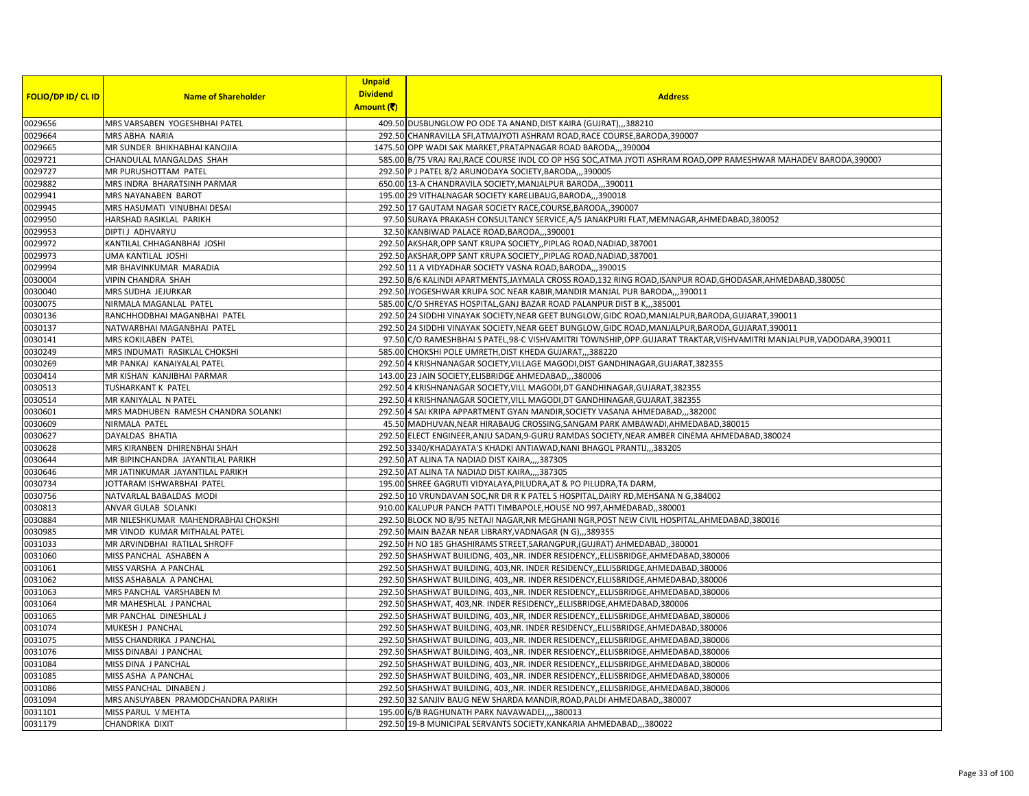| FOLIO/DP ID/ CL ID | Name of Shareholder | Unpaid Dividend Amount (₹) | Address |
| --- | --- | --- | --- |
| 0029656 | MRS VARSABEN YOGESHBHAI PATEL | 409.50 | DUSBUNGLOW PO ODE TA ANAND,DIST KAIRA (GUJRAT),,,388210 |
| 0029664 | MRS ABHA NARIA | 292.50 | CHANRAVILLA SFI,ATMAJYOTI ASHRAM ROAD,RACE COURSE,BARODA,390007 |
| 0029665 | MR SUNDER BHIKHABHAI KANOJIA | 1475.50 | OPP WADI SAK MARKET,PRATAPNAGAR ROAD BARODA,,,390004 |
| 0029721 | CHANDULAL MANGALDAS SHAH | 585.00 | B/75 VRAJ RAJ,RACE COURSE INDL CO OP HSG SOC,ATMA JYOTI ASHRAM ROAD,OPP RAMESHWAR MAHADEV BARODA,390007 |
| 0029727 | MR PURUSHOTTAM PATEL | 292.50 | P J PATEL 8/2 ARUNODAYA SOCIETY,BARODA,,,390005 |
| 0029882 | MRS INDRA BHARATSINH PARMAR | 650.00 | 13-A CHANDRAVILA SOCIETY,MANJALPUR BARODA,,,390011 |
| 0029941 | MRS NAYANABEN BAROT | 195.00 | 29 VITHALNAGAR SOCIETY KARELIBAUG,BARODA,,,390018 |
| 0029945 | MRS HASUMATI VINUBHAI DESAI | 292.50 | 17 GAUTAM NAGAR SOCIETY RACE,COURSE,BARODA,,390007 |
| 0029950 | HARSHAD RASIKLAL PARIKH | 97.50 | SURAYA PRAKASH CONSULTANCY SERVICE,A/5 JANAKPURI FLAT,MEMNAGAR,AHMEDABAD,380052 |
| 0029953 | DIPTI J ADHVARYU | 32.50 | KANBIWAD PALACE ROAD,BARODA,,,390001 |
| 0029972 | KANTILAL CHHAGANBHAI JOSHI | 292.50 | AKSHAR,OPP SANT KRUPA SOCIETY,,PIPLAG ROAD,NADIAD,387001 |
| 0029973 | UMA KANTILAL JOSHI | 292.50 | AKSHAR,OPP SANT KRUPA SOCIETY,,PIPLAG ROAD,NADIAD,387001 |
| 0029994 | MR BHAVINKUMAR MARADIA | 292.50 | 11 A VIDYADHAR SOCIETY VASNA ROAD,BARODA,,,390015 |
| 0030004 | VIPIN CHANDRA SHAH | 292.50 | B/6 KALINDI APARTMENTS,JAYMALA CROSS ROAD,132 RING ROAD,ISANPUR ROAD,GHODASAR,AHMEDABAD,380050 |
| 0030040 | MRS SUDHA JEJURKAR | 292.50 | JYOGESHWAR KRUPA SOC NEAR KABIR,MANDIR MANJAL PUR BARODA,,,390011 |
| 0030075 | NIRMALA MAGANLAL PATEL | 585.00 | C/O SHREYAS HOSPITAL,GANJ BAZAR ROAD PALANPUR DIST B K,,,385001 |
| 0030136 | RANCHHODBHAI MAGANBHAI PATEL | 292.50 | 24 SIDDHI VINAYAK SOCIETY,NEAR GEET BUNGLOW,GIDC ROAD,MANJALPUR,BARODA,GUJARAT,390011 |
| 0030137 | NATWARBHAI MAGANBHAI PATEL | 292.50 | 24 SIDDHI VINAYAK SOCIETY,NEAR GEET BUNGLOW,GIDC ROAD,MANJALPUR,BARODA,GUJARAT,390011 |
| 0030141 | MRS KOKILABEN PATEL | 97.50 | C/O RAMESHBHAI S PATEL,98-C VISHVAMITRI TOWNSHIP,OPP.GUJARAT TRAKTAR,VISHVAMITRI MANJALPUR,VADODARA,390011 |
| 0030249 | MRS INDUMATI RASIKLAL CHOKSHI | 585.00 | CHOKSHI POLE UMRETH,DIST KHEDA GUJARAT,,,388220 |
| 0030269 | MR PANKAJ KANAIYALAL PATEL | 292.50 | 4 KRISHNANAGAR SOCIETY,VILLAGE MAGODI,DIST GANDHINAGAR,GUJARAT,382355 |
| 0030414 | MR KISHAN KANJIBHAI PARMAR | 143.00 | 23 JAIN SOCIETY,ELISBRIDGE AHMEDABAD,,,380006 |
| 0030513 | TUSHARKANT K PATEL | 292.50 | 4 KRISHNANAGAR SOCIETY,VILL MAGODI,DT GANDHINAGAR,GUJARAT,382355 |
| 0030514 | MR KANIYALAL N PATEL | 292.50 | 4 KRISHNANAGAR SOCIETY,VILL MAGODI,DT GANDHINAGAR,GUJARAT,382355 |
| 0030601 | MRS MADHUBEN RAMESH CHANDRA SOLANKI | 292.50 | 4 SAI KRIPA APPARTMENT GYAN MANDIR,SOCIETY VASANA AHMEDABAD,,,382000 |
| 0030609 | NIRMALA PATEL | 45.50 | MADHUVAN,NEAR HIRABAUG CROSSING,SANGAM PARK AMBAWADI,AHMEDABAD,380015 |
| 0030627 | DAYALDAS BHATIA | 292.50 | ELECT ENGINEER,ANJU SADAN,9-GURU RAMDAS SOCIETY,NEAR AMBER CINEMA AHMEDABAD,380024 |
| 0030628 | MRS KIRANBEN DHIRENBHAI SHAH | 292.50 | 3340/KHADAYATA'S KHADKI ANTIAWAD,NANI BHAGOL PRANTIJ,,,383205 |
| 0030644 | MR BIPINCHANDRA JAYANTILAL PARIKH | 292.50 | AT ALINA TA NADIAD DIST KAIRA,,,,387305 |
| 0030646 | MR JATINKUMAR JAYANTILAL PARIKH | 292.50 | AT ALINA TA NADIAD DIST KAIRA,,,,387305 |
| 0030734 | JOTTARAM ISHWARBHAI PATEL | 195.00 | SHREE GAGRUTI VIDYALAYA,PILUDRA,AT & PO PILUDRA,TA DARM, |
| 0030756 | NATVARLAL BABALDAS MODI | 292.50 | 10 VRUNDAVAN SOC,NR DR R K PATEL S HOSPITAL,DAIRY RD,MEHSANA N G,384002 |
| 0030813 | ANVAR GULAB SOLANKI | 910.00 | KALUPUR PANCH PATTI TIMBAPOLE,HOUSE NO 997,AHMEDABAD,,380001 |
| 0030884 | MR NILESHKUMAR MAHENDRABHAI CHOKSHI | 292.50 | BLOCK NO 8/95 NETAJI NAGAR,NR MEGHANI NGR,POST NEW CIVIL HOSPITAL,AHMEDABAD,380016 |
| 0030985 | MR VINOD KUMAR MITHALAL PATEL | 292.50 | MAIN BAZAR NEAR LIBRARY,VADNAGAR (N G),,,389355 |
| 0031033 | MR ARVINDBHAI RATILAL SHROFF | 292.50 | H NO 185 GHASHIRAMS STREET,SARANGPUR,(GUJRAT) AHMEDABAD,,380001 |
| 0031060 | MISS PANCHAL ASHABEN A | 292.50 | SHASHWAT BUILIDNG, 403,,NR. INDER RESIDENCY,,ELLISBRIDGE,AHMEDABAD,380006 |
| 0031061 | MISS VARSHA A PANCHAL | 292.50 | SHASHWAT BUILDING, 403,NR. INDER RESIDENCY,,ELLISBRIDGE,AHMEDABAD,380006 |
| 0031062 | MISS ASHABALA A PANCHAL | 292.50 | SHASHWAT BUILDING, 403,,NR. INDER RESIDENCY,ELLISBRIDGE,AHMEDABAD,380006 |
| 0031063 | MRS PANCHAL VARSHABEN M | 292.50 | SHASHWAT BUILDING, 403,,NR. INDER RESIDENCY,,ELLISBRIDGE,AHMEDABAD,380006 |
| 0031064 | MR MAHESHLAL J PANCHAL | 292.50 | SHASHWAT, 403,NR. INDER RESIDENCY,,ELLISBRIDGE,AHMEDABAD,380006 |
| 0031065 | MR PANCHAL DINESHLAL J | 292.50 | SHASHWAT BUILDING, 403,,NR, INDER RESIDENCY,,ELLISBRIDGE,AHMEDABAD,380006 |
| 0031074 | MUKESH J PANCHAL | 292.50 | SHASHWAT BUILDING, 403,NR. INDER RESIDENCY,,ELLISBRIDGE,AHMEDABAD,380006 |
| 0031075 | MISS CHANDRIKA J PANCHAL | 292.50 | SHASHWAT BUILDING, 403,,NR. INDER RESIDENCY,,ELLISBRIDGE,AHMEDABAD,380006 |
| 0031076 | MISS DINABAI J PANCHAL | 292.50 | SHASHWAT BUILDING, 403,,NR. INDER RESIDENCY,,ELLISBRIDGE,AHMEDABAD,380006 |
| 0031084 | MISS DINA J PANCHAL | 292.50 | SHASHWAT BUILDING, 403,,NR. INDER RESIDENCY,,ELLISBRIDGE,AHMEDABAD,380006 |
| 0031085 | MISS ASHA A PANCHAL | 292.50 | SHASHWAT BUILDING, 403,,NR. INDER RESIDENCY,,ELLISBRIDGE,AHMEDABAD,380006 |
| 0031086 | MISS PANCHAL DINABEN J | 292.50 | SHASHWAT BUILDING, 403,,NR. INDER RESIDENCY,,ELLISBRIDGE,AHMEDABAD,380006 |
| 0031094 | MRS ANSUYABEN PRAMODCHANDRA PARIKH | 292.50 | 32 SANJIV BAUG NEW SHARDA MANDIR,ROAD,PALDI AHMEDABAD,,380007 |
| 0031101 | MISS PARUL V MEHTA | 195.00 | 6/B RAGHUNATH PARK NAVAWADEJ,,,,380013 |
| 0031179 | CHANDRIKA DIXIT | 292.50 | 19-B MUNICIPAL SERVANTS SOCIETY,KANKARIA AHMEDABAD,,,380022 |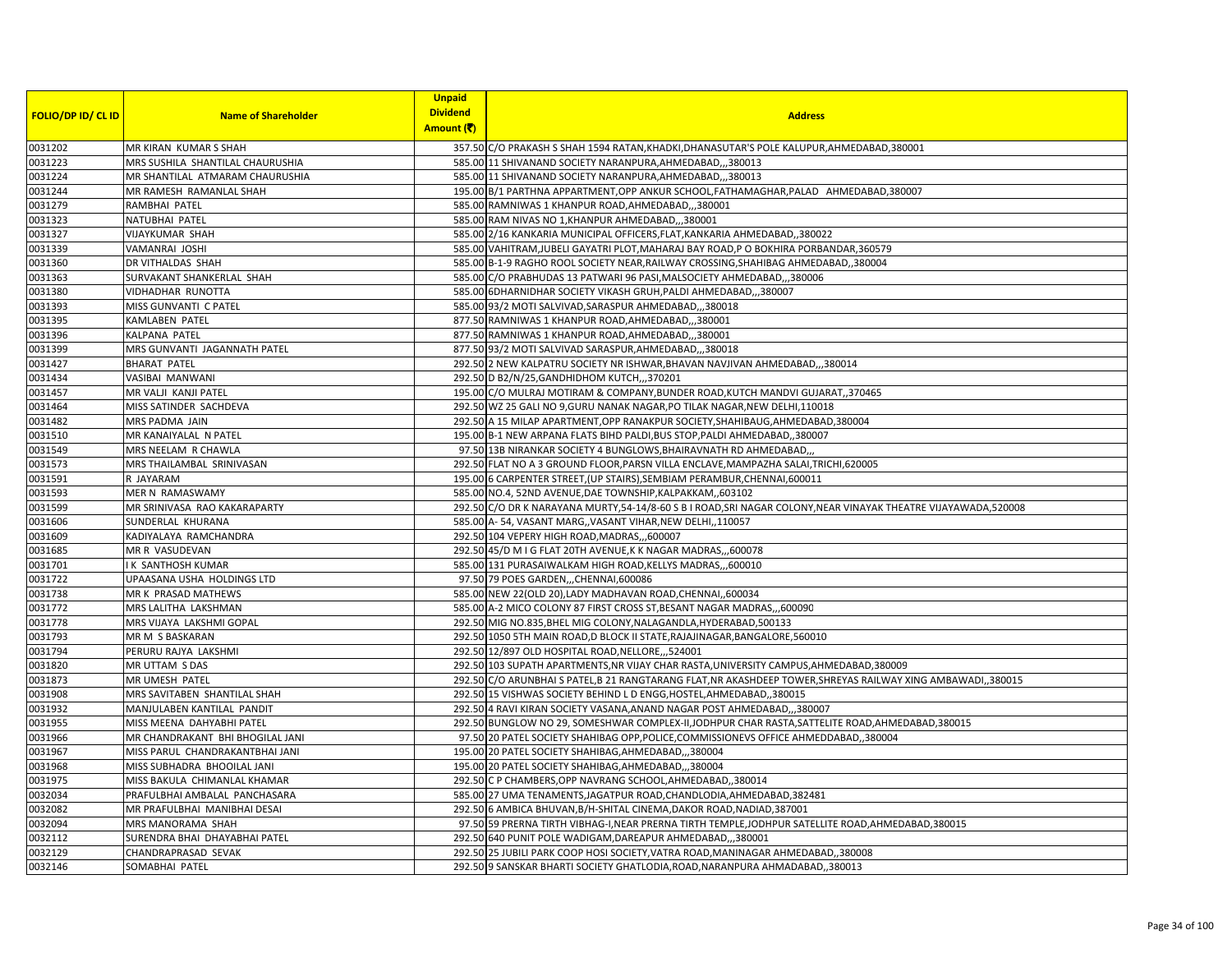| FOLIO/DP ID/ CL ID | Name of Shareholder | Unpaid Dividend Amount (₹) | Address |
|---|---|---|---|
| 0031202 | MR KIRAN KUMAR S SHAH | 357.50 | C/O PRAKASH S SHAH 1594 RATAN,KHADKI,DHANASUTAR'S POLE KALUPUR,AHMEDABAD,380001 |
| 0031223 | MRS SUSHILA SHANTILAL CHAURUSHIA | 585.00 | 11 SHIVANAND SOCIETY NARANPURA,AHMEDABAD,,,380013 |
| 0031224 | MR SHANTILAL ATMARAM CHAURUSHIA | 585.00 | 11 SHIVANAND SOCIETY NARANPURA,AHMEDABAD,,,380013 |
| 0031244 | MR RAMESH RAMANLAL SHAH | 195.00 | B/1 PARTHNA APPARTMENT,OPP ANKUR SCHOOL,FATHAMAGHAR,PALAD AHMEDABAD,380007 |
| 0031279 | RAMBHAI PATEL | 585.00 | RAMNIWAS 1 KHANPUR ROAD,AHMEDABAD,,,380001 |
| 0031323 | NATUBHAI PATEL | 585.00 | RAM NIVAS NO 1,KHANPUR AHMEDABAD,,,380001 |
| 0031327 | VIJAYKUMAR SHAH | 585.00 | 2/16 KANKARIA MUNICIPAL OFFICERS,FLAT,KANKARIA AHMEDABAD,,380022 |
| 0031339 | VAMANRAI JOSHI | 585.00 | VAHITRAM,JUBELI GAYATRI PLOT,MAHARAJ BAY ROAD,P O BOKHIRA PORBANDAR,360579 |
| 0031360 | DR VITHALDAS SHAH | 585.00 | B-1-9 RAGHO ROOL SOCIETY NEAR,RAILWAY CROSSING,SHAHIBAG AHMEDABAD,,380004 |
| 0031363 | SURVAKANT SHANKERLAL SHAH | 585.00 | C/O PRABHUDAS 13 PATWARI 96 PASI,MALSOCIETY AHMEDABAD,,,380006 |
| 0031380 | VIDHADHAR RUNOTTA | 585.00 | 6DHARNIDHAR SOCIETY VIKASH GRUH,PALDI AHMEDABAD,,,380007 |
| 0031393 | MISS GUNVANTI C PATEL | 585.00 | 93/2 MOTI SALVIVAD,SARASPUR AHMEDABAD,,,380018 |
| 0031395 | KAMLABEN PATEL | 877.50 | RAMNIWAS 1 KHANPUR ROAD,AHMEDABAD,,,380001 |
| 0031396 | KALPANA PATEL | 877.50 | RAMNIWAS 1 KHANPUR ROAD,AHMEDABAD,,,380001 |
| 0031399 | MRS GUNVANTI JAGANNATH PATEL | 877.50 | 93/2 MOTI SALVIVAD SARASPUR,AHMEDABAD,,,380018 |
| 0031427 | BHARAT PATEL | 292.50 | 2 NEW KALPATRU SOCIETY NR ISHWAR,BHAVAN NAVJIVAN AHMEDABAD,,,380014 |
| 0031434 | VASIBAI MANWANI | 292.50 | D B2/N/25,GANDHIDHOM KUTCH,,,370201 |
| 0031457 | MR VALJI KANJI PATEL | 195.00 | C/O MULRAJ MOTIRAM & COMPANY,BUNDER ROAD,KUTCH MANDVI GUJARAT,,370465 |
| 0031464 | MISS SATINDER SACHDEVA | 292.50 | WZ 25 GALI NO 9,GURU NANAK NAGAR,PO TILAK NAGAR,NEW DELHI,110018 |
| 0031482 | MRS PADMA JAIN | 292.50 | A 15 MILAP APARTMENT,OPP RANAKPUR SOCIETY,SHAHIBAUG,AHMEDABAD,380004 |
| 0031510 | MR KANAIYALAL N PATEL | 195.00 | B-1 NEW ARPANA FLATS BIHD PALDI,BUS STOP,PALDI AHMEDABAD,,380007 |
| 0031549 | MRS NEELAM R CHAWLA | 97.50 | 13B NIRANKAR SOCIETY 4 BUNGLOWS,BHAIRAVNATH RD AHMEDABAD,,, |
| 0031573 | MRS THAILAMBAL SRINIVASAN | 292.50 | FLAT NO A 3 GROUND FLOOR,PARSN VILLA ENCLAVE,MAMPAZHA SALAI,TRICHI,620005 |
| 0031591 | R JAYARAM | 195.00 | 6 CARPENTER STREET,(UP STAIRS),SEMBIAM PERAMBUR,CHENNAI,600011 |
| 0031593 | MER N RAMASWAMY | 585.00 | NO.4, 52ND AVENUE,DAE TOWNSHIP,KALPAKKAM,,603102 |
| 0031599 | MR SRINIVASA RAO KAKARAPARTY | 292.50 | C/O DR K NARAYANA MURTY,54-14/8-60 S B I ROAD,SRI NAGAR COLONY,NEAR VINAYAK THEATRE VIJAYAWADA,520008 |
| 0031606 | SUNDERLAL KHURANA | 585.00 | A- 54, VASANT MARG,,VASANT VIHAR,NEW DELHI,,110057 |
| 0031609 | KADIYALAYA RAMCHANDRA | 292.50 | 104 VEPERY HIGH ROAD,MADRAS,,,600007 |
| 0031685 | MR R VASUDEVAN | 292.50 | 45/D M I G FLAT 20TH AVENUE,K K NAGAR MADRAS,,,600078 |
| 0031701 | I K SANTHOSH KUMAR | 585.00 | 131 PURASAIWALKAM HIGH ROAD,KELLYS MADRAS,,,600010 |
| 0031722 | UPAASANA USHA HOLDINGS LTD | 97.50 | 79 POES GARDEN,,,CHENNAI,600086 |
| 0031738 | MR K PRASAD MATHEWS | 585.00 | NEW 22(OLD 20),LADY MADHAVAN ROAD,CHENNAI,,600034 |
| 0031772 | MRS LALITHA LAKSHMAN | 585.00 | A-2 MICO COLONY 87 FIRST CROSS ST,BESANT NAGAR MADRAS,,,600090 |
| 0031778 | MRS VIJAYA LAKSHMI GOPAL | 292.50 | MIG NO.835,BHEL MIG COLONY,NALAGANDLA,HYDERABAD,500133 |
| 0031793 | MR M S BASKARAN | 292.50 | 1050 5TH MAIN ROAD,D BLOCK II STATE,RAJAJINAGAR,BANGALORE,560010 |
| 0031794 | PERURU RAJYA LAKSHMI | 292.50 | 12/897 OLD HOSPITAL ROAD,NELLORE,,,524001 |
| 0031820 | MR UTTAM S DAS | 292.50 | 103 SUPATH APARTMENTS,NR VIJAY CHAR RASTA,UNIVERSITY CAMPUS,AHMEDABAD,380009 |
| 0031873 | MR UMESH PATEL | 292.50 | C/O ARUNBHAI S PATEL,B 21 RANGTARANG FLAT,NR AKASHDEEP TOWER,SHREYAS RAILWAY XING AMBAWADI,,380015 |
| 0031908 | MRS SAVITABEN SHANTILAL SHAH | 292.50 | 15 VISHWAS SOCIETY BEHIND L D ENGG,HOSTEL,AHMEDABAD,,380015 |
| 0031932 | MANJULABEN KANTILAL PANDIT | 292.50 | 4 RAVI KIRAN SOCIETY VASANA,ANAND NAGAR POST AHMEDABAD,,,380007 |
| 0031955 | MISS MEENA DAHYABHI PATEL | 292.50 | BUNGLOW NO 29, SOMESHWAR COMPLEX-II,JODHPUR CHAR RASTA,SATTELITE ROAD,AHMEDABAD,380015 |
| 0031966 | MR CHANDRAKANT BHI BHOGILAL JANI | 97.50 | 20 PATEL SOCIETY SHAHIBAG OPP,POLICE,COMMISSIONEVS OFFICE AHMEDDABAD,,380004 |
| 0031967 | MISS PARUL CHANDRAKANTBHAI JANI | 195.00 | 20 PATEL SOCIETY SHAHIBAG,AHMEDABAD,,,380004 |
| 0031968 | MISS SUBHADRA BHOOILAL JANI | 195.00 | 20 PATEL SOCIETY SHAHIBAG,AHMEDABAD,,,380004 |
| 0031975 | MISS BAKULA CHIMANLAL KHAMAR | 292.50 | C P CHAMBERS,OPP NAVRANG SCHOOL,AHMEDABAD,,380014 |
| 0032034 | PRAFULBHAI AMBALAL PANCHASARA | 585.00 | 27 UMA TENAMENTS,JAGATPUR ROAD,CHANDLODIA,AHMEDABAD,382481 |
| 0032082 | MR PRAFULBHAI MANIBHAI DESAI | 292.50 | 6 AMBICA BHUVAN,B/H-SHITAL CINEMA,DAKOR ROAD,NADIAD,387001 |
| 0032094 | MRS MANORAMA SHAH | 97.50 | 59 PRERNA TIRTH VIBHAG-I,NEAR PRERNA TIRTH TEMPLE,JODHPUR SATELLITE ROAD,AHMEDABAD,380015 |
| 0032112 | SURENDRA BHAI DHAYABHAI PATEL | 292.50 | 640 PUNIT POLE WADIGAM,DAREAPUR AHMEDABAD,,,380001 |
| 0032129 | CHANDRAPRASAD SEVAK | 292.50 | 25 JUBILI PARK COOP HOSI SOCIETY,VATRA ROAD,MANINAGAR AHMEDABAD,,380008 |
| 0032146 | SOMABHAI PATEL | 292.50 | 9 SANSKAR BHARTI SOCIETY GHATLODIA,ROAD,NARANPURA AHMADABAD,,380013 |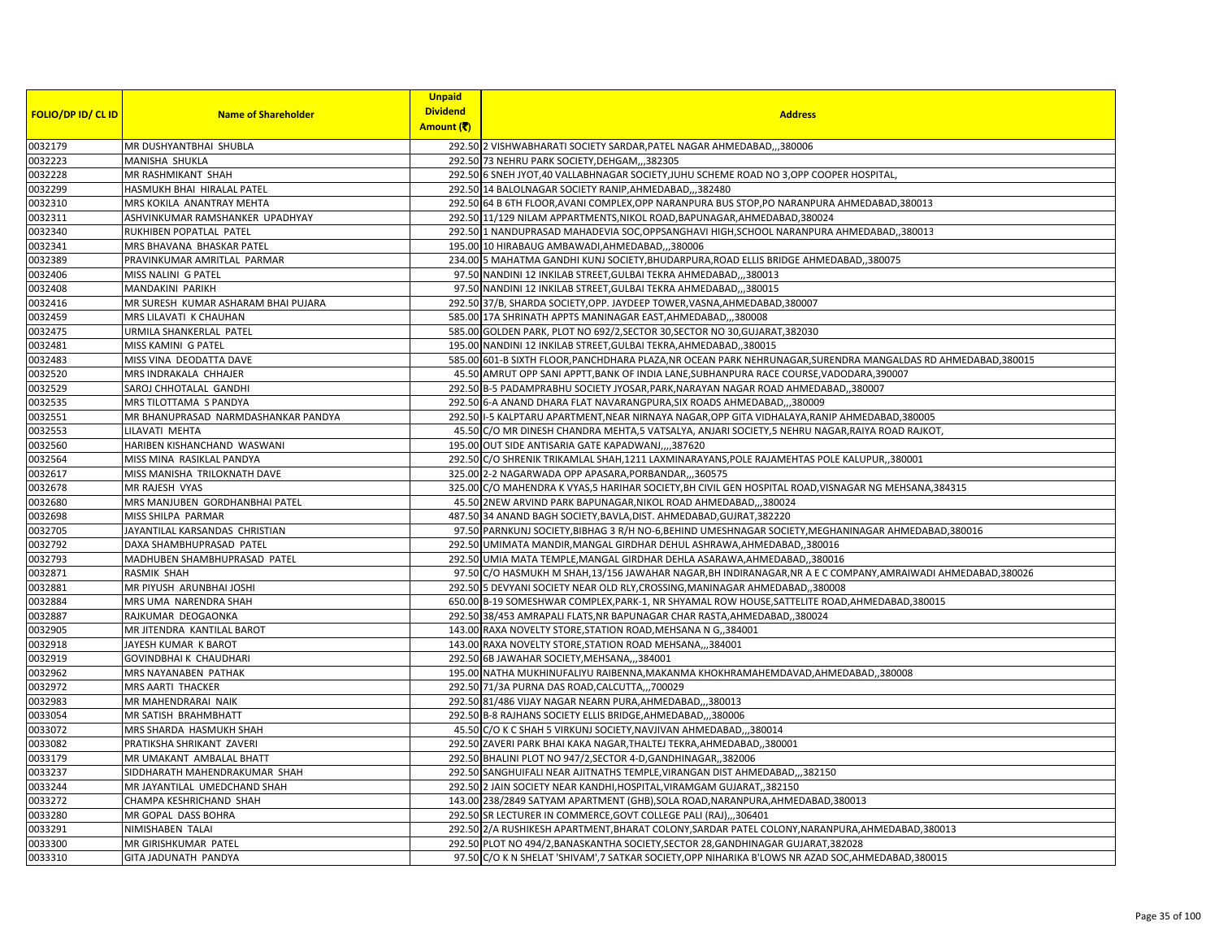| FOLIO/DP ID/ CL ID | Name of Shareholder | Unpaid Dividend Amount (₹) | Address |
|---|---|---|---|
| 0032179 | MR DUSHYANTBHAI SHUBLA | 292.50 | 2 VISHWABHARATI SOCIETY SARDAR,PATEL NAGAR AHMEDABAD,,,380006 |
| 0032223 | MANISHA SHUKLA | 292.50 | 73 NEHRU PARK SOCIETY,DEHGAM,,,382305 |
| 0032228 | MR RASHMIKANT SHAH | 292.50 | 6 SNEH JYOT,40 VALLABHNAGAR SOCIETY,JUHU SCHEME ROAD NO 3,OPP COOPER HOSPITAL, |
| 0032299 | HASMUKH BHAI HIRALAL PATEL | 292.50 | 14 BALOLNAGAR SOCIETY RANIP,AHMEDABAD,,,382480 |
| 0032310 | MRS KOKILA ANANTRAY MEHTA | 292.50 | 64 B 6TH FLOOR,AVANI COMPLEX,OPP NARANPURA BUS STOP,PO NARANPURA AHMEDABAD,380013 |
| 0032311 | ASHVINKUMAR RAMSHANKER UPADHYAY | 292.50 | 11/129 NILAM APPARTMENTS,NIKOL ROAD,BAPUNAGAR,AHMEDABAD,380024 |
| 0032340 | RUKHIBEN POPATLAL PATEL | 292.50 | 1 NANDUPRASAD MAHADEVIA SOC,OPPSANGHAVI HIGH,SCHOOL NARANPURA AHMEDABAD,,380013 |
| 0032341 | MRS BHAVANA BHASKAR PATEL | 195.00 | 10 HIRABAUG AMBAWADI,AHMEDABAD,,,380006 |
| 0032389 | PRAVINKUMAR AMRITLAL PARMAR | 234.00 | 5 MAHATMA GANDHI KUNJ SOCIETY,BHUDARPURA,ROAD ELLIS BRIDGE AHMEDABAD,,380075 |
| 0032406 | MISS NALINI G PATEL | 97.50 | NANDINI 12 INKILAB STREET,GULBAI TEKRA AHMEDABAD,,,380013 |
| 0032408 | MANDAKINI PARIKH | 97.50 | NANDINI 12 INKILAB STREET,GULBAI TEKRA AHMEDABAD,,,380015 |
| 0032416 | MR SURESH KUMAR ASHARAM BHAI PUJARA | 292.50 | 37/B, SHARDA SOCIETY,OPP. JAYDEEP TOWER,VASNA,AHMEDABAD,380007 |
| 0032459 | MRS LILAVATI K CHAUHAN | 585.00 | 17A SHRINATH APPTS MANINAGAR EAST,AHMEDABAD,,,380008 |
| 0032475 | URMILA SHANKERLAL PATEL | 585.00 | GOLDEN PARK, PLOT NO 692/2,SECTOR 30,SECTOR NO 30,GUJARAT,382030 |
| 0032481 | MISS KAMINI G PATEL | 195.00 | NANDINI 12 INKILAB STREET,GULBAI TEKRA,AHMEDABAD,,380015 |
| 0032483 | MISS VINA DEODATTA DAVE | 585.00 | 601-B SIXTH FLOOR,PANCHDHARA PLAZA,NR OCEAN PARK NEHRUNAGAR,SURENDRA MANGALDAS RD AHMEDABAD,380015 |
| 0032520 | MRS INDRAKALA CHHAJER | 45.50 | AMRUT OPP SANI APPTT,BANK OF INDIA LANE,SUBHANPURA RACE COURSE,VADODARA,390007 |
| 0032529 | SAROJ CHHOTALAL GANDHI | 292.50 | B-5 PADAMPRABHU SOCIETY JYOSAR,PARK,NARAYAN NAGAR ROAD AHMEDABAD,,380007 |
| 0032535 | MRS TILOTTAMA S PANDYA | 292.50 | 6-A ANAND DHARA FLAT NAVARANGPURA,SIX ROADS AHMEDABAD,,,380009 |
| 0032551 | MR BHANUPRASAD NARMDASHANKAR PANDYA | 292.50 | I-5 KALPTARU APARTMENT,NEAR NIRNAYA NAGAR,OPP GITA VIDHALAYA,RANIP AHMEDABAD,380005 |
| 0032553 | LILAVATI MEHTA | 45.50 | C/O MR DINESH CHANDRA MEHTA,5 VATSALYA, ANJARI SOCIETY,5 NEHRU NAGAR,RAIYA ROAD RAJKOT, |
| 0032560 | HARIBEN KISHANCHAND WASWANI | 195.00 | OUT SIDE ANTISARIA GATE KAPADWANJ,,,,387620 |
| 0032564 | MISS MINA RASIKLAL PANDYA | 292.50 | C/O SHRENIK TRIKAMLAL SHAH,1211 LAXMINARAYANS,POLE RAJAMEHTAS POLE KALUPUR,,380001 |
| 0032617 | MISS MANISHA TRILOKNATH DAVE | 325.00 | 2-2 NAGARWADA OPP APASARA,PORBANDAR,,,360575 |
| 0032678 | MR RAJESH VYAS | 325.00 | C/O MAHENDRA K VYAS,5 HARIHAR SOCIETY,BH CIVIL GEN HOSPITAL ROAD,VISNAGAR NG MEHSANA,384315 |
| 0032680 | MRS MANJUBEN GORDHANBHAI PATEL | 45.50 | 2NEW ARVIND PARK BAPUNAGAR,NIKOL ROAD AHMEDABAD,,,380024 |
| 0032698 | MISS SHILPA PARMAR | 487.50 | 34 ANAND BAGH SOCIETY,BAVLA,DIST. AHMEDABAD,GUJRAT,382220 |
| 0032705 | JAYANTILAL KARSANDAS CHRISTIAN | 97.50 | PARNKUNJ SOCIETY,BIBHAG 3 R/H NO-6,BEHIND UMESHNAGAR SOCIETY,MEGHANINAGAR AHMEDABAD,380016 |
| 0032792 | DAXA SHAMBHUPRASAD PATEL | 292.50 | UMIMATA MANDIR,MANGAL GIRDHAR DEHUL ASHRAWA,AHMEDABAD,,380016 |
| 0032793 | MADHUBEN SHAMBHUPRASAD PATEL | 292.50 | UMIA MATA TEMPLE,MANGAL GIRDHAR DEHLA ASARAWA,AHMEDABAD,,380016 |
| 0032871 | RASMIK SHAH | 97.50 | C/O HASMUKH M SHAH,13/156 JAWAHAR NAGAR,BH INDIRANAGAR,NR A E C COMPANY,AMRAIWADI AHMEDABAD,380026 |
| 0032881 | MR PIYUSH ARUNBHAI JOSHI | 292.50 | 5 DEVYANI SOCIETY NEAR OLD RLY,CROSSING,MANINAGAR AHMEDABAD,,380008 |
| 0032884 | MRS UMA NARENDRA SHAH | 650.00 | B-19 SOMESHWAR COMPLEX,PARK-1, NR SHYAMAL ROW HOUSE,SATTELITE ROAD,AHMEDABAD,380015 |
| 0032887 | RAJKUMAR DEOGAONKA | 292.50 | 38/453 AMRAPALI FLATS,NR BAPUNAGAR CHAR RASTA,AHMEDABAD,,380024 |
| 0032905 | MR JITENDRA KANTILAL BAROT | 143.00 | RAXA NOVELTY STORE,STATION ROAD,MEHSANA N G,,384001 |
| 0032918 | JAYESH KUMAR K BAROT | 143.00 | RAXA NOVELTY STORE,STATION ROAD MEHSANA,,,384001 |
| 0032919 | GOVINDBHAI K CHAUDHARI | 292.50 | 6B JAWAHAR SOCIETY,MEHSANA,,,384001 |
| 0032962 | MRS NAYANABEN PATHAK | 195.00 | NATHA MUKHINUFALIYU RAIBENNA,MAKANMA KHOKHRAMAHEMDAVAD,AHMEDABAD,,380008 |
| 0032972 | MRS AARTI THACKER | 292.50 | 71/3A PURNA DAS ROAD,CALCUTTA,,,700029 |
| 0032983 | MR MAHENDRARAI NAIK | 292.50 | 81/486 VIJAY NAGAR NEARN PURA,AHMEDABAD,,,380013 |
| 0033054 | MR SATISH BRAHMBHATT | 292.50 | B-8 RAJHANS SOCIETY ELLIS BRIDGE,AHMEDABAD,,,380006 |
| 0033072 | MRS SHARDA HASMUKH SHAH | 45.50 | C/O K C SHAH 5 VIRKUNJ SOCIETY,NAVJIVAN AHMEDABAD,,,380014 |
| 0033082 | PRATIKSHA SHRIKANT ZAVERI | 292.50 | ZAVERI PARK BHAI KAKA NAGAR,THALTEJ TEKRA,AHMEDABAD,,380001 |
| 0033179 | MR UMAKANT AMBALAL BHATT | 292.50 | BHALINI PLOT NO 947/2,SECTOR 4-D,GANDHINAGAR,,382006 |
| 0033237 | SIDDHARATH MAHENDRAKUMAR SHAH | 292.50 | SANGHUIFALI NEAR AJITNATHS TEMPLE,VIRANGAN DIST AHMEDABAD,,,382150 |
| 0033244 | MR JAYANTILAL UMEDCHAND SHAH | 292.50 | 2 JAIN SOCIETY NEAR KANDHI,HOSPITAL,VIRAMGAM GUJARAT,,382150 |
| 0033272 | CHAMPA KESHRICHAND SHAH | 143.00 | 238/2849 SATYAM APARTMENT (GHB),SOLA ROAD,NARANPURA,AHMEDABAD,380013 |
| 0033280 | MR GOPAL DASS BOHRA | 292.50 | SR LECTURER IN COMMERCE,GOVT COLLEGE PALI (RAJ),,,306401 |
| 0033291 | NIMISHABEN TALAI | 292.50 | 2/A RUSHIKESH APARTMENT,BHARAT COLONY,SARDAR PATEL COLONY,NARANPURA,AHMEDABAD,380013 |
| 0033300 | MR GIRISHKUMAR PATEL | 292.50 | PLOT NO 494/2,BANASKANTHA SOCIETY,SECTOR 28,GANDHINAGAR GUJARAT,382028 |
| 0033310 | GITA JADUNATH PANDYA | 97.50 | C/O K N SHELAT 'SHIVAM',7 SATKAR SOCIETY,OPP NIHARIKA B'LOWS NR AZAD SOC,AHMEDABAD,380015 |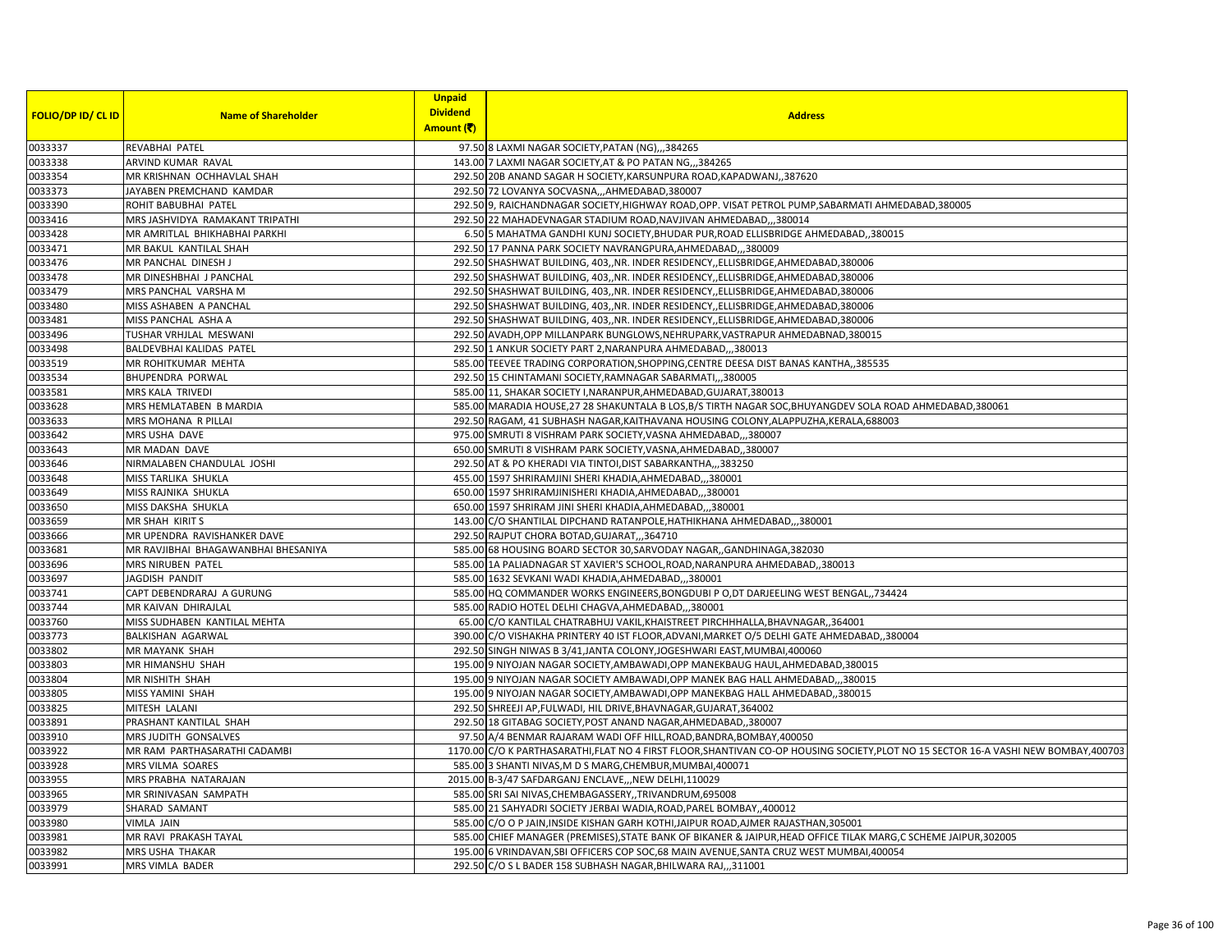| FOLIO/DP ID/ CL ID | Name of Shareholder | Unpaid Dividend Amount (₹) | Address |
|---|---|---|---|
| 0033337 | REVABHAI PATEL | 97.50 | 8 LAXMI NAGAR SOCIETY,PATAN (NG),,,384265 |
| 0033338 | ARVIND KUMAR RAVAL | 143.00 | 7 LAXMI NAGAR SOCIETY,AT & PO PATAN NG,,384265 |
| 0033354 | MR KRISHNAN OCHHAVLAL SHAH | 292.50 | 20B ANAND SAGAR H SOCIETY,KARSUNPURA ROAD,KAPADWANJ,,387620 |
| 0033373 | JAYABEN PREMCHAND KAMDAR | 292.50 | 72 LOVANYA SOCVASNA,,,AHMEDABAD,380007 |
| 0033390 | ROHIT BABUBHAI PATEL | 292.50 | 9, RAICHANDNAGAR SOCIETY,HIGHWAY ROAD,OPP. VISAT PETROL PUMP,SABARMATI AHMEDABAD,380005 |
| 0033416 | MRS JASHVIDYA RAMAKANT TRIPATHI | 292.50 | 22 MAHADEVNAGAR STADIUM ROAD,NAVJIVAN AHMEDABAD,,,380014 |
| 0033428 | MR AMRITLAL BHIKHABHAI PARKHI | 6.50 | 5 MAHATMA GANDHI KUNJ SOCIETY,BHUDAR PUR,ROAD ELLISBRIDGE AHMEDABAD,,380015 |
| 0033471 | MR BAKUL KANTILAL SHAH | 292.50 | 17 PANNA PARK SOCIETY NAVRANGPURA,AHMEDABAD,,,380009 |
| 0033476 | MR PANCHAL DINESH J | 292.50 | SHASHWAT BUILDING, 403,,NR. INDER RESIDENCY,,ELLISBRIDGE,AHMEDABAD,380006 |
| 0033478 | MR DINESHBHAI J PANCHAL | 292.50 | SHASHWAT BUILDING, 403,,NR. INDER RESIDENCY,,ELLISBRIDGE,AHMEDABAD,380006 |
| 0033479 | MRS PANCHAL VARSHA M | 292.50 | SHASHWAT BUILDING, 403,,NR. INDER RESIDENCY,,ELLISBRIDGE,AHMEDABAD,380006 |
| 0033480 | MISS ASHABEN A PANCHAL | 292.50 | SHASHWAT BUILDING, 403,,NR. INDER RESIDENCY,,ELLISBRIDGE,AHMEDABAD,380006 |
| 0033481 | MISS PANCHAL ASHA A | 292.50 | SHASHWAT BUILDING, 403,,NR. INDER RESIDENCY,,ELLISBRIDGE,AHMEDABAD,380006 |
| 0033496 | TUSHAR VRHJLAL MESWANI | 292.50 | AVADH,OPP MILLANPARK BUNGLOWS,NEHRUPARK,VASTRAPUR AHMEDABNAD,380015 |
| 0033498 | BALDEVBHAI KALIDAS PATEL | 292.50 | 1 ANKUR SOCIETY PART 2,NARANPURA AHMEDABAD,,,380013 |
| 0033519 | MR ROHITKUMAR MEHTA | 585.00 | TEEVEE TRADING CORPORATION,SHOPPING,CENTRE DEESA DIST BANAS KANTHA,,385535 |
| 0033534 | BHUPENDRA PORWAL | 292.50 | 15 CHINTAMANI SOCIETY,RAMNAGAR SABARMATI,,,380005 |
| 0033581 | MRS KALA TRIVEDI | 585.00 | 11, SHAKAR SOCIETY I,NARANPUR,AHMEDABAD,GUJARAT,380013 |
| 0033628 | MRS HEMLATABEN B MARDIA | 585.00 | MARADIA HOUSE,27 28 SHAKUNTALA B LOS,B/S TIRTH NAGAR SOC,BHUYANGDEV SOLA ROAD AHMEDABAD,380061 |
| 0033633 | MRS MOHANA R PILLAI | 292.50 | RAGAM, 41 SUBHASH NAGAR,KAITHAVANA HOUSING COLONY,ALAPPUZHA,KERALA,688003 |
| 0033642 | MRS USHA DAVE | 975.00 | SMRUTI 8 VISHRAM PARK SOCIETY,VASNA AHMEDABAD,,,380007 |
| 0033643 | MR MADAN DAVE | 650.00 | SMRUTI 8 VISHRAM PARK SOCIETY,VASNA,AHMEDABAD,,380007 |
| 0033646 | NIRMALABEN CHANDULAL JOSHI | 292.50 | AT & PO KHERADI VIA TINTOI,DIST SABARKANTHA,,,383250 |
| 0033648 | MISS TARLIKA SHUKLA | 455.00 | 1597 SHRIRAMJINI SHERI KHADIA,AHMEDABAD,,,380001 |
| 0033649 | MISS RAJNIKA SHUKLA | 650.00 | 1597 SHRIRAMJINISHERI KHADIA,AHMEDABAD,,,380001 |
| 0033650 | MISS DAKSHA SHUKLA | 650.00 | 1597 SHRIRAM JINI SHERI KHADIA,AHMEDABAD,,,380001 |
| 0033659 | MR SHAH KIRIT S | 143.00 | C/O SHANTILAL DIPCHAND RATANPOLE,HATHIKHANA AHMEDABAD,,,380001 |
| 0033666 | MR UPENDRA RAVISHANKER DAVE | 292.50 | RAJPUT CHORA BOTAD,GUJARAT,,,364710 |
| 0033681 | MR RAVJIBHAI BHAGAWANBHAI BHESANIYA | 585.00 | 68 HOUSING BOARD SECTOR 30,SARVODAY NAGAR,,GANDHINAGA,382030 |
| 0033696 | MRS NIRUBEN PATEL | 585.00 | 1A PALIADNAGAR ST XAVIER'S SCHOOL,ROAD,NARANPURA AHMEDABAD,,380013 |
| 0033697 | JAGDISH PANDIT | 585.00 | 1632 SEVKANI WADI KHADIA,AHMEDABAD,,,380001 |
| 0033741 | CAPT DEBENDRARAJ A GURUNG | 585.00 | HQ COMMANDER WORKS ENGINEERS,BONGDUBI P O,DT DARJEELING WEST BENGAL,,734424 |
| 0033744 | MR KAIVAN DHIRAJLAL | 585.00 | RADIO HOTEL DELHI CHAGVA,AHMEDABAD,,,380001 |
| 0033760 | MISS SUDHABEN KANTILAL MEHTA | 65.00 | C/O KANTILAL CHATRABHUJ VAKIL,KHAISTREET PIRCHHHALLA,BHAVNAGAR,,364001 |
| 0033773 | BALKISHAN AGARWAL | 390.00 | C/O VISHAKHA PRINTERY 40 IST FLOOR,ADVANI,MARKET O/5 DELHI GATE AHMEDABAD,,380004 |
| 0033802 | MR MAYANK SHAH | 292.50 | SINGH NIWAS B 3/41,JANTA COLONY,JOGESHWARI EAST,MUMBAI,400060 |
| 0033803 | MR HIMANSHU SHAH | 195.00 | 9 NIYOJAN NAGAR SOCIETY,AMBAWADI,OPP MANEKBAUG HAUL,AHMEDABAD,380015 |
| 0033804 | MR NISHITH SHAH | 195.00 | 9 NIYOJAN NAGAR SOCIETY AMBAWADI,OPP MANEK BAG HALL AHMEDABAD,,,380015 |
| 0033805 | MISS YAMINI SHAH | 195.00 | 9 NIYOJAN NAGAR SOCIETY,AMBAWADI,OPP MANEKBAG HALL AHMEDABAD,,380015 |
| 0033825 | MITESH LALANI | 292.50 | SHREEJI AP,FULWADI, HIL DRIVE,BHAVNAGAR,GUJARAT,364002 |
| 0033891 | PRASHANT KANTILAL SHAH | 292.50 | 18 GITABAG SOCIETY,POST ANAND NAGAR,AHMEDABAD,,380007 |
| 0033910 | MRS JUDITH GONSALVES | 97.50 | A/4 BENMAR RAJARAM WADI OFF HILL,ROAD,BANDRA,BOMBAY,400050 |
| 0033922 | MR RAM PARTHASARATHI CADAMBI | 1170.00 | C/O K PARTHASARATHI,FLAT NO 4 FIRST FLOOR,SHANTIVAN CO-OP HOUSING SOCIETY,PLOT NO 15 SECTOR 16-A VASHI NEW BOMBAY,400703 |
| 0033928 | MRS VILMA SOARES | 585.00 | 3 SHANTI NIVAS,M D S MARG,CHEMBUR,MUMBAI,400071 |
| 0033955 | MRS PRABHA NATARAJAN | 2015.00 | B-3/47 SAFDARGANJ ENCLAVE,,,NEW DELHI,110029 |
| 0033965 | MR SRINIVASAN SAMPATH | 585.00 | SRI SAI NIVAS,CHEMBAGASSERY,,TRIVANDRUM,695008 |
| 0033979 | SHARAD SAMANT | 585.00 | 21 SAHYADRI SOCIETY JERBAI WADIA,ROAD,PAREL BOMBAY,,400012 |
| 0033980 | VIMLA JAIN | 585.00 | C/O O P JAIN,INSIDE KISHAN GARH KOTHI,JAIPUR ROAD,AJMER RAJASTHAN,305001 |
| 0033981 | MR RAVI PRAKASH TAYAL | 585.00 | CHIEF MANAGER (PREMISES),STATE BANK OF BIKANER & JAIPUR,HEAD OFFICE TILAK MARG,C SCHEME JAIPUR,302005 |
| 0033982 | MRS USHA THAKAR | 195.00 | 6 VRINDAVAN,SBI OFFICERS COP SOC,68 MAIN AVENUE,SANTA CRUZ WEST MUMBAI,400054 |
| 0033991 | MRS VIMLA BADER | 292.50 | C/O S L BADER 158 SUBHASH NAGAR,BHILWARA RAJ,,,311001 |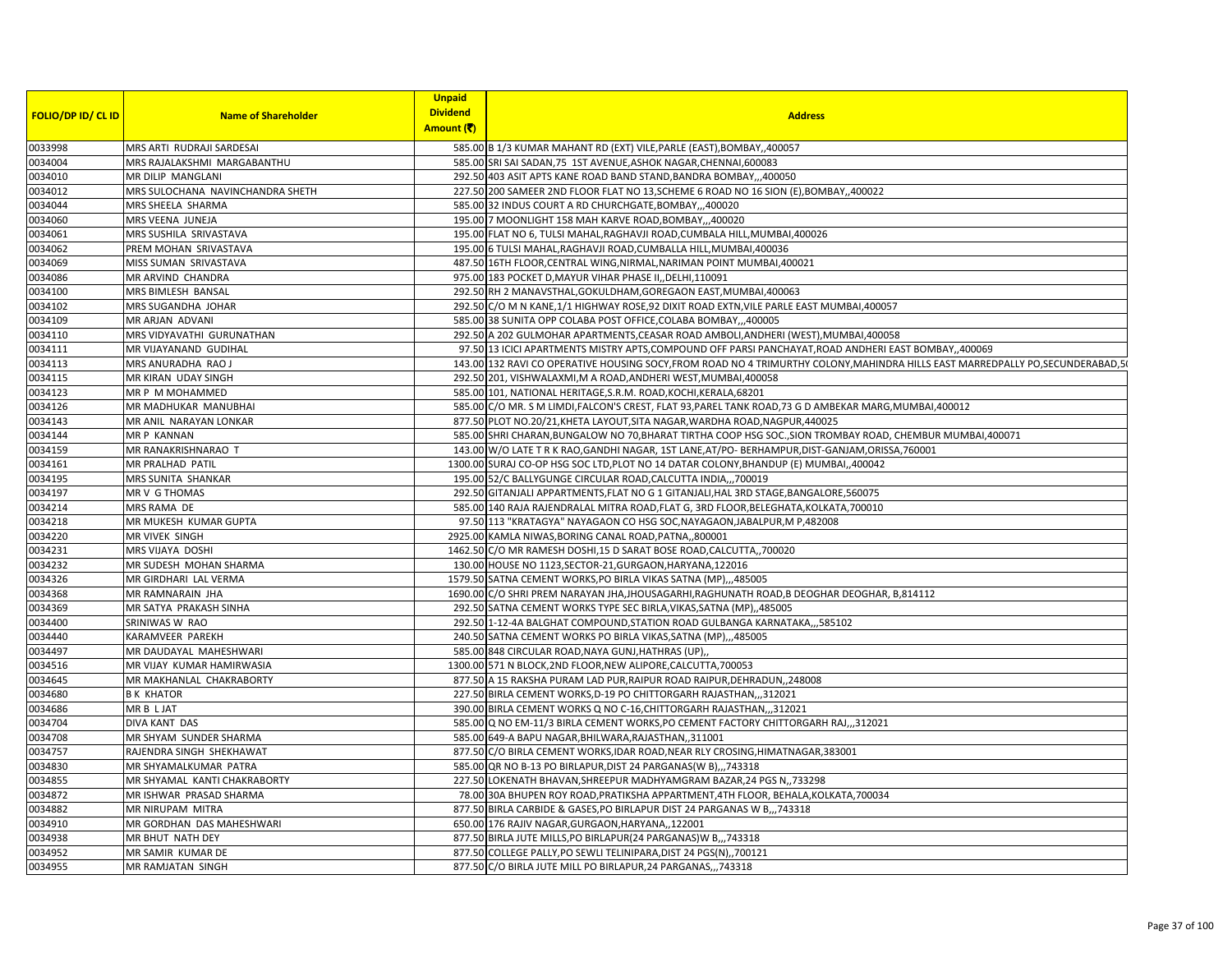| FOLIO/DP ID/ CL ID | Name of Shareholder | Unpaid Dividend Amount (₹) | Address |
|---|---|---|---|
| 0033998 | MRS ARTI RUDRAJI SARDESAI | 585.00 | B 1/3 KUMAR MAHANT RD (EXT) VILE,PARLE (EAST),BOMBAY,,400057 |
| 0034004 | MRS RAJALAKSHMI MARGABANTHU | 585.00 | SRI SAI SADAN,75 1ST AVENUE,ASHOK NAGAR,CHENNAI,600083 |
| 0034010 | MR DILIP MANGLANI | 292.50 | 403 ASIT APTS KANE ROAD BAND STAND,BANDRA BOMBAY,,,400050 |
| 0034012 | MRS SULOCHANA NAVINCHANDRA SHETH | 227.50 | 200 SAMEER 2ND FLOOR FLAT NO 13,SCHEME 6 ROAD NO 16 SION (E),BOMBAY,,400022 |
| 0034044 | MRS SHEELA SHARMA | 585.00 | 32 INDUS COURT A RD CHURCHGATE,BOMBAY,,,400020 |
| 0034060 | MRS VEENA JUNEJA | 195.00 | 7 MOONLIGHT 158 MAH KARVE ROAD,BOMBAY,,,400020 |
| 0034061 | MRS SUSHILA SRIVASTAVA | 195.00 | FLAT NO 6, TULSI MAHAL,RAGHAVJI ROAD,CUMBALA HILL,MUMBAI,400026 |
| 0034062 | PREM MOHAN SRIVASTAVA | 195.00 | 6 TULSI MAHAL,RAGHAVJI ROAD,CUMBALLA HILL,MUMBAI,400036 |
| 0034069 | MISS SUMAN SRIVASTAVA | 487.50 | 16TH FLOOR,CENTRAL WING,NIRMAL,NARIMAN POINT MUMBAI,400021 |
| 0034086 | MR ARVIND CHANDRA | 975.00 | 183 POCKET D,MAYUR VIHAR PHASE II,,DELHI,110091 |
| 0034100 | MRS BIMLESH BANSAL | 292.50 | RH 2 MANAVSTHAL,GOKULDHAM,GOREGAON EAST,MUMBAI,400063 |
| 0034102 | MRS SUGANDHA JOHAR | 292.50 | C/O M N KANE,1/1 HIGHWAY ROSE,92 DIXIT ROAD EXTN,VILE PARLE EAST MUMBAI,400057 |
| 0034109 | MR ARJAN ADVANI | 585.00 | 38 SUNITA OPP COLABA POST OFFICE,COLABA BOMBAY,,,400005 |
| 0034110 | MRS VIDYAVATHI GURUNATHAN | 292.50 | A 202 GULMOHAR APARTMENTS,CEASAR ROAD AMBOLI,ANDHERI (WEST),MUMBAI,400058 |
| 0034111 | MR VIJAYANAND GUDIHAL | 97.50 | 13 ICICI APARTMENTS MISTRY APTS,COMPOUND OFF PARSI PANCHAYAT,ROAD ANDHERI EAST BOMBAY,,400069 |
| 0034113 | MRS ANURADHA RAO J | 143.00 | 132 RAVI CO OPERATIVE HOUSING SOCY,FROM ROAD NO 4 TRIMURTHY COLONY,MAHINDRA HILLS EAST MARREDPALLY PO,SECUNDERABAD,5( |
| 0034115 | MR KIRAN UDAY SINGH | 292.50 | 201, VISHWALAXMI,M A ROAD,ANDHERI WEST,MUMBAI,400058 |
| 0034123 | MR P M MOHAMMED | 585.00 | 101, NATIONAL HERITAGE,S.R.M. ROAD,KOCHI,KERALA,68201 |
| 0034126 | MR MADHUKAR MANUBHAI | 585.00 | C/O MR. S M LIMDI,FALCON'S CREST, FLAT 93,PAREL TANK ROAD,73 G D AMBEKAR MARG,MUMBAI,400012 |
| 0034143 | MR ANIL NARAYAN LONKAR | 877.50 | PLOT NO.20/21,KHETA LAYOUT,SITA NAGAR,WARDHA ROAD,NAGPUR,440025 |
| 0034144 | MR P KANNAN | 585.00 | SHRI CHARAN,BUNGALOW NO 70,BHARAT TIRTHA COOP HSG SOC.,SION TROMBAY ROAD, CHEMBUR MUMBAI,400071 |
| 0034159 | MR RANAKRISHNARAO T | 143.00 | W/O LATE T R K RAO,GANDHI NAGAR, 1ST LANE,AT/PO- BERHAMPUR,DIST-GANJAM,ORISSA,760001 |
| 0034161 | MR PRALHAD PATIL | 1300.00 | SURAJ CO-OP HSG SOC LTD,PLOT NO 14 DATAR COLONY,BHANDUP (E) MUMBAI,,400042 |
| 0034195 | MRS SUNITA SHANKAR | 195.00 | 52/C BALLYGUNGE CIRCULAR ROAD,CALCUTTA INDIA,,,700019 |
| 0034197 | MR V G THOMAS | 292.50 | GITANJALI APPARTMENTS,FLAT NO G 1 GITANJALI,HAL 3RD STAGE,BANGALORE,560075 |
| 0034214 | MRS RAMA DE | 585.00 | 140 RAJA RAJENDRALAL MITRA ROAD,FLAT G, 3RD FLOOR,BELEGHATA,KOLKATA,700010 |
| 0034218 | MR MUKESH KUMAR GUPTA | 97.50 | 113 "KRATAGYA" NAYAGAON CO HSG SOC,NAYAGAON,JABALPUR,M P,482008 |
| 0034220 | MR VIVEK SINGH | 2925.00 | KAMLA NIWAS,BORING CANAL ROAD,PATNA,,800001 |
| 0034231 | MRS VIJAYA DOSHI | 1462.50 | C/O MR RAMESH DOSHI,15 D SARAT BOSE ROAD,CALCUTTA,,700020 |
| 0034232 | MR SUDESH MOHAN SHARMA | 130.00 | HOUSE NO 1123,SECTOR-21,GURGAON,HARYANA,122016 |
| 0034326 | MR GIRDHARI LAL VERMA | 1579.50 | SATNA CEMENT WORKS,PO BIRLA VIKAS SATNA (MP),,,485005 |
| 0034368 | MR RAMNARAIN JHA | 1690.00 | C/O SHRI PREM NARAYAN JHA,JHOUSAGARHI,RAGHUNATH ROAD,B DEOGHAR DEOGHAR, B,814112 |
| 0034369 | MR SATYA PRAKASH SINHA | 292.50 | SATNA CEMENT WORKS TYPE SEC BIRLA,VIKAS,SATNA (MP),,485005 |
| 0034400 | SRINIWAS W RAO | 292.50 | 1-12-4A BALGHAT COMPOUND,STATION ROAD GULBANGA KARNATAKA,,,585102 |
| 0034440 | KARAMVEER PAREKH | 240.50 | SATNA CEMENT WORKS PO BIRLA VIKAS,SATNA (MP),,,485005 |
| 0034497 | MR DAUDAYAL MAHESHWARI | 585.00 | 848 CIRCULAR ROAD,NAYA GUNJ,HATHRAS (UP),, |
| 0034516 | MR VIJAY KUMAR HAMIRWASIA | 1300.00 | 571 N BLOCK,2ND FLOOR,NEW ALIPORE,CALCUTTA,700053 |
| 0034645 | MR MAKHANLAL CHAKRABORTY | 877.50 | A 15 RAKSHA PURAM LAD PUR,RAIPUR ROAD RAIPUR,DEHRADUN,,248008 |
| 0034680 | B K KHATOR | 227.50 | BIRLA CEMENT WORKS,D-19 PO CHITTORGARH RAJASTHAN,,,312021 |
| 0034686 | MR B L JAT | 390.00 | BIRLA CEMENT WORKS Q NO C-16,CHITTORGARH RAJASTHAN,,,312021 |
| 0034704 | DIVA KANT DAS | 585.00 | Q NO EM-11/3 BIRLA CEMENT WORKS,PO CEMENT FACTORY CHITTORGARH RAJ,,,312021 |
| 0034708 | MR SHYAM SUNDER SHARMA | 585.00 | 649-A BAPU NAGAR,BHILWARA,RAJASTHAN,,311001 |
| 0034757 | RAJENDRA SINGH SHEKHAWAT | 877.50 | C/O BIRLA CEMENT WORKS,IDAR ROAD,NEAR RLY CROSING,HIMATNAGAR,383001 |
| 0034830 | MR SHYAMALKUMAR PATRA | 585.00 | QR NO B-13 PO BIRLAPUR,DIST 24 PARGANAS(W B),,,743318 |
| 0034855 | MR SHYAMAL KANTI CHAKRABORTY | 227.50 | LOKENATH BHAVAN,SHREEPUR MADHYAMGRAM BAZAR,24 PGS N,,733298 |
| 0034872 | MR ISHWAR PRASAD SHARMA | 78.00 | 30A BHUPEN ROY ROAD,PRATIKSHA APPARTMENT,4TH FLOOR, BEHALA,KOLKATA,700034 |
| 0034882 | MR NIRUPAM MITRA | 877.50 | BIRLA CARBIDE & GASES,PO BIRLAPUR DIST 24 PARGANAS W B,,,743318 |
| 0034910 | MR GORDHAN DAS MAHESHWARI | 650.00 | 176 RAJIV NAGAR,GURGAON,HARYANA,,122001 |
| 0034938 | MR BHUT NATH DEY | 877.50 | BIRLA JUTE MILLS,PO BIRLAPUR(24 PARGANAS)W B,,,743318 |
| 0034952 | MR SAMIR KUMAR DE | 877.50 | COLLEGE PALLY,PO SEWLI TELINIPARA,DIST 24 PGS(N),,700121 |
| 0034955 | MR RAMJATAN SINGH | 877.50 | C/O BIRLA JUTE MILL PO BIRLAPUR,24 PARGANAS,,,743318 |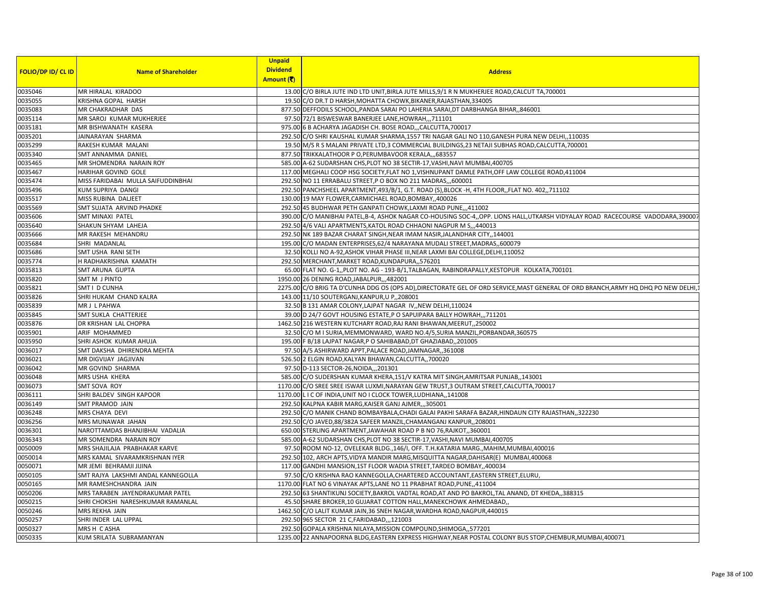| FOLIO/DP ID/ CL ID | Name of Shareholder | Unpaid Dividend Amount (₹) | Address |
|---|---|---|---|
| 0035046 | MR HIRALAL KIRADOO | 13.00 | C/O BIRLA JUTE IND LTD UNIT,BIRLA JUTE MILLS,9/1 R N MUKHERJEE ROAD,CALCUT TA,700001 |
| 0035055 | KRISHNA GOPAL HARSH | 19.50 | C/O DR.T D HARSH,MOHATTA CHOWK,BIKANER,RAJASTHAN,334005 |
| 0035083 | MR CHAKRADHAR DAS | 877.50 | DEFFODILS SCHOOL,PANDA SARAI PO LAHERIA SARAI,DT DARBHANGA BIHAR,,846001 |
| 0035114 | MR SAROJ KUMAR MUKHERJEE | 97.50 | 72/1 BISWESWAR BANERJEE LANE,HOWRAH,,,711101 |
| 0035181 | MR BISHWANATH KASERA | 975.00 | 6 B ACHARYA JAGADISH CH. BOSE ROAD,,,CALCUTTA,700017 |
| 0035201 | JAINARAYAN SHARMA | 292.50 | C/O SHRI KAUSHAL KUMAR SHARMA,1557 TRI NAGAR GALI NO 110,GANESH PURA NEW DELHI,,110035 |
| 0035299 | RAKESH KUMAR MALANI | 19.50 | M/S R S MALANI PRIVATE LTD,3 COMMERCIAL BUILDINGS,23 NETAJI SUBHAS ROAD,CALCUTTA,700001 |
| 0035340 | SMT ANNAMMA DANIEL | 877.50 | TRIKKALATHOOR P O,PERUMBAVOOR KERALA,,,683557 |
| 0035465 | MR SHOMENDRA NARAIN ROY | 585.00 | A-62 SUDARSHAN CHS,PLOT NO 38 SECTIR-17,VASHI,NAVI MUMBAI,400705 |
| 0035467 | HARIHAR GOVIND GOLE | 117.00 | MEGHALI COOP HSG SOCIETY,FLAT NO 1,VISHNUPANT DAMLE PATH,OFF LAW COLLEGE ROAD,411004 |
| 0035474 | MISS FARIDABAI MULLA SAIFUDDINBHAI | 292.50 | NO 11 ERRABALU STREET,P O BOX NO 211 MADRAS,,,600001 |
| 0035496 | KUM SUPRIYA DANGI | 292.50 | PANCHSHEEL APARTMENT,493/B/1, G.T. ROAD (S),BLOCK -H, 4TH FLOOR,,FLAT NO. 402,,711102 |
| 0035517 | MISS RUBINA DALJEET | 130.00 | 19 MAY FLOWER,CARMICHAEL ROAD,BOMBAY,,400026 |
| 0035569 | SMT SUJATA ARVIND PHADKE | 292.50 | 45 BUDHWAR PETH GANPATI CHOWK,LAXMI ROAD PUNE,,,411002 |
| 0035606 | SMT MINAXI PATEL | 390.00 | C/O MANIBHAI PATEL,B-4, ASHOK NAGAR CO-HOUSING SOC-4,,OPP. LIONS HALL,UTKARSH VIDYALAY ROAD RACECOURSE VADODARA,390007 |
| 0035640 | SHAKUN SHYAM LAHEJA | 292.50 | 4/6 VALI APARTMENTS,KATOL ROAD CHHAONI NAGPUR M S,,,440013 |
| 0035666 | MR RAKESH MEHANDRU | 292.50 | NK 189 BAZAR CHARAT SINGH,NEAR IMAM NASIR,JALANDHAR CITY,,144001 |
| 0035684 | SHRI MADANLAL | 195.00 | C/O MADAN ENTERPRISES,62/4 NARAYANA MUDALI STREET,MADRAS,,600079 |
| 0035686 | SMT USHA RANI SETH | 32.50 | KOLLI NO A-92,ASHOK VIHAR PHASE III,NEAR LAXMI BAI COLLEGE,DELHI,110052 |
| 0035774 | H RADHAKRISHNA KAMATH | 292.50 | MERCHANT,MARKET ROAD,KUNDAPURA,,576201 |
| 0035813 | SMT ARUNA GUPTA | 65.00 | FLAT NO. G-1,,PLOT NO. AG - 193-B/1,TALBAGAN, RABINDRAPALLY,KESTOPUR KOLKATA,700101 |
| 0035820 | SMT M J PINTO | 1950.00 | 26 DENING ROAD,JABALPUR,,,482001 |
| 0035821 | SMT I D CUNHA | 2275.00 | C/O BRIG TA D'CUNHA DDG OS (OPS AD),DIRECTORATE GEL OF ORD SERVICE,MAST GENERAL OF ORD BRANCH,ARMY HQ DHQ PO NEW DELHI,1 |
| 0035826 | SHRI HUKAM CHAND KALRA | 143.00 | 11/10 SOUTERGANJ,KANPUR,U P,,208001 |
| 0035839 | MR J L PAHWA | 32.50 | B 131 AMAR COLONY,LAJPAT NAGAR IV,,NEW DELHI,110024 |
| 0035845 | SMT SUKLA CHATTERJEE | 39.00 | D 24/7 GOVT HOUSING ESTATE,P O SAPUIPARA BALLY HOWRAH,,,711201 |
| 0035876 | DR KRISHAN LAL CHOPRA | 1462.50 | 216 WESTERN KUTCHARY ROAD,RAJ RANI BHAWAN,MEERUT,,250002 |
| 0035901 | ARIF MOHAMMED | 32.50 | C/O M I SURIA,MEMMONWARD, WARD NO.4/5,SURIA MANZIL,PORBANDAR,360575 |
| 0035950 | SHRI ASHOK KUMAR AHUJA | 195.00 | F B/18 LAJPAT NAGAR,P O SAHIBABAD,DT GHAZIABAD,,201005 |
| 0036017 | SMT DAKSHA DHIRENDRA MEHTA | 97.50 | A/5 ASHIRWARD APPT,PALACE ROAD,JAMNAGAR,,361008 |
| 0036021 | MR DIGVIJAY JAGJIVAN | 526.50 | 2 ELGIN ROAD,KALYAN BHAWAN,CALCUTTA,,700020 |
| 0036042 | MR GOVIND SHARMA | 97.50 | D-113 SECTOR-26,NOIDA,,,201301 |
| 0036048 | MRS USHA KHERA | 585.00 | C/O SUDERSHAN KUMAR KHERA,151/V KATRA MIT SINGH,AMRITSAR PUNJAB,,143001 |
| 0036073 | SMT SOVA ROY | 1170.00 | C/O SREE SREE ISWAR LUXMI,NARAYAN GEW TRUST,3 OUTRAM STREET,CALCUTTA,700017 |
| 0036111 | SHRI BALDEV SINGH KAPOOR | 1170.00 | L I C OF INDIA,UNIT NO I CLOCK TOWER,LUDHIANA,,141008 |
| 0036149 | SMT PRAMOD JAIN | 292.50 | KALPNA KABIR MARG,KAISER GANJ AJMER,,,305001 |
| 0036248 | MRS CHAYA DEVI | 292.50 | C/O MANIK CHAND BOMBAYBALA,CHADI GALAI PAKHI SARAFA BAZAR,HINDAUN CITY RAJASTHAN,,322230 |
| 0036256 | MRS MUNAWAR JAHAN | 292.50 | C/O JAVED,88/382A SAFEER MANZIL,CHAMANGANJ KANPUR,,208001 |
| 0036301 | NAROTTAMDAS BHANJIBHAI VADALIA | 650.00 | STERLING APARTMENT,JAWAHAR ROAD P B NO 76,RAJKOT,,360001 |
| 0036343 | MR SOMENDRA NARAIN ROY | 585.00 | A-62 SUDARSHAN CHS,PLOT NO 38 SECTIR-17,VASHI,NAVI MUMBAI,400705 |
| 0050009 | MRS SHAJILAJA PRABHAKAR KARVE | 97.50 | ROOM NO-12, OVELEKAR BLDG.,146/I, OFF. T.H.KATARIA MARG.,MAHIM,MUMBAI,400016 |
| 0050014 | MRS KAMAL SIVARAMKRISHNAN IYER | 292.50 | 102, ARCH APTS,VIDYA MANDIR MARG,MISQUITTA NAGAR,DAHISAR(E) MUMBAI,400068 |
| 0050071 | MR JEMI BEHRAMJI JIJINA | 117.00 | GANDHI MANSION,1ST FLOOR WADIA STREET,TARDEO BOMBAY,,400034 |
| 0050105 | SMT RAJYA LAKSHMI ANDAL KANNEGOLLA | 97.50 | C/O KRISHNA RAO KANNEGOLLA,CHARTERED ACCOUNTANT,EASTERN STREET,ELURU, |
| 0050165 | MR RAMESHCHANDRA JAIN | 1170.00 | FLAT NO 6 VINAYAK APTS,LANE NO 11 PRABHAT ROAD,PUNE,,411004 |
| 0050206 | MRS TARABEN JAYENDRAKUMAR PATEL | 292.50 | 63 SHANTIKUNJ SOCIETY,BAKROL VADTAL ROAD,AT AND PO BAKROL,TAL ANAND, DT KHEDA,,388315 |
| 0050215 | SHRI CHOKSHI NARESHKUMAR RAMANLAL | 45.50 | SHARE BROKER,10 GUJARAT COTTON HALL,MANEKCHOWK AHMEDABAD,, |
| 0050246 | MRS REKHA JAIN | 1462.50 | C/O LALIT KUMAR JAIN,36 SNEH NAGAR,WARDHA ROAD,NAGPUR,440015 |
| 0050257 | SHRI INDER LAL UPPAL | 292.50 | 965 SECTOR 21 C,FARIDABAD,,,121003 |
| 0050327 | MRS H C ASHA | 292.50 | GOPALA KRISHNA NILAYA,MISSION COMPOUND,SHIMOGA,,577201 |
| 0050335 | KUM SRILATA SUBRAMANYAN | 1235.00 | 22 ANNAPOORNA BLDG,EASTERN EXPRESS HIGHWAY,NEAR POSTAL COLONY BUS STOP,CHEMBUR,MUMBAI,400071 |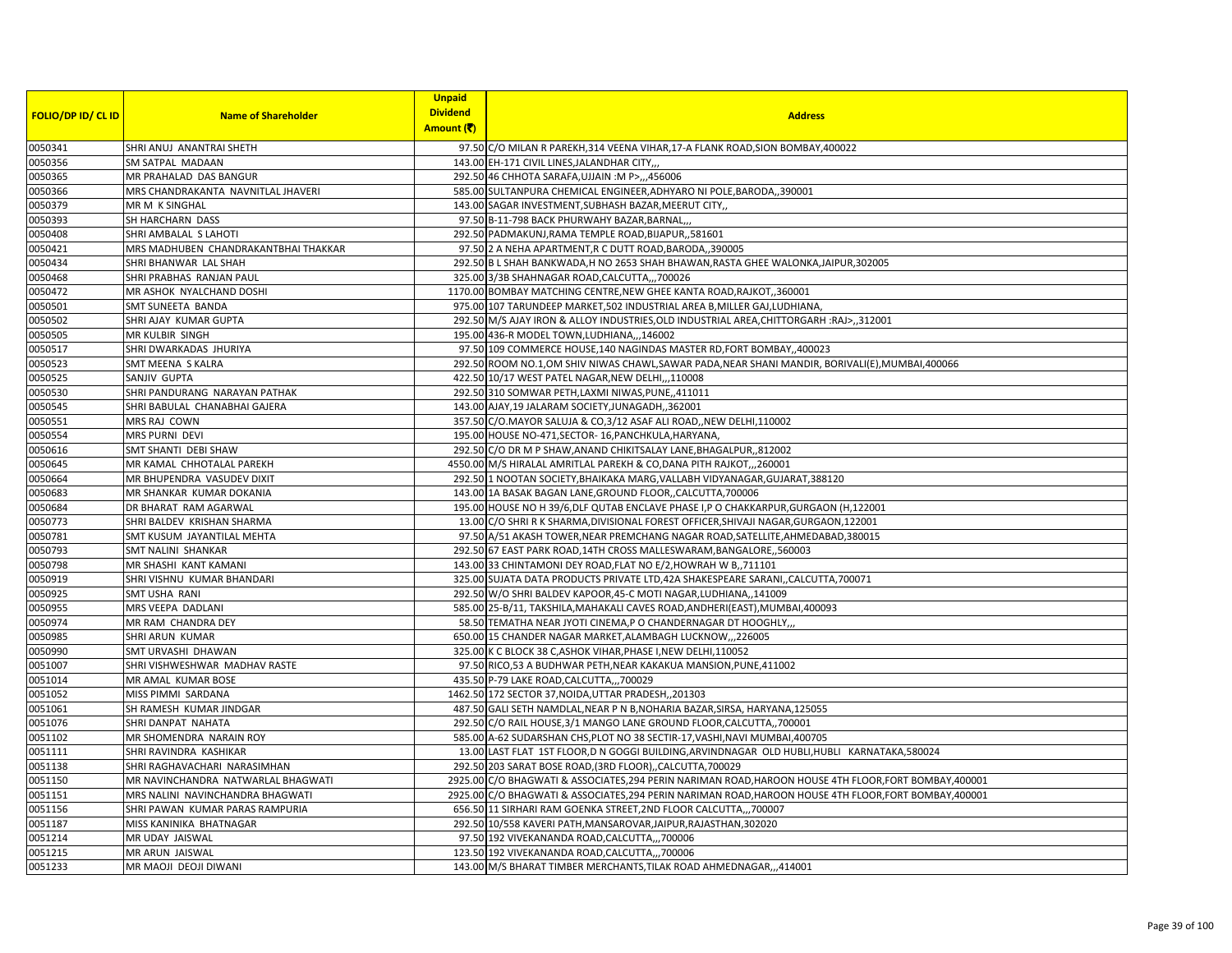| FOLIO/DP ID/ CL ID | Name of Shareholder | Unpaid Dividend Amount (₹) | Address |
|---|---|---|---|
| 0050341 | SHRI ANUJ ANANTRAI SHETH | 97.50 | C/O MILAN R PAREKH,314 VEENA VIHAR,17-A FLANK ROAD,SION BOMBAY,400022 |
| 0050356 | SM SATPAL MADAAN | 143.00 | EH-171 CIVIL LINES,JALANDHAR CITY,,, |
| 0050365 | MR PRAHALAD DAS BANGUR | 292.50 | 46 CHHOTA SARAFA,UJJAIN :M P>,,,456006 |
| 0050366 | MRS CHANDRAKANTA NAVNITLAL JHAVERI | 585.00 | SULTANPURA CHEMICAL ENGINEER,ADHYARO NI POLE,BARODA,,390001 |
| 0050379 | MR M K SINGHAL | 143.00 | SAGAR INVESTMENT,SUBHASH BAZAR,MEERUT CITY,, |
| 0050393 | SH HARCHARN DASS | 97.50 | B-11-798 BACK PHURWAHY BAZAR,BARNAL,,, |
| 0050408 | SHRI AMBALAL S LAHOTI | 292.50 | PADMAKUNJ,RAMA TEMPLE ROAD,BIJAPUR,,581601 |
| 0050421 | MRS MADHUBEN CHANDRAKANTBHAI THAKKAR | 97.50 | 2 A NEHA APARTMENT,R C DUTT ROAD,BARODA,,390005 |
| 0050434 | SHRI BHANWAR LAL SHAH | 292.50 | B L SHAH BANKWADA,H NO 2653 SHAH BHAWAN,RASTA GHEE WALONKA,JAIPUR,302005 |
| 0050468 | SHRI PRABHAS RANJAN PAUL | 325.00 | 3/3B SHAHNAGAR ROAD,CALCUTTA,,,700026 |
| 0050472 | MR ASHOK NYALCHAND DOSHI | 1170.00 | BOMBAY MATCHING CENTRE,NEW GHEE KANTA ROAD,RAJKOT,,360001 |
| 0050501 | SMT SUNEETA BANDA | 975.00 | 107 TARUNDEEP MARKET,502 INDUSTRIAL AREA B,MILLER GAJ,LUDHIANA, |
| 0050502 | SHRI AJAY KUMAR GUPTA | 292.50 | M/S AJAY IRON & ALLOY INDUSTRIES,OLD INDUSTRIAL AREA,CHITTORGARH :RAJ>,,312001 |
| 0050505 | MR KULBIR SINGH | 195.00 | 436-R MODEL TOWN,LUDHIANA,,,146002 |
| 0050517 | SHRI DWARKADAS JHURIYA | 97.50 | 109 COMMERCE HOUSE,140 NAGINDAS MASTER RD,FORT BOMBAY,,400023 |
| 0050523 | SMT MEENA S KALRA | 292.50 | ROOM NO.1,OM SHIV NIWAS CHAWL,SAWAR PADA,NEAR SHANI MANDIR, BORIVALI(E),MUMBAI,400066 |
| 0050525 | SANJIV GUPTA | 422.50 | 10/17 WEST PATEL NAGAR,NEW DELHI,,,110008 |
| 0050530 | SHRI PANDURANG NARAYAN PATHAK | 292.50 | 310 SOMWAR PETH,LAXMI NIWAS,PUNE,,411011 |
| 0050545 | SHRI BABULAL CHANABHAI GAJERA | 143.00 | AJAY,19 JALARAM SOCIETY,JUNAGADH,,362001 |
| 0050551 | MRS RAJ COWN | 357.50 | C/O.MAYOR SALUJA & CO,3/12 ASAF ALI ROAD,,NEW DELHI,110002 |
| 0050554 | MRS PURNI DEVI | 195.00 | HOUSE NO-471,SECTOR- 16,PANCHKULA,HARYANA, |
| 0050616 | SMT SHANTI DEBI SHAW | 292.50 | C/O DR M P SHAW,ANAND CHIKITSALAY LANE,BHAGALPUR,,812002 |
| 0050645 | MR KAMAL CHHOTALAL PAREKH | 4550.00 | M/S HIRALAL AMRITLAL PAREKH & CO,DANA PITH RAJKOT,,,260001 |
| 0050664 | MR BHUPENDRA VASUDEV DIXIT | 292.50 | 1 NOOTAN SOCIETY,BHAIKAKA MARG,VALLABH VIDYANAGAR,GUJARAT,388120 |
| 0050683 | MR SHANKAR KUMAR DOKANIA | 143.00 | 1A BASAK BAGAN LANE,GROUND FLOOR,,CALCUTTA,700006 |
| 0050684 | DR BHARAT RAM AGARWAL | 195.00 | HOUSE NO H 39/6,DLF QUTAB ENCLAVE PHASE I,P O CHAKKARPUR,GURGAON (H,122001 |
| 0050773 | SHRI BALDEV KRISHAN SHARMA | 13.00 | C/O SHRI R K SHARMA,DIVISIONAL FOREST OFFICER,SHIVAJI NAGAR,GURGAON,122001 |
| 0050781 | SMT KUSUM JAYANTILAL MEHTA | 97.50 | A/51 AKASH TOWER,NEAR PREMCHANG NAGAR ROAD,SATELLITE,AHMEDABAD,380015 |
| 0050793 | SMT NALINI SHANKAR | 292.50 | 67 EAST PARK ROAD,14TH CROSS MALLESWARAM,BANGALORE,,560003 |
| 0050798 | MR SHASHI KANT KAMANI | 143.00 | 33 CHINTAMONI DEY ROAD,FLAT NO E/2,HOWRAH W B,,711101 |
| 0050919 | SHRI VISHNU KUMAR BHANDARI | 325.00 | SUJATA DATA PRODUCTS PRIVATE LTD,42A SHAKESPEARE SARANI,,CALCUTTA,700071 |
| 0050925 | SMT USHA RANI | 292.50 | W/O SHRI BALDEV KAPOOR,45-C MOTI NAGAR,LUDHIANA,,141009 |
| 0050955 | MRS VEEPA DADLANI | 585.00 | 25-B/11, TAKSHILA,MAHAKALI CAVES ROAD,ANDHERI(EAST),MUMBAI,400093 |
| 0050974 | MR RAM CHANDRA DEY | 58.50 | TEMATHA NEAR JYOTI CINEMA,P O CHANDERNAGAR DT HOOGHLY,,, |
| 0050985 | SHRI ARUN KUMAR | 650.00 | 15 CHANDER NAGAR MARKET,ALAMBAGH LUCKNOW,,,226005 |
| 0050990 | SMT URVASHI DHAWAN | 325.00 | K C BLOCK 38 C,ASHOK VIHAR,PHASE I,NEW DELHI,110052 |
| 0051007 | SHRI VISHWESHWAR MADHAV RASTE | 97.50 | RICO,53 A BUDHWAR PETH,NEAR KAKAKUA MANSION,PUNE,411002 |
| 0051014 | MR AMAL KUMAR BOSE | 435.50 | P-79 LAKE ROAD,CALCUTTA,,,700029 |
| 0051052 | MISS PIMMI SARDANA | 1462.50 | 172 SECTOR 37,NOIDA,UTTAR PRADESH,,201303 |
| 0051061 | SH RAMESH KUMAR JINDGAR | 487.50 | GALI SETH NAMDLAL,NEAR P N B,NOHARIA BAZAR,SIRSA, HARYANA,125055 |
| 0051076 | SHRI DANPAT NAHATA | 292.50 | C/O RAIL HOUSE,3/1 MANGO LANE GROUND FLOOR,CALCUTTA,,700001 |
| 0051102 | MR SHOMENDRA NARAIN ROY | 585.00 | A-62 SUDARSHAN CHS,PLOT NO 38 SECTIR-17,VASHI,NAVI MUMBAI,400705 |
| 0051111 | SHRI RAVINDRA KASHIKAR | 13.00 | LAST FLAT 1ST FLOOR,D N GOGGI BUILDING,ARVINDNAGAR OLD HUBLI,HUBLI KARNATAKA,580024 |
| 0051138 | SHRI RAGHAVACHARI NARASIMHAN | 292.50 | 203 SARAT BOSE ROAD,(3RD FLOOR),,CALCUTTA,700029 |
| 0051150 | MR NAVINCHANDRA NATWARLAL BHAGWATI | 2925.00 | C/O BHAGWATI & ASSOCIATES,294 PERIN NARIMAN ROAD,HAROON HOUSE 4TH FLOOR,FORT BOMBAY,400001 |
| 0051151 | MRS NALINI NAVINCHANDRA BHAGWATI | 2925.00 | C/O BHAGWATI & ASSOCIATES,294 PERIN NARIMAN ROAD,HAROON HOUSE 4TH FLOOR,FORT BOMBAY,400001 |
| 0051156 | SHRI PAWAN KUMAR PARAS RAMPURIA | 656.50 | 11 SIRHARI RAM GOENKA STREET,2ND FLOOR CALCUTTA,,,700007 |
| 0051187 | MISS KANINIKA BHATNAGAR | 292.50 | 10/558 KAVERI PATH,MANSAROVAR,JAIPUR,RAJASTHAN,302020 |
| 0051214 | MR UDAY JAISWAL | 97.50 | 192 VIVEKANANDA ROAD,CALCUTTA,,,700006 |
| 0051215 | MR ARUN JAISWAL | 123.50 | 192 VIVEKANANDA ROAD,CALCUTTA,,,700006 |
| 0051233 | MR MAOJI DEOJI DIWANI | 143.00 | M/S BHARAT TIMBER MERCHANTS,TILAK ROAD AHMEDNAGAR,,,414001 |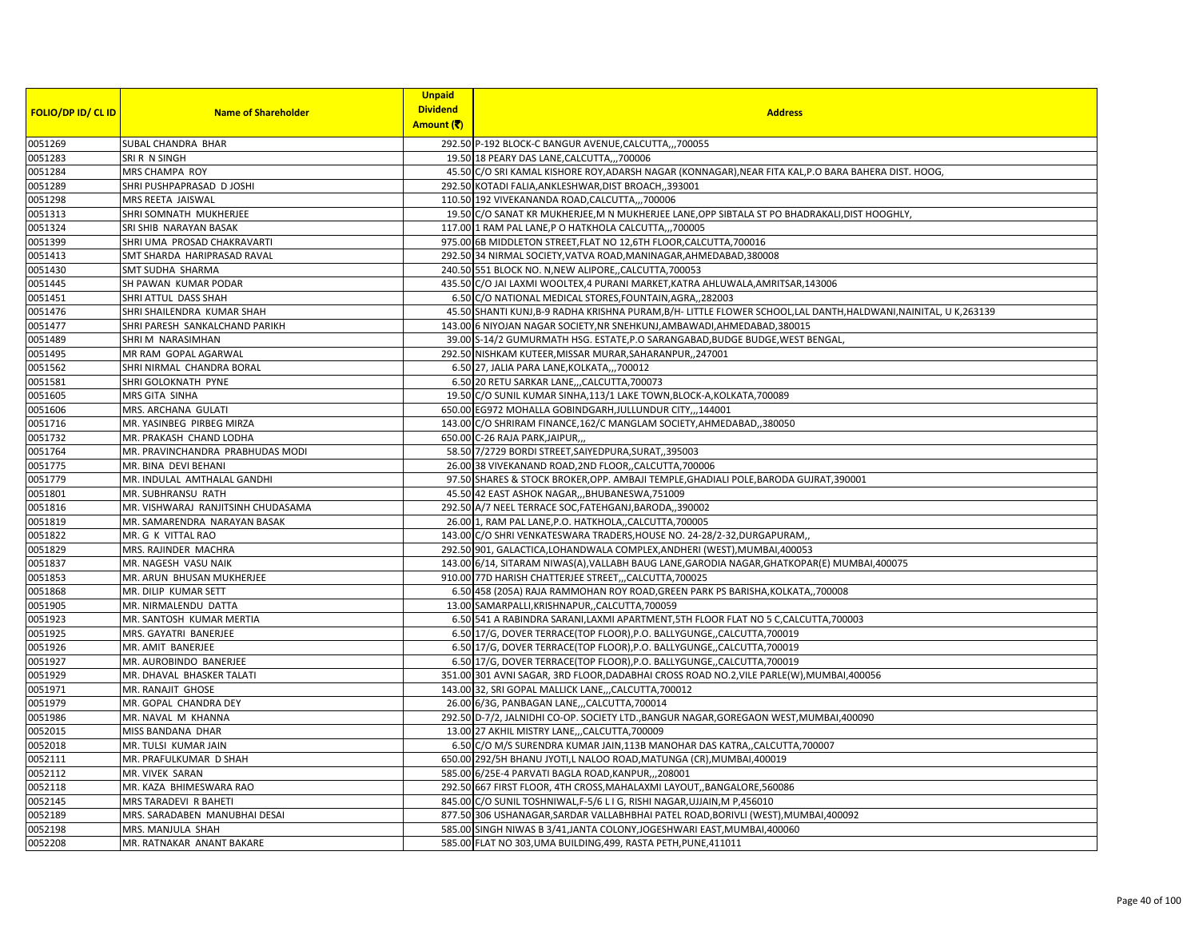| FOLIO/DP ID/ CL ID | Name of Shareholder | Unpaid Dividend Amount (₹) | Address |
|---|---|---|---|
| 0051269 | SUBAL CHANDRA BHAR | 292.50 | P-192 BLOCK-C BANGUR AVENUE,CALCUTTA,,,700055 |
| 0051283 | SRI R N SINGH | 19.50 | 18 PEARY DAS LANE,CALCUTTA,,,700006 |
| 0051284 | MRS CHAMPA ROY | 45.50 | C/O SRI KAMAL KISHORE ROY,ADARSH NAGAR (KONNAGAR),NEAR FITA KAL,P.O BARA BAHERA DIST. HOOG, |
| 0051289 | SHRI PUSHPAPRASAD D JOSHI | 292.50 | KOTADI FALIA,ANKLESHWAR,DIST BROACH,,393001 |
| 0051298 | MRS REETA JAISWAL | 110.50 | 192 VIVEKANANDA ROAD,CALCUTTA,,,700006 |
| 0051313 | SHRI SOMNATH MUKHERJEE | 19.50 | C/O SANAT KR MUKHERJEE,M N MUKHERJEE LANE,OPP SIBTALA ST PO BHADRAKALI,DIST HOOGHLY, |
| 0051324 | SRI SHIB NARAYAN BASAK | 117.00 | 1 RAM PAL LANE,P O HATKHOLA CALCUTTA,,,700005 |
| 0051399 | SHRI UMA PROSAD CHAKRAVARTI | 975.00 | 6B MIDDLETON STREET,FLAT NO 12,6TH FLOOR,CALCUTTA,700016 |
| 0051413 | SMT SHARDA HARIPRASAD RAVAL | 292.50 | 34 NIRMAL SOCIETY,VATVA ROAD,MANINAGAR,AHMEDABAD,380008 |
| 0051430 | SMT SUDHA SHARMA | 240.50 | 551 BLOCK NO. N,NEW ALIPORE,,CALCUTTA,700053 |
| 0051445 | SH PAWAN KUMAR PODAR | 435.50 | C/O JAI LAXMI WOOLTEX,4 PURANI MARKET,KATRA AHLUWALIA,AMRITSAR,143006 |
| 0051451 | SHRI ATTUL DASS SHAH | 6.50 | C/O NATIONAL MEDICAL STORES,FOUNTAIN,AGRA,,282003 |
| 0051476 | SHRI SHAILENDRA KUMAR SHAH | 45.50 | SHANTI KUNJ,B-9 RADHA KRISHNA PURAM,B/H- LITTLE FLOWER SCHOOL,LAL DANTH,HALDWANI,NAINITAL, U K,263139 |
| 0051477 | SHRI PARESH SANKALCHAND PARIKH | 143.00 | 6 NIYOJAN NAGAR SOCIETY,NR SNEHKUNJ,AMBAWADI,AHMEDABAD,380015 |
| 0051489 | SHRI M NARASIMHAN | 39.00 | S-14/2 GUMURMATH HSG. ESTATE,P.O SARANGABAD,BUDGE BUDGE,WEST BENGAL, |
| 0051495 | MR RAM GOPAL AGARWAL | 292.50 | NISHKAM KUTEER,MISSAR MURAR,SAHARANPUR,,247001 |
| 0051562 | SHRI NIRMAL CHANDRA BORAL | 6.50 | 27, JALIA PARA LANE,KOLKATA,,,700012 |
| 0051581 | SHRI GOLOKNATH PYNE | 6.50 | 20 RETU SARKAR LANE,,,CALCUTTA,700073 |
| 0051605 | MRS GITA SINHA | 19.50 | C/O SUNIL KUMAR SINHA,113/1 LAKE TOWN,BLOCK-A,KOLKATA,700089 |
| 0051606 | MRS. ARCHANA GULATI | 650.00 | EG972 MOHALLA GOBINDGARH,JULLUNDUR CITY,,,144001 |
| 0051716 | MR. YASINBEG PIRBEG MIRZA | 143.00 | C/O SHRIRAM FINANCE,162/C MANGLAM SOCIETY,AHMEDABAD,,380050 |
| 0051732 | MR. PRAKASH CHAND LODHA | 650.00 | C-26 RAJA PARK,JAIPUR,,, |
| 0051764 | MR. PRAVINCHANDRA PRABHUDAS MODI | 58.50 | 7/2729 BORDI STREET,SAIYEDPURA,SURAT,,395003 |
| 0051775 | MR. BINA DEVI BEHANI | 26.00 | 38 VIVEKANAND ROAD,2ND FLOOR,,CALCUTTA,700006 |
| 0051779 | MR. INDULAL AMTHALAL GANDHI | 97.50 | SHARES & STOCK BROKER,OPP. AMBAJI TEMPLE,GHADIALI POLE,BARODA GUJRAT,390001 |
| 0051801 | MR. SUBHRANSU RATH | 45.50 | 42 EAST ASHOK NAGAR,,,BHUBANESWA,751009 |
| 0051816 | MR. VISHWARAJ RANJITSINH CHUDASAMA | 292.50 | A/7 NEEL TERRACE SOC,FATEHGANJ,BARODA,,390002 |
| 0051819 | MR. SAMARENDRA NARAYAN BASAK | 26.00 | 1, RAM PAL LANE,P.O. HATKHOLA,,CALCUTTA,700005 |
| 0051822 | MR. G K VITTAL RAO | 143.00 | C/O SHRI VENKATESWARA TRADERS,HOUSE NO. 24-28/2-32,DURGAPURAM,, |
| 0051829 | MRS. RAJINDER MACHRA | 292.50 | 901, GALACTICA,LOHANDWALA COMPLEX,ANDHERI (WEST),MUMBAI,400053 |
| 0051837 | MR. NAGESH VASU NAIK | 143.00 | 6/14, SITARAM NIWAS(A),VALLABH BAUG LANE,GARODIA NAGAR,GHATKOPAR(E) MUMBAI,400075 |
| 0051853 | MR. ARUN BHUSAN MUKHERJEE | 910.00 | 77D HARISH CHATTERJEE STREET,,,CALCUTTA,700025 |
| 0051868 | MR. DILIP KUMAR SETT | 6.50 | 458 (205A) RAJA RAMMOHAN ROY ROAD,GREEN PARK PS BARISHA,KOLKATA,,700008 |
| 0051905 | MR. NIRMALENDU DATTA | 13.00 | SAMARPALLI,KRISHNAPUR,,CALCUTTA,700059 |
| 0051923 | MR. SANTOSH KUMAR MERTIA | 6.50 | 541 A RABINDRA SARANI,LAXMI APARTMENT,5TH FLOOR FLAT NO 5 C,CALCUTTA,700003 |
| 0051925 | MRS. GAYATRI BANERJEE | 6.50 | 17/G, DOVER TERRACE(TOP FLOOR),P.O. BALLYGUNGE,,CALCUTTA,700019 |
| 0051926 | MR. AMIT BANERJEE | 6.50 | 17/G, DOVER TERRACE(TOP FLOOR),P.O. BALLYGUNGE,,CALCUTTA,700019 |
| 0051927 | MR. AUROBINDO BANERJEE | 6.50 | 17/G, DOVER TERRACE(TOP FLOOR),P.O. BALLYGUNGE,,CALCUTTA,700019 |
| 0051929 | MR. DHAVAL BHASKER TALATI | 351.00 | 301 AVNI SAGAR, 3RD FLOOR,DADABHAI CROSS ROAD NO.2,VILE PARLE(W),MUMBAI,400056 |
| 0051971 | MR. RANAJIT GHOSE | 143.00 | 32, SRI GOPAL MALLICK LANE,,,CALCUTTA,700012 |
| 0051979 | MR. GOPAL CHANDRA DEY | 26.00 | 6/3G, PANBAGAN LANE,,,CALCUTTA,700014 |
| 0051986 | MR. NAVAL M KHANNA | 292.50 | D-7/2, JALNIDHI CO-OP. SOCIETY LTD.,BANGUR NAGAR,GOREGAON WEST,MUMBAI,400090 |
| 0052015 | MISS BANDANA DHAR | 13.00 | 27 AKHIL MISTRY LANE,,,CALCUTTA,700009 |
| 0052018 | MR. TULSI KUMAR JAIN | 6.50 | C/O M/S SURENDRA KUMAR JAIN,113B MANOHAR DAS KATRA,,CALCUTTA,700007 |
| 0052111 | MR. PRAFULKUMAR D SHAH | 650.00 | 292/5H BHANU JYOTI,L NALOO ROAD,MATUNGA (CR),MUMBAI,400019 |
| 0052112 | MR. VIVEK SARAN | 585.00 | 6/25E-4 PARVATI BAGLA ROAD,KANPUR,,,208001 |
| 0052118 | MR. KAZA BHIMESWARA RAO | 292.50 | 667 FIRST FLOOR, 4TH CROSS,MAHALAXMI LAYOUT,,BANGALORE,560086 |
| 0052145 | MRS TARADEVI R BAHETI | 845.00 | C/O SUNIL TOSHNIWAL,F-5/6 L I G, RISHI NAGAR,UJJAIN,M P,456010 |
| 0052189 | MRS. SARADABEN MANUBHAI DESAI | 877.50 | 306 USHANAGAR,SARDAR VALLABHBHAI PATEL ROAD,BORIVLI (WEST),MUMBAI,400092 |
| 0052198 | MRS. MANJULA SHAH | 585.00 | SINGH NIWAS B 3/41,JANTA COLONY,JOGESHWARI EAST,MUMBAI,400060 |
| 0052208 | MR. RATNAKAR ANANT BAKARE | 585.00 | FLAT NO 303,UMA BUILDING,499, RASTA PETH,PUNE,411011 |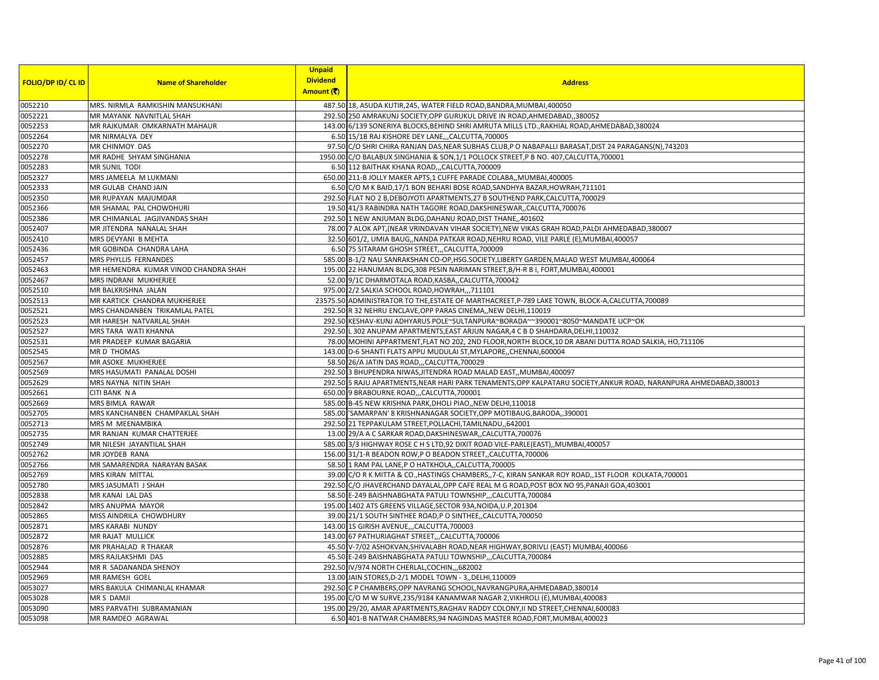| FOLIO/DP ID/ CL ID | Name of Shareholder | Unpaid Dividend Amount (₹) | Address |
|---|---|---|---|
| 0052210 | MRS. NIRMLA RAMKISHIN MANSUKHANI | 487.50 | 18, ASUDA KUTIR,245, WATER FIELD ROAD,BANDRA,MUMBAI,400050 |
| 0052221 | MR MAYANK NAVNITLAL SHAH | 292.50 | 250 AMRAKUNJ SOCIETY,OPP GURUKUL DRIVE IN ROAD,AHMEDABAD,,380052 |
| 0052253 | MR RAJKUMAR OMKARNATH MAHAUR | 143.00 | 6/139 SONERIYA BLOCKS,BEHIND SHRI AMRUTA MILLS LTD.,RAKHIAL ROAD,AHMEDABAD,380024 |
| 0052264 | MR NIRMALYA DEY | 6.50 | 15/1B RAJ KISHORE DEY LANE,,,CALCUTTA,700005 |
| 0052270 | MR CHINMOY DAS | 97.50 | C/O SHRI CHIRA RANJAN DAS,NEAR SUBHAS CLUB,P O NABAPALLI BARASAT,DIST 24 PARAGANS(N),743203 |
| 0052278 | MR RADHE SHYAM SINGHANIA | 1950.00 | C/O BALABUX SINGHANIA & SON,1/1 POLLOCK STREET,P B NO. 407,CALCUTTA,700001 |
| 0052283 | MR SUNIL TODI | 6.50 | 112 BAITHAK KHANA ROAD,,,CALCUTTA,700009 |
| 0052327 | MRS JAMEELA M LUKMANI | 650.00 | 211-B JOLLY MAKER APTS,1 CUFFE PARADE COLABA,,MUMBAI,400005 |
| 0052333 | MR GULAB CHAND JAIN | 6.50 | C/O M K BAID,17/1 BON BEHARI BOSE ROAD,SANDHYA BAZAR,HOWRAH,711101 |
| 0052350 | MR RUPAYAN MAJUMDAR | 292.50 | FLAT NO 2 B,DEBOJYOTI APARTMENTS,27 B SOUTHEND PARK,CALCUTTA,700029 |
| 0052366 | MR SHAMAL PAL CHOWDHURI | 19.50 | 41/3 RABINDRA NATH TAGORE ROAD,DAKSHINESWAR,,CALCUTTA,700076 |
| 0052386 | MR CHIMANLAL JAGJIVANDAS SHAH | 292.50 | 1 NEW ANJUMAN BLDG,DAHANU ROAD,DIST THANE,,401602 |
| 0052407 | MR JITENDRA NANALAL SHAH | 78.00 | 7 ALOK APT,(NEAR VRINDAVAN VIHAR SOCIETY),NEW VIKAS GRAH ROAD,PALDI AHMEDABAD,380007 |
| 0052410 | MRS DEVYANI B MEHTA | 32.50 | 601/2, UMIA BAUG,,NANDA PATKAR ROAD,NEHRU ROAD, VILE PARLE (E),MUMBAI,400057 |
| 0052436 | MR GOBINDA CHANDRA LAHA | 6.50 | 75 SITARAM GHOSH STREET,,,CALCUTTA,700009 |
| 0052457 | MRS PHYLLIS FERNANDES | 585.00 | B-1/2 NAU SANRAKSHAN CO-OP,HSG.SOCIETY,LIBERTY GARDEN,MALAD WEST MUMBAI,400064 |
| 0052463 | MR HEMENDRA KUMAR VINOD CHANDRA SHAH | 195.00 | 22 HANUMAN BLDG,308 PESIN NARIMAN STREET,B/H-R B I, FORT,MUMBAI,400001 |
| 0052467 | MRS INDRANI MUKHERJEE | 52.00 | 9/1C DHARMOTALA ROAD,KASBA,,CALCUTTA,700042 |
| 0052510 | MR BALKRISHNA JALAN | 975.00 | 2/2 SALKIA SCHOOL ROAD,HOWRAH,,,711101 |
| 0052513 | MR KARTICK CHANDRA MUKHERJEE | 23575.50 | ADMINISTRATOR TO THE,ESTATE OF MARTHACREET,P-789 LAKE TOWN, BLOCK-A,CALCUTTA,700089 |
| 0052521 | MRS CHANDANBEN TRIKAMLAL PATEL | 292.50 | R 32 NEHRU ENCLAVE,OPP PARAS CINEMA,,NEW DELHI,110019 |
| 0052523 | MR HARESH NATVARLAL SHAH | 292.50 | KESHAV-KUNJ ADHYARUS POLE~SULTANPURA~BORADA~~390001~8050~MANDATE UCP~OK |
| 0052527 | MRS TARA WATI KHANNA | 292.50 | L 302 ANUPAM APARTMENTS,EAST ARJUN NAGAR,4 C B D SHAHDARA,DELHI,110032 |
| 0052531 | MR PRADEEP KUMAR BAGARIA | 78.00 | MOHINI APPARTMENT,FLAT NO 202, 2ND FLOOR,NORTH BLOCK,10 DR ABANI DUTTA ROAD SALKIA, HO,711106 |
| 0052545 | MR D THOMAS | 143.00 | D-6 SHANTI FLATS APPU MUDULAI ST,MYLAPORE,,CHENNAI,600004 |
| 0052567 | MR ASOKE MUKHERJEE | 58.50 | 26/A JATIN DAS ROAD,,,CALCUTTA,700029 |
| 0052569 | MRS HASUMATI PANALAL DOSHI | 292.50 | 3 BHUPENDRA NIWAS,JITENDRA ROAD MALAD EAST,,MUMBAI,400097 |
| 0052629 | MRS NAYNA NITIN SHAH | 292.50 | 5 RAJU APARTMENTS,NEAR HARI PARK TENAMENTS,OPP KALPATARU SOCIETY,ANKUR ROAD, NARANPURA AHMEDABAD,380013 |
| 0052661 | CITI BANK N A | 650.00 | 9 BRABOURNE ROAD,,,CALCUTTA,700001 |
| 0052669 | MRS BIMLA RAWAR | 585.00 | B-45 NEW KRISHNA PARK,DHOLI PIAO,,NEW DELHI,110018 |
| 0052705 | MRS KANCHANBEN CHAMPAKLAL SHAH | 585.00 | 'SAMARPAN' 8 KRISHNANAGAR SOCIETY,OPP MOTIBAUG,BARODA,,390001 |
| 0052713 | MRS M MEENAMBIKA | 292.50 | 21 TEPPAKULAM STREET,POLLACHI,TAMILNADU,,642001 |
| 0052735 | MR RANJAN KUMAR CHATTERJEE | 13.00 | 29/A A C SARKAR ROAD,DAKSHINESWAR,,CALCUTTA,700076 |
| 0052749 | MR NILESH JAYANTILAL SHAH | 585.00 | 3/3 HIGHWAY ROSE C H S LTD,92 DIXIT ROAD VILE-PARLE(EAST),,MUMBAI,400057 |
| 0052762 | MR JOYDEB RANA | 156.00 | 31/1-R BEADON ROW,P O BEADON STREET,,CALCUTTA,700006 |
| 0052766 | MR SAMARENDRA NARAYAN BASAK | 58.50 | 1 RAM PAL LANE,P O HATKHOLA,,CALCUTTA,700005 |
| 0052769 | MRS KIRAN MITTAL | 39.00 | C/O R K MITTA & CO.,HASTINGS CHAMBERS,,7-C, KIRAN SANKAR ROY ROAD,,1ST FLOOR KOLKATA,700001 |
| 0052780 | MRS JASUMATI J SHAH | 292.50 | C/O JHAVERCHAND DAYALAL,OPP CAFE REAL M G ROAD,POST BOX NO 95,PANAJI GOA,403001 |
| 0052838 | MR KANAI LAL DAS | 58.50 | E-249 BAISHNABGHATA PATULI TOWNSHIP,,,CALCUTTA,700084 |
| 0052842 | MRS ANUPMA MAYOR | 195.00 | 1402 ATS GREENS VILLAGE,SECTOR 93A,NOIDA,U.P,201304 |
| 0052865 | MISS AINDRILA CHOWDHURY | 39.00 | 21/1 SOUTH SINTHEE ROAD,P O SINTHEE,,CALCUTTA,700050 |
| 0052871 | MRS KARABI NUNDY | 143.00 | 15 GIRISH AVENUE,,,CALCUTTA,700003 |
| 0052872 | MR RAJAT MULLICK | 143.00 | 67 PATHURIAGHAT STREET,,,CALCUTTA,700006 |
| 0052876 | MR PRAHALAD R THAKAR | 45.50 | V-7/02 ASHOKVAN,SHIVALABH ROAD,NEAR HIGHWAY,BORIVLI (EAST) MUMBAI,400066 |
| 0052885 | MRS RAJLAKSHMI DAS | 45.50 | E-249 BAISHNABGHATA PATULI TOWNSHIP,,,CALCUTTA,700084 |
| 0052944 | MR R SADANANDA SHENOY | 292.50 | IV/974 NORTH CHERLAL,COCHIN,,,682002 |
| 0052969 | MR RAMESH GOEL | 13.00 | JAIN STORES,D-2/1 MODEL TOWN - 3,,DELHI,110009 |
| 0053027 | MRS BAKULA CHIMANLAL KHAMAR | 292.50 | C P CHAMBERS,OPP NAVRANG SCHOOL,NAVRANGPURA,AHMEDABAD,380014 |
| 0053028 | MR S DAMJI | 195.00 | C/O M W SURVE,235/9184 KANAMWAR NAGAR 2,VIKHROLI (E),MUMBAI,400083 |
| 0053090 | MRS PARVATHI SUBRAMANIAN | 195.00 | 29/20, AMAR APARTMENTS,RAGHAV RADDY COLONY,II ND STREET,CHENNAI,600083 |
| 0053098 | MR RAMDEO AGRAWAL | 6.50 | 401-B NATWAR CHAMBERS,94 NAGINDAS MASTER ROAD,FORT,MUMBAI,400023 |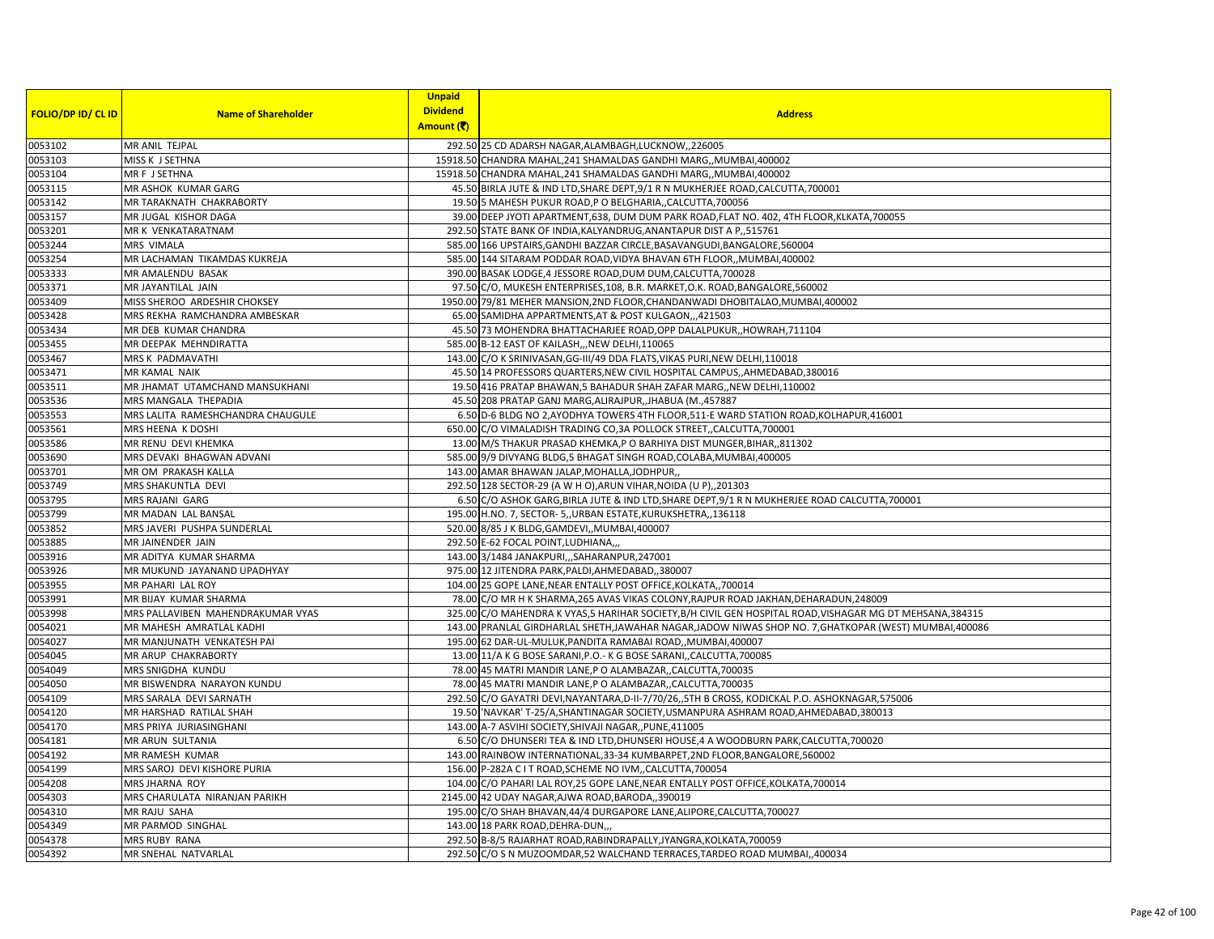| FOLIO/DP ID/ CL ID | Name of Shareholder | Unpaid Dividend Amount (₹) | Address |
|---|---|---|---|
| 0053102 | MR ANIL TEJPAL | 292.50 | 25 CD ADARSH NAGAR,ALAMBAGH,LUCKNOW,,226005 |
| 0053103 | MISS K J SETHNA | 15918.50 | CHANDRA MAHAL,241 SHAMALDAS GANDHI MARG,,MUMBAI,400002 |
| 0053104 | MR F J SETHNA | 15918.50 | CHANDRA MAHAL,241 SHAMALDAS GANDHI MARG,,MUMBAI,400002 |
| 0053115 | MR ASHOK KUMAR GARG | 45.50 | BIRLA JUTE & IND LTD,SHARE DEPT,9/1 R N MUKHERJEE ROAD,CALCUTTA,700001 |
| 0053142 | MR TARAKNATH CHAKRABORTY | 19.50 | 5 MAHESH PUKUR ROAD,P O BELGHARIA,,CALCUTTA,700056 |
| 0053157 | MR JUGAL KISHOR DAGA | 39.00 | DEEP JYOTI APARTMENT,638, DUM DUM PARK ROAD,FLAT NO. 402, 4TH FLOOR,KLKATA,700055 |
| 0053201 | MR K VENKATARATNAM | 292.50 | STATE BANK OF INDIA,KALYANDRUG,ANANTAPUR DIST A P,,515761 |
| 0053244 | MRS VIMALA | 585.00 | 166 UPSTAIRS,GANDHI BAZZAR CIRCLE,BASAVANGUDI,BANGALORE,560004 |
| 0053254 | MR LACHAMAN TIKAMDAS KUKREJA | 585.00 | 144 SITARAM PODDAR ROAD,VIDYA BHAVAN 6TH FLOOR,,MUMBAI,400002 |
| 0053333 | MR AMALENDU BASAK | 390.00 | BASAK LODGE,4 JESSORE ROAD,DUM DUM,CALCUTTA,700028 |
| 0053371 | MR JAYANTILAL JAIN | 97.50 | C/O, MUKESH ENTERPRISES,108, B.R. MARKET,O.K. ROAD,BANGALORE,560002 |
| 0053409 | MISS SHEROO ARDESHIR CHOKSEY | 1950.00 | 79/81 MEHER MANSION,2ND FLOOR,CHANDANWADI DHOBITALAO,MUMBAI,400002 |
| 0053428 | MRS REKHA RAMCHANDRA AMBESKAR | 65.00 | SAMIDHA APPARTMENTS,AT & POST KULGAON,,,421503 |
| 0053434 | MR DEB KUMAR CHANDRA | 45.50 | 73 MOHENDRA BHATTACHARJEE ROAD,OPP DALALPUKUR,,HOWRAH,711104 |
| 0053455 | MR DEEPAK MEHNDIRATTA | 585.00 | B-12 EAST OF KAILASH,,,NEW DELHI,110065 |
| 0053467 | MRS K PADMAVATHI | 143.00 | C/O K SRINIVASAN,GG-III/49 DDA FLATS,VIKAS PURI,NEW DELHI,110018 |
| 0053471 | MR KAMAL NAIK | 45.50 | 14 PROFESSORS QUARTERS,NEW CIVIL HOSPITAL CAMPUS,,AHMEDABAD,380016 |
| 0053511 | MR JHAMAT UTAMCHAND MANSUKHANI | 19.50 | 416 PRATAP BHAWAN,5 BAHADUR SHAH ZAFAR MARG,,NEW DELHI,110002 |
| 0053536 | MRS MANGALA THEPADIA | 45.50 | 208 PRATAP GANJ MARG,ALIRAJPUR,,JHABUA (M.,457887 |
| 0053553 | MRS LALITA RAMESHCHANDRA CHAUGULE | 6.50 | D-6 BLDG NO 2,AYODHYA TOWERS 4TH FLOOR,511-E WARD STATION ROAD,KOLHAPUR,416001 |
| 0053561 | MRS HEENA K DOSHI | 650.00 | C/O VIMALADISH TRADING CO,3A POLLOCK STREET,,CALCUTTA,700001 |
| 0053586 | MR RENU DEVI KHEMKA | 13.00 | M/S THAKUR PRASAD KHEMKA,P O BARHIYA DIST MUNGER,BIHAR,,811302 |
| 0053690 | MRS DEVAKI BHAGWAN ADVANI | 585.00 | 9/9 DIVYANG BLDG,5 BHAGAT SINGH ROAD,COLABA,MUMBAI,400005 |
| 0053701 | MR OM PRAKASH KALLA | 143.00 | AMAR BHAWAN JALAP,MOHALLA,JODHPUR,, |
| 0053749 | MRS SHAKUNTLA DEVI | 292.50 | 128 SECTOR-29 (A W H O),ARUN VIHAR,NOIDA (U P),,201303 |
| 0053795 | MRS RAJANI GARG | 6.50 | C/O ASHOK GARG,BIRLA JUTE & IND LTD,SHARE DEPT,9/1 R N MUKHERJEE ROAD CALCUTTA,700001 |
| 0053799 | MR MADAN LAL BANSAL | 195.00 | H.NO. 7, SECTOR- 5,,URBAN ESTATE,KURUKSHETRA,,136118 |
| 0053852 | MRS JAVERI PUSHPA SUNDERLAL | 520.00 | 8/85 J K BLDG,GAMDEVI,,MUMBAI,400007 |
| 0053885 | MR JAINENDER JAIN | 292.50 | E-62 FOCAL POINT,LUDHIANA,,, |
| 0053916 | MR ADITYA KUMAR SHARMA | 143.00 | 3/1484 JANAKPURI,,,SAHARANPUR,247001 |
| 0053926 | MR MUKUND JAYANAND UPADHYAY | 975.00 | 12 JITENDRA PARK,PALDI,AHMEDABAD,,380007 |
| 0053955 | MR PAHARI LAL ROY | 104.00 | 25 GOPE LANE,NEAR ENTALLY POST OFFICE,KOLKATA,,700014 |
| 0053991 | MR BIJAY KUMAR SHARMA | 78.00 | C/O MR H K SHARMA,265 AVAS VIKAS COLONY,RAJPUR ROAD JAKHAN,DEHARADUN,248009 |
| 0053998 | MRS PALLAVIBEN MAHENDRAKUMAR VYAS | 325.00 | C/O MAHENDRA K VYAS,5 HARIHAR SOCIETY,B/H CIVIL GEN HOSPITAL ROAD,VISHAGAR MG DT MEHSANA,384315 |
| 0054021 | MR MAHESH AMRATLAL KADHI | 143.00 | PRANLAL GIRDHARLAL SHETH,JAWAHAR NAGAR,JADOW NIWAS SHOP NO. 7,GHATKOPAR (WEST) MUMBAI,400086 |
| 0054027 | MR MANJUNATH VENKATESH PAI | 195.00 | 62 DAR-UL-MULUK,PANDITA RAMABAI ROAD,,MUMBAI,400007 |
| 0054045 | MR ARUP CHAKRABORTY | 13.00 | 11/A K G BOSE SARANI,P.O.- K G BOSE SARANI,,CALCUTTA,700085 |
| 0054049 | MRS SNIGDHA KUNDU | 78.00 | 45 MATRI MANDIR LANE,P O ALAMBAZAR,,CALCUTTA,700035 |
| 0054050 | MR BISWENDRA NARAYON KUNDU | 78.00 | 45 MATRI MANDIR LANE,P O ALAMBAZAR,,CALCUTTA,700035 |
| 0054109 | MRS SARALA DEVI SARNATH | 292.50 | C/O GAYATRI DEVI,NAYANTARA,D-II-7/70/26,,5TH B CROSS, KODICKAL P.O. ASHOKNAGAR,575006 |
| 0054120 | MR HARSHAD RATILAL SHAH | 19.50 | 'NAVKAR' T-25/A,SHANTINAGAR SOCIETY,USMANPURA ASHRAM ROAD,AHMEDABAD,380013 |
| 0054170 | MRS PRIYA JURIASINGHANI | 143.00 | A-7 ASVIHI SOCIETY,SHIVAJI NAGAR,,PUNE,411005 |
| 0054181 | MR ARUN SULTANIA | 6.50 | C/O DHUNSERI TEA & IND LTD,DHUNSERI HOUSE,4 A WOODBURN PARK,CALCUTTA,700020 |
| 0054192 | MR RAMESH KUMAR | 143.00 | RAINBOW INTERNATIONAL,33-34 KUMBARPET,2ND FLOOR,BANGALORE,560002 |
| 0054199 | MRS SAROJ DEVI KISHORE PURIA | 156.00 | P-282A C I T ROAD,SCHEME NO IVM,,CALCUTTA,700054 |
| 0054208 | MRS JHARNA ROY | 104.00 | C/O PAHARI LAL ROY,25 GOPE LANE,NEAR ENTALLY POST OFFICE,KOLKATA,700014 |
| 0054303 | MRS CHARULATA NIRANJAN PARIKH | 2145.00 | 42 UDAY NAGAR,AJWA ROAD,BARODA,,390019 |
| 0054310 | MR RAJU SAHA | 195.00 | C/O SHAH BHAVAN,44/4 DURGAPORE LANE,ALIPORE,CALCUTTA,700027 |
| 0054349 | MR PARMOD SINGHAL | 143.00 | 18 PARK ROAD,DEHRA-DUN,,, |
| 0054378 | MRS RUBY RANA | 292.50 | B-8/5 RAJARHAT ROAD,RABINDRAPALLY,JYANGRA,KOLKATA,700059 |
| 0054392 | MR SNEHAL NATVARLAL | 292.50 | C/O S N MUZOOMDAR,52 WALCHAND TERRACES,TARDEO ROAD MUMBAI,,400034 |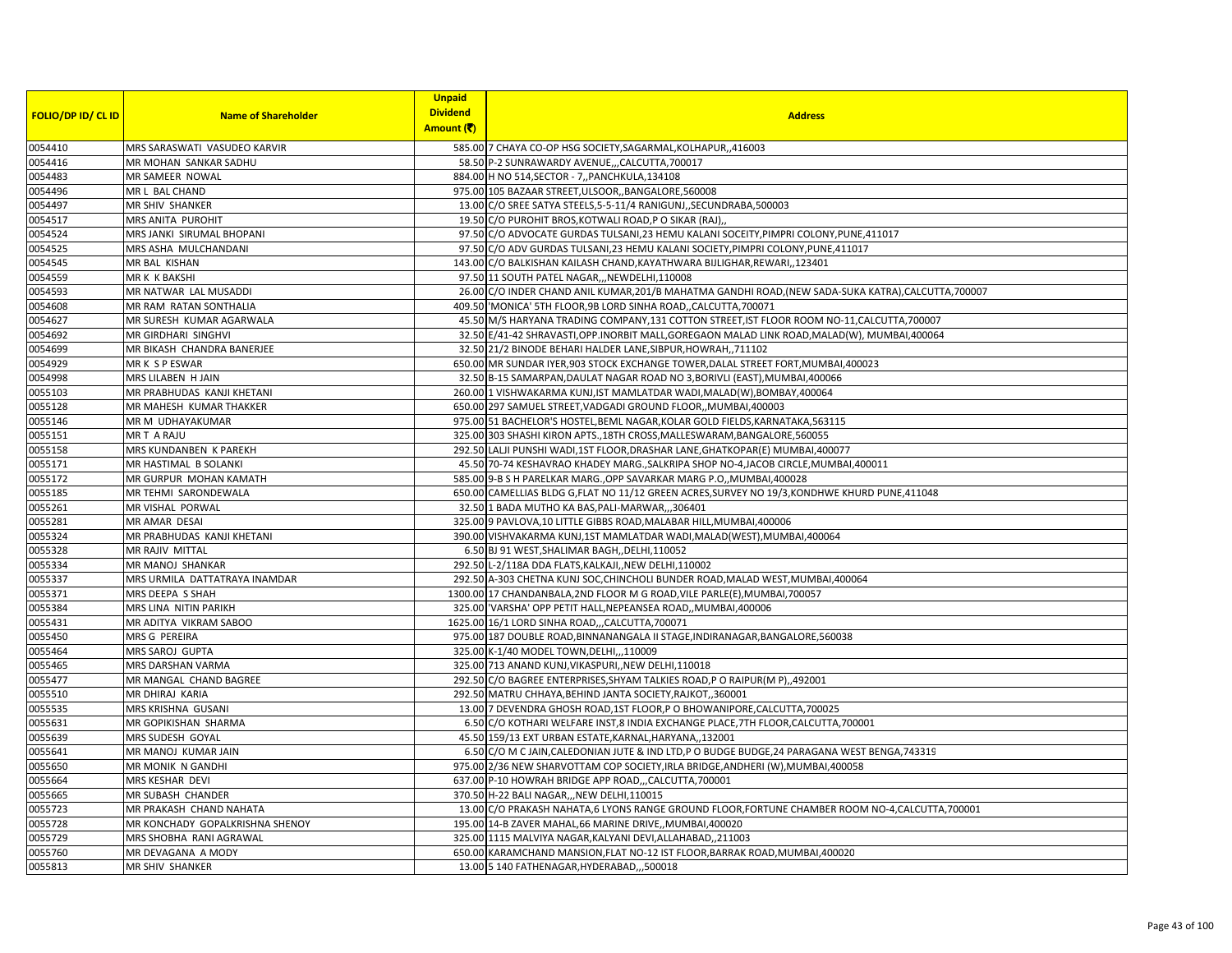| FOLIO/DP ID/ CL ID | Name of Shareholder | Unpaid Dividend Amount (₹) | Address |
|---|---|---|---|
| 0054410 | MRS SARASWATI VASUDEO KARVIR | 585.00 | 7 CHAYA CO-OP HSG SOCIETY,SAGARMAL,KOLHAPUR,,416003 |
| 0054416 | MR MOHAN SANKAR SADHU | 58.50 | P-2 SUNRAWARDY AVENUE,,,CALCUTTA,700017 |
| 0054483 | MR SAMEER NOWAL | 884.00 | H NO 514,SECTOR - 7,,PANCHKULA,134108 |
| 0054496 | MR L BAL CHAND | 975.00 | 105 BAZAAR STREET,ULSOOR,,BANGALORE,560008 |
| 0054497 | MR SHIV SHANKER | 13.00 | C/O SREE SATYA STEELS,5-5-11/4 RANIGUNJ,,SECUNDRABA,500003 |
| 0054517 | MRS ANITA PUROHIT | 19.50 | C/O PUROHIT BROS,KOTWALI ROAD,P O SIKAR (RAJ),, |
| 0054524 | MRS JANKI SIRUMAL BHOPANI | 97.50 | C/O ADVOCATE GURDAS TULSANI,23 HEMU KALANI SOCEITY,PIMPRI COLONY,PUNE,411017 |
| 0054525 | MRS ASHA MULCHANDANI | 97.50 | C/O ADV GURDAS TULSANI,23 HEMU KALANI SOCIETY,PIMPRI COLONY,PUNE,411017 |
| 0054545 | MR BAL KISHAN | 143.00 | C/O BALKISHAN KAILASH CHAND,KAYATHWARA BIJLIGHAR,REWARI,,123401 |
| 0054559 | MR K K BAKSHI | 97.50 | 11 SOUTH PATEL NAGAR,,,NEWDELHI,110008 |
| 0054593 | MR NATWAR LAL MUSADDI | 26.00 | C/O INDER CHAND ANIL KUMAR,201/B MAHATMA GANDHI ROAD,(NEW SADA-SUKA KATRA),CALCUTTA,700007 |
| 0054608 | MR RAM RATAN SONTHALIA | 409.50 | 'MONICA' 5TH FLOOR,9B LORD SINHA ROAD,,CALCUTTA,700071 |
| 0054627 | MR SURESH KUMAR AGARWALA | 45.50 | M/S HARYANA TRADING COMPANY,131 COTTON STREET,IST FLOOR ROOM NO-11,CALCUTTA,700007 |
| 0054692 | MR GIRDHARI SINGHVI | 32.50 | E/41-42 SHRAVASTI,OPP.INORBIT MALL,GOREGAON MALAD LINK ROAD,MALAD(W), MUMBAI,400064 |
| 0054699 | MR BIKASH CHANDRA BANERJEE | 32.50 | 21/2 BINODE BEHARI HALDER LANE,SIBPUR,HOWRAH,,711102 |
| 0054929 | MR K S P ESWAR | 650.00 | MR SUNDAR IYER,903 STOCK EXCHANGE TOWER,DALAL STREET FORT,MUMBAI,400023 |
| 0054998 | MRS LILABEN H JAIN | 32.50 | B-15 SAMARPAN,DAULAT NAGAR ROAD NO 3,BORIVLI (EAST),MUMBAI,400066 |
| 0055103 | MR PRABHUDAS KANJI KHETANI | 260.00 | 1 VISHWAKARMA KUNJ,IST MAMLATDAR WADI,MALAD(W),BOMBAY,400064 |
| 0055128 | MR MAHESH KUMAR THAKKER | 650.00 | 297 SAMUEL STREET,VADGADI GROUND FLOOR,,MUMBAI,400003 |
| 0055146 | MR M UDHAYAKUMAR | 975.00 | 51 BACHELOR'S HOSTEL,BEML NAGAR,KOLAR GOLD FIELDS,KARNATAKA,563115 |
| 0055151 | MR T A RAJU | 325.00 | 303 SHASHI KIRON APTS.,18TH CROSS,MALLESWARAM,BANGALORE,560055 |
| 0055158 | MRS KUNDANBEN K PAREKH | 292.50 | LALJI PUNSHI WADI,1ST FLOOR,DRASHAR LANE,GHATKOPAR(E) MUMBAI,400077 |
| 0055171 | MR HASTIMAL B SOLANKI | 45.50 | 70-74 KESHAVRAO KHADEY MARG.,SALKRIPA SHOP NO-4,JACOB CIRCLE,MUMBAI,400011 |
| 0055172 | MR GURPUR MOHAN KAMATH | 585.00 | 9-B S H PARELKAR MARG.,OPP SAVARKAR MARG P.O,,MUMBAI,400028 |
| 0055185 | MR TEHMI SARONDEWALA | 650.00 | CAMELLIAS BLDG G,FLAT NO 11/12 GREEN ACRES,SURVEY NO 19/3,KONDHWE KHURD PUNE,411048 |
| 0055261 | MR VISHAL PORWAL | 32.50 | 1 BADA MUTHO KA BAS,PALI-MARWAR,,,306401 |
| 0055281 | MR AMAR DESAI | 325.00 | 9 PAVLOVA,10 LITTLE GIBBS ROAD,MALABAR HILL,MUMBAI,400006 |
| 0055324 | MR PRABHUDAS KANJI KHETANI | 390.00 | VISHVAKARMA KUNJ,1ST MAMLATDAR WADI,MALAD(WEST),MUMBAI,400064 |
| 0055328 | MR RAJIV MITTAL | 6.50 | BJ 91 WEST,SHALIMAR BAGH,,DELHI,110052 |
| 0055334 | MR MANOJ SHANKAR | 292.50 | L-2/118A DDA FLATS,KALKAJI,,NEW DELHI,110002 |
| 0055337 | MRS URMILA DATTATRAYA INAMDAR | 292.50 | A-303 CHETNA KUNJ SOC,CHINCHOLI BUNDER ROAD,MALAD WEST,MUMBAI,400064 |
| 0055371 | MRS DEEPA S SHAH | 1300.00 | 17 CHANDANBALA,2ND FLOOR M G ROAD,VILE PARLE(E),MUMBAI,700057 |
| 0055384 | MRS LINA NITIN PARIKH | 325.00 | 'VARSHA' OPP PETIT HALL,NEPEANSEA ROAD,,MUMBAI,400006 |
| 0055431 | MR ADITYA VIKRAM SABOO | 1625.00 | 16/1 LORD SINHA ROAD,,,CALCUTTA,700071 |
| 0055450 | MRS G PEREIRA | 975.00 | 187 DOUBLE ROAD,BINNANANGALA II STAGE,INDIRANAGAR,BANGALORE,560038 |
| 0055464 | MRS SAROJ GUPTA | 325.00 | K-1/40 MODEL TOWN,DELHI,,,110009 |
| 0055465 | MRS DARSHAN VARMA | 325.00 | 713 ANAND KUNJ,VIKASPURI,,NEW DELHI,110018 |
| 0055477 | MR MANGAL CHAND BAGREE | 292.50 | C/O BAGREE ENTERPRISES,SHYAM TALKIES ROAD,P O RAIPUR(M P),,492001 |
| 0055510 | MR DHIRAJ KARIA | 292.50 | MATRU CHHAYA,BEHIND JANTA SOCIETY,RAJKOT,,360001 |
| 0055535 | MRS KRISHNA GUSANI | 13.00 | 7 DEVENDRA GHOSH ROAD,1ST FLOOR,P O BHOWANIPORE,CALCUTTA,700025 |
| 0055631 | MR GOPIKISHAN SHARMA | 6.50 | C/O KOTHARI WELFARE INST,8 INDIA EXCHANGE PLACE,7TH FLOOR,CALCUTTA,700001 |
| 0055639 | MRS SUDESH GOYAL | 45.50 | 159/13 EXT URBAN ESTATE,KARNAL,HARYANA,,132001 |
| 0055641 | MR MANOJ KUMAR JAIN | 6.50 | C/O M C JAIN,CALEDONIAN JUTE & IND LTD,P O BUDGE BUDGE,24 PARAGANA WEST BENGA,743319 |
| 0055650 | MR MONIK N GANDHI | 975.00 | 2/36 NEW SHARVOTTAM COP SOCIETY,IRLA BRIDGE,ANDHERI (W),MUMBAI,400058 |
| 0055664 | MRS KESHAR DEVI | 637.00 | P-10 HOWRAH BRIDGE APP ROAD,,,CALCUTTA,700001 |
| 0055665 | MR SUBASH CHANDER | 370.50 | H-22 BALI NAGAR,,,NEW DELHI,110015 |
| 0055723 | MR PRAKASH CHAND NAHATA | 13.00 | C/O PRAKASH NAHATA,6 LYONS RANGE GROUND FLOOR,FORTUNE CHAMBER ROOM NO-4,CALCUTTA,700001 |
| 0055728 | MR KONCHADY GOPALKRISHNA SHENOY | 195.00 | 14-B ZAVER MAHAL,66 MARINE DRIVE,,MUMBAI,400020 |
| 0055729 | MRS SHOBHA RANI AGRAWAL | 325.00 | 1115 MALVIYA NAGAR,KALYANI DEVI,ALLAHABAD,,211003 |
| 0055760 | MR DEVAGANA A MODY | 650.00 | KARAMCHAND MANSION,FLAT NO-12 IST FLOOR,BARRAK ROAD,MUMBAI,400020 |
| 0055813 | MR SHIV SHANKER | 13.00 | 5 140 FATHENAGAR,HYDERABAD,,,500018 |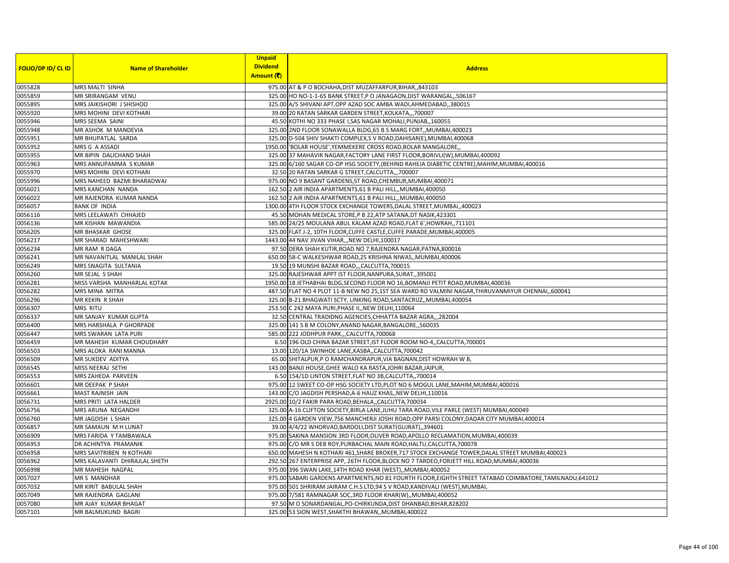| FOLIO/DP ID/ CL ID | Name of Shareholder | Unpaid Dividend Amount (₹) | Address |
|---|---|---|---|
| 0055828 | MRS MALTI SINHA | 975.00 | AT & P O BOCHAHA,DIST MUZAFFARPUR,BIHAR,,843103 |
| 0055859 | MR SRIRANGAM VENU | 325.00 | HO NO-1-1-65 BANK STREET,P O JANAGAON,DIST WARANGAL,,506167 |
| 0055895 | MRS JAIKISHORI J SHISHOO | 325.00 | A/5 SHIVANI APT,OPP AZAD SOC AMBA WADI,AHMEDABAD,,380015 |
| 0055920 | MRS MOHINI DEVI KOTHARI | 39.00 | 20 RATAN SARKAR GARDEN STREET,KOLKATA,,,700007 |
| 0055946 | MRS SEEMA SAINI | 45.50 | KOTHI NO 333 PHASE I,SAS NAGAR MOHALI,PUNJAB,,160055 |
| 0055948 | MR ASHOK M MANDEVIA | 325.00 | 2ND FLOOR SONAWALLA BLDG,65 B S MARG FORT,,MUMBAI,400023 |
| 0055951 | MR BHUPATLAL SARDA | 325.00 | D-504 SHIV SHAKTI COMPLEX,S V ROAD,DAHISAR(E),MUMBAI,400068 |
| 0055952 | MRS G A ASSADI | 1950.00 | 'BOLAR HOUSE',YEMMEKERE CROSS ROAD,BOLAR MANGALORE,, |
| 0055955 | MR BIPIN DALICHAND SHAH | 325.00 | 37 MAHAVIR NAGAR,FACTORY LANE FIRST FLOOR,BORIVLI(W),MUMBAI,400092 |
| 0055963 | MRS ANNUPAMMA S KUMAR | 325.00 | 6/160 SAGAR CO-OP HSG SOCIETY,(BEHIND RAHEJA DIABETIC CENTRE),MAHIM,MUMBAI,400016 |
| 0055970 | MRS MOHINI DEVI KOTHARI | 32.50 | 20 RATAN SARKAR G STREET,CALCUTTA,,,700007 |
| 0055996 | MRS NAHEED BAZMI BHARADWAJ | 975.00 | NO 9 BASANT GARDENS,ST ROAD,CHEMBUR,MUMBAI,400071 |
| 0056021 | MRS KANCHAN NANDA | 162.50 | 2 AIR INDIA APARTMENTS,61 B PALI HILL,,MUMBAI,400050 |
| 0056022 | MR RAJENDRA KUMAR NANDA | 162.50 | 2 AIR INDIA APARTMENTS,61 B PALI HILL,,MUMBAI,400050 |
| 0056057 | BANK OF INDIA | 1300.00 | 4TH FLOOR STOCK EXCHANGE TOWERS,DALAL STREET,MUMBAI,,400023 |
| 0056116 | MRS LEELAWATI CHHAJED | 45.50 | MOHAN MEDICAL STORE,P B 22,ATP SATANA,DT NASIK,423301 |
| 0056136 | MR KISHAN MAWANDIA | 585.00 | 24/25 MOULANA ABUL KALAM AZAD ROAD,FLAT 6',HOWRAH,,711101 |
| 0056205 | MR BHASKAR GHOSE | 325.00 | FLAT J-2, 10TH FLOOR,CUFFE CASTLE,CUFFE PARADE,MUMBAI,400005 |
| 0056217 | MR SHARAD MAHESHWARI | 1443.00 | 44 NAV JIVAN VIHAR,,,NEW DELHI,100017 |
| 0056234 | MR RAM R DAGA | 97.50 | DERA SHAH KUTIR,ROAD NO 7,RAJENDRA NAGAR,PATNA,800016 |
| 0056241 | MR NAVANITLAL MANILAL SHAH | 650.00 | 58-C WALKESHWAR ROAD,25 KRISHNA NIWAS,,MUMBAI,400006 |
| 0056249 | MRS SNAGITA SULTANIA | 19.50 | 19 MUNSHI BAZAR ROAD,,,CALCUTTA,700015 |
| 0056260 | MR SEJAL S SHAH | 325.00 | RAJESHWAR APPT IST FLOOR,NANPURA,SURAT,,395001 |
| 0056281 | MISS VARSHA MANHARLAL KOTAK | 1950.00 | 18 JETHABHAI BLDG,SECOND FLOOR NO 16,BOMANJI PETIT ROAD,MUMBAI,400036 |
| 0056282 | MRS MINA MITRA | 487.50 | FLAT NO 4 PLOT 11-B NEW NO 25,1ST SEA WARD RD VALMINI NAGAR,THIRUVANMIYUR CHENNAI,,600041 |
| 0056296 | MR KEKIN R SHAH | 325.00 | B-21 BHAGWATI SCTY, LINKING ROAD,SANTACRUZ,,MUMBAI,400054 |
| 0056307 | MRS RITU | 253.50 | C 242 MAYA PURI,PHASE II,,NEW DELHI,110064 |
| 0056337 | MR SANJAY KUMAR GUPTA | 32.50 | CENTRAL TRADIDNG AGENCIES,CHHATTA BAZAR AGRA,,,282004 |
| 0056400 | MRS HARSHALA P GHORPADE | 325.00 | 141 S B M COLONY,ANAND NAGAR,BANGALORE,,560035 |
| 0056447 | MRS SWARAN LATA PURI | 585.00 | 222 JODHPUR PARK,,,CALCUTTA,700068 |
| 0056459 | MR MAHESH KUMAR CHOUDHARY | 6.50 | 196 OLD CHINA BAZAR STREET,IST FLOOR ROOM NO-4,,CALCUTTA,700001 |
| 0056503 | MRS ALOKA RANI MANNA | 13.00 | 120/1A SWINHOE LANE,KASBA,,CALCUTTA,700042 |
| 0056509 | MR SUKDEV ADITYA | 65.00 | SHITALPUR,P O RAMCHANDRAPUR,VIA BAGNAN,DIST HOWRAH W B, |
| 0056545 | MISS NEERAJ SETHI | 143.00 | BANJI HOUSE,GHEE WALO KA RASTA,JOHRI BAZAR,JAIPUR, |
| 0056553 | MRS ZAHEDA PARVEEN | 6.50 | 154/1D LINTON STREET,FLAT NO 3B,CALCUTTA,,700014 |
| 0056601 | MR DEEPAK P SHAH | 975.00 | 12 SWEET CO-OP HSG SOCIETY LTD,PLOT NO 6 MOGUL LANE,MAHIM,MUMBAI,400016 |
| 0056661 | MAST RAJNISH JAIN | 143.00 | C/O JAGDISH PERSHAD,A-6 HAUZ KHAS,,NEW DELHI,110016 |
| 0056731 | MRS PRITI LATA HALDER | 2925.00 | 10/2 FAKIR PARA ROAD,BEHALA,,CALCUTTA,700034 |
| 0056756 | MRS ARUNA NEGANDHI | 325.00 | A-16 CLIFTON SOCIETY,BIRLA LANE,JUHU TARA ROAD,VILE PARLE (WEST) MUMBAI,400049 |
| 0056760 | MR JAGDISH L SHAH | 325.00 | 4 GARDEN VIEW,756 MANCHERJI JOSHI ROAD,OPP PARSI COLONY,DADAR CITY MUMBAI,400014 |
| 0056857 | MR SAMAUN M H LUNAT | 39.00 | 4/4/22 WHORVAD,BARDOLI,DIST SURAT(GUJRAT),,394601 |
| 0056909 | MRS FARIDA Y TAMBAWALA | 975.00 | SAKINA MANSION 3RD FLOOR,OLIVER ROAD,APOLLO RECLAMATION,MUMBAI,400039 |
| 0056953 | DR ACHINTYA PRAMANIK | 975.00 | C/O MR S DEB ROY,PURBACHAL MAIN ROAD,HALTU,CALCUTTA,700078 |
| 0056958 | MRS SAVITRIBEN N KOTHARI | 650.00 | MAHESH N KOTHARI 461,SHARE BROKER,717 STOCK EXCHANGE TOWER,DALAL STREET MUMBAI,400023 |
| 0056962 | MRS KALAVANTI DHIRAJLAL SHETH | 292.50 | 267 ENTERPRISE APP, 26TH FLOOR,BLOCK NO 7 TARDEO,FORJETT HILL ROAD,MUMBAI,400036 |
| 0056998 | MR MAHESH NAGPAL | 975.00 | 396 SWAN LAKE,14TH ROAD KHAR (WEST),,MUMBAI,400052 |
| 0057027 | MR S MANOHAR | 975.00 | SABARI GARDENS APARTMENTS,NO 81 FOURTH FLOOR,EIGHTH STREET TATABAD COIMBATORE,TAMILNADU,641012 |
| 0057032 | MR KIRIT BABULAL SHAH | 975.00 | 501 SHRIRAM JAIRAM C.H.S LTD,94 S V ROAD,KANDIVALI (WEST),MUMBAI, |
| 0057049 | MR RAJENDRA GAGLANI | 975.00 | 7/581 RAMNAGAR SOC,3RD FLOOR KHAR(W),,MUMBAI,400052 |
| 0057080 | MR AJAY KUMAR BHAGAT | 97.50 | M O SONARDANGAL,PO-CHIRKUNDA,DIST DHANBAD,BIHAR,828202 |
| 0057101 | MR BALMUKUND BAGRI | 325.00 | 53 SION WEST,SHAKTHI BHAWAN,,MUMBAI,400022 |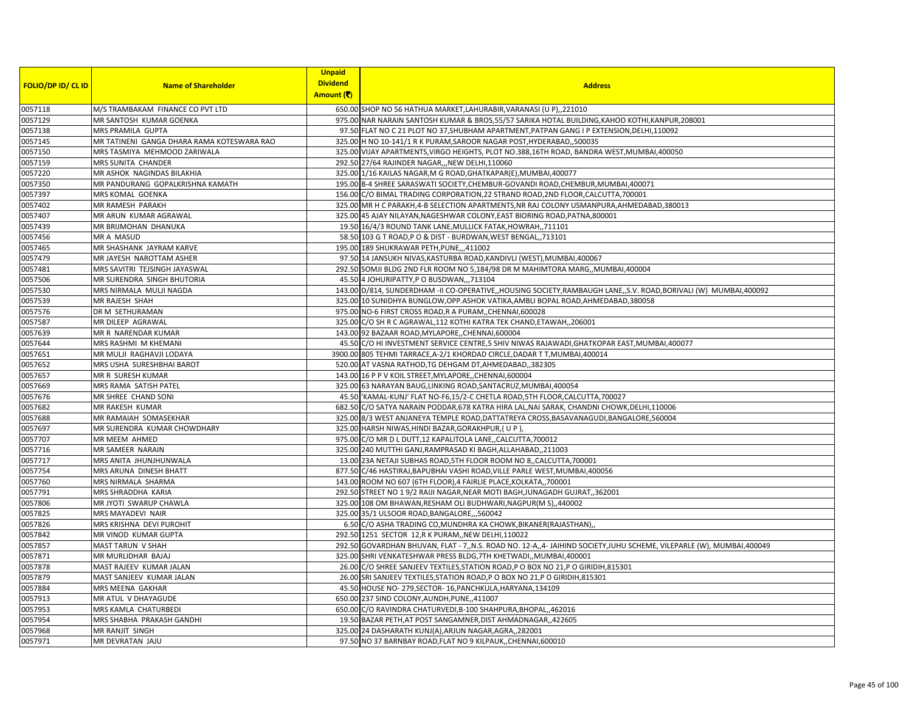| FOLIO/DP ID/ CL ID | Name of Shareholder | Unpaid Dividend Amount (₹) | Address |
|---|---|---|---|
| 0057118 | M/S TRAMBAKAM FINANCE CO PVT LTD | 650.00 | SHOP NO 56 HATHUA MARKET,LAHURABIR,VARANASI (U P),,221010 |
| 0057129 | MR SANTOSH KUMAR GOENKA | 975.00 | NAR NARAIN SANTOSH KUMAR & BROS,55/57 SARIKA HOTAL BUILDING,KAHOO KOTHI,KANPUR,208001 |
| 0057138 | MRS PRAMILA GUPTA | 97.50 | FLAT NO C 21 PLOT NO 37,SHUBHAM APARTMENT,PATPAN GANG I P EXTENSION,DELHI,110092 |
| 0057145 | MR TATINENI GANGA DHARA RAMA KOTESWARA RAO | 325.00 | H NO 10-141/1 R K PURAM,SAROOR NAGAR POST,HYDERABAD,,500035 |
| 0057150 | MRS TASMIYA MEHMOOD ZARIWALA | 325.00 | VIJAY APARTMENTS,VIRGO HEIGHTS, PLOT NO.388,16TH ROAD, BANDRA WEST,MUMBAI,400050 |
| 0057159 | MRS SUNITA CHANDER | 292.50 | 27/64 RAJINDER NAGAR,,,NEW DELHI,110060 |
| 0057220 | MR ASHOK NAGINDAS BILAKHIA | 325.00 | 1/16 KAILAS NAGAR,M G ROAD,GHATKAPAR(E),MUMBAI,400077 |
| 0057350 | MR PANDURANG GOPALKRISHNA KAMATH | 195.00 | B-4 SHREE SARASWATI SOCIETY,CHEMBUR-GOVANDI ROAD,CHEMBUR,MUMBAI,400071 |
| 0057397 | MRS KOMAL GOENKA | 156.00 | C/O BIMAL TRADING CORPORATION,22 STRAND ROAD,2ND FLOOR,CALCUTTA,700001 |
| 0057402 | MR RAMESH PARAKH | 325.00 | MR H C PARAKH,4-B SELECTION APARTMENTS,NR RAJ COLONY USMANPURA,AHMEDABAD,380013 |
| 0057407 | MR ARUN KUMAR AGRAWAL | 325.00 | 45 AJAY NILAYAN,NAGESHWAR COLONY,EAST BIORING ROAD,PATNA,800001 |
| 0057439 | MR BRIJMOHAN DHANUKA | 19.50 | 16/4/3 ROUND TANK LANE,MULLICK FATAK,HOWRAH,,711101 |
| 0057456 | MR A MASUD | 58.50 | 103 G T ROAD,P O & DIST - BURDWAN,WEST BENGAL,,713101 |
| 0057465 | MR SHASHANK JAYRAM KARVE | 195.00 | 189 SHUKRAWAR PETH,PUNE,,,411002 |
| 0057479 | MR JAYESH NAROTTAM ASHER | 97.50 | 14 JANSUKH NIVAS,KASTURBA ROAD,KANDIVLI (WEST),MUMBAI,400067 |
| 0057481 | MRS SAVITRI TEJSINGH JAYASWAL | 292.50 | SOMJI BLDG 2ND FLR ROOM NO 5,184/98 DR M MAHIMTORA MARG,,MUMBAI,400004 |
| 0057506 | MR SURENDRA SINGH BHUTORIA | 45.50 | 4 JOHURIPATTY,P O BUSDWAN,,,713104 |
| 0057530 | MRS NIRMALA MULJI NAGDA | 143.00 | D/814, SUNDERDHAM -II CO-OPERATIVE,,HOUSING SOCIETY,RAMBAUGH LANE,,S.V. ROAD,BORIVALI (W) MUMBAI,400092 |
| 0057539 | MR RAJESH SHAH | 325.00 | 10 SUNIDHYA BUNGLOW,OPP.ASHOK VATIKA,AMBLI BOPAL ROAD,AHMEDABAD,380058 |
| 0057576 | DR M SETHURAMAN | 975.00 | NO-6 FIRST CROSS ROAD,R A PURAM,,CHENNAI,600028 |
| 0057587 | MR DILEEP AGRAWAL | 325.00 | C/O SH R C AGRAWAL,112 KOTHI KATRA TEK CHAND,ETAWAH,,206001 |
| 0057639 | MR R NARENDAR KUMAR | 143.00 | 92 BAZAAR ROAD,MYLAPORE,,CHENNAI,600004 |
| 0057644 | MRS RASHMI M KHEMANI | 45.50 | C/O HI INVESTMENT SERVICE CENTRE,5 SHIV NIWAS RAJAWADI,GHATKOPAR EAST,MUMBAI,400077 |
| 0057651 | MR MULJI RAGHAVJI LODAYA | 3900.00 | 805 TEHMI TARRACE,A-2/1 KHORDAD CIRCLE,DADAR T T,MUMBAI,400014 |
| 0057652 | MRS USHA SURESHBHAI BAROT | 520.00 | AT VASNA RATHOD,TG DEHGAM DT,AHMEDABAD,,382305 |
| 0057657 | MR R SURESH KUMAR | 143.00 | 16 P P V KOIL STREET,MYLAPORE,,CHENNAI,600004 |
| 0057669 | MRS RAMA SATISH PATEL | 325.00 | 63 NARAYAN BAUG,LINKING ROAD,SANTACRUZ,MUMBAI,400054 |
| 0057676 | MR SHREE CHAND SONI | 45.50 | 'KAMAL-KUNJ' FLAT NO-F6,15/2-C CHETLA ROAD,5TH FLOOR,CALCUTTA,700027 |
| 0057682 | MR RAKESH KUMAR | 682.50 | C/O SATYA NARAIN PODDAR,678 KATRA HIRA LAL,NAI SARAK, CHANDNI CHOWK,DELHI,110006 |
| 0057688 | MR RAMAIAH SOMASEKHAR | 325.00 | 8/3 WEST ANJANEYA TEMPLE ROAD,DATTATREYA CROSS,BASAVANAGUDI,BANGALORE,560004 |
| 0057697 | MR SURENDRA KUMAR CHOWDHARY | 325.00 | HARSH NIWAS,HINDI BAZAR,GORAKHPUR,( U P ), |
| 0057707 | MR MEEM AHMED | 975.00 | C/O MR D L DUTT,12 KAPALITOLA LANE,,CALCUTTA,700012 |
| 0057716 | MR SAMEER NARAIN | 325.00 | 240 MUTTHI GANJ,RAMPRASAD KI BAGH,ALLAHABAD,,211003 |
| 0057717 | MRS ANITA JHUNJHUNWALA | 13.00 | 23A NETAJI SUBHAS ROAD,5TH FLOOR ROOM NO 8,,CALCUTTA,700001 |
| 0057754 | MRS ARUNA DINESH BHATT | 877.50 | C/46 HASTIRAJ,BAPUBHAI VASHI ROAD,VILLE PARLE WEST,MUMBAI,400056 |
| 0057760 | MRS NIRMALA SHARMA | 143.00 | ROOM NO 607 (6TH FLOOR),4 FAIRLIE PLACE,KOLKATA,,700001 |
| 0057791 | MRS SHRADDHA KARIA | 292.50 | STREET NO 1 9/2 RAIJI NAGAR,NEAR MOTI BAGH,JUNAGADH GUJRAT,,362001 |
| 0057806 | MR JYOTI SWARUP CHAWLA | 325.00 | 108 OM BHAWAN,RESHAM OLI BUDHWARI,NAGPUR(M S),,440002 |
| 0057825 | MRS MAYADEVI NAIR | 325.00 | 35/1 ULSOOR ROAD,BANGALORE,,,560042 |
| 0057826 | MRS KRISHNA DEVI PUROHIT | 6.50 | C/O ASHA TRADING CO,MUNDHRA KA CHOWK,BIKANER(RAJASTHAN),, |
| 0057842 | MR VINOD KUMAR GUPTA | 292.50 | 1251 SECTOR 12,R K PURAM,,NEW DELHI,110022 |
| 0057857 | MAST TARUN V SHAH | 292.50 | GOVARDHAN BHUVAN, FLAT - 7,,N.S. ROAD NO. 12-A,,4- JAIHIND SOCIETY,JUHU SCHEME, VILEPARLE (W), MUMBAI,400049 |
| 0057871 | MR MURLIDHAR BAJAJ | 325.00 | SHRI VENKATESHWAR PRESS BLDG,7TH KHETWADI,,MUMBAI,400001 |
| 0057878 | MAST RAJEEV KUMAR JALAN | 26.00 | C/O SHREE SANJEEV TEXTILES,STATION ROAD,P O BOX NO 21,P O GIRIDIH,815301 |
| 0057879 | MAST SANJEEV KUMAR JALAN | 26.00 | SRI SANJEEV TEXTILES,STATION ROAD,P O BOX NO 21,P O GIRIDIH,815301 |
| 0057884 | MRS MEENA GAKHAR | 45.50 | HOUSE NO- 279,SECTOR- 16,PANCHKULA,HARYANA,134109 |
| 0057913 | MR ATUL V DHAYAGUDE | 650.00 | 237 SIND COLONY,AUNDH,PUNE,,411007 |
| 0057953 | MRS KAMLA CHATURBEDI | 650.00 | C/O RAVINDRA CHATURVEDI,B-100 SHAHPURA,BHOPAL,,462016 |
| 0057954 | MRS SHABHA PRAKASH GANDHI | 19.50 | BAZAR PETH,AT POST SANGAMNER,DIST AHMADNAGAR,,422605 |
| 0057968 | MR RANJIT SINGH | 325.00 | 24 DASHARATH KUNJ(A),ARJUN NAGAR,AGRA,,282001 |
| 0057971 | MR DEVRATAN JAJU | 97.50 | NO 37 BARNBAY ROAD,FLAT NO 9 KILPAUK,,CHENNAI,600010 |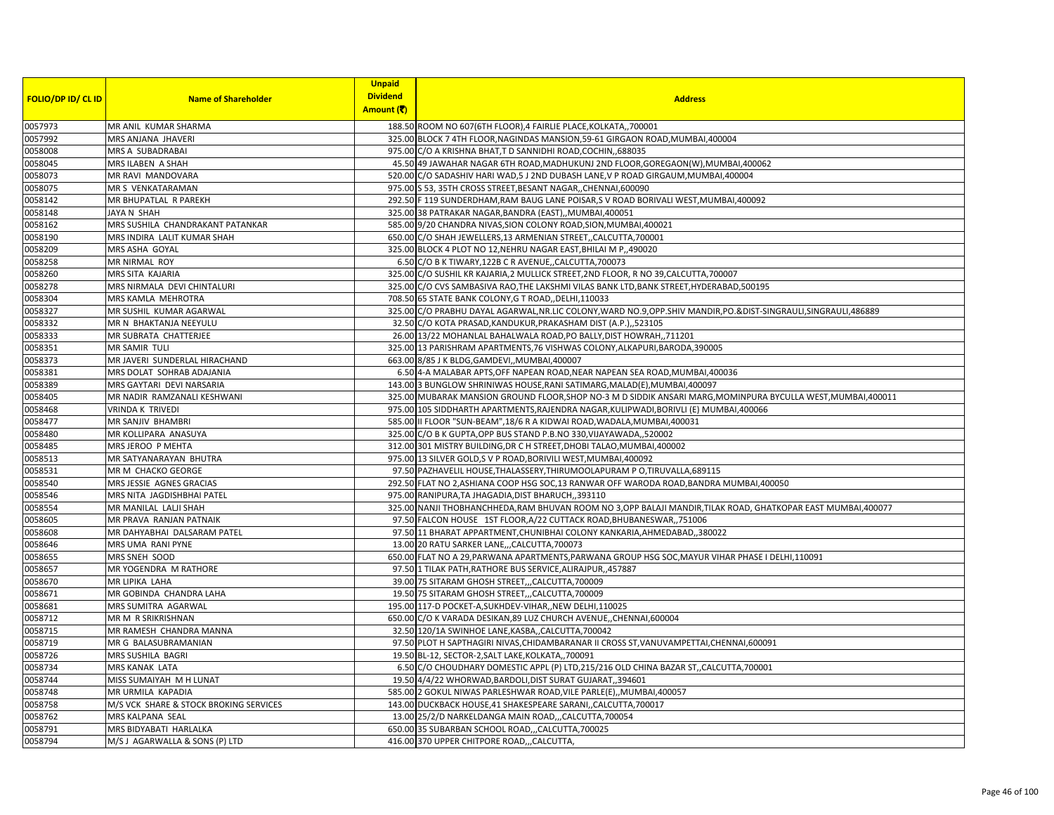| FOLIO/DP ID/ CL ID | Name of Shareholder | Unpaid Dividend Amount (₹) | Address |
|---|---|---|---|
| 0057973 | MR ANIL KUMAR SHARMA | 188.50 | ROOM NO 607(6TH FLOOR),4 FAIRLIE PLACE,KOLKATA,,700001 |
| 0057992 | MRS ANJANA JHAVERI | 325.00 | BLOCK 7 4TH FLOOR,NAGINDAS MANSION,59-61 GIRGAON ROAD,MUMBAI,400004 |
| 0058008 | MRS A SUBADRABAI | 975.00 | C/O A KRISHNA BHAT,T D SANNIDHI ROAD,COCHIN,,688035 |
| 0058045 | MRS ILABEN A SHAH | 45.50 | 49 JAWAHAR NAGAR 6TH ROAD,MADHUKUNJ 2ND FLOOR,GOREGAON(W),MUMBAI,400062 |
| 0058073 | MR RAVI MANDOVARA | 520.00 | C/O SADASHIV HARI WAD,5 J 2ND DUBASH LANE,V P ROAD GIRGAUM,MUMBAI,400004 |
| 0058075 | MR S VENKATARAMAN | 975.00 | S 53, 35TH CROSS STREET,BESANT NAGAR,,CHENNAI,600090 |
| 0058142 | MR BHUPATLAL R PAREKH | 292.50 | F 119 SUNDERDHAM,RAM BAUG LANE POISAR,S V ROAD BORIVALI WEST,MUMBAI,400092 |
| 0058148 | JAYA N SHAH | 325.00 | 38 PATRAKAR NAGAR,BANDRA (EAST),,MUMBAI,400051 |
| 0058162 | MRS SUSHILA CHANDRAKANT PATANKAR | 585.00 | 9/20 CHANDRA NIVAS,SION COLONY ROAD,SION,MUMBAI,400021 |
| 0058190 | MRS INDIRA LALIT KUMAR SHAH | 650.00 | C/O SHAH JEWELLERS,13 ARMENIAN STREET,,CALCUTTA,700001 |
| 0058209 | MRS ASHA GOYAL | 325.00 | BLOCK 4 PLOT NO 12,NEHRU NAGAR EAST,BHILAI M P,,490020 |
| 0058258 | MR NIRMAL ROY | 6.50 | C/O B K TIWARY,122B C R AVENUE,,CALCUTTA,700073 |
| 0058260 | MRS SITA KAJARIA | 325.00 | C/O SUSHIL KR KAJARIA,2 MULLICK STREET,2ND FLOOR, R NO 39,CALCUTTA,700007 |
| 0058278 | MRS NIRMALA DEVI CHINTALURI | 325.00 | C/O CVS SAMBASIVA RAO,THE LAKSHMI VILAS BANK LTD,BANK STREET,HYDERABAD,500195 |
| 0058304 | MRS KAMLA MEHROTRA | 708.50 | 65 STATE BANK COLONY,G T ROAD,,DELHI,110033 |
| 0058327 | MR SUSHIL KUMAR AGARWAL | 325.00 | C/O PRABHU DAYAL AGARWAL,NR.LIC COLONY,WARD NO.9,OPP.SHIV MANDIR,PO.&DIST-SINGRAULI,SINGRAULI,486889 |
| 0058332 | MR N BHAKTANJA NEEYULU | 32.50 | C/O KOTA PRASAD,KANDUKUR,PRAKASHAM DIST (A.P.),,523105 |
| 0058333 | MR SUBRATA CHATTERJEE | 26.00 | 13/22 MOHANLAL BAHALWALA ROAD,PO BALLY,DIST HOWRAH,,711201 |
| 0058351 | MR SAMIR TULI | 325.00 | 13 PARISHRAM APARTMENTS,76 VISHWAS COLONY,ALKAPURI,BARODA,390005 |
| 0058373 | MR JAVERI SUNDERLAL HIRACHAND | 663.00 | 8/85 J K BLDG,GAMDEVI,,MUMBAI,400007 |
| 0058381 | MRS DOLAT SOHRAB ADAJANIA | 6.50 | 4-A MALABAR APTS,OFF NAPEAN ROAD,NEAR NAPEAN SEA ROAD,MUMBAI,400036 |
| 0058389 | MRS GAYTARI DEVI NARSARIA | 143.00 | 3 BUNGLOW SHRINIWAS HOUSE,RANI SATIMARG,MALAD(E),MUMBAI,400097 |
| 0058405 | MR NADIR RAMZANALI KESHWANI | 325.00 | MUBARAK MANSION GROUND FLOOR,SHOP NO-3 M D SIDDIK ANSARI MARG,MOMINPURA BYCULLA WEST,MUMBAI,400011 |
| 0058468 | VRINDA K TRIVEDI | 975.00 | 105 SIDDHARTH APARTMENTS,RAJENDRA NAGAR,KULIPWADI,BORIVLI (E) MUMBAI,400066 |
| 0058477 | MR SANJIV BHAMBRI | 585.00 | II FLOOR "SUN-BEAM",18/6 R A KIDWAI ROAD,WADALA,MUMBAI,400031 |
| 0058480 | MR KOLLIPARA ANASUYA | 325.00 | C/O B K GUPTA,OPP BUS STAND P.B.NO 330,VIJAYAWADA,,520002 |
| 0058485 | MRS JEROO P MEHTA | 312.00 | 301 MISTRY BUILDING,DR C H STREET,DHOBI TALAO,MUMBAI,400002 |
| 0058513 | MR SATYANARAYAN BHUTRA | 975.00 | 13 SILVER GOLD,S V P ROAD,BORIVILI WEST,MUMBAI,400092 |
| 0058531 | MR M CHACKO GEORGE | 97.50 | PAZHAVELIL HOUSE,THALASSERY,THIRUMOOLAPURAM P O,TIRUVALLA,689115 |
| 0058540 | MRS JESSIE AGNES GRACIAS | 292.50 | FLAT NO 2,ASHIANA COOP HSG SOC,13 RANWAR OFF WARODA ROAD,BANDRA MUMBAI,400050 |
| 0058546 | MRS NITA JAGDISHBHAI PATEL | 975.00 | RANIPURA,TA JHAGADIA,DIST BHARUCH,,393110 |
| 0058554 | MR MANILAL LALJI SHAH | 325.00 | NANJI THOBHANCHHEDA,RAM BHUVAN ROOM NO 3,OPP BALAJI MANDIR,TILAK ROAD, GHATKOPAR EAST MUMBAI,400077 |
| 0058605 | MR PRAVA RANJAN PATNAIK | 97.50 | FALCON HOUSE 1ST FLOOR,A/22 CUTTACK ROAD,BHUBANESWAR,,751006 |
| 0058608 | MR DAHYABHAI DALSARAM PATEL | 97.50 | 11 BHARAT APPARTMENT,CHUNIBHAI COLONY KANKARIA,AHMEDABAD,,380022 |
| 0058646 | MRS UMA RANI PYNE | 13.00 | 20 RATU SARKER LANE,,,CALCUTTA,700073 |
| 0058655 | MRS SNEH SOOD | 650.00 | FLAT NO A 29,PARWANA APARTMENTS,PARWANA GROUP HSG SOC,MAYUR VIHAR PHASE I DELHI,110091 |
| 0058657 | MR YOGENDRA M RATHORE | 97.50 | 1 TILAK PATH,RATHORE BUS SERVICE,ALIRAJPUR,,457887 |
| 0058670 | MR LIPIKA LAHA | 39.00 | 75 SITARAM GHOSH STREET,,,CALCUTTA,700009 |
| 0058671 | MR GOBINDA CHANDRA LAHA | 19.50 | 75 SITARAM GHOSH STREET,,,CALCUTTA,700009 |
| 0058681 | MRS SUMITRA AGARWAL | 195.00 | 117-D POCKET-A,SUKHDEV-VIHAR,,NEW DELHI,110025 |
| 0058712 | MR M R SRIKRISHNAN | 650.00 | C/O K VARADA DESIKAN,89 LUZ CHURCH AVENUE,,CHENNAI,600004 |
| 0058715 | MR RAMESH CHANDRA MANNA | 32.50 | 120/1A SWINHOE LANE,KASBA,,CALCUTTA,700042 |
| 0058719 | MR G BALASUBRAMANIAN | 97.50 | PLOT H SAPTHAGIRI NIVAS,CHIDAMBARANAR II CROSS ST,VANUVAMPETTAI,CHENNAI,600091 |
| 0058726 | MRS SUSHILA BAGRI | 19.50 | BL-12, SECTOR-2,SALT LAKE,KOLKATA,,700091 |
| 0058734 | MRS KANAK LATA | 6.50 | C/O CHOUDHARY DOMESTIC APPL (P) LTD,215/216 OLD CHINA BAZAR ST,,CALCUTTA,700001 |
| 0058744 | MISS SUMAIYAH M H LUNAT | 19.50 | 4/4/22 WHORWAD,BARDOLI,DIST SURAT GUJARAT,,394601 |
| 0058748 | MR URMILA KAPADIA | 585.00 | 2 GOKUL NIWAS PARLESHWAR ROAD,VILE PARLE(E),,MUMBAI,400057 |
| 0058758 | M/S VCK SHARE & STOCK BROKING SERVICES | 143.00 | DUCKBACK HOUSE,41 SHAKESPEARE SARANI,,CALCUTTA,700017 |
| 0058762 | MRS KALPANA SEAL | 13.00 | 25/2/D NARKELDANGA MAIN ROAD,,,CALCUTTA,700054 |
| 0058791 | MRS BIDYABATI HARLALKA | 650.00 | 35 SUBARBAN SCHOOL ROAD,,,CALCUTTA,700025 |
| 0058794 | M/S J AGARWALLA & SONS (P) LTD | 416.00 | 370 UPPER CHITPORE ROAD,,,CALCUTTA, |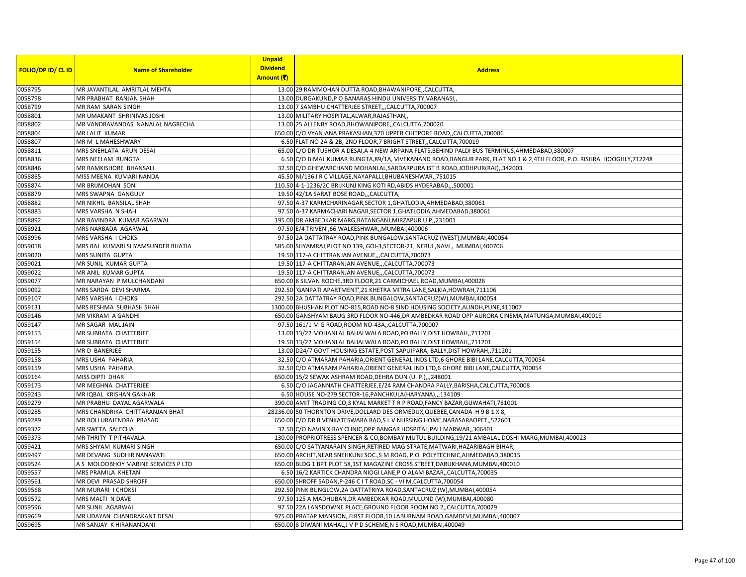| FOLIO/DP ID/ CL ID | Name of Shareholder | Unpaid Dividend Amount (₹) | Address |
|---|---|---|---|
| 0058795 | MR JAYANTILAL AMRITLAL MEHTA | 13.00 | 29 RAMMOHAN DUTTA ROAD,BHAWANIPORE,,CALCUTTA, |
| 0058798 | MR PRABHAT RANJAN SHAH | 13.00 | DURGAKUND,P O BANARAS HINDU UNIVERSITY,VARANASI,, |
| 0058799 | MR RAM SARAN SINGH | 13.00 | 7 SAMBHU CHATTERJEE STREET,,,CALCUTTA,700007 |
| 0058801 | MR UMAKANT SHRINIVAS JOSHI | 13.00 | MILITARY HOSPITAL,ALWAR,RAJASTHAN,, |
| 0058802 | MR VANDRAVANDAS NANALAL NAGRECHA | 13.00 | 25 ALLENBY ROAD,BHOWANIPORE,,CALCUTTA,700020 |
| 0058804 | MR LALIT KUMAR | 650.00 | C/O VYANJANA PRAKASHAN,370 UPPER CHITPORE ROAD,,CALCUTTA,700006 |
| 0058807 | MR M L MAHESHWARY | 6.50 | FLAT NO 2A & 2B, 2ND FLOOR,7 BRIGHT STREET,,CALCUTTA,700019 |
| 0058811 | MRS SNEHLATA ARUN DESAI | 65.00 | C/O DR TUSHOR A DESAI,A-4 NEW ARPANA FLATS,BEHIND PALDI BUS TERMINUS,AHMEDABAD,380007 |
| 0058836 | MRS NEELAM RUNGTA | 6.50 | C/O BIMAL KUMAR RUNGTA,89/1A, VIVEKANAND ROAD,BANGUR PARK, FLAT NO.1 & 2,4TH FLOOR, P.O. RISHRA HOOGHLY,712248 |
| 0058846 | MR RAMKISHORE BHANSALI | 32.50 | C/O GHEWARCHAND MOHANLAL,SARDARPURA IST B ROAD,JODHPUR(RAJ),,342003 |
| 0058865 | MISS MEENA KUMARI NANDA | 45.50 | NI/136 I R C VILLAGE,NAYAPALLI,BHUBANESHWAR,,751015 |
| 0058874 | MR BRIJMOHAN SONI | 110.50 | 4-1-1236/2C BRIJKUNJ KING KOTI RD,ABIDS HYDERABAD,,,500001 |
| 0058879 | MRS SWAPNA GANGULY | 19.50 | 42/1A SARAT BOSE ROAD,,,CALCUTTA, |
| 0058882 | MR NIKHIL BANSILAL SHAH | 97.50 | A-37 KARMCHARINAGAR,SECTOR 1,GHATLODIA,AHMEDABAD,380061 |
| 0058883 | MRS VARSHA N SHAH | 97.50 | A-37 KARMACHARI NAGAR,SECTOR 1,GHATLODIA,AHMEDABAD,380061 |
| 0058892 | MR RAVINDRA KUMAR AGARWAL | 195.00 | DR AMBEDKAR MARG,RATANGANJ,MIRZAPUR U P,,231001 |
| 0058921 | MRS NARBADA AGARWAL | 97.50 | E/4 TRIVENI,66 WALKESHWAR,,MUMBAI,400006 |
| 0058996 | MRS VARSHA I CHOKSI | 97.50 | 2A DATTATRAY ROAD,PINK BUNGALOW,SANTACRUZ (WEST),MUMBAI,400054 |
| 0059018 | MRS RAJ KUMARI SHYAMSUNDER BHATIA | 585.00 | SHYAMRAJ,PLOT NO 139, GOI-3,SECTOR-21, NERUL,NAVI , MUMBAI,400706 |
| 0059020 | MRS SUNITA GUPTA | 19.50 | 117-A CHITTRANJAN AVENUE,,,CALCUTTA,700073 |
| 0059021 | MR SUNIL KUMAR GUPTA | 19.50 | 117-A CHITTARANJAN AVENUE,,,CALCUTTA,700073 |
| 0059022 | MR ANIL KUMAR GUPTA | 19.50 | 117-A CHITTARANJAN AVENUE,,,CALCUTTA,700073 |
| 0059077 | MR NARAYAN P MULCHANDANI | 650.00 | 8 SILVAN ROCHE,3RD FLOOR,21 CARMICHAEL ROAD,MUMBAI,400026 |
| 0059092 | MRS SARDA DEVI SHARMA | 292.50 | 'GANPATI APARTMENT',21 KHETRA MITRA LANE,SALKIA,HOWRAH,711106 |
| 0059107 | MRS VARSHA I CHOKSI | 292.50 | 2A DATTATRAY ROAD,PINK BUNGALOW,SANTACRUZ(W),MUMBAI,400054 |
| 0059131 | MRS RESHMA SUBHASH SHAH | 1300.00 | BHUSHAN PLOT NO-815,ROAD NO-8 SIND HOUSING SOCIETY,AUNDH,PUNE,411007 |
| 0059146 | MR VIKRAM A GANDHI | 650.00 | GANSHYAM BAUG 3RD FLOOR NO-446,DR AMBEDKAR ROAD OPP AURORA CINEMA,MATUNGA,MUMBAI,400019 |
| 0059147 | MR SAGAR MAL JAIN | 97.50 | 161/1 M G ROAD,ROOM NO-43A,,CALCUTTA,700007 |
| 0059153 | MR SUBRATA CHATTERJEE | 13.00 | 13/22 MOHANLAL BAHALWALA ROAD,PO BALLY,DIST HOWRAH,,711201 |
| 0059154 | MR SUBRATA CHATTERJEE | 19.50 | 13/22 MOHANLAL BAHALWALA ROAD,PO BALLY,DIST HOWRAH,,711201 |
| 0059155 | MR D BANERJEE | 13.00 | D24/7 GOVT HOUSING ESTATE,POST SAPUIPARA, BALLY,DIST HOWRAH,,711201 |
| 0059158 | MRS USHA PAHARIA | 32.50 | C/O ATMARAM PAHARIA,ORIENT GENERAL INDS LTD,6 GHORE BIBI LANE,CALCUTTA,700054 |
| 0059159 | MRS USHA PAHARIA | 32.50 | C/O ATMARAM PAHARIA,ORIENT GENERAL IND LTD,6 GHORE BIBI LANE,CALCUTTA,700054 |
| 0059164 | MISS DIPTI DHAR | 650.00 | 15/2 SEWAK ASHRAM ROAD,DEHRA DUN (U. P.),,,248001 |
| 0059173 | MR MEGHNA CHATTERJEE | 6.50 | C/O JAGANNATH CHATTERJEE,E/24 RAM CHANDRA PALLY,BARISHA,CALCUTTA,700008 |
| 0059243 | MR IQBAL KRISHAN GAKHAR | 6.50 | HOUSE NO-279 SECTOR-16,PANCHKULA(HARYANA),,,134109 |
| 0059279 | MR PRABHU DAYAL AGARWALA | 390.00 | AMIT TRADING CO,3 KYAL MARKET T R P ROAD,FANCY BAZAR,GUWAHATI,781001 |
| 0059285 | MRS CHANDRIKA CHITTARANJAN BHAT | 28236.00 | 50 THORNTON DRIVE,DOLLARD DES ORMEDUX,QUEBEE,CANADA H 9 B 1 X 8, |
| 0059289 | MR BOLLURAJENDRA PRASAD | 650.00 | C/O DR B VENKATESWARA RAO,S L V NURSING HOME,NARASARAOPET,,522601 |
| 0059372 | MR SWETA SALECHA | 32.50 | C/O NAVIN X RAY CLINIC,OPP BANGAR HOSPITAL,PALI MARWAR,,306401 |
| 0059373 | MR THRITY T PITHAVALA | 130.00 | PROPRIOTRESS SPENCER & CO,BOMBAY MUTUL BUILDING,19/21 AMBALAL DOSHI MARG,MUMBAI,400023 |
| 0059421 | MRS SHYAM KUMARI SINGH | 650.00 | C/O SATYANARAIN SINGH,RETIRED MAGISTRATE,MATWARI,HAZARIBAGH BIHAR, |
| 0059497 | MR DEVANG SUDHIR NANAVATI | 650.00 | ARCHIT,NEAR SNEHKUNJ SOC.,S M ROAD, P.O. POLYTECHNIC,AHMEDABAD,380015 |
| 0059524 | A S MOLOOBHOY MARINE SERVICES P LTD | 650.00 | BLDG 1 BPT PLOT 58,1ST MAGAZINE CROSS STREET,DARUKHANA,MUMBAI,400010 |
| 0059557 | MRS PRAMILA KHETAN | 6.50 | 16/2 KARTICK CHANDRA NIOGI LANE,P O ALAM BAZAR,,CALCUTTA,700035 |
| 0059561 | MR DEVI PRASAD SHROFF | 650.00 | SHROFF SADAN,P-246 C I T ROAD,SC - VI M,CALCUTTA,700054 |
| 0059568 | MR MURARI I CHOKSI | 292.50 | PINK BUNGLOW,2A DATTATRIYA ROAD,SANTACRUZ (W),MUMBAI,400054 |
| 0059572 | MRS MALTI N DAVE | 97.50 | 125 A MADHUBAN,DR AMBEDKAR ROAD,MULUND (W),MUMBAI,400080 |
| 0059596 | MR SUNIL AGARWAL | 97.50 | 22A LANSDOWNE PLACE,GROUND FLOOR ROOM NO 2,,CALCUTTA,700029 |
| 0059669 | MR UDAYAN CHANDRAKANT DESAI | 975.00 | PRATAP MANSION, FIRST FLOOR,10 LABURNAM ROAD,GAMDEVI,MUMBAI,400007 |
| 0059695 | MR SANJAY K HIRANANDANI | 650.00 | 8 DIWANI MAHAL,J V P D SCHEME,N S ROAD,MUMBAI,400049 |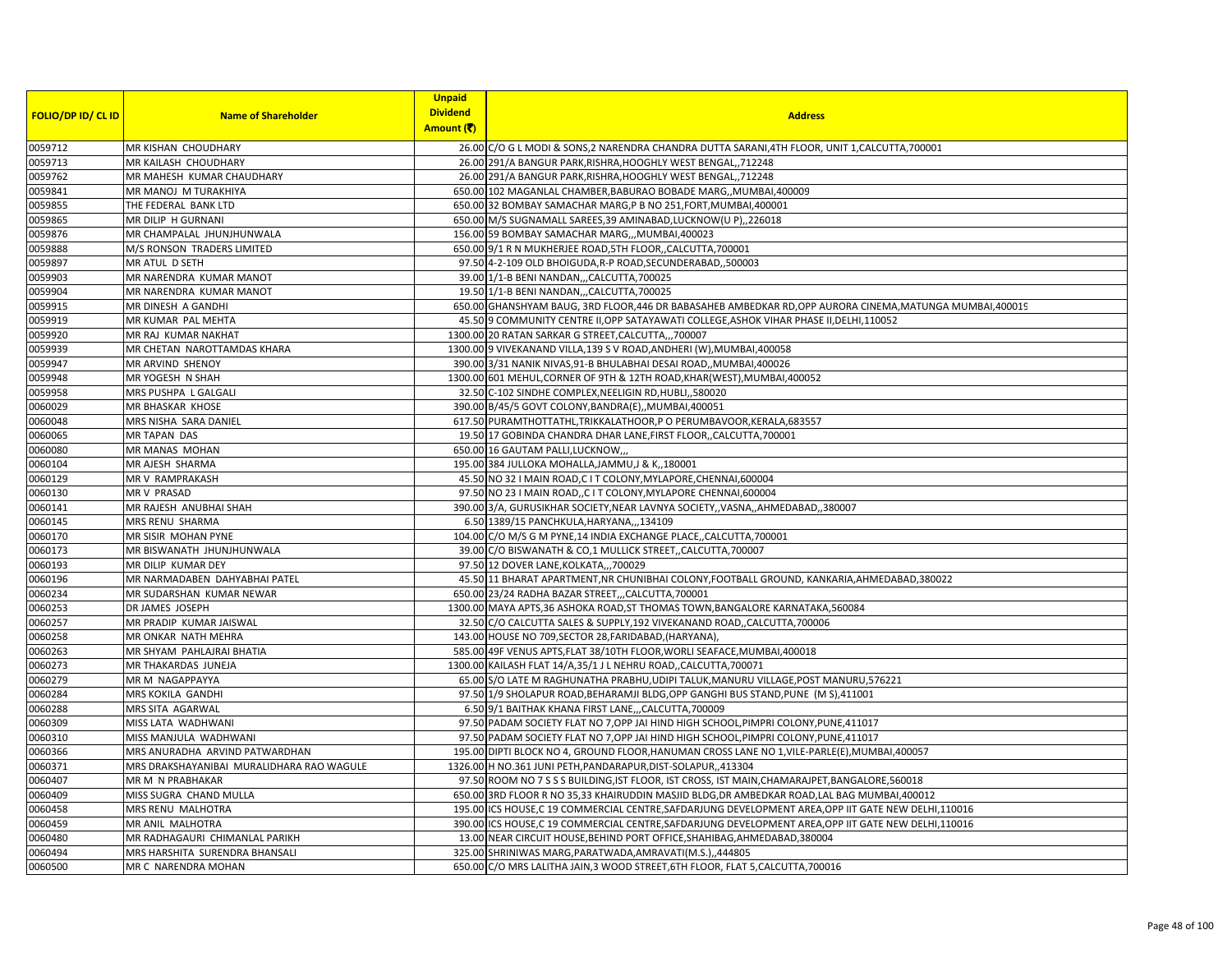| FOLIO/DP ID/ CL ID | Name of Shareholder | Unpaid Dividend Amount (₹) | Address |
|---|---|---|---|
| 0059712 | MR KISHAN CHOUDHARY | 26.00 | C/O G L MODI & SONS,2 NARENDRA CHANDRA DUTTA SARANI,4TH FLOOR, UNIT 1,CALCUTTA,700001 |
| 0059713 | MR KAILASH CHOUDHARY | 26.00 | 291/A BANGUR PARK,RISHRA,HOOGHLY WEST BENGAL,,712248 |
| 0059762 | MR MAHESH KUMAR CHAUDHARY | 26.00 | 291/A BANGUR PARK,RISHRA,HOOGHLY WEST BENGAL,,712248 |
| 0059841 | MR MANOJ M TURAKHIYA | 650.00 | 102 MAGANLAL CHAMBER,BABURAO BOBADE MARG,,MUMBAI,400009 |
| 0059855 | THE FEDERAL BANK LTD | 650.00 | 32 BOMBAY SAMACHAR MARG,P B NO 251,FORT,MUMBAI,400001 |
| 0059865 | MR DILIP H GURNANI | 650.00 | M/S SUGNAMALL SAREES,39 AMINABAD,LUCKNOW(U P),,226018 |
| 0059876 | MR CHAMPALAL JHUNJHUNWALA | 156.00 | 59 BOMBAY SAMACHAR MARG,,,MUMBAI,400023 |
| 0059888 | M/S RONSON TRADERS LIMITED | 650.00 | 9/1 R N MUKHERJEE ROAD,5TH FLOOR,,CALCUTTA,700001 |
| 0059897 | MR ATUL D SETH | 97.50 | 4-2-109 OLD BHOIGUDA,R-P ROAD,SECUNDERABAD,,500003 |
| 0059903 | MR NARENDRA KUMAR MANOT | 39.00 | 1/1-B BENI NANDAN,,,CALCUTTA,700025 |
| 0059904 | MR NARENDRA KUMAR MANOT | 19.50 | 1/1-B BENI NANDAN,,,CALCUTTA,700025 |
| 0059915 | MR DINESH A GANDHI | 650.00 | GHANSHYAM BAUG, 3RD FLOOR,446 DR BABASAHEB AMBEDKAR RD,OPP AURORA CINEMA,MATUNGA MUMBAI,400019 |
| 0059919 | MR KUMAR PAL MEHTA | 45.50 | 9 COMMUNITY CENTRE II,OPP SATAYAWATI COLLEGE,ASHOK VIHAR PHASE II,DELHI,110052 |
| 0059920 | MR RAJ KUMAR NAKHAT | 1300.00 | 20 RATAN SARKAR G STREET,CALCUTTA,,,700007 |
| 0059939 | MR CHETAN NAROTTAMDAS KHARA | 1300.00 | 9 VIVEKANAND VILLA,139 S V ROAD,ANDHERI (W),MUMBAI,400058 |
| 0059947 | MR ARVIND SHENOY | 390.00 | 3/31 NANIK NIVAS,91-B BHULABHAI DESAI ROAD,,MUMBAI,400026 |
| 0059948 | MR YOGESH N SHAH | 1300.00 | 601 MEHUL,CORNER OF 9TH & 12TH ROAD,KHAR(WEST),MUMBAI,400052 |
| 0059958 | MRS PUSHPA L GALGALI | 32.50 | C-102 SINDHE COMPLEX,NEELIGIN RD,HUBLI,,580020 |
| 0060029 | MR BHASKAR KHOSE | 390.00 | B/45/5 GOVT COLONY,BANDRA(E),,MUMBAI,400051 |
| 0060048 | MRS NISHA SARA DANIEL | 617.50 | PURAMTHOTTATHL,TRIKKALATHOOR,P O PERUMBAVOOR,KERALA,683557 |
| 0060065 | MR TAPAN DAS | 19.50 | 17 GOBINDA CHANDRA DHAR LANE,FIRST FLOOR,,CALCUTTA,700001 |
| 0060080 | MR MANAS MOHAN | 650.00 | 16 GAUTAM PALLI,LUCKNOW,,, |
| 0060104 | MR AJESH SHARMA | 195.00 | 384 JULLOKA MOHALLA,JAMMU,J & K,,180001 |
| 0060129 | MR V RAMPRAKASH | 45.50 | NO 32 I MAIN ROAD,C I T COLONY,MYLAPORE,CHENNAI,600004 |
| 0060130 | MR V PRASAD | 97.50 | NO 23 I MAIN ROAD,,C I T COLONY,MYLAPORE CHENNAI,600004 |
| 0060141 | MR RAJESH ANUBHAI SHAH | 390.00 | 3/A, GURUSIKHAR SOCIETY,NEAR LAVNYA SOCIETY,,VASNA,,AHMEDABAD,,380007 |
| 0060145 | MRS RENU SHARMA | 6.50 | 1389/15 PANCHKULA,HARYANA,,,134109 |
| 0060170 | MR SISIR MOHAN PYNE | 104.00 | C/O M/S G M PYNE,14 INDIA EXCHANGE PLACE,,CALCUTTA,700001 |
| 0060173 | MR BISWANATH JHUNJHUNWALA | 39.00 | C/O BISWANATH & CO,1 MULLICK STREET,,CALCUTTA,700007 |
| 0060193 | MR DILIP KUMAR DEY | 97.50 | 12 DOVER LANE,KOLKATA,,,700029 |
| 0060196 | MR NARMADABEN DAHYABHAI PATEL | 45.50 | 11 BHARAT APARTMENT,NR CHUNIBHAI COLONY,FOOTBALL GROUND, KANKARIA,AHMEDABAD,380022 |
| 0060234 | MR SUDARSHAN KUMAR NEWAR | 650.00 | 23/24 RADHA BAZAR STREET,,,CALCUTTA,700001 |
| 0060253 | DR JAMES JOSEPH | 1300.00 | MAYA APTS,36 ASHOKA ROAD,ST THOMAS TOWN,BANGALORE KARNATAKA,560084 |
| 0060257 | MR PRADIP KUMAR JAISWAL | 32.50 | C/O CALCUTTA SALES & SUPPLY,192 VIVEKANAND ROAD,,CALCUTTA,700006 |
| 0060258 | MR ONKAR NATH MEHRA | 143.00 | HOUSE NO 709,SECTOR 28,FARIDABAD,(HARYANA), |
| 0060263 | MR SHYAM PAHLAJRAI BHATIA | 585.00 | 49F VENUS APTS,FLAT 38/10TH FLOOR,WORLI SEAFACE,MUMBAI,400018 |
| 0060273 | MR THAKARDAS JUNEJA | 1300.00 | KAILASH FLAT 14/A,35/1 J L NEHRU ROAD,,CALCUTTA,700071 |
| 0060279 | MR M NAGAPPAYYA | 65.00 | S/O LATE M RAGHUNATHA PRABHU,UDIPI TALUK,MANURU VILLAGE,POST MANURU,576221 |
| 0060284 | MRS KOKILA GANDHI | 97.50 | 1/9 SHOLAPUR ROAD,BEHARAMJI BLDG,OPP GANGHI BUS STAND,PUNE (M S),411001 |
| 0060288 | MRS SITA AGARWAL | 6.50 | 9/1 BAITHAK KHANA FIRST LANE,,,CALCUTTA,700009 |
| 0060309 | MISS LATA WADHWANI | 97.50 | PADAM SOCIETY FLAT NO 7,OPP JAI HIND HIGH SCHOOL,PIMPRI COLONY,PUNE,411017 |
| 0060310 | MISS MANJULA WADHWANI | 97.50 | PADAM SOCIETY FLAT NO 7,OPP JAI HIND HIGH SCHOOL,PIMPRI COLONY,PUNE,411017 |
| 0060366 | MRS ANURADHA ARVIND PATWARDHAN | 195.00 | DIPTI BLOCK NO 4, GROUND FLOOR,HANUMAN CROSS LANE NO 1,VILE-PARLE(E),MUMBAI,400057 |
| 0060371 | MRS DRAKSHAYANIBAI MURALIDHARA RAO WAGULE | 1326.00 | H NO.361 JUNI PETH,PANDARAPUR,DIST-SOLAPUR,,413304 |
| 0060407 | MR M N PRABHAKAR | 97.50 | ROOM NO 7 S S S BUILDING,IST FLOOR, IST CROSS, IST MAIN,CHAMARAJPET,BANGALORE,560018 |
| 0060409 | MISS SUGRA CHAND MULLA | 650.00 | 3RD FLOOR R NO 35,33 KHAIRUDDIN MASJID BLDG,DR AMBEDKAR ROAD,LAL BAG MUMBAI,400012 |
| 0060458 | MRS RENU MALHOTRA | 195.00 | ICS HOUSE,C 19 COMMERCIAL CENTRE,SAFDARJUNG DEVELOPMENT AREA,OPP IIT GATE NEW DELHI,110016 |
| 0060459 | MR ANIL MALHOTRA | 390.00 | ICS HOUSE,C 19 COMMERCIAL CENTRE,SAFDARJUNG DEVELOPMENT AREA,OPP IIT GATE NEW DELHI,110016 |
| 0060480 | MR RADHAGAURI CHIMANLAL PARIKH | 13.00 | NEAR CIRCUIT HOUSE,BEHIND PORT OFFICE,SHAHIBAG,AHMEDABAD,380004 |
| 0060494 | MRS HARSHITA SURENDRA BHANSALI | 325.00 | SHRINIWAS MARG,PARATWADA,AMRAVATI(M.S.),,444805 |
| 0060500 | MR C NARENDRA MOHAN | 650.00 | C/O MRS LALITHA JAIN,3 WOOD STREET,6TH FLOOR, FLAT 5,CALCUTTA,700016 |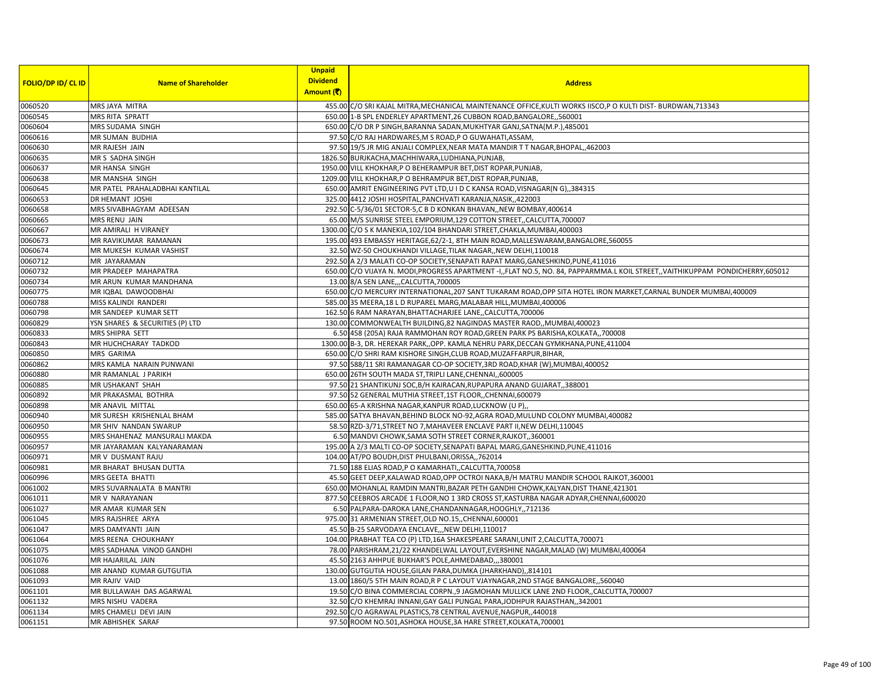| FOLIO/DP ID/ CL ID | Name of Shareholder | Unpaid Dividend Amount (₹) | Address |
|---|---|---|---|
| 0060520 | MRS JAYA MITRA | 455.00 | C/O SRI KAJAL MITRA,MECHANICAL MAINTENANCE OFFICE,KULTI WORKS IISCO,P O KULTI DIST- BURDWAN,713343 |
| 0060545 | MRS RITA SPRATT | 650.00 | 1-B SPL ENDERLEY APARTMENT,26 CUBBON ROAD,BANGALORE,,560001 |
| 0060604 | MRS SUDAMA SINGH | 650.00 | C/O DR P SINGH,BARANNA SADAN,MUKHTYAR GANJ,SATNA(M.P.),485001 |
| 0060616 | MR SUMAN BUDHIA | 97.50 | C/O RAJ HARDWARES,M S ROAD,P O GUWAHATI,ASSAM, |
| 0060630 | MR RAJESH JAIN | 97.50 | 19/5 JR MIG ANJALI COMPLEX,NEAR MATA MANDIR T T NAGAR,BHOPAL,,462003 |
| 0060635 | MR S SADHA SINGH | 1826.50 | BURJKACHA,MACHHIWARA,LUDHIANA,PUNJAB, |
| 0060637 | MR HANSA SINGH | 1950.00 | VILL KHOKHAR,P O BEHERAMPUR BET,DIST ROPAR,PUNJAB, |
| 0060638 | MR MANSHA SINGH | 1209.00 | VILL KHOKHAR,P O BEHRAMPUR BET,DIST ROPAR,PUNJAB, |
| 0060645 | MR PATEL PRAHALADBHAI KANTILAL | 650.00 | AMRIT ENGINEERING PVT LTD,U I D C KANSA ROAD,VISNAGAR(N G),,384315 |
| 0060653 | DR HEMANT JOSHI | 325.00 | 4412 JOSHI HOSPITAL,PANCHVATI KARANJA,NASIK,,422003 |
| 0060658 | MRS SIVABHAGYAM ADEESAN | 292.50 | C-5/36/01 SECTOR-5,C B D KONKAN BHAVAN,,NEW BOMBAY,400614 |
| 0060665 | MRS RENU JAIN | 65.00 | M/S SUNRISE STEEL EMPORIUM,129 COTTON STREET,,CALCUTTA,700007 |
| 0060667 | MR AMIRALI H VIRANEY | 1300.00 | C/O S K MANEKIA,102/104 BHANDARI STREET,CHAKLA,MUMBAI,400003 |
| 0060673 | MR RAVIKUMAR RAMANAN | 195.00 | 493 EMBASSY HERITAGE,62/2-1, 8TH MAIN ROAD,MALLESWARAM,BANGALORE,560055 |
| 0060674 | MR MUKESH KUMAR VASHIST | 32.50 | WZ-50 CHOUKHANDI VILLAGE,TILAK NAGAR,,NEW DELHI,110018 |
| 0060712 | MR JAYARAMAN | 292.50 | A 2/3 MALATI CO-OP SOCIETY,SENAPATI RAPAT MARG,GANESHKIND,PUNE,411016 |
| 0060732 | MR PRADEEP MAHAPATRA | 650.00 | C/O VIJAYA N. MODI,PROGRESS APARTMENT -I,,FLAT NO.5, NO. 84, PAPPARMMA.L KOIL STREET,,VAITHIKUPPAM PONDICHERRY,605012 |
| 0060734 | MR ARUN KUMAR MANDHANA | 13.00 | 8/A SEN LANE,,,CALCUTTA,700005 |
| 0060775 | MR IQBAL DAWOODBHAI | 650.00 | C/O MERCURY INTERNATIONAL,207 SANT TUKARAM ROAD,OPP SITA HOTEL IRON MARKET,CARNAL BUNDER MUMBAI,400009 |
| 0060788 | MISS KALINDI RANDERI | 585.00 | 35 MEERA,18 L D RUPAREL MARG,MALABAR HILL,MUMBAI,400006 |
| 0060798 | MR SANDEEP KUMAR SETT | 162.50 | 6 RAM NARAYAN,BHATTACHARJEE LANE,,CALCUTTA,700006 |
| 0060829 | YSN SHARES & SECURITIES (P) LTD | 130.00 | COMMONWEALTH BUILDING,82 NAGINDAS MASTER RAOD,,MUMBAI,400023 |
| 0060833 | MRS SHIPRA SETT | 6.50 | 458 (205A) RAJA RAMMOHAN ROY ROAD,GREEN PARK PS BARISHA,KOLKATA,,700008 |
| 0060843 | MR HUCHCHARAY TADKOD | 1300.00 | B-3, DR. HEREKAR PARK,,OPP. KAMLA NEHRU PARK,DECCAN GYMKHANA,PUNE,411004 |
| 0060850 | MRS GARIMA | 650.00 | C/O SHRI RAM KISHORE SINGH,CLUB ROAD,MUZAFFARPUR,BIHAR, |
| 0060862 | MRS KAMLA NARAIN PUNWANI | 97.50 | 588/11 SRI RAMANAGAR CO-OP SOCIETY,3RD ROAD,KHAR (W),MUMBAI,400052 |
| 0060880 | MR RAMANLAL J PARIKH | 650.00 | 26TH SOUTH MADA ST,TRIPLI LANE,CHENNAI,,600005 |
| 0060885 | MR USHAKANT SHAH | 97.50 | 21 SHANTIKUNJ SOC,B/H KAIRACAN,RUPAPURA ANAND GUJARAT,,388001 |
| 0060892 | MR PRAKASMAL BOTHRA | 97.50 | 52 GENERAL MUTHIA STREET,1ST FLOOR,,CHENNAI,600079 |
| 0060898 | MR ANAVIL MITTAL | 650.00 | 65-A KRISHNA NAGAR,KANPUR ROAD,LUCKNOW (U P),, |
| 0060940 | MR SURESH KRISHENLAL BHAM | 585.00 | SATYA BHAVAN,BEHIND BLOCK NO-92,AGRA ROAD,MULUND COLONY MUMBAI,400082 |
| 0060950 | MR SHIV NANDAN SWARUP | 58.50 | RZD-3/71,STREET NO 7,MAHAVEER ENCLAVE PART II,NEW DELHI,110045 |
| 0060955 | MRS SHAHENAZ MANSURALI MAKDA | 6.50 | MANDVI CHOWK,SAMA SOTH STREET CORNER,RAJKOT,,360001 |
| 0060957 | MR JAYARAMAN KALYANARAMAN | 195.00 | A 2/3 MALTI CO-OP SOCIETY,SENAPATI BAPAL MARG,GANESHKIND,PUNE,411016 |
| 0060971 | MR V DUSMANT RAJU | 104.00 | AT/PO BOUDH,DIST PHULBANI,ORISSA,,762014 |
| 0060981 | MR BHARAT BHUSAN DUTTA | 71.50 | 188 ELIAS ROAD,P O KAMARHATI,,CALCUTTA,700058 |
| 0060996 | MRS GEETA BHATTI | 45.50 | GEET DEEP,KALAWAD ROAD,OPP OCTROI NAKA,B/H MATRU MANDIR SCHOOL RAJKOT,360001 |
| 0061002 | MRS SUVARNALATA B MANTRI | 650.00 | MOHANLAL RAMDIN MANTRI,BAZAR PETH GANDHI CHOWK,KALYAN,DIST THANE,421301 |
| 0061011 | MR V NARAYANAN | 877.50 | CEEBROS ARCADE 1 FLOOR,NO 1 3RD CROSS ST,KASTURBA NAGAR ADYAR,CHENNAI,600020 |
| 0061027 | MR AMAR KUMAR SEN | 6.50 | PALPARA-DAROKA LANE,CHANDANNAGAR,HOOGHLY,,712136 |
| 0061045 | MRS RAJSHREE ARYA | 975.00 | 31 ARMENIAN STREET,OLD NO.15,,CHENNAI,600001 |
| 0061047 | MRS DAMYANTI JAIN | 45.50 | B-25 SARVODAYA ENCLAVE,,,NEW DELHI,110017 |
| 0061064 | MRS REENA CHOUKHANY | 104.00 | PRABHAT TEA CO (P) LTD,16A SHAKESPEARE SARANI,UNIT 2,CALCUTTA,700071 |
| 0061075 | MRS SADHANA VINOD GANDHI | 78.00 | PARISHRAM,21/22 KHANDELWAL LAYOUT,EVERSHINE NAGAR,MALAD (W) MUMBAI,400064 |
| 0061076 | MR HAJARILAL JAIN | 45.50 | 2163 AHHPUE BUKHAR'S POLE,AHMEDABAD,,,380001 |
| 0061088 | MR ANAND KUMAR GUTGUTIA | 130.00 | GUTGUTIA HOUSE,GILAN PARA,DUMKA (JHARKHAND),,814101 |
| 0061093 | MR RAJIV VAID | 13.00 | 1860/5 5TH MAIN ROAD,R P C LAYOUT VJAYNAGAR,2ND STAGE BANGALORE,,560040 |
| 0061101 | MR BULLAWAH DAS AGARWAL | 19.50 | C/O BINA COMMERCIAL CORPN.,9 JAGMOHAN MULLICK LANE 2ND FLOOR,,CALCUTTA,700007 |
| 0061132 | MRS NISHU VADERA | 32.50 | C/O KHEMRAJ INNANI,GAY GALI PUNGAL PARA,JODHPUR RAJASTHAN,,342001 |
| 0061134 | MRS CHAMELI DEVI JAIN | 292.50 | C/O AGRAWAL PLASTICS,78 CENTRAL AVENUE,NAGPUR,,440018 |
| 0061151 | MR ABHISHEK SARAF | 97.50 | ROOM NO.501,ASHOKA HOUSE,3A HARE STREET,KOLKATA,700001 |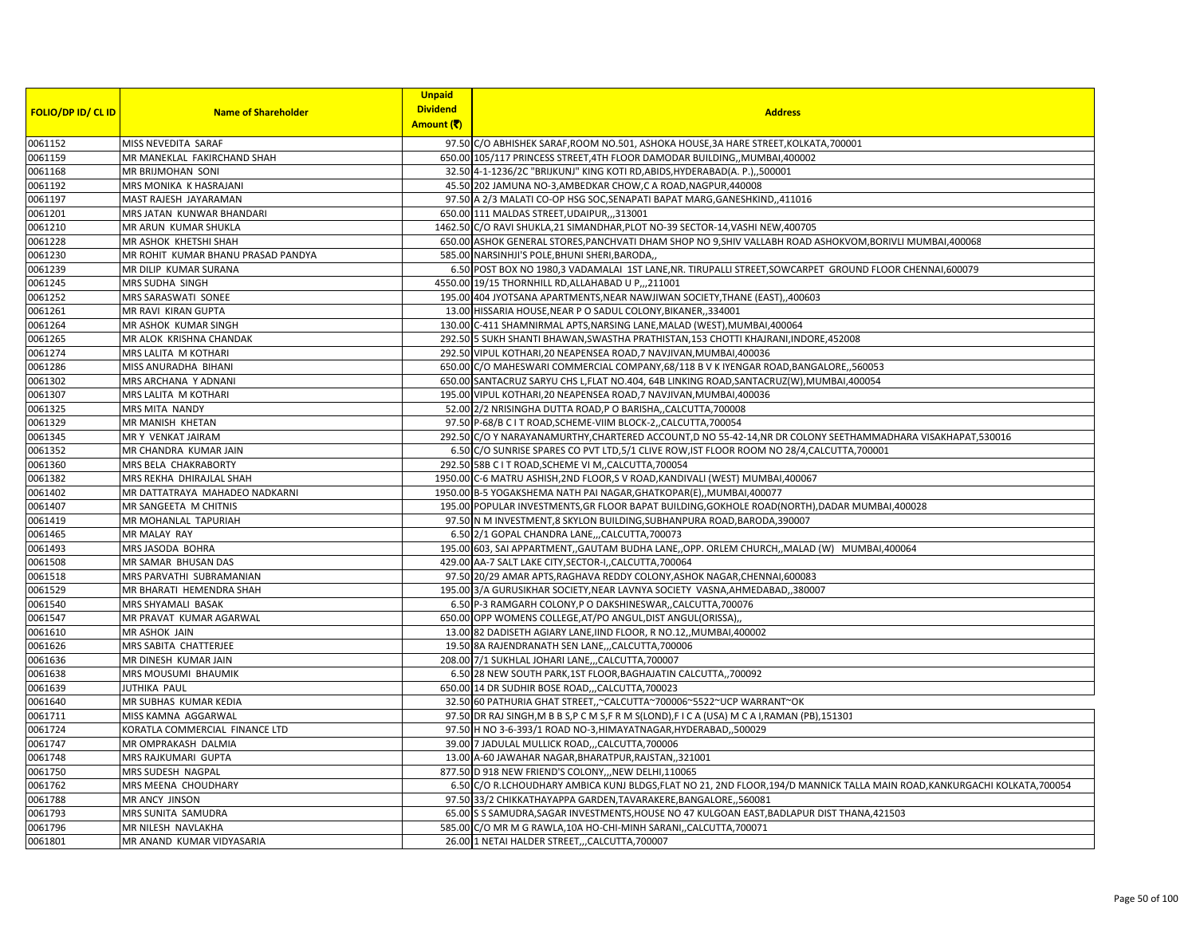| FOLIO/DP ID/ CL ID | Name of Shareholder | Unpaid Dividend Amount (₹) | Address |
|---|---|---|---|
| 0061152 | MISS NEVEDITA SARAF | 97.50 | C/O ABHISHEK SARAF,ROOM NO.501, ASHOKA HOUSE,3A HARE STREET,KOLKATA,700001 |
| 0061159 | MR MANEKLAL FAKIRCHAND SHAH | 650.00 | 105/117 PRINCESS STREET,4TH FLOOR DAMODAR BUILDING,,MUMBAI,400002 |
| 0061168 | MR BRIJMOHAN SONI | 32.50 | 4-1-1236/2C "BRIJKUNJ" KING KOTI RD,ABIDS,HYDERABAD(A. P.),,500001 |
| 0061192 | MRS MONIKA K HASRAJANI | 45.50 | 202 JAMUNA NO-3,AMBEDKAR CHOW,C A ROAD,NAGPUR,440008 |
| 0061197 | MAST RAJESH JAYARAMAN | 97.50 | A 2/3 MALATI CO-OP HSG SOC,SENAPATI BAPAT MARG,GANESHKIND,,411016 |
| 0061201 | MRS JATAN KUNWAR BHANDARI | 650.00 | 111 MALDAS STREET,UDAIPUR,,,313001 |
| 0061210 | MR ARUN KUMAR SHUKLA | 1462.50 | C/O RAVI SHUKLA,21 SIMANDHAR,PLOT NO-39 SECTOR-14,VASHI NEW,400705 |
| 0061228 | MR ASHOK KHETSHI SHAH | 650.00 | ASHOK GENERAL STORES,PANCHVATI DHAM SHOP NO 9,SHIV VALLABH ROAD ASHOKVOM,BORIVLI MUMBAI,400068 |
| 0061230 | MR ROHIT KUMAR BHANU PRASAD PANDYA | 585.00 | NARSINHJI'S POLE,BHUNI SHERI,BARODA,, |
| 0061239 | MR DILIP KUMAR SURANA | 6.50 | POST BOX NO 1980,3 VADAMALAI 1ST LANE,NR. TIRUPALLI STREET,SOWCARPET GROUND FLOOR CHENNAI,600079 |
| 0061245 | MRS SUDHA SINGH | 4550.00 | 19/15 THORNHILL RD,ALLAHABAD U P,,,211001 |
| 0061252 | MRS SARASWATI SONEE | 195.00 | 404 JYOTSANA APARTMENTS,NEAR NAWJIWAN SOCIETY,THANE (EAST),,400603 |
| 0061261 | MR RAVI KIRAN GUPTA | 13.00 | HISSARIA HOUSE,NEAR P O SADUL COLONY,BIKANER,,334001 |
| 0061264 | MR ASHOK KUMAR SINGH | 130.00 | C-411 SHAMNIRMAL APTS,NARSING LANE,MALAD (WEST),MUMBAI,400064 |
| 0061265 | MR ALOK KRISHNA CHANDAK | 292.50 | 5 SUKH SHANTI BHAWAN,SWASTHA PRATHISTAN,153 CHOTTI KHAJRANI,INDORE,452008 |
| 0061274 | MRS LALITA M KOTHARI | 292.50 | VIPUL KOTHARI,20 NEAPENSEA ROAD,7 NAVJIVAN,MUMBAI,400036 |
| 0061286 | MISS ANURADHA BIHANI | 650.00 | C/O MAHESWARI COMMERCIAL COMPANY,68/118 B V K IYENGAR ROAD,BANGALORE,,560053 |
| 0061302 | MRS ARCHANA Y ADNANI | 650.00 | SANTACRUZ SARYU CHS L,FLAT NO.404, 64B LINKING ROAD,SANTACRUZ(W),MUMBAI,400054 |
| 0061307 | MRS LALITA M KOTHARI | 195.00 | VIPUL KOTHARI,20 NEAPENSEA ROAD,7 NAVJIVAN,MUMBAI,400036 |
| 0061325 | MRS MITA NANDY | 52.00 | 2/2 NRISINGHA DUTTA ROAD,P O BARISHA,,CALCUTTA,700008 |
| 0061329 | MR MANISH KHETAN | 97.50 | P-68/B C I T ROAD,SCHEME-VIIM BLOCK-2,,CALCUTTA,700054 |
| 0061345 | MR Y VENKAT JAIRAM | 292.50 | C/O Y NARAYANAMURTHY,CHARTERED ACCOUNT,D NO 55-42-14,NR DR COLONY SEETHAMMADHARA VISAKHAPAT,530016 |
| 0061352 | MR CHANDRA KUMAR JAIN | 6.50 | C/O SUNRISE SPARES CO PVT LTD,5/1 CLIVE ROW,IST FLOOR ROOM NO 28/4,CALCUTTA,700001 |
| 0061360 | MRS BELA CHAKRABORTY | 292.50 | 58B C I T ROAD,SCHEME VI M,,CALCUTTA,700054 |
| 0061382 | MRS REKHA DHIRAJLAL SHAH | 1950.00 | C-6 MATRU ASHISH,2ND FLOOR,S V ROAD,KANDIVALI (WEST) MUMBAI,400067 |
| 0061402 | MR DATTATRAYA MAHADEO NADKARNI | 1950.00 | B-5 YOGAKSHEMA NATH PAI NAGAR,GHATKOPAR(E),,MUMBAI,400077 |
| 0061407 | MR SANGEETA M CHITNIS | 195.00 | POPULAR INVESTMENTS,GR FLOOR BAPAT BUILDING,GOKHOLE ROAD(NORTH),DADAR MUMBAI,400028 |
| 0061419 | MR MOHANLAL TAPURIAH | 97.50 | N M INVESTMENT,8 SKYLON BUILDING,SUBHANPURA ROAD,BARODA,390007 |
| 0061465 | MR MALAY RAY | 6.50 | 2/1 GOPAL CHANDRA LANE,,,CALCUTTA,700073 |
| 0061493 | MRS JASODA BOHRA | 195.00 | 603, SAI APPARTMENT,,GAUTAM BUDHA LANE,,OPP. ORLEM CHURCH,,MALAD (W) MUMBAI,400064 |
| 0061508 | MR SAMAR BHUSAN DAS | 429.00 | AA-7 SALT LAKE CITY,SECTOR-I,,CALCUTTA,700064 |
| 0061518 | MRS PARVATHI SUBRAMANIAN | 97.50 | 20/29 AMAR APTS,RAGHAVA REDDY COLONY,ASHOK NAGAR,CHENNAI,600083 |
| 0061529 | MR BHARATI HEMENDRA SHAH | 195.00 | 3/A GURUSIKHAR SOCIETY,NEAR LAVNYA SOCIETY VASNA,AHMEDABAD,,380007 |
| 0061540 | MRS SHYAMALI BASAK | 6.50 | P-3 RAMGARH COLONY,P O DAKSHINESWAR,,CALCUTTA,700076 |
| 0061547 | MR PRAVAT KUMAR AGARWAL | 650.00 | OPP WOMENS COLLEGE,AT/PO ANGUL,DIST ANGUL(ORISSA),, |
| 0061610 | MR ASHOK JAIN | 13.00 | 82 DADISETH AGIARY LANE,IIND FLOOR, R NO.12,,MUMBAI,400002 |
| 0061626 | MRS SABITA CHATTERJEE | 19.50 | 8A RAJENDRANATH SEN LANE,,,CALCUTTA,700006 |
| 0061636 | MR DINESH KUMAR JAIN | 208.00 | 7/1 SUKHLAL JOHARI LANE,,,CALCUTTA,700007 |
| 0061638 | MRS MOUSUMI BHAUMIK | 6.50 | 28 NEW SOUTH PARK,1ST FLOOR,BAGHAJATIN CALCUTTA,,700092 |
| 0061639 | JUTHIKA PAUL | 650.00 | 14 DR SUDHIR BOSE ROAD,,,CALCUTTA,700023 |
| 0061640 | MR SUBHAS KUMAR KEDIA | 32.50 | 60 PATHURIA GHAT STREET,,~CALCUTTA~700006~5522~UCP WARRANT~OK |
| 0061711 | MISS KAMNA AGGARWAL | 97.50 | DR RAJ SINGH,M B B S,P C M S,F R M S(LOND),F I C A (USA) M C A I,RAMAN (PB),151301 |
| 0061724 | KORATLA COMMERCIAL FINANCE LTD | 97.50 | H NO 3-6-393/1 ROAD NO-3,HIMAYATNAGAR,HYDERABAD,,500029 |
| 0061747 | MR OMPRAKASH DALMIA | 39.00 | 7 JADULAL MULLICK ROAD,,,CALCUTTA,700006 |
| 0061748 | MRS RAJKUMARI GUPTA | 13.00 | A-60 JAWAHAR NAGAR,BHARATPUR,RAJSTAN,,321001 |
| 0061750 | MRS SUDESH NAGPAL | 877.50 | D 918 NEW FRIEND'S COLONY,,,NEW DELHI,110065 |
| 0061762 | MRS MEENA CHOUDHARY | 6.50 | C/O R.LCHOUDHARY AMBICA KUNJ BLDGS,FLAT NO 21, 2ND FLOOR,194/D MANNICK TALLA MAIN ROAD,KANKURGACHI KOLKATA,700054 |
| 0061788 | MR ANCY JINSON | 97.50 | 33/2 CHIKKATHAYAPPA GARDEN,TAVARAKERE,BANGALORE,,560081 |
| 0061793 | MRS SUNITA SAMUDRA | 65.00 | S S SAMUDRA,SAGAR INVESTMENTS,HOUSE NO 47 KULGOAN EAST,BADLAPUR DIST THANA,421503 |
| 0061796 | MR NILESH NAVLAKHA | 585.00 | C/O MR M G RAWLA,10A HO-CHI-MINH SARANI,,CALCUTTA,700071 |
| 0061801 | MR ANAND KUMAR VIDYASARIA | 26.00 | 1 NETAI HALDER STREET,,,CALCUTTA,700007 |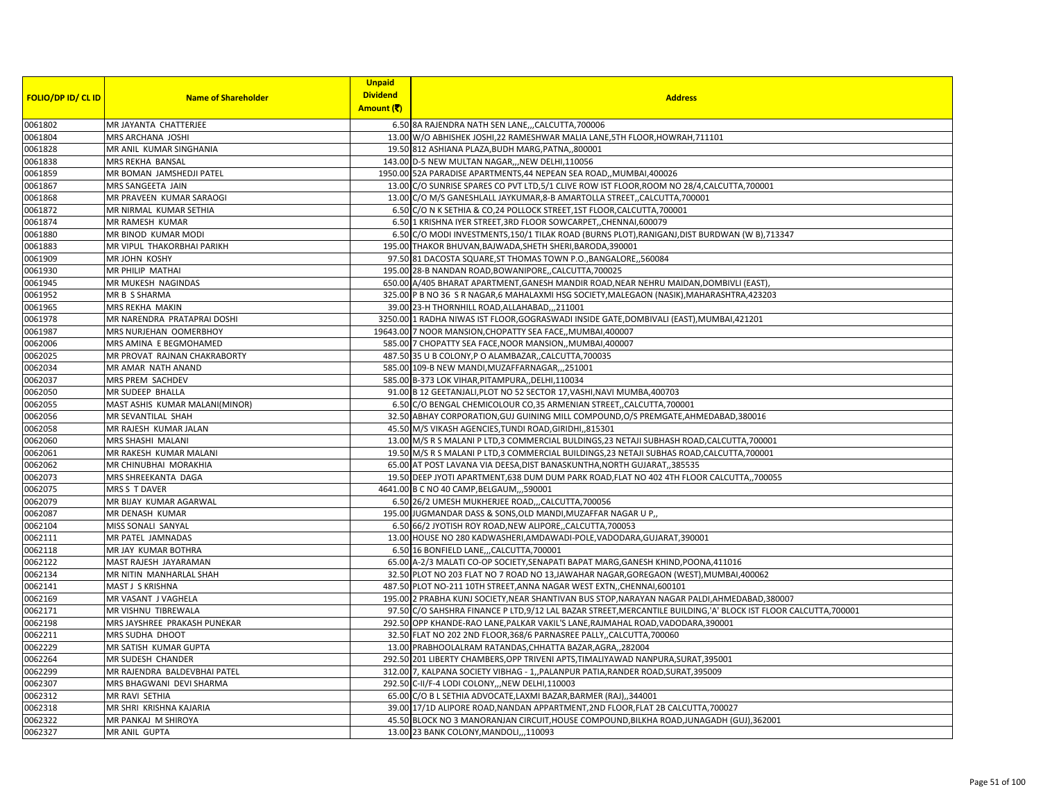| FOLIO/DP ID/ CL ID | Name of Shareholder | Unpaid Dividend Amount (₹) | Address |
|---|---|---|---|
| 0061802 | MR JAYANTA CHATTERJEE | 6.50 | 8A RAJENDRA NATH SEN LANE,,,CALCUTTA,700006 |
| 0061804 | MRS ARCHANA JOSHI | 13.00 | W/O ABHISHEK JOSHI,22 RAMESHWAR MALIA LANE,5TH FLOOR,HOWRAH,711101 |
| 0061828 | MR ANIL KUMAR SINGHANIA | 19.50 | 812 ASHIANA PLAZA,BUDH MARG,PATNA,,800001 |
| 0061838 | MRS REKHA BANSAL | 143.00 | D-5 NEW MULTAN NAGAR,,,NEW DELHI,110056 |
| 0061859 | MR BOMAN JAMSHEDJI PATEL | 1950.00 | 52A PARADISE APARTMENTS,44 NEPEAN SEA ROAD,,MUMBAI,400026 |
| 0061867 | MRS SANGEETA JAIN | 13.00 | C/O SUNRISE SPARES CO PVT LTD,5/1 CLIVE ROW IST FLOOR,ROOM NO 28/4,CALCUTTA,700001 |
| 0061868 | MR PRAVEEN KUMAR SARAOGI | 13.00 | C/O M/S GANESHLALL JAYKUMAR,8-B AMARTOLLA STREET,,CALCUTTA,700001 |
| 0061872 | MR NIRMAL KUMAR SETHIA | 6.50 | C/O N K SETHIA & CO,24 POLLOCK STREET,1ST FLOOR,CALCUTTA,700001 |
| 0061874 | MR RAMESH KUMAR | 6.50 | 1 KRISHNA IYER STREET,3RD FLOOR SOWCARPET,,CHENNAI,600079 |
| 0061880 | MR BINOD KUMAR MODI | 6.50 | C/O MODI INVESTMENTS,150/1 TILAK ROAD (BURNS PLOT),RANIGANJ,DIST BURDWAN (W B),713347 |
| 0061883 | MR VIPUL THAKORBHAI PARIKH | 195.00 | THAKOR BHUVAN,BAJWADA,SHETH SHERI,BARODA,390001 |
| 0061909 | MR JOHN KOSHY | 97.50 | 81 DACOSTA SQUARE,ST THOMAS TOWN P.O.,BANGALORE,,560084 |
| 0061930 | MR PHILIP MATHAI | 195.00 | 28-B NANDAN ROAD,BOWANIPORE,,CALCUTTA,700025 |
| 0061945 | MR MUKESH NAGINDAS | 650.00 | A/405 BHARAT APARTMENT,GANESH MANDIR ROAD,NEAR NEHRU MAIDAN,DOMBIVLI (EAST), |
| 0061952 | MR B S SHARMA | 325.00 | P B NO 36 S R NAGAR,6 MAHALAXMI HSG SOCIETY,MALEGAON (NASIK),MAHARASHTRA,423203 |
| 0061965 | MRS REKHA MAKIN | 39.00 | 23-H THORNHILL ROAD,ALLAHABAD,,,211001 |
| 0061978 | MR NARENDRA PRATAPRAI DOSHI | 3250.00 | 1 RADHA NIWAS IST FLOOR,GOGRASWADI INSIDE GATE,DOMBIVALI (EAST),MUMBAI,421201 |
| 0061987 | MRS NURJEHAN OOMERBHOY | 19643.00 | 7 NOOR MANSION,CHOPATTY SEA FACE,,MUMBAI,400007 |
| 0062006 | MRS AMINA E BEGMOHAMED | 585.00 | 7 CHOPATTY SEA FACE,NOOR MANSION,,MUMBAI,400007 |
| 0062025 | MR PROVAT RAJNAN CHAKRABORTY | 487.50 | 35 U B COLONY,P O ALAMBAZAR,,CALCUTTA,700035 |
| 0062034 | MR AMAR NATH ANAND | 585.00 | 109-B NEW MANDI,MUZAFFARNAGAR,,,251001 |
| 0062037 | MRS PREM SACHDEV | 585.00 | B-373 LOK VIHAR,PITAMPURA,,DELHI,110034 |
| 0062050 | MR SUDEEP BHALLA | 91.00 | B 12 GEETANJALI,PLOT NO 52 SECTOR 17,VASHI,NAVI MUMBA,400703 |
| 0062055 | MAST ASHIS KUMAR MALANI(MINOR) | 6.50 | C/O BENGAL CHEMICOLOUR CO,35 ARMENIAN STREET,,CALCUTTA,700001 |
| 0062056 | MR SEVANTILAL SHAH | 32.50 | ABHAY CORPORATION,GUJ GUINING MILL COMPOUND,O/S PREMGATE,AHMEDABAD,380016 |
| 0062058 | MR RAJESH KUMAR JALAN | 45.50 | M/S VIKASH AGENCIES,TUNDI ROAD,GIRIDHI,,815301 |
| 0062060 | MRS SHASHI MALANI | 13.00 | M/S R S MALANI P LTD,3 COMMERCIAL BULDINGS,23 NETAJI SUBHASH ROAD,CALCUTTA,700001 |
| 0062061 | MR RAKESH KUMAR MALANI | 19.50 | M/S R S MALANI P LTD,3 COMMERCIAL BUILDINGS,23 NETAJI SUBHAS ROAD,CALCUTTA,700001 |
| 0062062 | MR CHINUBHAI MORAKHIA | 65.00 | AT POST LAVANA VIA DEESA,DIST BANASKUNTHA,NORTH GUJARAT,,385535 |
| 0062073 | MRS SHREEKANTA DAGA | 19.50 | DEEP JYOTI APARTMENT,638 DUM DUM PARK ROAD,FLAT NO 402 4TH FLOOR CALCUTTA,,700055 |
| 0062075 | MRS S T DAVER | 4641.00 | B C NO 40 CAMP,BELGAUM,,,590001 |
| 0062079 | MR BIJAY KUMAR AGARWAL | 6.50 | 26/2 UMESH MUKHERJEE ROAD,,,CALCUTTA,700056 |
| 0062087 | MR DENASH KUMAR | 195.00 | JUGMANDAR DASS & SONS,OLD MANDI,MUZAFFAR NAGAR U P,, |
| 0062104 | MISS SONALI SANYAL | 6.50 | 66/2 JYOTISH ROY ROAD,NEW ALIPORE,,CALCUTTA,700053 |
| 0062111 | MR PATEL JAMNADAS | 13.00 | HOUSE NO 280 KADWASHERI,AMDAWADI-POLE,VADODARA,GUJARAT,390001 |
| 0062118 | MR JAY KUMAR BOTHRA | 6.50 | 16 BONFIELD LANE,,,CALCUTTA,700001 |
| 0062122 | MAST RAJESH JAYARAMAN | 65.00 | A-2/3 MALATI CO-OP SOCIETY,SENAPATI BAPAT MARG,GANESH KHIND,POONA,411016 |
| 0062134 | MR NITIN MANHARLAL SHAH | 32.50 | PLOT NO 203 FLAT NO 7 ROAD NO 13,JAWAHAR NAGAR,GOREGAON (WEST),MUMBAI,400062 |
| 0062141 | MAST J S KRISHNA | 487.50 | PLOT NO-211 10TH STREET,ANNA NAGAR WEST EXTN,,CHENNAI,600101 |
| 0062169 | MR VASANT J VAGHELA | 195.00 | 2 PRABHA KUNJ SOCIETY,NEAR SHANTIVAN BUS STOP,NARAYAN NAGAR PALDI,AHMEDABAD,380007 |
| 0062171 | MR VISHNU TIBREWALA | 97.50 | C/O SAHSHRA FINANCE P LTD,9/12 LAL BAZAR STREET,MERCANTILE BUILDING,'A' BLOCK IST FLOOR CALCUTTA,700001 |
| 0062198 | MRS JAYSHREE PRAKASH PUNEKAR | 292.50 | OPP KHANDE-RAO LANE,PALKAR VAKIL'S LANE,RAJMAHAL ROAD,VADODARA,390001 |
| 0062211 | MRS SUDHA DHOOT | 32.50 | FLAT NO 202 2ND FLOOR,368/6 PARNASREE PALLY,,CALCUTTA,700060 |
| 0062229 | MR SATISH KUMAR GUPTA | 13.00 | PRABHOOLALRAM RATANDAS,CHHATTA BAZAR,AGRA,,282004 |
| 0062264 | MR SUDESH CHANDER | 292.50 | 201 LIBERTY CHAMBERS,OPP TRIVENI APTS,TIMALIYAWAD NANPURA,SURAT,395001 |
| 0062299 | MR RAJENDRA BALDEVBHAI PATEL | 312.00 | 7, KALPANA SOCIETY VIBHAG - 1,,PALANPUR PATIA,RANDER ROAD,SURAT,395009 |
| 0062307 | MRS BHAGWANI DEVI SHARMA | 292.50 | C-II/F-4 LODI COLONY,,,NEW DELHI,110003 |
| 0062312 | MR RAVI SETHIA | 65.00 | C/O B L SETHIA ADVOCATE,LAXMI BAZAR,BARMER (RAJ),,344001 |
| 0062318 | MR SHRI KRISHNA KAJARIA | 39.00 | 17/1D ALIPORE ROAD,NANDAN APPARTMENT,2ND FLOOR,FLAT 2B CALCUTTA,700027 |
| 0062322 | MR PANKAJ M SHIROYA | 45.50 | BLOCK NO 3 MANORANJAN CIRCUIT,HOUSE COMPOUND,BILKHA ROAD,JUNAGADH (GUJ),362001 |
| 0062327 | MR ANIL GUPTA | 13.00 | 23 BANK COLONY,MANDOLI,,,110093 |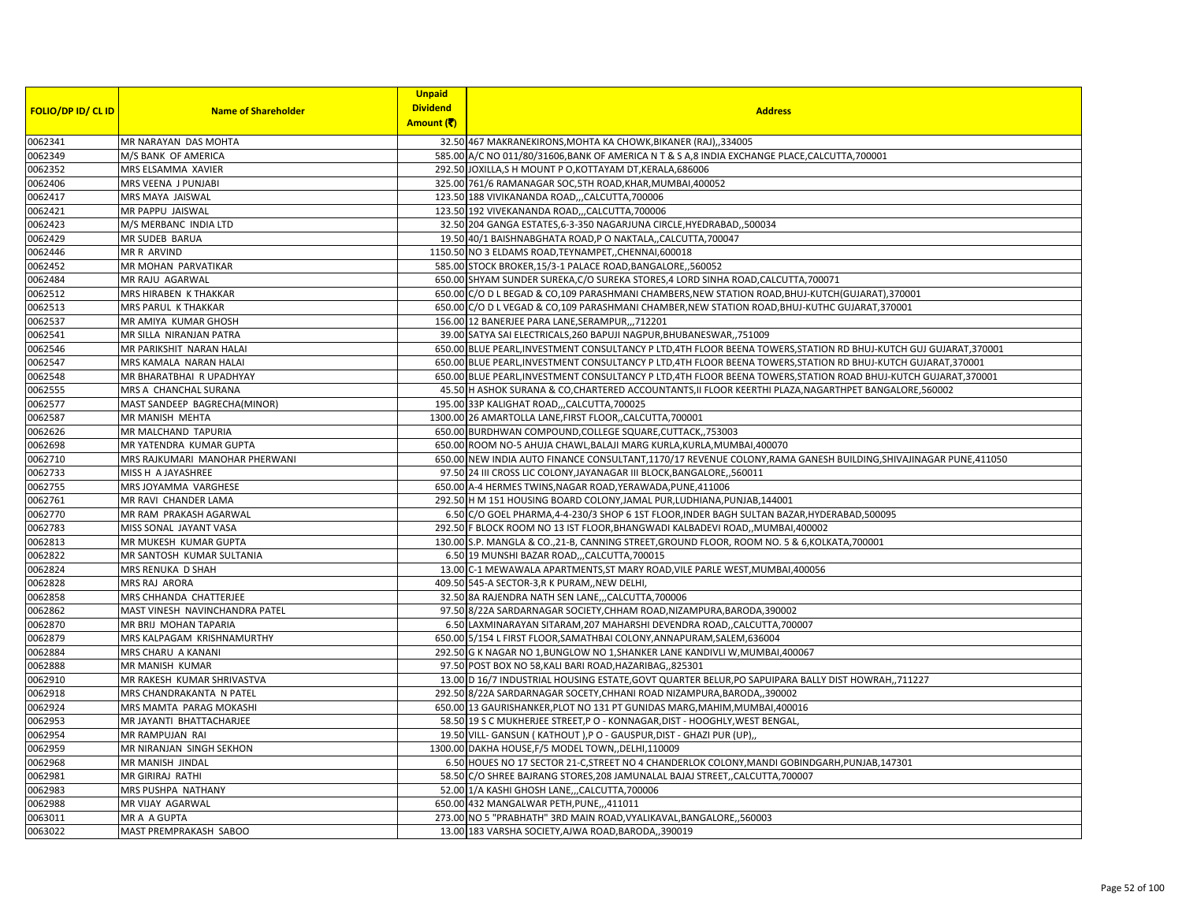| FOLIO/DP ID/ CL ID | Name of Shareholder | Unpaid Dividend Amount (₹) | Address |
|---|---|---|---|
| 0062341 | MR NARAYAN DAS MOHTA | 32.50 | 467 MAKRANEKIRONS,MOHTA KA CHOWK,BIKANER (RAJ),,334005 |
| 0062349 | M/S BANK OF AMERICA | 585.00 | A/C NO 011/80/31606,BANK OF AMERICA N T & S A,8 INDIA EXCHANGE PLACE,CALCUTTA,700001 |
| 0062352 | MRS ELSAMMA XAVIER | 292.50 | JOXILLA,S H MOUNT P O,KOTTAYAM DT,KERALA,686006 |
| 0062406 | MRS VEENA J PUNJABI | 325.00 | 761/6 RAMANAGAR SOC,5TH ROAD,KHAR,MUMBAI,400052 |
| 0062417 | MRS MAYA JAISWAL | 123.50 | 188 VIVIKANANDA ROAD,,,CALCUTTA,700006 |
| 0062421 | MR PAPPU JAISWAL | 123.50 | 192 VIVEKANANDA ROAD,,,CALCUTTA,700006 |
| 0062423 | M/S MERBANC INDIA LTD | 32.50 | 204 GANGA ESTATES,6-3-350 NAGARJUNA CIRCLE,HYEDRABAD,,500034 |
| 0062429 | MR SUDEB BARUA | 19.50 | 40/1 BAISHNABGHATA ROAD,P O NAKTALA,,CALCUTTA,700047 |
| 0062446 | MR R ARVIND | 1150.50 | NO 3 ELDAMS ROAD,TEYNAMPET,,CHENNAI,600018 |
| 0062452 | MR MOHAN PARVATIKAR | 585.00 | STOCK BROKER,15/3-1 PALACE ROAD,BANGALORE,,560052 |
| 0062484 | MR RAJU AGARWAL | 650.00 | SHYAM SUNDER SUREKA,C/O SUREKA STORES,4 LORD SINHA ROAD,CALCUTTA,700071 |
| 0062512 | MRS HIRABEN K THAKKAR | 650.00 | C/O D L BEGAD & CO,109 PARASHMANI CHAMBERS,NEW STATION ROAD,BHUJ-KUTCH(GUJARAT),370001 |
| 0062513 | MRS PARUL K THAKKAR | 650.00 | C/O D L VEGAD & CO,109 PARASHMANI CHAMBER,NEW STATION ROAD,BHUJ-KUTHC GUJARAT,370001 |
| 0062537 | MR AMIYA KUMAR GHOSH | 156.00 | 12 BANERJEE PARA LANE,SERAMPUR,,,712201 |
| 0062541 | MR SILLA NIRANJAN PATRA | 39.00 | SATYA SAI ELECTRICALS,260 BAPUJI NAGPUR,BHUBANESWAR,,751009 |
| 0062546 | MR PARIKSHIT NARAN HALAI | 650.00 | BLUE PEARL,INVESTMENT CONSULTANCY P LTD,4TH FLOOR BEENA TOWERS,STATION RD BHUJ-KUTCH GUJ GUJARAT,370001 |
| 0062547 | MRS KAMALA NARAN HALAI | 650.00 | BLUE PEARL,INVESTMENT CONSULTANCY P LTD,4TH FLOOR BEENA TOWERS,STATION RD BHUJ-KUTCH GUJARAT,370001 |
| 0062548 | MR BHARATBHAI R UPADHYAY | 650.00 | BLUE PEARL,INVESTMENT CONSULTANCY P LTD,4TH FLOOR BEENA TOWERS,STATION ROAD BHUJ-KUTCH GUJARAT,370001 |
| 0062555 | MRS A CHANCHAL SURANA | 45.50 | H ASHOK SURANA & CO,CHARTERED ACCOUNTANTS,II FLOOR KEERTHI PLAZA,NAGARTHPET BANGALORE,560002 |
| 0062577 | MAST SANDEEP BAGRECHA(MINOR) | 195.00 | 33P KALIGHAT ROAD,,,CALCUTTA,700025 |
| 0062587 | MR MANISH MEHTA | 1300.00 | 26 AMARTOLLA LANE,FIRST FLOOR,,CALCUTTA,700001 |
| 0062626 | MR MALCHAND TAPURIA | 650.00 | BURDHWAN COMPOUND,COLLEGE SQUARE,CUTTACK,,753003 |
| 0062698 | MR YATENDRA KUMAR GUPTA | 650.00 | ROOM NO-5 AHUJA CHAWL,BALAJI MARG KURLA,KURLA,MUMBAI,400070 |
| 0062710 | MRS RAJKUMARI MANOHAR PHERWANI | 650.00 | NEW INDIA AUTO FINANCE CONSULTANT,1170/17 REVENUE COLONY,RAMA GANESH BUILDING,SHIVAJINAGAR PUNE,411050 |
| 0062733 | MISS H A JAYASHREE | 97.50 | 24 III CROSS LIC COLONY,JAYANAGAR III BLOCK,BANGALORE,,560011 |
| 0062755 | MRS JOYAMMA VARGHESE | 650.00 | A-4 HERMES TWINS,NAGAR ROAD,YERAWADA,PUNE,411006 |
| 0062761 | MR RAVI CHANDER LAMA | 292.50 | H M 151 HOUSING BOARD COLONY,JAMAL PUR,LUDHIANA,PUNJAB,144001 |
| 0062770 | MR RAM PRAKASH AGARWAL | 6.50 | C/O GOEL PHARMA,4-4-230/3 SHOP 6 1ST FLOOR,INDER BAGH SULTAN BAZAR,HYDERABAD,500095 |
| 0062783 | MISS SONAL JAYANT VASA | 292.50 | F BLOCK ROOM NO 13 IST FLOOR,BHANGWADI KALBADEVI ROAD,,MUMBAI,400002 |
| 0062813 | MR MUKESH KUMAR GUPTA | 130.00 | S.P. MANGLA & CO.,21-B, CANNING STREET,GROUND FLOOR, ROOM NO. 5 & 6,KOLKATA,700001 |
| 0062822 | MR SANTOSH KUMAR SULTANIA | 6.50 | 19 MUNSHI BAZAR ROAD,,,CALCUTTA,700015 |
| 0062824 | MRS RENUKA D SHAH | 13.00 | C-1 MEWAWALA APARTMENTS,ST MARY ROAD,VILE PARLE WEST,MUMBAI,400056 |
| 0062828 | MRS RAJ ARORA | 409.50 | 545-A SECTOR-3,R K PURAM,,NEW DELHI, |
| 0062858 | MRS CHHANDA CHATTERJEE | 32.50 | 8A RAJENDRA NATH SEN LANE,,,CALCUTTA,700006 |
| 0062862 | MAST VINESH NAVINCHANDRA PATEL | 97.50 | 8/22A SARDARNAGAR SOCIETY,CHHAM ROAD,NIZAMPURA,BARODA,390002 |
| 0062870 | MR BRIJ MOHAN TAPARIA | 6.50 | LAXMINARAYAN SITARAM,207 MAHARSHI DEVENDRA ROAD,,CALCUTTA,700007 |
| 0062879 | MRS KALPAGAM KRISHNAMURTHY | 650.00 | 5/154 L FIRST FLOOR,SAMATHBAI COLONY,ANNAPURAM,SALEM,636004 |
| 0062884 | MRS CHARU A KANANI | 292.50 | G K NAGAR NO 1,BUNGLOW NO 1,SHANKER LANE KANDIVLI W,MUMBAI,400067 |
| 0062888 | MR MANISH KUMAR | 97.50 | POST BOX NO 58,KALI BARI ROAD,HAZARIBAG,,825301 |
| 0062910 | MR RAKESH KUMAR SHRIVASTVA | 13.00 | D 16/7 INDUSTRIAL HOUSING ESTATE,GOVT QUARTER BELUR,PO SAPUIPARA BALLY DIST HOWRAH,,711227 |
| 0062918 | MRS CHANDRAKANTA N PATEL | 292.50 | 8/22A SARDARNAGAR SOCETY,CHHANI ROAD NIZAMPURA,BARODA,,390002 |
| 0062924 | MRS MAMTA PARAG MOKASHI | 650.00 | 13 GAURISHANKER,PLOT NO 131 PT GUNIDAS MARG,MAHIM,MUMBAI,400016 |
| 0062953 | MR JAYANTI BHATTACHARJEE | 58.50 | 19 S C MUKHERJEE STREET,P O - KONNAGAR,DIST - HOOGHLY,WEST BENGAL, |
| 0062954 | MR RAMPUJAN RAI | 19.50 | VILL- GANSUN ( KATHOUT ),P O - GAUSPUR,DIST - GHAZI PUR (UP),, |
| 0062959 | MR NIRANJAN SINGH SEKHON | 1300.00 | DAKHA HOUSE,F/5 MODEL TOWN,,DELHI,110009 |
| 0062968 | MR MANISH JINDAL | 6.50 | HOUES NO 17 SECTOR 21-C,STREET NO 4 CHANDERLOK COLONY,MANDI GOBINDGARH,PUNJAB,147301 |
| 0062981 | MR GIRIRAJ RATHI | 58.50 | C/O SHREE BAJRANG STORES,208 JAMUNALAL BAJAJ STREET,,CALCUTTA,700007 |
| 0062983 | MRS PUSHPA NATHANY | 52.00 | 1/A KASHI GHOSH LANE,,,CALCUTTA,700006 |
| 0062988 | MR VIJAY AGARWAL | 650.00 | 432 MANGALWAR PETH,PUNE,,,411011 |
| 0063011 | MR A A GUPTA | 273.00 | NO 5 "PRABHATH" 3RD MAIN ROAD,VYALIKAVAL,BANGALORE,,560003 |
| 0063022 | MAST PREMPRAKASH SABOO | 13.00 | 183 VARSHA SOCIETY,AJWA ROAD,BARODA,,390019 |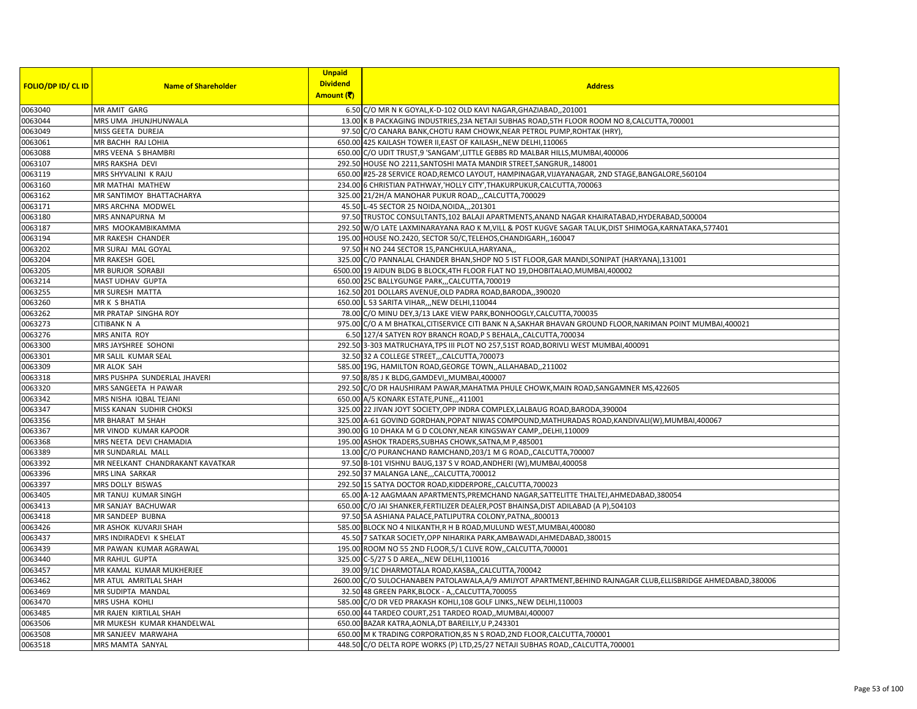| FOLIO/DP ID/ CL ID | Name of Shareholder | Unpaid Dividend Amount (₹) | Address |
|---|---|---|---|
| 0063040 | MR AMIT GARG | 6.50 | C/O MR N K GOYAL,K-D-102 OLD KAVI NAGAR,GHAZIABAD,,201001 |
| 0063044 | MRS UMA JHUNJHUNWALA | 13.00 | K B PACKAGING INDUSTRIES,23A NETAJI SUBHAS ROAD,5TH FLOOR ROOM NO 8,CALCUTTA,700001 |
| 0063049 | MISS GEETA DUREJA | 97.50 | C/O CANARA BANK,CHOTU RAM CHOWK,NEAR PETROL PUMP,ROHTAK (HRY), |
| 0063061 | MR BACHH RAJ LOHIA | 650.00 | 425 KAILASH TOWER II,EAST OF KAILASH,,NEW DELHI,110065 |
| 0063088 | MRS VEENA S BHAMBRI | 650.00 | C/O UDIT TRUST,9 'SANGAM',LITTLE GEBBS RD MALBAR HILLS,MUMBAI,400006 |
| 0063107 | MRS RAKSHA DEVI | 292.50 | HOUSE NO 2211,SANTOSHI MATA MANDIR STREET,SANGRUR,,148001 |
| 0063119 | MRS SHYVALINI K RAJU | 650.00 | #25-28 SERVICE ROAD,REMCO LAYOUT, HAMPINAGAR,VIJAYANAGAR, 2ND STAGE,BANGALORE,560104 |
| 0063160 | MR MATHAI MATHEW | 234.00 | 6 CHRISTIAN PATHWAY,'HOLLY CITY',THAKURPUKUR,CALCUTTA,700063 |
| 0063162 | MR SANTIMOY BHATTACHARYA | 325.00 | 21/2H/A MANOHAR PUKUR ROAD,,,CALCUTTA,700029 |
| 0063171 | MRS ARCHNA MODWEL | 45.50 | L-45 SECTOR 25 NOIDA,NOIDA,,,201301 |
| 0063180 | MRS ANNAPURNA M | 97.50 | TRUSTOC CONSULTANTS,102 BALAJI APARTMENTS,ANAND NAGAR KHAIRATABAD,HYDERABAD,500004 |
| 0063187 | MRS MOOKAMBIKAMMA | 292.50 | W/O LATE LAXMINARAYANA RAO K M,VILL & POST KUGVE SAGAR TALUK,DIST SHIMOGA,KARNATAKA,577401 |
| 0063194 | MR RAKESH CHANDER | 195.00 | HOUSE NO.2420, SECTOR 50/C,TELEHOS,CHANDIGARH,,160047 |
| 0063202 | MR SURAJ MAL GOYAL | 97.50 | H NO 244 SECTOR 15,PANCHKULA,HARYANA,, |
| 0063204 | MR RAKESH GOEL | 325.00 | C/O PANNALAL CHANDER BHAN,SHOP NO 5 IST FLOOR,GAR MANDI,SONIPAT (HARYANA),131001 |
| 0063205 | MR BURJOR SORABJI | 6500.00 | 19 AIDUN BLDG B BLOCK,4TH FLOOR FLAT NO 19,DHOBITALAO,MUMBAI,400002 |
| 0063214 | MAST UDHAV GUPTA | 650.00 | 25C BALLYGUNGE PARK,,,CALCUTTA,700019 |
| 0063255 | MR SURESH MATTA | 162.50 | 201 DOLLARS AVENUE,OLD PADRA ROAD,BARODA,,390020 |
| 0063260 | MR K S BHATIA | 650.00 | L 53 SARITA VIHAR,,,NEW DELHI,110044 |
| 0063262 | MR PRATAP SINGHA ROY | 78.00 | C/O MINU DEY,3/13 LAKE VIEW PARK,BONHOOGLY,CALCUTTA,700035 |
| 0063273 | CITIBANK N A | 975.00 | C/O A M BHATKAL,CITISERVICE CITI BANK N A,SAKHAR BHAVAN GROUND FLOOR,NARIMAN POINT MUMBAI,400021 |
| 0063276 | MRS ANITA ROY | 6.50 | 127/4 SATYEN ROY BRANCH ROAD,P S BEHALA,,CALCUTTA,700034 |
| 0063300 | MRS JAYSHREE SOHONI | 292.50 | 3-303 MATRUCHAYA,TPS III PLOT NO 257,51ST ROAD,BORIVLI WEST MUMBAI,400091 |
| 0063301 | MR SALIL KUMAR SEAL | 32.50 | 32 A COLLEGE STREET,,,CALCUTTA,700073 |
| 0063309 | MR ALOK SAH | 585.00 | 19G, HAMILTON ROAD,GEORGE TOWN,,ALLAHABAD,,211002 |
| 0063318 | MRS PUSHPA SUNDERLAL JHAVERI | 97.50 | 8/85 J K BLDG,GAMDEVI,,MUMBAI,400007 |
| 0063320 | MRS SANGEETA H PAWAR | 292.50 | C/O DR HAUSHIRAM PAWAR,MAHATMA PHULE CHOWK,MAIN ROAD,SANGAMNER MS,422605 |
| 0063342 | MRS NISHA IQBAL TEJANI | 650.00 | A/5 KONARK ESTATE,PUNE,,,411001 |
| 0063347 | MISS KANAN SUDHIR CHOKSI | 325.00 | 22 JIVAN JOYT SOCIETY,OPP INDRA COMPLEX,LALBAUG ROAD,BARODA,390004 |
| 0063356 | MR BHARAT M SHAH | 325.00 | A-61 GOVIND GORDHAN,POPAT NIWAS COMPOUND,MATHURADAS ROAD,KANDIVALI(W),MUMBAI,400067 |
| 0063367 | MR VINOD KUMAR KAPOOR | 390.00 | G 10 DHAKA M G D COLONY,NEAR KINGSWAY CAMP,,DELHI,110009 |
| 0063368 | MRS NEETA DEVI CHAMADIA | 195.00 | ASHOK TRADERS,SUBHAS CHOWK,SATNA,M P,485001 |
| 0063389 | MR SUNDARLAL MALL | 13.00 | C/O PURANCHAND RAMCHAND,203/1 M G ROAD,,CALCUTTA,700007 |
| 0063392 | MR NEELKANT CHANDRAKANT KAVATKAR | 97.50 | B-101 VISHNU BAUG,137 S V ROAD,ANDHERI (W),MUMBAI,400058 |
| 0063396 | MRS LINA SARKAR | 292.50 | 37 MALANGA LANE,,,CALCUTTA,700012 |
| 0063397 | MRS DOLLY BISWAS | 292.50 | 15 SATYA DOCTOR ROAD,KIDDERPORE,,CALCUTTA,700023 |
| 0063405 | MR TANUJ KUMAR SINGH | 65.00 | A-12 AAGMAAN APARTMENTS,PREMCHAND NAGAR,SATTELITTE THALTEJ,AHMEDABAD,380054 |
| 0063413 | MR SANJAY BACHUWAR | 650.00 | C/O JAI SHANKER,FERTILIZER DEALER,POST BHAINSA,DIST ADILABAD (A P),504103 |
| 0063418 | MR SANDEEP BUBNA | 97.50 | 5A ASHIANA PALACE,PATLIPUTRA COLONY,PATNA,,800013 |
| 0063426 | MR ASHOK KUVARJI SHAH | 585.00 | BLOCK NO 4 NILKANTH,R H B ROAD,MULUND WEST,MUMBAI,400080 |
| 0063437 | MRS INDIRADEVI K SHELAT | 45.50 | 7 SATKAR SOCIETY,OPP NIHARIKA PARK,AMBAWADI,AHMEDABAD,380015 |
| 0063439 | MR PAWAN KUMAR AGRAWAL | 195.00 | ROOM NO 55 2ND FLOOR,5/1 CLIVE ROW,,CALCUTTA,700001 |
| 0063440 | MR RAHUL GUPTA | 325.00 | C-5/27 S D AREA,,,NEW DELHI,110016 |
| 0063457 | MR KAMAL KUMAR MUKHERJEE | 39.00 | 9/1C DHARMOTALA ROAD,KASBA,,CALCUTTA,700042 |
| 0063462 | MR ATUL AMRITLAL SHAH | 2600.00 | C/O SULOCHANABEN PATOLAWALA,A/9 AMIJYOT APARTMENT,BEHIND RAJNAGAR CLUB,ELLISBRIDGE AHMEDABAD,380006 |
| 0063469 | MR SUDIPTA MANDAL | 32.50 | 48 GREEN PARK,BLOCK - A,,CALCUTTA,700055 |
| 0063470 | MRS USHA KOHLI | 585.00 | C/O DR VED PRAKASH KOHLI,108 GOLF LINKS,,NEW DELHI,110003 |
| 0063485 | MR RAJEN KIRTILAL SHAH | 650.00 | 44 TARDEO COURT,251 TARDEO ROAD,,MUMBAI,400007 |
| 0063506 | MR MUKESH KUMAR KHANDELWAL | 650.00 | BAZAR KATRA,AONLA,DT BAREILLY,U P,243301 |
| 0063508 | MR SANJEEV MARWAHA | 650.00 | M K TRADING CORPORATION,85 N S ROAD,2ND FLOOR,CALCUTTA,700001 |
| 0063518 | MRS MAMTA SANYAL | 448.50 | C/O DELTA ROPE WORKS (P) LTD,25/27 NETAJI SUBHAS ROAD,,CALCUTTA,700001 |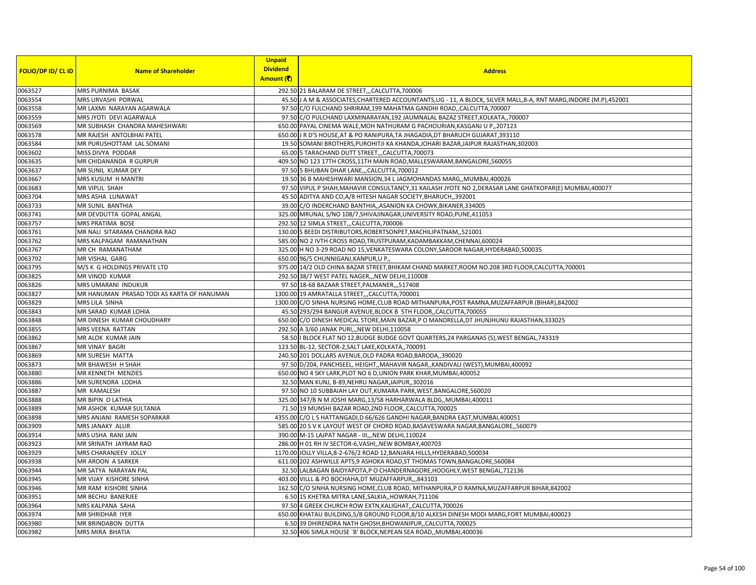| FOLIO/DP ID/ CL ID | Name of Shareholder | Unpaid Dividend Amount (₹) | Address |
| --- | --- | --- | --- |
| 0063527 | MRS PURNIMA BASAK | 292.50 | 21 BALARAM DE STREET,,,CALCUTTA,700006 |
| 0063554 | MRS URVASHI PORWAL | 45.50 | J A M & ASSOCIATES,CHARTERED ACCOUNTANTS,UG - 11, A BLOCK, SILVER MALL,8-A, RNT MARG,INDORE (M.P),452001 |
| 0063558 | MR LAXMI NARAYAN AGARWALA | 97.50 | C/O FULCHAND SHRIRAM,199 MAHATMA GANDHI ROAD,,CALCUTTA,700007 |
| 0063559 | MRS JYOTI DEVI AGARWALA | 97.50 | C/O PULCHAND LAXMINARAYAN,192 JAUMNALAL BAZAZ STREET,KOLKATA,,700007 |
| 0063569 | MR SUBHASH CHANDRA MAHESHWARI | 650.00 | PAYAL CINEMA WALE,MOH NATHURAM G PACHOURIAN,KASGANJ U P,,207123 |
| 0063578 | MR RAJESH ANTOLBHAI PATEL | 650.00 | J R D'S HOUSE,AT & PO RANIPURA,TA JHAGADIA,DT BHARUCH GUJARAT,393110 |
| 0063584 | MR PURUSHOTTAM LAL SOMANI | 19.50 | SOMANI BROTHERS,PUROHITJI KA KHANDA,JOHARI BAZAR,JAIPUR RAJASTHAN,302003 |
| 0063602 | MISS DIVYA PODDAR | 65.00 | 5 TARACHAND DUTT STREET,,,CALCUTTA,700073 |
| 0063635 | MR CHIDANANDA R GURPUR | 409.50 | NO 123 17TH CROSS,11TH MAIN ROAD,MALLESWARAM,BANGALORE,560055 |
| 0063637 | MR SUNIL KUMAR DEY | 97.50 | 5 BHUBAN DHAR LANE,,,CALCUTTA,700012 |
| 0063667 | MRS KUSUM H MANTRI | 19.50 | 36 B MAHESHWARI MANSION,34 L JAGMOHANDAS MARG,,MUMBAI,400026 |
| 0063683 | MR VIPUL SHAH | 97.50 | VIPUL P SHAH,MAHAVIR CONSULTANCY,31 KAILASH JYOTE NO 2,DERASAR LANE GHATKOPAR(E) MUMBAI,400077 |
| 0063704 | MRS ASHA LUNAWAT | 45.50 | ADITYA AND CO,A/8 HITESH NAGAR SOCIETY,BHARUCH,,392001 |
| 0063733 | MR SUNIL BANTHIA | 39.00 | C/O INDERCHAND BANTHIA,,ASANION KA CHOWK,BIKANER,334005 |
| 0063741 | MR DEVDUTTA GOPAL ANGAL | 325.00 | MRUNAL S/NO 108/7,SHIVAJINAGAR,UNIVERSITY ROAD,PUNE,411053 |
| 0063757 | MRS PRATIMA BOSE | 292.50 | 12 SIMLA STREET,,,CALCUTTA,700006 |
| 0063761 | MR NALI SITARAMA CHANDRA RAO | 130.00 | S BEEDI DISTRIBUTORS,ROBERTSONPET,MACHILIPATNAM,,521001 |
| 0063762 | MRS KALPAGAM RAMANATHAN | 585.00 | NO 2 IVTH CROSS ROAD,TRUSTPURAM,KADAMBAKKAM,CHENNAI,600024 |
| 0063767 | MR CH RAMANATHAM | 325.00 | H NO 3-29 ROAD NO 15,VENKATESWARA COLONY,SAROOR NAGAR,HYDERABAD,500035 |
| 0063792 | MR VISHAL GARG | 650.00 | 96/5 CHUNNIGANJ,KANPUR,U P,, |
| 0063795 | M/S K G HOLDINGS PRIVATE LTD | 975.00 | 14/2 OLD CHINA BAZAR STREET,BHIKAM CHAND MARKET,ROOM NO.208 3RD FLOOR,CALCUTTA,700001 |
| 0063825 | MR VINOD KUMAR | 292.50 | 38/7 WEST PATEL NAGER,,,NEW DELHI,110008 |
| 0063826 | MRS UMARANI INDUKUR | 97.50 | 18-68 BAZAAR STREET,PALMANER,,,517408 |
| 0063827 | MR HANUMAN PRASAD TODI AS KARTA OF HANUMAN | 1300.00 | 19 AMRATALLA STREET,,,CALCUTTA,700001 |
| 0063829 | MRS LILA SINHA | 1300.00 | C/O SINHA NURSING HOME,CLUB ROAD MITHANPURA,POST RAMNA,MUZAFFARPUR (BIHAR),842002 |
| 0063843 | MR SARAD KUMAR LOHIA | 45.50 | 293/294 BANGUR AVENUE,BLOCK B 5TH FLOOR,,CALCUTTA,700055 |
| 0063848 | MR DINESH KUMAR CHOUDHARY | 650.00 | C/O DINESH MEDICAL STORE,MAIN BAZAR,P O MANDRELLA,DT JHUNJHUNU RAJASTHAN,333025 |
| 0063855 | MRS VEENA RATTAN | 292.50 | A 3/60 JANAK PURI,,,NEW DELHI,110058 |
| 0063862 | MR ALOK KUMAR JAIN | 58.50 | I BLOCK FLAT NO 12,BUDGE BUDGE GOVT QUARTERS,24 PARGANAS (S),WEST BENGAL,743319 |
| 0063867 | MR VINAY BAGRI | 123.50 | BL-12, SECTOR-2,SALT LAKE,KOLKATA,,700091 |
| 0063869 | MR SURESH MATTA | 240.50 | 201 DOLLARS AVENUE,OLD PADRA ROAD,BARODA,,390020 |
| 0063873 | MR BHAWESH H SHAH | 97.50 | D/204, PANCHSEEL, HEIGHT,,MAHAVIR NAGAR,,KANDIVALI (WEST),MUMBAI,400092 |
| 0063880 | MR KENNETH MENZIES | 650.00 | NO 4 SKY LARK,PLOT NO 6 D,UNION PARK KHAR,MUMBAI,400052 |
| 0063886 | MR SURENDRA LODHA | 32.50 | MAN KUNJ, B-89,NEHRU NAGAR,JAIPUR,,302016 |
| 0063887 | MR KAMALESH | 97.50 | NO 10 SUBBAIAH LAY OUT,KUMARA PARK,WEST,BANGALORE,560020 |
| 0063888 | MR BIPIN O LATHIA | 325.00 | 347/B N M JOSHI MARG,13/58 HARHARWALA BLDG,,MUMBAI,400011 |
| 0063889 | MR ASHOK KUMAR SULTANIA | 71.50 | 19 MUNSHI BAZAR ROAD,2ND FLOOR,,CALCUTTA,700025 |
| 0063898 | MRS ANJANI RAMESH SOPARKAR | 4355.00 | C/O L S HATTANGADI,D 66/626 GANDHI NAGAR,BANDRA EAST,MUMBAI,400051 |
| 0063909 | MRS JANAKY ALUR | 585.00 | 20 S V K LAYOUT WEST OF CHORD ROAD,BASAVESWARA NAGAR,BANGALORE,,560079 |
| 0063914 | MRS USHA RANI JAIN | 390.00 | M-15 LAJPAT NAGAR - III,,,NEW DELHI,110024 |
| 0063923 | MR SRINATH JAYRAM RAO | 286.00 | H 01 RH IV SECTOR-6,VASHI,,NEW BOMBAY,400703 |
| 0063929 | MRS CHARANJEEV JOLLY | 1170.00 | JOLLY VILLA,8-2-676/2 ROAD 12,BANJARA HILLS,HYDERABAD,500034 |
| 0063938 | MR AROON A SARKER | 611.00 | 202 ASHWILLE APTS,9 ASHOKA ROAD,ST THOMAS TOWN,BANGALORE,560084 |
| 0063944 | MR SATYA NARAYAN PAL | 32.50 | LALBAGAN BAIDYAPOTA,P O CHANDERNAGORE,HOOGHLY,WEST BENGAL,712136 |
| 0063945 | MR VIJAY KISHORE SINHA | 403.00 | VILLL & PO BOCHAHA,DT MUZAFFARPUR,,,843103 |
| 0063946 | MR RAM KISHORE SINHA | 162.50 | C/O SINHA NURSING HOME,CLUB ROAD, MITHANPURA,P O RAMNA,MUZAFFARPUR BIHAR,842002 |
| 0063951 | MR BECHU BANERJEE | 6.50 | 15 KHETRA MITRA LANE,SALKIA,,HOWRAH,711106 |
| 0063964 | MRS KALPANA SAHA | 97.50 | 4 GREEK CHURCH ROW EXTN,KALIGHAT,,CALCUTTA,700026 |
| 0063974 | MR SHRIDHAR IYER | 650.00 | KHATAU BUILDING,5/B GROUND FLOOR,8/10 ALKESH DINESH MODI MARG,FORT MUMBAI,400023 |
| 0063980 | MR BRINDABON DUTTA | 6.50 | 39 DHIRENDRA NATH GHOSH,BHOWANIPUR,,CALCUTTA,700025 |
| 0063982 | MRS MIRA BHATIA | 32.50 | 406 SIMLA HOUSE `B' BLOCK,NEPEAN SEA ROAD,,MUMBAI,400036 |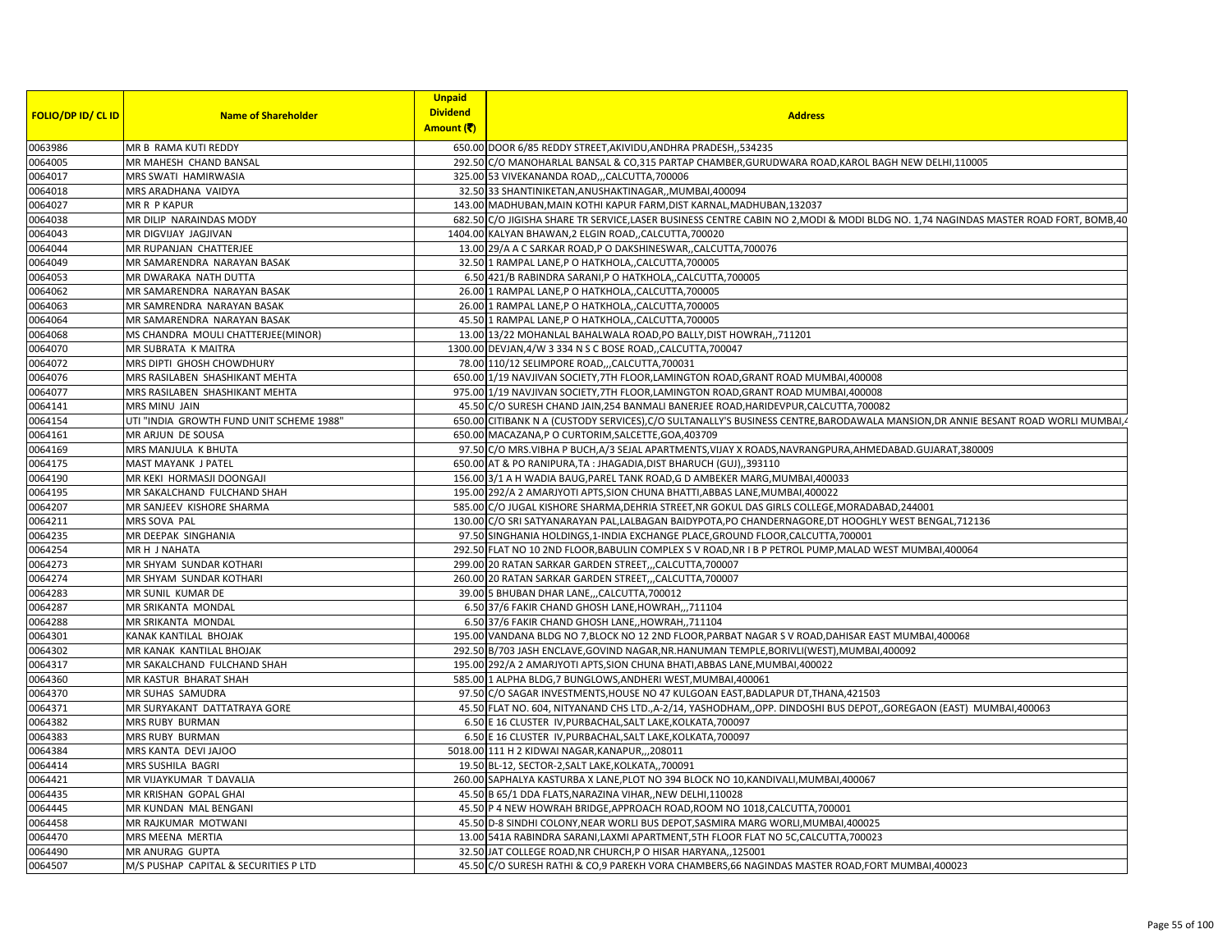| FOLIO/DP ID/ CL ID | Name of Shareholder | Unpaid Dividend Amount (₹) | Address |
|---|---|---|---|
| 0063986 | MR B RAMA KUTI REDDY | 650.00 | DOOR 6/85 REDDY STREET,AKIVIDU,ANDHRA PRADESH,,534235 |
| 0064005 | MR MAHESH CHAND BANSAL | 292.50 | C/O MANOHARLAL BANSAL & CO,315 PARTAP CHAMBER,GURUDWARA ROAD,KAROL BAGH NEW DELHI,110005 |
| 0064017 | MRS SWATI HAMIRWASIA | 325.00 | 53 VIVEKANANDA ROAD,,,CALCUTTA,700006 |
| 0064018 | MRS ARADHANA VAIDYA | 32.50 | 33 SHANTINIKETAN,ANUSHAKTINAGAR,,MUMBAI,400094 |
| 0064027 | MR R P KAPUR | 143.00 | MADHUBAN,MAIN KOTHI KAPUR FARM,DIST KARNAL,MADHUBAN,132037 |
| 0064038 | MR DILIP NARAINDAS MODY | 682.50 | C/O JIGISHA SHARE TR SERVICE,LASER BUSINESS CENTRE CABIN NO 2,MODI & MODI BLDG NO. 1,74 NAGINDAS MASTER ROAD FORT, BOMB,40 |
| 0064043 | MR DIGVIJAY JAGJIVAN | 1404.00 | KALYAN BHAWAN,2 ELGIN ROAD,,CALCUTTA,700020 |
| 0064044 | MR RUPANJAN CHATTERJEE | 13.00 | 29/A A C SARKAR ROAD,P O DAKSHINESWAR,,CALCUTTA,700076 |
| 0064049 | MR SAMARENDRA NARAYAN BASAK | 32.50 | 1 RAMPAL LANE,P O HATKHOLA,,CALCUTTA,700005 |
| 0064053 | MR DWARAKA NATH DUTTA | 6.50 | 421/B RABINDRA SARANI,P O HATKHOLA,,CALCUTTA,700005 |
| 0064062 | MR SAMARENDRA NARAYAN BASAK | 26.00 | 1 RAMPAL LANE,P O HATKHOLA,,CALCUTTA,700005 |
| 0064063 | MR SAMRENDRA NARAYAN BASAK | 26.00 | 1 RAMPAL LANE,P O HATKHOLA,,CALCUTTA,700005 |
| 0064064 | MR SAMARENDRA NARAYAN BASAK | 45.50 | 1 RAMPAL LANE,P O HATKHOLA,,CALCUTTA,700005 |
| 0064068 | MS CHANDRA MOULI CHATTERJEE(MINOR) | 13.00 | 13/22 MOHANLAL BAHALWALA ROAD,PO BALLY,DIST HOWRAH,,711201 |
| 0064070 | MR SUBRATA K MAITRA | 1300.00 | DEVJAN,4/W 3 334 N S C BOSE ROAD,,CALCUTTA,700047 |
| 0064072 | MRS DIPTI GHOSH CHOWDHURY | 78.00 | 110/12 SELIMPORE ROAD,,,CALCUTTA,700031 |
| 0064076 | MRS RASILABEN SHASHIKANT MEHTA | 650.00 | 1/19 NAVJIVAN SOCIETY,7TH FLOOR,LAMINGTON ROAD,GRANT ROAD MUMBAI,400008 |
| 0064077 | MRS RASILABEN SHASHIKANT MEHTA | 975.00 | 1/19 NAVJIVAN SOCIETY,7TH FLOOR,LAMINGTON ROAD,GRANT ROAD MUMBAI,400008 |
| 0064141 | MRS MINU JAIN | 45.50 | C/O SURESH CHAND JAIN,254 BANMALI BANERJEE ROAD,HARIDEVPUR,CALCUTTA,700082 |
| 0064154 | UTI "INDIA GROWTH FUND UNIT SCHEME 1988" | 650.00 | CITIBANK N A (CUSTODY SERVICES),C/O SULTANALLY'S BUSINESS CENTRE,BARODAWALA MANSION,DR ANNIE BESANT ROAD WORLI MUMBAI,4 |
| 0064161 | MR ARJUN DE SOUSA | 650.00 | MACAZANA,P O CURTORIM,SALCETTE,GOA,403709 |
| 0064169 | MRS MANJULA K BHUTA | 97.50 | C/O MRS.VIBHA P BUCH,A/3 SEJAL APARTMENTS,VIJAY X ROADS,NAVRANGPURA,AHMEDABAD.GUJARAT,380009 |
| 0064175 | MAST MAYANK J PATEL | 650.00 | AT & PO RANIPURA,TA : JHAGADIA,DIST BHARUCH (GUJ),,393110 |
| 0064190 | MR KEKI HORMASJI DOONGAJI | 156.00 | 3/1 A H WADIA BAUG,PAREL TANK ROAD,G D AMBEKER MARG,MUMBAI,400033 |
| 0064195 | MR SAKALCHAND FULCHAND SHAH | 195.00 | 292/A 2 AMARJYOTI APTS,SION CHUNA BHATTI,ABBAS LANE,MUMBAI,400022 |
| 0064207 | MR SANJEEV KISHORE SHARMA | 585.00 | C/O JUGAL KISHORE SHARMA,DEHRIA STREET,NR GOKUL DAS GIRLS COLLEGE,MORADABAD,244001 |
| 0064211 | MRS SOVA PAL | 130.00 | C/O SRI SATYANARAYAN PAL,LALBAGAN BAIDYPOTA,PO CHANDERNAGORE,DT HOOGHLY WEST BENGAL,712136 |
| 0064235 | MR DEEPAK SINGHANIA | 97.50 | SINGHANIA HOLDINGS,1-INDIA EXCHANGE PLACE,GROUND FLOOR,CALCUTTA,700001 |
| 0064254 | MR H J NAHATA | 292.50 | FLAT NO 10 2ND FLOOR,BABULIN COMPLEX S V ROAD,NR I B P PETROL PUMP,MALAD WEST MUMBAI,400064 |
| 0064273 | MR SHYAM SUNDAR KOTHARI | 299.00 | 20 RATAN SARKAR GARDEN STREET,,,CALCUTTA,700007 |
| 0064274 | MR SHYAM SUNDAR KOTHARI | 260.00 | 20 RATAN SARKAR GARDEN STREET,,,CALCUTTA,700007 |
| 0064283 | MR SUNIL KUMAR DE | 39.00 | 5 BHUBAN DHAR LANE,,,CALCUTTA,700012 |
| 0064287 | MR SRIKANTA MONDAL | 6.50 | 37/6 FAKIR CHAND GHOSH LANE,HOWRAH,,,711104 |
| 0064288 | MR SRIKANTA MONDAL | 6.50 | 37/6 FAKIR CHAND GHOSH LANE,,HOWRAH,,711104 |
| 0064301 | KANAK KANTILAL BHOJAK | 195.00 | VANDANA BLDG NO 7,BLOCK NO 12 2ND FLOOR,PARBAT NAGAR S V ROAD,DAHISAR EAST MUMBAI,400068 |
| 0064302 | MR KANAK KANTILAL BHOJAK | 292.50 | B/703 JASH ENCLAVE,GOVIND NAGAR,NR.HANUMAN TEMPLE,BORIVLI(WEST),MUMBAI,400092 |
| 0064317 | MR SAKALCHAND FULCHAND SHAH | 195.00 | 292/A 2 AMARJYOTI APTS,SION CHUNA BHATI,ABBAS LANE,MUMBAI,400022 |
| 0064360 | MR KASTUR BHARAT SHAH | 585.00 | 1 ALPHA BLDG,7 BUNGLOWS,ANDHERI WEST,MUMBAI,400061 |
| 0064370 | MR SUHAS SAMUDRA | 97.50 | C/O SAGAR INVESTMENTS,HOUSE NO 47 KULGOAN EAST,BADLAPUR DT,THANA,421503 |
| 0064371 | MR SURYAKANT DATTATRAYA GORE | 45.50 | FLAT NO. 604, NITYANAND CHS LTD.,A-2/14, YASHODHAM,,OPP. DINDOSHI BUS DEPOT,,GOREGAON (EAST) MUMBAI,400063 |
| 0064382 | MRS RUBY BURMAN | 6.50 | E 16 CLUSTER IV,PURBACHAL,SALT LAKE,KOLKATA,700097 |
| 0064383 | MRS RUBY BURMAN | 6.50 | E 16 CLUSTER IV,PURBACHAL,SALT LAKE,KOLKATA,700097 |
| 0064384 | MRS KANTA DEVI JAJOO | 5018.00 | 111 H 2 KIDWAI NAGAR,KANAPUR,,,208011 |
| 0064414 | MRS SUSHILA BAGRI | 19.50 | BL-12, SECTOR-2,SALT LAKE,KOLKATA,,700091 |
| 0064421 | MR VIJAYKUMAR T DAVALIA | 260.00 | SAPHALYA KASTURBA X LANE,PLOT NO 394 BLOCK NO 10,KANDIVALI,MUMBAI,400067 |
| 0064435 | MR KRISHAN GOPAL GHAI | 45.50 | B 65/1 DDA FLATS,NARAZINA VIHAR,,NEW DELHI,110028 |
| 0064445 | MR KUNDAN MAL BENGANI | 45.50 | P 4 NEW HOWRAH BRIDGE,APPROACH ROAD,ROOM NO 1018,CALCUTTA,700001 |
| 0064458 | MR RAJKUMAR MOTWANI | 45.50 | D-8 SINDHI COLONY,NEAR WORLI BUS DEPOT,SASMIRA MARG WORLI,MUMBAI,400025 |
| 0064470 | MRS MEENA MERTIA | 13.00 | 541A RABINDRA SARANI,LAXMI APARTMENT,5TH FLOOR FLAT NO 5C,CALCUTTA,700023 |
| 0064490 | MR ANURAG GUPTA | 32.50 | JAT COLLEGE ROAD,NR CHURCH,P O HISAR HARYANA,,125001 |
| 0064507 | M/S PUSHAP CAPITAL & SECURITIES P LTD | 45.50 | C/O SURESH RATHI & CO,9 PAREKH VORA CHAMBERS,66 NAGINDAS MASTER ROAD,FORT MUMBAI,400023 |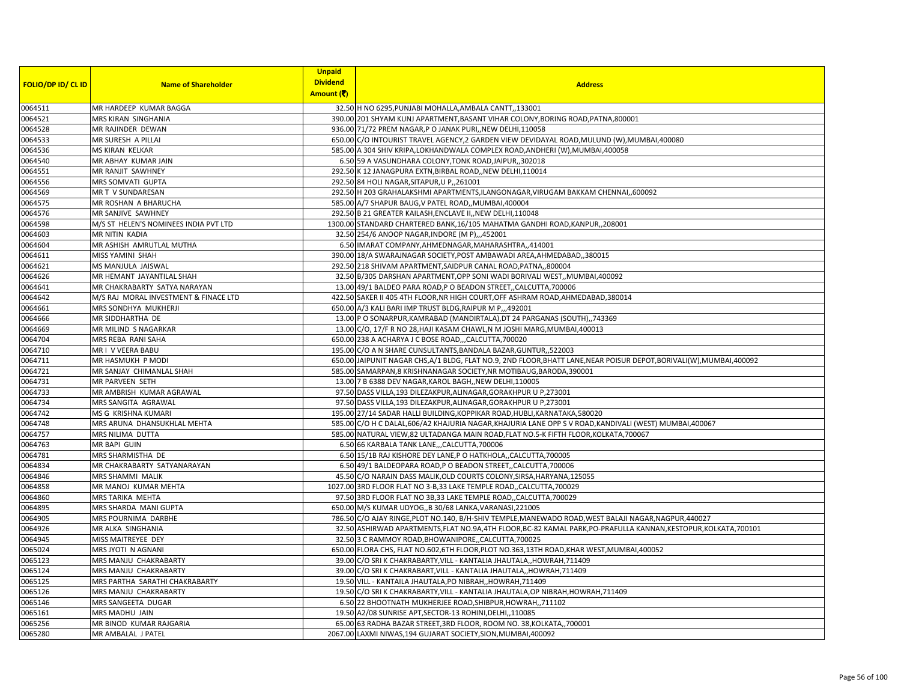| FOLIO/DP ID/ CL ID | Name of Shareholder | Unpaid Dividend Amount (₹) | Address |
|---|---|---|---|
| 0064511 | MR HARDEEP KUMAR BAGGA | 32.50 | H NO 6295,PUNJABI MOHALLA,AMBALA CANTT,,133001 |
| 0064521 | MRS KIRAN SINGHANIA | 390.00 | 201 SHYAM KUNJ APARTMENT,BASANT VIHAR COLONY,BORING ROAD,PATNA,800001 |
| 0064528 | MR RAJINDER DEWAN | 936.00 | 71/72 PREM NAGAR,P O JANAK PURI,,NEW DELHI,110058 |
| 0064533 | MR SURESH A PILLAI | 650.00 | C/O INTOURIST TRAVEL AGENCY,2 GARDEN VIEW DEVIDAYAL ROAD,MULUND (W),MUMBAI,400080 |
| 0064536 | MS KIRAN KELKAR | 585.00 | A 304 SHIV KRIPA,LOKHANDWALA COMPLEX ROAD,ANDHERI (W),MUMBAI,400058 |
| 0064540 | MR ABHAY KUMAR JAIN | 6.50 | 59 A VASUNDHARA COLONY,TONK ROAD,JAIPUR,,302018 |
| 0064551 | MR RANJIT SAWHNEY | 292.50 | K 12 JANAGPURA EXTN,BIRBAL ROAD,,NEW DELHI,110014 |
| 0064556 | MRS SOMVATI GUPTA | 292.50 | 84 HOLI NAGAR,SITAPUR,U P,,261001 |
| 0064569 | MR T V SUNDARESAN | 292.50 | H 203 GRAHALAKSHMI APARTMENTS,ILANGONAGAR,VIRUGAM BAKKAM CHENNAI,,600092 |
| 0064575 | MR ROSHAN A BHARUCHA | 585.00 | A/7 SHAPUR BAUG,V PATEL ROAD,,MUMBAI,400004 |
| 0064576 | MR SANJIVE SAWHNEY | 292.50 | B 21 GREATER KAILASH,ENCLAVE II,,NEW DELHI,110048 |
| 0064598 | M/S ST HELEN'S NOMINEES INDIA PVT LTD | 1300.00 | STANDARD CHARTERED BANK,16/105 MAHATMA GANDHI ROAD,KANPUR,,208001 |
| 0064603 | MR NITIN KADIA | 32.50 | 254/6 ANOOP NAGAR,INDORE (M P),,,452001 |
| 0064604 | MR ASHISH AMRUTLAL MUTHA | 6.50 | IMARAT COMPANY,AHMEDNAGAR,MAHARASHTRA,,414001 |
| 0064611 | MISS YAMINI SHAH | 390.00 | 18/A SWARAJNAGAR SOCIETY,POST AMBAWADI AREA,AHMEDABAD,,380015 |
| 0064621 | MS MANJULA JAISWAL | 292.50 | 218 SHIVAM APARTMENT,SAIDPUR CANAL ROAD,PATNA,,800004 |
| 0064626 | MR HEMANT JAYANTILAL SHAH | 32.50 | B/305 DARSHAN APARTMENT,OPP SONI WADI BORIVALI WEST,,MUMBAI,400092 |
| 0064641 | MR CHAKRABARTY SATYA NARAYAN | 13.00 | 49/1 BALDEO PARA ROAD,P O BEADON STREET,,CALCUTTA,700006 |
| 0064642 | M/S RAJ MORAL INVESTMENT & FINACE LTD | 422.50 | SAKER II 405 4TH FLOOR,NR HIGH COURT,OFF ASHRAM ROAD,AHMEDABAD,380014 |
| 0064661 | MRS SONDHYA MUKHERJI | 650.00 | A/3 KALI BARI IMP TRUST BLDG,RAIPUR M P,,,492001 |
| 0064666 | MR SIDDHARTHA DE | 13.00 | P O SONARPUR,KAMRABAD (MANDIRTALA),DT 24 PARGANAS (SOUTH),,743369 |
| 0064669 | MR MILIND S NAGARKAR | 13.00 | C/O, 17/F R NO 28,HAJI KASAM CHAWL,N M JOSHI MARG,MUMBAI,400013 |
| 0064704 | MRS REBA RANI SAHA | 650.00 | 238 A ACHARYA J C BOSE ROAD,,,CALCUTTA,700020 |
| 0064710 | MR I V VEERA BABU | 195.00 | C/O A N SHARE CUNSULTANTS,BANDALA BAZAR,GUNTUR,,522003 |
| 0064711 | MR HASMUKH P MODI | 650.00 | JAIPUNIT NAGAR CHS,A/1 BLDG, FLAT NO.9, 2ND FLOOR,BHATT LANE,NEAR POISUR DEPOT,BORIVALI(W),MUMBAI,400092 |
| 0064721 | MR SANJAY CHIMANLAL SHAH | 585.00 | SAMARPAN,8 KRISHNANAGAR SOCIETY,NR MOTIBAUG,BARODA,390001 |
| 0064731 | MR PARVEEN SETH | 13.00 | 7 B 6388 DEV NAGAR,KAROL BAGH,,NEW DELHI,110005 |
| 0064733 | MR AMBRISH KUMAR AGRAWAL | 97.50 | DASS VILLA,193 DILEZAKPUR,ALINAGAR,GORAKHPUR U P,273001 |
| 0064734 | MRS SANGITA AGRAWAL | 97.50 | DASS VILLA,193 DILEZAKPUR,ALINAGAR,GORAKHPUR U P,273001 |
| 0064742 | MS G KRISHNA KUMARI | 195.00 | 27/14 SADAR HALLI BUILDING,KOPPIKAR ROAD,HUBLI,KARNATAKA,580020 |
| 0064748 | MRS ARUNA DHANSUKHLAL MEHTA | 585.00 | C/O H C DALAL,606/A2 KHAJURIA NAGAR,KHAJURIA LANE OPP S V ROAD,KANDIVALI (WEST) MUMBAI,400067 |
| 0064757 | MRS NILIMA DUTTA | 585.00 | NATURAL VIEW,82 ULTADANGA MAIN ROAD,FLAT NO.5-K FIFTH FLOOR,KOLKATA,700067 |
| 0064763 | MR BAPI GUIN | 6.50 | 66 KARBALA TANK LANE,,,CALCUTTA,700006 |
| 0064781 | MRS SHARMISTHA DE | 6.50 | 15/1B RAJ KISHORE DEY LANE,P O HATKHOLA,,CALCUTTA,700005 |
| 0064834 | MR CHAKRABARTY SATYANARAYAN | 6.50 | 49/1 BALDEOPARA ROAD,P O BEADON STREET,,CALCUTTA,700006 |
| 0064846 | MRS SHAMMI MALIK | 45.50 | C/O NARAIN DASS MALIK,OLD COURTS COLONY,SIRSA,HARYANA,125055 |
| 0064858 | MR MANOJ KUMAR MEHTA | 1027.00 | 3RD FLOOR FLAT NO 3-B,33 LAKE TEMPLE ROAD,,CALCUTTA,700029 |
| 0064860 | MRS TARIKA MEHTA | 97.50 | 3RD FLOOR FLAT NO 3B,33 LAKE TEMPLE ROAD,,CALCUTTA,700029 |
| 0064895 | MRS SHARDA MANI GUPTA | 650.00 | M/S KUMAR UDYOG,,B 30/68 LANKA,VARANASI,221005 |
| 0064905 | MRS POURNIMA DARBHE | 786.50 | C/O AJAY RINGE,PLOT NO.140, B/H-SHIV TEMPLE,MANEWADO ROAD,WEST BALAJI NAGAR,NAGPUR,440027 |
| 0064926 | MR ALKA SINGHANIA | 32.50 | ASHIRWAD APARTMENTS,FLAT NO.9A,4TH FLOOR,BC-82 KAMAL PARK,PO-PRAFULLA KANNAN,KESTOPUR,KOLKATA,700101 |
| 0064945 | MISS MAITREYEE DEY | 32.50 | 3 C RAMMOY ROAD,BHOWANIPORE,,CALCUTTA,700025 |
| 0065024 | MRS JYOTI N AGNANI | 650.00 | FLORA CHS, FLAT NO.602,6TH FLOOR,PLOT NO.363,13TH ROAD,KHAR WEST,MUMBAI,400052 |
| 0065123 | MRS MANJU CHAKRABARTY | 39.00 | C/O SRI K CHAKRABARTY,VILL - KANTALIA JHAUTALA,,HOWRAH,711409 |
| 0065124 | MRS MANJU CHAKRABARTY | 39.00 | C/O SRI K CHAKRABART,VILL - KANTALIA JHAUTALA,,HOWRAH,711409 |
| 0065125 | MRS PARTHA SARATHI CHAKRABARTY | 19.50 | VILL - KANTAILA JHAUTALA,PO NIBRAH,,HOWRAH,711409 |
| 0065126 | MRS MANJU CHAKRABARTY | 19.50 | C/O SRI K CHAKRABARTY,VILL - KANTALIA JHAUTALA,OP NIBRAH,HOWRAH,711409 |
| 0065146 | MRS SANGEETA DUGAR | 6.50 | 22 BHOOTNATH MUKHERJEE ROAD,SHIBPUR,HOWRAH,,711102 |
| 0065161 | MRS MADHU JAIN | 19.50 | A2/08 SUNRISE APT,SECTOR-13 ROHINI,DELHI,,110085 |
| 0065256 | MR BINOD KUMAR RAJGARIA | 65.00 | 63 RADHA BAZAR STREET,3RD FLOOR, ROOM NO. 38,KOLKATA,,700001 |
| 0065280 | MR AMBALAL J PATEL | 2067.00 | LAXMI NIWAS,194 GUJARAT SOCIETY,SION,MUMBAI,400092 |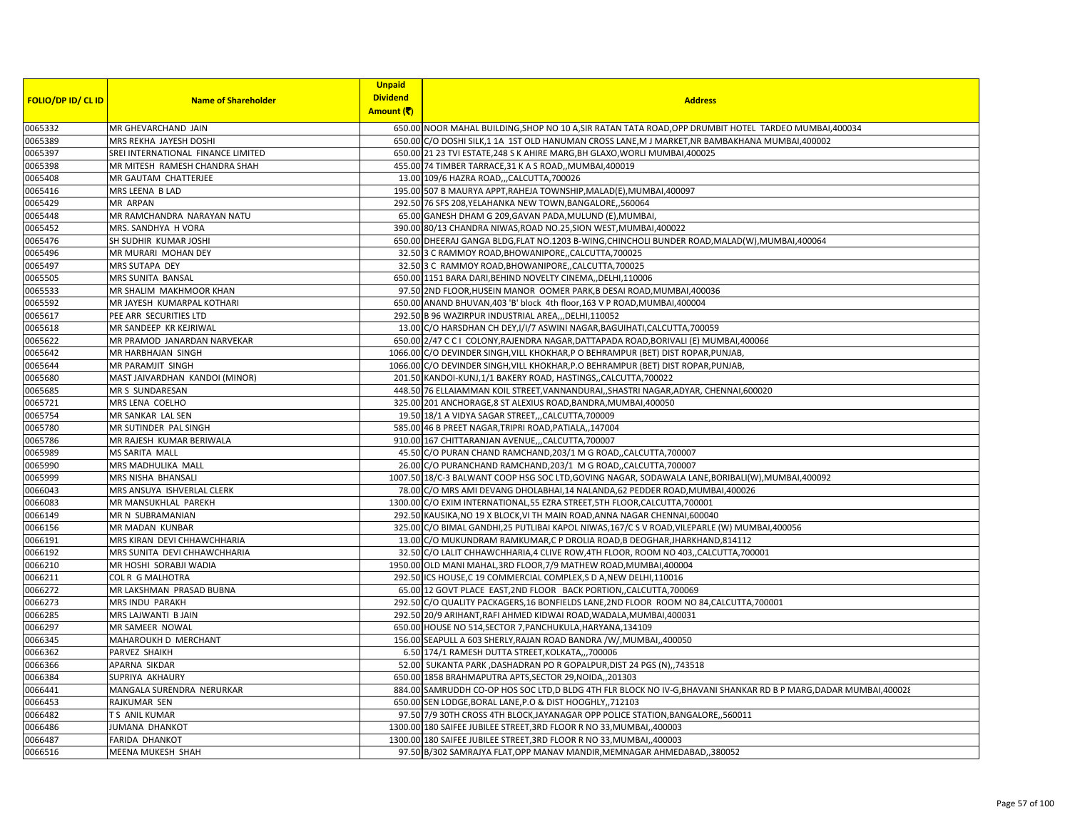| FOLIO/DP ID/ CL ID | Name of Shareholder | Unpaid Dividend Amount (₹) | Address |
|---|---|---|---|
| 0065332 | MR GHEVARCHAND JAIN | 650.00 | NOOR MAHAL BUILDING,SHOP NO 10 A,SIR RATAN TATA ROAD,OPP DRUMBIT HOTEL TARDEO MUMBAI,400034 |
| 0065389 | MRS REKHA JAYESH DOSHI | 650.00 | C/O DOSHI SILK,1 1A 1ST OLD HANUMAN CROSS LANE,M J MARKET,NR BAMBAKHANA MUMBAI,400002 |
| 0065397 | SREI INTERNATIONAL FINANCE LIMITED | 650.00 | 21 23 TVI ESTATE,248 S K AHIRE MARG,BH GLAXO,WORLI MUMBAI,400025 |
| 0065398 | MR MITESH RAMESH CHANDRA SHAH | 455.00 | 74 TIMBER TARRACE,31 K A S ROAD,,MUMBAI,400019 |
| 0065408 | MR GAUTAM CHATTERJEE | 13.00 | 109/6 HAZRA ROAD,,,CALCUTTA,700026 |
| 0065416 | MRS LEENA B LAD | 195.00 | 507 B MAURYA APPT,RAHEJA TOWNSHIP,MALAD(E),MUMBAI,400097 |
| 0065429 | MR ARPAN | 292.50 | 76 SFS 208,YELAHANKA NEW TOWN,BANGALORE,,560064 |
| 0065448 | MR RAMCHANDRA NARAYAN NATU | 65.00 | GANESH DHAM G 209,GAVAN PADA,MULUND (E),MUMBAI, |
| 0065452 | MRS. SANDHYA H VORA | 390.00 | 80/13 CHANDRA NIWAS,ROAD NO.25,SION WEST,MUMBAI,400022 |
| 0065476 | SH SUDHIR KUMAR JOSHI | 650.00 | DHEERAJ GANGA BLDG,FLAT NO.1203 B-WING,CHINCHOLI BUNDER ROAD,MALAD(W),MUMBAI,400064 |
| 0065496 | MR MURARI MOHAN DEY | 32.50 | 3 C RAMMOY ROAD,BHOWANIPORE,,CALCUTTA,700025 |
| 0065497 | MRS SUTAPA DEY | 32.50 | 3 C RAMMOY ROAD,BHOWANIPORE,,CALCUTTA,700025 |
| 0065505 | MRS SUNITA BANSAL | 650.00 | 1151 BARA DARI,BEHIND NOVELTY CINEMA,,DELHI,110006 |
| 0065533 | MR SHALIM MAKHMOOR KHAN | 97.50 | 2ND FLOOR,HUSEIN MANOR OOMER PARK,B DESAI ROAD,MUMBAI,400036 |
| 0065592 | MR JAYESH KUMARPAL KOTHARI | 650.00 | ANAND BHUVAN,403 'B' block 4th floor,163 V P ROAD,MUMBAI,400004 |
| 0065617 | PEE ARR SECURITIES LTD | 292.50 | B 96 WAZIRPUR INDUSTRIAL AREA,,,DELHI,110052 |
| 0065618 | MR SANDEEP KR KEJRIWAL | 13.00 | C/O HARSDHAN CH DEY,I/I/7 ASWINI NAGAR,BAGUIHATI,CALCUTTA,700059 |
| 0065622 | MR PRAMOD JANARDAN NARVEKAR | 650.00 | 2/47 C C I COLONY,RAJENDRA NAGAR,DATTAPADA ROAD,BORIVALI (E) MUMBAI,400066 |
| 0065642 | MR HARBHAJAN SINGH | 1066.00 | C/O DEVINDER SINGH,VILL KHOKHAR,P O BEHRAMPUR (BET) DIST ROPAR,PUNJAB, |
| 0065644 | MR PARAMJIT SINGH | 1066.00 | C/O DEVINDER SINGH,VILL KHOKHAR,P.O BEHRAMPUR (BET) DIST ROPAR,PUNJAB, |
| 0065680 | MAST JAIVARDHAN KANDOI (MINOR) | 201.50 | KANDOI-KUNJ,1/1 BAKERY ROAD, HASTINGS,,CALCUTTA,700022 |
| 0065685 | MR S SUNDARESAN | 448.50 | 76 ELLAIAMMAN KOIL STREET,VANNANDURAI,,SHASTRI NAGAR,ADYAR, CHENNAI,600020 |
| 0065721 | MRS LENA COELHO | 325.00 | 201 ANCHORAGE,8 ST ALEXIUS ROAD,BANDRA,MUMBAI,400050 |
| 0065754 | MR SANKAR LAL SEN | 19.50 | 18/1 A VIDYA SAGAR STREET,,,CALCUTTA,700009 |
| 0065780 | MR SUTINDER PAL SINGH | 585.00 | 46 B PREET NAGAR,TRIPRI ROAD,PATIALA,,147004 |
| 0065786 | MR RAJESH KUMAR BERIWALA | 910.00 | 167 CHITTARANJAN AVENUE,,,CALCUTTA,700007 |
| 0065989 | MS SARITA MALL | 45.50 | C/O PURAN CHAND RAMCHAND,203/1 M G ROAD,,CALCUTTA,700007 |
| 0065990 | MRS MADHULIKA MALL | 26.00 | C/O PURANCHAND RAMCHAND,203/1 M G ROAD,,CALCUTTA,700007 |
| 0065999 | MRS NISHA BHANSALI | 1007.50 | 18/C-3 BALWANT COOP HSG SOC LTD,GOVING NAGAR, SODAWALA LANE,BORIBALI(W),MUMBAI,400092 |
| 0066043 | MRS ANSUYA ISHVERLAL CLERK | 78.00 | C/O MRS AMI DEVANG DHOLABHAI,14 NALANDA,62 PEDDER ROAD,MUMBAI,400026 |
| 0066083 | MR MANSUKHLAL PAREKH | 1300.00 | C/O EXIM INTERNATIONAL,55 EZRA STREET,5TH FLOOR,CALCUTTA,700001 |
| 0066149 | MR N SUBRAMANIAN | 292.50 | KAUSIKA,NO 19 X BLOCK,VI TH MAIN ROAD,ANNA NAGAR CHENNAI,600040 |
| 0066156 | MR MADAN KUNBAR | 325.00 | C/O BIMAL GANDHI,25 PUTLIBAI KAPOL NIWAS,167/C S V ROAD,VILEPARLE (W) MUMBAI,400056 |
| 0066191 | MRS KIRAN DEVI CHHAWCHHARIA | 13.00 | C/O MUKUNDRAM RAMKUMAR,C P DROLIA ROAD,B DEOGHAR,JHARKHAND,814112 |
| 0066192 | MRS SUNITA DEVI CHHAWCHHARIA | 32.50 | C/O LALIT CHHAWCHHARIA,4 CLIVE ROW,4TH FLOOR, ROOM NO 403,,CALCUTTA,700001 |
| 0066210 | MR HOSHI SORABJI WADIA | 1950.00 | OLD MANI MAHAL,3RD FLOOR,7/9 MATHEW ROAD,MUMBAI,400004 |
| 0066211 | COL R G MALHOTRA | 292.50 | ICS HOUSE,C 19 COMMERCIAL COMPLEX,S D A,NEW DELHI,110016 |
| 0066272 | MR LAKSHMAN PRASAD BUBNA | 65.00 | 12 GOVT PLACE EAST,2ND FLOOR BACK PORTION,,CALCUTTA,700069 |
| 0066273 | MRS INDU PARAKH | 292.50 | C/O QUALITY PACKAGERS,16 BONFIELDS LANE,2ND FLOOR ROOM NO 84,CALCUTTA,700001 |
| 0066285 | MRS LAJWANTI B JAIN | 292.50 | 20/9 ARIHANT,RAFI AHMED KIDWAI ROAD,WADALA,MUMBAI,400031 |
| 0066297 | MR SAMEER NOWAL | 650.00 | HOUSE NO 514,SECTOR 7,PANCHUKULA,HARYANA,134109 |
| 0066345 | MAHAROUKH D MERCHANT | 156.00 | SEAPULL A 603 SHERLY,RAJAN ROAD BANDRA /W/,MUMBAI,,400050 |
| 0066362 | PARVEZ SHAIKH | 6.50 | 174/1 RAMESH DUTTA STREET,KOLKATA,,,700006 |
| 0066366 | APARNA SIKDAR | 52.00 | SUKANTA PARK ,DASHADRAN PO R GOPALPUR,DIST 24 PGS (N),,743518 |
| 0066384 | SUPRIYA AKHAURY | 650.00 | 1858 BRAHMAPUTRA APTS,SECTOR 29,NOIDA,,201303 |
| 0066441 | MANGALA SURENDRA NERURKAR | 884.00 | SAMRUDDH CO-OP HOS SOC LTD,D BLDG 4TH FLR BLOCK NO IV-G,BHAVANI SHANKAR RD B P MARG,DADAR MUMBAI,400028 |
| 0066453 | RAJKUMAR SEN | 650.00 | SEN LODGE,BORAL LANE,P.O & DIST HOOGHLY,,712103 |
| 0066482 | T S ANIL KUMAR | 97.50 | 7/9 30TH CROSS 4TH BLOCK,JAYANAGAR OPP POLICE STATION,BANGALORE,,560011 |
| 0066486 | JUMANA DHANKOT | 1300.00 | 180 SAIFEE JUBILEE STREET,3RD FLOOR R NO 33,MUMBAI,,400003 |
| 0066487 | FARIDA DHANKOT | 1300.00 | 180 SAIFEE JUBILEE STREET,3RD FLOOR R NO 33,MUMBAI,,400003 |
| 0066516 | MEENA MUKESH SHAH | 97.50 | B/302 SAMRAJYA FLAT,OPP MANAV MANDIR,MEMNAGAR AHMEDABAD,,380052 |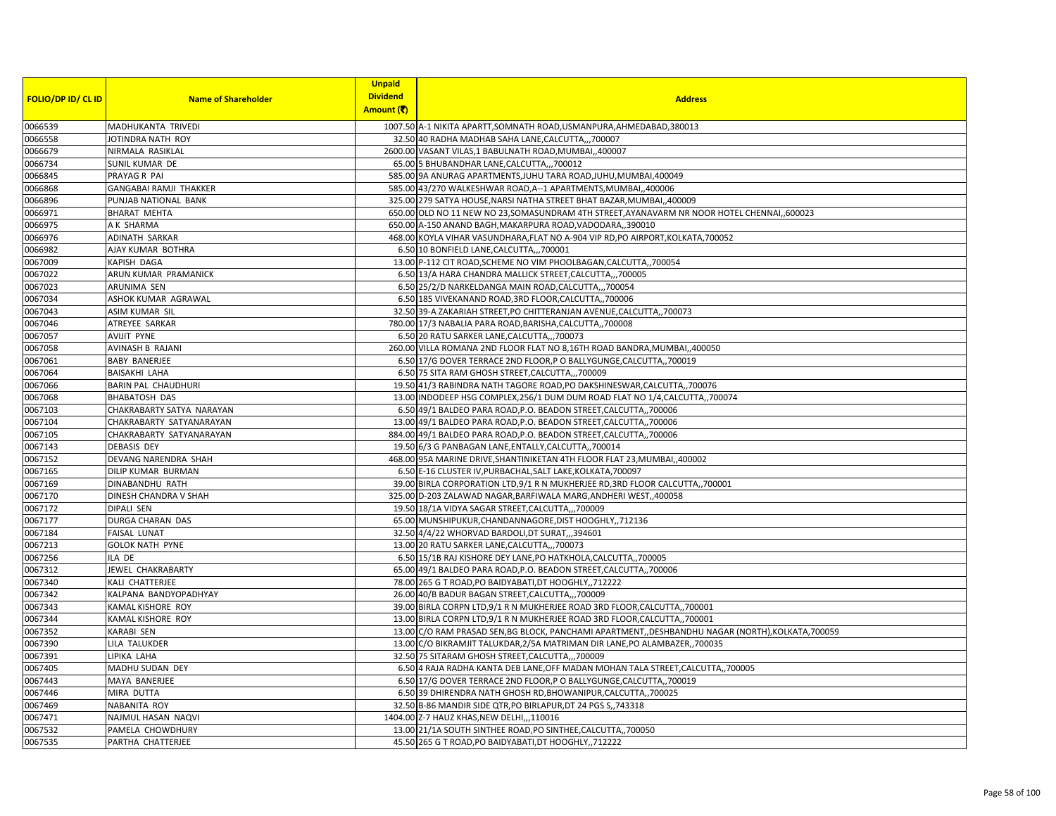| FOLIO/DP ID/ CL ID | Name of Shareholder | Unpaid Dividend Amount (₹) | Address |
|---|---|---|---|
| 0066539 | MADHUKANTA TRIVEDI | 1007.50 | A-1 NIKITA APARTT,SOMNATH ROAD,USMANPURA,AHMEDABAD,380013 |
| 0066558 | JOTINDRA NATH ROY | 32.50 | 40 RADHA MADHAB SAHA LANE,CALCUTTA,,,700007 |
| 0066679 | NIRMALA RASIKLAL | 2600.00 | VASANT VILAS,1 BABULNATH ROAD,MUMBAI,,400007 |
| 0066734 | SUNIL KUMAR DE | 65.00 | 5 BHUBANDHAR LANE,CALCUTTA,,,700012 |
| 0066845 | PRAYAG R PAI | 585.00 | 9A ANURAG APARTMENTS,JUHU TARA ROAD,JUHU,MUMBAI,400049 |
| 0066868 | GANGABAI RAMJI THAKKER | 585.00 | 43/270 WALKESHWAR ROAD,A--1 APARTMENTS,MUMBAI,,400006 |
| 0066896 | PUNJAB NATIONAL BANK | 325.00 | 279 SATYA HOUSE,NARSI NATHA STREET BHAT BAZAR,MUMBAI,,400009 |
| 0066971 | BHARAT MEHTA | 650.00 | OLD NO 11 NEW NO 23,SOMASUNDRAM 4TH STREET,AYANAVARM NR NOOR HOTEL CHENNAI,,600023 |
| 0066975 | A K SHARMA | 650.00 | A-150 ANAND BAGH,MAKARPURA ROAD,VADODARA,,390010 |
| 0066976 | ADINATH SARKAR | 468.00 | KOYLA VIHAR VASUNDHARA,FLAT NO A-904 VIP RD,PO AIRPORT,KOLKATA,700052 |
| 0066982 | AJAY KUMAR BOTHRA | 6.50 | 10 BONFIELD LANE,CALCUTTA,,,700001 |
| 0067009 | KAPISH DAGA | 13.00 | P-112 CIT ROAD,SCHEME NO VIM PHOOLBAGAN,CALCUTTA,,700054 |
| 0067022 | ARUN KUMAR PRAMANICK | 6.50 | 13/A HARA CHANDRA MALLICK STREET,CALCUTTA,,,700005 |
| 0067023 | ARUNIMA SEN | 6.50 | 25/2/D NARKELDANGA MAIN ROAD,CALCUTTA,,,700054 |
| 0067034 | ASHOK KUMAR AGRAWAL | 6.50 | 185 VIVEKANAND ROAD,3RD FLOOR,CALCUTTA,,700006 |
| 0067043 | ASIM KUMAR SIL | 32.50 | 39-A ZAKARIAH STREET,PO CHITTERANJAN AVENUE,CALCUTTA,,700073 |
| 0067046 | ATREYEE SARKAR | 780.00 | 17/3 NABALIA PARA ROAD,BARISHA,CALCUTTA,,700008 |
| 0067057 | AVIJIT PYNE | 6.50 | 20 RATU SARKER LANE,CALCUTTA,,,700073 |
| 0067058 | AVINASH B RAJANI | 260.00 | VILLA ROMANA 2ND FLOOR FLAT NO 8,16TH ROAD BANDRA,MUMBAI,,400050 |
| 0067061 | BABY BANERJEE | 6.50 | 17/G DOVER TERRACE 2ND FLOOR,P O BALLYGUNGE,CALCUTTA,,700019 |
| 0067064 | BAISAKHI LAHA | 6.50 | 75 SITA RAM GHOSH STREET,CALCUTTA,,,700009 |
| 0067066 | BARIN PAL CHAUDHURI | 19.50 | 41/3 RABINDRA NATH TAGORE ROAD,PO DAKSHINESWAR,CALCUTTA,,700076 |
| 0067068 | BHABATOSH DAS | 13.00 | INDODEEP HSG COMPLEX,256/1 DUM DUM ROAD FLAT NO 1/4,CALCUTTA,,700074 |
| 0067103 | CHAKRABARTY SATYA NARAYAN | 6.50 | 49/1 BALDEO PARA ROAD,P.O. BEADON STREET,CALCUTTA,,700006 |
| 0067104 | CHAKRABARTY SATYANARAYAN | 13.00 | 49/1 BALDEO PARA ROAD,P.O. BEADON STREET,CALCUTTA,,700006 |
| 0067105 | CHAKRABARTY SATYANARAYAN | 884.00 | 49/1 BALDEO PARA ROAD,P.O. BEADON STREET,CALCUTTA,,700006 |
| 0067143 | DEBASIS DEY | 19.50 | 6/3 G PANBAGAN LANE,ENTALLY,CALCUTTA,,700014 |
| 0067152 | DEVANG NARENDRA SHAH | 468.00 | 95A MARINE DRIVE,SHANTINIKETAN 4TH FLOOR FLAT 23,MUMBAI,,400002 |
| 0067165 | DILIP KUMAR BURMAN | 6.50 | E-16 CLUSTER IV,PURBACHAL,SALT LAKE,KOLKATA,700097 |
| 0067169 | DINABANDHU RATH | 39.00 | BIRLA CORPORATION LTD,9/1 R N MUKHERJEE RD,3RD FLOOR CALCUTTA,,700001 |
| 0067170 | DINESH CHANDRA V SHAH | 325.00 | D-203 ZALAWAD NAGAR,BARFIWALA MARG,ANDHERI WEST,,400058 |
| 0067172 | DIPALI SEN | 19.50 | 18/1A VIDYA SAGAR STREET,CALCUTTA,,,700009 |
| 0067177 | DURGA CHARAN DAS | 65.00 | MUNSHIPUKUR,CHANDANNAGORE,DIST HOOGHLY,,712136 |
| 0067184 | FAISAL LUNAT | 32.50 | 4/4/22 WHORVAD BARDOLI,DT SURAT,,,394601 |
| 0067213 | GOLOK NATH PYNE | 13.00 | 20 RATU SARKER LANE,CALCUTTA,,,700073 |
| 0067256 | ILA DE | 6.50 | 15/1B RAJ KISHORE DEY LANE,PO HATKHOLA,CALCUTTA,,700005 |
| 0067312 | JEWEL CHAKRABARTY | 65.00 | 49/1 BALDEO PARA ROAD,P.O. BEADON STREET,CALCUTTA,,700006 |
| 0067340 | KALI CHATTERJEE | 78.00 | 265 G T ROAD,PO BAIDYABATI,DT HOOGHLY,,712222 |
| 0067342 | KALPANA BANDYOPADHYAY | 26.00 | 40/B BADUR BAGAN STREET,CALCUTTA,,,700009 |
| 0067343 | KAMAL KISHORE ROY | 39.00 | BIRLA CORPN LTD,9/1 R N MUKHERJEE ROAD 3RD FLOOR,CALCUTTA,,700001 |
| 0067344 | KAMAL KISHORE ROY | 13.00 | BIRLA CORPN LTD,9/1 R N MUKHERJEE ROAD 3RD FLOOR,CALCUTTA,,700001 |
| 0067352 | KARABI SEN | 13.00 | C/O RAM PRASAD SEN,BG BLOCK, PANCHAMI APARTMENT,,DESHBANDHU NAGAR (NORTH),KOLKATA,700059 |
| 0067390 | LILA TALUKDER | 13.00 | C/O BIKRAMJIT TALUKDAR,2/5A MATRIMAN DIR LANE,PO ALAMBAZER,,700035 |
| 0067391 | LIPIKA LAHA | 32.50 | 75 SITARAM GHOSH STREET,CALCUTTA,,,700009 |
| 0067405 | MADHU SUDAN DEY | 6.50 | 4 RAJA RADHA KANTA DEB LANE,OFF MADAN MOHAN TALA STREET,CALCUTTA,,700005 |
| 0067443 | MAYA BANERJEE | 6.50 | 17/G DOVER TERRACE 2ND FLOOR,P O BALLYGUNGE,CALCUTTA,,700019 |
| 0067446 | MIRA DUTTA | 6.50 | 39 DHIRENDRA NATH GHOSH RD,BHOWANIPUR,CALCUTTA,,700025 |
| 0067469 | NABANITA ROY | 32.50 | B-86 MANDIR SIDE QTR,PO BIRLAPUR,DT 24 PGS S,,743318 |
| 0067471 | NAJMUL HASAN NAQVI | 1404.00 | Z-7 HAUZ KHAS,NEW DELHI,,,110016 |
| 0067532 | PAMELA CHOWDHURY | 13.00 | 21/1A SOUTH SINTHEE ROAD,PO SINTHEE,CALCUTTA,,700050 |
| 0067535 | PARTHA CHATTERJEE | 45.50 | 265 G T ROAD,PO BAIDYABATI,DT HOOGHLY,,712222 |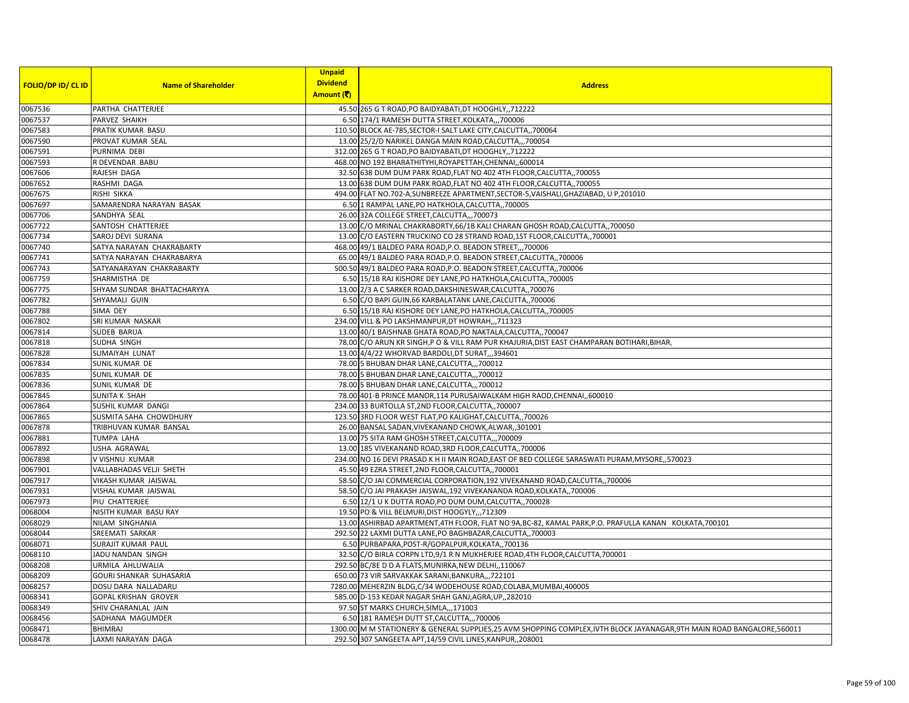| FOLIO/DP ID/ CL ID | Name of Shareholder | Unpaid Dividend Amount (₹) | Address |
|---|---|---|---|
| 0067536 | PARTHA CHATTERJEE | 45.50 | 265 G T ROAD,PO BAIDYABATI,DT HOOGHLY,,712222 |
| 0067537 | PARVEZ SHAIKH | 6.50 | 174/1 RAMESH DUTTA STREET,KOLKATA,,,700006 |
| 0067583 | PRATIK KUMAR BASU | 110.50 | BLOCK AE-785,SECTOR-I SALT LAKE CITY,CALCUTTA,,700064 |
| 0067590 | PROVAT KUMAR SEAL | 13.00 | 25/2/D NARIKEL DANGA MAIN ROAD,CALCUTTA,,,700054 |
| 0067591 | PURNIMA DEBI | 312.00 | 265 G T ROAD,PO BAIDYABATI,DT HOOGHLY,,712222 |
| 0067593 | R DEVENDAR BABU | 468.00 | NO 192 BHARATHITYHI,ROYAPETTAH,CHENNAI,,600014 |
| 0067606 | RAJESH DAGA | 32.50 | 638 DUM DUM PARK ROAD,FLAT NO 402 4TH FLOOR,CALCUTTA,,700055 |
| 0067652 | RASHMI DAGA | 13.00 | 638 DUM DUM PARK ROAD,FLAT NO 402 4TH FLOOR,CALCUTTA,,700055 |
| 0067675 | RISHI SIKKA | 494.00 | FLAT NO.702-A,SUNBREEZE APARTMENT,SECTOR-5,VAISHALI,GHAZIABAD, U P,201010 |
| 0067697 | SAMARENDRA NARAYAN BASAK | 6.50 | 1 RAMPAL LANE,PO HATKHOLA,CALCUTTA,,700005 |
| 0067706 | SANDHYA SEAL | 26.00 | 32A COLLEGE STREET,CALCUTTA,,,700073 |
| 0067722 | SANTOSH CHATTERJEE | 13.00 | C/O MRINAL CHAKRABORTY,66/1B KALI CHARAN GHOSH ROAD,CALCUTTA,,700050 |
| 0067734 | SAROJ DEVI SURANA | 13.00 | C/O EASTERN TRUCKINO CO 28 STRAND ROAD,1ST FLOOR,CALCUTTA,,700001 |
| 0067740 | SATYA NARAYAN CHAKRABARTY | 468.00 | 49/1 BALDEO PARA ROAD,P.O. BEADON STREET,,,700006 |
| 0067741 | SATYA NARAYAN CHAKRABARYA | 65.00 | 49/1 BALDEO PARA ROAD,P.O. BEADON STREET,CALCUTTA,,700006 |
| 0067743 | SATYANARAYAN CHAKRABARTY | 500.50 | 49/1 BALDEO PARA ROAD,P.O. BEADON STREET,CALCUTTA,,700006 |
| 0067759 | SHARMISTHA DE | 6.50 | 15/1B RAJ KISHORE DEY LANE,PO HATKHOLA,CALCUTTA,,700005 |
| 0067775 | SHYAM SUNDAR BHATTACHARYYA | 13.00 | 2/3 A C SARKER ROAD,DAKSHINESWAR,CALCUTTA,,700076 |
| 0067782 | SHYAMALI GUIN | 6.50 | C/O BAPI GUIN,66 KARBALATANK LANE,CALCUTTA,,700006 |
| 0067788 | SIMA DEY | 6.50 | 15/1B RAJ KISHORE DEY LANE,PO HATKHOLA,CALCUTTA,,700005 |
| 0067802 | SRI KUMAR NASKAR | 234.00 | VILL & PO LAKSHMANPUR,DT HOWRAH,,,711323 |
| 0067814 | SUDEB BARUA | 13.00 | 40/1 BAISHNAB GHATA ROAD,PO NAKTALA,CALCUTTA,,700047 |
| 0067818 | SUDHA SINGH | 78.00 | C/O ARUN KR SINGH,P O & VILL RAM PUR KHAJURIA,DIST EAST CHAMPARAN BOTIHARI,BIHAR, |
| 0067828 | SUMAIYAH LUNAT | 13.00 | 4/4/22 WHORVAD BARDOLI,DT SURAT,,,394601 |
| 0067834 | SUNIL KUMAR DE | 78.00 | 5 BHUBAN DHAR LANE,CALCUTTA,,,700012 |
| 0067835 | SUNIL KUMAR DE | 78.00 | 5 BHUBAN DHAR LANE,CALCUTTA,,,700012 |
| 0067836 | SUNIL KUMAR DE | 78.00 | 5 BHUBAN DHAR LANE,CALCUTTA,,,700012 |
| 0067845 | SUNITA K SHAH | 78.00 | 401-B PRINCE MANOR,114 PURUSAIWALKAM HIGH RAOD,CHENNAI,,600010 |
| 0067864 | SUSHIL KUMAR DANGI | 234.00 | 33 BURTOLLA ST,2ND FLOOR,CALCUTTA,,700007 |
| 0067865 | SUSMITA SAHA CHOWDHURY | 123.50 | 3RD FLOOR WEST FLAT,PO KALIGHAT,CALCUTTA,,700026 |
| 0067878 | TRIBHUVAN KUMAR BANSAL | 26.00 | BANSAL SADAN,VIVEKANAND CHOWK,ALWAR,,301001 |
| 0067881 | TUMPA LAHA | 13.00 | 75 SITA RAM GHOSH STREET,CALCUTTA,,,700009 |
| 0067892 | USHA AGRAWAL | 13.00 | 185 VIVEKANAND ROAD,3RD FLOOR,CALCUTTA,,700006 |
| 0067898 | V VISHNU KUMAR | 234.00 | NO 16 DEVI PRASAD K H II MAIN ROAD,EAST OF BED COLLEGE SARASWATI PURAM,MYSORE,,570023 |
| 0067901 | VALLABHADAS VELJI SHETH | 45.50 | 49 EZRA STREET,2ND FLOOR,CALCUTTA,,700001 |
| 0067917 | VIKASH KUMAR JAISWAL | 58.50 | C/O JAI COMMERCIAL CORPORATION,192 VIVEKANAND ROAD,CALCUTTA,,700006 |
| 0067931 | VISHAL KUMAR JAISWAL | 58.50 | C/O JAI PRAKASH JAISWAL,192 VIVEKANANDA ROAD,KOLKATA,,700006 |
| 0067973 | PIU CHATTERJEE | 6.50 | 12/1 U K DUTTA ROAD,PO DUM DUM,CALCUTTA,,700028 |
| 0068004 | NISITH KUMAR BASU RAY | 19.50 | PO & VILL BELMURI,DIST HOOGYLY,,,712309 |
| 0068029 | NILAM SINGHANIA | 13.00 | ASHIRBAD APARTMENT,4TH FLOOR, FLAT NO 9A,BC-82, KAMAL PARK,P.O. PRAFULLA KANAN KOLKATA,700101 |
| 0068044 | SREEMATI SARKAR | 292.50 | 22 LAXMI DUTTA LANE,PO BAGHBAZAR,CALCUTTA,,700003 |
| 0068071 | SURAJIT KUMAR PAUL | 6.50 | PURBAPARA,POST-R/GOPALPUR,KOLKATA,,700136 |
| 0068110 | JADU NANDAN SINGH | 32.50 | C/O BIRLA CORPN LTD,9/1 R N MUKHERJEE ROAD,4TH FLOOR,CALCUTTA,700001 |
| 0068208 | URMILA AHLUWALIA | 292.50 | BC/8E D D A FLATS,MUNIRKA,NEW DELHI,,110067 |
| 0068209 | GOURI SHANKAR SUHASARIA | 650.00 | 73 VIR SARVAKKAK SARANI,BANKURA,,,722101 |
| 0068257 | DOSU DARA NALLADARU | 7280.00 | MEHERZIN BLDG,C/34 WODEHOUSE ROAD,COLABA,MUMBAI,400005 |
| 0068341 | GOPAL KRISHAN GROVER | 585.00 | D-153 KEDAR NAGAR SHAH GANJ,AGRA,UP,,282010 |
| 0068349 | SHIV CHARANLAL JAIN | 97.50 | ST MARKS CHURCH,SIMLA,,,171003 |
| 0068456 | SADHANA MAGUMDER | 6.50 | 181 RAMESH DUTT ST,CALCUTTA,,,700006 |
| 0068471 | BHIMRAJ | 1300.00 | M M STATIONERY & GENERAL SUPPLIES,25 AVM SHOPPING COMPLEX,IVTH BLOCK JAYANAGAR,9TH MAIN ROAD BANGALORE,560011 |
| 0068478 | LAXMI NARAYAN DAGA | 292.50 | 307 SANGEETA APT,14/59 CIVIL LINES,KANPUR,,208001 |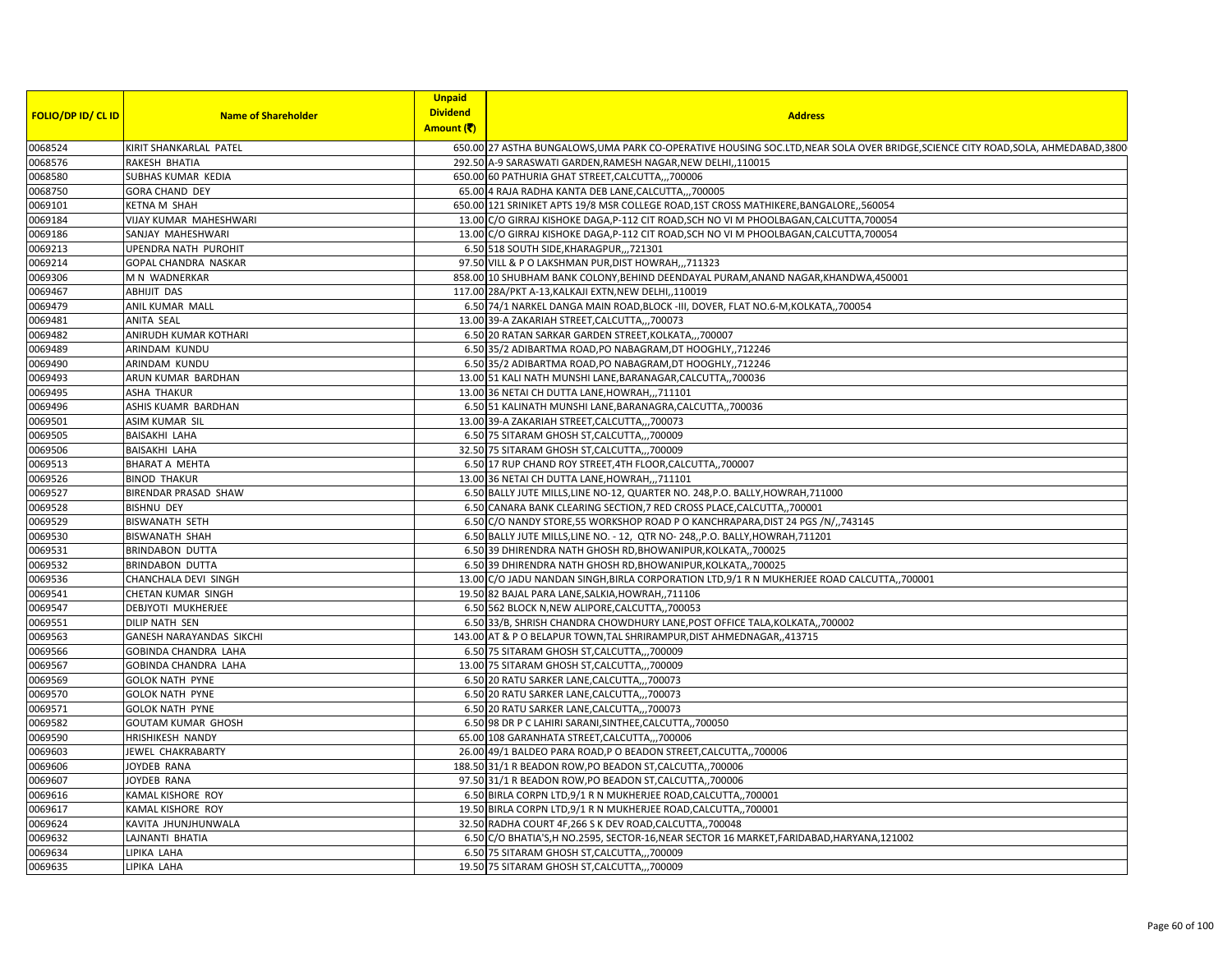| FOLIO/DP ID/ CL ID | Name of Shareholder | Unpaid Dividend Amount (₹) | Address |
|---|---|---|---|
| 0068524 | KIRIT SHANKARLAL PATEL | 650.00 | 27 ASTHA BUNGALOWS,UMA PARK CO-OPERATIVE HOUSING SOC.LTD,NEAR SOLA OVER BRIDGE,SCIENCE CITY ROAD,SOLA, AHMEDABAD,3800 |
| 0068576 | RAKESH BHATIA | 292.50 | A-9 SARASWATI GARDEN,RAMESH NAGAR,NEW DELHI,,110015 |
| 0068580 | SUBHAS KUMAR KEDIA | 650.00 | 60 PATHURIA GHAT STREET,CALCUTTA,,,700006 |
| 0068750 | GORA CHAND DEY | 65.00 | 4 RAJA RADHA KANTA DEB LANE,CALCUTTA,,,700005 |
| 0069101 | KETNA M SHAH | 650.00 | 121 SRINIKET APTS 19/8 MSR COLLEGE ROAD,1ST CROSS MATHIKERE,BANGALORE,,560054 |
| 0069184 | VIJAY KUMAR MAHESHWARI | 13.00 | C/O GIRRAJ KISHOKE DAGA,P-112 CIT ROAD,SCH NO VI M PHOOLBAGAN,CALCUTTA,700054 |
| 0069186 | SANJAY MAHESHWARI | 13.00 | C/O GIRRAJ KISHOKE DAGA,P-112 CIT ROAD,SCH NO VI M PHOOLBAGAN,CALCUTTA,700054 |
| 0069213 | UPENDRA NATH PUROHIT | 6.50 | 518 SOUTH SIDE,KHARAGPUR,,,721301 |
| 0069214 | GOPAL CHANDRA NASKAR | 97.50 | VILL & P O LAKSHMAN PUR,DIST HOWRAH,,,711323 |
| 0069306 | M N WADNERKAR | 858.00 | 10 SHUBHAM BANK COLONY,BEHIND DEENDAYAL PURAM,ANAND NAGAR,KHANDWA,450001 |
| 0069467 | ABHIJIT DAS | 117.00 | 28A/PKT A-13,KALKAJI EXTN,NEW DELHI,,110019 |
| 0069479 | ANIL KUMAR MALL | 6.50 | 74/1 NARKEL DANGA MAIN ROAD,BLOCK -III, DOVER, FLAT NO.6-M,KOLKATA,,700054 |
| 0069481 | ANITA SEAL | 13.00 | 39-A ZAKARIAH STREET,CALCUTTA,,,700073 |
| 0069482 | ANIRUDH KUMAR KOTHARI | 6.50 | 20 RATAN SARKAR GARDEN STREET,KOLKATA,,,700007 |
| 0069489 | ARINDAM KUNDU | 6.50 | 35/2 ADIBARTMA ROAD,PO NABAGRAM,DT HOOGHLY,,712246 |
| 0069490 | ARINDAM KUNDU | 6.50 | 35/2 ADIBARTMA ROAD,PO NABAGRAM,DT HOOGHLY,,712246 |
| 0069493 | ARUN KUMAR BARDHAN | 13.00 | 51 KALI NATH MUNSHI LANE,BARANAGAR,CALCUTTA,,700036 |
| 0069495 | ASHA THAKUR | 13.00 | 36 NETAI CH DUTTA LANE,HOWRAH,,,711101 |
| 0069496 | ASHIS KUAMR BARDHAN | 6.50 | 51 KALINATH MUNSHI LANE,BARANAGRA,CALCUTTA,,700036 |
| 0069501 | ASIM KUMAR SIL | 13.00 | 39-A ZAKARIAH STREET,CALCUTTA,,,700073 |
| 0069505 | BAISAKHI LAHA | 6.50 | 75 SITARAM GHOSH ST,CALCUTTA,,,700009 |
| 0069506 | BAISAKHI LAHA | 32.50 | 75 SITARAM GHOSH ST,CALCUTTA,,,700009 |
| 0069513 | BHARAT A MEHTA | 6.50 | 17 RUP CHAND ROY STREET,4TH FLOOR,CALCUTTA,,700007 |
| 0069526 | BINOD THAKUR | 13.00 | 36 NETAI CH DUTTA LANE,HOWRAH,,,711101 |
| 0069527 | BIRENDAR PRASAD SHAW | 6.50 | BALLY JUTE MILLS,LINE NO-12, QUARTER NO. 248,P.O. BALLY,HOWRAH,711000 |
| 0069528 | BISHNU DEY | 6.50 | CANARA BANK CLEARING SECTION,7 RED CROSS PLACE,CALCUTTA,,700001 |
| 0069529 | BISWANATH SETH | 6.50 | C/O NANDY STORE,55 WORKSHOP ROAD P O KANCHRAPARA,DIST 24 PGS /N/,,743145 |
| 0069530 | BISWANATH SHAH | 6.50 | BALLY JUTE MILLS,LINE NO. - 12, QTR NO- 248,,P.O. BALLY,HOWRAH,711201 |
| 0069531 | BRINDABON DUTTA | 6.50 | 39 DHIRENDRA NATH GHOSH RD,BHOWANIPUR,KOLKATA,,700025 |
| 0069532 | BRINDABON DUTTA | 6.50 | 39 DHIRENDRA NATH GHOSH RD,BHOWANIPUR,KOLKATA,,700025 |
| 0069536 | CHANCHALA DEVI SINGH | 13.00 | C/O JADU NANDAN SINGH,BIRLA CORPORATION LTD,9/1 R N MUKHERJEE ROAD CALCUTTA,,700001 |
| 0069541 | CHETAN KUMAR SINGH | 19.50 | 82 BAJAL PARA LANE,SALKIA,HOWRAH,,711106 |
| 0069547 | DEBJYOTI MUKHERJEE | 6.50 | 562 BLOCK N,NEW ALIPORE,CALCUTTA,,700053 |
| 0069551 | DILIP NATH SEN | 6.50 | 33/B, SHRISH CHANDRA CHOWDHURY LANE,POST OFFICE TALA,KOLKATA,,700002 |
| 0069563 | GANESH NARAYANDAS SIKCHI | 143.00 | AT & P O BELAPUR TOWN,TAL SHRIRAMPUR,DIST AHMEDNAGAR,,413715 |
| 0069566 | GOBINDA CHANDRA LAHA | 6.50 | 75 SITARAM GHOSH ST,CALCUTTA,,,700009 |
| 0069567 | GOBINDA CHANDRA LAHA | 13.00 | 75 SITARAM GHOSH ST,CALCUTTA,,,700009 |
| 0069569 | GOLOK NATH PYNE | 6.50 | 20 RATU SARKER LANE,CALCUTTA,,,700073 |
| 0069570 | GOLOK NATH PYNE | 6.50 | 20 RATU SARKER LANE,CALCUTTA,,,700073 |
| 0069571 | GOLOK NATH PYNE | 6.50 | 20 RATU SARKER LANE,CALCUTTA,,,700073 |
| 0069582 | GOUTAM KUMAR GHOSH | 6.50 | 98 DR P C LAHIRI SARANI,SINTHEE,CALCUTTA,,700050 |
| 0069590 | HRISHIKESH NANDY | 65.00 | 108 GARANHATA STREET,CALCUTTA,,,700006 |
| 0069603 | JEWEL CHAKRABARTY | 26.00 | 49/1 BALDEO PARA ROAD,P O BEADON STREET,CALCUTTA,,700006 |
| 0069606 | JOYDEB RANA | 188.50 | 31/1 R BEADON ROW,PO BEADON ST,CALCUTTA,,700006 |
| 0069607 | JOYDEB RANA | 97.50 | 31/1 R BEADON ROW,PO BEADON ST,CALCUTTA,,700006 |
| 0069616 | KAMAL KISHORE ROY | 6.50 | BIRLA CORPN LTD,9/1 R N MUKHERJEE ROAD,CALCUTTA,,700001 |
| 0069617 | KAMAL KISHORE ROY | 19.50 | BIRLA CORPN LTD,9/1 R N MUKHERJEE ROAD,CALCUTTA,,700001 |
| 0069624 | KAVITA JHUNJHUNWALA | 32.50 | RADHA COURT 4F,266 S K DEV ROAD,CALCUTTA,,700048 |
| 0069632 | LAJNANTI BHATIA | 6.50 | C/O BHATIA'S,H NO.2595, SECTOR-16,NEAR SECTOR 16 MARKET,FARIDABAD,HARYANA,121002 |
| 0069634 | LIPIKA LAHA | 6.50 | 75 SITARAM GHOSH ST,CALCUTTA,,,700009 |
| 0069635 | LIPIKA LAHA | 19.50 | 75 SITARAM GHOSH ST,CALCUTTA,,,700009 |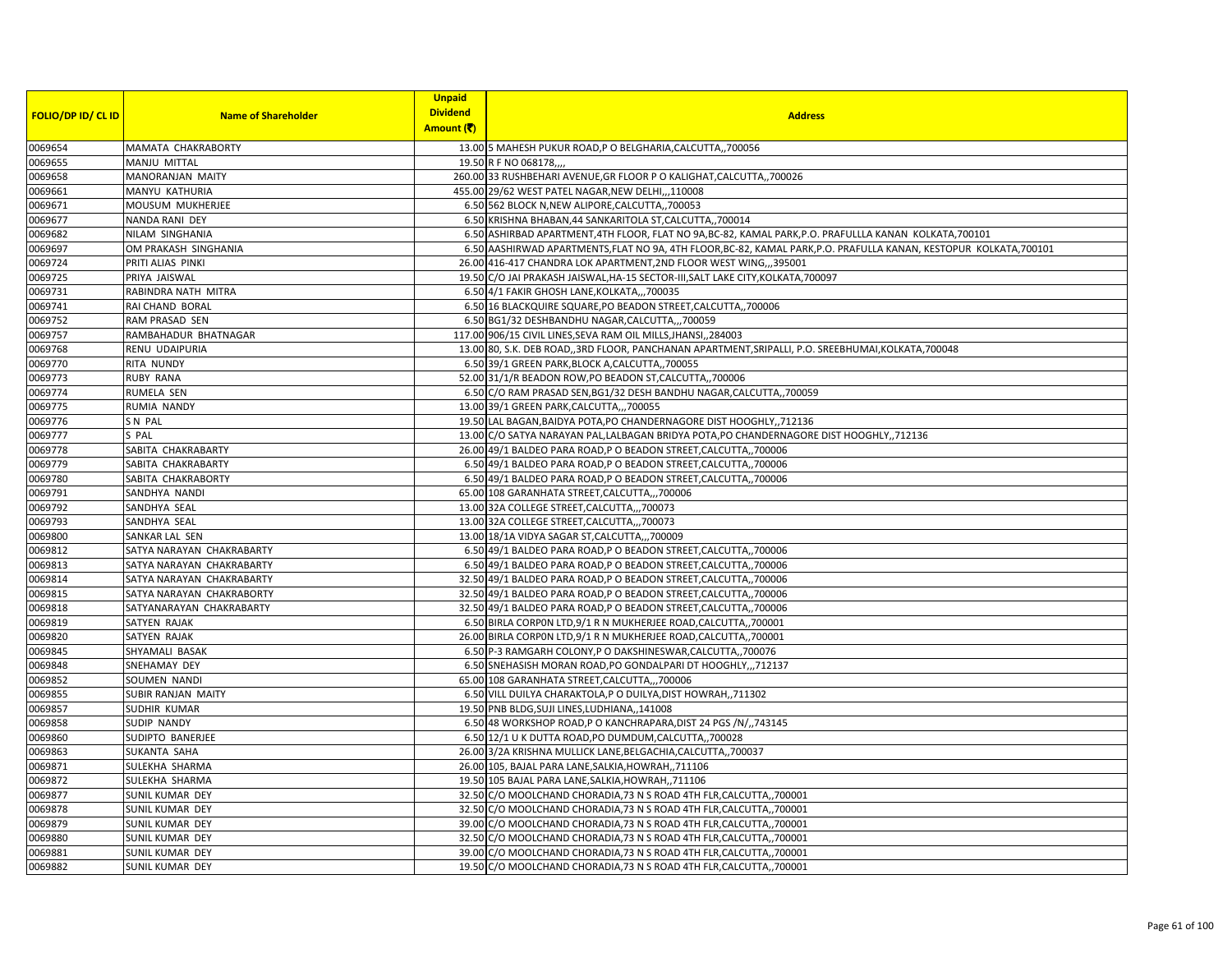| FOLIO/DP ID/ CL ID | Name of Shareholder | Unpaid Dividend Amount (₹) | Address |
|---|---|---|---|
| 0069654 | MAMATA CHAKRABORTY | 13.00 | 5 MAHESH PUKUR ROAD,P O BELGHARIA,CALCUTTA,,700056 |
| 0069655 | MANJU MITTAL | 19.50 | R F NO 068178,,,, |
| 0069658 | MANORANJAN MAITY | 260.00 | 33 RUSHBEHARI AVENUE,GR FLOOR P O KALIGHAT,CALCUTTA,,700026 |
| 0069661 | MANYU KATHURIA | 455.00 | 29/62 WEST PATEL NAGAR,NEW DELHI,,,110008 |
| 0069671 | MOUSUM MUKHERJEE | 6.50 | 562 BLOCK N,NEW ALIPORE,CALCUTTA,,700053 |
| 0069677 | NANDA RANI DEY | 6.50 | KRISHNA BHABAN,44 SANKARITOLA ST,CALCUTTA,,700014 |
| 0069682 | NILAM SINGHANIA | 6.50 | ASHIRBAD APARTMENT,4TH FLOOR, FLAT NO 9A,BC-82, KAMAL PARK,P.O. PRAFULLLA KANAN KOLKATA,700101 |
| 0069697 | OM PRAKASH SINGHANIA | 6.50 | AASHIRWAD APARTMENTS,FLAT NO 9A, 4TH FLOOR,BC-82, KAMAL PARK,P.O. PRAFULLA KANAN, KESTOPUR KOLKATA,700101 |
| 0069724 | PRITI ALIAS PINKI | 26.00 | 416-417 CHANDRA LOK APARTMENT,2ND FLOOR WEST WING,,,395001 |
| 0069725 | PRIYA JAISWAL | 19.50 | C/O JAI PRAKASH JAISWAL,HA-15 SECTOR-III,SALT LAKE CITY,KOLKATA,700097 |
| 0069731 | RABINDRA NATH MITRA | 6.50 | 4/1 FAKIR GHOSH LANE,KOLKATA,,,700035 |
| 0069741 | RAI CHAND BORAL | 6.50 | 16 BLACKQUIRE SQUARE,PO BEADON STREET,CALCUTTA,,700006 |
| 0069752 | RAM PRASAD SEN | 6.50 | BG1/32 DESHBANDHU NAGAR,CALCUTTA,,,700059 |
| 0069757 | RAMBAHADUR BHATNAGAR | 117.00 | 906/15 CIVIL LINES,SEVA RAM OIL MILLS,JHANSI,,284003 |
| 0069768 | RENU UDAIPURIA | 13.00 | 80, S.K. DEB ROAD,,3RD FLOOR, PANCHANAN APARTMENT,SRIPALLI, P.O. SREEBHUMAI,KOLKATA,700048 |
| 0069770 | RITA NUNDY | 6.50 | 39/1 GREEN PARK,BLOCK A,CALCUTTA,,700055 |
| 0069773 | RUBY RANA | 52.00 | 31/1/R BEADON ROW,PO BEADON ST,CALCUTTA,,700006 |
| 0069774 | RUMELA SEN | 6.50 | C/O RAM PRASAD SEN,BG1/32 DESH BANDHU NAGAR,CALCUTTA,,700059 |
| 0069775 | RUMIA NANDY | 13.00 | 39/1 GREEN PARK,CALCUTTA,,,700055 |
| 0069776 | S N PAL | 19.50 | LAL BAGAN,BAIDYA POTA,PO CHANDERNAGORE DIST HOOGHLY,,712136 |
| 0069777 | S PAL | 13.00 | C/O SATYA NARAYAN PAL,LALBAGAN BRIDYA POTA,PO CHANDERNAGORE DIST HOOGHLY,,712136 |
| 0069778 | SABITA CHAKRABARTY | 26.00 | 49/1 BALDEO PARA ROAD,P O BEADON STREET,CALCUTTA,,700006 |
| 0069779 | SABITA CHAKRABARTY | 6.50 | 49/1 BALDEO PARA ROAD,P O BEADON STREET,CALCUTTA,,700006 |
| 0069780 | SABITA CHAKRABORTY | 6.50 | 49/1 BALDEO PARA ROAD,P O BEADON STREET,CALCUTTA,,700006 |
| 0069791 | SANDHYA NANDI | 65.00 | 108 GARANHATA STREET,CALCUTTA,,,700006 |
| 0069792 | SANDHYA SEAL | 13.00 | 32A COLLEGE STREET,CALCUTTA,,,700073 |
| 0069793 | SANDHYA SEAL | 13.00 | 32A COLLEGE STREET,CALCUTTA,,,700073 |
| 0069800 | SANKAR LAL SEN | 13.00 | 18/1A VIDYA SAGAR ST,CALCUTTA,,,700009 |
| 0069812 | SATYA NARAYAN CHAKRABARTY | 6.50 | 49/1 BALDEO PARA ROAD,P O BEADON STREET,CALCUTTA,,700006 |
| 0069813 | SATYA NARAYAN CHAKRABARTY | 6.50 | 49/1 BALDEO PARA ROAD,P O BEADON STREET,CALCUTTA,,700006 |
| 0069814 | SATYA NARAYAN CHAKRABARTY | 32.50 | 49/1 BALDEO PARA ROAD,P O BEADON STREET,CALCUTTA,,700006 |
| 0069815 | SATYA NARAYAN CHAKRABORTY | 32.50 | 49/1 BALDEO PARA ROAD,P O BEADON STREET,CALCUTTA,,700006 |
| 0069818 | SATYANARAYAN CHAKRABARTY | 32.50 | 49/1 BALDEO PARA ROAD,P O BEADON STREET,CALCUTTA,,700006 |
| 0069819 | SATYEN RAJAK | 6.50 | BIRLA CORPON LTD,9/1 R N MUKHERJEE ROAD,CALCUTTA,,700001 |
| 0069820 | SATYEN RAJAK | 26.00 | BIRLA CORPON LTD,9/1 R N MUKHERJEE ROAD,CALCUTTA,,700001 |
| 0069845 | SHYAMALI BASAK | 6.50 | P-3 RAMGARH COLONY,P O DAKSHINESWAR,CALCUTTA,,700076 |
| 0069848 | SNEHAMAY DEY | 6.50 | SNEHASISH MORAN ROAD,PO GONDALPARI DT HOOGHLY,,,712137 |
| 0069852 | SOUMEN NANDI | 65.00 | 108 GARANHATA STREET,CALCUTTA,,,700006 |
| 0069855 | SUBIR RANJAN MAITY | 6.50 | VILL DUILYA CHARAKTOLA,P O DUILYA,DIST HOWRAH,,711302 |
| 0069857 | SUDHIR KUMAR | 19.50 | PNB BLDG,SUJI LINES,LUDHIANA,,141008 |
| 0069858 | SUDIP NANDY | 6.50 | 48 WORKSHOP ROAD,P O KANCHRAPARA,DIST 24 PGS /N/,,743145 |
| 0069860 | SUDIPTO BANERJEE | 6.50 | 12/1 U K DUTTA ROAD,PO DUMDUM,CALCUTTA,,700028 |
| 0069863 | SUKANTA SAHA | 26.00 | 3/2A KRISHNA MULLICK LANE,BELGACHIA,CALCUTTA,,700037 |
| 0069871 | SULEKHA SHARMA | 26.00 | 105, BAJAL PARA LANE,SALKIA,HOWRAH,,711106 |
| 0069872 | SULEKHA SHARMA | 19.50 | 105 BAJAL PARA LANE,SALKIA,HOWRAH,,711106 |
| 0069877 | SUNIL KUMAR DEY | 32.50 | C/O MOOLCHAND CHORADIA,73 N S ROAD 4TH FLR,CALCUTTA,,700001 |
| 0069878 | SUNIL KUMAR DEY | 32.50 | C/O MOOLCHAND CHORADIA,73 N S ROAD 4TH FLR,CALCUTTA,,700001 |
| 0069879 | SUNIL KUMAR DEY | 39.00 | C/O MOOLCHAND CHORADIA,73 N S ROAD 4TH FLR,CALCUTTA,,700001 |
| 0069880 | SUNIL KUMAR DEY | 32.50 | C/O MOOLCHAND CHORADIA,73 N S ROAD 4TH FLR,CALCUTTA,,700001 |
| 0069881 | SUNIL KUMAR DEY | 39.00 | C/O MOOLCHAND CHORADIA,73 N S ROAD 4TH FLR,CALCUTTA,,700001 |
| 0069882 | SUNIL KUMAR DEY | 19.50 | C/O MOOLCHAND CHORADIA,73 N S ROAD 4TH FLR,CALCUTTA,,700001 |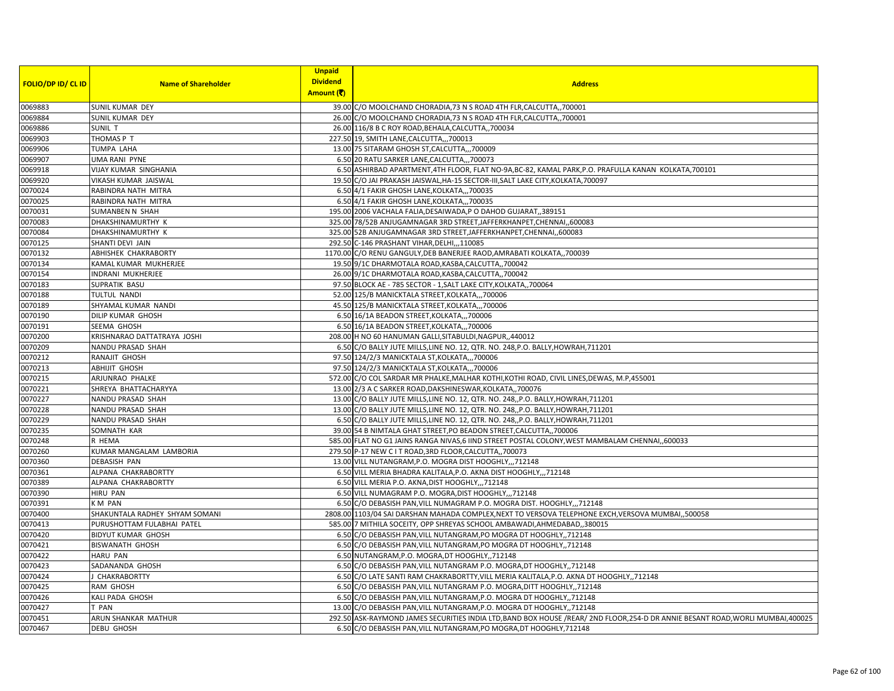| FOLIO/DP ID/ CL ID | Name of Shareholder | Unpaid Dividend Amount (₹) | Address |
|---|---|---|---|
| 0069883 | SUNIL KUMAR DEY | 39.00 | C/O MOOLCHAND CHORADIA,73 N S ROAD 4TH FLR,CALCUTTA,,700001 |
| 0069884 | SUNIL KUMAR DEY | 26.00 | C/O MOOLCHAND CHORADIA,73 N S ROAD 4TH FLR,CALCUTTA,,700001 |
| 0069886 | SUNIL T | 26.00 | 116/8 B C ROY ROAD,BEHALA,CALCUTTA,,700034 |
| 0069903 | THOMAS P T | 227.50 | 19, SMITH LANE,CALCUTTA,,,700013 |
| 0069906 | TUMPA LAHA | 13.00 | 75 SITARAM GHOSH ST,CALCUTTA,,,700009 |
| 0069907 | UMA RANI PYNE | 6.50 | 20 RATU SARKER LANE,CALCUTTA,,,700073 |
| 0069918 | VIJAY KUMAR SINGHANIA | 6.50 | ASHIRBAD APARTMENT,4TH FLOOR, FLAT NO-9A,BC-82, KAMAL PARK,P.O. PRAFULLA KANAN KOLKATA,700101 |
| 0069920 | VIKASH KUMAR JAISWAL | 19.50 | C/O JAI PRAKASH JAISWAL,HA-15 SECTOR-III,SALT LAKE CITY,KOLKATA,700097 |
| 0070024 | RABINDRA NATH MITRA | 6.50 | 4/1 FAKIR GHOSH LANE,KOLKATA,,,700035 |
| 0070025 | RABINDRA NATH MITRA | 6.50 | 4/1 FAKIR GHOSH LANE,KOLKATA,,,700035 |
| 0070031 | SUMANBEN N SHAH | 195.00 | 2006 VACHALA FALIA,DESAIWADA,P O DAHOD GUJARAT,,389151 |
| 0070083 | DHAKSHINAMURTHY K | 325.00 | 78/52B ANJUGAMNAGAR 3RD STREET,JAFFERKHANPET,CHENNAI,,600083 |
| 0070084 | DHAKSHINAMURTHY K | 325.00 | 52B ANJUGAMNAGAR 3RD STREET,JAFFERKHANPET,CHENNAI,,600083 |
| 0070125 | SHANTI DEVI JAIN | 292.50 | C-146 PRASHANT VIHAR,DELHI,,,110085 |
| 0070132 | ABHISHEK CHAKRABORTY | 1170.00 | C/O RENU GANGULY,DEB BANERJEE RAOD,AMRABATI KOLKATA,,700039 |
| 0070134 | KAMAL KUMAR MUKHERJEE | 19.50 | 9/1C DHARMOTALA ROAD,KASBA,CALCUTTA,,700042 |
| 0070154 | INDRANI MUKHERJEE | 26.00 | 9/1C DHARMOTALA ROAD,KASBA,CALCUTTA,,700042 |
| 0070183 | SUPRATIK BASU | 97.50 | BLOCK AE - 785 SECTOR - 1,SALT LAKE CITY,KOLKATA,,700064 |
| 0070188 | TULTUL NANDI | 52.00 | 125/B MANICKTALA STREET,KOLKATA,,,700006 |
| 0070189 | SHYAMAL KUMAR NANDI | 45.50 | 125/B MANICKTALA STREET,KOLKATA,,,700006 |
| 0070190 | DILIP KUMAR GHOSH | 6.50 | 16/1A BEADON STREET,KOLKATA,,,700006 |
| 0070191 | SEEMA GHOSH | 6.50 | 16/1A BEADON STREET,KOLKATA,,,700006 |
| 0070200 | KRISHNARAO DATTATRAYA JOSHI | 208.00 | H NO 60 HANUMAN GALLI,SITABULDI,NAGPUR,,440012 |
| 0070209 | NANDU PRASAD SHAH | 6.50 | C/O BALLY JUTE MILLS,LINE NO. 12, QTR. NO. 248,P.O. BALLY,HOWRAH,711201 |
| 0070212 | RANAJIT GHOSH | 97.50 | 124/2/3 MANICKTALA ST,KOLKATA,,,700006 |
| 0070213 | ABHIJIT GHOSH | 97.50 | 124/2/3 MANICKTALA ST,KOLKATA,,,700006 |
| 0070215 | ARJUNRAO PHALKE | 572.00 | C/O COL SARDAR MR PHALKE,MALHAR KOTHI,KOTHI ROAD, CIVIL LINES,DEWAS, M.P,455001 |
| 0070221 | SHREYA BHATTACHARYYA | 13.00 | 2/3 A C SARKER ROAD,DAKSHINESWAR,KOLKATA,,700076 |
| 0070227 | NANDU PRASAD SHAH | 13.00 | C/O BALLY JUTE MILLS,LINE NO. 12, QTR. NO. 248,,P.O. BALLY,HOWRAH,711201 |
| 0070228 | NANDU PRASAD SHAH | 13.00 | C/O BALLY JUTE MILLS,LINE NO. 12, QTR. NO. 248,,P.O. BALLY,HOWRAH,711201 |
| 0070229 | NANDU PRASAD SHAH | 6.50 | C/O BALLY JUTE MILLS,LINE NO. 12, QTR. NO. 248,,P.O. BALLY,HOWRAH,711201 |
| 0070235 | SOMNATH KAR | 39.00 | 54 B NIMTALA GHAT STREET,PO BEADON STREET,CALCUTTA,,700006 |
| 0070248 | R HEMA | 585.00 | FLAT NO G1 JAINS RANGA NIVAS,6 IIND STREET POSTAL COLONY,WEST MAMBALAM CHENNAI,,600033 |
| 0070260 | KUMAR MANGALAM LAMBORIA | 279.50 | P-17 NEW C I T ROAD,3RD FLOOR,CALCUTTA,,700073 |
| 0070360 | DEBASISH PAN | 13.00 | VILL NUTANGRAM,P.O. MOGRA DIST HOOGHLY,,,712148 |
| 0070361 | ALPANA CHAKRABORTTY | 6.50 | VILL MERIA BHADRA KALITALA,P.O. AKNA DIST HOOGHLY,,,712148 |
| 0070389 | ALPANA CHAKRABORTTY | 6.50 | VILL MERIA P.O. AKNA,DIST HOOGHLY,,,712148 |
| 0070390 | HIRU PAN | 6.50 | VILL NUMAGRAM P.O. MOGRA,DIST HOOGHLY,,,712148 |
| 0070391 | K M PAN | 6.50 | C/O DEBASISH PAN,VILL NUMAGRAM P.O. MOGRA DIST. HOOGHLY,,,712148 |
| 0070400 | SHAKUNTALA RADHEY SHYAM SOMANI | 2808.00 | 1103/04 SAI DARSHAN MAHADA COMPLEX,NEXT TO VERSOVA TELEPHONE EXCH,VERSOVA MUMBAI,,500058 |
| 0070413 | PURUSHOTTAM FULABHAI PATEL | 585.00 | 7 MITHILA SOCEITY, OPP SHREYAS SCHOOL AMBAWADI,AHMEDABAD,,380015 |
| 0070420 | BIDYUT KUMAR GHOSH | 6.50 | C/O DEBASISH PAN,VILL NUTANGRAM,PO MOGRA DT HOOGHLY,,712148 |
| 0070421 | BISWANATH GHOSH | 6.50 | C/O DEBASISH PAN,VILL NUTANGRAM,PO MOGRA DT HOOGHLY,,712148 |
| 0070422 | HARU PAN | 6.50 | NUTANGRAM,P.O. MOGRA,DT HOOGHLY,,712148 |
| 0070423 | SADANANDA GHOSH | 6.50 | C/O DEBASISH PAN,VILL NUTANGRAM P.O. MOGRA,DT HOOGHLY,,712148 |
| 0070424 | J CHAKRABORTTY | 6.50 | C/O LATE SANTI RAM CHAKRABORTTY,VILL MERIA KALITALA,P.O. AKNA DT HOOGHLY,,712148 |
| 0070425 | RAM GHOSH | 6.50 | C/O DEBASISH PAN,VILL NUTANGRAM P.O. MOGRA,DITT HOOGHLY,,712148 |
| 0070426 | KALI PADA GHOSH | 6.50 | C/O DEBASISH PAN,VILL NUTANGRAM,P.O. MOGRA DT HOOGHLY,,712148 |
| 0070427 | T PAN | 13.00 | C/O DEBASISH PAN,VILL NUTANGRAM,P.O. MOGRA DT HOOGHLY,,712148 |
| 0070451 | ARUN SHANKAR MATHUR | 292.50 | ASK-RAYMOND JAMES SECURITIES INDIA LTD,BAND BOX HOUSE /REAR/ 2ND FLOOR,254-D DR ANNIE BESANT ROAD,WORLI MUMBAI,400025 |
| 0070467 | DEBU GHOSH | 6.50 | C/O DEBASISH PAN,VILL NUTANGRAM,PO MOGRA,DT HOOGHLY,712148 |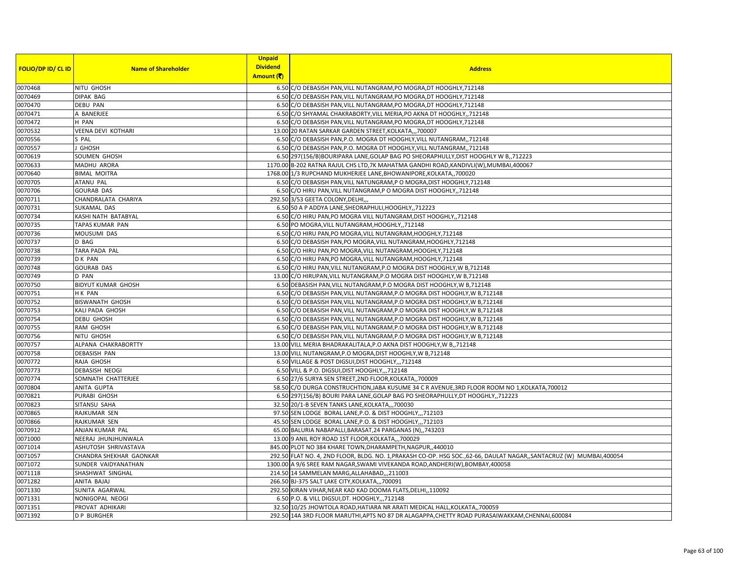| FOLIO/DP ID/ CL ID | Name of Shareholder | Unpaid Dividend Amount (₹) | Address |
|---|---|---|---|
| 0070468 | NITU GHOSH | 6.50 | C/O DEBASISH PAN,VILL NUTANGRAM,PO MOGRA,DT HOOGHLY,712148 |
| 0070469 | DIPAK BAG | 6.50 | C/O DEBASISH PAN,VILL NUTANGRAM,PO MOGRA,DT HOOGHLY,712148 |
| 0070470 | DEBU PAN | 6.50 | C/O DEBASISH PAN,VILL NUTANGRAM,PO MOGRA,DT HOOGHLY,712148 |
| 0070471 | A BANERJEE | 6.50 | C/O SHYAMAL CHAKRABORTY,VILL MERIA,PO AKNA DT HOOGHLY,,712148 |
| 0070472 | H PAN | 6.50 | C/O DEBASISH PAN,VILL NUTANGRAM,PO MOGRA,DT HOOGHLY,712148 |
| 0070532 | VEENA DEVI KOTHARI | 13.00 | 20 RATAN SARKAR GARDEN STREET,KOLKATA,,,700007 |
| 0070556 | S PAL | 6.50 | C/O DEBASISH PAN,P.O. MOGRA DT HOOGHLY,VILL NUTANGRAM,,712148 |
| 0070557 | J GHOSH | 6.50 | C/O DEBASISH PAN,P.O. MOGRA DT HOOGHLY,VILL NUTANGRAM,,712148 |
| 0070619 | SOUMEN GHOSH | 6.50 | 297(156/B)BOURIPARA LANE,GOLAP BAG PO SHEORAPHULLY,DIST HOOGHLY W B,,712223 |
| 0070633 | MADHU ARORA | 1170.00 | B-202 RATNA RAJUL CHS LTD,7K MAHATMA GANDHI ROAD,KANDIVLI(W),MUMBAI,400067 |
| 0070640 | BIMAL MOITRA | 1768.00 | 1/3 RUPCHAND MUKHERJEE LANE,BHOWANIPORE,KOLKATA,,700020 |
| 0070705 | ATANU PAL | 6.50 | C/O DEBASISH PAN,VILL NATUNGRAM,P O MOGRA,DIST HOOGHLY,712148 |
| 0070706 | GOURAB DAS | 6.50 | C/O HIRU PAN,VILL NUTANGRAM,P O MOGRA DIST HOOGHLY,,712148 |
| 0070711 | CHANDRALATA CHARIYA | 292.50 | 3/53 GEETA COLONY,DELHI,,, |
| 0070731 | SUKAMAL DAS | 6.50 | 50 A P ADDYA LANE,SHEORAPHULI,HOOGHLY,,712223 |
| 0070734 | KASHI NATH BATABYAL | 6.50 | C/O HIRU PAN,PO MOGRA VILL NUTANGRAM,DIST HOOGHLY,,712148 |
| 0070735 | TAPAS KUMAR PAN | 6.50 | PO MOGRA,VILL NUTANGRAM,HOOGHLY,,712148 |
| 0070736 | MOUSUMI DAS | 6.50 | C/O HIRU PAN,PO MOGRA,VILL NUTANGRAM,HOOGHLY,712148 |
| 0070737 | D BAG | 6.50 | C/O DEBASISH PAN,PO MOGRA,VILL NUTANGRAM,HOOGHLY,712148 |
| 0070738 | TARA PADA PAL | 6.50 | C/O HIRU PAN,PO MOGRA,VILL NUTANGRAM,HOOGHLY,712148 |
| 0070739 | D K PAN | 6.50 | C/O HIRU PAN,PO MOGRA,VILL NUTANGRAM,HOOGHLY,712148 |
| 0070748 | GOURAB DAS | 6.50 | C/O HIRU PAN,VILL NUTANGRAM,P.O MOGRA DIST HOOGHLY,W B,712148 |
| 0070749 | D PAN | 13.00 | C/O HIRUPAN,VILL NUTANGRAM,P.O MOGRA DIST HOOGHLY,W B,712148 |
| 0070750 | BIDYUT KUMAR GHOSH | 6.50 | DEBASISH PAN,VILL NUTANGRAM,P.O MOGRA DIST HOOGHLY,W B,712148 |
| 0070751 | H K PAN | 6.50 | C/O DEBASISH PAN,VILL NUTANGRAM,P.O MOGRA DIST HOOGHLY,W B,712148 |
| 0070752 | BISWANATH GHOSH | 6.50 | C/O DEBASISH PAN,VILL NUTANGRAM,P.O MOGRA DIST HOOGHLY,W B,712148 |
| 0070753 | KALI PADA GHOSH | 6.50 | C/O DEBASISH PAN,VILL NUTANGRAM,P.O MOGRA DIST HOOGHLY,W B,712148 |
| 0070754 | DEBU GHOSH | 6.50 | C/O DEBASISH PAN,VILL NUTANGRAM,P.O MOGRA DIST HOOGHLY,W B,712148 |
| 0070755 | RAM GHOSH | 6.50 | C/O DEBASISH PAN,VILL NUTANGRAM,P.O MOGRA DIST HOOGHLY,W B,712148 |
| 0070756 | NITU GHOSH | 6.50 | C/O DEBASISH PAN,VILL NUTANGRAM,P.O MOGRA DIST HOOGHLY,W B,712148 |
| 0070757 | ALPANA CHAKRABORTTY | 13.00 | VILL MERIA BHADRAKALITALA,P.O AKNA DIST HOOGHLY,W B,,712148 |
| 0070758 | DEBASISH PAN | 13.00 | VILL NUTANGRAM,P.O MOGRA,DIST HOOGHLY,W B,712148 |
| 0070772 | RAJA GHOSH | 6.50 | VILLAGE & POST DIGSUI,DIST HOOGHLY,,,712148 |
| 0070773 | DEBASISH NEOGI | 6.50 | VILL & P.O. DIGSUI,DIST HOOGHLY,,,712148 |
| 0070774 | SOMNATH CHATTERJEE | 6.50 | 27/6 SURYA SEN STREET,2ND FLOOR,KOLKATA,,700009 |
| 0070804 | ANITA GUPTA | 58.50 | C/O DURGA CONSTRUCHTION,JABA KUSUME 34 C R AVENUE,3RD FLOOR ROOM NO 1,KOLKATA,700012 |
| 0070821 | PURABI GHOSH | 6.50 | 297(156/B) BOURI PARA LANE,GOLAP BAG PO SHEORAPHULLY,DT HOOGHLY,,712223 |
| 0070823 | SITANSU SAHA | 32.50 | 20/1-B SEVEN TANKS LANE,KOLKATA,,,700030 |
| 0070865 | RAJKUMAR SEN | 97.50 | SEN LODGE BORAL LANE,P.O. & DIST HOOGHLY,,,712103 |
| 0070866 | RAJKUMAR SEN | 45.50 | SEN LODGE BORAL LANE,P.O. & DIST HOOGHLY,,,712103 |
| 0070912 | ANJAN KUMAR PAL | 65.00 | BALURIA NABAPALLI,BARASAT,24 PARGANAS (N),,743203 |
| 0071000 | NEERAJ JHUNJHUNWALA | 13.00 | 9 ANIL ROY ROAD 1ST FLOOR,KOLKATA,,,700029 |
| 0071014 | ASHUTOSH SHRIVASTAVA | 845.00 | PLOT NO 384 KHARE TOWN,DHARAMPETH,NAGPUR,,440010 |
| 0071057 | CHANDRA SHEKHAR GAONKAR | 292.50 | FLAT NO. 4, 2ND FLOOR, BLDG. NO. 1,PRAKASH CO-OP. HSG SOC.,62-66, DAULAT NAGAR,,SANTACRUZ (W) MUMBAI,400054 |
| 0071072 | SUNDER VAIDYANATHAN | 1300.00 | A 9/6 SREE RAM NAGAR,SWAMI VIVEKANDA ROAD,ANDHERI(W),BOMBAY,400058 |
| 0071118 | SHASHWAT SINGHAL | 214.50 | 14 SAMMELAN MARG,ALLAHABAD,,,211003 |
| 0071282 | ANITA BAJAJ | 266.50 | BJ-375 SALT LAKE CITY,KOLKATA,,,700091 |
| 0071330 | SUNITA AGARWAL | 292.50 | KIRAN VIHAR,NEAR KAD KAD DOOMA FLATS,DELHI,,110092 |
| 0071331 | NONIGOPAL NEOGI | 6.50 | P.O. & VILL DIGSUI,DT. HOOGHLY,,,712148 |
| 0071351 | PROVAT ADHIKARI | 32.50 | 10/25 JHOWTOLA ROAD,HATIARA NR ARATI MEDICAL HALL,KOLKATA,,700059 |
| 0071392 | D P BURGHER | 292.50 | 14A 3RD FLOOR MARUTHI,APTS NO 87 DR ALAGAPPA,CHETTY ROAD PURASAIWAKKAM,CHENNAI,600084 |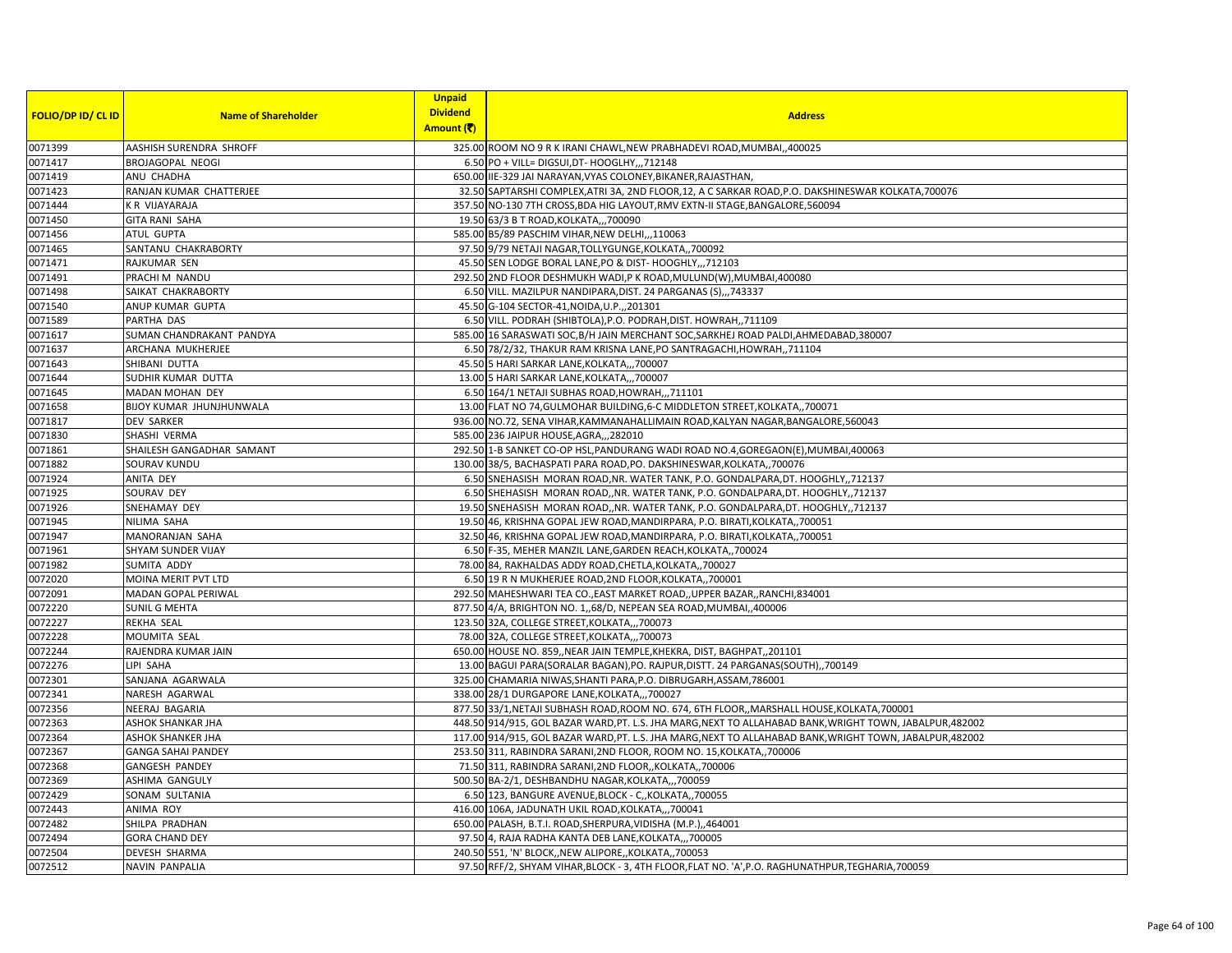| FOLIO/DP ID/ CL ID | Name of Shareholder | Unpaid Dividend Amount (₹) | Address |
|---|---|---|---|
| 0071399 | AASHISH SURENDRA SHROFF | 325.00 | ROOM NO 9 R K IRANI CHAWL,NEW PRABHADEVI ROAD,MUMBAI,,400025 |
| 0071417 | BROJAGOPAL NEOGI | 6.50 | PO + VILL= DIGSUI,DT- HOOGHLY,,,712148 |
| 0071419 | ANU CHADHA | 650.00 | IIE-329 JAI NARAYAN,VYAS COLONEY,BIKANER,RAJASTHAN, |
| 0071423 | RANJAN KUMAR CHATTERJEE | 32.50 | SAPTARSHI COMPLEX,ATRI 3A, 2ND FLOOR,12, A C SARKAR ROAD,P.O. DAKSHINESWAR KOLKATA,700076 |
| 0071444 | K R VIJAYARAJA | 357.50 | NO-130 7TH CROSS,BDA HIG LAYOUT,RMV EXTN-II STAGE,BANGALORE,560094 |
| 0071450 | GITA RANI SAHA | 19.50 | 63/3 B T ROAD,KOLKATA,,,700090 |
| 0071456 | ATUL GUPTA | 585.00 | B5/89 PASCHIM VIHAR,NEW DELHI,,,110063 |
| 0071465 | SANTANU CHAKRABORTY | 97.50 | 9/79 NETAJI NAGAR,TOLLYGUNGE,KOLKATA,,700092 |
| 0071471 | RAJKUMAR SEN | 45.50 | SEN LODGE BORAL LANE,PO & DIST- HOOGHLY,,,712103 |
| 0071491 | PRACHI M NANDU | 292.50 | 2ND FLOOR DESHMUKH WADI,P K ROAD,MULUND(W),MUMBAI,400080 |
| 0071498 | SAIKAT CHAKRABORTY | 6.50 | VILL. MAZILPUR NANDIPARA,DIST. 24 PARGANAS (S),,,743337 |
| 0071540 | ANUP KUMAR GUPTA | 45.50 | G-104 SECTOR-41,NOIDA,U.P.,,201301 |
| 0071589 | PARTHA DAS | 6.50 | VILL. PODRAH (SHIBTOLA),P.O. PODRAH,DIST. HOWRAH,,711109 |
| 0071617 | SUMAN CHANDRAKANT PANDYA | 585.00 | 16 SARASWATI SOC,B/H JAIN MERCHANT SOC,SARKHEJ ROAD PALDI,AHMEDABAD,380007 |
| 0071637 | ARCHANA MUKHERJEE | 6.50 | 78/2/32, THAKUR RAM KRISNA LANE,PO SANTRAGACHI,HOWRAH,,711104 |
| 0071643 | SHIBANI DUTTA | 45.50 | 5 HARI SARKAR LANE,KOLKATA,,,700007 |
| 0071644 | SUDHIR KUMAR DUTTA | 13.00 | 5 HARI SARKAR LANE,KOLKATA,,,700007 |
| 0071645 | MADAN MOHAN DEY | 6.50 | 164/1 NETAJI SUBHAS ROAD,HOWRAH,,,711101 |
| 0071658 | BIJOY KUMAR JHUNJHUNWALA | 13.00 | FLAT NO 74,GULMOHAR BUILDING,6-C MIDDLETON STREET,KOLKATA,,700071 |
| 0071817 | DEV SARKER | 936.00 | NO.72, SENA VIHAR,KAMMANAHALLIMAIN ROAD,KALYAN NAGAR,BANGALORE,560043 |
| 0071830 | SHASHI VERMA | 585.00 | 236 JAIPUR HOUSE,AGRA,,,282010 |
| 0071861 | SHAILESH GANGADHAR SAMANT | 292.50 | 1-B SANKET CO-OP HSL,PANDURANG WADI ROAD NO.4,GOREGAON(E),MUMBAI,400063 |
| 0071882 | SOURAV KUNDU | 130.00 | 38/5, BACHASPATI PARA ROAD,PO. DAKSHINESWAR,KOLKATA,,700076 |
| 0071924 | ANITA DEY | 6.50 | SNEHASISH MORAN ROAD,NR. WATER TANK, P.O. GONDALPARA,DT. HOOGHLY,,712137 |
| 0071925 | SOURAV DEY | 6.50 | SHEHASISH MORAN ROAD,,NR. WATER TANK, P.O. GONDALPARA,DT. HOOGHLY,,712137 |
| 0071926 | SNEHAMAY DEY | 19.50 | SNEHASISH MORAN ROAD,,NR. WATER TANK, P.O. GONDALPARA,DT. HOOGHLY,,712137 |
| 0071945 | NILIMA SAHA | 19.50 | 46, KRISHNA GOPAL JEW ROAD,MANDIRPARA, P.O. BIRATI,KOLKATA,,700051 |
| 0071947 | MANORANJAN SAHA | 32.50 | 46, KRISHNA GOPAL JEW ROAD,MANDIRPARA, P.O. BIRATI,KOLKATA,,700051 |
| 0071961 | SHYAM SUNDER VIJAY | 6.50 | F-35, MEHER MANZIL LANE,GARDEN REACH,KOLKATA,,700024 |
| 0071982 | SUMITA ADDY | 78.00 | 84, RAKHALDAS ADDY ROAD,CHETLA,KOLKATA,,700027 |
| 0072020 | MOINA MERIT PVT LTD | 6.50 | 19 R N MUKHERJEE ROAD,2ND FLOOR,KOLKATA,,700001 |
| 0072091 | MADAN GOPAL PERIWAL | 292.50 | MAHESHWARI TEA CO.,EAST MARKET ROAD,,UPPER BAZAR,,RANCHI,834001 |
| 0072220 | SUNIL G MEHTA | 877.50 | 4/A, BRIGHTON NO. 1,,68/D, NEPEAN SEA ROAD,MUMBAI,,400006 |
| 0072227 | REKHA SEAL | 123.50 | 32A, COLLEGE STREET,KOLKATA,,,700073 |
| 0072228 | MOUMITA SEAL | 78.00 | 32A, COLLEGE STREET,KOLKATA,,,700073 |
| 0072244 | RAJENDRA KUMAR JAIN | 650.00 | HOUSE NO. 859,,NEAR JAIN TEMPLE,KHEKRA, DIST, BAGHPAT,,201101 |
| 0072276 | LIPI SAHA | 13.00 | BAGUI PARA(SORALAR BAGAN),PO. RAJPUR,DISTT. 24 PARGANAS(SOUTH),,700149 |
| 0072301 | SANJANA AGARWALA | 325.00 | CHAMARIA NIWAS,SHANTI PARA,P.O. DIBRUGARH,ASSAM,786001 |
| 0072341 | NARESH AGARWAL | 338.00 | 28/1 DURGAPORE LANE,KOLKATA,,,700027 |
| 0072356 | NEERAJ BAGARIA | 877.50 | 33/1,NETAJI SUBHASH ROAD,ROOM NO. 674, 6TH FLOOR,,MARSHALL HOUSE,KOLKATA,700001 |
| 0072363 | ASHOK SHANKAR JHA | 448.50 | 914/915, GOL BAZAR WARD,PT. L.S. JHA MARG,NEXT TO ALLAHABAD BANK,WRIGHT TOWN, JABALPUR,482002 |
| 0072364 | ASHOK SHANKER JHA | 117.00 | 914/915, GOL BAZAR WARD,PT. L.S. JHA MARG,NEXT TO ALLAHABAD BANK,WRIGHT TOWN, JABALPUR,482002 |
| 0072367 | GANGA SAHAI PANDEY | 253.50 | 311, RABINDRA SARANI,2ND FLOOR, ROOM NO. 15,KOLKATA,,700006 |
| 0072368 | GANGESH PANDEY | 71.50 | 311, RABINDRA SARANI,2ND FLOOR,,KOLKATA,,700006 |
| 0072369 | ASHIMA GANGULY | 500.50 | BA-2/1, DESHBANDHU NAGAR,KOLKATA,,,700059 |
| 0072429 | SONAM SULTANIA | 6.50 | 123, BANGURE AVENUE,BLOCK - C,,KOLKATA,,700055 |
| 0072443 | ANIMA ROY | 416.00 | 106A, JADUNATH UKIL ROAD,KOLKATA,,,700041 |
| 0072482 | SHILPA PRADHAN | 650.00 | PALASH, B.T.I. ROAD,SHERPURA,VIDISHA (M.P.),,464001 |
| 0072494 | GORA CHAND DEY | 97.50 | 4, RAJA RADHA KANTA DEB LANE,KOLKATA,,,700005 |
| 0072504 | DEVESH SHARMA | 240.50 | 551, 'N' BLOCK,,NEW ALIPORE,,KOLKATA,,700053 |
| 0072512 | NAVIN PANPALIA | 97.50 | RFF/2, SHYAM VIHAR,BLOCK - 3, 4TH FLOOR,FLAT NO. 'A',P.O. RAGHUNATHPUR,TEGHARIA,700059 |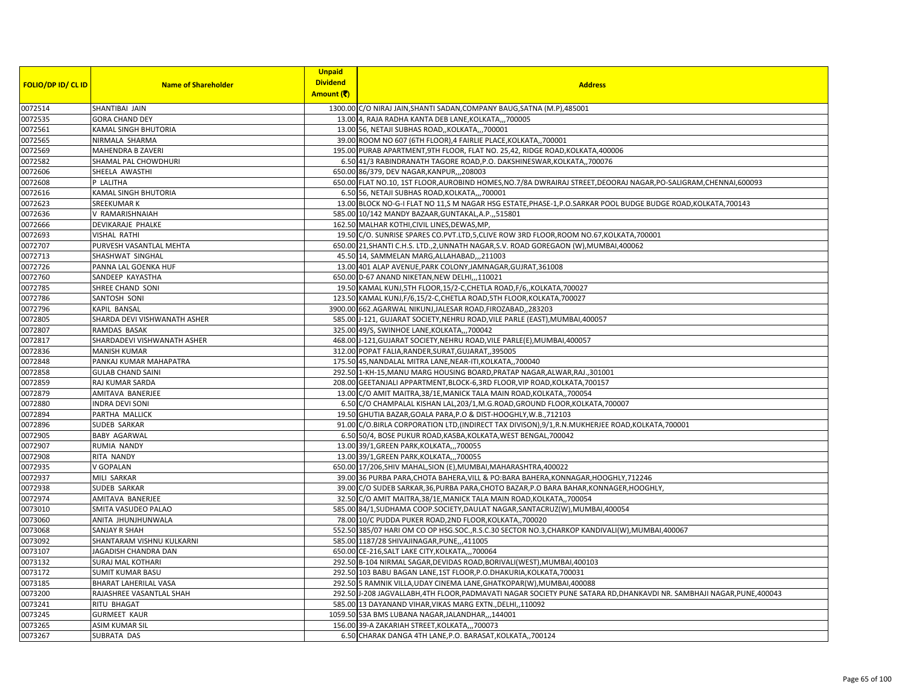| FOLIO/DP ID/ CL ID | Name of Shareholder | Unpaid Dividend Amount (₹) | Address |
|---|---|---|---|
| 0072514 | SHANTIBAI JAIN | 1300.00 | C/O NIRAJ JAIN,SHANTI SADAN,COMPANY BAUG,SATNA (M.P),485001 |
| 0072535 | GORA CHAND DEY | 13.00 | 4, RAJA RADHA KANTA DEB LANE,KOLKATA,,,700005 |
| 0072561 | KAMAL SINGH BHUTORIA | 13.00 | 56, NETAJI SUBHAS ROAD,,KOLKATA,,,700001 |
| 0072565 | NIRMALA SHARMA | 39.00 | ROOM NO 607 (6TH FLOOR),4 FAIRLIE PLACE,KOLKATA,,700001 |
| 0072569 | MAHENDRA B ZAVERI | 195.00 | PURAB APARTMENT,9TH FLOOR, FLAT NO. 25,42, RIDGE ROAD,KOLKATA,400006 |
| 0072582 | SHAMAL PAL CHOWDHURI | 6.50 | 41/3 RABINDRANATH TAGORE ROAD,P.O. DAKSHINESWAR,KOLKATA,,700076 |
| 0072606 | SHEELA AWASTHI | 650.00 | 86/379, DEV NAGAR,KANPUR,,,208003 |
| 0072608 | P LALITHA | 650.00 | FLAT NO.10, 1ST FLOOR,AUROBIND HOMES,NO.7/8A DWRAIRAJ STREET,DEOORAJ NAGAR,PO-SALIGRAM,CHENNAI,600093 |
| 0072616 | KAMAL SINGH BHUTORIA | 6.50 | 56, NETAJI SUBHAS ROAD,KOLKATA,,,700001 |
| 0072623 | SREEKUMAR K | 13.00 | BLOCK NO-G-I FLAT NO 11,S M NAGAR HSG ESTATE,PHASE-1,P.O.SARKAR POOL BUDGE BUDGE ROAD,KOLKATA,700143 |
| 0072636 | V RAMARISHNAIAH | 585.00 | 10/142 MANDY BAZAAR,GUNTAKAL,A.P.,,515801 |
| 0072666 | DEVIKARAJE PHALKE | 162.50 | MALHAR KOTHI,CIVIL LINES,DEWAS,MP, |
| 0072693 | VISHAL RATHI | 19.50 | C/O. SUNRISE SPARES CO.PVT.LTD,5,CLIVE ROW 3RD FLOOR,ROOM NO.67,KOLKATA,700001 |
| 0072707 | PURVESH VASANTLAL MEHTA | 650.00 | 21,SHANTI C.H.S. LTD.,2,UNNATH NAGAR,S.V. ROAD GOREGAON (W),MUMBAI,400062 |
| 0072713 | SHASHWAT SINGHAL | 45.50 | 14, SAMMELAN MARG,ALLAHABAD,,,211003 |
| 0072726 | PANNA LAL GOENKA HUF | 13.00 | 401 ALAP AVENUE,PARK COLONY,JAMNAGAR,GUJRAT,361008 |
| 0072760 | SANDEEP KAYASTHA | 650.00 | D-67 ANAND NIKETAN,NEW DELHI,,,110021 |
| 0072785 | SHREE CHAND SONI | 19.50 | KAMAL KUNJ,5TH FLOOR,15/2-C,CHETLA ROAD,F/6,,KOLKATA,700027 |
| 0072786 | SANTOSH SONI | 123.50 | KAMAL KUNJ,F/6,15/2-C,CHETLA ROAD,5TH FLOOR,KOLKATA,700027 |
| 0072796 | KAPIL BANSAL | 3900.00 | 662.AGARWAL NIKUNJ,JALESAR ROAD,FIROZABAD,,283203 |
| 0072805 | SHARDA DEVI VISHWANATH ASHER | 585.00 | J-121, GUJARAT SOCIETY,NEHRU ROAD,VILE PARLE (EAST),MUMBAI,400057 |
| 0072807 | RAMDAS BASAK | 325.00 | 49/S, SWINHOE LANE,KOLKATA,,,700042 |
| 0072817 | SHARDADEVI VISHWANATH ASHER | 468.00 | J-121,GUJARAT SOCIETY,NEHRU ROAD,VILE PARLE(E),MUMBAI,400057 |
| 0072836 | MANISH KUMAR | 312.00 | POPAT FALIA,RANDER,SURAT,GUJARAT,,395005 |
| 0072848 | PANKAJ KUMAR MAHAPATRA | 175.50 | 45,NANDALAL MITRA LANE,NEAR-ITI,KOLKATA,,700040 |
| 0072858 | GULAB CHAND SAINI | 292.50 | 1-KH-15,MANU MARG HOUSING BOARD,PRATAP NAGAR,ALWAR,RAJ.,301001 |
| 0072859 | RAJ KUMAR SARDA | 208.00 | GEETANJALI APPARTMENT,BLOCK-6,3RD FLOOR,VIP ROAD,KOLKATA,700157 |
| 0072879 | AMITAVA BANERJEE | 13.00 | C/O AMIT MAITRA,38/1E,MANICK TALA MAIN ROAD,KOLKATA,,700054 |
| 0072880 | INDRA DEVI SONI | 6.50 | C/O CHAMPALAL KISHAN LAL,203/1,M.G.ROAD,GROUND FLOOR,KOLKATA,700007 |
| 0072894 | PARTHA MALLICK | 19.50 | GHUTIA BAZAR,GOALA PARA,P.O & DIST-HOOGHLY,W.B.,712103 |
| 0072896 | SUDEB SARKAR | 91.00 | C/O.BIRLA CORPORATION LTD,(INDIRECT TAX DIVISON),9/1,R.N.MUKHERJEE ROAD,KOLKATA,700001 |
| 0072905 | BABY AGARWAL | 6.50 | 50/4, BOSE PUKUR ROAD,KASBA,KOLKATA,WEST BENGAL,700042 |
| 0072907 | RUMIA NANDY | 13.00 | 39/1,GREEN PARK,KOLKATA,,,700055 |
| 0072908 | RITA NANDY | 13.00 | 39/1,GREEN PARK,KOLKATA,,,700055 |
| 0072935 | V GOPALAN | 650.00 | 17/206,SHIV MAHAL,SION (E),MUMBAI,MAHARASHTRA,400022 |
| 0072937 | MILI SARKAR | 39.00 | 36 PURBA PARA,CHOTA BAHERA,VILL & PO:BARA BAHERA,KONNAGAR,HOOGHLY,712246 |
| 0072938 | SUDEB SARKAR | 39.00 | C/O SUDEB SARKAR,36,PURBA PARA,CHOTO BAZAR,P.O BARA BAHAR,KONNAGER,HOOGHLY, |
| 0072974 | AMITAVA BANERJEE | 32.50 | C/O AMIT MAITRA,38/1E,MANICK TALA MAIN ROAD,KOLKATA,,700054 |
| 0073010 | SMITA VASUDEO PALAO | 585.00 | 84/1,SUDHAMA COOP.SOCIETY,DAULAT NAGAR,SANTACRUZ(W),MUMBAI,400054 |
| 0073060 | ANITA JHUNJHUNWALA | 78.00 | 10/C PUDDA PUKER ROAD,2ND FLOOR,KOLKATA,,700020 |
| 0073068 | SANJAY R SHAH | 552.50 | 385/07 HARI OM CO OP HSG.SOC.,R.S.C.30 SECTOR NO.3,CHARKOP KANDIVALI(W),MUMBAI,400067 |
| 0073092 | SHANTARAM VISHNU KULKARNI | 585.00 | 1187/28 SHIVAJINAGAR,PUNE,,,411005 |
| 0073107 | JAGADISH CHANDRA DAN | 650.00 | CE-216,SALT LAKE CITY,KOLKATA,,,700064 |
| 0073132 | SURAJ MAL KOTHARI | 292.50 | B-104 NIRMAL SAGAR,DEVIDAS ROAD,BORIVALI(WEST),MUMBAI,400103 |
| 0073172 | SUMIT KUMAR BASU | 292.50 | 103 BABU BAGAN LANE,1ST FLOOR,P.O.DHAKURIA,KOLKATA,700031 |
| 0073185 | BHARAT LAHERILAL VASA | 292.50 | 5 RAMNIK VILLA,UDAY CINEMA LANE,GHATKOPAR(W),MUMBAI,400088 |
| 0073200 | RAJASHREE VASANTLAL SHAH | 292.50 | J-208 JAGVALLABH,4TH FLOOR,PADMAVATI NAGAR SOCIETY PUNE SATARA RD,DHANKAVDI NR. SAMBHAJI NAGAR,PUNE,400043 |
| 0073241 | RITU BHAGAT | 585.00 | 13 DAYANAND VIHAR,VIKAS MARG EXTN.,DELHI,,110092 |
| 0073245 | GURMEET KAUR | 1059.50 | 53A BMS LUBANA NAGAR,JALANDHAR,,,144001 |
| 0073265 | ASIM KUMAR SIL | 156.00 | 39-A ZAKARIAH STREET,KOLKATA,,,700073 |
| 0073267 | SUBRATA DAS | 6.50 | CHARAK DANGA 4TH LANE,P.O. BARASAT,KOLKATA,,700124 |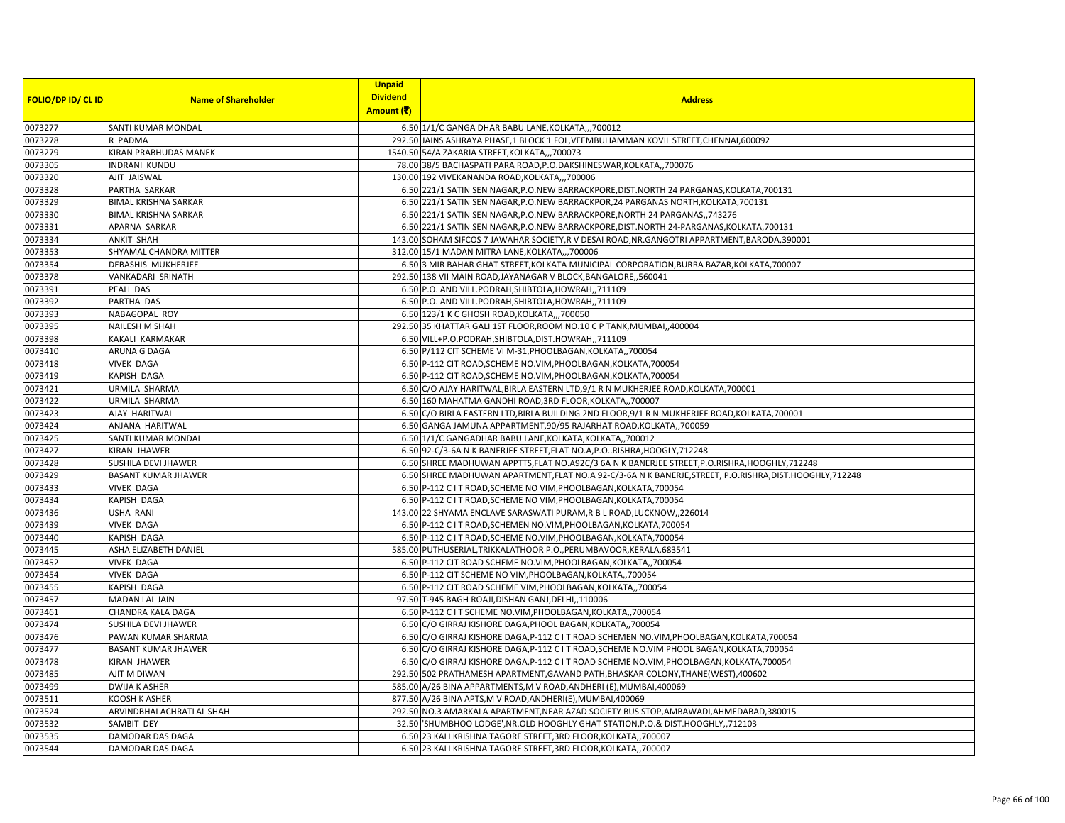| FOLIO/DP ID/ CL ID | Name of Shareholder | Unpaid Dividend Amount (₹) | Address |
|---|---|---|---|
| 0073277 | SANTI KUMAR MONDAL | 6.50 | 1/1/C GANGA DHAR BABU LANE,KOLKATA,,,700012 |
| 0073278 | R PADMA | 292.50 | JAINS ASHRAYA PHASE,1 BLOCK 1 FOL,VEEMBULIAMMAN KOVIL STREET,CHENNAI,600092 |
| 0073279 | KIRAN PRABHUDAS MANEK | 1540.50 | 54/A ZAKARIA STREET,KOLKATA,,,700073 |
| 0073305 | INDRANI KUNDU | 78.00 | 38/5 BACHASPATI PARA ROAD,P.O.DAKSHINESWAR,KOLKATA,,700076 |
| 0073320 | AJIT JAISWAL | 130.00 | 192 VIVEKANANDA ROAD,KOLKATA,,,700006 |
| 0073328 | PARTHA SARKAR | 6.50 | 221/1 SATIN SEN NAGAR,P.O.NEW BARRACKPORE,DIST.NORTH 24 PARGANAS,KOLKATA,700131 |
| 0073329 | BIMAL KRISHNA SARKAR | 6.50 | 221/1 SATIN SEN NAGAR,P.O.NEW BARRACKPOR,24 PARGANAS NORTH,KOLKATA,700131 |
| 0073330 | BIMAL KRISHNA SARKAR | 6.50 | 221/1 SATIN SEN NAGAR,P.O.NEW BARRACKPORE,NORTH 24 PARGANAS,,743276 |
| 0073331 | APARNA SARKAR | 6.50 | 221/1 SATIN SEN NAGAR,P.O.NEW BARRACKPORE,DIST.NORTH 24-PARGANAS,KOLKATA,700131 |
| 0073334 | ANKIT SHAH | 143.00 | SOHAM SIFCOS 7 JAWAHAR SOCIETY,R V DESAI ROAD,NR.GANGOTRI APPARTMENT,BARODA,390001 |
| 0073353 | SHYAMAL CHANDRA MITTER | 312.00 | 15/1 MADAN MITRA LANE,KOLKATA,,,700006 |
| 0073354 | DEBASHIS MUKHERJEE | 6.50 | 3 MIR BAHAR GHAT STREET,KOLKATA MUNICIPAL CORPORATION,BURRA BAZAR,KOLKATA,700007 |
| 0073378 | VANKADARI SRINATH | 292.50 | 138 VII MAIN ROAD,JAYANAGAR V BLOCK,BANGALORE,,560041 |
| 0073391 | PEALI DAS | 6.50 | P.O. AND VILL.PODRAH,SHIBTOLA,HOWRAH,,711109 |
| 0073392 | PARTHA DAS | 6.50 | P.O. AND VILL.PODRAH,SHIBTOLA,HOWRAH,,711109 |
| 0073393 | NABAGOPAL ROY | 6.50 | 123/1 K C GHOSH ROAD,KOLKATA,,,700050 |
| 0073395 | NAILESH M SHAH | 292.50 | 35 KHATTAR GALI 1ST FLOOR,ROOM NO.10 C P TANK,MUMBAI,,400004 |
| 0073398 | KAKALI KARMAKAR | 6.50 | VILL+P.O.PODRAH,SHIBTOLA,DIST.HOWRAH,,711109 |
| 0073410 | ARUNA G DAGA | 6.50 | P/112 CIT SCHEME VI M-31,PHOOLBAGAN,KOLKATA,,700054 |
| 0073418 | VIVEK DAGA | 6.50 | P-112 CIT ROAD,SCHEME NO.VIM,PHOOLBAGAN,KOLKATA,700054 |
| 0073419 | KAPISH DAGA | 6.50 | P-112 CIT ROAD,SCHEME NO.VIM,PHOOLBAGAN,KOLKATA,700054 |
| 0073421 | URMILA SHARMA | 6.50 | C/O AJAY HARITWAL,BIRLA EASTERN LTD,9/1 R N MUKHERJEE ROAD,KOLKATA,700001 |
| 0073422 | URMILA SHARMA | 6.50 | 160 MAHATMA GANDHI ROAD,3RD FLOOR,KOLKATA,,700007 |
| 0073423 | AJAY HARITWAL | 6.50 | C/O BIRLA EASTERN LTD,BIRLA BUILDING 2ND FLOOR,9/1 R N MUKHERJEE ROAD,KOLKATA,700001 |
| 0073424 | ANJANA HARITWAL | 6.50 | GANGA JAMUNA APPARTMENT,90/95 RAJARHAT ROAD,KOLKATA,,700059 |
| 0073425 | SANTI KUMAR MONDAL | 6.50 | 1/1/C GANGADHAR BABU LANE,KOLKATA,KOLKATA,,700012 |
| 0073427 | KIRAN JHAWER | 6.50 | 92-C/3-6A N K BANERJEE STREET,FLAT NO.A,P.O..RISHRA,HOOGLY,712248 |
| 0073428 | SUSHILA DEVI JHAWER | 6.50 | SHREE MADHUWAN APPTTS,FLAT NO.A92C/3 6A N K BANERJEE STREET,P.O.RISHRA,HOOGHLY,712248 |
| 0073429 | BASANT KUMAR JHAWER | 6.50 | SHREE MADHUWAN APARTMENT,FLAT NO.A 92-C/3-6A N K BANERJE,STREET, P.O.RISHRA,DIST.HOOGHLY,712248 |
| 0073433 | VIVEK DAGA | 6.50 | P-112 C I T ROAD,SCHEME NO VIM,PHOOLBAGAN,KOLKATA,700054 |
| 0073434 | KAPISH DAGA | 6.50 | P-112 C I T ROAD,SCHEME NO VIM,PHOOLBAGAN,KOLKATA,700054 |
| 0073436 | USHA RANI | 143.00 | 22 SHYAMA ENCLAVE SARASWATI PURAM,R B L ROAD,LUCKNOW,,226014 |
| 0073439 | VIVEK DAGA | 6.50 | P-112 C I T ROAD,SCHEMEN NO.VIM,PHOOLBAGAN,KOLKATA,700054 |
| 0073440 | KAPISH DAGA | 6.50 | P-112 C I T ROAD,SCHEME NO.VIM,PHOOLBAGAN,KOLKATA,700054 |
| 0073445 | ASHA ELIZABETH DANIEL | 585.00 | PUTHUSERIAL,TRIKKALATHOOR P.O.,PERUMBAVOOR,KERALA,683541 |
| 0073452 | VIVEK DAGA | 6.50 | P-112 CIT ROAD SCHEME NO.VIM,PHOOLBAGAN,KOLKATA,,700054 |
| 0073454 | VIVEK DAGA | 6.50 | P-112 CIT SCHEME NO VIM,PHOOLBAGAN,KOLKATA,,700054 |
| 0073455 | KAPISH DAGA | 6.50 | P-112 CIT ROAD SCHEME VIM,PHOOLBAGAN,KOLKATA,,700054 |
| 0073457 | MADAN LAL JAIN | 97.50 | T-945 BAGH ROAJI,DISHAN GANJ,DELHI,,110006 |
| 0073461 | CHANDRA KALA DAGA | 6.50 | P-112 C I T SCHEME NO.VIM,PHOOLBAGAN,KOLKATA,,700054 |
| 0073474 | SUSHILA DEVI JHAWER | 6.50 | C/O GIRRAJ KISHORE DAGA,PHOOL BAGAN,KOLKATA,,700054 |
| 0073476 | PAWAN KUMAR SHARMA | 6.50 | C/O GIRRAJ KISHORE DAGA,P-112 C I T ROAD SCHEMEN NO.VIM,PHOOLBAGAN,KOLKATA,700054 |
| 0073477 | BASANT KUMAR JHAWER | 6.50 | C/O GIRRAJ KISHORE DAGA,P-112 C I T ROAD,SCHEME NO.VIM PHOOL BAGAN,KOLKATA,700054 |
| 0073478 | KIRAN JHAWER | 6.50 | C/O GIRRAJ KISHORE DAGA,P-112 C I T ROAD SCHEME NO.VIM,PHOOLBAGAN,KOLKATA,700054 |
| 0073485 | AJIT M DIWAN | 292.50 | 502 PRATHAMESH APARTMENT,GAVAND PATH,BHASKAR COLONY,THANE(WEST),400602 |
| 0073499 | DWIJA K ASHER | 585.00 | A/26 BINA APPARTMENTS,M V ROAD,ANDHERI (E),MUMBAI,400069 |
| 0073511 | KOOSH K ASHER | 877.50 | A/26 BINA APTS,M V ROAD,ANDHERI(E),MUMBAI,400069 |
| 0073524 | ARVINDBHAI ACHRATLAL SHAH | 292.50 | NO.3 AMARKALA APARTMENT,NEAR AZAD SOCIETY BUS STOP,AMBAWADI,AHMEDABAD,380015 |
| 0073532 | SAMBIT DEY | 32.50 | 'SHUMBHOO LODGE',NR.OLD HOOGHLY GHAT STATION,P.O.& DIST.HOOGHLY,,712103 |
| 0073535 | DAMODAR DAS DAGA | 6.50 | 23 KALI KRISHNA TAGORE STREET,3RD FLOOR,KOLKATA,,700007 |
| 0073544 | DAMODAR DAS DAGA | 6.50 | 23 KALI KRISHNA TAGORE STREET,3RD FLOOR,KOLKATA,,700007 |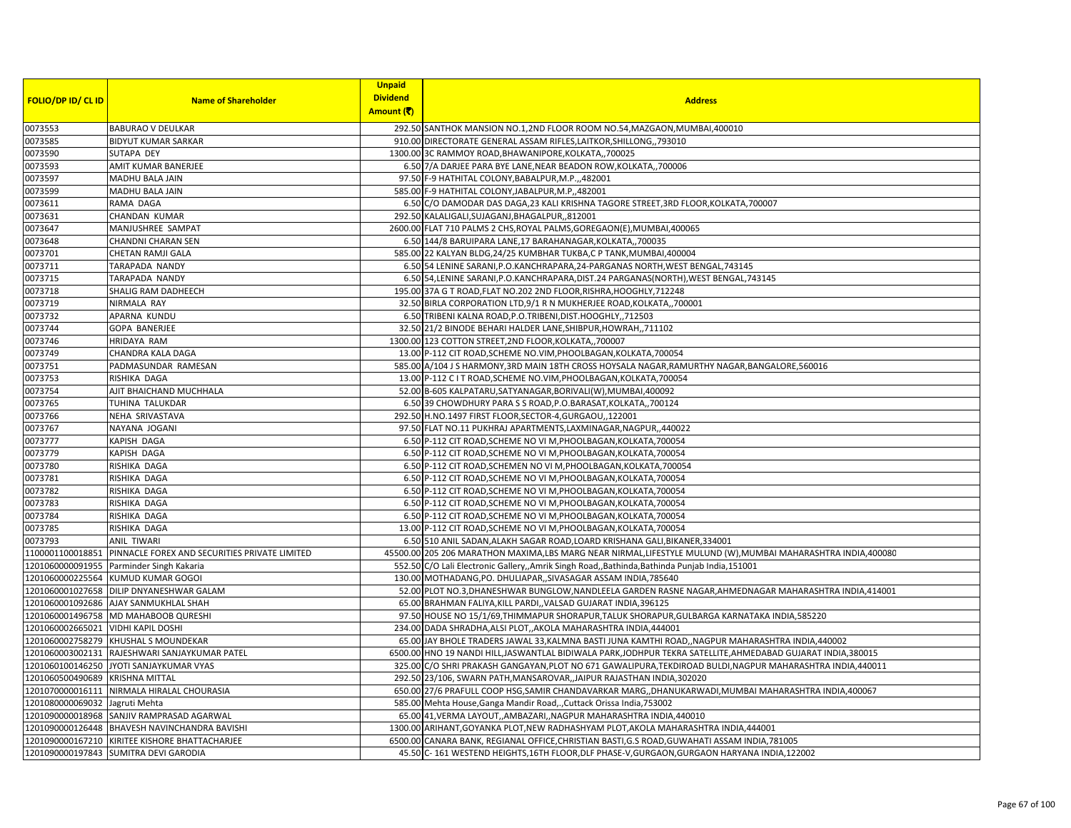| FOLIO/DP ID/ CL ID | Name of Shareholder | Unpaid Dividend Amount (₹) | Address |
|---|---|---|---|
| 0073553 | BABURAO V DEULKAR | 292.50 | SANTHOK MANSION NO.1,2ND FLOOR ROOM NO.54,MAZGAON,MUMBAI,400010 |
| 0073585 | BIDYUT KUMAR SARKAR | 910.00 | DIRECTORATE GENERAL ASSAM RIFLES,LAITKOR,SHILLONG,,793010 |
| 0073590 | SUTAPA DEY | 1300.00 | 3C RAMMOY ROAD,BHAWANIPORE,KOLKATA,,700025 |
| 0073593 | AMIT KUMAR BANERJEE | 6.50 | 7/A DARJEE PARA BYE LANE,NEAR BEADON ROW,KOLKATA,,700006 |
| 0073597 | MADHU BALA JAIN | 97.50 | F-9 HATHITAL COLONY,BABALPUR,M.P.,,482001 |
| 0073599 | MADHU BALA JAIN | 585.00 | F-9 HATHITAL COLONY,JABALPUR,M.P.,482001 |
| 0073611 | RAMA DAGA | 6.50 | C/O DAMODAR DAS DAGA,23 KALI KRISHNA TAGORE STREET,3RD FLOOR,KOLKATA,700007 |
| 0073631 | CHANDAN KUMAR | 292.50 | KALALIGALI,SUJAGANJ,BHAGALPUR,,812001 |
| 0073647 | MANJUSHREE SAMPAT | 2600.00 | FLAT 710 PALMS 2 CHS,ROYAL PALMS,GOREGAON(E),MUMBAI,400065 |
| 0073648 | CHANDNI CHARAN SEN | 6.50 | 144/8 BARUIPARA LANE,17 BARAHANAGAR,KOLKATA,,700035 |
| 0073701 | CHETAN RAMJI GALA | 585.00 | 22 KALYAN BLDG,24/25 KUMBHAR TUKBA,C P TANK,MUMBAI,400004 |
| 0073711 | TARAPADA NANDY | 6.50 | 54 LENINE SARANI,P.O.KANCHRAPARA,24-PARGANAS NORTH,WEST BENGAL,743145 |
| 0073715 | TARAPADA NANDY | 6.50 | 54,LENINE SARANI,P.O.KANCHRAPARA,DIST.24 PARGANAS(NORTH),WEST BENGAL,743145 |
| 0073718 | SHALIG RAM DADHEECH | 195.00 | 37A G T ROAD,FLAT NO.202 2ND FLOOR,RISHRA,HOOGHLY,712248 |
| 0073719 | NIRMALA RAY | 32.50 | BIRLA CORPORATION LTD,9/1 R N MUKHERJEE ROAD,KOLKATA,,700001 |
| 0073732 | APARNA KUNDU | 6.50 | TRIBENI KALNA ROAD,P.O.TRIBENI,DIST.HOOGHLY,,712503 |
| 0073744 | GOPA BANERJEE | 32.50 | 21/2 BINODE BEHARI HALDER LANE,SHIBPUR,HOWRAH,,711102 |
| 0073746 | HRIDAYA RAM | 1300.00 | 123 COTTON STREET,2ND FLOOR,KOLKATA,,700007 |
| 0073749 | CHANDRA KALA DAGA | 13.00 | P-112 CIT ROAD,SCHEME NO.VIM,PHOOLBAGAN,KOLKATA,700054 |
| 0073751 | PADMASUNDAR RAMESAN | 585.00 | A/104 J S HARMONY,3RD MAIN 18TH CROSS HOYSALA NAGAR,RAMURTHY NAGAR,BANGALORE,560016 |
| 0073753 | RISHIKA DAGA | 13.00 | P-112 C I T ROAD,SCHEME NO.VIM,PHOOLBAGAN,KOLKATA,700054 |
| 0073754 | AJIT BHAICHAND MUCHHALA | 52.00 | B-605 KALPATARU,SATYANAGAR,BORIVALI(W),MUMBAI,400092 |
| 0073765 | TUHINA TALUKDAR | 6.50 | 39 CHOWDHURY PARA S S ROAD,P.O.BARASAT,KOLKATA,,700124 |
| 0073766 | NEHA SRIVASTAVA | 292.50 | H.NO.1497 FIRST FLOOR,SECTOR-4,GURGAOU,,122001 |
| 0073767 | NAYANA JOGANI | 97.50 | FLAT NO.11 PUKHRAJ APARTMENTS,LAXMINAGAR,NAGPUR,,440022 |
| 0073777 | KAPISH DAGA | 6.50 | P-112 CIT ROAD,SCHEME NO VI M,PHOOLBAGAN,KOLKATA,700054 |
| 0073779 | KAPISH DAGA | 6.50 | P-112 CIT ROAD,SCHEME NO VI M,PHOOLBAGAN,KOLKATA,700054 |
| 0073780 | RISHIKA DAGA | 6.50 | P-112 CIT ROAD,SCHEMEN NO VI M,PHOOLBAGAN,KOLKATA,700054 |
| 0073781 | RISHIKA DAGA | 6.50 | P-112 CIT ROAD,SCHEME NO VI M,PHOOLBAGAN,KOLKATA,700054 |
| 0073782 | RISHIKA DAGA | 6.50 | P-112 CIT ROAD,SCHEME NO VI M,PHOOLBAGAN,KOLKATA,700054 |
| 0073783 | RISHIKA DAGA | 6.50 | P-112 CIT ROAD,SCHEME NO VI M,PHOOLBAGAN,KOLKATA,700054 |
| 0073784 | RISHIKA DAGA | 6.50 | P-112 CIT ROAD,SCHEME NO VI M,PHOOLBAGAN,KOLKATA,700054 |
| 0073785 | RISHIKA DAGA | 13.00 | P-112 CIT ROAD,SCHEME NO VI M,PHOOLBAGAN,KOLKATA,700054 |
| 0073793 | ANIL TIWARI | 6.50 | 510 ANIL SADAN,ALAKH SAGAR ROAD,LOARD KRISHANA GALI,BIKANER,334001 |
| 1100001100018851 | PINNACLE FOREX AND SECURITIES PRIVATE LIMITED | 45500.00 | 205 206 MARATHON MAXIMA,LBS MARG NEAR NIRMAL,LIFESTYLE MULUND (W),MUMBAI MAHARASHTRA INDIA,400080 |
| 1201060000091955 | Parminder Singh Kakaria | 552.50 | C/O Lali Electronic Gallery,,Amrik Singh Road,,Bathinda,Bathinda Punjab India,151001 |
| 1201060000225564 | KUMUD KUMAR GOGOI | 130.00 | MOTHADANG,PO. DHULIAPAR,,SIVASAGAR ASSAM INDIA,785640 |
| 1201060001027658 | DILIP DNYANESHWAR GALAM | 52.00 | PLOT NO.3,DHANESHWAR BUNGLOW,NANDLEELA GARDEN RASNE NAGAR,AHMEDNAGAR MAHARASHTRA INDIA,414001 |
| 1201060001092686 | AJAY SANMUKHLAL SHAH | 65.00 | BRAHMAN FALIYA,KILL PARDI,,VALSAD GUJARAT INDIA,396125 |
| 1201060001496758 | MD MAHABOOB QURESHI | 97.50 | HOUSE NO 15/1/69,THIMMAPUR SHORAPUR,TALUK SHORAPUR,GULBARGA KARNATAKA INDIA,585220 |
| 1201060002665021 | VIDHI KAPIL DOSHI | 234.00 | DADA SHRADHA,ALSI PLOT,,AKOLA MAHARASHTRA INDIA,444001 |
| 1201060002758279 | KHUSHAL S MOUNDEKAR | 65.00 | JAY BHOLE TRADERS JAWAL 33,KALMNA BASTI JUNA KAMTHI ROAD,,NAGPUR MAHARASHTRA INDIA,440002 |
| 1201060003002131 | RAJESHWARI SANJAYKUMAR PATEL | 6500.00 | HNO 19 NANDI HILL,JASWANTLAL BIDIWALA PARK,JODHPUR TEKRA SATELLITE,AHMEDABAD GUJARAT INDIA,380015 |
| 1201060100146250 | JYOTI SANJAYKUMAR VYAS | 325.00 | C/O SHRI PRAKASH GANGAYAN,PLOT NO 671 GAWALIPURA,TEKDIROAD BULDI,NAGPUR MAHARASHTRA INDIA,440011 |
| 1201060500490689 | KRISHNA MITTAL | 292.50 | 23/106, SWARN PATH,MANSAROVAR,,JAIPUR RAJASTHAN INDIA,302020 |
| 1201070000016111 | NIRMALA HIRALAL CHOURASIA | 650.00 | 27/6 PRAFULL COOP HSG,SAMIR CHANDAVARKAR MARG,,DHANUKARWADI,MUMBAI MAHARASHTRA INDIA,400067 |
| 1201080000069032 | Jagruti Mehta | 585.00 | Mehta House,Ganga Mandir Road,.,Cuttack Orissa India,753002 |
| 1201090000018968 | SANJIV RAMPRASAD AGARWAL | 65.00 | 41,VERMA LAYOUT,,AMBAZARI,,NAGPUR MAHARASHTRA INDIA,440010 |
| 1201090000126448 | BHAVESH NAVINCHANDRA BAVISHI | 1300.00 | ARIHANT,GOYANKA PLOT,NEW RADHASHYAM PLOT,AKOLA MAHARASHTRA INDIA,444001 |
| 1201090000167210 | KIRITEE KISHORE BHATTACHARJEE | 6500.00 | CANARA BANK, REGIANAL OFFICE,CHRISTIAN BASTI,G.S ROAD,GUWAHATI ASSAM INDIA,781005 |
| 1201090000197843 | SUMITRA DEVI GARODIA | 45.50 | C- 161 WESTEND HEIGHTS,16TH FLOOR,DLF PHASE-V,GURGAON,GURGAON HARYANA INDIA,122002 |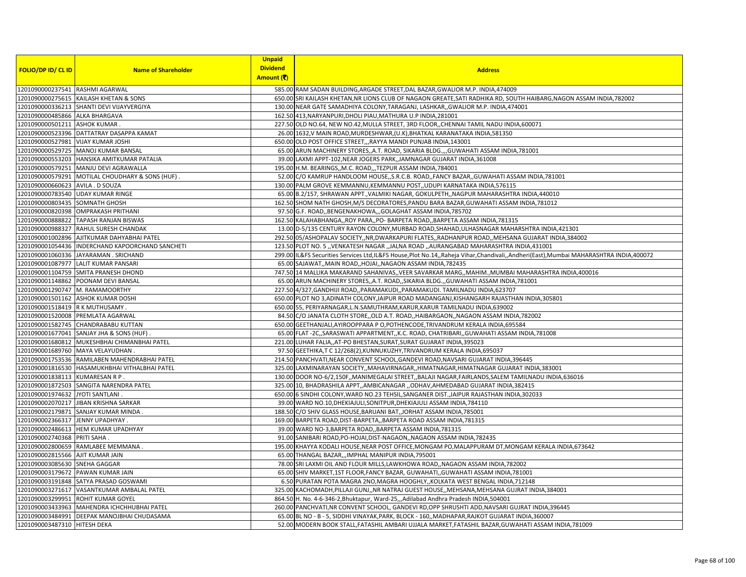| FOLIO/DP ID/ CL ID | Name of Shareholder | Unpaid Dividend Amount (₹) | Address |
|---|---|---|---|
| 1201090000237541 | RASHMI AGARWAL | 585.00 | RAM SADAN BUILDING,ARGADE STREET,DAL BAZAR,GWALIOR M.P. INDIA,474009 |
| 1201090000275615 | KAILASH KHETAN & SONS | 650.00 | SRI KAILASH KHETAN,NR LIONS CLUB OF NAGAON GREATE,SATI RADHIKA RD, SOUTH HAIBARG,NAGON ASSAM INDIA,782002 |
| 1201090000336213 | SHANTI DEVI VIJAYVERGIYA | 130.00 | NEAR GATE SAMADHIYA COLONY,TARAGANJ, LASHKAR,,GWALIOR M.P. INDIA,474001 |
| 1201090000485866 | ALKA BHARGAVA | 162.50 | 413,NARYANPURI,DHOLI PIAU,MATHURA U.P INDIA,281001 |
| 1201090000501211 | ASHOK KUMAR . | 227.50 | OLD NO.64, NEW NO.42,MULLA STREET, 3RD FLOOR,,CHENNAI TAMIL NADU INDIA,600071 |
| 1201090000523396 | DATTATRAY DASAPPA KAMAT | 26.00 | 1632,V MAIN ROAD,MURDESHWAR,(U.K),BHATKAL KARANATAKA INDIA,581350 |
| 1201090000527981 | VIJAY KUMAR JOSHI | 650.00 | OLD POST OFFICE STREET,,,RAYYA MANDI PUNJAB INDIA,143001 |
| 1201090000529725 | MANOJ KUMAR BANSAL | 65.00 | ARUN MACHINERY STORES,,A.T. ROAD, SIKARIA BLDG.,,,GUWAHATI ASSAM INDIA,781001 |
| 1201090000553203 | HANSIKA AMITKUMAR PATALIA | 39.00 | LAXMI APPT-102,NEAR JOGERS PARK,,JAMNAGAR GUJARAT INDIA,361008 |
| 1201090000579251 | MANJU DEVI AGRAWALLA | 195.00 | H.M. BEARINGS,,M.C. ROAD,,,TEZPUR ASSAM INDIA,784001 |
| 1201090000579291 | MOTILAL CHOUDHARY & SONS (HUF) . | 52.00 | C/O KAMRUP HANDLOOM HOUSE,,S.R.C.B. ROAD,,FANCY BAZAR,,GUWAHATI ASSAM INDIA,781001 |
| 1201090000660623 | AVILA . D SOUZA | 130.00 | PALM GROVE KEMMANNU,KEMMANNU POST,,UDUPI KARNATAKA INDIA,576115 |
| 1201090000783540 | UDAY KUMAR RINGE | 65.00 | B.2/157, SHRAWAN APPT.,VALMIKI NAGAR, GOKULPETH,,NAGPUR MAHARASHTRA INDIA,440010 |
| 1201090000803435 | SOMNATH GHOSH | 162.50 | SHOM NATH GHOSH,M/S DECORATORES,PANDU BARA BAZAR,GUWAHATI ASSAM INDIA,781012 |
| 1201090000820398 | OMPRAKASH PRITHANI | 97.50 | G.F. ROAD,,BENGENAKHOWA,,,GOLAGHAT ASSAM INDIA,785702 |
| 1201090000888822 | TAPASH RANJAN BISWAS | 162.50 | KALAHABHANGA,,ROY PARA,,PO- BARPETA ROAD,,BARPETA ASSAM INDIA,781315 |
| 1201090000988327 | RAHUL SURESH CHANDAK | 13.00 | D-5/135 CENTURY RAYON COLONY,MURBAD ROAD,SHAHAD,ULHASNAGAR MAHARSHTRA INDIA,421301 |
| 1201090001002896 | AJITKUMAR DAHYABHAI PATEL | 292.50 | 05/ASHOPALAV SOCIETY,,NR,DWARKAPURI FLATES,,RADHANPUR ROAD,,MEHSANA GUJARAT INDIA,384002 |
| 1201090001054436 | INDERCHAND KAPOORCHAND SANCHETI | 123.50 | PLOT NO. 5 ,,VENKATESH NAGAR ,,JALNA ROAD ,,AURANGABAD MAHARASHTRA INDIA,431001 |
| 1201090001060336 | JAYARAMAN . SRICHAND | 299.00 | IL&FS Securities Services Ltd,IL&FS House,Plot No.14,,Raheja Vihar,Chandivali,,Andheri(East),Mumbai MAHARASHTRA INDIA,400072 |
| 1201090001087977 | LALIT KUMAR PANSARI | 65.00 | SAJAWAT,,MAIN ROAD,,HOJAI,,NAGAON ASSAM INDIA,782435 |
| 1201090001104759 | SMITA PRANESH DHOND | 747.50 | 14 MALLIKA MAKARAND SAHANIVAS,,VEER SAVARKAR MARG,,MAHIM.,MUMBAI MAHARASHTRA INDIA,400016 |
| 1201090001148862 | POONAM DEVI BANSAL | 65.00 | ARUN MACHINERY STORES,,A.T. ROAD,,SIKARIA BLDG.,,GUWAHATI ASSAM INDIA,781001 |
| 1201090001290747 | M. RAMAMOORTHY | 227.50 | 4/327,GANDHIJI ROAD,,PARAMAKUDI,,PARAMAKUDI. TAMILNADU INDIA,623707 |
| 1201090001501162 | ASHOK KUMAR DOSHI | 650.00 | PLOT NO 3,ADINATH COLONY,JAIPUR ROAD MADANGANJ,KISHANGARH RAJASTHAN INDIA,305801 |
| 1201090001518419 | R K MUTHUSAMY . | 650.00 | 55, PERIYARNAGAR,L.N.SAMUTHRAM,KARUR,KARUR TAMILNADU INDIA,639002 |
| 1201090001520008 | PREMLATA AGARWAL | 84.50 | C/O JANATA CLOTH STORE,,OLD A.T. ROAD,,HAIBARGAON,,NAGAON ASSAM INDIA,782002 |
| 1201090001582745 | CHANDRABABU KUTTAN | 650.00 | GEETHANJALI,AYIROOPPARA P O,POTHENCODE,TRIVANDRUM KERALA INDIA,695584 |
| 1201090001677041 | SANJAY JHA & SONS (HUF) . | 65.00 | FLAT -2C,,SARASWATI APPARTMENT,,K.C. ROAD, CHATRIBARI,,GUWAHATI ASSAM INDIA,781008 |
| 1201090001680812 | MUKESHBHAI CHIMANBHAI PATEL | 221.00 | LUHAR FALIA,,AT-PO BHESTAN,SURAT,SURAT GUJARAT INDIA,395023 |
| 1201090001689760 | MAYA VELAYUDHAN . | 97.50 | GEETHIKA,T C 12/268(2),KUNNUKUZHY,TRIVANDRUM KERALA INDIA,695037 |
| 1201090001753536 | RAMILABEN MAHENDRABHAI PATEL | 214.50 | PANCHVATI,NEAR CONVENT SCHOOL,GANDEVI ROAD,NAVSARI GUJARAT INDIA,396445 |
| 1201090001816530 | HASAMUKHBHAI VITHALBHAI PATEL | 325.00 | LAXMINARAYAN SOCIETY,,MAHAVIRNAGAR,,HIMATNAGAR,HIMATNAGAR GUJARAT INDIA,383001 |
| 1201090001838113 | KUMARESAN R P . | 130.00 | DOOR NO-6/2,150F,,MANIMEGALAI STREET,,BALAJI NAGAR,FAIRLANDS,SALEM TAMILNADU INDIA,636016 |
| 1201090001872503 | SANGITA NARENDRA PATEL | 325.00 | 10, BHADRASHILA APPT,,AMBICANAGAR ,,ODHAV,AHMEDABAD GUJARAT INDIA,382415 |
| 1201090001974632 | JYOTI SANTLANI . | 650.00 | 6 SINDHI COLONY,WARD NO.23 TEHSIL,SANGANER DIST.,JAIPUR RAJASTHAN INDIA,302033 |
| 1201090002070217 | JIBAN KRISHNA SARKAR | 39.00 | WARD NO.10,DHEKIAJULI,SONITPUR,DHEKIAJULI ASSAM INDIA,784110 |
| 1201090002179871 | SANJAY KUMAR MINDA . | 188.50 | C/O SHIV GLASS HOUSE,BARUANI BAT,,JORHAT ASSAM INDIA,785001 |
| 1201090002366317 | JENNY UPADHYAY . | 169.00 | BARPETA ROAD,DIST-BARPETA,,BARPETA ROAD ASSAM INDIA,781315 |
| 1201090002486613 | HEM KUMAR UPADHYAY | 39.00 | WARD NO-3,BARPETA ROAD,,BARPETA ASSAM INDIA,781315 |
| 1201090002740368 | PRITI SAHA . | 91.00 | SANIBARI ROAD,PO-HOJAI,DIST-NAGAON,,NAGAON ASSAM INDIA,782435 |
| 1201090002800659 | RAMLABEE MEMMANA . | 195.00 | KHAYYA KODALI HOUSE,NEAR POST OFFICE,MONGAM PO,MALAPPURAM DT,MONGAM KERALA INDIA,673642 |
| 1201090002815566 | AJIT KUMAR JAIN | 65.00 | THANGAL BAZAR,,,IMPHAL MANIPUR INDIA,795001 |
| 1201090003085630 | SNEHA GAGGAR | 78.00 | SRI LAXMI OIL AND FLOUR MILLS,LAWKHOWA ROAD,,NAGAON ASSAM INDIA,782002 |
| 1201090003179672 | PAWAN KUMAR JAIN | 65.00 | SHIV MARKET,1ST FLOOR,FANCY BAZAR, GUWAHATI,,GUWAHATI ASSAM INDIA,781001 |
| 1201090003191848 | SATYA PRASAD GOSWAMI | 6.50 | PURATAN POTA MAGRA 2NO,MAGRA HOOGHLY,,KOLKATA WEST BENGAL INDIA,712148 |
| 1201090003271617 | VASANTKUMAR AMBALAL PATEL | 325.00 | KACHOMADH,PILLAJI GUNJ,,NR NATRAJ GUEST HOUSE,,MEHSANA,MEHSANA GUJRAT INDIA,384001 |
| 1201090003299951 | ROHIT KUMAR GOYEL | 864.50 | H. No. 4-6-346-2,Bhuktapur, Ward-25,,,Adilabad Andhra Pradesh INDIA,504001 |
| 1201090003433963 | MAHENDRA ICHCHHUBHAI PATEL | 260.00 | PANCHVATI,NR CONVENT SCHOOL, GANDEVI RD,OPP SHRUSHTI ADD,NAVSARI GUJRAT INDIA,396445 |
| 1201090003484991 | DEEPAK MANOJBHAI CHUDASAMA | 65.00 | BL NO - B - 5, SIDDHI VINAYAK,PARK, BLOCK - 160,,MADHAPAR,RAJKOT GUJARAT INDIA,360007 |
| 1201090003487310 | HITESH DEKA | 52.00 | MODERN BOOK STALL,FATASHIL AMBARI UJJALA MARKET,FATASHIL BAZAR,GUWAHATI ASSAM INDIA,781009 |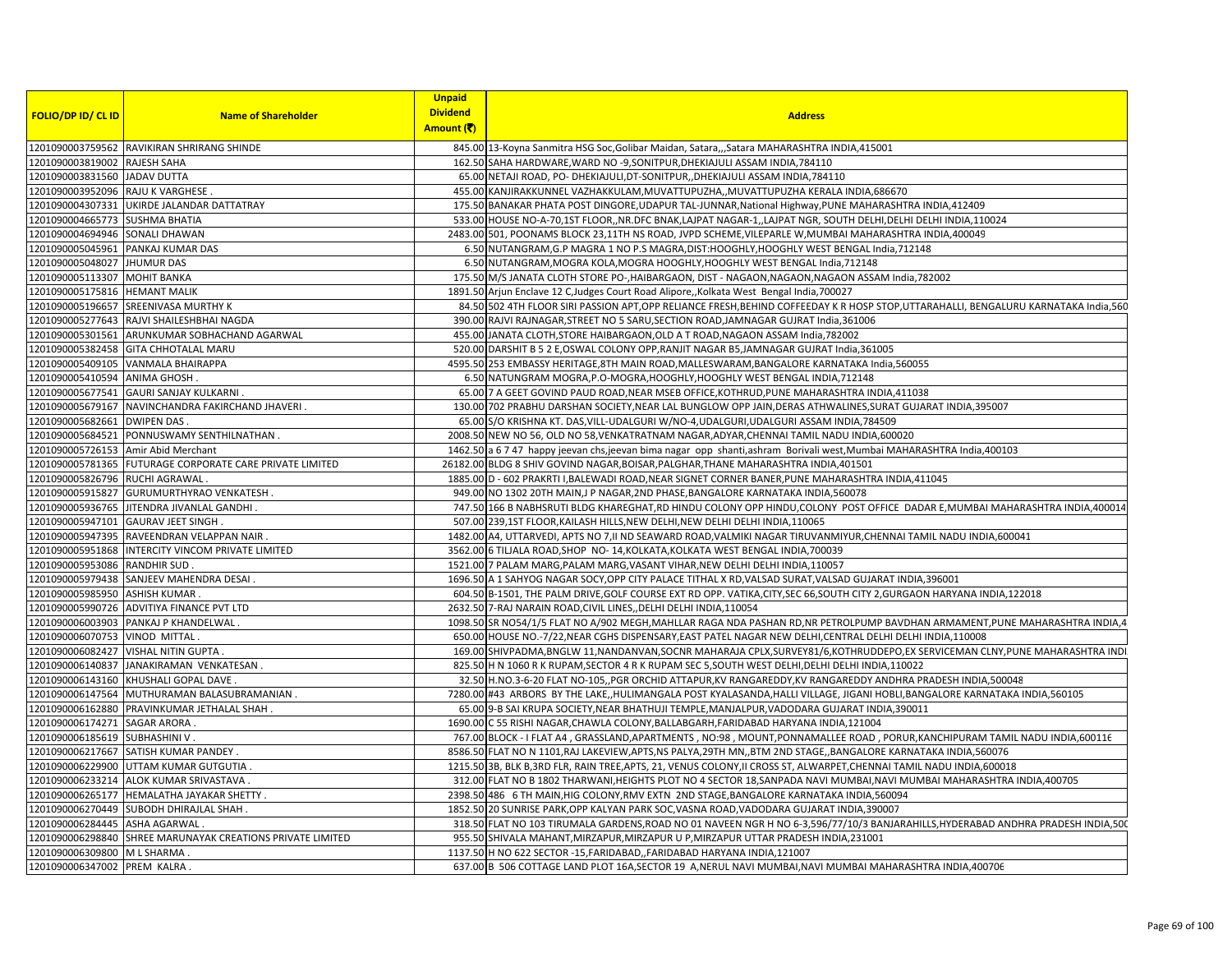| FOLIO/DP ID/ CL ID | Name of Shareholder | Unpaid Dividend Amount (₹) | Address |
|---|---|---|---|
| 1201090003759562 | RAVIKIRAN SHRIRANG SHINDE | 845.00 | 13-Koyna Sanmitra HSG Soc,Golibar Maidan, Satara,,,Satara MAHARASHTRA INDIA,415001 |
| 1201090003819002 | RAJESH SAHA | 162.50 | SAHA HARDWARE,WARD NO -9,SONITPUR,DHEKIAJULI ASSAM INDIA,784110 |
| 1201090003831560 | JADAV DUTTA | 65.00 | NETAJI ROAD, PO- DHEKIAJULI,DT-SONITPUR,,DHEKIAJULI ASSAM INDIA,784110 |
| 1201090003952096 | RAJU K VARGHESE . | 455.00 | KANJIRAKKUNNEL VAZHAKKULAM,MUVATTUPUZHA,,MUVATTUPUZHA KERALA INDIA,686670 |
| 1201090004307331 | UKIRDE JALANDAR DATTATRAY | 175.50 | BANAKAR PHATA POST DINGORE,UDAPUR TAL-JUNNAR,National Highway,PUNE MAHARASHTRA INDIA,412409 |
| 1201090004665773 | SUSHMA BHATIA | 533.00 | HOUSE NO-A-70,1ST FLOOR,,NR.DFC BNAK,LAJPAT NAGAR-1,,LAJPAT NGR, SOUTH DELHI,DELHI DELHI INDIA,110024 |
| 1201090004694946 | SONALI DHAWAN | 2483.00 | 501, POONAMS BLOCK 23,11TH NS ROAD, JVPD SCHEME,VILEPARLE W,MUMBAI MAHARASHTRA INDIA,400049 |
| 1201090005045961 | PANKAJ KUMAR DAS | 6.50 | NUTANGRAM,G.P MAGRA 1 NO P.S MAGRA,DIST:HOOGHLY,HOOGHLY WEST BENGAL India,712148 |
| 1201090005048027 | JHUMUR DAS | 6.50 | NUTANGRAM,MOGRA KOLA,MOGRA HOOGHLY,HOOGHLY WEST BENGAL India,712148 |
| 1201090005113307 | MOHIT BANKA | 175.50 | M/S JANATA CLOTH STORE PO-,HAIBARGAON, DIST - NAGAON,NAGAON,NAGAON ASSAM India,782002 |
| 1201090005175816 | HEMANT MALIK | 1891.50 | Arjun Enclave 12 C,Judges Court Road Alipore,,Kolkata West Bengal India,700027 |
| 1201090005196657 | SREENIVASA MURTHY K | 84.50 | 502 4TH FLOOR SIRI PASSION APT,OPP RELIANCE FRESH,BEHIND COFFEEDAY K R HOSP STOP,UTTARAHALLI, BENGALURU KARNATAKA India,560 |
| 1201090005277643 | RAJVI SHAILESHBHAI NAGDA | 390.00 | RAJVI RAJNAGAR,STREET NO 5 SARU,SECTION ROAD,JAMNAGAR GUJRAT India,361006 |
| 1201090005301561 | ARUNKUMAR SOBHACHAND AGARWAL | 455.00 | JANATA CLOTH,STORE HAIBARGAON,OLD A T ROAD,NAGAON ASSAM India,782002 |
| 1201090005382458 | GITA CHHOTALAL MARU | 520.00 | DARSHIT B 5 2 E,OSWAL COLONY OPP,RANJIT NAGAR B5,JAMNAGAR GUJRAT India,361005 |
| 1201090005409105 | VANMALA BHAIRAPPA | 4595.50 | 253 EMBASSY HERITAGE,8TH MAIN ROAD,MALLESWARAM,BANGALORE KARNATAKA India,560055 |
| 1201090005410594 | ANIMA GHOSH . | 6.50 | NATUNGRAM MOGRA,P.O-MOGRA,HOOGHLY,HOOGHLY WEST BENGAL INDIA,712148 |
| 1201090005677541 | GAURI SANJAY KULKARNI . | 65.00 | 7 A GEET GOVIND PAUD ROAD,NEAR MSEB OFFICE,KOTHRUD,PUNE MAHARASHTRA INDIA,411038 |
| 1201090005679167 | NAVINCHANDRA FAKIRCHAND JHAVERI . | 130.00 | 702 PRABHU DARSHAN SOCIETY,NEAR LAL BUNGLOW OPP JAIN,DERAS ATHWALINES,SURAT GUJARAT INDIA,395007 |
| 1201090005682661 | DWIPEN DAS . | 65.00 | S/O KRISHNA KT. DAS,VILL-UDALGURI W/NO-4,UDALGURI,UDALGURI ASSAM INDIA,784509 |
| 1201090005684521 | PONNUSWAMY SENTHILNATHAN . | 2008.50 | NEW NO 56, OLD NO 58,VENKATRATNAM NAGAR,ADYAR,CHENNAI TAMIL NADU INDIA,600020 |
| 1201090005726153 | Amir Abid Merchant | 1462.50 | a 6 7 47 happy jeevan chs,jeevan bima nagar opp shanti,ashram Borivali west,Mumbai MAHARASHTRA India,400103 |
| 1201090005781365 | FUTURAGE CORPORATE CARE PRIVATE LIMITED | 26182.00 | BLDG 8 SHIV GOVIND NAGAR,BOISAR,PALGHAR,THANE MAHARASHTRA INDIA,401501 |
| 1201090005826796 | RUCHI AGRAWAL . | 1885.00 | D - 602 PRAKRTI I,BALEWADI ROAD,NEAR SIGNET CORNER BANER,PUNE MAHARASHTRA INDIA,411045 |
| 1201090005915827 | GURUMURTHYRAO VENKATESH . | 949.00 | NO 1302 20TH MAIN,J P NAGAR,2ND PHASE,BANGALORE KARNATAKA INDIA,560078 |
| 1201090005936765 | JITENDRA JIVANLAL GANDHI . | 747.50 | 166 B NABHSRUTI BLDG KHAREGHAT,RD HINDU COLONY OPP HINDU,COLONY POST OFFICE DADAR E,MUMBAI MAHARASHTRA INDIA,400014 |
| 1201090005947101 | GAURAV JEET SINGH . | 507.00 | 239,1ST FLOOR,KAILASH HILLS,NEW DELHI,NEW DELHI DELHI INDIA,110065 |
| 1201090005947395 | RAVEENDRAN VELAPPAN NAIR . | 1482.00 | A4, UTTARVEDI, APTS NO 7,II ND SEAWARD ROAD,VALMIKI NAGAR TIRUVANMIYUR,CHENNAI TAMIL NADU INDIA,600041 |
| 1201090005951868 | INTERCITY VINCOM PRIVATE LIMITED | 3562.00 | 6 TILJALA ROAD,SHOP NO- 14,KOLKATA,KOLKATA WEST BENGAL INDIA,700039 |
| 1201090005953086 | RANDHIR SUD . | 1521.00 | 7 PALAM MARG,PALAM MARG,VASANT VIHAR,NEW DELHI DELHI INDIA,110057 |
| 1201090005979438 | SANJEEV MAHENDRA DESAI . | 1696.50 | A 1 SAHYOG NAGAR SOCY,OPP CITY PALACE TITHAL X RD,VALSAD SURAT,VALSAD GUJARAT INDIA,396001 |
| 1201090005985950 | ASHISH KUMAR . | 604.50 | B-1501, THE PALM DRIVE,GOLF COURSE EXT RD OPP. VATIKA,CITY,SEC 66,SOUTH CITY 2,GURGAON HARYANA INDIA,122018 |
| 1201090005990726 | ADVITIYA FINANCE PVT LTD | 2632.50 | 7-RAJ NARAIN ROAD,CIVIL LINES,,DELHI DELHI INDIA,110054 |
| 1201090006003903 | PANKAJ P KHANDELWAL . | 1098.50 | SR NO54/1/5 FLAT NO A/902 MEGH,MAHLLAR RAGA NDA PASHAN RD,NR PETROLPUMP BAVDHAN ARMAMENT,PUNE MAHARASHTRA INDIA,4 |
| 1201090006070753 | VINOD MITTAL . | 650.00 | HOUSE NO.-7/22,NEAR CGHS DISPENSARY,EAST PATEL NAGAR NEW DELHI,CENTRAL DELHI DELHI INDIA,110008 |
| 1201090006082427 | VISHAL NITIN GUPTA . | 169.00 | SHIVPADMA,BNGLW 11,NANDANVAN,SOCNR MAHARAJA CPLX,SURVEY81/6,KOTHRUDDEPO,EX SERVICEMAN CLNY,PUNE MAHARASHTRA INDI |
| 1201090006140837 | JANAKIRAMAN VENKATESAN . | 825.50 | H N 1060 R K RUPAM,SECTOR 4 R K RUPAM SEC 5,SOUTH WEST DELHI,DELHI DELHI INDIA,110022 |
| 1201090006143160 | KHUSHALI GOPAL DAVE . | 32.50 | H.NO.3-6-20 FLAT NO-105,,PGR ORCHID ATTAPUR,KV RANGAREDDY,KV RANGAREDDY ANDHRA PRADESH INDIA,500048 |
| 1201090006147564 | MUTHURAMAN BALASUBRAMANIAN . | 7280.00 | #43 ARBORS BY THE LAKE,,HULIMANGALA POST KYALASANDA,HALLI VILLAGE, JIGANI HOBLI,BANGALORE KARNATAKA INDIA,560105 |
| 1201090006162880 | PRAVINKUMAR JETHALAL SHAH . | 65.00 | 9-B SAI KRUPA SOCIETY,NEAR BHATHUJI TEMPLE,MANJALPUR,VADODARA GUJARAT INDIA,390011 |
| 1201090006174271 | SAGAR ARORA . | 1690.00 | C 55 RISHI NAGAR,CHAWLA COLONY,BALLABGARH,FARIDABAD HARYANA INDIA,121004 |
| 1201090006185619 | SUBHASHINI V . | 767.00 | BLOCK - I FLAT A4 , GRASSLAND,APARTMENTS , NO:98 , MOUNT,PONNAMALLEE ROAD , PORUR,KANCHIPURAM TAMIL NADU INDIA,600116 |
| 1201090006217667 | SATISH KUMAR PANDEY . | 8586.50 | FLAT NO N 1101,RAJ LAKEVIEW,APTS,NS PALYA,29TH MN,,BTM 2ND STAGE,,BANGALORE KARNATAKA INDIA,560076 |
| 1201090006229900 | UTTAM KUMAR GUTGUTIA . | 1215.50 | 3B, BLK B,3RD FLR, RAIN TREE,APTS, 21, VENUS COLONY,II CROSS ST, ALWARPET,CHENNAI TAMIL NADU INDIA,600018 |
| 1201090006233214 | ALOK KUMAR SRIVASTAVA . | 312.00 | FLAT NO B 1802 THARWANI,HEIGHTS PLOT NO 4 SECTOR 18,SANPADA NAVI MUMBAI,NAVI MUMBAI MAHARASHTRA INDIA,400705 |
| 1201090006265177 | HEMALATHA JAYAKAR SHETTY . | 2398.50 | 486 6 TH MAIN,HIG COLONY,RMV EXTN 2ND STAGE,BANGALORE KARNATAKA INDIA,560094 |
| 1201090006270449 | SUBODH DHIRAJLAL SHAH . | 1852.50 | 20 SUNRISE PARK,OPP KALYAN PARK SOC,VASNA ROAD,VADODARA GUJARAT INDIA,390007 |
| 1201090006284445 | ASHA AGARWAL . | 318.50 | FLAT NO 103 TIRUMALA GARDENS,ROAD NO 01 NAVEEN NGR H NO 6-3,596/77/10/3 BANJARAHILLS,HYDERABAD ANDHRA PRADESH INDIA,500 |
| 1201090006298840 | SHREE MARUNAYAK CREATIONS PRIVATE LIMITED | 955.50 | SHIVALA MAHANT,MIRZAPUR,MIRZAPUR U P,MIRZAPUR UTTAR PRADESH INDIA,231001 |
| 1201090006309800 | M L SHARMA . | 1137.50 | H NO 622 SECTOR -15,FARIDABAD,,FARIDABAD HARYANA INDIA,121007 |
| 1201090006347002 | PREM KALRA . | 637.00 | B 506 COTTAGE LAND PLOT 16A,SECTOR 19 A,NERUL NAVI MUMBAI,NAVI MUMBAI MAHARASHTRA INDIA,400706 |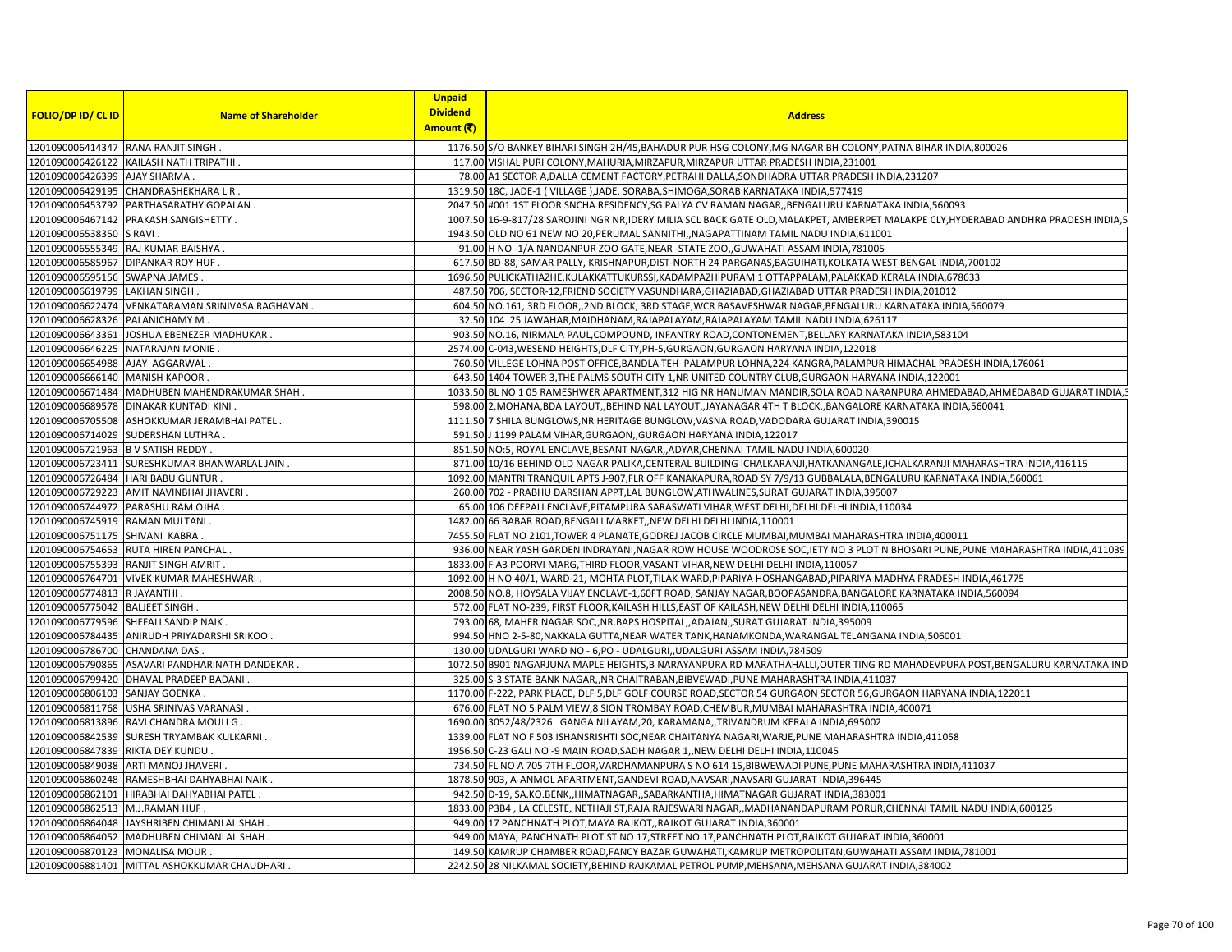| FOLIO/DP ID/ CL ID | Name of Shareholder | Unpaid Dividend Amount (₹) | Address |
|---|---|---|---|
| 1201090006414347 | RANA RANJIT SINGH . | 1176.50 | S/O BANKEY BIHARI SINGH 2H/45,BAHADUR PUR HSG COLONY,MG NAGAR BH COLONY,PATNA BIHAR INDIA,800026 |
| 1201090006426122 | KAILASH NATH TRIPATHI . | 117.00 | VISHAL PURI COLONY,MAHURIA,MIRZAPUR,MIRZAPUR UTTAR PRADESH INDIA,231001 |
| 1201090006426399 | AJAY SHARMA . | 78.00 | A1 SECTOR A,DALLA CEMENT FACTORY,PETRAHI DALLA,SONDHADRA UTTAR PRADESH INDIA,231207 |
| 1201090006429195 | CHANDRASHEKHARA L R . | 1319.50 | 18C, JADE-1 ( VILLAGE ),JADE, SORABA,SHIMOGA,SORAB KARNATAKA INDIA,577419 |
| 1201090006453792 | PARTHASARATHY GOPALAN . | 2047.50 | #001 1ST FLOOR SNCHA RESIDENCY,SG PALYA CV RAMAN NAGAR,,BENGALURU KARNATAKA INDIA,560093 |
| 1201090006467142 | PRAKASH SANGISHETTY . | 1007.50 | 16-9-817/28 SAROJINI NGR NR,IDERY MILIA SCL BACK GATE OLD,MALAKPET, AMBERPET MALAKPE CLY,HYDERABAD ANDHRA PRADESH INDIA,5 |
| 1201090006538350 | S RAVI . | 1943.50 | OLD NO 61 NEW NO 20,PERUMAL SANNITHI,,NAGAPATTINAM TAMIL NADU INDIA,611001 |
| 1201090006555349 | RAJ KUMAR BAISHYA . | 91.00 | H NO -1/A NANDANPUR ZOO GATE,NEAR -STATE ZOO,,GUWAHATI ASSAM INDIA,781005 |
| 1201090006585967 | DIPANKAR ROY HUF . | 617.50 | BD-88, SAMAR PALLY, KRISHNAPUR,DIST-NORTH 24 PARGANAS,BAGUIHATI,KOLKATA WEST BENGAL INDIA,700102 |
| 1201090006595156 | SWAPNA JAMES . | 1696.50 | PULICKATHAZHE,KULAKKATTUKURSSI,KADAMPAZHIPURAM 1 OTTAPPALAM,PALAKKAD KERALA INDIA,678633 |
| 1201090006619799 | LAKHAN SINGH . | 487.50 | 706, SECTOR-12,FRIEND SOCIETY VASUNDHARA,GHAZIABAD,GHAZIABAD UTTAR PRADESH INDIA,201012 |
| 1201090006622474 | VENKATARAMAN SRINIVASA RAGHAVAN . | 604.50 | NO.161, 3RD FLOOR,,2ND BLOCK, 3RD STAGE,WCR BASAVESHWAR NAGAR,BENGALURU KARNATAKA INDIA,560079 |
| 1201090006628326 | PALANICHAMY M . | 32.50 | 104 25 JAWAHAR,MAIDHANAM,RAJAPALAYAM,RAJAPALAYAM TAMIL NADU INDIA,626117 |
| 1201090006643361 | JOSHUA EBENEZER MADHUKAR . | 903.50 | NO.16, NIRMALA PAUL,COMPOUND, INFANTRY ROAD,CONTONEMENT,BELLARY KARNATAKA INDIA,583104 |
| 1201090006646225 | NATARAJAN MONIE . | 2574.00 | C-043,WESEND HEIGHTS,DLF CITY,PH-5,GURGAON,GURGAON HARYANA INDIA,122018 |
| 1201090006654988 | AJAY AGGARWAL . | 760.50 | VILLEGE LOHNA POST OFFICE,BANDLA TEH PALAMPUR LOHNA,224 KANGRA,PALAMPUR HIMACHAL PRADESH INDIA,176061 |
| 1201090006666140 | MANISH KAPOOR . | 643.50 | 1404 TOWER 3,THE PALMS SOUTH CITY 1,NR UNITED COUNTRY CLUB,GURGAON HARYANA INDIA,122001 |
| 1201090006671484 | MADHUBEN MAHENDRAKUMAR SHAH . | 1033.50 | BL NO 1 05 RAMESHWER APARTMENT,312 HIG NR HANUMAN MANDIR,SOLA ROAD NARANPURA AHMEDABAD,AHMEDABAD GUJARAT INDIA,3 |
| 1201090006689578 | DINAKAR KUNTADI KINI . | 598.00 | 2,MOHANA,BDA LAYOUT,,BEHIND NAL LAYOUT,,JAYANAGAR 4TH T BLOCK,,BANGALORE KARNATAKA INDIA,560041 |
| 1201090006705508 | ASHOKKUMAR JERAMBHAI PATEL . | 1111.50 | 7 SHILA BUNGLOWS,NR HERITAGE BUNGLOW,VASNA ROAD,VADODARA GUJARAT INDIA,390015 |
| 1201090006714029 | SUDERSHAN LUTHRA . | 591.50 | J 1199 PALAM VIHAR,GURGAON,,GURGAON HARYANA INDIA,122017 |
| 1201090006721963 | B V SATISH REDDY . | 851.50 | NO:5, ROYAL ENCLAVE,BESANT NAGAR,,ADYAR,CHENNAI TAMIL NADU INDIA,600020 |
| 1201090006723411 | SURESHKUMAR BHANWARLAL JAIN . | 871.00 | 10/16 BEHIND OLD NAGAR PALIKA,CENTERAL BUILDING ICHALKARANJI,HATKANANGALE,ICHALKARANJI MAHARASHTRA INDIA,416115 |
| 1201090006726484 | HARI BABU GUNTUR . | 1092.00 | MANTRI TRANQUIL APTS J-907,FLR OFF KANAKAPURA,ROAD SY 7/9/13 GUBBALALA,BENGALURU KARNATAKA INDIA,560061 |
| 1201090006729223 | AMIT NAVINBHAI JHAVERI . | 260.00 | 702 - PRABHU DARSHAN APPT,LAL BUNGLOW,ATHWALINES,SURAT GUJARAT INDIA,395007 |
| 1201090006744972 | PARASHU RAM OJHA . | 65.00 | 106 DEEPALI ENCLAVE,PITAMPURA SARASWATI VIHAR,WEST DELHI,DELHI DELHI INDIA,110034 |
| 1201090006745919 | RAMAN MULTANI . | 1482.00 | 66 BABAR ROAD,BENGALI MARKET,,NEW DELHI DELHI INDIA,110001 |
| 1201090006751175 | SHIVANI KABRA . | 7455.50 | FLAT NO 2101,TOWER 4 PLANATE,GODREJ JACOB CIRCLE MUMBAI,MUMBAI MAHARASHTRA INDIA,400011 |
| 1201090006754653 | RUTA HIREN PANCHAL . | 936.00 | NEAR YASH GARDEN INDRAYANI,NAGAR ROW HOUSE WOODROSE SOC,IETY NO 3 PLOT N BHOSARI PUNE,PUNE MAHARASHTRA INDIA,411039 |
| 1201090006755393 | RANJIT SINGH AMRIT . | 1833.00 | F A3 POORVI MARG,THIRD FLOOR,VASANT VIHAR,NEW DELHI DELHI INDIA,110057 |
| 1201090006764701 | VIVEK KUMAR MAHESHWARI . | 1092.00 | H NO 40/1, WARD-21, MOHTA PLOT,TILAK WARD,PIPARIYA HOSHANGABAD,PIPARIYA MADHYA PRADESH INDIA,461775 |
| 1201090006774813 | R JAYANTHI . | 2008.50 | NO.8, HOYSALA VIJAY ENCLAVE-1,60FT ROAD, SANJAY NAGAR,BOOPASANDRA,BANGALORE KARNATAKA INDIA,560094 |
| 1201090006775042 | BALJEET SINGH . | 572.00 | FLAT NO-239, FIRST FLOOR,KAILASH HILLS,EAST OF KAILASH,NEW DELHI DELHI INDIA,110065 |
| 1201090006779596 | SHEFALI SANDIP NAIK . | 793.00 | 68, MAHER NAGAR SOC,,NR.BAPS HOSPITAL,,ADAJAN,,SURAT GUJARAT INDIA,395009 |
| 1201090006784435 | ANIRUDH PRIYADARSHI SRIKOO . | 994.50 | HNO 2-5-80,NAKKALA GUTTA,NEAR WATER TANK,HANAMKONDA,WARANGAL TELANGANA INDIA,506001 |
| 1201090006786700 | CHANDANA DAS . | 130.00 | UDALGURI WARD NO - 6,PO - UDALGURI,,UDALGURI ASSAM INDIA,784509 |
| 1201090006790865 | ASAVARI PANDHARINATH DANDEKAR . | 1072.50 | B901 NAGARJUNA MAPLE HEIGHTS,B NARAYANPURA RD MARATHAHALLI,OUTER TING RD MAHADEVPURA POST,BENGALURU KARNATAKA IND |
| 1201090006799420 | DHAVAL PRADEEP BADANI . | 325.00 | S-3 STATE BANK NAGAR,,NR CHAITRABAN,BIBVEWADI,PUNE MAHARASHTRA INDIA,411037 |
| 1201090006806103 | SANJAY GOENKA . | 1170.00 | F-222, PARK PLACE, DLF 5,DLF GOLF COURSE ROAD,SECTOR 54 GURGAON SECTOR 56,GURGAON HARYANA INDIA,122011 |
| 1201090006811768 | USHA SRINIVAS VARANASI . | 676.00 | FLAT NO 5 PALM VIEW,8 SION TROMBAY ROAD,CHEMBUR,MUMBAI MAHARASHTRA INDIA,400071 |
| 1201090006813896 | RAVI CHANDRA MOULI G . | 1690.00 | 3052/48/2326 GANGA NILAYAM,20, KARAMANA,,TRIVANDRUM KERALA INDIA,695002 |
| 1201090006842539 | SURESH TRYAMBAK KULKARNI . | 1339.00 | FLAT NO F 503 ISHANSRISHTI SOC,NEAR CHAITANYA NAGARI,WARJE,PUNE MAHARASHTRA INDIA,411058 |
| 1201090006847839 | RIKTA DEY KUNDU . | 1956.50 | C-23 GALI NO -9 MAIN ROAD,SADH NAGAR 1,,NEW DELHI DELHI INDIA,110045 |
| 1201090006849038 | ARTI MANOJ JHAVERI . | 734.50 | FL NO A 705 7TH FLOOR,VARDHAMANPURA S NO 614 15,BIBWEWADI PUNE,PUNE MAHARASHTRA INDIA,411037 |
| 1201090006860248 | RAMESHBHAI DAHYABHAI NAIK . | 1878.50 | 903, A-ANMOL APARTMENT,GANDEVI ROAD,NAVSARI,NAVSARI GUJARAT INDIA,396445 |
| 1201090006862101 | HIRABHAI DAHYABHAI PATEL . | 942.50 | D-19, SA.KO.BENK,,HIMATNAGAR,,SABARKANTHA,HIMATNAGAR GUJARAT INDIA,383001 |
| 1201090006862513 | M.J.RAMAN HUF . | 1833.00 | P3B4 , LA CELESTE, NETHAJI ST,RAJA RAJESWARI NAGAR,,MADHANANDAPURAM PORUR,CHENNAI TAMIL NADU INDIA,600125 |
| 1201090006864048 | JAYSHRIBEN CHIMANLAL SHAH . | 949.00 | 17 PANCHNATH PLOT,MAYA RAJKOT,,RAJKOT GUJARAT INDIA,360001 |
| 1201090006864052 | MADHUBEN CHIMANLAL SHAH . | 949.00 | MAYA, PANCHNATH PLOT ST NO 17,STREET NO 17,PANCHNATH PLOT,RAJKOT GUJARAT INDIA,360001 |
| 1201090006870123 | MONALISA MOUR . | 149.50 | KAMRUP CHAMBER ROAD,FANCY BAZAR GUWAHATI,KAMRUP METROPOLITAN,GUWAHATI ASSAM INDIA,781001 |
| 1201090006881401 | MITTAL ASHOKKUMAR CHAUDHARI . | 2242.50 | 28 NILKAMAL SOCIETY,BEHIND RAJKAMAL PETROL PUMP,MEHSANA,MEHSANA GUJARAT INDIA,384002 |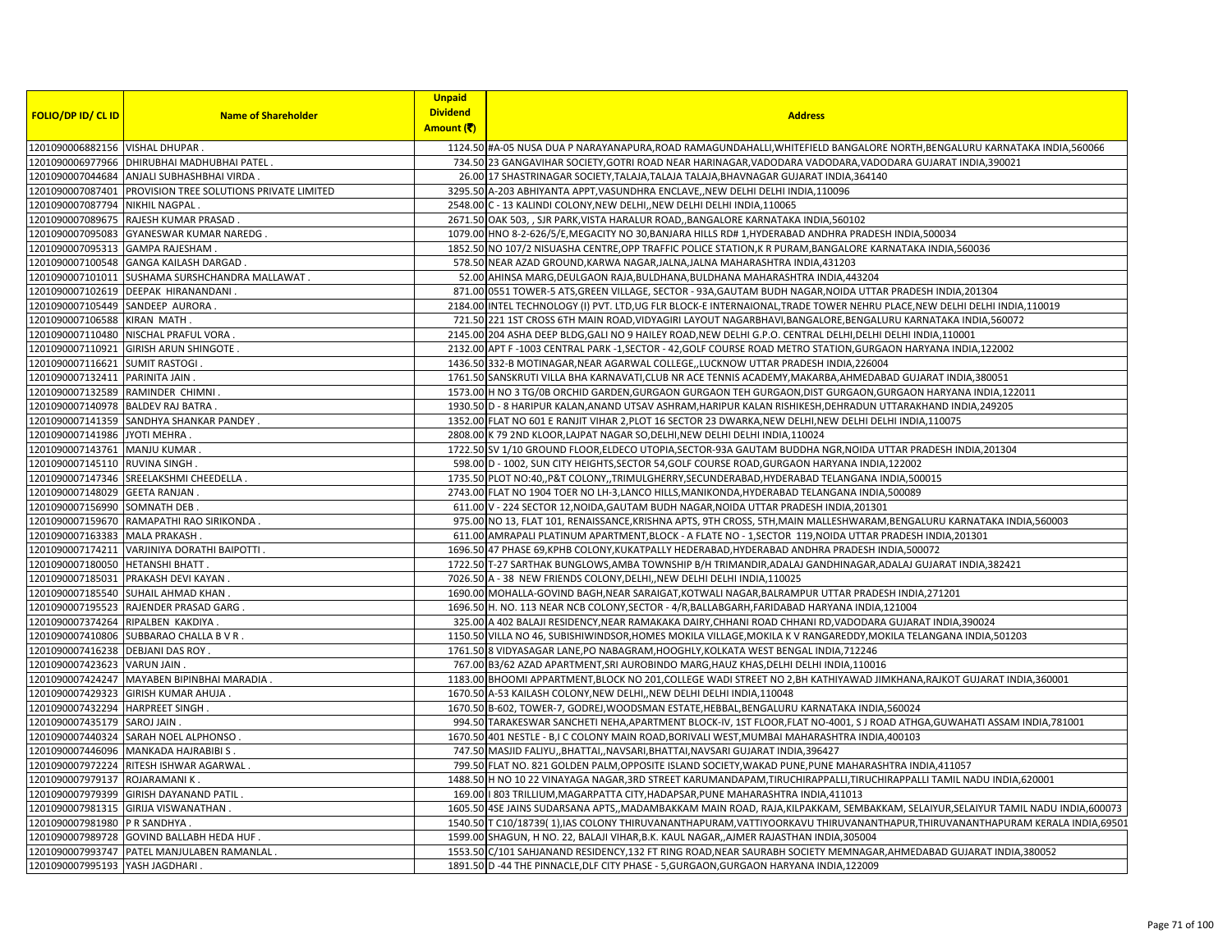| FOLIO/DP ID/ CL ID | Name of Shareholder | Unpaid Dividend Amount (₹) | Address |
|---|---|---|---|
| 1201090006882156 | VISHAL DHUPAR . | 1124.50 | #A-05 NUSA DUA P NARAYANAPURA,ROAD RAMAGUNDAHALLI,WHITEFIELD BANGALORE NORTH,BENGALURU KARNATAKA INDIA,560066 |
| 1201090006977966 | DHIRUBHAI MADHUBHAI PATEL . | 734.50 | 23 GANGAVIHAR SOCIETY,GOTRI ROAD NEAR HARINAGAR,VADODARA VADODARA,VADODARA GUJARAT INDIA,390021 |
| 1201090007044684 | ANJALI SUBHASHBHAI VIRDA . | 26.00 | 17 SHASTRINAGAR SOCIETY,TALAJA,TALAJA TALAJA,BHAVNAGAR GUJARAT INDIA,364140 |
| 1201090007087401 | PROVISION TREE SOLUTIONS PRIVATE LIMITED | 3295.50 | A-203 ABHIYANTA APPT,VASUNDHRA ENCLAVE,,NEW DELHI DELHI INDIA,110096 |
| 1201090007087794 | NIKHIL NAGPAL . | 2548.00 | C - 13 KALINDI COLONY,NEW DELHI,,NEW DELHI DELHI INDIA,110065 |
| 1201090007089675 | RAJESH KUMAR PRASAD . | 2671.50 | OAK 503, , SJR PARK,VISTA HARALUR ROAD,,BANGALORE KARNATAKA INDIA,560102 |
| 1201090007095083 | GYANESWAR KUMAR NAREDG . | 1079.00 | HNO 8-2-626/5/E,MEGACITY NO 30,BANJARA HILLS RD# 1,HYDERABAD ANDHRA PRADESH INDIA,500034 |
| 1201090007095313 | GAMPA RAJESHAM . | 1852.50 | NO 107/2 NISUASHA CENTRE,OPP TRAFFIC POLICE STATION,K R PURAM,BANGALORE KARNATAKA INDIA,560036 |
| 1201090007100548 | GANGA KAILASH DARGAD . | 578.50 | NEAR AZAD GROUND,KARWA NAGAR,JALNA,JALNA MAHARASHTRA INDIA,431203 |
| 1201090007101011 | SUSHAMA SURSHCHANDRA MALLAWAT . | 52.00 | AHINSA MARG,DEULGAON RAJA,BULDHANA,BULDHANA MAHARASHTRA INDIA,443204 |
| 1201090007102619 | DEEPAK HIRANANDANI . | 871.00 | 0551 TOWER-5 ATS,GREEN VILLAGE, SECTOR - 93A,GAUTAM BUDH NAGAR,NOIDA UTTAR PRADESH INDIA,201304 |
| 1201090007105449 | SANDEEP AURORA . | 2184.00 | INTEL TECHNOLOGY (I) PVT. LTD,UG FLR BLOCK-E INTERNAIONAL,TRADE TOWER NEHRU PLACE,NEW DELHI DELHI INDIA,110019 |
| 1201090007106588 | KIRAN MATH . | 721.50 | 221 1ST CROSS 6TH MAIN ROAD,VIDYAGIRI LAYOUT NAGARBHAVI,BANGALORE,BENGALURU KARNATAKA INDIA,560072 |
| 1201090007110480 | NISCHAL PRAFUL VORA . | 2145.00 | 204 ASHA DEEP BLDG,GALI NO 9 HAILEY ROAD,NEW DELHI G.P.O. CENTRAL DELHI,DELHI DELHI INDIA,110001 |
| 1201090007110921 | GIRISH ARUN SHINGOTE . | 2132.00 | APT F -1003 CENTRAL PARK -1,SECTOR - 42,GOLF COURSE ROAD METRO STATION,GURGAON HARYANA INDIA,122002 |
| 1201090007116621 | SUMIT RASTOGI . | 1436.50 | 332-B MOTINAGAR,NEAR AGARWAL COLLEGE,,LUCKNOW UTTAR PRADESH INDIA,226004 |
| 1201090007132411 | PARINITA JAIN . | 1761.50 | SANSKRUTI VILLA BHA KARNAVATI,CLUB NR ACE TENNIS ACADEMY,MAKARBA,AHMEDABAD GUJARAT INDIA,380051 |
| 1201090007132589 | RAMINDER CHIMNI . | 1573.00 | H NO 3 TG/0B ORCHID GARDEN,GURGAON GURGAON TEH GURGAON,DIST GURGAON,GURGAON HARYANA INDIA,122011 |
| 1201090007140978 | BALDEV RAJ BATRA . | 1930.50 | D - 8 HARIPUR KALAN,ANAND UTSAV ASHRAM,HARIPUR KALAN RISHIKESH,DEHRADUN UTTARAKHAND INDIA,249205 |
| 1201090007141359 | SANDHYA SHANKAR PANDEY . | 1352.00 | FLAT NO 601 E RANJIT VIHAR 2,PLOT 16 SECTOR 23 DWARKA,NEW DELHI,NEW DELHI DELHI INDIA,110075 |
| 1201090007141986 | JYOTI MEHRA . | 2808.00 | K 79 2ND KLOOR,LAJPAT NAGAR SO,DELHI,NEW DELHI DELHI INDIA,110024 |
| 1201090007143761 | MANJU KUMAR . | 1722.50 | SV 1/10 GROUND FLOOR,ELDECO UTOPIA,SECTOR-93A GAUTAM BUDDHA NGR,NOIDA UTTAR PRADESH INDIA,201304 |
| 1201090007145110 | RUVINA SINGH . | 598.00 | D - 1002, SUN CITY HEIGHTS,SECTOR 54,GOLF COURSE ROAD,GURGAON HARYANA INDIA,122002 |
| 1201090007147346 | SREELAKSHMI CHEEDELLA . | 1735.50 | PLOT NO:40,,P&T COLONY,,TRIMULGHERRY,SECUNDERABAD,HYDERABAD TELANGANA INDIA,500015 |
| 1201090007148029 | GEETA RANJAN . | 2743.00 | FLAT NO 1904 TOER NO LH-3,LANCO HILLS,MANIKONDA,HYDERABAD TELANGANA INDIA,500089 |
| 1201090007156990 | SOMNATH DEB . | 611.00 | V - 224 SECTOR 12,NOIDA,GAUTAM BUDH NAGAR,NOIDA UTTAR PRADESH INDIA,201301 |
| 1201090007159670 | RAMAPATHI RAO SIRIKONDA . | 975.00 | NO 13, FLAT 101, RENAISSANCE,KRISHNA APTS, 9TH CROSS, 5TH,MAIN MALLESHWARAM,BENGALURU KARNATAKA INDIA,560003 |
| 1201090007163383 | MALA PRAKASH . | 611.00 | AMRAPALI PLATINUM APARTMENT,BLOCK - A FLATE NO - 1,SECTOR 119,NOIDA UTTAR PRADESH INDIA,201301 |
| 1201090007174211 | VARJINIYA DORATHI BAIPOTTI . | 1696.50 | 47 PHASE 69,KPHB COLONY,KUKATPALLY HEDERABAD,HYDERABAD ANDHRA PRADESH INDIA,500072 |
| 1201090007180050 | HETANSHI BHATT . | 1722.50 | T-27 SARTHAK BUNGLOWS,AMBA TOWNSHIP B/H TRIMANDIR,ADALAJ GANDHINAGAR,ADALAJ GUJARAT INDIA,382421 |
| 1201090007185031 | PRAKASH DEVI KAYAN . | 7026.50 | A - 38 NEW FRIENDS COLONY,DELHI,,NEW DELHI DELHI INDIA,110025 |
| 1201090007185540 | SUHAIL AHMAD KHAN . | 1690.00 | MOHALLA-GOVIND BAGH,NEAR SARAIGAT,KOTWALI NAGAR,BALRAMPUR UTTAR PRADESH INDIA,271201 |
| 1201090007195523 | RAJENDER PRASAD GARG . | 1696.50 | H. NO. 113 NEAR NCB COLONY,SECTOR - 4/R,BALLABGARH,FARIDABAD HARYANA INDIA,121004 |
| 1201090007374264 | RIPALBEN KAKDIYA . | 325.00 | A 402 BALAJI RESIDENCY,NEAR RAMAKAKA DAIRY,CHHANI ROAD CHHANI RD,VADODARA GUJARAT INDIA,390024 |
| 1201090007410806 | SUBBARAO CHALLA B V R . | 1150.50 | VILLA NO 46, SUBISHIWINDSOR,HOMES MOKILA VILLAGE,MOKILA K V RANGAREDDY,MOKILA TELANGANA INDIA,501203 |
| 1201090007416238 | DEBJANI DAS ROY . | 1761.50 | 8 VIDYASAGAR LANE,PO NABAGRAM,HOOGHLY,KOLKATA WEST BENGAL INDIA,712246 |
| 1201090007423623 | VARUN JAIN . | 767.00 | B3/62 AZAD APARTMENT,SRI AUROBINDO MARG,HAUZ KHAS,DELHI DELHI INDIA,110016 |
| 1201090007424247 | MAYABEN BIPINBHAI MARADIA . | 1183.00 | BHOOMI APPARTMENT,BLOCK NO 201,COLLEGE WADI STREET NO 2,BH KATHIYAWAD JIMKHANA,RAJKOT GUJARAT INDIA,360001 |
| 1201090007429323 | GIRISH KUMAR AHUJA . | 1670.50 | A-53 KAILASH COLONY,NEW DELHI,,NEW DELHI DELHI INDIA,110048 |
| 1201090007432294 | HARPREET SINGH . | 1670.50 | B-602, TOWER-7, GODREJ,WOODSMAN ESTATE,HEBBAL,BENGALURU KARNATAKA INDIA,560024 |
| 1201090007435179 | SAROJ JAIN . | 994.50 | TARAKESWAR SANCHETI NEHA,APARTMENT BLOCK-IV, 1ST FLOOR,FLAT NO-4001, S J ROAD ATHGA,GUWAHATI ASSAM INDIA,781001 |
| 1201090007440324 | SARAH NOEL ALPHONSO . | 1670.50 | 401 NESTLE - B,I C COLONY MAIN ROAD,BORIVALI WEST,MUMBAI MAHARASHTRA INDIA,400103 |
| 1201090007446096 | MANKADA HAJRABIBI S . | 747.50 | MASJID FALIYU,,BHATTAI,,NAVSARI,BHATTAI,NAVSARI GUJARAT INDIA,396427 |
| 1201090007972224 | RITESH ISHWAR AGARWAL . | 799.50 | FLAT NO. 821 GOLDEN PALM,OPPOSITE ISLAND SOCIETY,WAKAD PUNE,PUNE MAHARASHTRA INDIA,411057 |
| 1201090007979137 | ROJARAMANI K . | 1488.50 | H NO 10 22 VINAYAGA NAGAR,3RD STREET KARUMANDAPAM,TIRUCHIRAPPALLI,TIRUCHIRAPPALLI TAMIL NADU INDIA,620001 |
| 1201090007979399 | GIRISH DAYANAND PATIL . | 169.00 | I 803 TRILLIUM,MAGARPATTA CITY,HADAPSAR,PUNE MAHARASHTRA INDIA,411013 |
| 1201090007981315 | GIRIJA VISWANATHAN . | 1605.50 | 4SE JAINS SUDARSANA APTS,,MADAMBAKKAM MAIN ROAD, RAJA,KILPAKKAM, SEMBAKKAM, SELAIYUR,SELAIYUR TAMIL NADU INDIA,600073 |
| 1201090007981980 | P R SANDHYA . | 1540.50 | T C10/18739( 1),IAS COLONY THIRUVANANTHAPURAM,VATTIYOORKAVU THIRUVANANTHAPUR,THIRUVANANTHAPURAM KERALA INDIA,69501 |
| 1201090007989728 | GOVIND BALLABH HEDA HUF . | 1599.00 | SHAGUN, H NO. 22, BALAJI VIHAR,B.K. KAUL NAGAR,,AJMER RAJASTHAN INDIA,305004 |
| 1201090007993747 | PATEL MANJULABEN RAMANLAL . | 1553.50 | C/101 SAHJANAND RESIDENCY,132 FT RING ROAD,NEAR SAURABH SOCIETY MEMNAGAR,AHMEDABAD GUJARAT INDIA,380052 |
| 1201090007995193 | YASH JAGDHARI . | 1891.50 | D -44 THE PINNACLE,DLF CITY PHASE - 5,GURGAON,GURGAON HARYANA INDIA,122009 |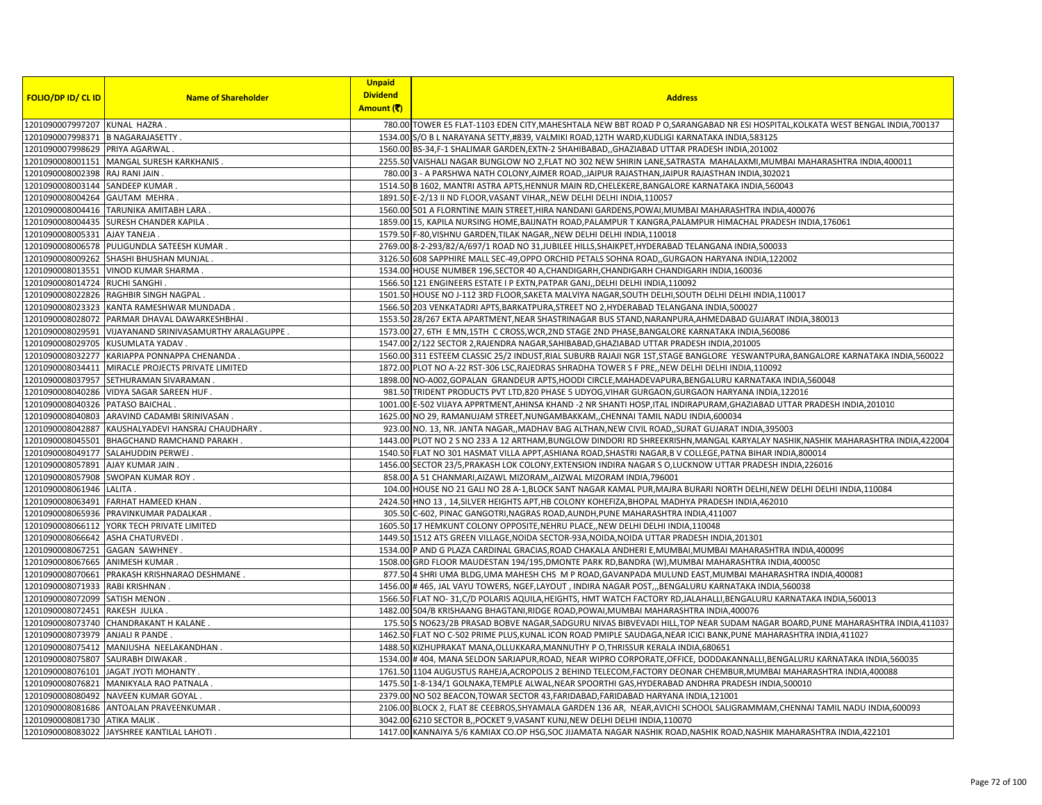| FOLIO/DP ID/ CL ID | Name of Shareholder | Unpaid Dividend Amount (₹) | Address |
|---|---|---|---|
| 1201090007997207 | KUNAL HAZRA . | 780.00 | TOWER E5 FLAT-1103 EDEN CITY,MAHESHTALA NEW BBT ROAD P O,SARANGABAD NR ESI HOSPITAL,KOLKATA WEST BENGAL INDIA,700137 |
| 1201090007998371 | B NAGARAJASETTY . | 1534.00 | S/O B L NARAYANA SETTY,#839, VALMIKI ROAD,12TH WARD,KUDLIGI KARNATAKA INDIA,583125 |
| 1201090007998629 | PRIYA AGARWAL . | 1560.00 | BS-34,F-1 SHALIMAR GARDEN,EXTN-2 SHAHIBABAD,,GHAZIABAD UTTAR PRADESH INDIA,201002 |
| 1201090008001151 | MANGAL SURESH KARKHANIS . | 2255.50 | VAISHALI NAGAR BUNGLOW NO 2,FLAT NO 302 NEW SHIRIN LANE,SATRASTA MAHALAXMI,MUMBAI MAHARASHTRA INDIA,400011 |
| 1201090008002398 | RAJ RANI JAIN . | 780.00 | 3 - A PARSHWA NATH COLONY,AJMER ROAD,,JAIPUR RAJASTHAN,JAIPUR RAJASTHAN INDIA,302021 |
| 1201090008003144 | SANDEEP KUMAR . | 1514.50 | B 1602, MANTRI ASTRA APTS,HENNUR MAIN RD,CHELEKERE,BANGALORE KARNATAKA INDIA,560043 |
| 1201090008004264 | GAUTAM MEHRA . | 1891.50 | E-2/13 II ND FLOOR,VASANT VIHAR,,NEW DELHI DELHI INDIA,110057 |
| 1201090008004416 | TARUNIKA AMITABH LARA . | 1560.00 | 501 A FLORNTINE MAIN STREET,HIRA NANDANI GARDENS,POWAI,MUMBAI MAHARASHTRA INDIA,400076 |
| 1201090008004435 | SURESH CHANDER KAPILA . | 1859.00 | 15, KAPILA NURSING HOME,BAIJNATH ROAD,PALAMPUR T KANGRA,PALAMPUR HIMACHAL PRADESH INDIA,176061 |
| 1201090008005331 | AJAY TANEJA . | 1579.50 | F-80,VISHNU GARDEN,TILAK NAGAR,,NEW DELHI DELHI INDIA,110018 |
| 1201090008006578 | PULIGUNDLA SATEESH KUMAR . | 2769.00 | 8-2-293/82/A/697/1 ROAD NO 31,JUBILEE HILLS,SHAIKPET,HYDERABAD TELANGANA INDIA,500033 |
| 1201090008009262 | SHASHI BHUSHAN MUNJAL . | 3126.50 | 608 SAPPHIRE MALL SEC-49,OPPO ORCHID PETALS SOHNA ROAD,,GURGAON HARYANA INDIA,122002 |
| 1201090008013551 | VINOD KUMAR SHARMA . | 1534.00 | HOUSE NUMBER 196,SECTOR 40 A,CHANDIGARH,CHANDIGARH CHANDIGARH INDIA,160036 |
| 1201090008014724 | RUCHI SANGHI . | 1566.50 | 121 ENGINEERS ESTATE I P EXTN,PATPAR GANJ,,DELHI DELHI INDIA,110092 |
| 1201090008022826 | RAGHBIR SINGH NAGPAL . | 1501.50 | HOUSE NO J-112 3RD FLOOR,SAKETA MALVIYA NAGAR,SOUTH DELHI,SOUTH DELHI DELHI INDIA,110017 |
| 1201090008023323 | KANTA RAMESHWAR MUNDADA . | 1566.50 | 203 VENKATADRI APTS,BARKATPURA,STREET NO 2,HYDERABAD TELANGANA INDIA,500027 |
| 1201090008028072 | PARMAR DHAVAL DAWARKESHBHAI . | 1553.50 | 28/267 EKTA APARTMENT,NEAR SHASTRINAGAR BUS STAND,NARANPURA,AHMEDABAD GUJARAT INDIA,380013 |
| 1201090008029591 | VIJAYANAND SRINIVASAMURTHY ARALAGUPPE . | 1573.00 | 27, 6TH E MN,15TH C CROSS,WCR,2ND STAGE 2ND PHASE,BANGALORE KARNATAKA INDIA,560086 |
| 1201090008029705 | KUSUMLATA YADAV . | 1547.00 | 2/122 SECTOR 2,RAJENDRA NAGAR,SAHIBABAD,GHAZIABAD UTTAR PRADESH INDIA,201005 |
| 1201090008032277 | KARIAPPA PONNAPPA CHENANDA . | 1560.00 | 311 ESTEEM CLASSIC 25/2 INDUST,RIAL SUBURB RAJAJI NGR 1ST,STAGE BANGLORE YESWANTPURA,BANGALORE KARNATAKA INDIA,560022 |
| 1201090008034411 | MIRACLE PROJECTS PRIVATE LIMITED | 1872.00 | PLOT NO A-22 RST-306 LSC,RAJEDRAS SHRADHA TOWER S F PRE,,NEW DELHI DELHI INDIA,110092 |
| 1201090008037957 | SETHURAMAN SIVARAMAN . | 1898.00 | NO-A002,GOPALAN GRANDEUR APTS,HOODI CIRCLE,MAHADEVAPURA,BENGALURU KARNATAKA INDIA,560048 |
| 1201090008040286 | VIDYA SAGAR SAREEN HUF . | 981.50 | TRIDENT PRODUCTS PVT LTD,820 PHASE 5 UDYOG,VIHAR GURGAON,GURGAON HARYANA INDIA,122016 |
| 1201090008040326 | PATASO BAICHAL . | 1001.00 | E-502 VIJAYA APPRTMENT,AHINSA KHAND -2 NR SHANTI HOSP,ITAL INDIRAPURAM,GHAZIABAD UTTAR PRADESH INDIA,201010 |
| 1201090008040803 | ARAVIND CADAMBI SRINIVASAN . | 1625.00 | NO 29, RAMANUJAM STREET,NUNGAMBAKKAM,,CHENNAI TAMIL NADU INDIA,600034 |
| 1201090008042887 | KAUSHALYADEVI HANSRAJ CHAUDHARY . | 923.00 | NO. 13, NR. JANTA NAGAR,,MADHAV BAG ALTHAN,NEW CIVIL ROAD,,SURAT GUJARAT INDIA,395003 |
| 1201090008045501 | BHAGCHAND RAMCHAND PARAKH . | 1443.00 | PLOT NO 2 S NO 233 A 12 ARTHAM,BUNGLOW DINDORI RD SHREEKRISHN,MANGAL KARYALAY NASHIK,NASHIK MAHARASHTRA INDIA,422004 |
| 1201090008049177 | SALAHUDDIN PERWEJ . | 1540.50 | FLAT NO 301 HASMAT VILLA APPT,ASHIANA ROAD,SHASTRI NAGAR,B V COLLEGE,PATNA BIHAR INDIA,800014 |
| 1201090008057891 | AJAY KUMAR JAIN . | 1456.00 | SECTOR 23/5,PRAKASH LOK COLONY,EXTENSION INDIRA NAGAR S O,LUCKNOW UTTAR PRADESH INDIA,226016 |
| 1201090008057908 | SWOPAN KUMAR ROY . | 858.00 | A 51 CHANMARI,AIZAWL MIZORAM,,AIZWAL MIZORAM INDIA,796001 |
| 1201090008061946 | LALITA . | 104.00 | HOUSE NO 21 GALI NO 28 A-1,BLOCK SANT NAGAR KAMAL PUR,MAJRA BURARI NORTH DELHI,NEW DELHI DELHI INDIA,110084 |
| 1201090008063491 | FARHAT HAMEED KHAN . | 2424.50 | HNO 13 , 14,SILVER HEIGHTS APT,HB COLONY KOHEFIZA,BHOPAL MADHYA PRADESH INDIA,462010 |
| 1201090008065936 | PRAVINKUMAR PADALKAR . | 305.50 | C-602, PINAC GANGOTRI,NAGRAS ROAD,AUNDH,PUNE MAHARASHTRA INDIA,411007 |
| 1201090008066112 | YORK TECH PRIVATE LIMITED | 1605.50 | 17 HEMKUNT COLONY OPPOSITE,NEHRU PLACE,,NEW DELHI DELHI INDIA,110048 |
| 1201090008066642 | ASHA CHATURVEDI . | 1449.50 | 1512 ATS GREEN VILLAGE,NOIDA SECTOR-93A,NOIDA,NOIDA UTTAR PRADESH INDIA,201301 |
| 1201090008067251 | GAGAN SAWHNEY . | 1534.00 | P AND G PLAZA CARDINAL GRACIAS,ROAD CHAKALA ANDHERI E,MUMBAI,MUMBAI MAHARASHTRA INDIA,400099 |
| 1201090008067665 | ANIMESH KUMAR . | 1508.00 | GRD FLOOR MAUDESTAN 194/195,DMONTE PARK RD,BANDRA (W),MUMBAI MAHARASHTRA INDIA,400050 |
| 1201090008070661 | PRAKASH KRISHNARAO DESHMANE . | 877.50 | 4 SHRI UMA BLDG,UMA MAHESH CHS M P ROAD,GAVANPADA MULUND EAST,MUMBAI MAHARASHTRA INDIA,400081 |
| 1201090008071933 | RABI KRISHNAN . | 1456.00 | # 465, JAL VAYU TOWERS, NGEF,LAYOUT , INDIRA NAGAR POST,,,BENGALURU KARNATAKA INDIA,560038 |
| 1201090008072099 | SATISH MENON . | 1566.50 | FLAT NO- 31,C/D POLARIS AQUILA,HEIGHTS, HMT WATCH FACTORY RD,JALAHALLI,BENGALURU KARNATAKA INDIA,560013 |
| 1201090008072451 | RAKESH JULKA . | 1482.00 | 504/B KRISHAANG BHAGTANI,RIDGE ROAD,POWAI,MUMBAI MAHARASHTRA INDIA,400076 |
| 1201090008073740 | CHANDRAKANT H KALANE . | 175.50 | S NO623/2B PRASAD BOBVE NAGAR,SADGURU NIVAS BIBVEVADI HILL,TOP NEAR SUDAM NAGAR BOARD,PUNE MAHARASHTRA INDIA,411037 |
| 1201090008073979 | ANJALI R PANDE . | 1462.50 | FLAT NO C-502 PRIME PLUS,KUNAL ICON ROAD PMIPLE SAUDAGA,NEAR ICICI BANK,PUNE MAHARASHTRA INDIA,411027 |
| 1201090008075412 | MANJUSHA NEELAKANDHAN . | 1488.50 | KIZHUPRAKAT MANA,OLLUKKARA,MANNUTHY P O,THRISSUR KERALA INDIA,680651 |
| 1201090008075807 | SAURABH DIWAKAR . | 1534.00 | # 404, MANA SELDON SARJAPUR,ROAD, NEAR WIPRO CORPORATE,OFFICE, DODDAKANNALLI,BENGALURU KARNATAKA INDIA,560035 |
| 1201090008076101 | JAGAT JYOTI MOHANTY . | 1761.50 | 1104 AUGUSTUS RAHEJA,ACROPOLIS 2 BEHIND TELECOM,FACTORY DEONAR CHEMBUR,MUMBAI MAHARASHTRA INDIA,400088 |
| 1201090008076821 | MANIKYALA RAO PATNALA . | 1475.50 | 1-8-134/1 GOLNAKA,TEMPLE ALWAL,NEAR SPOORTHI GAS,HYDERABAD ANDHRA PRADESH INDIA,500010 |
| 1201090008080492 | NAVEEN KUMAR GOYAL . | 2379.00 | NO 502 BEACON,TOWAR SECTOR 43,FARIDABAD,FARIDABAD HARYANA INDIA,121001 |
| 1201090008081686 | ANTOALAN PRAVEENKUMAR . | 2106.00 | BLOCK 2, FLAT 8E CEEBROS,SHYAMALA GARDEN 136 AR, NEAR,AVICHI SCHOOL SALIGRAMMAM,CHENNAI TAMIL NADU INDIA,600093 |
| 1201090008081730 | ATIKA MALIK . | 3042.00 | 6210 SECTOR B,,POCKET 9,VASANT KUNJ,NEW DELHI DELHI INDIA,110070 |
| 1201090008083022 | JAYSHREE KANTILAL LAHOTI . | 1417.00 | KANNAIYA 5/6 KAMIAX CO.OP HSG,SOC JIJAMATA NAGAR NASHIK ROAD,NASHIK ROAD,NASHIK MAHARASHTRA INDIA,422101 |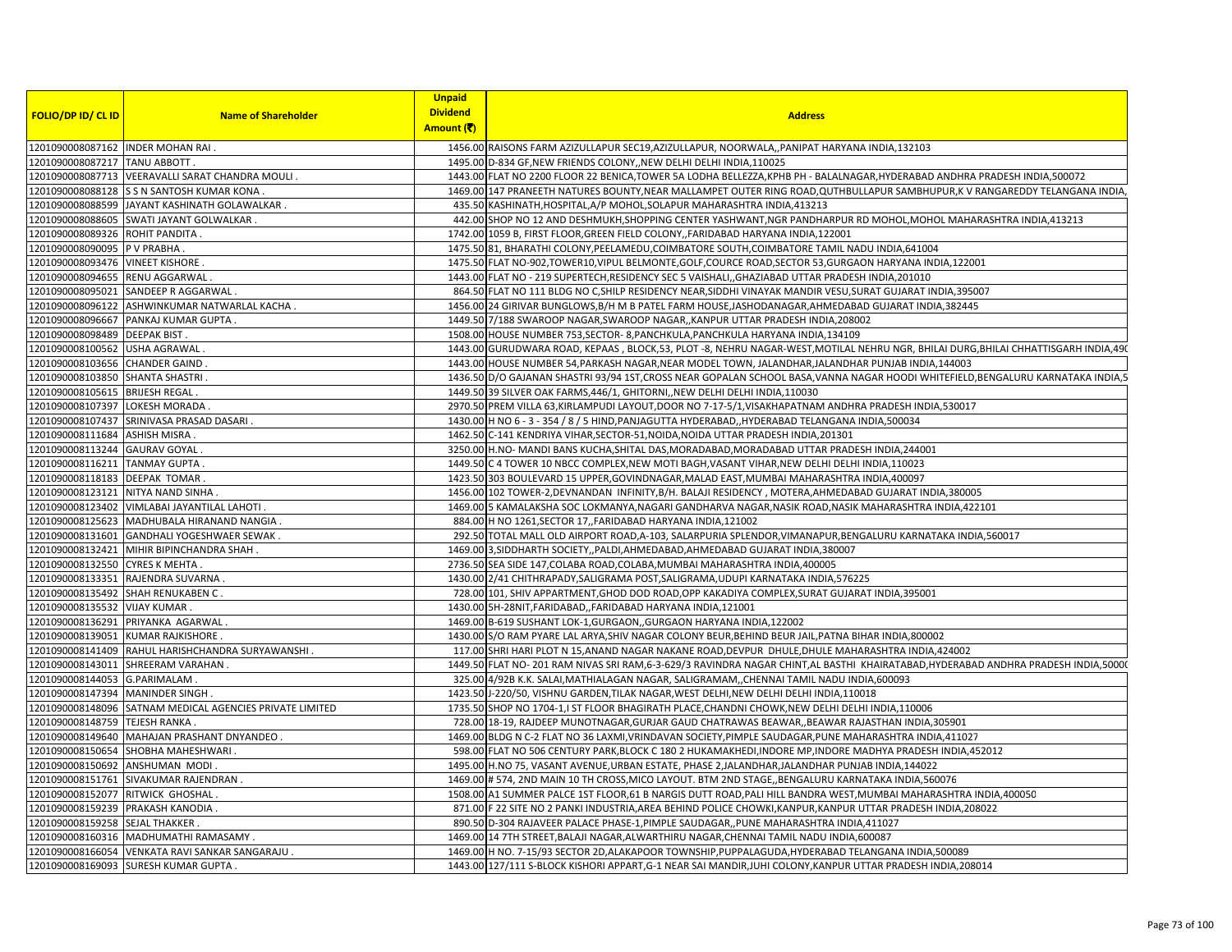| FOLIO/DP ID/ CL ID | Name of Shareholder | Unpaid Dividend Amount (₹) | Address |
|---|---|---|---|
| 1201090008087162 | INDER MOHAN RAI . | 1456.00 | RAISONS FARM AZIZULLAPUR SEC19,AZIZULLAPUR, NOORWALA,,PANIPAT HARYANA INDIA,132103 |
| 1201090008087217 | TANU ABBOTT . | 1495.00 | D-834 GF,NEW FRIENDS COLONY,,NEW DELHI DELHI INDIA,110025 |
| 1201090008087713 | VEERAVALLI SARAT CHANDRA MOULI . | 1443.00 | FLAT NO 2200 FLOOR 22 BENICA,TOWER 5A LODHA BELLEZZA,KPHB PH - BALALNAGAR,HYDERABAD ANDHRA PRADESH INDIA,500072 |
| 1201090008088128 | S S N SANTOSH KUMAR KONA . | 1469.00 | 147 PRANEETH NATURES BOUNTY,NEAR MALLAMPET OUTER RING ROAD,QUTHBULLAPUR SAMBHUPUR,K V RANGAREDDY TELANGANA INDIA, |
| 1201090008088599 | JAYANT KASHINATH GOLAWALKAR . | 435.50 | KASHINATH,HOSPITAL,A/P MOHOL,SOLAPUR MAHARASHTRA INDIA,413213 |
| 1201090008088605 | SWATI JAYANT GOLWALKAR . | 442.00 | SHOP NO 12 AND DESHMUKH,SHOPPING CENTER YASHWANT,NGR PANDHARPUR RD MOHOL,MOHOL MAHARASHTRA INDIA,413213 |
| 1201090008089326 | ROHIT PANDITA . | 1742.00 | 1059 B, FIRST FLOOR,GREEN FIELD COLONY,,FARIDABAD HARYANA INDIA,122001 |
| 1201090008090095 | P V PRABHA . | 1475.50 | 81, BHARATHI COLONY,PEELAMEDU,COIMBATORE SOUTH,COIMBATORE TAMIL NADU INDIA,641004 |
| 1201090008093476 | VINEET KISHORE . | 1475.50 | FLAT NO-902,TOWER10,VIPUL BELMONTE,GOLF,COURCE ROAD,SECTOR 53,GURGAON HARYANA INDIA,122001 |
| 1201090008094655 | RENU AGGARWAL . | 1443.00 | FLAT NO - 219 SUPERTECH,RESIDENCY SEC 5 VAISHALI,,GHAZIABAD UTTAR PRADESH INDIA,201010 |
| 1201090008095021 | SANDEEP R AGGARWAL . | 864.50 | FLAT NO 111 BLDG NO C,SHILP RESIDENCY NEAR,SIDDHI VINAYAK MANDIR VESU,SURAT GUJARAT INDIA,395007 |
| 1201090008096122 | ASHWINKUMAR NATWARLAL KACHA . | 1456.00 | 24 GIRIVAR BUNGLOWS,B/H M B PATEL FARM HOUSE,JASHODANAGAR,AHMEDABAD GUJARAT INDIA,382445 |
| 1201090008096667 | PANKAJ KUMAR GUPTA . | 1449.50 | 7/188 SWAROOP NAGAR,SWAROOP NAGAR,,KANPUR UTTAR PRADESH INDIA,208002 |
| 1201090008098489 | DEEPAK BIST . | 1508.00 | HOUSE NUMBER 753,SECTOR- 8,PANCHKULA,PANCHKULA HARYANA INDIA,134109 |
| 1201090008100562 | USHA AGRAWAL . | 1443.00 | GURUDWARA ROAD, KEPAAS , BLOCK,53, PLOT -8, NEHRU NAGAR-WEST,MOTILAL NEHRU NGR, BHILAI DURG,BHILAI CHHATTISGARH INDIA,490 |
| 1201090008103656 | CHANDER GAIND . | 1443.00 | HOUSE NUMBER 54,PARKASH NAGAR,NEAR MODEL TOWN, JALANDHAR,JALANDHAR PUNJAB INDIA,144003 |
| 1201090008103850 | SHANTA SHASTRI . | 1436.50 | D/O GAJANAN SHASTRI 93/94 1ST,CROSS NEAR GOPALAN SCHOOL BASA,VANNA NAGAR HOODI WHITEFIELD,BENGALURU KARNATAKA INDIA,5 |
| 1201090008105615 | BRIJESH REGAL . | 1449.50 | 39 SILVER OAK FARMS,446/1, GHITORNI,,NEW DELHI DELHI INDIA,110030 |
| 1201090008107397 | LOKESH MORADA . | 2970.50 | PREM VILLA 63,KIRLAMPUDI LAYOUT,DOOR NO 7-17-5/1,VISAKHAPATNAM ANDHRA PRADESH INDIA,530017 |
| 1201090008107437 | SRINIVASA PRASAD DASARI . | 1430.00 | H NO 6 - 3 - 354 / 8 / 5 HIND,PANJAGUTTA HYDERABAD,,HYDERABAD TELANGANA INDIA,500034 |
| 1201090008111684 | ASHISH MISRA . | 1462.50 | C-141 KENDRIYA VIHAR,SECTOR-51,NOIDA,NOIDA UTTAR PRADESH INDIA,201301 |
| 1201090008113244 | GAURAV GOYAL . | 3250.00 | H.NO- MANDI BANS KUCHA,SHITAL DAS,MORADABAD,MORADABAD UTTAR PRADESH INDIA,244001 |
| 1201090008116211 | TANMAY GUPTA . | 1449.50 | C 4 TOWER 10 NBCC COMPLEX,NEW MOTI BAGH,VASANT VIHAR,NEW DELHI DELHI INDIA,110023 |
| 1201090008118183 | DEEPAK TOMAR . | 1423.50 | 303 BOULEVARD 15 UPPER,GOVINDNAGAR,MALAD EAST,MUMBAI MAHARASHTRA INDIA,400097 |
| 1201090008123121 | NITYA NAND SINHA . | 1456.00 | 102 TOWER-2,DEVNANDAN INFINITY,B/H. BALAJI RESIDENCY , MOTERA,AHMEDABAD GUJARAT INDIA,380005 |
| 1201090008123402 | VIMLABAI JAYANTILAL LAHOTI . | 1469.00 | 5 KAMALAKSHA SOC LOKMANYA,NAGARI GANDHARVA NAGAR,NASIK ROAD,NASIK MAHARASHTRA INDIA,422101 |
| 1201090008125623 | MADHUBALA HIRANAND NANGIA . | 884.00 | H NO 1261,SECTOR 17,,FARIDABAD HARYANA INDIA,121002 |
| 1201090008131601 | GANDHALI YOGESHWAER SEWAK . | 292.50 | TOTAL MALL OLD AIRPORT ROAD,A-103, SALARPURIA SPLENDOR,VIMANAPUR,BENGALURU KARNATAKA INDIA,560017 |
| 1201090008132421 | MIHIR BIPINCHANDRA SHAH . | 1469.00 | 3,SIDDHARTH SOCIETY,,PALDI,AHMEDABAD,AHMEDABAD GUJARAT INDIA,380007 |
| 1201090008132550 | CYRES K MEHTA . | 2736.50 | SEA SIDE 147,COLABA ROAD,COLABA,MUMBAI MAHARASHTRA INDIA,400005 |
| 1201090008133351 | RAJENDRA SUVARNA . | 1430.00 | 2/41 CHITHRAPADY,SALIGRAMA POST,SALIGRAMA,UDUPI KARNATAKA INDIA,576225 |
| 1201090008135492 | SHAH RENUKABEN C . | 728.00 | 101, SHIV APPARTMENT,GHOD DOD ROAD,OPP KAKADIYA COMPLEX,SURAT GUJARAT INDIA,395001 |
| 1201090008135532 | VIJAY KUMAR . | 1430.00 | 5H-28NIT,FARIDABAD,,FARIDABAD HARYANA INDIA,121001 |
| 1201090008136291 | PRIYANKA AGARWAL . | 1469.00 | B-619 SUSHANT LOK-1,GURGAON,,GURGAON HARYANA INDIA,122002 |
| 1201090008139051 | KUMAR RAJKISHORE . | 1430.00 | S/O RAM PYARE LAL ARYA,SHIV NAGAR COLONY BEUR,BEHIND BEUR JAIL,PATNA BIHAR INDIA,800002 |
| 1201090008141409 | RAHUL HARISHCHANDRA SURYAWANSHI . | 117.00 | SHRI HARI PLOT N 15,ANAND NAGAR NAKANE ROAD,DEVPUR DHULE,DHULE MAHARASHTRA INDIA,424002 |
| 1201090008143011 | SHREERAM VARAHAN . | 1449.50 | FLAT NO- 201 RAM NIVAS SRI RAM,6-3-629/3 RAVINDRA NAGAR CHINT,AL BASTHI KHAIRATABAD,HYDERABAD ANDHRA PRADESH INDIA,50000 |
| 1201090008144053 | G.PARIMALAM . | 325.00 | 4/92B K.K. SALAI,MATHIALAGAN NAGAR, SALIGRAMAM,,CHENNAI TAMIL NADU INDIA,600093 |
| 1201090008147394 | MANINDER SINGH . | 1423.50 | J-220/50, VISHNU GARDEN,TILAK NAGAR,WEST DELHI,NEW DELHI DELHI INDIA,110018 |
| 1201090008148096 | SATNAM MEDICAL AGENCIES PRIVATE LIMITED | 1735.50 | SHOP NO 1704-1,I ST FLOOR BHAGIRATH PLACE,CHANDNI CHOWK,NEW DELHI DELHI INDIA,110006 |
| 1201090008148759 | TEJESH RANKA . | 728.00 | 18-19, RAJDEEP MUNOTNAGAR,GURJAR GAUD CHATRAWAS BEAWAR,,BEAWAR RAJASTHAN INDIA,305901 |
| 1201090008149640 | MAHAJAN PRASHANT DNYANDEO . | 1469.00 | BLDG N C-2 FLAT NO 36 LAXMI,VRINDAVAN SOCIETY,PIMPLE SAUDAGAR,PUNE MAHARASHTRA INDIA,411027 |
| 1201090008150654 | SHOBHA MAHESHWARI . | 598.00 | FLAT NO 506 CENTURY PARK,BLOCK C 180 2 HUKAMAKHEDI,INDORE MP,INDORE MADHYA PRADESH INDIA,452012 |
| 1201090008150692 | ANSHUMAN MODI . | 1495.00 | H.NO 75, VASANT AVENUE,URBAN ESTATE, PHASE 2,JALANDHAR,JALANDHAR PUNJAB INDIA,144022 |
| 1201090008151761 | SIVAKUMAR RAJENDRAN . | 1469.00 | # 574, 2ND MAIN 10 TH CROSS,MICO LAYOUT. BTM 2ND STAGE,,BENGALURU KARNATAKA INDIA,560076 |
| 1201090008152077 | RITWICK GHOSHAL . | 1508.00 | A1 SUMMER PALCE 1ST FLOOR,61 B NARGIS DUTT ROAD,PALI HILL BANDRA WEST,MUMBAI MAHARASHTRA INDIA,400050 |
| 1201090008159239 | PRAKASH KANODIA . | 871.00 | F 22 SITE NO 2 PANKI INDUSTRIA,AREA BEHIND POLICE CHOWKI,KANPUR,KANPUR UTTAR PRADESH INDIA,208022 |
| 1201090008159258 | SEJAL THAKKER . | 890.50 | D-304 RAJAVEER PALACE PHASE-1,PIMPLE SAUDAGAR,,PUNE MAHARASHTRA INDIA,411027 |
| 1201090008160316 | MADHUMATHI RAMASAMY . | 1469.00 | 14 7TH STREET,BALAJI NAGAR,ALWARTHIRU NAGAR,CHENNAI TAMIL NADU INDIA,600087 |
| 1201090008166054 | VENKATA RAVI SANKAR SANGARAJU . | 1469.00 | H NO. 7-15/93 SECTOR 2D,ALAKAPOOR TOWNSHIP,PUPPALAGUDA,HYDERABAD TELANGANA INDIA,500089 |
| 1201090008169093 | SURESH KUMAR GUPTA . | 1443.00 | 127/111 S-BLOCK KISHORI APPART,G-1 NEAR SAI MANDIR,JUHI COLONY,KANPUR UTTAR PRADESH INDIA,208014 |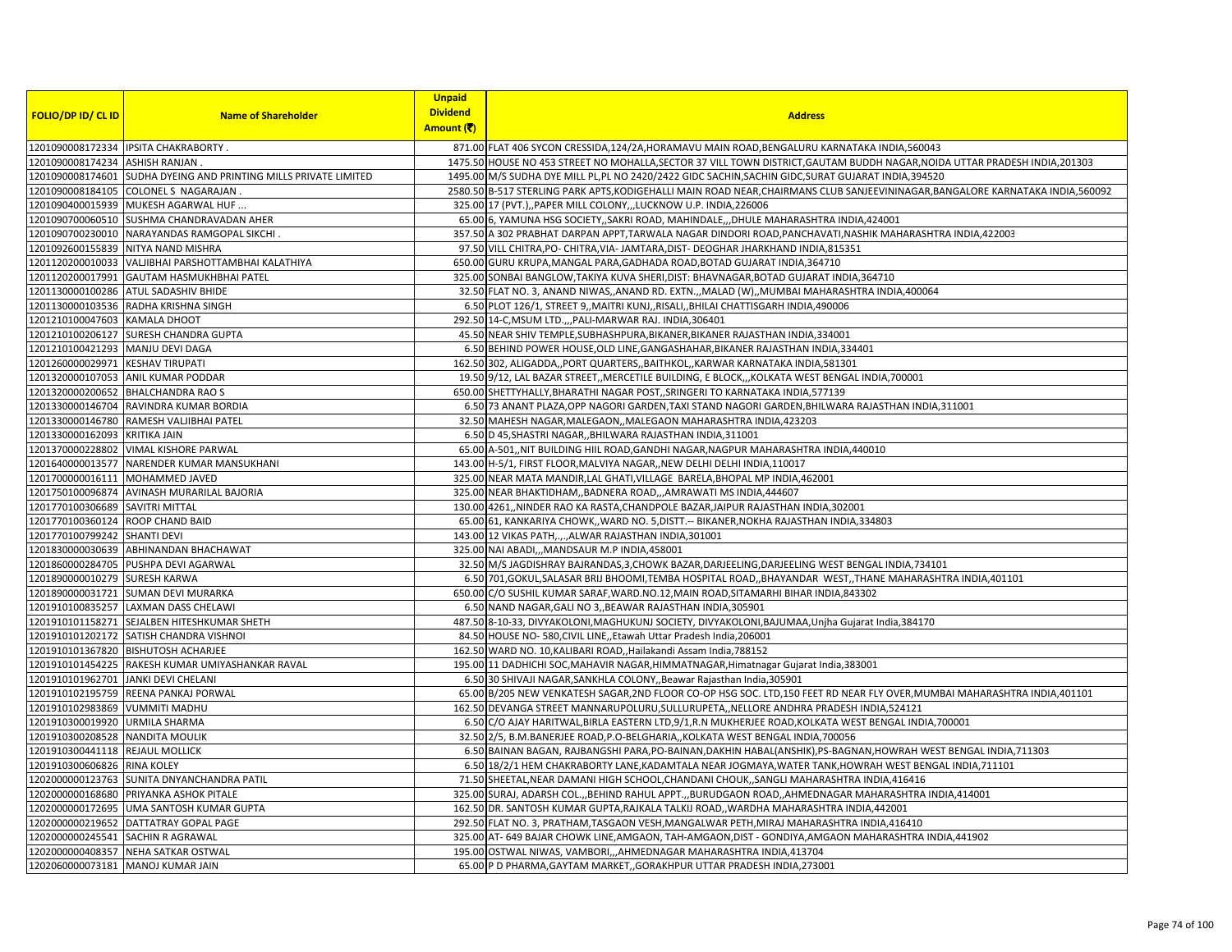| FOLIO/DP ID/ CL ID | Name of Shareholder | Unpaid Dividend Amount (₹) | Address |
|---|---|---|---|
| 1201090008172334 | IPSITA CHAKRABORTY . | 871.00 | FLAT 406 SYCON CRESSIDA,124/2A,HORAMAVU MAIN ROAD,BENGALURU KARNATAKA INDIA,560043 |
| 1201090008174234 | ASHISH RANJAN . | 1475.50 | HOUSE NO 453 STREET NO MOHALLA,SECTOR 37 VILL TOWN DISTRICT,GAUTAM BUDDH NAGAR,NOIDA UTTAR PRADESH INDIA,201303 |
| 1201090008174601 | SUDHA DYEING AND PRINTING MILLS PRIVATE LIMITED | 1495.00 | M/S SUDHA DYE MILL PL,PL NO 2420/2422 GIDC SACHIN,SACHIN GIDC,SURAT GUJARAT INDIA,394520 |
| 1201090008184105 | COLONEL S NAGARAJAN . | 2580.50 | B-517 STERLING PARK APTS,KODIGEHALLI MAIN ROAD NEAR,CHAIRMANS CLUB SANJEEVININAGAR,BANGALORE KARNATAKA INDIA,560092 |
| 1201090400015939 | MUKESH AGARWAL HUF ... | 325.00 | 17 (PVT.),,PAPER MILL COLONY,,,LUCKNOW U.P. INDIA,226006 |
| 1201090700060510 | SUSHMA CHANDRAVADAN AHER | 65.00 | 6, YAMUNA HSG SOCIETY,,SAKRI ROAD, MAHINDALE,,,DHULE MAHARASHTRA INDIA,424001 |
| 1201090700230010 | NARAYANDAS RAMGOPAL SIKCHI . | 357.50 | A 302 PRABHAT DARPAN APPT,TARWALA NAGAR DINDORI ROAD,PANCHAVATI,NASHIK MAHARASHTRA INDIA,422003 |
| 1201092600155839 | NITYA NAND MISHRA | 97.50 | VILL CHITRA,PO- CHITRA,VIA- JAMTARA,DIST- DEOGHAR JHARKHAND INDIA,815351 |
| 1201120200010033 | VALJIBHAI PARSHOTTAMBHAI KALATHIYA | 650.00 | GURU KRUPA,MANGAL PARA,GADHADA ROAD,BOTAD GUJARAT INDIA,364710 |
| 1201120200017991 | GAUTAM HASMUKHBHAI PATEL | 325.00 | SONBAI BANGLOW,TAKIYA KUVA SHERI,DIST: BHAVNAGAR,BOTAD GUJARAT INDIA,364710 |
| 1201130000100286 | ATUL SADASHIV BHIDE | 32.50 | FLAT NO. 3, ANAND NIWAS,,ANAND RD. EXTN.,,MALAD (W),,MUMBAI MAHARASHTRA INDIA,400064 |
| 1201130000103536 | RADHA KRISHNA SINGH | 6.50 | PLOT 126/1, STREET 9,,MAITRI KUNJ,,RISALI,,BHILAI CHATTISGARH INDIA,490006 |
| 1201210100047603 | KAMALA DHOOT | 292.50 | 14-C,MSUM LTD.,,,PALI-MARWAR RAJ. INDIA,306401 |
| 1201210100206127 | SURESH CHANDRA GUPTA | 45.50 | NEAR SHIV TEMPLE,SUBHASHPURA,BIKANER,BIKANER RAJASTHAN INDIA,334001 |
| 1201210100421293 | MANJU DEVI DAGA | 6.50 | BEHIND POWER HOUSE,OLD LINE,GANGASHAHAR,BIKANER RAJASTHAN INDIA,334401 |
| 1201260000029971 | KESHAV TIRUPATI | 162.50 | 302, ALIGADDA,,PORT QUARTERS,,BAITHKOL,,KARWAR KARNATAKA INDIA,581301 |
| 1201320000107053 | ANIL KUMAR PODDAR | 19.50 | 9/12, LAL BAZAR STREET,,MERCETILE BUILDING, E BLOCK,,,KOLKATA WEST BENGAL INDIA,700001 |
| 1201320000200652 | BHALCHANDRA RAO S | 650.00 | SHETTYHALLY,BHARATHI NAGAR POST,,SRINGERI TO KARNATAKA INDIA,577139 |
| 1201330000146704 | RAVINDRA KUMAR BORDIA | 6.50 | 73 ANANT PLAZA,OPP NAGORI GARDEN,TAXI STAND NAGORI GARDEN,BHILWARA RAJASTHAN INDIA,311001 |
| 1201330000146780 | RAMESH VALJIBHAI PATEL | 32.50 | MAHESH NAGAR,MALEGAON,,MALEGAON MAHARASHTRA INDIA,423203 |
| 1201330000162093 | KRITIKA JAIN | 6.50 | D 45,SHASTRI NAGAR,,BHILWARA RAJASTHAN INDIA,311001 |
| 1201370000228802 | VIMAL KISHORE PARWAL | 65.00 | A-501,,NIT BUILDING HIIL ROAD,GANDHI NAGAR,NAGPUR MAHARASHTRA INDIA,440010 |
| 1201640000013577 | NARENDER KUMAR MANSUKHANI | 143.00 | H-5/1, FIRST FLOOR,MALVIYA NAGAR,,NEW DELHI DELHI INDIA,110017 |
| 1201700000016111 | MOHAMMED JAVED | 325.00 | NEAR MATA MANDIR,LAL GHATI,VILLAGE BARELA,BHOPAL MP INDIA,462001 |
| 1201750100096874 | AVINASH MURARILAL BAJORIA | 325.00 | NEAR BHAKTIDHAM,,BADNERA ROAD,,,AMRAWATI MS INDIA,444607 |
| 1201770100306689 | SAVITRI MITTAL | 130.00 | 4261,,NINDER RAO KA RASTA,CHANDPOLE BAZAR,JAIPUR RAJASTHAN INDIA,302001 |
| 1201770100360124 | ROOP CHAND BAID | 65.00 | 61, KANKARIYA CHOWK,,WARD NO. 5,DISTT.-- BIKANER,NOKHA RAJASTHAN INDIA,334803 |
| 1201770100799242 | SHANTI DEVI | 143.00 | 12 VIKAS PATH,.,.,ALWAR RAJASTHAN INDIA,301001 |
| 1201830000030639 | ABHINANDAN BHACHAWAT | 325.00 | NAI ABADI,,,MANDSAUR M.P INDIA,458001 |
| 1201860000284705 | PUSHPA DEVI AGARWAL | 32.50 | M/S JAGDISHRAY BAJRANDAS,3,CHOWK BAZAR,DARJEELING,DARJEELING WEST BENGAL INDIA,734101 |
| 1201890000010279 | SURESH KARWA | 6.50 | 701,GOKUL,SALASAR BRIJ BHOOMI,TEMBA HOSPITAL ROAD,,BHAYANDAR WEST,,THANE MAHARASHTRA INDIA,401101 |
| 1201890000031721 | SUMAN DEVI MURARKA | 650.00 | C/O SUSHIL KUMAR SARAF,WARD.NO.12,MAIN ROAD,SITAMARHI BIHAR INDIA,843302 |
| 1201910100835257 | LAXMAN DASS CHELAWI | 6.50 | NAND NAGAR,GALI NO 3,,BEAWAR RAJASTHAN INDIA,305901 |
| 1201910101158271 | SEJALBEN HITESHKUMAR SHETH | 487.50 | 8-10-33, DIVYAKOLONI,MAGHUKUNJ SOCIETY, DIVYAKOLONI,BAJUMAA,Unjha Gujarat India,384170 |
| 1201910101202172 | SATISH CHANDRA VISHNOI | 84.50 | HOUSE NO- 580,CIVIL LINE,,Etawah Uttar Pradesh India,206001 |
| 1201910101367820 | BISHUTOSH ACHARJEE | 162.50 | WARD NO. 10,KALIBARI ROAD,,Hailakandi Assam India,788152 |
| 1201910101454225 | RAKESH KUMAR UMIYASHANKAR RAVAL | 195.00 | 11 DADHICHI SOC,MAHAVIR NAGAR,HIMMATNAGAR,Himatnagar Gujarat India,383001 |
| 1201910101962701 | JANKI DEVI CHELANI | 6.50 | 30 SHIVAJI NAGAR,SANKHLA COLONY,,Beawar Rajasthan India,305901 |
| 1201910102195759 | REENA PANKAJ PORWAL | 65.00 | B/205 NEW VENKATESH SAGAR,2ND FLOOR CO-OP HSG SOC. LTD,150 FEET RD NEAR FLY OVER,MUMBAI MAHARASHTRA INDIA,401101 |
| 1201910102983869 | VUMMITI MADHU | 162.50 | DEVANGA STREET MANNARUPOLURU,SULLURUPETA,,NELLORE ANDHRA PRADESH INDIA,524121 |
| 1201910300019920 | URMILA SHARMA | 6.50 | C/O AJAY HARITWAL,BIRLA EASTERN LTD,9/1,R.N MUKHERJEE ROAD,KOLKATA WEST BENGAL INDIA,700001 |
| 1201910300208528 | NANDITA MOULIK | 32.50 | 2/5, B.M.BANERJEE ROAD,P.O-BELGHARIA,,KOLKATA WEST BENGAL INDIA,700056 |
| 1201910300441118 | REJAUL MOLLICK | 6.50 | BAINAN BAGAN, RAJBANGSHI PARA,PO-BAINAN,DAKHIN HABAL(ANSHIK),PS-BAGNAN,HOWRAH WEST BENGAL INDIA,711303 |
| 1201910300606826 | RINA KOLEY | 6.50 | 18/2/1 HEM CHAKRABORTY LANE,KADAMTALA NEAR JOGMAYA,WATER TANK,HOWRAH WEST BENGAL INDIA,711101 |
| 1202000000123763 | SUNITA DNYANCHANDRA PATIL | 71.50 | SHEETAL,NEAR DAMANI HIGH SCHOOL,CHANDANI CHOUK,,SANGLI MAHARASHTRA INDIA,416416 |
| 1202000000168680 | PRIYANKA ASHOK PITALE | 325.00 | SURAJ, ADARSH COL.,,BEHIND RAHUL APPT.,,BURUDGAON ROAD,,AHMEDNAGAR MAHARASHTRA INDIA,414001 |
| 1202000000172695 | UMA SANTOSH KUMAR GUPTA | 162.50 | DR. SANTOSH KUMAR GUPTA,RAJKALA TALKIJ ROAD,,WARDHA MAHARASHTRA INDIA,442001 |
| 1202000000219652 | DATTATRAY GOPAL PAGE | 292.50 | FLAT NO. 3, PRATHAM,TASGAON VESH,MANGALWAR PETH,MIRAJ MAHARASHTRA INDIA,416410 |
| 1202000000245541 | SACHIN R AGRAWAL | 325.00 | AT- 649 BAJAR CHOWK LINE,AMGAON, TAH-AMGAON,DIST - GONDIYA,AMGAON MAHARASHTRA INDIA,441902 |
| 1202000000408357 | NEHA SATKAR OSTWAL | 195.00 | OSTWAL NIWAS, VAMBORI,,,AHMEDNAGAR MAHARASHTRA INDIA,413704 |
| 1202060000073181 | MANOJ KUMAR JAIN | 65.00 | P D PHARMA,GAYTAM MARKET,,GORAKHPUR UTTAR PRADESH INDIA,273001 |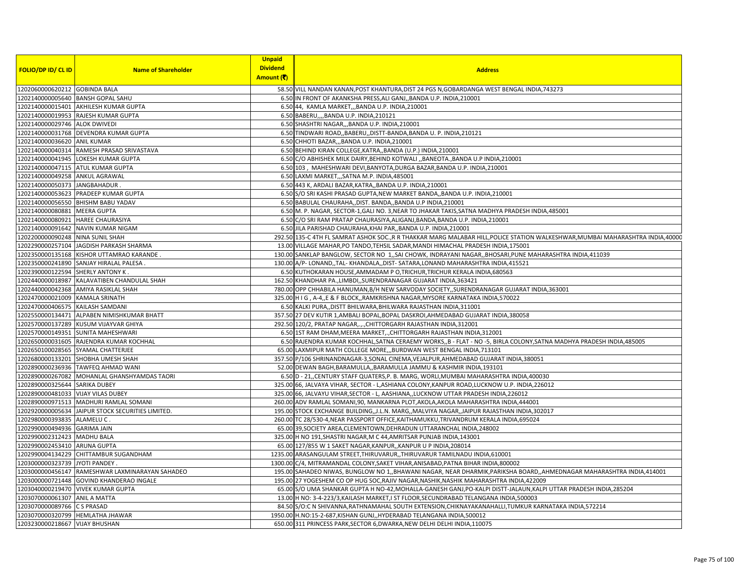| FOLIO/DP ID/ CL ID | Name of Shareholder | Unpaid Dividend Amount (₹) | Address |
|---|---|---|---|
| 1202060000620212 | GOBINDA BALA | 58.50 | VILL NANDAN KANAN,POST KHANTURA,DIST 24 PGS N,GOBARDANGA WEST BENGAL INDIA,743273 |
| 1202140000005640 | BANSH GOPAL SAHU | 6.50 | IN FRONT OF AKANKSHA PRESS,ALI GANJ,,BANDA U.P. INDIA,210001 |
| 1202140000015401 | AKHILESH KUMAR GUPTA | 6.50 | 44, KAMLA MARKET,,,BANDA U.P. INDIA,210001 |
| 1202140000019953 | RAJESH KUMAR GUPTA | 6.50 | BABERU,,,,BANDA U.P. INDIA,210121 |
| 1202140000029746 | ALOK DWIVEDI | 6.50 | SHASHTRI NAGAR,,,BANDA U.P. INDIA,210001 |
| 1202140000031768 | DEVENDRA KUMAR GUPTA | 6.50 | TINDWARI ROAD,,BABERU,,DISTT-BANDA,BANDA U. P. INDIA,210121 |
| 1202140000036620 | ANIL KUMAR | 6.50 | CHHOTI BAZAR,,,BANDA U.P. INDIA,210001 |
| 1202140000040314 | RAMESH PRASAD SRIVASTAVA | 6.50 | BEHIND KIRAN COLLEGE,KATRA,,BANDA (U.P.) INDIA,210001 |
| 1202140000041945 | LOKESH KUMAR GUPTA | 6.50 | C/O ABHISHEK MILK DAIRY,BEHIND KOTWALI ,,BANEOTA.,BANDA U.P INDIA,210001 |
| 1202140000047115 | ATUL KUMAR GUPTA | 6.50 | 103 , MAHESHWARI DEVI,BANYOTA,DURGA BAZAR,BANDA U.P. INDIA,210001 |
| 1202140000049258 | ANKUL AGRAWAL | 6.50 | LAXMI MARKET,,,SATNA M.P. INDIA,485001 |
| 1202140000050373 | JANGBAHADUR . | 6.50 | 443 K, ARDALI BAZAR,KATRA,,BANDA U.P. INDIA,210001 |
| 1202140000053623 | PRADEEP KUMAR GUPTA | 6.50 | S/O SRI KASHI PRASAD GUPTA,NEW MARKET BANDA,,BANDA U.P. INDIA,210001 |
| 1202140000056550 | BHISHM BABU YADAV | 6.50 | BABULAL CHAURAHA,,DIST. BANDA,,BANDA U.P INDIA,210001 |
| 1202140000080881 | MEERA GUPTA | 6.50 | M. P. NAGAR, SECTOR-1,GALI NO. 3,NEAR TO JHAKAR TAKIS,SATNA MADHYA PRADESH INDIA,485001 |
| 1202140000080921 | HAREE CHAURASIYA | 6.50 | C/O SRI RAM PRATAP CHAURASIYA,ALIGANJ,BANDA,BANDA U.P. INDIA,210001 |
| 1202140000091642 | NAVIN KUMAR NIGAM | 6.50 | JILA PARISHAD CHAURAHA,KHAI PAR,,BANDA U.P. INDIA,210001 |
| 1202200000090248 | NINA SUNIL SHAH | 292.50 | 135-C 4TH FL SAMRAT ASHOK SOC.,R R THAKKAR MARG MALABAR HILL,POLICE STATION WALKESHWAR,MUMBAI MAHARASHTRA INDIA,40000 |
| 1202290000257104 | JAGDISH PARKASH SHARMA | 13.00 | VILLAGE MAHAR,PO TANDO,TEHSIL SADAR,MANDI HIMACHAL PRADESH INDIA,175001 |
| 1202350000135168 | KISHOR UTTAMRAO KARANDE . | 130.00 | SANKLAP BANGLOW, SECTOR NO 1,,SAI CHOWK, INDRAYANI NAGAR,,BHOSARI,PUNE MAHARASHTRA INDIA,411039 |
| 1202350000241890 | SANJAY HIRALAL PALESA . | 130.00 | A/P- LONAND,,TAL- KHANDALA,,DIST- SATARA,LONAND MAHARASHTRA INDIA,415521 |
| 1202390000122594 | SHERLY ANTONY K . | 6.50 | KUTHOKARAN HOUSE,AMMADAM P O,TRICHUR,TRICHUR KERALA INDIA,680563 |
| 1202440000018987 | KALAVATIBEN CHANDULAL SHAH | 162.50 | KHANDHAR PA.,LIMBDI,,SURENDRANAGAR GUJARAT INDIA,363421 |
| 1202440000042368 | AMIYA RASIKLAL SHAH | 780.00 | OPP CHHABILA HANUMAN,B/H NEW SARVODAY SOCIETY,,SURENDRANAGAR GUJARAT INDIA,363001 |
| 1202470000021009 | KAMALA SRINATH | 325.00 | H I G , A-4,,E & F BLOCK,,RAMKRISHNA NAGAR,MYSORE KARNATAKA INDIA,570022 |
| 1202470000406575 | KAILASH SAMDANI | 6.50 | KALKI PURA,,DISTT BHILWARA,BHILWARA RAJASTHAN INDIA,311001 |
| 1202550000134471 | ALPABEN NIMISHKUMAR BHATT | 357.50 | 27 DEV KUTIR 1,AMBALI BOPAL,BOPAL DASKROI,AHMEDABAD GUJARAT INDIA,380058 |
| 1202570000137289 | KUSUM VIJAYVAR GHIYA | 292.50 | 120/2, PRATAP NAGAR,.,.,CHITTORGARH RAJASTHAN INDIA,312001 |
| 1202570000149351 | SUNITA MAHESHWARI | 6.50 | 1ST RAM DHAM,MEERA MARKET,.,CHITTORGARH RAJASTHAN INDIA,312001 |
| 1202650000031605 | RAJENDRA KUMAR KOCHHAL | 6.50 | RAJENDRA KUMAR KOCHHAL,SATNA CERAEMY WORKS,,B - FLAT - NO -5, BIRLA COLONY,SATNA MADHYA PRADESH INDIA,485005 |
| 1202650100028565 | SYAMAL CHATTERJEE | 65.00 | LAXMIPUR MATH COLLEGE MORE,,,BURDWAN WEST BENGAL INDIA,713101 |
| 1202680000133201 | SHOBHA UMESH SHAH | 357.50 | P/106 SHRINANDNAGAR-3,SONAL CINEMA,VEJALPUR,AHMEDABAD GUJARAT INDIA,380051 |
| 1202890000236936 | TAWFEQ AHMAD WANI | 52.00 | DEWAN BAGH,BARAMULLA,,BARAMULLA JAMMU & KASHMIR INDIA,193101 |
| 1202890000267082 | MOHANLAL GHANSHYAMDAS TAORI | 6.50 | D - 21,,CENTURY STAFF QUATERS,P. B. MARG, WORLI,MUMBAI MAHARASHTRA INDIA,400030 |
| 1202890000325644 | SARIKA DUBEY | 325.00 | 66, JALVAYA VIHAR, SECTOR - L,ASHIANA COLONY,KANPUR ROAD,LUCKNOW U.P. INDIA,226012 |
| 1202890000481033 | VIJAY VILAS DUBEY | 325.00 | 66, JALVAYU VIHAR,SECTOR - L, AASHIANA,,LUCKNOW UTTAR PRADESH INDIA,226012 |
| 1202890000971513 | MADHURI RAMLAL SOMANI | 260.00 | ADV RAMLAL SOMANI,90, MANKARNA PLOT,AKOLA,AKOLA MAHARASHTRA INDIA,444001 |
| 1202920000005634 | JAIPUR STOCK SECURITIES LIMITED. | 195.00 | STOCK EXCHANGE BUILDING,,J.L.N. MARG,,MALVIYA NAGAR,,JAIPUR RAJASTHAN INDIA,302017 |
| 1202980000393835 | ALAMELU C . | 260.00 | TC 28/530-4,NEAR PASSPORT OFFICE,KAITHAMUKKU,TRIVANDRUM KERALA INDIA,695024 |
| 1202990000494936 | GARIMA JAIN | 65.00 | 39,SOCIETY AREA,CLEMENTOWN,DEHRADUN UTTARANCHAL INDIA,248002 |
| 1202990002312423 | MADHU BALA | 325.00 | H NO 191,SHASTRI NAGAR,M C 44,AMRITSAR PUNJAB INDIA,143001 |
| 1202990002453410 | ARUNA GUPTA | 65.00 | 127/855 W 1 SAKET NAGAR,KANPUR,,KANPUR U P INDIA,208014 |
| 1202990004134229 | CHITTAMBUR SUGANDHAM | 1235.00 | ARASANGULAM STREET,THIRUVARUR,,THIRUVARUR TAMILNADU INDIA,610001 |
| 1203000000323739 | JYOTI PANDEY . | 1300.00 | C/4, MITRAMANDAL COLONY,SAKET VIHAR,ANISABAD,PATNA BIHAR INDIA,800002 |
| 1203000000456147 | RAMESHWAR LAXMINARAYAN SAHADEO | 195.00 | SAHADEO NIWAS, BUNGLOW NO 1,,BHAWANI NAGAR, NEAR DHARMIK,PARIKSHA BOARD,,AHMEDNAGAR MAHARASHTRA INDIA,414001 |
| 1203000000721448 | GOVIND KHANDERAO INGALE | 195.00 | 27 YOGESHEM CO OP HUG SOC,RAJIV NAGAR,NASHIK,NASHIK MAHARASHTRA INDIA,422009 |
| 1203040000219470 | VIVEK KUMAR GUPTA | 65.00 | S/O UMA SHANKAR GUPTA H NO-42,MOHALLA-GANESH GANJ,PO-KALPI DISTT-JALAUN,KALPI UTTAR PRADESH INDIA,285204 |
| 1203070000061307 | ANIL A MATTA | 13.00 | H NO: 3-4-223/3,KAILASH MARKET,I ST FLOOR,SECUNDRABAD TELANGANA INDIA,500003 |
| 1203070000089766 | C S PRASAD | 84.50 | S/O:C N SHIVANNA,RATHNAMAHAL SOUTH EXTENSION,CHIKNAYAKANAHALLI,TUMKUR KARNATAKA INDIA,572214 |
| 1203070000320799 | HEMLATHA JHAWAR | 1950.00 | H.NO:15-2-687,KISHAN GUNJ,,HYDERABAD TELANGANA INDIA,500012 |
| 1203230000218667 | VIJAY BHUSHAN | 650.00 | 311 PRINCESS PARK,SECTOR 6,DWARKA,NEW DELHI DELHI INDIA,110075 |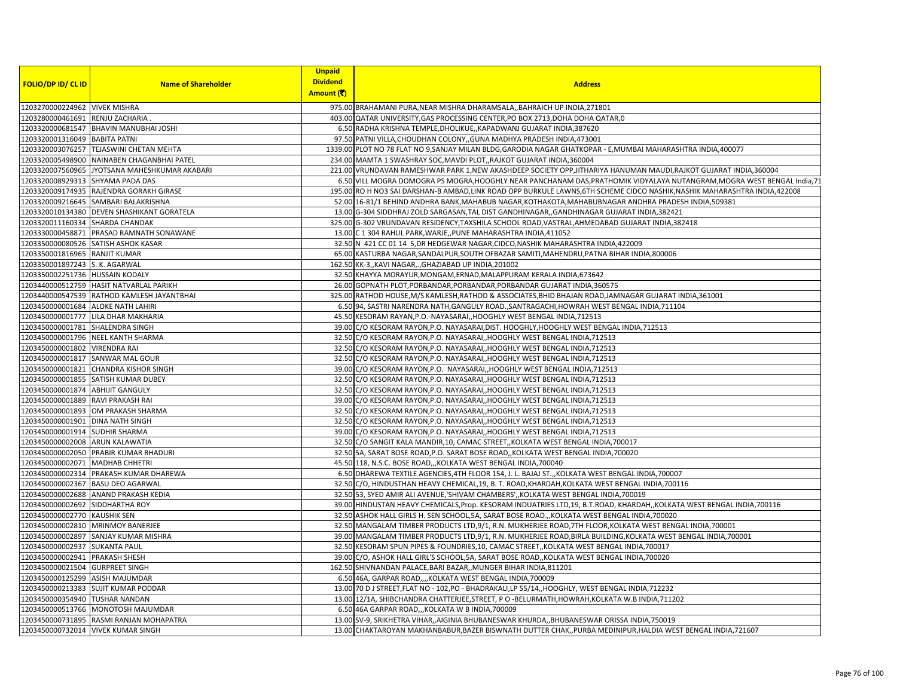| FOLIO/DP ID/ CL ID | Name of Shareholder | Unpaid Dividend Amount (₹) | Address |
|---|---|---|---|
| 1203270000224962 | VIVEK MISHRA | 975.00 | BRAHAMANI PURA,NEAR MISHRA DHARAMSALA,,BAHRAICH UP INDIA,271801 |
| 1203280000461691 | RENJU ZACHARIA . | 403.00 | QATAR UNIVERSITY,GAS PROCESSING CENTER,PO BOX 2713,DOHA DOHA QATAR,0 |
| 1203320000681547 | BHAVIN MANUBHAI JOSHI | 6.50 | RADHA KRISHNA TEMPLE,DHOLIKUE,,KAPADWANJ GUJARAT INDIA,387620 |
| 1203320001316049 | BABITA PATNI | 97.50 | PATNI VILLA,CHOUDHAN COLONY,,GUNA MADHYA PRADESH INDIA,473001 |
| 1203320003076257 | TEJASWINI CHETAN MEHTA | 1339.00 | PLOT NO 78 FLAT NO 9,SANJAY MILAN BLDG,GARODIA NAGAR GHATKOPAR - E,MUMBAI MAHARASHTRA INDIA,400077 |
| 1203320005498900 | NAINABEN CHAGANBHAI PATEL | 234.00 | MAMTA 1 SWASHRAY SOC,MAVDI PLOT,,RAJKOT GUJARAT INDIA,360004 |
| 1203320007560965 | JYOTSANA MAHESHKUMAR AKABARI | 221.00 | VRUNDAVAN RAMESHWAR PARK 1,NEW AKASHDEEP SOCIETY OPP,JITHARIYA HANUMAN MAUDI,RAJKOT GUJARAT INDIA,360004 |
| 1203320008929313 | SHYAMA PADA DAS | 6.50 | VILL MOGRA DOMOGRA PS MOGRA,HOOGHLY NEAR PANCHANAM DAS,PRATHOMIK VIDYALAYA NUTANGRAM,MOGRA WEST BENGAL India,71 |
| 1203320009174935 | RAJENDRA GORAKH GIRASE | 195.00 | RO H NO3 SAI DARSHAN-B AMBAD,LINK ROAD OPP BURKULE LAWNS,6TH SCHEME CIDCO NASHIK,NASHIK MAHARASHTRA INDIA,422008 |
| 1203320009216645 | SAMBARI BALAKRISHNA | 52.00 | 16-81/1 BEHIND ANDHRA BANK,MAHABUB NAGAR,KOTHAKOTA,MAHABUBNAGAR ANDHRA PRADESH INDIA,509381 |
| 1203320010134380 | DEVEN SHASHIKANT GORATELA | 13.00 | G-304 SIDDHRAJ ZOLD SARGASAN,TAL DIST GANDHINAGAR,,GANDHINAGAR GUJARAT INDIA,382421 |
| 1203320011160334 | SHARDA CHANDAK | 325.00 | G-302 VRUNDAVAN RESIDENCY,TAXSHILA SCHOOL ROAD,VASTRAL,AHMEDABAD GUJARAT INDIA,382418 |
| 1203330000458871 | PRASAD RAMNATH SONAWANE | 13.00 | C 1 304 RAHUL PARK,WARJE,,PUNE MAHARASHTRA INDIA,411052 |
| 1203350000080526 | SATISH ASHOK KASAR | 32.50 | N 421 CC 01 14 5,DR HEDGEWAR NAGAR,CIDCO,NASHIK MAHARASHTRA INDIA,422009 |
| 1203350001816965 | RANJIT KUMAR | 65.00 | KASTURBA NAGAR,SANDALPUR,SOUTH OFBAZAR SAMITI,MAHENDRU,PATNA BIHAR INDIA,800006 |
| 1203350001897243 | S. K. AGARWAL | 162.50 | KK-3,,KAVI NAGAR,.,GHAZIABAD UP INDIA,201002 |
| 1203350002251736 | HUSSAIN KODALY | 32.50 | KHAYYA MORAYUR,MONGAM,ERNAD,MALAPPURAM KERALA INDIA,673642 |
| 1203440000512759 | HASIT NATVARLAL PARIKH | 26.00 | GOPNATH PLOT,PORBANDAR,PORBANDAR,PORBANDAR GUJARAT INDIA,360575 |
| 1203440000547539 | RATHOD KAMLESH JAYANTBHAI | 325.00 | RATHOD HOUSE,M/S KAMLESH,RATHOD & ASSOCIATES,BHID BHAJAN ROAD,JAMNAGAR GUJARAT INDIA,361001 |
| 1203450000001684 | ALOKE NATH LAHIRI | 6.50 | 94, SASTRI NARENDRA NATH,GANGULY ROAD.,SANTRAGACHI,HOWRAH WEST BENGAL INDIA,711104 |
| 1203450000001777 | LILA DHAR MAKHARIA | 45.50 | KESORAM RAYAN,P.O.-NAYASARAI,,HOOGHLY WEST BENGAL INDIA,712513 |
| 1203450000001781 | SHALENDRA SINGH | 39.00 | C/O KESORAM RAYON,P.O. NAYASARAI,DIST. HOOGHLY,HOOGHLY WEST BENGAL INDIA,712513 |
| 1203450000001796 | NEEL KANTH SHARMA | 32.50 | C/O KESORAM RAYON,P.O. NAYASARAI,,HOOGHLY WEST BENGAL INDIA,712513 |
| 1203450000001802 | VIRENDRA RAI | 32.50 | C/O KESORAM RAYON,P.O. NAYASARAI,,HOOGHLY WEST BENGAL INDIA,712513 |
| 1203450000001817 | SANWAR MAL GOUR | 32.50 | C/O KESORAM RAYON,P.O. NAYASARAI,,HOOGHLY WEST BENGAL INDIA,712513 |
| 1203450000001821 | CHANDRA KISHOR SINGH | 39.00 | C/O KESORAM RAYON,P.O. NAYASARAI,,HOOGHLY WEST BENGAL INDIA,712513 |
| 1203450000001855 | SATISH KUMAR DUBEY | 32.50 | C/O KESORAM RAYON,P.O. NAYASARAI,,HOOGHLY WEST BENGAL INDIA,712513 |
| 1203450000001874 | ABHIJIT GANGULY | 32.50 | C/O KESORAM RAYON,P.O. NAYASARAI,,HOOGHLY WEST BENGAL INDIA,712513 |
| 1203450000001889 | RAVI PRAKASH RAI | 39.00 | C/O KESORAM RAYON,P.O. NAYASARAI,,HOOGHLY WEST BENGAL INDIA,712513 |
| 1203450000001893 | OM PRAKASH SHARMA | 32.50 | C/O KESORAM RAYON,P.O. NAYASARAI,,HOOGHLY WEST BENGAL INDIA,712513 |
| 1203450000001901 | DINA NATH SINGH | 32.50 | C/O KESORAM RAYON,P.O. NAYASARAI,,HOOGHLY WEST BENGAL INDIA,712513 |
| 1203450000001914 | SUDHIR SHARMA | 39.00 | C/O KESORAM RAYON,P.O. NAYASARAI,,HOOGHLY WEST BENGAL INDIA,712513 |
| 1203450000002008 | ARUN KALAWATIA | 32.50 | C/O SANGIT KALA MANDIR,10, CAMAC STREET,,KOLKATA WEST BENGAL INDIA,700017 |
| 1203450000002050 | PRABIR KUMAR BHADURI | 32.50 | 5A, SARAT BOSE ROAD,P.O. SARAT BOSE ROAD,,KOLKATA WEST BENGAL INDIA,700020 |
| 1203450000002071 | MADHAB CHHETRI | 45.50 | 118, N.S.C. BOSE ROAD,,,KOLKATA WEST BENGAL INDIA,700040 |
| 1203450000002314 | PRAKASH KUMAR DHAREWA | 6.50 | DHAREWA TEXTILE AGENCIES,4TH FLOOR 154, J. L. BAJAJ ST.,,KOLKATA WEST BENGAL INDIA,700007 |
| 1203450000002367 | BASU DEO AGARWAL | 32.50 | C/O, HINDUSTHAN HEAVY CHEMICAL,19, B. T. ROAD,KHARDAH,KOLKATA WEST BENGAL INDIA,700116 |
| 1203450000002688 | ANAND PRAKASH KEDIA | 32.50 | 53, SYED AMIR ALI AVENUE,'SHIVAM CHAMBERS',,KOLKATA WEST BENGAL INDIA,700019 |
| 1203450000002692 | SIDDHARTHA ROY | 39.00 | HINDUSTAN HEAVY CHEMICALS,Prop. KESORAM INDUATRIES LTD,19, B.T.ROAD, KHARDAH,,KOLKATA WEST BENGAL INDIA,700116 |
| 1203450000002770 | KAUSHIK SEN | 32.50 | ASHOK HALL GIRLS H. SEN SCHOOL,5A, SARAT BOSE ROAD.,,KOLKATA WEST BENGAL INDIA,700020 |
| 1203450000002810 | MRINMOY BANERJEE | 32.50 | MANGALAM TIMBER PRODUCTS LTD,9/1, R.N. MUKHERJEE ROAD,7TH FLOOR,KOLKATA WEST BENGAL INDIA,700001 |
| 1203450000002897 | SANJAY KUMAR MISHRA | 39.00 | MANGALAM TIMBER PRODUCTS LTD,9/1, R.N. MUKHERJEE ROAD,BIRLA BUILDING,KOLKATA WEST BENGAL INDIA,700001 |
| 1203450000002937 | SUKANTA PAUL | 32.50 | KESORAM SPUN PIPES & FOUNDRIES,10, CAMAC STREET,,KOLKATA WEST BENGAL INDIA,700017 |
| 1203450000002941 | PRAKASH SHESH | 39.00 | C/O, ASHOK HALL GIRL'S SCHOOL,5A, SARAT BOSE ROAD,,KOLKATA WEST BENGAL INDIA,700020 |
| 1203450000021504 | GURPREET SINGH | 162.50 | SHIVNANDAN PALACE,BARI BAZAR,,MUNGER BIHAR INDIA,811201 |
| 1203450000125299 | ASISH MAJUMDAR | 6.50 | 46A, GARPAR ROAD,,,,KOLKATA WEST BENGAL INDIA,700009 |
| 1203450000213383 | SUJIT KUMAR PODDAR | 13.00 | 70 D J STREET,FLAT NO - 102,PO - BHADRAKALI,LP 55/14,,HOOGHLY, WEST BENGAL INDIA,712232 |
| 1203450000354940 | TUSHAR NANDAN | 13.00 | 12/1A, SHIBCHANDRA CHATTERJEE,STREET, P O -BELURMATH,HOWRAH,KOLKATA W.B INDIA,711202 |
| 1203450000513766 | MONOTOSH MAJUMDAR | 6.50 | 46A GARPAR ROAD,,,KOLKATA W B INDIA,700009 |
| 1203450000731895 | RASMI RANJAN MOHAPATRA | 13.00 | SV-9, SRIKHETRA VIHAR,,AIGINIA BHUBANESWAR KHURDA,,BHUBANESWAR ORISSA INDIA,750019 |
| 1203450000732014 | VIVEK KUMAR SINGH | 13.00 | CHAKTAROYAN MAKHANBABUR,BAZER BISWNATH DUTTER CHAK,,PURBA MEDINIPUR,HALDIA WEST BENGAL INDIA,721607 |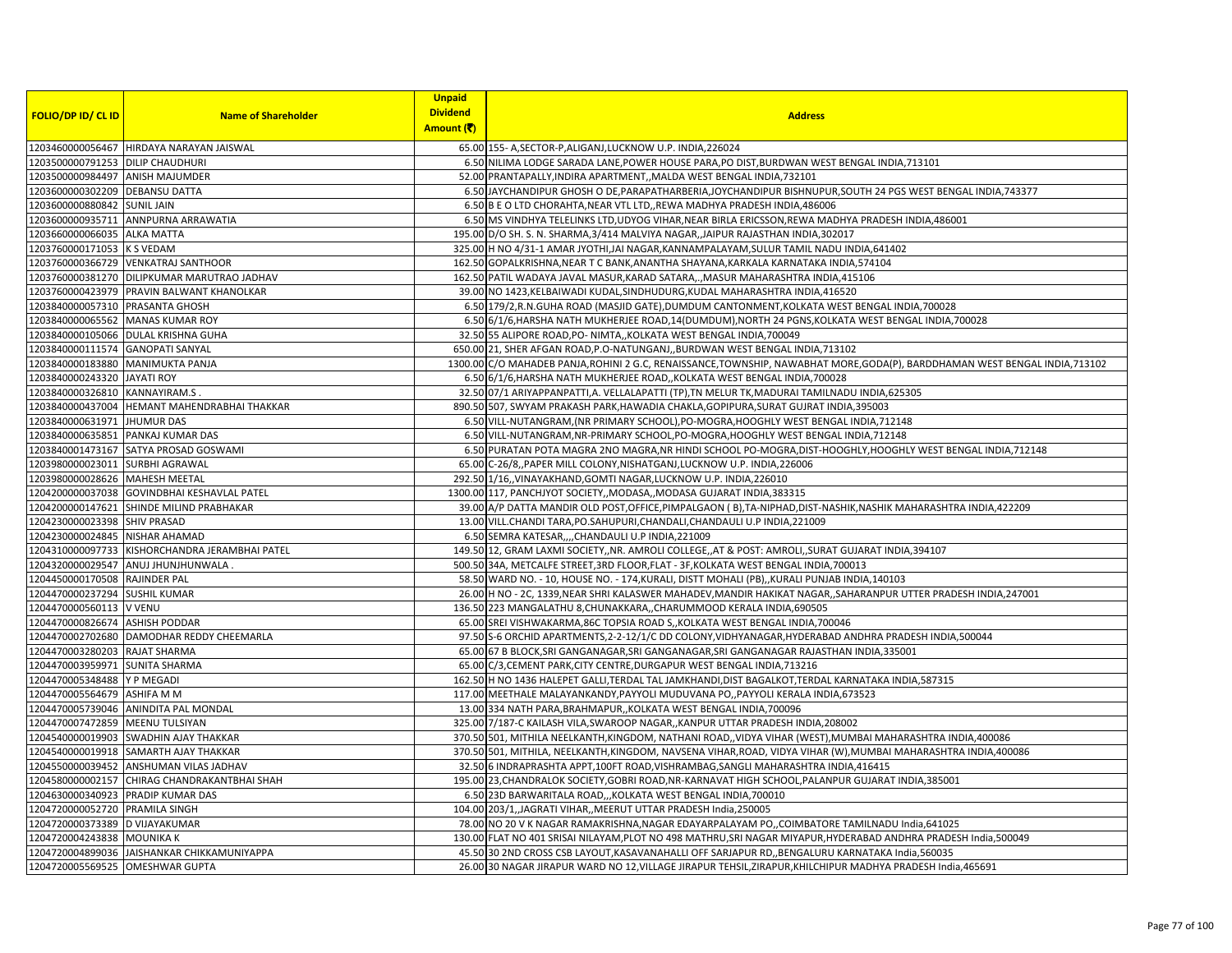| FOLIO/DP ID/ CL ID | Name of Shareholder | Unpaid Dividend Amount (₹) | Address |
|---|---|---|---|
| 1203460000056467 | HIRDAYA NARAYAN JAISWAL | 65.00 | 155- A,SECTOR-P,ALIGANJ,LUCKNOW U.P. INDIA,226024 |
| 1203500000791253 | DILIP CHAUDHURI | 6.50 | NILIMA LODGE SARADA LANE,POWER HOUSE PARA,PO DIST,BURDWAN WEST BENGAL INDIA,713101 |
| 1203500000984497 | ANISH MAJUMDER | 52.00 | PRANTAPALLY,INDIRA APARTMENT,,MALDA WEST BENGAL INDIA,732101 |
| 1203600000302209 | DEBANSU DATTA | 6.50 | JAYCHANDIPUR GHOSH O DE,PARAPATHARBERIA,JOYCHANDIPUR BISHNUPUR,SOUTH 24 PGS WEST BENGAL INDIA,743377 |
| 1203600000880842 | SUNIL JAIN | 6.50 | B E O LTD CHORAHTA,NEAR VTL LTD,,REWA MADHYA PRADESH INDIA,486006 |
| 1203600000935711 | ANNPURNA ARRAWATIA | 6.50 | MS VINDHYA TELELINKS LTD,UDYOG VIHAR,NEAR BIRLA ERICSSON,REWA MADHYA PRADESH INDIA,486001 |
| 1203660000066035 | ALKA MATTA | 195.00 | D/O SH. S. N. SHARMA,3/414 MALVIYA NAGAR,,JAIPUR RAJASTHAN INDIA,302017 |
| 1203760000171053 | K S VEDAM | 325.00 | H NO 4/31-1 AMAR JYOTHI,JAI NAGAR,KANNAMPALAYAM,SULUR TAMIL NADU INDIA,641402 |
| 1203760000366729 | VENKATRAJ SANTHOOR | 162.50 | GOPALKRISHNA,NEAR T C BANK,ANANTHA SHAYANA,KARKALA KARNATAKA INDIA,574104 |
| 1203760000381270 | DILIPKUMAR MARUTRAO JADHAV | 162.50 | PATIL WADAYA JAVAL MASUR,KARAD SATARA,.,MASUR MAHARASHTRA INDIA,415106 |
| 1203760000423979 | PRAVIN BALWANT KHANOLKAR | 39.00 | NO 1423,KELBAIWADI KUDAL,SINDHUDURG,KUDAL MAHARASHTRA INDIA,416520 |
| 1203840000057310 | PRASANTA GHOSH | 6.50 | 179/2,R.N.GUHA ROAD (MASJID GATE),DUMDUM CANTONMENT,KOLKATA WEST BENGAL INDIA,700028 |
| 1203840000065562 | MANAS KUMAR ROY | 6.50 | 6/1/6,HARSHA NATH MUKHERJEE ROAD,14(DUMDUM),NORTH 24 PGNS,KOLKATA WEST BENGAL INDIA,700028 |
| 1203840000105066 | DULAL KRISHNA GUHA | 32.50 | 55 ALIPORE ROAD,PO- NIMTA,,KOLKATA WEST BENGAL INDIA,700049 |
| 1203840000111574 | GANOPATI SANYAL | 650.00 | 21, SHER AFGAN ROAD,P.O-NATUNGANJ,,BURDWAN WEST BENGAL INDIA,713102 |
| 1203840000183880 | MANIMUKTA PANJA | 1300.00 | C/O MAHADEB PANJA,ROHINI 2 G.C, RENAISSANCE,TOWNSHIP, NAWABHAT MORE,GODA(P), BARDDHAMAN WEST BENGAL INDIA,713102 |
| 1203840000243320 | JAYATI ROY | 6.50 | 6/1/6,HARSHA NATH MUKHERJEE ROAD,,KOLKATA WEST BENGAL INDIA,700028 |
| 1203840000326810 | KANNAYIRAM.S . | 32.50 | 07/1 ARIYAPPANPATTI,A. VELLALAPATTI (TP),TN MELUR TK,MADURAI TAMILNADU INDIA,625305 |
| 1203840000437004 | HEMANT MAHENDRABHAI THAKKAR | 890.50 | 507, SWYAM PRAKASH PARK,HAWADIA CHAKLA,GOPIPURA,SURAT GUJRAT INDIA,395003 |
| 1203840000631971 | JHUMUR DAS | 6.50 | VILL-NUTANGRAM,(NR PRIMARY SCHOOL),PO-MOGRA,HOOGHLY WEST BENGAL INDIA,712148 |
| 1203840000635851 | PANKAJ KUMAR DAS | 6.50 | VILL-NUTANGRAM,NR-PRIMARY SCHOOL,PO-MOGRA,HOOGHLY WEST BENGAL INDIA,712148 |
| 1203840001473167 | SATYA PROSAD GOSWAMI | 6.50 | PURATAN POTA MAGRA 2NO MAGRA,NR HINDI SCHOOL PO-MOGRA,DIST-HOOGHLY,HOOGHLY WEST BENGAL INDIA,712148 |
| 1203980000023011 | SURBHI AGRAWAL | 65.00 | C-26/8,,PAPER MILL COLONY,NISHATGANJ,LUCKNOW U.P. INDIA,226006 |
| 1203980000028626 | MAHESH MEETAL | 292.50 | 1/16,,VINAYAKHAND,GOMTI NAGAR,LUCKNOW U.P. INDIA,226010 |
| 1204200000037038 | GOVINDBHAI KESHAVLAL PATEL | 1300.00 | 117, PANCHJYOT SOCIETY,,MODASA,,MODASA GUJARAT INDIA,383315 |
| 1204200000147621 | SHINDE MILIND PRABHAKAR | 39.00 | A/P DATTA MANDIR OLD POST,OFFICE,PIMPALGAON ( B),TA-NIPHAD,DIST-NASHIK,NASHIK MAHARASHTRA INDIA,422209 |
| 1204230000023398 | SHIV PRASAD | 13.00 | VILL.CHANDI TARA,PO.SAHUPURI,CHANDALI,CHANDAULI U.P INDIA,221009 |
| 1204230000024845 | NISHAR AHAMAD | 6.50 | SEMRA KATESAR,,,,CHANDAULI U.P INDIA,221009 |
| 1204310000097733 | KISHORCHANDRA JERAMBHAI PATEL | 149.50 | 12, GRAM LAXMI SOCIETY,,NR. AMROLI COLLEGE,,AT & POST: AMROLI,,SURAT GUJARAT INDIA,394107 |
| 1204320000029547 | ANUJ JHUNJHUNWALA . | 500.50 | 34A, METCALFE STREET,3RD FLOOR,FLAT - 3F,KOLKATA WEST BENGAL INDIA,700013 |
| 1204450000170508 | RAJINDER PAL | 58.50 | WARD NO. - 10, HOUSE NO. - 174,KURALI, DISTT MOHALI (PB),,KURALI PUNJAB INDIA,140103 |
| 1204470000237294 | SUSHIL KUMAR | 26.00 | H NO - 2C, 1339,NEAR SHRI KALASWER MAHADEV,MANDIR HAKIKAT NAGAR,,SAHARANPUR UTTER PRADESH INDIA,247001 |
| 1204470000560113 | V VENU | 136.50 | 223 MANGALATHU 8,CHUNAKKARA,,CHARUMMOOD KERALA INDIA,690505 |
| 1204470000826674 | ASHISH PODDAR | 65.00 | SREI VISHWAKARMA,86C TOPSIA ROAD S,,KOLKATA WEST BENGAL INDIA,700046 |
| 1204470002702680 | DAMODHAR REDDY CHEEMARLA | 97.50 | S-6 ORCHID APARTMENTS,2-2-12/1/C DD COLONY,VIDHYANAGAR,HYDERABAD ANDHRA PRADESH INDIA,500044 |
| 1204470003280203 | RAJAT SHARMA | 65.00 | 67 B BLOCK,SRI GANGANAGAR,SRI GANGANAGAR,SRI GANGANAGAR RAJASTHAN INDIA,335001 |
| 1204470003959971 | SUNITA SHARMA | 65.00 | C/3,CEMENT PARK,CITY CENTRE,DURGAPUR WEST BENGAL INDIA,713216 |
| 1204470005348488 | Y P MEGADI | 162.50 | H NO 1436 HALEPET GALLI,TERDAL TAL JAMKHANDI,DIST BAGALKOT,TERDAL KARNATAKA INDIA,587315 |
| 1204470005564679 | ASHIFA M M | 117.00 | MEETHALE MALAYANKANDY,PAYYOLI MUDUVANA PO,,PAYYOLI KERALA INDIA,673523 |
| 1204470005739046 | ANINDITA PAL MONDAL | 13.00 | 334 NATH PARA,BRAHMAPUR,,KOLKATA WEST BENGAL INDIA,700096 |
| 1204470007472859 | MEENU TULSIYAN | 325.00 | 7/187-C KAILASH VILA,SWAROOP NAGAR,,KANPUR UTTAR PRADESH INDIA,208002 |
| 1204540000019903 | SWADHIN AJAY THAKKAR | 370.50 | 501, MITHILA NEELKANTH,KINGDOM, NATHANI ROAD,,VIDYA VIHAR (WEST),MUMBAI MAHARASHTRA INDIA,400086 |
| 1204540000019918 | SAMARTH AJAY THAKKAR | 370.50 | 501, MITHILA, NEELKANTH,KINGDOM, NAVSENA VIHAR,ROAD, VIDYA VIHAR (W),MUMBAI MAHARASHTRA INDIA,400086 |
| 1204550000039452 | ANSHUMAN VILAS JADHAV | 32.50 | 6 INDRAPRASHTA APPT,100FT ROAD,VISHRAMBAG,SANGLI MAHARASHTRA INDIA,416415 |
| 1204580000002157 | CHIRAG CHANDRAKANTBHAI SHAH | 195.00 | 23,CHANDRALOK SOCIETY,GOBRI ROAD,NR-KARNAVAT HIGH SCHOOL,PALANPUR GUJARAT INDIA,385001 |
| 1204630000340923 | PRADIP KUMAR DAS | 6.50 | 23D BARWARITALA ROAD,,,KOLKATA WEST BENGAL INDIA,700010 |
| 1204720000052720 | PRAMILA SINGH | 104.00 | 203/1,,JAGRATI VIHAR,,MEERUT UTTAR PRADESH India,250005 |
| 1204720000373389 | D VIJAYAKUMAR | 78.00 | NO 20 V K NAGAR RAMAKRISHNA,NAGAR EDAYARPALAYAM PO,,COIMBATORE TAMILNADU India,641025 |
| 1204720004243838 | MOUNIKA K | 130.00 | FLAT NO 401 SRISAI NILAYAM,PLOT NO 498 MATHRU,SRI NAGAR MIYAPUR,HYDERABAD ANDHRA PRADESH India,500049 |
| 1204720004899036 | JAISHANKAR CHIKKAMUNIYAPPA | 45.50 | 30 2ND CROSS CSB LAYOUT,KASAVANAHALLI OFF SARJAPUR RD,,BENGALURU KARNATAKA India,560035 |
| 1204720005569525 | OMESHWAR GUPTA | 26.00 | 30 NAGAR JIRAPUR WARD NO 12,VILLAGE JIRAPUR TEHSIL,ZIRAPUR,KHILCHIPUR MADHYA PRADESH India,465691 |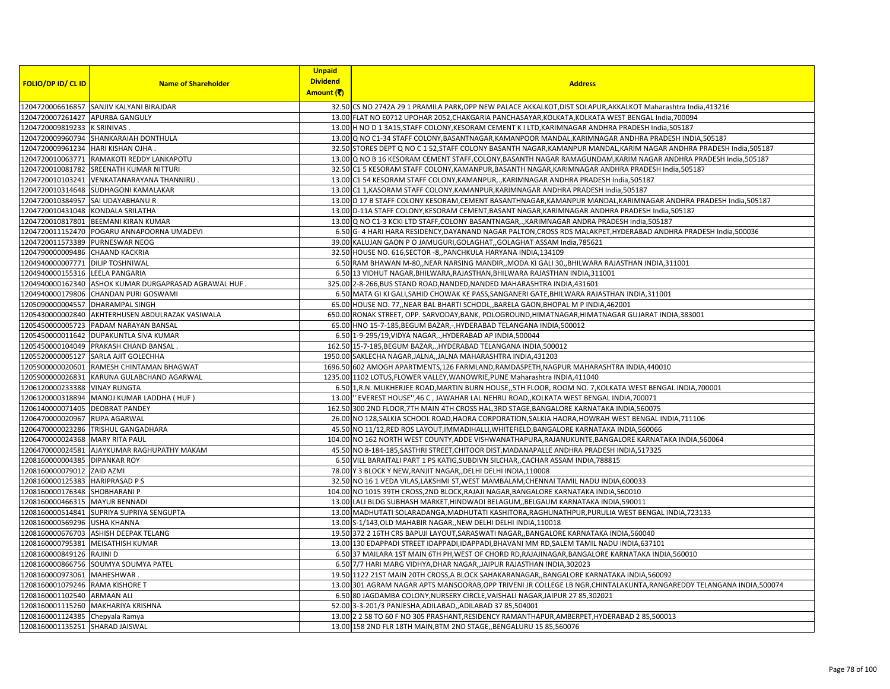| FOLIO/DP ID/ CL ID | Name of Shareholder | Unpaid Dividend Amount (₹) | Address |
|---|---|---|---|
| 1204720006616857 | SANJIV KALYANI BIRAJDAR | 32.50 | CS NO 2742A 29 1 PRAMILA PARK,OPP NEW PALACE AKKALKOT,DIST SOLAPUR,AKKALKOT Maharashtra India,413216 |
| 1204720007261427 | APURBA GANGULY | 13.00 | FLAT NO E0712 UPOHAR 2052,CHAKGARIA PANCHASAYAR,KOLKATA,KOLKATA WEST BENGAL India,700094 |
| 1204720009819233 | K SRINIVAS . | 13.00 | H NO D 1 3A15,STAFF COLONY,KESORAM CEMENT K I LTD,KARIMNAGAR ANDHRA PRADESH India,505187 |
| 1204720009960794 | SHANKARAIAH DONTHULA | 13.00 | Q NO C1-34 STAFF COLONY,BASANTNAGAR,KAMANPOOR MANDAL,KARIMNAGAR ANDHRA PRADESH INDIA,505187 |
| 1204720009961234 | HARI KISHAN OJHA . | 32.50 | STORES DEPT Q NO C 1 52,STAFF COLONY BASANTH NAGAR,KAMANPUR MANDAL,KARIM NAGAR ANDHRA PRADESH India,505187 |
| 1204720010063771 | RAMAKOTI REDDY LANKAPOTU | 13.00 | Q NO B 16 KESORAM CEMENT STAFF,COLONY,BASANTH NAGAR RAMAGUNDAM,KARIM NAGAR ANDHRA PRADESH India,505187 |
| 1204720010081782 | SREENATH KUMAR NITTURI | 32.50 | C1 5 KESORAM STAFF COLONY,KAMANPUR,BASANTH NAGAR,KARIMNAGAR ANDHRA PRADESH India,505187 |
| 1204720010103241 | VENKATANARAYANA THANNIRU . | 13.00 | C1 54 KESORAM STAFF COLONY,KAMANPUR,,,KARIMNAGAR ANDHRA PRADESH India,505187 |
| 1204720010314648 | SUDHAGONI KAMALAKAR | 13.00 | C1 1,KASORAM STAFF COLONY,KAMANPUR,KARIMNAGAR ANDHRA PRADESH India,505187 |
| 1204720010384957 | SAI UDAYABHANU R | 13.00 | D 17 B STAFF COLONY KESORAM,CEMENT BASANTHNAGAR,KAMANPUR MANDAL,KARIMNAGAR ANDHRA PRADESH India,505187 |
| 1204720010431048 | KONDALA SRILATHA | 13.00 | D-11A STAFF COLONY,KESORAM CEMENT,BASANT NAGAR,KARIMNAGAR ANDHRA PRADESH India,505187 |
| 1204720010817801 | BEEMANI KIRAN KUMAR | 13.00 | Q NO C1-3 KCKI LTD STAFF,COLONY BASANTNAGAR,,,KARIMNAGAR ANDRA PRADESH India,505187 |
| 1204720011152470 | POGARU ANNAPOORNA UMADEVI | 6.50 | G- 4 HARI HARA RESIDENCY,DAYANAND NAGAR PALTON,CROSS RDS MALAKPET,HYDERABAD ANDHRA PRADESH India,500036 |
| 1204720011573389 | PURNESWAR NEOG | 39.00 | KALUJAN GAON P O JAMUGURI,GOLAGHAT,,GOLAGHAT ASSAM India,785621 |
| 1204790000009486 | CHAAND KACKRIA | 32.50 | HOUSE NO. 616,SECTOR -8,,PANCHKULA HARYANA INDIA,134109 |
| 1204940000007771 | DILIP TOSHNIWAL | 6.50 | RAM BHAWAN M-80,,NEAR NARSING MANDIR,,MODA KI GALI 30,,BHILWARA RAJASTHAN INDIA,311001 |
| 1204940000155316 | LEELA PANGARIA | 6.50 | 13 VIDHUT NAGAR,BHILWARA,RAJASTHAN,BHILWARA RAJASTHAN INDIA,311001 |
| 1204940000162340 | ASHOK KUMAR DURGAPRASAD AGRAWAL HUF . | 325.00 | 2-8-266,BUS STAND ROAD,NANDED,NANDED MAHARASHTRA INDIA,431601 |
| 1204940000179806 | CHANDAN PURI GOSWAMI | 6.50 | MATA GI KI GALI,SAHID CHOWAK KE PASS,SANGANERI GATE,BHILWARA RAJASTHAN INDIA,311001 |
| 1205090000004557 | DHARAMPAL SINGH | 65.00 | HOUSE NO. 77,,NEAR BAL BHARTI SCHOOL,,BARELA GAON,BHOPAL M P INDIA,462001 |
| 1205430000002840 | AKHTERHUSEN ABDULRAZAK VASIWALA | 650.00 | RONAK STREET, OPP. SARVODAY,BANK, POLOGROUND,HIMATNAGAR,HIMATNAGAR GUJARAT INDIA,383001 |
| 1205450000005723 | PADAM NARAYAN BANSAL | 65.00 | HNO 15-7-185,BEGUM BAZAR,-,HYDERABAD TELANGANA INDIA,500012 |
| 1205450000011642 | DUPAKUNTLA SIVA KUMAR | 6.50 | 1-9-295/19,VIDYA NAGAR,,,HYDERABAD AP INDIA,500044 |
| 1205450000104049 | PRAKASH CHAND BANSAL . | 162.50 | 15-7-185,BEGUM BAZAR,,,HYDERABAD TELANGANA INDIA,500012 |
| 1205520000005127 | SARLA AJIT GOLECHHA | 1950.00 | SAKLECHA NAGAR,JALNA,,JALNA MAHARASHTRA INDIA,431203 |
| 1205900000020601 | RAMESH CHINTAMAN BHAGWAT | 1696.50 | 602 AMOGH APARTMENTS,126 FARMLAND,RAMDASPETH,NAGPUR MAHARASHTRA INDIA,440010 |
| 1205900000026831 | KARUNA GULABCHAND AGARWAL | 1235.00 | 1102 LOTUS,FLOWER VALLEY,WANOWRIE,PUNE Maharashtra INDIA,411040 |
| 1206120000233388 | VINAY RUNGTA | 6.50 | 1,R.N. MUKHERJEE ROAD,MARTIN BURN HOUSE,,5TH FLOOR, ROOM NO. 7,KOLKATA WEST BENGAL INDIA,700001 |
| 1206120000318894 | MANOJ KUMAR LADDHA ( HUF ) | 13.00 | '' EVEREST HOUSE'',46 C , JAWAHAR LAL NEHRU ROAD,,KOLKATA WEST BENGAL INDIA,700071 |
| 1206140000071405 | DEOBRAT PANDEY | 162.50 | 300 2ND FLOOR,7TH MAIN 4TH CROSS HAL,3RD STAGE,BANGALORE KARNATAKA INDIA,560075 |
| 1206470000020967 | RUPA AGARWAL | 26.00 | NO 128,SALKIA SCHOOL ROAD,HAORA CORPORATION,SALKIA HAORA,HOWRAH WEST BENGAL INDIA,711106 |
| 1206470000023286 | TRISHUL GANGADHARA | 45.50 | NO 11/12,RED ROS LAYOUT,IMMADIHALLI,WHITEFIELD,BANGALORE KARNATAKA INDIA,560066 |
| 1206470000024368 | MARY RITA PAUL | 104.00 | NO 162 NORTH WEST COUNTY,ADDE VISHWANATHAPURA,RAJANUKUNTE,BANGALORE KARNATAKA INDIA,560064 |
| 1206470000024581 | AJAYKUMAR RAGHUPATHY MAKAM | 45.50 | NO 8-184-185,SASTHRI STREET,CHITOOR DIST,MADANAPALLE ANDHRA PRADESH INDIA,517325 |
| 1208160000004385 | DIPANKAR ROY | 6.50 | VILL BARAITALI PART 1 PS KATIG,SUBDIVN SILCHAR,,CACHAR ASSAM INDIA,788815 |
| 1208160000079012 | ZAID AZMI | 78.00 | Y 3 BLOCK Y NEW,RANJIT NAGAR,,DELHI DELHI INDIA,110008 |
| 1208160000125383 | HARIPRASAD P S | 32.50 | NO 16 1 VEDA VILAS,LAKSHMI ST,WEST MAMBALAM,CHENNAI TAMIL NADU INDIA,600033 |
| 1208160000176348 | SHOBHARANI P | 104.00 | NO 1015 39TH CROSS,2ND BLOCK,RAJAJI NAGAR,BANGALORE KARNATAKA INDIA,560010 |
| 1208160000466315 | MAYUR BENNADI | 13.00 | LALI BLDG SUBHASH MARKET,HINDWADI BELAGUM,,BELGAUM KARNATAKA INDIA,590011 |
| 1208160000514841 | SUPRIYA SUPRIYA SENGUPTA | 13.00 | MADHUTATI SOLARADANGA,MADHUTATI KASHITORA,RAGHUNATHPUR,PURULIA WEST BENGAL INDIA,723133 |
| 1208160000569296 | USHA KHANNA | 13.00 | S-1/143,OLD MAHABIR NAGAR,,NEW DELHI DELHI INDIA,110018 |
| 1208160000676703 | ASHISH DEEPAK TELANG | 19.50 | 372 2 16TH CRS BAPUJI LAYOUT,SARASWATI NAGAR,,BANGALORE KARNATAKA INDIA,560040 |
| 1208160000795381 | MEISATHISH KUMAR | 13.00 | 130 EDAPPADI STREET IDAPPADI,IDAPPADI,BHAVANI MM RD,SALEM TAMIL NADU INDIA,637101 |
| 1208160000849126 | RAJINI D | 6.50 | 37 MAILARA 1ST MAIN 6TH PH,WEST OF CHORD RD,RAJAJINAGAR,BANGALORE KARNATAKA INDIA,560010 |
| 1208160000866756 | SOUMYA SOUMYA PATEL | 6.50 | 7/7 HARI MARG VIDHYA,DHAR NAGAR,,JAIPUR RAJASTHAN INDIA,302023 |
| 1208160000973061 | MAHESHWAR . | 19.50 | 1122 21ST MAIN 20TH CROSS,A BLOCK SAHAKARANAGAR,,BANGALORE KARNATAKA INDIA,560092 |
| 1208160001079246 | RAMA KISHORE T | 13.00 | 301 AGRAM NAGAR APTS MANSOORAB,OPP TRIVENI JR COLLEGE LB NGR,CHINTALAKUNTA,RANGAREDDY TELANGANA INDIA,500074 |
| 1208160001102540 | ARMAAN ALI | 6.50 | 80 JAGDAMBA COLONY,NURSERY CIRCLE,VAISHALI NAGAR,JAIPUR 27 85,302021 |
| 1208160001115260 | MAKHARIYA KRISHNA | 52.00 | 3-3-201/3 PANJESHA,ADILABAD,,ADILABAD 37 85,504001 |
| 1208160001124385 | Chepyala Ramya | 13.00 | 2 2 58 TO 60 F NO 305 PRASHANT,RESIDENCY RAMANTHAPUR,AMBERPET,HYDERABAD 2 85,500013 |
| 1208160001135251 | SHARAD JAISWAL | 13.00 | 158 2ND FLR 18TH MAIN,BTM 2ND STAGE,,BENGALURU 15 85,560076 |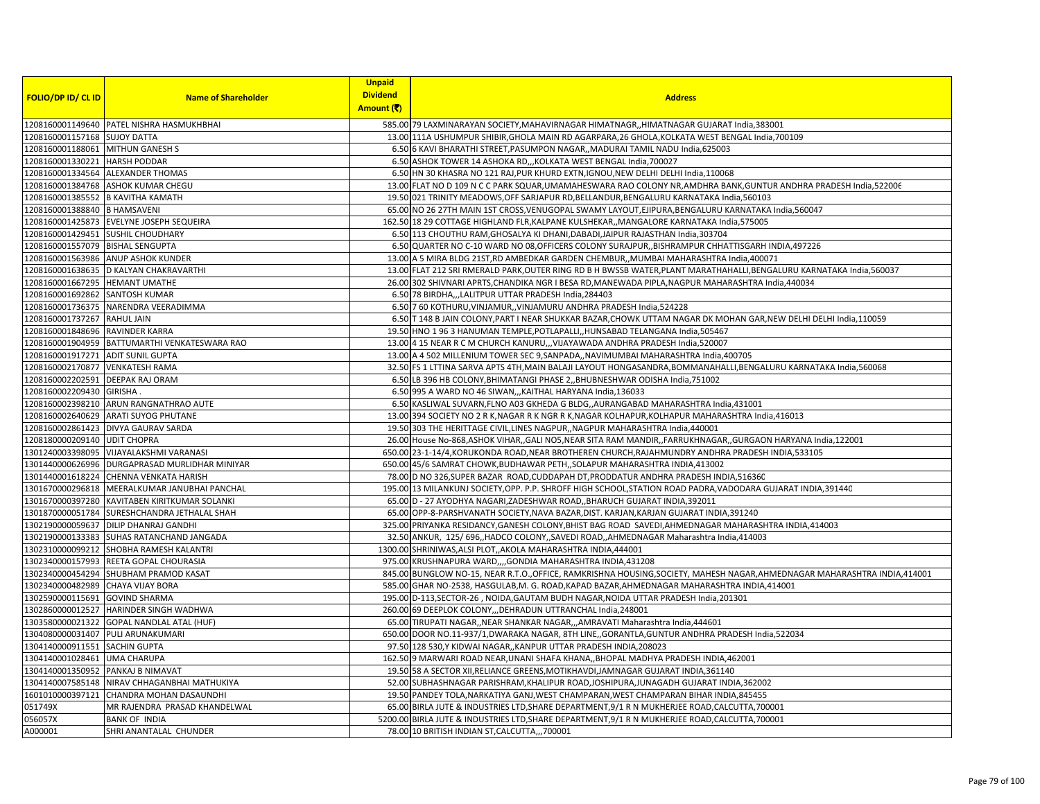| FOLIO/DP ID/ CL ID | Name of Shareholder | Unpaid Dividend Amount (₹) | Address |
|---|---|---|---|
| 1208160001149640 | PATEL NISHRA HASMUKHBHAI | 585.00 | 79 LAXMINARAYAN SOCIETY,MAHAVIRNAGAR HIMATNAGR,,HIMATNAGAR GUJARAT India,383001 |
| 1208160001157168 | SUJOY DATTA | 13.00 | 111A USHUMPUR SHIBIR,GHOLA MAIN RD AGARPARA,26 GHOLA,KOLKATA WEST BENGAL India,700109 |
| 1208160001188061 | MITHUN GANESH S | 6.50 | 6 KAVI BHARATHI STREET,PASUMPON NAGAR,,MADURAI TAMIL NADU India,625003 |
| 1208160001330221 | HARSH PODDAR | 6.50 | ASHOK TOWER 14 ASHOKA RD,,,KOLKATA WEST BENGAL India,700027 |
| 1208160001334564 | ALEXANDER THOMAS | 6.50 | HN 30 KHASRA NO 121 RAJ,PUR KHURD EXTN,IGNOU,NEW DELHI DELHI India,110068 |
| 1208160001384768 | ASHOK KUMAR CHEGU | 13.00 | FLAT NO D 109 N C C PARK SQUAR,UMAMAHESWARA RAO COLONY NR,AMDHRA BANK,GUNTUR ANDHRA PRADESH India,522006 |
| 1208160001385552 | B KAVITHA KAMATH | 19.50 | 021 TRINITY MEADOWS,OFF SARJAPUR RD,BELLANDUR,BENGALURU KARNATAKA India,560103 |
| 1208160001388840 | B HAMSAVENI | 65.00 | NO 26 27TH MAIN 1ST CROSS,VENUGOPAL SWAMY LAYOUT,EJIPURA,BENGALURU KARNATAKA India,560047 |
| 1208160001425873 | EVELYNE JOSEPH SEQUEIRA | 162.50 | 18 29 COTTAGE HIGHLAND FLR,KALPANE KULSHEKAR,,MANGALORE KARNATAKA India,575005 |
| 1208160001429451 | SUSHIL CHOUDHARY | 6.50 | 113 CHOUTHU RAM,GHOSALYA KI DHANI,DABADI,JAIPUR RAJASTHAN India,303704 |
| 1208160001557079 | BISHAL SENGUPTA | 6.50 | QUARTER NO C-10 WARD NO 08,OFFICERS COLONY SURAJPUR,,BISHRAMPUR CHHATTISGARH INDIA,497226 |
| 1208160001563986 | ANUP ASHOK KUNDER | 13.00 | A 5 MIRA BLDG 21ST,RD AMBEDKAR GARDEN CHEMBUR,,MUMBAI MAHARASHTRA India,400071 |
| 1208160001638635 | D KALYAN CHAKRAVARTHI | 13.00 | FLAT 212 SRI RMERALD PARK,OUTER RING RD B H BWSSB WATER,PLANT MARATHAHALLI,BENGALURU KARNATAKA India,560037 |
| 1208160001667295 | HEMANT UMATHE | 26.00 | 302 SHIVNARI APRTS,CHANDIKA NGR I BESA RD,MANEWADA PIPLA,NAGPUR MAHARASHTRA India,440034 |
| 1208160001692862 | SANTOSH KUMAR | 6.50 | 78 BIRDHA,,,LALITPUR UTTAR PRADESH India,284403 |
| 1208160001736375 | NARENDRA VEERADIMMA | 6.50 | 7 60 KOTHURU,VINJAMUR,,VINJAMURU ANDHRA PRADESH India,524228 |
| 1208160001737267 | RAHUL JAIN | 6.50 | T 148 B JAIN COLONY,PART I NEAR SHUKKAR BAZAR,CHOWK UTTAM NAGAR DK MOHAN GAR,NEW DELHI DELHI India,110059 |
| 1208160001848696 | RAVINDER KARRA | 19.50 | HNO 1 96 3 HANUMAN TEMPLE,POTLAPALLI,,HUNSABAD TELANGANA India,505467 |
| 1208160001904959 | BATTUMARTHI VENKATESWARA RAO | 13.00 | 4 15 NEAR R C M CHURCH KANURU,,,VIJAYAWADA ANDHRA PRADESH India,520007 |
| 1208160001917271 | ADIT SUNIL GUPTA | 13.00 | A 4 502 MILLENIUM TOWER SEC 9,SANPADA,,NAVIMUMBAI MAHARASHTRA India,400705 |
| 1208160002170877 | VENKATESH RAMA | 32.50 | FS 1 LTTINA SARVA APTS 4TH,MAIN BALAJI LAYOUT HONGASANDRA,BOMMANAHALLI,BENGALURU KARNATAKA India,560068 |
| 1208160002202591 | DEEPAK RAJ ORAM | 6.50 | LB 396 HB COLONY,BHIMATANGI PHASE 2,,BHUBNESHWAR ODISHA India,751002 |
| 1208160002209430 | GIRISHA . | 6.50 | 995 A WARD NO 46 SIWAN,,,KAITHAL HARYANA India,136033 |
| 1208160002398210 | ARUN RANGNATHRAO AUTE | 6.50 | KASLIWAL SUVARN,FLNO A03 GKHEDA G BLDG,,AURANGABAD MAHARASHTRA India,431001 |
| 1208160002640629 | ARATI SUYOG PHUTANE | 13.00 | 394 SOCIETY NO 2 R K,NAGAR R K NGR R K,NAGAR KOLHAPUR,KOLHAPUR MAHARASHTRA India,416013 |
| 1208160002861423 | DIVYA GAURAV SARDA | 19.50 | 303 THE HERITTAGE CIVIL,LINES NAGPUR,,NAGPUR MAHARASHTRA India,440001 |
| 1208180000209140 | UDIT CHOPRA | 26.00 | House No-868,ASHOK VIHAR,,GALI NO5,NEAR SITA RAM MANDIR,,FARRUKHNAGAR,,GURGAON HARYANA India,122001 |
| 1301240003398095 | VIJAYALAKSHMI VARANASI | 650.00 | 23-1-14/4,KORUKONDA ROAD,NEAR BROTHEREN CHURCH,RAJAHMUNDRY ANDHRA PRADESH INDIA,533105 |
| 1301440000626996 | DURGAPRASAD MURLIDHAR MINIYAR | 650.00 | 45/6 SAMRAT CHOWK,BUDHAWAR PETH,,SOLAPUR MAHARASHTRA INDIA,413002 |
| 1301440001618224 | CHENNA VENKATA HARISH | 78.00 | D NO 326,SUPER BAZAR ROAD,CUDDAPAH DT,PRODDATUR ANDHRA PRADESH INDIA,516360 |
| 1301670000296818 | MEERALKUMAR JANUBHAI PANCHAL | 195.00 | 13 MILANKUNJ SOCIETY,OPP. P.P. SHROFF HIGH SCHOOL,STATION ROAD PADRA,VADODARA GUJARAT INDIA,391440 |
| 1301670000397280 | KAVITABEN KIRITKUMAR SOLANKI | 65.00 | D - 27 AYODHYA NAGARI,ZADESHWAR ROAD,,BHARUCH GUJARAT INDIA,392011 |
| 1301870000051784 | SURESHCHANDRA JETHALAL SHAH | 65.00 | OPP-8-PARSHVANATH SOCIETY,NAVA BAZAR,DIST. KARJAN,KARJAN GUJARAT INDIA,391240 |
| 1302190000059637 | DILIP DHANRAJ GANDHI | 325.00 | PRIYANKA RESIDANCY,GANESH COLONY,BHIST BAG ROAD SAVEDI,AHMEDNAGAR MAHARASHTRA INDIA,414003 |
| 1302190000133383 | SUHAS RATANCHAND JANGADA | 32.50 | ANKUR, 125/ 696,,HADCO COLONY,,SAVEDI ROAD,,AHMEDNAGAR Maharashtra India,414003 |
| 1302310000099212 | SHOBHA RAMESH KALANTRI | 1300.00 | SHRINIWAS,ALSI PLOT,,AKOLA MAHARASHTRA INDIA,444001 |
| 1302340000157993 | REETA GOPAL CHOURASIA | 975.00 | KRUSHNAPURA WARD,,,,GONDIA MAHARASHTRA INDIA,431208 |
| 1302340000454294 | SHUBHAM PRAMOD KASAT | 845.00 | BUNGLOW NO-15, NEAR R.T.O.,OFFICE, RAMKRISHNA HOUSING,SOCIETY, MAHESH NAGAR,AHMEDNAGAR MAHARASHTRA INDIA,414001 |
| 1302340000482989 | CHAYA VIJAY BORA | 585.00 | GHAR NO-2538, HASGULAB,M. G. ROAD,KAPAD BAZAR,AHMEDNAGAR MAHARASHTRA INDIA,414001 |
| 1302590000115691 | GOVIND SHARMA | 195.00 | D-113,SECTOR-26 , NOIDA,GAUTAM BUDH NAGAR,NOIDA UTTAR PRADESH India,201301 |
| 1302860000012527 | HARINDER SINGH WADHWA | 260.00 | 69 DEEPLOK COLONY,,,DEHRADUN UTTRANCHAL India,248001 |
| 1303580000021322 | GOPAL NANDLAL ATAL (HUF) | 65.00 | TIRUPATI NAGAR,,NEAR SHANKAR NAGAR,,,AMRAVATI Maharashtra India,444601 |
| 1304080000031407 | PULI ARUNAKUMARI | 650.00 | DOOR NO.11-937/1,DWARAKA NAGAR, 8TH LINE,,GORANTLA,GUNTUR ANDHRA PRADESH India,522034 |
| 1304140000911551 | SACHIN GUPTA | 97.50 | 128 530,Y KIDWAI NAGAR,,KANPUR UTTAR PRADESH INDIA,208023 |
| 1304140001028461 | UMA CHARUPA | 162.50 | 9 MARWARI ROAD NEAR,UNANI SHAFA KHANA,,BHOPAL MADHYA PRADESH INDIA,462001 |
| 1304140001350952 | PANKAJ B NIMAVAT | 19.50 | 58 A SECTOR XII,RELIANCE GREENS,MOTIKHAVDI,JAMNAGAR GUJARAT INDIA,361140 |
| 1304140007585148 | NIRAV CHHAGANBHAI MATHUKIYA | 52.00 | SUBHASHNAGAR PARISHRAM,KHALIPUR ROAD,JOSHIPURA,JUNAGADH GUJARAT INDIA,362002 |
| 1601010000397121 | CHANDRA MOHAN DASAUNDHI | 19.50 | PANDEY TOLA,NARKATIYA GANJ,WEST CHAMPARAN,WEST CHAMPARAN BIHAR INDIA,845455 |
| 051749X | MR RAJENDRA PRASAD KHANDELWAL | 65.00 | BIRLA JUTE & INDUSTRIES LTD,SHARE DEPARTMENT,9/1 R N MUKHERJEE ROAD,CALCUTTA,700001 |
| 056057X | BANK OF INDIA | 5200.00 | BIRLA JUTE & INDUSTRIES LTD,SHARE DEPARTMENT,9/1 R N MUKHERJEE ROAD,CALCUTTA,700001 |
| A000001 | SHRI ANANTALAL CHUNDER | 78.00 | 10 BRITISH INDIAN ST,CALCUTTA,,,700001 |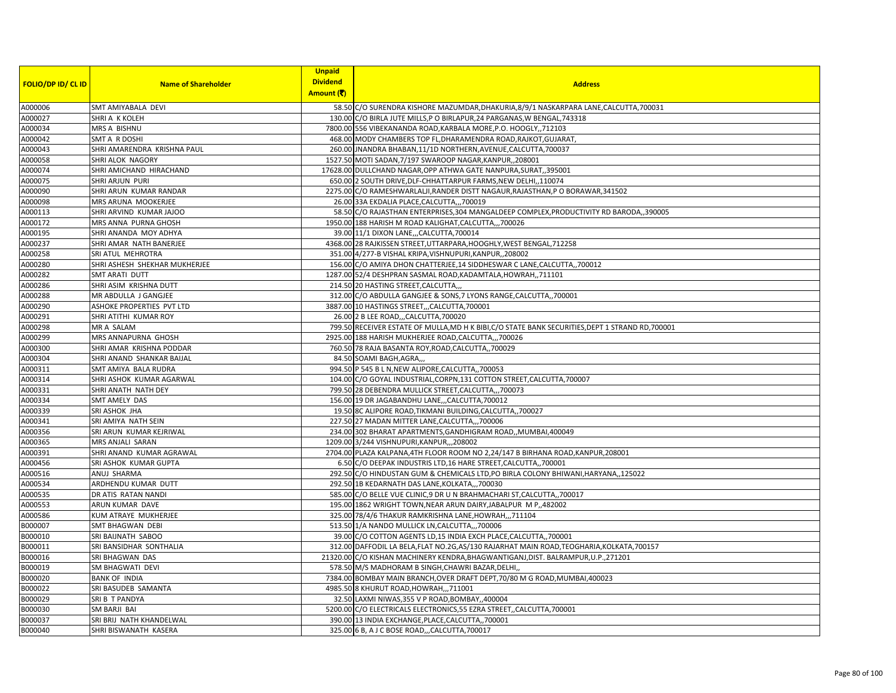| FOLIO/DP ID/ CL ID | Name of Shareholder | Unpaid Dividend Amount (₹) | Address |
|---|---|---|---|
| A000006 | SMT AMIYABALA DEVI | 58.50 | C/O SURENDRA KISHORE MAZUMDAR,DHAKURIA,8/9/1 NASKARPARA LANE,CALCUTTA,700031 |
| A000027 | SHRI A K KOLEH | 130.00 | C/O BIRLA JUTE MILLS,P O BIRLAPUR,24 PARGANAS,W BENGAL,743318 |
| A000034 | MRS A BISHNU | 7800.00 | 556 VIBEKANANDA ROAD,KARBALA MORE,P.O. HOOGLY,,712103 |
| A000042 | SMT A R DOSHI | 468.00 | MODY CHAMBERS TOP FL,DHARAMENDRA ROAD,RAJKOT,GUJARAT, |
| A000043 | SHRI AMARENDRA KRISHNA PAUL | 260.00 | JNANDRA BHABAN,11/1D NORTHERN,AVENUE,CALCUTTA,700037 |
| A000058 | SHRI ALOK NAGORY | 1527.50 | MOTI SADAN,7/197 SWAROOP NAGAR,KANPUR,,208001 |
| A000074 | SHRI AMICHAND HIRACHAND | 17628.00 | DULLCHAND NAGAR,OPP ATHWA GATE NANPURA,SURAT,,395001 |
| A000075 | SHRI ARJUN PURI | 650.00 | 2 SOUTH DRIVE,DLF-CHHATTARPUR FARMS,NEW DELHI,,110074 |
| A000090 | SHRI ARUN KUMAR RANDAR | 2275.00 | C/O RAMESHWARLALJI,RANDER DISTT NAGAUR,RAJASTHAN,P O BORAWAR,341502 |
| A000098 | MRS ARUNA MOOKERJEE | 26.00 | 33A EKDALIA PLACE,CALCUTTA,,,700019 |
| A000113 | SHRI ARVIND KUMAR JAJOO | 58.50 | C/O RAJASTHAN ENTERPRISES,304 MANGALDEEP COMPLEX,PRODUCTIVITY RD BARODA,,390005 |
| A000172 | MRS ANNA PURNA GHOSH | 1950.00 | 188 HARISH M ROAD KALIGHAT,CALCUTTA,,,700026 |
| A000195 | SHRI ANANDA MOY ADHYA | 39.00 | 11/1 DIXON LANE,,,CALCUTTA,700014 |
| A000237 | SHRI AMAR NATH BANERJEE | 4368.00 | 28 RAJKISSEN STREET,UTTARPARA,HOOGHLY,WEST BENGAL,712258 |
| A000258 | SRI ATUL MEHROTRA | 351.00 | 4/277-B VISHAL KRIPA,VISHNUPURI,KANPUR,,208002 |
| A000280 | SHRI ASHESH SHEKHAR MUKHERJEE | 156.00 | C/O AMIYA DHON CHATTERJEE,14 SIDDHESWAR C LANE,CALCUTTA,,700012 |
| A000282 | SMT ARATI DUTT | 1287.00 | 52/4 DESHPRAN SASMAL ROAD,KADAMTALA,HOWRAH,,711101 |
| A000286 | SHRI ASIM KRISHNA DUTT | 214.50 | 20 HASTING STREET,CALCUTTA,,, |
| A000288 | MR ABDULLA J GANGJEE | 312.00 | C/O ABDULLA GANGJEE & SONS,7 LYONS RANGE,CALCUTTA,,700001 |
| A000290 | ASHOKE PROPERTIES PVT LTD | 3887.00 | 10 HASTINGS STREET,,,CALCUTTA,700001 |
| A000291 | SHRI ATITHI KUMAR ROY | 26.00 | 2 B LEE ROAD,,,CALCUTTA,700020 |
| A000298 | MR A SALAM | 799.50 | RECEIVER ESTATE OF MULLA,MD H K BIBI,C/O STATE BANK SECURITIES,DEPT 1 STRAND RD,700001 |
| A000299 | MRS ANNAPURNA GHOSH | 2925.00 | 188 HARISH MUKHERJEE ROAD,CALCUTTA,,,700026 |
| A000300 | SHRI AMAR KRISHNA PODDAR | 760.50 | 78 RAJA BASANTA ROY,ROAD,CALCUTTA,,700029 |
| A000304 | SHRI ANAND SHANKAR BAIJAL | 84.50 | SOAMI BAGH,AGRA,,, |
| A000311 | SMT AMIYA BALA RUDRA | 994.50 | P 545 B L N,NEW ALIPORE,CALCUTTA,,700053 |
| A000314 | SHRI ASHOK KUMAR AGARWAL | 104.00 | C/O GOYAL INDUSTRIAL,CORPN,131 COTTON STREET,CALCUTTA,700007 |
| A000331 | SHRI ANATH NATH DEY | 799.50 | 28 DEBENDRA MULLICK STREET,CALCUTTA,,,700073 |
| A000334 | SMT AMELY DAS | 156.00 | 19 DR JAGABANDHU LANE,,,CALCUTTA,700012 |
| A000339 | SRI ASHOK JHA | 19.50 | 8C ALIPORE ROAD,TIKMANI BUILDING,CALCUTTA,,700027 |
| A000341 | SRI AMIYA NATH SEIN | 227.50 | 27 MADAN MITTER LANE,CALCUTTA,,,700006 |
| A000356 | SRI ARUN KUMAR KEJRIWAL | 234.00 | 302 BHARAT APARTMENTS,GANDHIGRAM ROAD,,MUMBAI,400049 |
| A000365 | MRS ANJALI SARAN | 1209.00 | 3/244 VISHNUPURI,KANPUR,,,208002 |
| A000391 | SHRI ANAND KUMAR AGRAWAL | 2704.00 | PLAZA KALPANA,4TH FLOOR ROOM NO 2,24/147 B BIRHANA ROAD,KANPUR,208001 |
| A000456 | SRI ASHOK KUMAR GUPTA | 6.50 | C/O DEEPAK INDUSTRIS LTD,16 HARE STREET,CALCUTTA,,700001 |
| A000516 | ANUJ SHARMA | 292.50 | C/O HINDUSTAN GUM & CHEMICALS LTD,PO BIRLA COLONY BHIWANI,HARYANA,,125022 |
| A000534 | ARDHENDU KUMAR DUTT | 292.50 | 1B KEDARNATH DAS LANE,KOLKATA,,,700030 |
| A000535 | DR ATIS RATAN NANDI | 585.00 | C/O BELLE VUE CLINIC,9 DR U N BRAHMACHARI ST,CALCUTTA,,700017 |
| A000553 | ARUN KUMAR DAVE | 195.00 | 1862 WRIGHT TOWN,NEAR ARUN DAIRY,JABALPUR M P,,482002 |
| A000586 | KUM ATRAYE MUKHERJEE | 325.00 | 78/4/6 THAKUR RAMKRISHNA LANE,HOWRAH,,,711104 |
| B000007 | SMT BHAGWAN DEBI | 513.50 | 1/A NANDO MULLICK LN,CALCUTTA,,,700006 |
| B000010 | SRI BAIJNATH SABOO | 39.00 | C/O COTTON AGENTS LD,15 INDIA EXCH PLACE,CALCUTTA,,700001 |
| B000011 | SRI BANSIDHAR SONTHALIA | 312.00 | DAFFODIL LA BELA,FLAT NO.2G,AS/130 RAJARHAT MAIN ROAD,TEOGHARIA,KOLKATA,700157 |
| B000016 | SRI BHAGWAN DAS | 21320.00 | C/O KISHAN MACHINERY KENDRA,BHAGWANTIGANJ,DIST. BALRAMPUR,U.P.,271201 |
| B000019 | SM BHAGWATI DEVI | 578.50 | M/S MADHORAM B SINGH,CHAWRI BAZAR,DELHI,, |
| B000020 | BANK OF INDIA | 7384.00 | BOMBAY MAIN BRANCH,OVER DRAFT DEPT,70/80 M G ROAD,MUMBAI,400023 |
| B000022 | SRI BASUDEB SAMANTA | 4985.50 | 8 KHURUT ROAD,HOWRAH,,,711001 |
| B000029 | SRI B T PANDYA | 32.50 | LAXMI NIWAS,355 V P ROAD,BOMBAY,,400004 |
| B000030 | SM BARJI BAI | 5200.00 | C/O ELECTRICALS ELECTRONICS,55 EZRA STREET,,CALCUTTA,700001 |
| B000037 | SRI BRIJ NATH KHANDELWAL | 390.00 | 13 INDIA EXCHANGE,PLACE,CALCUTTA,,700001 |
| B000040 | SHRI BISWANATH KASERA | 325.00 | 6 B, A J C BOSE ROAD,,,CALCUTTA,700017 |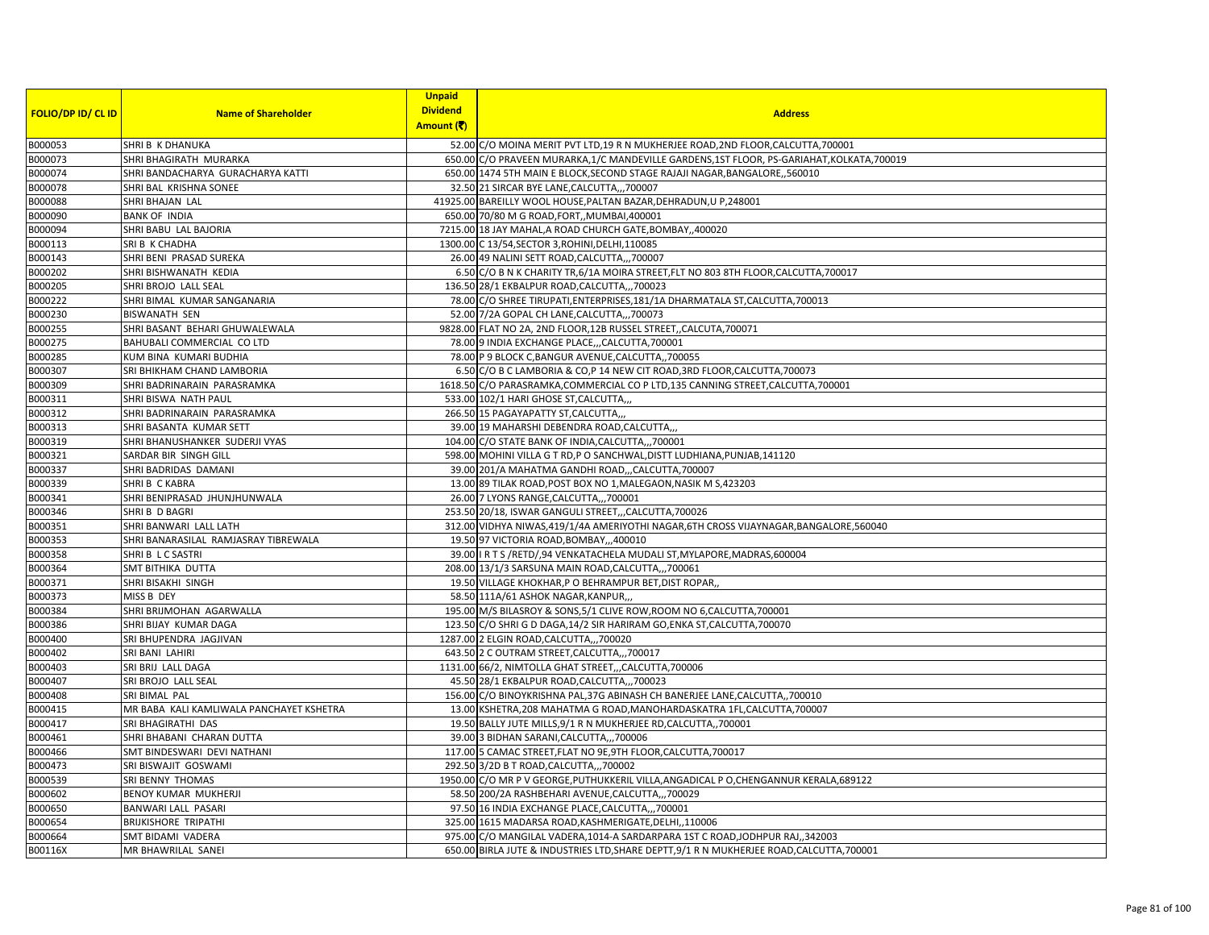| FOLIO/DP ID/ CL ID | Name of Shareholder | Unpaid Dividend Amount (₹) | Address |
|---|---|---|---|
| B000053 | SHRI B K DHANUKA | 52.00 | C/O MOINA MERIT PVT LTD,19 R N MUKHERJEE ROAD,2ND FLOOR,CALCUTTA,700001 |
| B000073 | SHRI BHAGIRATH MURARKA | 650.00 | C/O PRAVEEN MURARKA,1/C MANDEVILLE GARDENS,1ST FLOOR, PS-GARIAHAT,KOLKATA,700019 |
| B000074 | SHRI BANDACHARYA GURACHARYA KATTI | 650.00 | 1474 5TH MAIN E BLOCK,SECOND STAGE RAJAJI NAGAR,BANGALORE,,560010 |
| B000078 | SHRI BAL KRISHNA SONEE | 32.50 | 21 SIRCAR BYE LANE,CALCUTTA,,,700007 |
| B000088 | SHRI BHAJAN LAL | 41925.00 | BAREILLY WOOL HOUSE,PALTAN BAZAR,DEHRADUN,U P,248001 |
| B000090 | BANK OF INDIA | 650.00 | 70/80 M G ROAD,FORT,,MUMBAI,400001 |
| B000094 | SHRI BABU LAL BAJORIA | 7215.00 | 18 JAY MAHAL,A ROAD CHURCH GATE,BOMBAY,,400020 |
| B000113 | SRI B K CHADHA | 1300.00 | C 13/54,SECTOR 3,ROHINI,DELHI,110085 |
| B000143 | SHRI BENI PRASAD SUREKA | 26.00 | 49 NALINI SETT ROAD,CALCUTTA,,,700007 |
| B000202 | SHRI BISHWANATH KEDIA | 6.50 | C/O B N K CHARITY TR,6/1A MOIRA STREET,FLT NO 803 8TH FLOOR,CALCUTTA,700017 |
| B000205 | SHRI BROJO LALL SEAL | 136.50 | 28/1 EKBALPUR ROAD,CALCUTTA,,,700023 |
| B000222 | SHRI BIMAL KUMAR SANGANARIA | 78.00 | C/O SHREE TIRUPATI,ENTERPRISES,181/1A DHARMATALA ST,CALCUTTA,700013 |
| B000230 | BISWANATH SEN | 52.00 | 7/2A GOPAL CH LANE,CALCUTTA,,,700073 |
| B000255 | SHRI BASANT BEHARI GHUWALEWALA | 9828.00 | FLAT NO 2A, 2ND FLOOR,12B RUSSEL STREET,,CALCUTA,700071 |
| B000275 | BAHUBALI COMMERCIAL CO LTD | 78.00 | 9 INDIA EXCHANGE PLACE,,,CALCUTTA,700001 |
| B000285 | KUM BINA KUMARI BUDHIA | 78.00 | P 9 BLOCK C,BANGUR AVENUE,CALCUTTA,,700055 |
| B000307 | SRI BHIKHAM CHAND LAMBORIA | 6.50 | C/O B C LAMBORIA & CO,P 14 NEW CIT ROAD,3RD FLOOR,CALCUTTA,700073 |
| B000309 | SHRI BADRINARAIN PARASRAMKA | 1618.50 | C/O PARASRAMKA,COMMERCIAL CO P LTD,135 CANNING STREET,CALCUTTA,700001 |
| B000311 | SHRI BISWA NATH PAUL | 533.00 | 102/1 HARI GHOSE ST,CALCUTTA,,, |
| B000312 | SHRI BADRINARAIN PARASRAMKA | 266.50 | 15 PAGAYAPATTY ST,CALCUTTA,,, |
| B000313 | SHRI BASANTA KUMAR SETT | 39.00 | 19 MAHARSHI DEBENDRA ROAD,CALCUTTA,,, |
| B000319 | SHRI BHANUSHANKER SUDERJI VYAS | 104.00 | C/O STATE BANK OF INDIA,CALCUTTA,,,700001 |
| B000321 | SARDAR BIR SINGH GILL | 598.00 | MOHINI VILLA G T RD,P O SANCHWAL,DISTT LUDHIANA,PUNJAB,141120 |
| B000337 | SHRI BADRIDAS DAMANI | 39.00 | 201/A MAHATMA GANDHI ROAD,,,CALCUTTA,700007 |
| B000339 | SHRI B C KABRA | 13.00 | 89 TILAK ROAD,POST BOX NO 1,MALEGAON,NASIK M S,423203 |
| B000341 | SHRI BENIPRASAD JHUNJHUNWALA | 26.00 | 7 LYONS RANGE,CALCUTTA,,,700001 |
| B000346 | SHRI B D BAGRI | 253.50 | 20/18, ISWAR GANGULI STREET,,,CALCUTTA,700026 |
| B000351 | SHRI BANWARI LALL LATH | 312.00 | VIDHYA NIWAS,419/1/4A AMERIYOTHI NAGAR,6TH CROSS VIJAYNAGAR,BANGALORE,560040 |
| B000353 | SHRI BANARASILAL RAMJASRAY TIBREWALA | 19.50 | 97 VICTORIA ROAD,BOMBAY,,,400010 |
| B000358 | SHRI B L C SASTRI | 39.00 | I R T S /RETD/,94 VENKATACHELA MUDALI ST,MYLAPORE,MADRAS,600004 |
| B000364 | SMT BITHIKA DUTTA | 208.00 | 13/1/3 SARSUNA MAIN ROAD,CALCUTTA,,,700061 |
| B000371 | SHRI BISAKHI SINGH | 19.50 | VILLAGE KHOKHAR,P O BEHRAMPUR BET,DIST ROPAR,, |
| B000373 | MISS B DEY | 58.50 | 111A/61 ASHOK NAGAR,KANPUR,,, |
| B000384 | SHRI BRIJMOHAN AGARWALLA | 195.00 | M/S BILASROY & SONS,5/1 CLIVE ROW,ROOM NO 6,CALCUTTA,700001 |
| B000386 | SHRI BIJAY KUMAR DAGA | 123.50 | C/O SHRI G D DAGA,14/2 SIR HARIRAM GO,ENKA ST,CALCUTTA,700070 |
| B000400 | SRI BHUPENDRA JAGJIVAN | 1287.00 | 2 ELGIN ROAD,CALCUTTA,,,700020 |
| B000402 | SRI BANI LAHIRI | 643.50 | 2 C OUTRAM STREET,CALCUTTA,,,700017 |
| B000403 | SRI BRIJ LALL DAGA | 1131.00 | 66/2, NIMTOLLA GHAT STREET,,,CALCUTTA,700006 |
| B000407 | SRI BROJO LALL SEAL | 45.50 | 28/1 EKBALPUR ROAD,CALCUTTA,,,700023 |
| B000408 | SRI BIMAL PAL | 156.00 | C/O BINOYKRISHNA PAL,37G ABINASH CH BANERJEE LANE,CALCUTTA,,700010 |
| B000415 | MR BABA KALI KAMLIWALA PANCHAYET KSHETRA | 13.00 | KSHETRA,208 MAHATMA G ROAD,MANOHARDASKATRA 1FL,CALCUTTA,700007 |
| B000417 | SRI BHAGIRATHI DAS | 19.50 | BALLY JUTE MILLS,9/1 R N MUKHERJEE RD,CALCUTTA,,700001 |
| B000461 | SRI BHABANI CHARAN DUTTA | 39.00 | 3 BIDHAN SARANI,CALCUTTA,,,700006 |
| B000466 | SMT BINDESWARI DEVI NATHANI | 117.00 | 5 CAMAC STREET,FLAT NO 9E,9TH FLOOR,CALCUTTA,700017 |
| B000473 | SRI BISWAJIT GOSWAMI | 292.50 | 3/2D B T ROAD,CALCUTTA,,,700002 |
| B000539 | SRI BENNY THOMAS | 1950.00 | C/O MR P V GEORGE,PUTHUKKERIL VILLA,ANGADICAL P O,CHENGANNUR KERALA,689122 |
| B000602 | BENOY KUMAR MUKHERJI | 58.50 | 200/2A RASHBEHARI AVENUE,CALCUTTA,,,700029 |
| B000650 | BANWARI LALL PASARI | 97.50 | 16 INDIA EXCHANGE PLACE,CALCUTTA,,,700001 |
| B000654 | BRIJKISHORE TRIPATHI | 325.00 | 1615 MADARSA ROAD,KASHMERIGATE,DELHI,,110006 |
| B000664 | SMT BIDAMI VADERA | 975.00 | C/O MANGILAL VADERA,1014-A SARDARPARA 1ST C ROAD,JODHPUR RAJ,,342003 |
| B00116X | MR BHAWRILAL SANEI | 650.00 | BIRLA JUTE & INDUSTRIES LTD,SHARE DEPTT,9/1 R N MUKHERJEE ROAD,CALCUTTA,700001 |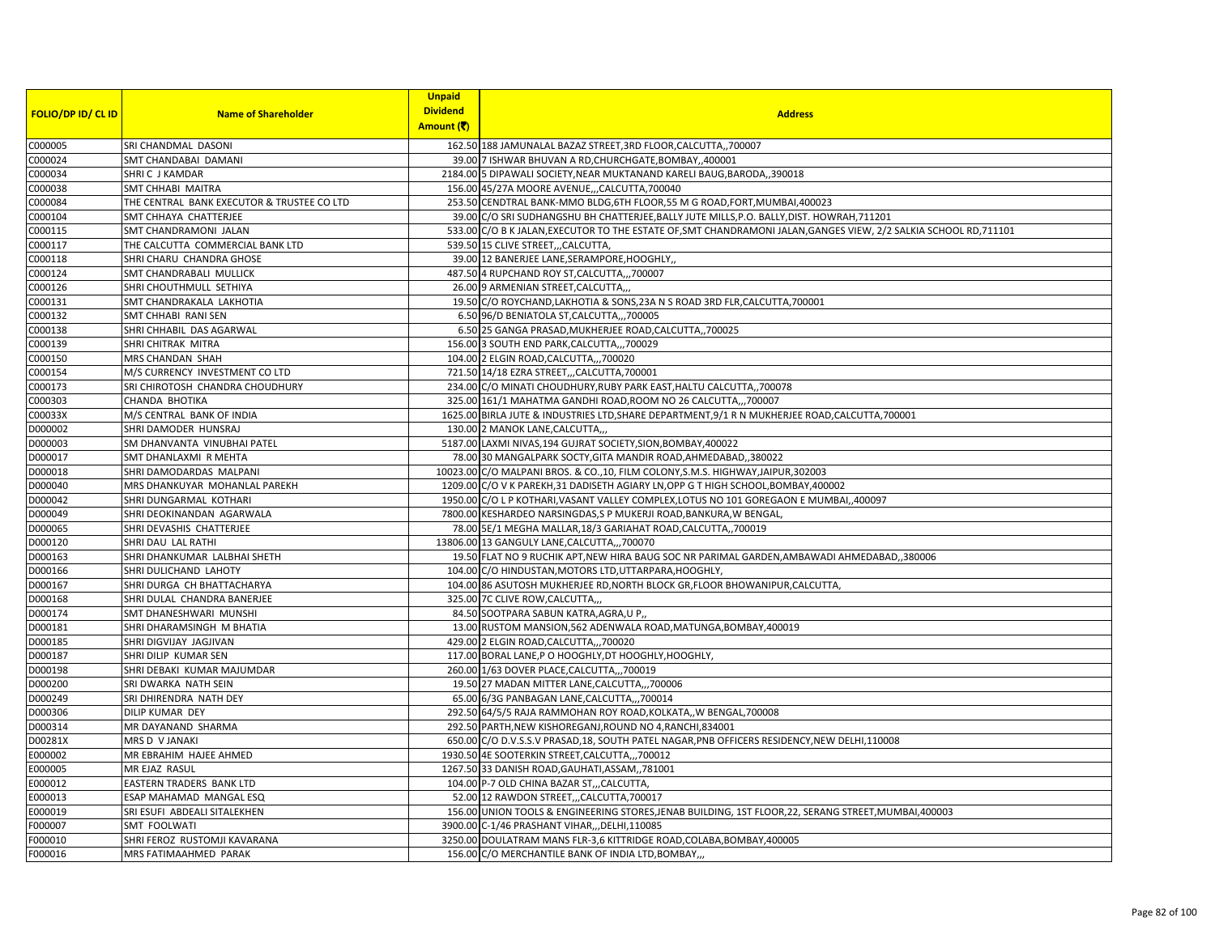| FOLIO/DP ID/ CL ID | Name of Shareholder | Unpaid Dividend Amount (₹) | Address |
|---|---|---|---|
| C000005 | SRI CHANDMAL DASONI | 162.50 | 188 JAMUNALAL BAZAZ STREET,3RD FLOOR,CALCUTTA,,700007 |
| C000024 | SMT CHANDABAI DAMANI | 39.00 | 7 ISHWAR BHUVAN A RD,CHURCHGATE,BOMBAY,,400001 |
| C000034 | SHRI C J KAMDAR | 2184.00 | 5 DIPAWALI SOCIETY,NEAR MUKTANAND KARELI BAUG,BARODA,,390018 |
| C000038 | SMT CHHABI MAITRA | 156.00 | 45/27A MOORE AVENUE,,,CALCUTTA,700040 |
| C000084 | THE CENTRAL BANK EXECUTOR & TRUSTEE CO LTD | 253.50 | CENDTRAL BANK-MMO BLDG,6TH FLOOR,55 M G ROAD,FORT,MUMBAI,400023 |
| C000104 | SMT CHHAYA CHATTERJEE | 39.00 | C/O SRI SUDHANGSHU BH CHATTERJEE,BALLY JUTE MILLS,P.O. BALLY,DIST. HOWRAH,711201 |
| C000115 | SMT CHANDRAMONI JALAN | 533.00 | C/O B K JALAN,EXECUTOR TO THE ESTATE OF,SMT CHANDRAMONI JALAN,GANGES VIEW, 2/2 SALKIA SCHOOL RD,711101 |
| C000117 | THE CALCUTTA COMMERCIAL BANK LTD | 539.50 | 15 CLIVE STREET,,,CALCUTTA, |
| C000118 | SHRI CHARU CHANDRA GHOSE | 39.00 | 12 BANERJEE LANE,SERAMPORE,HOOGHLY,, |
| C000124 | SMT CHANDRABALI MULLICK | 487.50 | 4 RUPCHAND ROY ST,CALCUTTA,,,700007 |
| C000126 | SHRI CHOUTHMULL SETHIYA | 26.00 | 9 ARMENIAN STREET,CALCUTTA,,, |
| C000131 | SMT CHANDRAKALA LAKHOTIA | 19.50 | C/O ROYCHAND,LAKHOTIA & SONS,23A N S ROAD 3RD FLR,CALCUTTA,700001 |
| C000132 | SMT CHHABI RANI SEN | 6.50 | 96/D BENIATOLA ST,CALCUTTA,,,700005 |
| C000138 | SHRI CHHABIL DAS AGARWAL | 6.50 | 25 GANGA PRASAD,MUKHERJEE ROAD,CALCUTTA,,700025 |
| C000139 | SHRI CHITRAK MITRA | 156.00 | 3 SOUTH END PARK,CALCUTTA,,,700029 |
| C000150 | MRS CHANDAN SHAH | 104.00 | 2 ELGIN ROAD,CALCUTTA,,,700020 |
| C000154 | M/S CURRENCY INVESTMENT CO LTD | 721.50 | 14/18 EZRA STREET,,,CALCUTTA,700001 |
| C000173 | SRI CHIROTOSH CHANDRA CHOUDHURY | 234.00 | C/O MINATI CHOUDHURY,RUBY PARK EAST,HALTU CALCUTTA,,700078 |
| C000303 | CHANDA BHOTIKA | 325.00 | 161/1 MAHATMA GANDHI ROAD,ROOM NO 26 CALCUTTA,,,700007 |
| C00033X | M/S CENTRAL BANK OF INDIA | 1625.00 | BIRLA JUTE & INDUSTRIES LTD,SHARE DEPARTMENT,9/1 R N MUKHERJEE ROAD,CALCUTTA,700001 |
| D000002 | SHRI DAMODER HUNSRAJ | 130.00 | 2 MANOK LANE,CALCUTTA,,, |
| D000003 | SM DHANVANTA VINUBHAI PATEL | 5187.00 | LAXMI NIVAS,194 GUJRAT SOCIETY,SION,BOMBAY,400022 |
| D000017 | SMT DHANLAXMI R MEHTA | 78.00 | 30 MANGALPARK SOCTY,GITA MANDIR ROAD,AHMEDABAD,,380022 |
| D000018 | SHRI DAMODARDAS MALPANI | 10023.00 | C/O MALPANI BROS. & CO.,10, FILM COLONY,S.M.S. HIGHWAY,JAIPUR,302003 |
| D000040 | MRS DHANKUYAR MOHANLAL PAREKH | 1209.00 | C/O V K PAREKH,31 DADISETH AGIARY LN,OPP G T HIGH SCHOOL,BOMBAY,400002 |
| D000042 | SHRI DUNGARMAL KOTHARI | 1950.00 | C/O L P KOTHARI,VASANT VALLEY COMPLEX,LOTUS NO 101 GOREGAON E MUMBAI,,400097 |
| D000049 | SHRI DEOKINANDAN AGARWALA | 7800.00 | KESHARDEO NARSINGDAS,S P MUKERJI ROAD,BANKURA,W BENGAL, |
| D000065 | SHRI DEVASHIS CHATTERJEE | 78.00 | 5E/1 MEGHA MALLAR,18/3 GARIAHAT ROAD,CALCUTTA,,700019 |
| D000120 | SHRI DAU LAL RATHI | 13806.00 | 13 GANGULY LANE,CALCUTTA,,,700070 |
| D000163 | SHRI DHANKUMAR LALBHAI SHETH | 19.50 | FLAT NO 9 RUCHIK APT,NEW HIRA BAUG SOC NR PARIMAL GARDEN,AMBAWADI AHMEDABAD,,380006 |
| D000166 | SHRI DULICHAND LAHOTY | 104.00 | C/O HINDUSTAN,MOTORS LTD,UTTARPARA,HOOGHLY, |
| D000167 | SHRI DURGA CH BHATTACHARYA | 104.00 | 86 ASUTOSH MUKHERJEE RD,NORTH BLOCK GR,FLOOR BHOWANIPUR,CALCUTTA, |
| D000168 | SHRI DULAL CHANDRA BANERJEE | 325.00 | 7C CLIVE ROW,CALCUTTA,,, |
| D000174 | SMT DHANESHWARI MUNSHI | 84.50 | SOOTPARA SABUN KATRA,AGRA,U P,, |
| D000181 | SHRI DHARAMSINGH M BHATIA | 13.00 | RUSTOM MANSION,562 ADENWALA ROAD,MATUNGA,BOMBAY,400019 |
| D000185 | SHRI DIGVIJAY JAGJIVAN | 429.00 | 2 ELGIN ROAD,CALCUTTA,,,700020 |
| D000187 | SHRI DILIP KUMAR SEN | 117.00 | BORAL LANE,P O HOOGHLY,DT HOOGHLY,HOOGHLY, |
| D000198 | SHRI DEBAKI KUMAR MAJUMDAR | 260.00 | 1/63 DOVER PLACE,CALCUTTA,,,700019 |
| D000200 | SRI DWARKA NATH SEIN | 19.50 | 27 MADAN MITTER LANE,CALCUTTA,,,700006 |
| D000249 | SRI DHIRENDRA NATH DEY | 65.00 | 6/3G PANBAGAN LANE,CALCUTTA,,,700014 |
| D000306 | DILIP KUMAR DEY | 292.50 | 64/5/5 RAJA RAMMOHAN ROY ROAD,KOLKATA,,W BENGAL,700008 |
| D000314 | MR DAYANAND SHARMA | 292.50 | PARTH,NEW KISHOREGANJ,ROUND NO 4,RANCHI,834001 |
| D00281X | MRS D V JANAKI | 650.00 | C/O D.V.S.S.V PRASAD,18, SOUTH PATEL NAGAR,PNB OFFICERS RESIDENCY,NEW DELHI,110008 |
| E000002 | MR EBRAHIM HAJEE AHMED | 1930.50 | 4E SOOTERKIN STREET,CALCUTTA,,,700012 |
| E000005 | MR EJAZ RASUL | 1267.50 | 33 DANISH ROAD,GAUHATI,ASSAM,,781001 |
| E000012 | EASTERN TRADERS BANK LTD | 104.00 | P-7 OLD CHINA BAZAR ST,,,CALCUTTA, |
| E000013 | ESAP MAHAMAD MANGAL ESQ | 52.00 | 12 RAWDON STREET,,,CALCUTTA,700017 |
| E000019 | SRI ESUFI ABDEALI SITALEKHEN | 156.00 | UNION TOOLS & ENGINEERING STORES,JENAB BUILDING, 1ST FLOOR,22, SERANG STREET,MUMBAI,400003 |
| F000007 | SMT FOOLWATI | 3900.00 | C-1/46 PRASHANT VIHAR,,,DELHI,110085 |
| F000010 | SHRI FEROZ RUSTOMJI KAVARANA | 3250.00 | DOULATRAM MANS FLR-3,6 KITTRIDGE ROAD,COLABA,BOMBAY,400005 |
| F000016 | MRS FATIMAAHMED PARAK | 156.00 | C/O MERCHANTILE BANK OF INDIA LTD,BOMBAY,,, |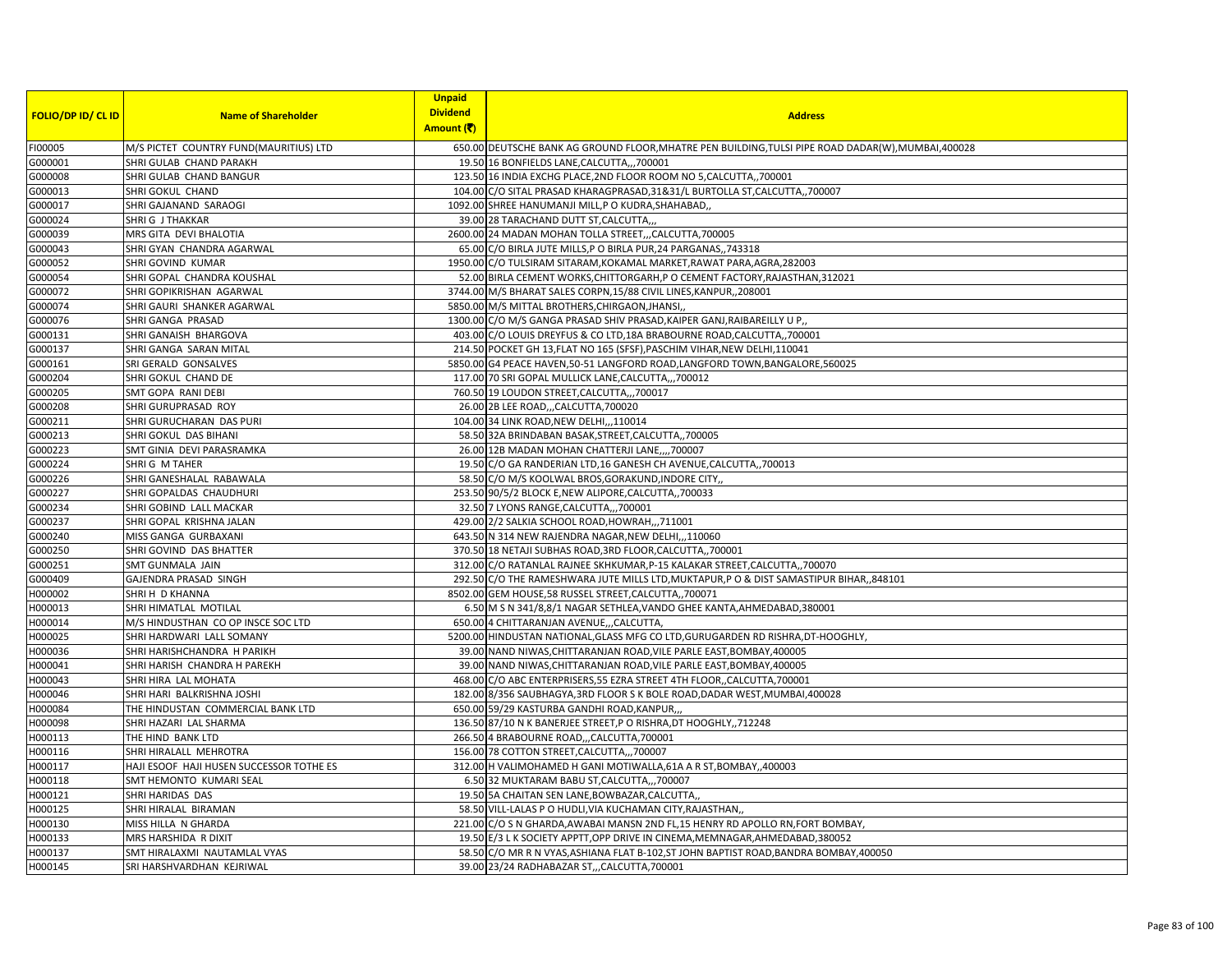| FOLIO/DP ID/ CL ID | Name of Shareholder | Unpaid Dividend Amount (₹) | Address |
| --- | --- | --- | --- |
| FI00005 | M/S PICTET COUNTRY FUND(MAURITIUS) LTD | 650.00 | DEUTSCHE BANK AG GROUND FLOOR,MHATRE PEN BUILDING,TULSI PIPE ROAD DADAR(W),MUMBAI,400028 |
| G000001 | SHRI GULAB CHAND PARAKH | 19.50 | 16 BONFIELDS LANE,CALCUTTA,,,700001 |
| G000008 | SHRI GULAB CHAND BANGUR | 123.50 | 16 INDIA EXCHG PLACE,2ND FLOOR ROOM NO 5,CALCUTTA,,700001 |
| G000013 | SHRI GOKUL CHAND | 104.00 | C/O SITAL PRASAD KHARAGPRASAD,31&31/L BURTOLLA ST,CALCUTTA,,700007 |
| G000017 | SHRI GAJANAND SARAOGI | 1092.00 | SHREE HANUMANJI MILL,P O KUDRA,SHAHABAD,, |
| G000024 | SHRI G J THAKKAR | 39.00 | 28 TARACHAND DUTT ST,CALCUTTA,,, |
| G000039 | MRS GITA DEVI BHALOTIA | 2600.00 | 24 MADAN MOHAN TOLLA STREET,,,CALCUTTA,700005 |
| G000043 | SHRI GYAN CHANDRA AGARWAL | 65.00 | C/O BIRLA JUTE MILLS,P O BIRLA PUR,24 PARGANAS,,743318 |
| G000052 | SHRI GOVIND KUMAR | 1950.00 | C/O TULSIRAM SITARAM,KOKAMAL MARKET,RAWAT PARA,AGRA,282003 |
| G000054 | SHRI GOPAL CHANDRA KOUSHAL | 52.00 | BIRLA CEMENT WORKS,CHITTORGARH,P O CEMENT FACTORY,RAJASTHAN,312021 |
| G000072 | SHRI GOPIKRISHAN AGARWAL | 3744.00 | M/S BHARAT SALES CORPN,15/88 CIVIL LINES,KANPUR,,208001 |
| G000074 | SHRI GAURI SHANKER AGARWAL | 5850.00 | M/S MITTAL BROTHERS,CHIRGAON,JHANSI,, |
| G000076 | SHRI GANGA PRASAD | 1300.00 | C/O M/S GANGA PRASAD SHIV PRASAD,KAIPER GANJ,RAIBAREILLY U P,, |
| G000131 | SHRI GANAISH BHARGOVA | 403.00 | C/O LOUIS DREYFUS & CO LTD,18A BRABOURNE ROAD,CALCUTTA,,700001 |
| G000137 | SHRI GANGA SARAN MITAL | 214.50 | POCKET GH 13,FLAT NO 165 (SFSF),PASCHIM VIHAR,NEW DELHI,110041 |
| G000161 | SRI GERALD GONSALVES | 5850.00 | G4 PEACE HAVEN,50-51 LANGFORD ROAD,LANGFORD TOWN,BANGALORE,560025 |
| G000204 | SHRI GOKUL CHAND DE | 117.00 | 70 SRI GOPAL MULLICK LANE,CALCUTTA,,,700012 |
| G000205 | SMT GOPA RANI DEBI | 760.50 | 19 LOUDON STREET,CALCUTTA,,,700017 |
| G000208 | SHRI GURUPRASAD ROY | 26.00 | 2B LEE ROAD,,,CALCUTTA,700020 |
| G000211 | SHRI GURUCHARAN DAS PURI | 104.00 | 34 LINK ROAD,NEW DELHI,,,110014 |
| G000213 | SHRI GOKUL DAS BIHANI | 58.50 | 32A BRINDABAN BASAK,STREET,CALCUTTA,,700005 |
| G000223 | SMT GINIA DEVI PARASRAMKA | 26.00 | 12B MADAN MOHAN CHATTERJI LANE,,,,700007 |
| G000224 | SHRI G M TAHER | 19.50 | C/O GA RANDERIAN LTD,16 GANESH CH AVENUE,CALCUTTA,,700013 |
| G000226 | SHRI GANESHALAL RABAWALA | 58.50 | C/O M/S KOOLWAL BROS,GORAKUND,INDORE CITY,, |
| G000227 | SHRI GOPALDAS CHAUDHURI | 253.50 | 90/5/2 BLOCK E,NEW ALIPORE,CALCUTTA,,700033 |
| G000234 | SHRI GOBIND LALL MACKAR | 32.50 | 7 LYONS RANGE,CALCUTTA,,,700001 |
| G000237 | SHRI GOPAL KRISHNA JALAN | 429.00 | 2/2 SALKIA SCHOOL ROAD,HOWRAH,,,711001 |
| G000240 | MISS GANGA GURBAXANI | 643.50 | N 314 NEW RAJENDRA NAGAR,NEW DELHI,,,110060 |
| G000250 | SHRI GOVIND DAS BHATTER | 370.50 | 18 NETAJI SUBHAS ROAD,3RD FLOOR,CALCUTTA,,700001 |
| G000251 | SMT GUNMALA JAIN | 312.00 | C/O RATANLAL RAJNEE SKHKUMAR,P-15 KALAKAR STREET,CALCUTTA,,700070 |
| G000409 | GAJENDRA PRASAD SINGH | 292.50 | C/O THE RAMESHWARA JUTE MILLS LTD,MUKTAPUR,P O & DIST SAMASTIPUR BIHAR,,848101 |
| H000002 | SHRI H D KHANNA | 8502.00 | GEM HOUSE,58 RUSSEL STREET,CALCUTTA,,700071 |
| H000013 | SHRI HIMATLAL MOTILAL | 6.50 | M S N 341/8,8/1 NAGAR SETHLEA,VANDO GHEE KANTA,AHMEDABAD,380001 |
| H000014 | M/S HINDUSTHAN CO OP INSCE SOC LTD | 650.00 | 4 CHITTARANJAN AVENUE,,,CALCUTTA, |
| H000025 | SHRI HARDWARI LALL SOMANY | 5200.00 | HINDUSTAN NATIONAL,GLASS MFG CO LTD,GURUGARDEN RD RISHRA,DT-HOOGHLY, |
| H000036 | SHRI HARISHCHANDRA H PARIKH | 39.00 | NAND NIWAS,CHITTARANJAN ROAD,VILE PARLE EAST,BOMBAY,400005 |
| H000041 | SHRI HARISH CHANDRA H PAREKH | 39.00 | NAND NIWAS,CHITTARANJAN ROAD,VILE PARLE EAST,BOMBAY,400005 |
| H000043 | SHRI HIRA LAL MOHATA | 468.00 | C/O ABC ENTERPRISERS,55 EZRA STREET 4TH FLOOR,,CALCUTTA,700001 |
| H000046 | SHRI HARI BALKRISHNA JOSHI | 182.00 | 8/356 SAUBHAGYA,3RD FLOOR S K BOLE ROAD,DADAR WEST,MUMBAI,400028 |
| H000084 | THE HINDUSTAN COMMERCIAL BANK LTD | 650.00 | 59/29 KASTURBA GANDHI ROAD,KANPUR,,, |
| H000098 | SHRI HAZARI LAL SHARMA | 136.50 | 87/10 N K BANERJEE STREET,P O RISHRA,DT HOOGHLY,,712248 |
| H000113 | THE HIND BANK LTD | 266.50 | 4 BRABOURNE ROAD,,,CALCUTTA,700001 |
| H000116 | SHRI HIRALALL MEHROTRA | 156.00 | 78 COTTON STREET,CALCUTTA,,,700007 |
| H000117 | HAJI ESOOF HAJI HUSEN SUCCESSOR TOTHE ES | 312.00 | H VALIMOHAMED H GANI MOTIWALLA,61A A R ST,BOMBAY,,400003 |
| H000118 | SMT HEMONTO KUMARI SEAL | 6.50 | 32 MUKTARAM BABU ST,CALCUTTA,,,700007 |
| H000121 | SHRI HARIDAS DAS | 19.50 | 5A CHAITAN SEN LANE,BOWBAZAR,CALCUTTA,, |
| H000125 | SHRI HIRALAL BIRAMAN | 58.50 | VILL-LALAS P O HUDLI,VIA KUCHAMAN CITY,RAJASTHAN,, |
| H000130 | MISS HILLA N GHARDA | 221.00 | C/O S N GHARDA,AWABAI MANSN 2ND FL,15 HENRY RD APOLLO RN,FORT BOMBAY, |
| H000133 | MRS HARSHIDA R DIXIT | 19.50 | E/3 L K SOCIETY APPTT,OPP DRIVE IN CINEMA,MEMNAGAR,AHMEDABAD,380052 |
| H000137 | SMT HIRALAXMI NAUTAMLAL VYAS | 58.50 | C/O MR R N VYAS,ASHIANA FLAT B-102,ST JOHN BAPTIST ROAD,BANDRA BOMBAY,400050 |
| H000145 | SRI HARSHVARDHAN KEJRIWAL | 39.00 | 23/24 RADHABAZAR ST,,,CALCUTTA,700001 |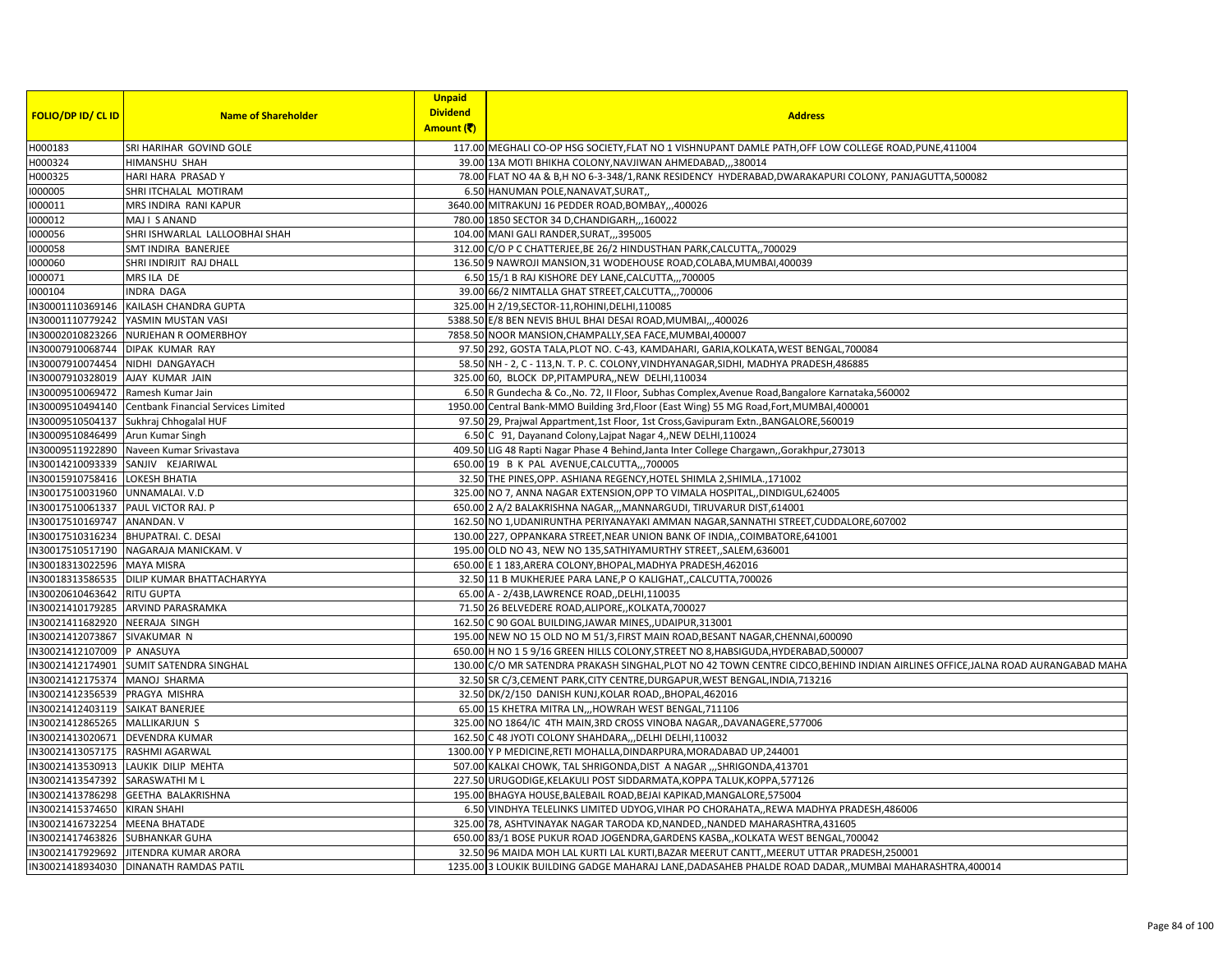| FOLIO/DP ID/ CL ID | Name of Shareholder | Unpaid Dividend Amount (₹) | Address |
|---|---|---|---|
| H000183 | SRI HARIHAR GOVIND GOLE | 117.00 | MEGHALI CO-OP HSG SOCIETY,FLAT NO 1 VISHNUPANT DAMLE PATH,OFF LOW COLLEGE ROAD,PUNE,411004 |
| H000324 | HIMANSHU SHAH | 39.00 | 13A MOTI BHIKHA COLONY,NAVJIWAN AHMEDABAD,,,380014 |
| H000325 | HARI HARA PRASAD Y | 78.00 | FLAT NO 4A & B,H NO 6-3-348/1,RANK RESIDENCY HYDERABAD,DWARAKAPURI COLONY, PANJAGUTTA,500082 |
| I000005 | SHRI ITCHALAL MOTIRAM | 6.50 | HANUMAN POLE,NANAVAT,SURAT,, |
| I000011 | MRS INDIRA RANI KAPUR | 3640.00 | MITRAKUNJ 16 PEDDER ROAD,BOMBAY,,,400026 |
| I000012 | MAJ I S ANAND | 780.00 | 1850 SECTOR 34 D,CHANDIGARH,,,160022 |
| I000056 | SHRI ISHWARLAL LALLOOBHAI SHAH | 104.00 | MANI GALI RANDER,SURAT,,,395005 |
| I000058 | SMT INDIRA BANERJEE | 312.00 | C/O P C CHATTERJEE,BE 26/2 HINDUSTHAN PARK,CALCUTTA,,700029 |
| I000060 | SHRI INDIRJIT RAJ DHALL | 136.50 | 9 NAWROJI MANSION,31 WODEHOUSE ROAD,COLABA,MUMBAI,400039 |
| I000071 | MRS ILA DE | 6.50 | 15/1 B RAJ KISHORE DEY LANE,CALCUTTA,,,700005 |
| I000104 | INDRA DAGA | 39.00 | 66/2 NIMTALLA GHAT STREET,CALCUTTA,,,700006 |
| IN30001110369146 | KAILASH CHANDRA GUPTA | 325.00 | H 2/19,SECTOR-11,ROHINI,DELHI,110085 |
| IN30001110779242 | YASMIN MUSTAN VASI | 5388.50 | E/8 BEN NEVIS BHUL BHAI DESAI ROAD,MUMBAI,,,400026 |
| IN30002010823266 | NURJEHAN R OOMERBHOY | 7858.50 | NOOR MANSION,CHAMPALLY,SEA FACE,MUMBAI,400007 |
| IN30007910068744 | DIPAK KUMAR RAY | 97.50 | 292, GOSTA TALA,PLOT NO. C-43, KAMDAHARI, GARIA,KOLKATA,WEST BENGAL,700084 |
| IN30007910074454 | NIDHI DANGAYACH | 58.50 | NH - 2, C - 113,N. T. P. C. COLONY,VINDHYANAGAR,SIDHI, MADHYA PRADESH,486885 |
| IN30007910328019 | AJAY KUMAR JAIN | 325.00 | 60, BLOCK DP,PITAMPURA,,NEW DELHI,110034 |
| IN30009510069472 | Ramesh Kumar Jain | 6.50 | R Gundecha & Co.,No. 72, II Floor, Subhas Complex,Avenue Road,Bangalore Karnataka,560002 |
| IN30009510494140 | Centbank Financial Services Limited | 1950.00 | Central Bank-MMO Building 3rd,Floor (East Wing) 55 MG Road,Fort,MUMBAI,400001 |
| IN30009510504137 | Sukhraj Chhogalal HUF | 97.50 | 29, Prajwal Appartment,1st Floor, 1st Cross,Gavipuram Extn.,BANGALORE,560019 |
| IN30009510846499 | Arun Kumar Singh | 6.50 | C 91, Dayanand Colony,Lajpat Nagar 4,,NEW DELHI,110024 |
| IN30009511922890 | Naveen Kumar Srivastava | 409.50 | LIG 48 Rapti Nagar Phase 4 Behind,Janta Inter College Chargawn,,Gorakhpur,273013 |
| IN30014210093339 | SANJIV KEJARIWAL | 650.00 | 19 B K PAL AVENUE,CALCUTTA,,,700005 |
| IN30015910758416 | LOKESH BHATIA | 32.50 | THE PINES,OPP. ASHIANA REGENCY,HOTEL SHIMLA 2,SHIMLA.,171002 |
| IN30017510031960 | UNNAMALAI. V.D | 325.00 | NO 7, ANNA NAGAR EXTENSION,OPP TO VIMALA HOSPITAL,,DINDIGUL,624005 |
| IN30017510061337 | PAUL VICTOR RAJ. P | 650.00 | 2 A/2 BALAKRISHNA NAGAR,,,MANNARGUDI, TIRUVARUR DIST,614001 |
| IN30017510169747 | ANANDAN. V | 162.50 | NO 1,UDANIRUNTHA PERIYANAYAKI AMMAN NAGAR,SANNATHI STREET,CUDDALORE,607002 |
| IN30017510316234 | BHUPATRAI. C. DESAI | 130.00 | 227, OPPANKARA STREET,NEAR UNION BANK OF INDIA,,COIMBATORE,641001 |
| IN30017510517190 | NAGARAJA MANICKAM. V | 195.00 | OLD NO 43, NEW NO 135,SATHIYAMURTHY STREET,,SALEM,636001 |
| IN30018313022596 | MAYA MISRA | 650.00 | E 1 183,ARERA COLONY,BHOPAL,MADHYA PRADESH,462016 |
| IN30018313586535 | DILIP KUMAR BHATTACHARYYA | 32.50 | 11 B MUKHERJEE PARA LANE,P O KALIGHAT,,CALCUTTA,700026 |
| IN30020610463642 | RITU GUPTA | 65.00 | A - 2/43B,LAWRENCE ROAD,,DELHI,110035 |
| IN30021410179285 | ARVIND PARASRAMKA | 71.50 | 26 BELVEDERE ROAD,ALIPORE,,KOLKATA,700027 |
| IN30021411682920 | NEERAJA SINGH | 162.50 | C 90 GOAL BUILDING,JAWAR MINES,,UDAIPUR,313001 |
| IN30021412073867 | SIVAKUMAR N | 195.00 | NEW NO 15 OLD NO M 51/3,FIRST MAIN ROAD,BESANT NAGAR,CHENNAI,600090 |
| IN30021412107009 | P ANASUYA | 650.00 | H NO 1 5 9/16 GREEN HILLS COLONY,STREET NO 8,HABSIGUDA,HYDERABAD,500007 |
| IN30021412174901 | SUMIT SATENDRA SINGHAL | 130.00 | C/O MR SATENDRA PRAKASH SINGHAL,PLOT NO 42 TOWN CENTRE CIDCO,BEHIND INDIAN AIRLINES OFFICE,JALNA ROAD AURANGABAD MAHA |
| IN30021412175374 | MANOJ SHARMA | 32.50 | SR C/3,CEMENT PARK,CITY CENTRE,DURGAPUR,WEST BENGAL,INDIA,713216 |
| IN30021412356539 | PRAGYA MISHRA | 32.50 | DK/2/150 DANISH KUNJ,KOLAR ROAD,,BHOPAL,462016 |
| IN30021412403119 | SAIKAT BANERJEE | 65.00 | 15 KHETRA MITRA LN,,,HOWRAH WEST BENGAL,711106 |
| IN30021412865265 | MALLIKARJUN S | 325.00 | NO 1864/IC 4TH MAIN,3RD CROSS VINOBA NAGAR,,DAVANAGERE,577006 |
| IN30021413020671 | DEVENDRA KUMAR | 162.50 | C 48 JYOTI COLONY SHAHDARA,,,DELHI DELHI,110032 |
| IN30021413057175 | RASHMI AGARWAL | 1300.00 | Y P MEDICINE,RETI MOHALLA,DINDARPURA,MORADABAD UP,244001 |
| IN30021413530913 | LAUKIK DILIP MEHTA | 507.00 | KALKAI CHOWK, TAL SHRIGONDA,DIST A NAGAR ,,,SHRIGONDA,413701 |
| IN30021413547392 | SARASWATHI M L | 227.50 | URUGODIGE,KELAKULI POST SIDDARMATA,KOPPA TALUK,KOPPA,577126 |
| IN30021413786298 | GEETHA BALAKRISHNA | 195.00 | BHAGYA HOUSE,BALEBAIL ROAD,BEJAI KAPIKAD,MANGALORE,575004 |
| IN30021415374650 | KIRAN SHAHI | 6.50 | VINDHYA TELELINKS LIMITED UDYOG,VIHAR PO CHORAHATA,,REWA MADHYA PRADESH,486006 |
| IN30021416732254 | MEENA BHATADE | 325.00 | 78, ASHTVINAYAK NAGAR TARODA KD,NANDED,,NANDED MAHARASHTRA,431605 |
| IN30021417463826 | SUBHANKAR GUHA | 650.00 | 83/1 BOSE PUKUR ROAD JOGENDRA,GARDENS KASBA,,KOLKATA WEST BENGAL,700042 |
| IN30021417929692 | JITENDRA KUMAR ARORA | 32.50 | 96 MAIDA MOH LAL KURTI LAL KURTI,BAZAR MEERUT CANTT,,MEERUT UTTAR PRADESH,250001 |
| IN30021418934030 | DINANATH RAMDAS PATIL | 1235.00 | 3 LOUKIK BUILDING GADGE MAHARAJ LANE,DADASAHEB PHALDE ROAD DADAR,,MUMBAI MAHARASHTRA,400014 |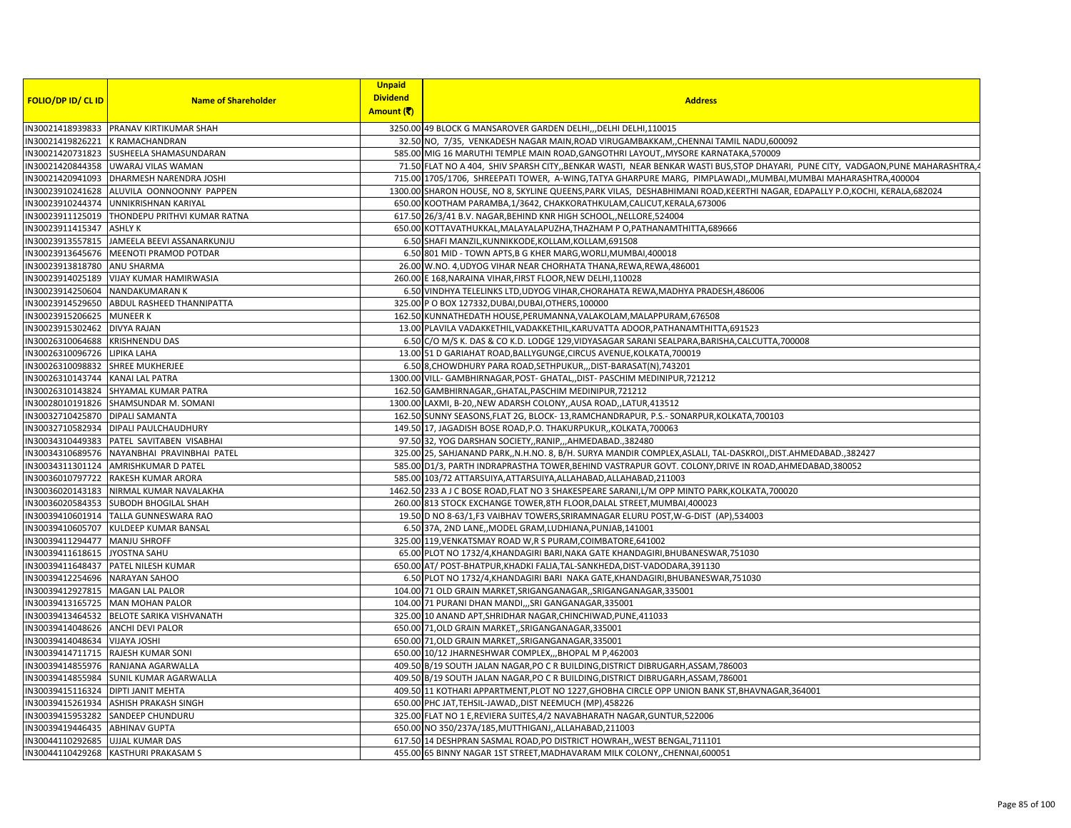| FOLIO/DP ID/ CL ID | Name of Shareholder | Unpaid Dividend Amount (₹) | Address |
|---|---|---|---|
| IN30021418939833 | PRANAV KIRTIKUMAR SHAH | 3250.00 | 49 BLOCK G MANSAROVER GARDEN DELHI,,,DELHI DELHI,110015 |
| IN30021419826221 | K RAMACHANDRAN | 32.50 | NO, 7/35, VENKADESH NAGAR MAIN,ROAD VIRUGAMBAKKAM,,CHENNAI TAMIL NADU,600092 |
| IN30021420731823 | SUSHEELA SHAMASUNDARAN | 585.00 | MIG 16 MARUTHI TEMPLE MAIN ROAD,GANGOTHRI LAYOUT,,MYSORE KARNATAKA,570009 |
| IN30021420844358 | UWARAJ VILAS WAMAN | 71.50 | FLAT NO A 404, SHIV SPARSH CITY,,BENKAR WASTI, NEAR BENKAR WASTI BUS,STOP DHAYARI, PUNE CITY, VADGAON,PUNE MAHARASHTRA,4 |
| IN30021420941093 | DHARMESH NARENDRA JOSHI | 715.00 | 1705/1706, SHREEPATI TOWER, A-WING,TATYA GHARPURE MARG, PIMPLAWADI,,MUMBAI,MUMBAI MAHARASHTRA,400004 |
| IN30023910241628 | ALUVILA OONNOONNY PAPPEN | 1300.00 | SHARON HOUSE, NO 8, SKYLINE QUEENS,PARK VILAS, DESHABHIMANI ROAD,KEERTHI NAGAR, EDAPALLY P.O,KOCHI, KERALA,682024 |
| IN30023910244374 | UNNIKRISHNAN KARIYAL | 650.00 | KOOTHAM PARAMBA,1/3642, CHAKKORATHKULAM,CALICUT,KERALA,673006 |
| IN30023911125019 | THONDEPU PRITHVI KUMAR RATNA | 617.50 | 26/3/41 B.V. NAGAR,BEHIND KNR HIGH SCHOOL,,NELLORE,524004 |
| IN30023911415347 | ASHLY K | 650.00 | KOTTAVATHUKKAL,MALAYALAPUZHA,THAZHAM P O,PATHANAMTHITTA,689666 |
| IN30023913557815 | JAMEELA BEEVI ASSANARKUNJU | 6.50 | SHAFI MANZIL,KUNNIKKODE,KOLLAM,KOLLAM,691508 |
| IN30023913645676 | MEENOTI PRAMOD POTDAR | 6.50 | 801 MID - TOWN APTS,B G KHER MARG,WORLI,MUMBAI,400018 |
| IN30023913818780 | ANU SHARMA | 26.00 | W.NO. 4,UDYOG VIHAR NEAR CHORHATA THANA,REWA,REWA,486001 |
| IN30023914025189 | VIJAY KUMAR HAMIRWASIA | 260.00 | E 168,NARAINA VIHAR,FIRST FLOOR,NEW DELHI,110028 |
| IN30023914250604 | NANDAKUMARAN K | 6.50 | VINDHYA TELELINKS LTD,UDYOG VIHAR,CHORAHATA REWA,MADHYA PRADESH,486006 |
| IN30023914529650 | ABDUL RASHEED THANNIPATTA | 325.00 | P O BOX 127332,DUBAI,DUBAI,OTHERS,100000 |
| IN30023915206625 | MUNEER K | 162.50 | KUNNATHEDATH HOUSE,PERUMANNA,VALAKOLAM,MALAPPURAM,676508 |
| IN30023915302462 | DIVYA RAJAN | 13.00 | PLAVILA VADAKKETHIL,VADAKKETHIL,KARUVATTA ADOOR,PATHANAMTHITTA,691523 |
| IN30026310064688 | KRISHNENDU DAS | 6.50 | C/O M/S K. DAS & CO K.D. LODGE 129,VIDYASAGAR SARANI SEALPARA,BARISHA,CALCUTTA,700008 |
| IN30026310096726 | LIPIKA LAHA | 13.00 | 51 D GARIAHAT ROAD,BALLYGUNGE,CIRCUS AVENUE,KOLKATA,700019 |
| IN30026310098832 | SHREE MUKHERJEE | 6.50 | 8,CHOWDHURY PARA ROAD,SETHPUKUR,,,DIST-BARASAT(N),743201 |
| IN30026310143744 | KANAI LAL PATRA | 1300.00 | VILL- GAMBHIRNAGAR,POST- GHATAL,,DIST- PASCHIM MEDINIPUR,721212 |
| IN30026310143824 | SHYAMAL KUMAR PATRA | 162.50 | GAMBHIRNAGAR,,GHATAL,PASCHIM MEDINIPUR,721212 |
| IN30028010191826 | SHAMSUNDAR M. SOMANI | 1300.00 | LAXMI, B-20,,NEW ADARSH COLONY,,AUSA ROAD,,LATUR,413512 |
| IN30032710425870 | DIPALI SAMANTA | 162.50 | SUNNY SEASONS,FLAT 2G, BLOCK- 13,RAMCHANDRAPUR, P.S.- SONARPUR,KOLKATA,700103 |
| IN30032710582934 | DIPALI PAULCHAUDHURY | 149.50 | 17, JAGADISH BOSE ROAD,P.O. THAKURPUKUR,,KOLKATA,700063 |
| IN30034310449383 | PATEL SAVITABEN VISABHAI | 97.50 | 32, YOG DARSHAN SOCIETY,,RANIP,,,AHMEDABAD.,382480 |
| IN30034310689576 | NAYANBHAI PRAVINBHAI PATEL | 325.00 | 25, SAHJANAND PARK,,N.H.NO. 8, B/H. SURYA MANDIR COMPLEX,ASLALI, TAL-DASKROI,,DIST.AHMEDABAD.,382427 |
| IN30034311301124 | AMRISHKUMAR D PATEL | 585.00 | D1/3, PARTH INDRAPRASTHA TOWER,BEHIND VASTRAPUR GOVT. COLONY,DRIVE IN ROAD,AHMEDABAD,380052 |
| IN30036010797722 | RAKESH KUMAR ARORA | 585.00 | 103/72 ATTARSUIYA,ATTARSUIYA,ALLAHABAD,ALLAHABAD,211003 |
| IN30036020143183 | NIRMAL KUMAR NAVALAKHA | 1462.50 | 233 A J C BOSE ROAD,FLAT NO 3 SHAKESPEARE SARANI,L/M OPP MINTO PARK,KOLKATA,700020 |
| IN30036020584353 | SUBODH BHOGILAL SHAH | 260.00 | 813 STOCK EXCHANGE TOWER,8TH FLOOR,DALAL STREET,MUMBAI,400023 |
| IN30039410601914 | TALLA GUNNESWARA RAO | 19.50 | D NO 8-63/1,F3 VAIBHAV TOWERS,SRIRAMNAGAR ELURU POST,W-G-DIST (AP),534003 |
| IN30039410605707 | KULDEEP KUMAR BANSAL | 6.50 | 37A, 2ND LANE,,MODEL GRAM,LUDHIANA,PUNJAB,141001 |
| IN30039411294477 | MANJU SHROFF | 325.00 | 119,VENKATSMAY ROAD W,R S PURAM,COIMBATORE,641002 |
| IN30039411618615 | JYOSTNA SAHU | 65.00 | PLOT NO 1732/4,KHANDAGIRI BARI,NAKA GATE KHANDAGIRI,BHUBANESWAR,751030 |
| IN30039411648437 | PATEL NILESH KUMAR | 650.00 | AT/ POST-BHATPUR,KHADKI FALIA,TAL-SANKHEDA,DIST-VADODARA,391130 |
| IN30039412254696 | NARAYAN SAHOO | 6.50 | PLOT NO 1732/4,KHANDAGIRI BARI NAKA GATE,KHANDAGIRI,BHUBANESWAR,751030 |
| IN30039412927815 | MAGAN LAL PALOR | 104.00 | 71 OLD GRAIN MARKET,SRIGANGANAGAR,,SRIGANGANAGAR,335001 |
| IN30039413165725 | MAN MOHAN PALOR | 104.00 | 71 PURANI DHAN MANDI,,,SRI GANGANAGAR,335001 |
| IN30039413464532 | BELOTE SARIKA VISHVANATH | 325.00 | 10 ANAND APT,SHRIDHAR NAGAR,CHINCHIWAD,PUNE,411033 |
| IN30039414048626 | ANCHI DEVI PALOR | 650.00 | 71,OLD GRAIN MARKET,,SRIGANGANAGAR,335001 |
| IN30039414048634 | VIJAYA JOSHI | 650.00 | 71,OLD GRAIN MARKET,,SRIGANGANAGAR,335001 |
| IN30039414711715 | RAJESH KUMAR SONI | 650.00 | 10/12 JHARNESHWAR COMPLEX,,,BHOPAL M P,462003 |
| IN30039414855976 | RANJANA AGARWALLA | 409.50 | B/19 SOUTH JALAN NAGAR,PO C R BUILDING,DISTRICT DIBRUGARH,ASSAM,786003 |
| IN30039414855984 | SUNIL KUMAR AGARWALLA | 409.50 | B/19 SOUTH JALAN NAGAR,PO C R BUILDING,DISTRICT DIBRUGARH,ASSAM,786001 |
| IN30039415116324 | DIPTI JANIT MEHTA | 409.50 | 11 KOTHARI APPARTMENT,PLOT NO 1227,GHOBHA CIRCLE OPP UNION BANK ST,BHAVNAGAR,364001 |
| IN30039415261934 | ASHISH PRAKASH SINGH | 650.00 | PHC JAT,TEHSIL-JAWAD,,DIST NEEMUCH (MP),458226 |
| IN30039415953282 | SANDEEP CHUNDURU | 325.00 | FLAT NO 1 E,REVIERA SUITES,4/2 NAVABHARATH NAGAR,GUNTUR,522006 |
| IN30039419446435 | ABHINAV GUPTA | 650.00 | NO 350/237A/185,MUTTHIGANJ,,ALLAHABAD,211003 |
| IN30044110292685 | UJJAL KUMAR DAS | 617.50 | 14 DESHPRAN SASMAL ROAD,PO DISTRICT HOWRAH,,WEST BENGAL,711101 |
| IN30044110429268 | KASTHURI PRAKASAM S | 455.00 | 65 BINNY NAGAR 1ST STREET,MADHAVARAM MILK COLONY,,CHENNAI,600051 |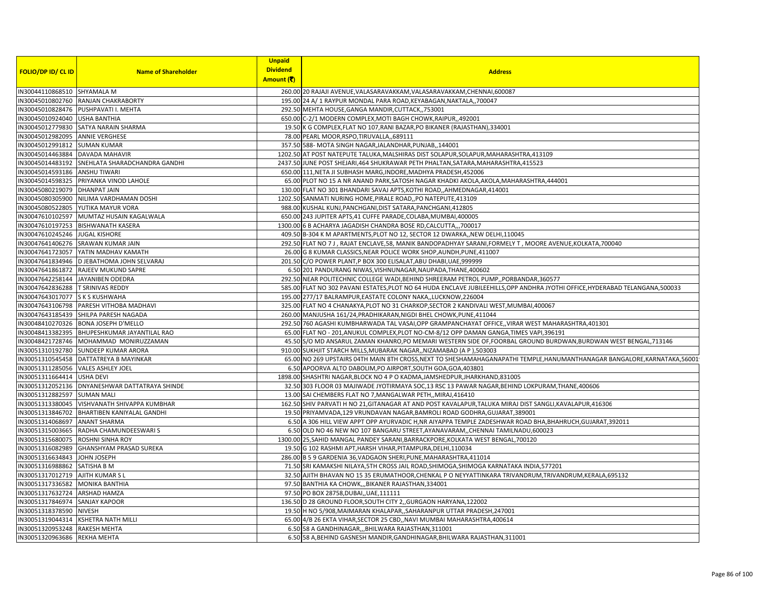| FOLIO/DP ID/ CL ID | Name of Shareholder | Unpaid Dividend Amount (₹) | Address |
|---|---|---|---|
| IN30044110868510 | SHYAMALA M | 260.00 | 20 RAJAJI AVENUE,VALASARAVAKKAM,VALASARAVAKKAM,CHENNAI,600087 |
| IN30045010802760 | RANJAN CHAKRABORTY | 195.00 | 24 A/ 1 RAYPUR MONDAL PARA ROAD,KEYABAGAN,NAKTALA,,700047 |
| IN30045010828476 | PUSHPAVATI I. MEHTA | 292.50 | MEHTA HOUSE,GANGA MANDIR,CUTTACK,,753001 |
| IN30045010924040 | USHA BANTHIA | 650.00 | C-2/1 MODERN COMPLEX,MOTI BAGH CHOWK,RAIPUR,,492001 |
| IN30045012779830 | SATYA NARAIN SHARMA | 19.50 | K G COMPLEX,FLAT NO 107,RANI BAZAR,PO BIKANER (RAJASTHAN),334001 |
| IN30045012982095 | ANNIE VERGHESE | 78.00 | PEARL MOOR,RSPO,TIRUVALLA,,689111 |
| IN30045012991812 | SUMAN KUMAR | 357.50 | 588- MOTA SINGH NAGAR,JALANDHAR,PUNJAB,,144001 |
| IN30045014463884 | DAVADA MAHAVIR | 1202.50 | AT POST NATEPUTE TALUKA,MALSHIRAS DIST SOLAPUR,SOLAPUR,MAHARASHTRA,413109 |
| IN30045014483192 | SNEHLATA SHARADCHANDRA GANDHI | 2437.50 | JUNE POST SHEJARI,464 SHUKRAWAR PETH PHALTAN,SATARA,MAHARASHTRA,415523 |
| IN30045014593186 | ANSHU TIWARI | 650.00 | 111,NETA JI SUBHASH MARG,INDORE,MADHYA PRADESH,452006 |
| IN30045014598325 | PRIYANKA VINOD LAHOLE | 65.00 | PLOT NO 15 A NR ANAND PARK,SATOSH NAGAR KHADKI AKOLA,AKOLA,MAHARASHTRA,444001 |
| IN30045080219079 | DHANPAT JAIN | 130.00 | FLAT NO 301 BHANDARI SAVAJ APTS,KOTHI ROAD,,AHMEDNAGAR,414001 |
| IN30045080305900 | NILIMA VARDHAMAN DOSHI | 1202.50 | SANMATI NURING HOME,PIRALE ROAD,,PO NATEPUTE,413109 |
| IN30045080522805 | YUTIKA MAYUR VORA | 988.00 | KUSHAL KUNJ,PANCHGANI,DIST SATARA,PANCHGANI,412805 |
| IN30047610102597 | MUMTAZ HUSAIN KAGALWALA | 650.00 | 243 JUPITER APTS,41 CUFFE PARADE,COLABA,MUMBAI,400005 |
| IN30047610197253 | BISHWANATH KASERA | 1300.00 | 6 B ACHARYA JAGADISH CHANDRA BOSE RD,CALCUTTA,,,700017 |
| IN30047610245246 | JUGAL KISHORE | 409.50 | B-304 K M APARTMENTS,PLOT NO 12, SECTOR 12 DWARKA,,NEW DELHI,110045 |
| IN30047641406276 | SRAWAN KUMAR JAIN | 292.50 | FLAT NO 7 J , RAJAT ENCLAVE,58, MANIK BANDOPADHYAY SARANI,FORMELY T , MOORE AVENUE,KOLKATA,700040 |
| IN30047641723057 | YATIN MADHAV KAMATH | 26.00 | G 8 KUMAR CLASSICS,NEAR POLICE WORK SHOP,AUNDH,PUNE,411007 |
| IN30047641834946 | D JEBATHOMA JOHN SELVARAJ | 201.50 | C/O POWER PLANT,P BOX 300 ELISALAT,ABU DHABI,UAE,999999 |
| IN30047641861872 | RAJEEV MUKUND SAPRE | 6.50 | 201 PANDURANG NIWAS,VISHNUNAGAR,NAUPADA,THANE,400602 |
| IN30047642258144 | JAYANIBEN ODEDRA | 292.50 | NEAR POLITECHNIC COLLEGE WADI,BEHIND SHREERAM PETROL PUMP,,PORBANDAR,360577 |
| IN30047642836288 | T SRINIVAS REDDY | 585.00 | FLAT NO 302 PAVANI ESTATES,PLOT NO 64 HUDA ENCLAVE JUBILEEHILLS,OPP ANDHRA JYOTHI OFFICE,HYDERABAD TELANGANA,500033 |
| IN30047643017077 | S K S KUSHWAHA | 195.00 | 277/17 BALRAMPUR,EASTATE COLONY NAKA,,LUCKNOW,226004 |
| IN30047643106798 | PARESH VITHOBA MADHAVI | 325.00 | FLAT NO 4 CHANAKYA,PLOT NO 31 CHARKOP,SECTOR 2 KANDIVALI WEST,MUMBAI,400067 |
| IN30047643185439 | SHILPA PARESH NAGADA | 260.00 | MANJUSHA 161/24,PRADHIKARAN,NIGDI BHEL CHOWK,PUNE,411044 |
| IN30048410270326 | BONA JOSEPH D'MELLO | 292.50 | 760 AGASHI KUMBHARWADA TAL VASAI,OPP GRAMPANCHAYAT OFFICE,,VIRAR WEST MAHARASHTRA,401301 |
| IN30048413382395 | BHUPESHKUMAR JAYANTILAL RAO | 65.00 | FLAT NO - 201,ANUKUL COMPLEX,PLOT NO-CM-8/12 OPP DAMAN GANGA,TIMES VAPI,396191 |
| IN30048421728746 | MOHAMMAD MONIRUZZAMAN | 45.50 | S/O MD ANSARUL ZAMAN KHANRO,PO MEMARI WESTERN SIDE OF,FOORBAL GROUND BURDWAN,BURDWAN WEST BENGAL,713146 |
| IN30051310192780 | SUNDEEP KUMAR ARORA | 910.00 | SUKHJIT STARCH MILLS,MUBARAK NAGAR,,NIZAMABAD (A P ),503003 |
| IN30051310545458 | DATTATREYA B MAYINKAR | 65.00 | NO 269 UPSTAIRS 04TH MAIN 8TH CROSS,NEXT TO SHESHAMAHAGANAPATHI TEMPLE,HANUMANTHANAGAR BANGALORE,KARNATAKA,56001 |
| IN30051311285056 | VALES ASHLEY JOEL | 6.50 | APOORVA ALTO DABOLIM,PO AIRPORT,SOUTH GOA,GOA,403801 |
| IN30051311664414 | USHA DEVI | 1898.00 | SHASHTRI NAGAR,BLOCK NO 4 P O KADMA,JAMSHEDPUR,JHARKHAND,831005 |
| IN30051312052136 | DNYANESHWAR DATTATRAYA SHINDE | 32.50 | 303 FLOOR 03 MAJIWADE JYOTIRMAYA SOC,13 RSC 13 PAWAR NAGAR,BEHIND LOKPURAM,THANE,400606 |
| IN30051312882597 | SUMAN MALI | 13.00 | SAI CHEMBERS FLAT NO 7,MANGALWAR PETH,,MIRAJ,416410 |
| IN30051313380045 | VISHVANATH SHIVAPPA KUMBHAR | 162.50 | SHIV PARVATI H NO 21,GITANAGAR AT AND POST KAVALAPUR,TALUKA MIRAJ DIST SANGLI,KAVALAPUR,416306 |
| IN30051313846702 | BHARTIBEN KANIYALAL GANDHI | 19.50 | PRIYAMVADA,129 VRUNDAVAN NAGAR,BAMROLI ROAD GODHRA,GUJARAT,389001 |
| IN30051314068697 | ANANT SHARMA | 6.50 | A 306 HILL VIEW APPT OPP AYURVADIC H,NR AIYAPPA TEMPLE ZADESHWAR ROAD BHA,BHAHRUCH,GUJARAT,392011 |
| IN30051315003665 | RADHA CHAMUNDEESWARI S | 6.50 | OLD NO 46 NEW NO 107 BANGARU STREET,AYANAVARAM,,CHENNAI TAMILNADU,600023 |
| IN30051315680075 | ROSHNI SINHA ROY | 1300.00 | 25,SAHID MANGAL PANDEY SARANI,BARRACKPORE,KOLKATA WEST BENGAL,700120 |
| IN30051316082989 | GHANSHYAM PRASAD SUREKA | 19.50 | G 102 RASHMI APT,HARSH VIHAR,PITAMPURA,DELHI,110034 |
| IN30051316634843 | JOHN JOSEPH | 286.00 | B 5 9 GARDENIA 36,VADGAON SHERI,PUNE,MAHARASHTRA,411014 |
| IN30051316988862 | SATISHA B M | 71.50 | SRI KAMAKSHI NILAYA,5TH CROSS JAIL ROAD,SHIMOGA,SHIMOGA KARNATAKA INDIA,577201 |
| IN30051317012719 | AJITH KUMAR S L | 32.50 | AJITH BHAVAN NO 15 35 ERUMATHOOR,CHENKAL P O NEYYATTINKARA TRIVANDRUM,TRIVANDRUM,KERALA,695132 |
| IN30051317336582 | MONIKA BANTHIA | 97.50 | BANTHIA KA CHOWK,,,BIKANER RAJASTHAN,334001 |
| IN30051317632724 | ARSHAD HAMZA | 97.50 | PO BOX 28758,DUBAI,,UAE,111111 |
| IN30051317846974 | SANJAY KAPOOR | 136.50 | D 28 GROUND FLOOR,SOUTH CITY 2,,GURGAON HARYANA,122002 |
| IN30051318378590 | NIVESH | 19.50 | H NO 5/908,MAIMARAN KHALAPAR,,SAHARANPUR UTTAR PRADESH,247001 |
| IN30051319044314 | KSHETRA NATH MILLI | 65.00 | 4/B 26 EKTA VIHAR,SECTOR 25 CBD,,NAVI MUMBAI MAHARASHTRA,400614 |
| IN30051320953248 | RAKESH MEHTA | 6.50 | 58 A GANDHINAGAR,,,BHILWARA RAJASTHAN,311001 |
| IN30051320963686 | REKHA MEHTA | 6.50 | 58 A,BEHIND GASNESH MANDIR,GANDHINAGAR,BHILWARA RAJASTHAN,311001 |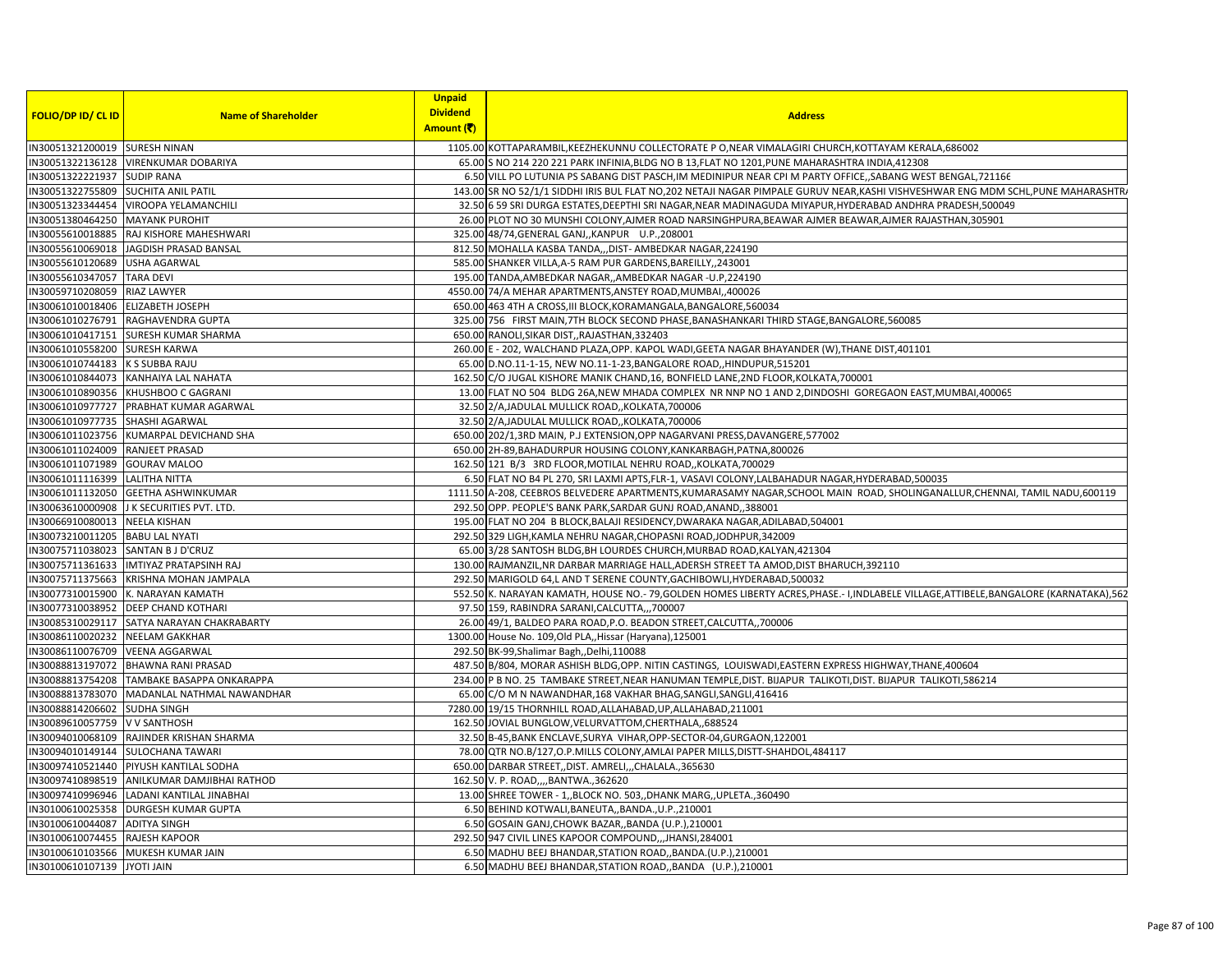| FOLIO/DP ID/ CL ID | Name of Shareholder | Unpaid Dividend Amount (₹) | Address |
|---|---|---|---|
| IN30051321200019 | SURESH NINAN | 1105.00 | KOTTAPARAMBIL,KEEZHEKUNNU COLLECTORATE P O,NEAR VIMALAGIRI CHURCH,KOTTAYAM KERALA,686002 |
| IN30051322136128 | VIRENKUMAR DOBARIYA | 65.00 | S NO 214 220 221 PARK INFINIA,BLDG NO B 13,FLAT NO 1201,PUNE MAHARASHTRA INDIA,412308 |
| IN30051322221937 | SUDIP RANA | 6.50 | VILL PO LUTUNIA PS SABANG DIST PASCH,IM MEDINIPUR NEAR CPI M PARTY OFFICE,,SABANG WEST BENGAL,721166 |
| IN30051322755809 | SUCHITA ANIL PATIL | 143.00 | SR NO 52/1/1 SIDDHI IRIS BUL FLAT NO,202 NETAJI NAGAR PIMPALE GURUV NEAR,KASHI VISHVESHWAR ENG MDM SCHL,PUNE MAHARASHTRA |
| IN30051323344454 | VIROOPA YELAMANCHILI | 32.50 | 6 59 SRI DURGA ESTATES,DEEPTHI SRI NAGAR,NEAR MADINAGUDA MIYAPUR,HYDERABAD ANDHRA PRADESH,500049 |
| IN30051380464250 | MAYANK PUROHIT | 26.00 | PLOT NO 30 MUNSHI COLONY,AJMER ROAD NARSINGHPURA,BEAWAR AJMER BEAWAR,AJMER RAJASTHAN,305901 |
| IN30055610018885 | RAJ KISHORE MAHESHWARI | 325.00 | 48/74,GENERAL GANJ,,KANPUR U.P.,208001 |
| IN30055610069018 | JAGDISH PRASAD BANSAL | 812.50 | MOHALLA KASBA TANDA,,,DIST- AMBEDKAR NAGAR,224190 |
| IN30055610120689 | USHA AGARWAL | 585.00 | SHANKER VILLA,A-5 RAM PUR GARDENS,BAREILLY,,243001 |
| IN30055610347057 | TARA DEVI | 195.00 | TANDA,AMBEDKAR NAGAR,,AMBEDKAR NAGAR -U.P,224190 |
| IN30059710208059 | RIAZ LAWYER | 4550.00 | 74/A MEHAR APARTMENTS,ANSTEY ROAD,MUMBAI,,400026 |
| IN30061010018406 | ELIZABETH JOSEPH | 650.00 | 463 4TH A CROSS,III BLOCK,KORAMANGALA,BANGALORE,560034 |
| IN30061010276791 | RAGHAVENDRA GUPTA | 325.00 | 756 FIRST MAIN,7TH BLOCK SECOND PHASE,BANASHANKARI THIRD STAGE,BANGALORE,560085 |
| IN30061010417151 | SURESH KUMAR SHARMA | 650.00 | RANOLI,SIKAR DIST,,RAJASTHAN,332403 |
| IN30061010558200 | SURESH KARWA | 260.00 | E - 202, WALCHAND PLAZA,OPP. KAPOL WADI,GEETA NAGAR BHAYANDER (W),THANE DIST,401101 |
| IN30061010744183 | K S SUBBA RAJU | 65.00 | D.NO.11-1-15, NEW NO.11-1-23,BANGALORE ROAD,,HINDUPUR,515201 |
| IN30061010844073 | KANHAIYA LAL NAHATA | 162.50 | C/O JUGAL KISHORE MANIK CHAND,16, BONFIELD LANE,2ND FLOOR,KOLKATA,700001 |
| IN30061010890356 | KHUSHBOO C GAGRANI | 13.00 | FLAT NO 504 BLDG 26A,NEW MHADA COMPLEX NR NNP NO 1 AND 2,DINDOSHI GOREGAON EAST,MUMBAI,400065 |
| IN30061010977727 | PRABHAT KUMAR AGARWAL | 32.50 | 2/A,JADULAL MULLICK ROAD,,KOLKATA,700006 |
| IN30061010977735 | SHASHI AGARWAL | 32.50 | 2/A,JADULAL MULLICK ROAD,,KOLKATA,700006 |
| IN30061011023756 | KUMARPAL DEVICHAND SHA | 650.00 | 202/1,3RD MAIN, P.J EXTENSION,OPP NAGARVANI PRESS,DAVANGERE,577002 |
| IN30061011024009 | RANJEET PRASAD | 650.00 | 2H-89,BAHADURPUR HOUSING COLONY,KANKARBAGH,PATNA,800026 |
| IN30061011071989 | GOURAV MALOO | 162.50 | 121 B/3 3RD FLOOR,MOTILAL NEHRU ROAD,,KOLKATA,700029 |
| IN30061011116399 | LALITHA NITTA | 6.50 | FLAT NO B4 PL 270, SRI LAXMI APTS,FLR-1, VASAVI COLONY,LALBAHADUR NAGAR,HYDERABAD,500035 |
| IN30061011132050 | GEETHA ASHWINKUMAR | 1111.50 | A-208, CEEBROS BELVEDERE APARTMENTS,KUMARASAMY NAGAR,SCHOOL MAIN ROAD, SHOLINGANALLUR,CHENNAI, TAMIL NADU,600119 |
| IN30063610000908 | J K SECURITIES PVT. LTD. | 292.50 | OPP. PEOPLE'S BANK PARK,SARDAR GUNJ ROAD,ANAND,,388001 |
| IN30066910080013 | NEELA KISHAN | 195.00 | FLAT NO 204 B BLOCK,BALAJI RESIDENCY,DWARAKA NAGAR,ADILABAD,504001 |
| IN30073210011205 | BABU LAL NYATI | 292.50 | 329 LIGH,KAMLA NEHRU NAGAR,CHOPASNI ROAD,JODHPUR,342009 |
| IN30075711038023 | SANTAN B J D'CRUZ | 65.00 | 3/28 SANTOSH BLDG,BH LOURDES CHURCH,MURBAD ROAD,KALYAN,421304 |
| IN30075711361633 | IMTIYAZ PRATAPSINH RAJ | 130.00 | RAJMANZIL,NR DARBAR MARRIAGE HALL,ADERSH STREET TA AMOD,DIST BHARUCH,392110 |
| IN30075711375663 | KRISHNA MOHAN JAMPALA | 292.50 | MARIGOLD 64,L AND T SERENE COUNTY,GACHIBOWLI,HYDERABAD,500032 |
| IN30077310015900 | K. NARAYAN KAMATH | 552.50 | K. NARAYAN KAMATH, HOUSE NO.- 79,GOLDEN HOMES LIBERTY ACRES,PHASE.- I,INDLABELE VILLAGE,ATTIBELE,BANGALORE (KARNATAKA),562 |
| IN30077310038952 | DEEP CHAND KOTHARI | 97.50 | 159, RABINDRA SARANI,CALCUTTA,,,700007 |
| IN30085310029117 | SATYA NARAYAN CHAKRABARTY | 26.00 | 49/1, BALDEO PARA ROAD,P.O. BEADON STREET,CALCUTTA,,700006 |
| IN30086110020232 | NEELAM GAKKHAR | 1300.00 | House No. 109,Old PLA,,Hissar (Haryana),125001 |
| IN30086110076709 | VEENA AGGARWAL | 292.50 | BK-99,Shalimar Bagh,,Delhi,110088 |
| IN30088813197072 | BHAWNA RANI PRASAD | 487.50 | B/804, MORAR ASHISH BLDG,OPP. NITIN CASTINGS, LOUISWADI,EASTERN EXPRESS HIGHWAY,THANE,400604 |
| IN30088813754208 | TAMBAKE BASAPPA ONKARAPPA | 234.00 | P B NO. 25 TAMBAKE STREET,NEAR HANUMAN TEMPLE,DIST. BIJAPUR TALIKOTI,DIST. BIJAPUR TALIKOTI,586214 |
| IN30088813783070 | MADANLAL NATHMAL NAWANDHAR | 65.00 | C/O M N NAWANDHAR,168 VAKHAR BHAG,SANGLI,SANGLI,416416 |
| IN30088814206602 | SUDHA SINGH | 7280.00 | 19/15 THORNHILL ROAD,ALLAHABAD,UP,ALLAHABAD,211001 |
| IN30089610057759 | V V SANTHOSH | 162.50 | JOVIAL BUNGLOW,VELURVATTOM,CHERTHALA,,688524 |
| IN30094010068109 | RAJINDER KRISHAN SHARMA | 32.50 | B-45,BANK ENCLAVE,SURYA VIHAR,OPP-SECTOR-04,GURGAON,122001 |
| IN30094010149144 | SULOCHANA TAWARI | 78.00 | QTR NO.B/127,O.P.MILLS COLONY,AMLAI PAPER MILLS,DISTT-SHAHDOL,484117 |
| IN30097410521440 | PIYUSH KANTILAL SODHA | 650.00 | DARBAR STREET,,DIST. AMRELI,,,CHALALA.,365630 |
| IN30097410898519 | ANILKUMAR DAMJIBHAI RATHOD | 162.50 | V. P. ROAD,,,,BANTWA.,362620 |
| IN30097410996946 | LADANI KANTILAL JINABHAI | 13.00 | SHREE TOWER - 1,,BLOCK NO. 503,,DHANK MARG,,UPLETA.,360490 |
| IN30100610025358 | DURGESH KUMAR GUPTA | 6.50 | BEHIND KOTWALI,BANEUTA,,BANDA.,U.P.,210001 |
| IN30100610044087 | ADITYA SINGH | 6.50 | GOSAIN GANJ,CHOWK BAZAR,,BANDA (U.P.),210001 |
| IN30100610074455 | RAJESH KAPOOR | 292.50 | 947 CIVIL LINES KAPOOR COMPOUND,,,JHANSI,284001 |
| IN30100610103566 | MUKESH KUMAR JAIN | 6.50 | MADHU BEEJ BHANDAR,STATION ROAD,,BANDA.(U.P.),210001 |
| IN30100610107139 | JYOTI JAIN | 6.50 | MADHU BEEJ BHANDAR,STATION ROAD,,BANDA (U.P.),210001 |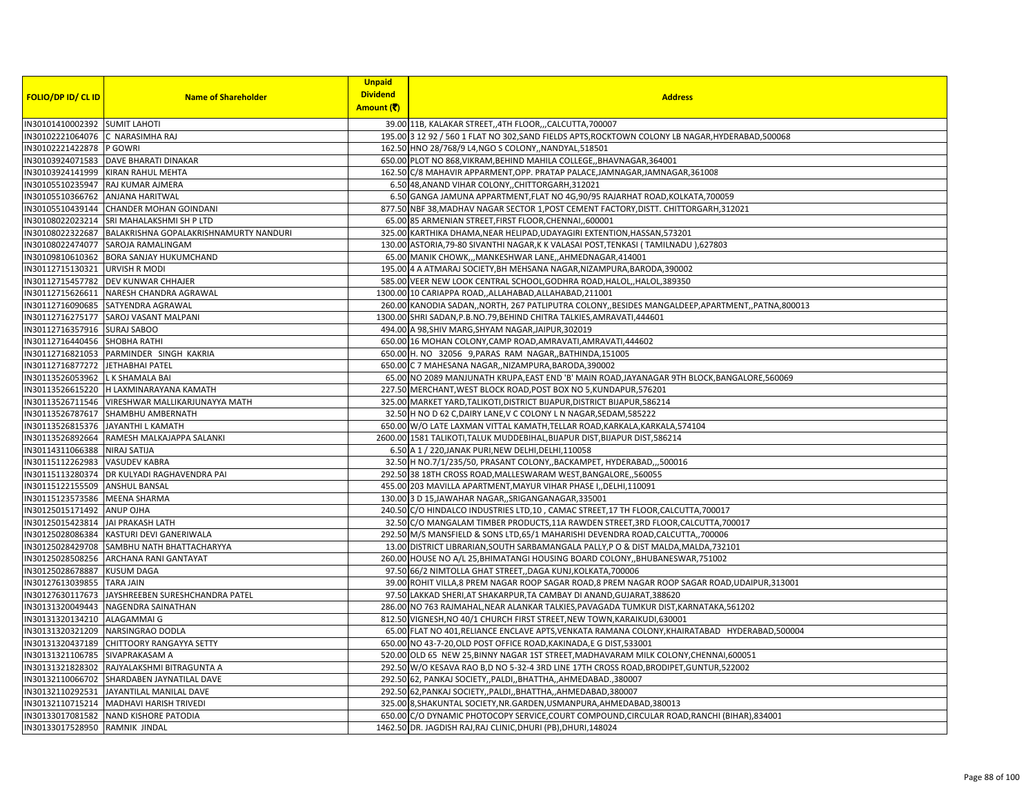| FOLIO/DP ID/ CL ID | Name of Shareholder | Unpaid Dividend Amount (₹) | Address |
|---|---|---|---|
| IN30101410002392 | SUMIT LAHOTI | 39.00 | 11B, KALAKAR STREET,,4TH FLOOR,,,CALCUTTA,700007 |
| IN30102221064076 | C NARASIMHA RAJ | 195.00 | 3 12 92 / 560 1 FLAT NO 302,SAND FIELDS APTS,ROCKTOWN COLONY LB NAGAR,HYDERABAD,500068 |
| IN30102221422878 | P GOWRI | 162.50 | HNO 28/768/9 L4,NGO S COLONY,,NANDYAL,518501 |
| IN30103924071583 | DAVE BHARATI DINAKAR | 650.00 | PLOT NO 868,VIKRAM,BEHIND MAHILA COLLEGE,,BHAVNAGAR,364001 |
| IN30103924141999 | KIRAN RAHUL MEHTA | 162.50 | C/8 MAHAVIR APPARMENT,OPP. PRATAP PALACE,JAMNAGAR,JAMNAGAR,361008 |
| IN30105510235947 | RAJ KUMAR AJMERA | 6.50 | 48,ANAND VIHAR COLONY,,CHITTORGARH,312021 |
| IN30105510366762 | ANJANA HARITWAL | 6.50 | GANGA JAMUNA APPARTMENT,FLAT NO 4G,90/95 RAJARHAT ROAD,KOLKATA,700059 |
| IN30105510439144 | CHANDER MOHAN GOINDANI | 877.50 | NBF 38,MADHAV NAGAR SECTOR 1,POST CEMENT FACTORY,DISTT. CHITTORGARH,312021 |
| IN30108022023214 | SRI MAHALAKSHMI SH P LTD | 65.00 | 85 ARMENIAN STREET,FIRST FLOOR,CHENNAI,,600001 |
| IN30108022322687 | BALAKRISHNA GOPALAKRISHNAMURTY NANDURI | 325.00 | KARTHIKA DHAMA,NEAR HELIPAD,UDAYAGIRI EXTENTION,HASSAN,573201 |
| IN30108022474077 | SAROJA RAMALINGAM | 130.00 | ASTORIA,79-80 SIVANTHI NAGAR,K K VALASAI POST,TENKASI ( TAMILNADU ),627803 |
| IN30109810610362 | BORA SANJAY HUKUMCHAND | 65.00 | MANIK CHOWK,,,MANKESHWAR LANE,,AHMEDNAGAR,414001 |
| IN30112715130321 | URVISH R MODI | 195.00 | 4 A ATMARAJ SOCIETY,BH MEHSANA NAGAR,NIZAMPURA,BARODA,390002 |
| IN30112715457782 | DEV KUNWAR CHHAJER | 585.00 | VEER NEW LOOK CENTRAL SCHOOL,GODHRA ROAD,HALOL,,HALOL,389350 |
| IN30112715626611 | NARESH CHANDRA AGRAWAL | 1300.00 | 10 CARIAPPA ROAD,,ALLAHABAD,ALLAHABAD,211001 |
| IN30112716090685 | SATYENDRA AGRAWAL | 260.00 | KANODIA SADAN,,NORTH, 267 PATLIPUTRA COLONY,,BESIDES MANGALDEEP,APARTMENT,,PATNA,800013 |
| IN30112716275177 | SAROJ VASANT MALPANI | 1300.00 | SHRI SADAN,P.B.NO.79,BEHIND CHITRA TALKIES,AMRAVATI,444601 |
| IN30112716357916 | SURAJ SABOO | 494.00 | A 98,SHIV MARG,SHYAM NAGAR,JAIPUR,302019 |
| IN30112716440456 | SHOBHA RATHI | 650.00 | 16 MOHAN COLONY,CAMP ROAD,AMRAVATI,AMRAVATI,444602 |
| IN30112716821053 | PARMINDER SINGH KAKRIA | 650.00 | H. NO 32056 9,PARAS RAM NAGAR,,BATHINDA,151005 |
| IN30112716877272 | JETHABHAI PATEL | 650.00 | C 7 MAHESANA NAGAR,,NIZAMPURA,BARODA,390002 |
| IN30113526053962 | L K SHAMALA BAI | 65.00 | NO 2089 MANJUNATH KRUPA,EAST END 'B' MAIN ROAD,JAYANAGAR 9TH BLOCK,BANGALORE,560069 |
| IN30113526615220 | H LAXMINARAYANA KAMATH | 227.50 | MERCHANT,WEST BLOCK ROAD,POST BOX NO 5,KUNDAPUR,576201 |
| IN30113526711546 | VIRESHWAR MALLIKARJUNAYYA MATH | 325.00 | MARKET YARD,TALIKOTI,DISTRICT BIJAPUR,DISTRICT BIJAPUR,586214 |
| IN30113526787617 | SHAMBHU AMBERNATH | 32.50 | H NO D 62 C,DAIRY LANE,V C COLONY L N NAGAR,SEDAM,585222 |
| IN30113526815376 | JAYANTHI L KAMATH | 650.00 | W/O LATE LAXMAN VITTAL KAMATH,TELLAR ROAD,KARKALA,KARKALA,574104 |
| IN30113526892664 | RAMESH MALKAJAPPA SALANKI | 2600.00 | 1581 TALIKOTI,TALUK MUDDEBIHAL,BIJAPUR DIST,BIJAPUR DIST,586214 |
| IN30114311066388 | NIRAJ SATIJA | 6.50 | A 1 / 220,JANAK PURI,NEW DELHI,DELHI,110058 |
| IN30115112262983 | VASUDEV KABRA | 32.50 | H NO.7/1/235/50, PRASANT COLONY,,BACKAMPET, HYDERABAD,,,500016 |
| IN30115113280374 | DR KULYADI RAGHAVENDRA PAI | 292.50 | 38 18TH CROSS ROAD,MALLESWARAM WEST,BANGALORE,,560055 |
| IN30115122155509 | ANSHUL BANSAL | 455.00 | 203 MAVILLA APARTMENT,MAYUR VIHAR PHASE I,,DELHI,110091 |
| IN30115123573586 | MEENA SHARMA | 130.00 | 3 D 15,JAWAHAR NAGAR,,SRIGANGANAGAR,335001 |
| IN30125015171492 | ANUP OJHA | 240.50 | C/O HINDALCO INDUSTRIES LTD,10 , CAMAC STREET,17 TH FLOOR,CALCUTTA,700017 |
| IN30125015423814 | JAI PRAKASH LATH | 32.50 | C/O MANGALAM TIMBER PRODUCTS,11A RAWDEN STREET,3RD FLOOR,CALCUTTA,700017 |
| IN30125028086384 | KASTURI DEVI GANERIWALA | 292.50 | M/S MANSFIELD & SONS LTD,65/1 MAHARISHI DEVENDRA ROAD,CALCUTTA,,700006 |
| IN30125028429708 | SAMBHU NATH BHATTACHARYYA | 13.00 | DISTRICT LIBRARIAN,SOUTH SARBAMANGALA PALLY,P O & DIST MALDA,MALDA,732101 |
| IN30125028508256 | ARCHANA RANI GANTAYAT | 260.00 | HOUSE NO A/L 25,BHIMATANGI HOUSING BOARD COLONY,,BHUBANESWAR,751002 |
| IN30125028678887 | KUSUM DAGA | 97.50 | 66/2 NIMTOLLA GHAT STREET,,DAGA KUNJ,KOLKATA,700006 |
| IN30127613039855 | TARA JAIN | 39.00 | ROHIT VILLA,8 PREM NAGAR ROOP SAGAR ROAD,8 PREM NAGAR ROOP SAGAR ROAD,UDAIPUR,313001 |
| IN30127630117673 | JAYSHREEBEN SURESHCHANDRA PATEL | 97.50 | LAKKAD SHERI,AT SHAKARPUR,TA CAMBAY DI ANAND,GUJARAT,388620 |
| IN30131320049443 | NAGENDRA SAINATHAN | 286.00 | NO 763 RAJMAHAL,NEAR ALANKAR TALKIES,PAVAGADA TUMKUR DIST,KARNATAKA,561202 |
| IN30131320134210 | ALAGAMMAI G | 812.50 | VIGNESH,NO 40/1 CHURCH FIRST STREET,NEW TOWN,KARAIKUDI,630001 |
| IN30131320321209 | NARSINGRAO DODLA | 65.00 | FLAT NO 401,RELIANCE ENCLAVE APTS,VENKATA RAMANA COLONY,KHAIRATABAD HYDERABAD,500004 |
| IN30131320437189 | CHITTOORY RANGAYYA SETTY | 650.00 | NO 43-7-20,OLD POST OFFICE ROAD,KAKINADA,E G DIST,533001 |
| IN30131321106785 | SIVAPRAKASAM A | 520.00 | OLD 65 NEW 25,BINNY NAGAR 1ST STREET,MADHAVARAM MILK COLONY,CHENNAI,600051 |
| IN30131321828302 | RAJYALAKSHMI BITRAGUNTA A | 292.50 | W/O KESAVA RAO B,D NO 5-32-4 3RD LINE 17TH CROSS ROAD,BRODIPET,GUNTUR,522002 |
| IN30132110066702 | SHARDABEN JAYNATILAL DAVE | 292.50 | 62, PANKAJ SOCIETY,,PALDI,,BHATTHA,,AHMEDABAD.,380007 |
| IN30132110292531 | JAYANTILAL MANILAL DAVE | 292.50 | 62,PANKAJ SOCIETY,,PALDI,,BHATTHA,,AHMEDABAD,380007 |
| IN30132110715214 | MADHAVI HARISH TRIVEDI | 325.00 | 8,SHAKUNTAL SOCIETY,NR.GARDEN,USMANPURA,AHMEDABAD,380013 |
| IN30133017081582 | NAND KISHORE PATODIA | 650.00 | C/O DYNAMIC PHOTOCOPY SERVICE,COURT COMPOUND,CIRCULAR ROAD,RANCHI (BIHAR),834001 |
| IN30133017528950 | RAMNIK JINDAL | 1462.50 | DR. JAGDISH RAJ,RAJ CLINIC,DHURI (PB),DHURI,148024 |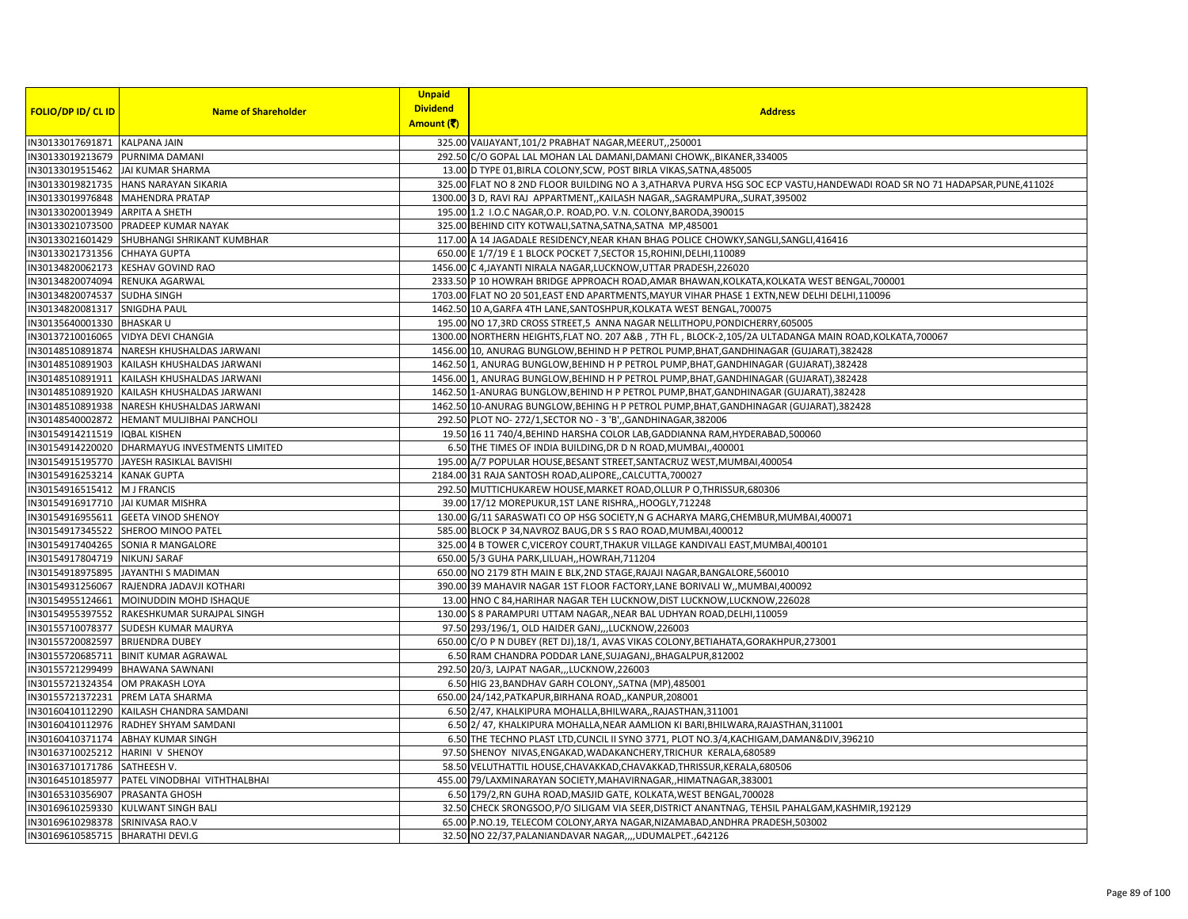| FOLIO/DP ID/ CL ID | Name of Shareholder | Unpaid Dividend Amount (₹) | Address |
|---|---|---|---|
| IN30133017691871 | KALPANA JAIN | 325.00 | VAIJAYANT,101/2 PRABHAT NAGAR,MEERUT,,250001 |
| IN30133019213679 | PURNIMA DAMANI | 292.50 | C/O GOPAL LAL MOHAN LAL DAMANI,DAMANI CHOWK,,BIKANER,334005 |
| IN30133019515462 | JAI KUMAR SHARMA | 13.00 | D TYPE 01,BIRLA COLONY,SCW, POST BIRLA VIKAS,SATNA,485005 |
| IN30133019821735 | HANS NARAYAN SIKARIA | 325.00 | FLAT NO 8 2ND FLOOR BUILDING NO A 3,ATHARVA PURVA HSG SOC ECP VASTU,HANDEWADI ROAD SR NO 71 HADAPSAR,PUNE,411028 |
| IN30133019976848 | MAHENDRA PRATAP | 1300.00 | 3 D, RAVI RAJ APPARTMENT,,KAILASH NAGAR,,SAGRAMPURA,,SURAT,395002 |
| IN30133020013949 | ARPITA A SHETH | 195.00 | 1.2 I.O.C NAGAR,O.P. ROAD,PO. V.N. COLONY,BARODA,390015 |
| IN30133021073500 | PRADEEP KUMAR NAYAK | 325.00 | BEHIND CITY KOTWALI,SATNA,SATNA,SATNA MP,485001 |
| IN30133021601429 | SHUBHANGI SHRIKANT KUMBHAR | 117.00 | A 14 JAGADALE RESIDENCY,NEAR KHAN BHAG POLICE CHOWKY,SANGLI,SANGLI,416416 |
| IN30133021731356 | CHHAYA GUPTA | 650.00 | E 1/7/19 E 1 BLOCK POCKET 7,SECTOR 15,ROHINI,DELHI,110089 |
| IN30134820062173 | KESHAV GOVIND RAO | 1456.00 | C 4,JAYANTI NIRALA NAGAR,LUCKNOW,UTTAR PRADESH,226020 |
| IN30134820074094 | RENUKA AGARWAL | 2333.50 | P 10 HOWRAH BRIDGE APPROACH ROAD,AMAR BHAWAN,KOLKATA,KOLKATA WEST BENGAL,700001 |
| IN30134820074537 | SUDHA SINGH | 1703.00 | FLAT NO 20 501,EAST END APARTMENTS,MAYUR VIHAR PHASE 1 EXTN,NEW DELHI DELHI,110096 |
| IN30134820081317 | SNIGDHA PAUL | 1462.50 | 10 A,GARFA 4TH LANE,SANTOSHPUR,KOLKATA WEST BENGAL,700075 |
| IN30135640001330 | BHASKAR U | 195.00 | NO 17,3RD CROSS STREET,5 ANNA NAGAR NELLITHOPU,PONDICHERRY,605005 |
| IN30137210016065 | VIDYA DEVI CHANGIA | 1300.00 | NORTHERN HEIGHTS,FLAT NO. 207 A&B , 7TH FL , BLOCK-2,105/2A ULTADANGA MAIN ROAD,KOLKATA,700067 |
| IN30148510891874 | NARESH KHUSHALDAS JARWANI | 1456.00 | 10, ANURAG BUNGLOW,BEHIND H P PETROL PUMP,BHAT,GANDHINAGAR (GUJARAT),382428 |
| IN30148510891903 | KAILASH KHUSHALDAS JARWANI | 1462.50 | 1, ANURAG BUNGLOW,BEHIND H P PETROL PUMP,BHAT,GANDHINAGAR (GUJARAT),382428 |
| IN30148510891911 | KAILASH KHUSHALDAS JARWANI | 1456.00 | 1, ANURAG BUNGLOW,BEHIND H P PETROL PUMP,BHAT,GANDHINAGAR (GUJARAT),382428 |
| IN30148510891920 | KAILASH KHUSHALDAS JARWANI | 1462.50 | 1-ANURAG BUNGLOW,BEHIND H P PETROL PUMP,BHAT,GANDHINAGAR (GUJARAT),382428 |
| IN30148510891938 | NARESH KHUSHALDAS JARWANI | 1462.50 | 10-ANURAG BUNGLOW,BEHING H P PETROL PUMP,BHAT,GANDHINAGAR (GUJARAT),382428 |
| IN30148540002872 | HEMANT MULJIBHAI PANCHOLI | 292.50 | PLOT NO- 272/1,SECTOR NO - 3 'B',,GANDHINAGAR,382006 |
| IN30154914211519 | IQBAL KISHEN | 19.50 | 16 11 740/4,BEHIND HARSHA COLOR LAB,GADDIANNA RAM,HYDERABAD,500060 |
| IN30154914220020 | DHARMAYUG INVESTMENTS LIMITED | 6.50 | THE TIMES OF INDIA BUILDING,DR D N ROAD,MUMBAI,,400001 |
| IN30154915195770 | JAYESH RASIKLAL BAVISHI | 195.00 | A/7 POPULAR HOUSE,BESANT STREET,SANTACRUZ WEST,MUMBAI,400054 |
| IN30154916253214 | KANAK GUPTA | 2184.00 | 31 RAJA SANTOSH ROAD,ALIPORE,,CALCUTTA,700027 |
| IN30154916515412 | M J FRANCIS | 292.50 | MUTTICHUKAREW HOUSE,MARKET ROAD,OLLUR P O,THRISSUR,680306 |
| IN30154916917710 | JAI KUMAR MISHRA | 39.00 | 17/12 MOREPUKUR,1ST LANE RISHRA,,HOOGLY,712248 |
| IN30154916955611 | GEETA VINOD SHENOY | 130.00 | G/11 SARASWATI CO OP HSG SOCIETY,N G ACHARYA MARG,CHEMBUR,MUMBAI,400071 |
| IN30154917345522 | SHEROO MINOO PATEL | 585.00 | BLOCK P 34,NAVROZ BAUG,DR S S RAO ROAD,MUMBAI,400012 |
| IN30154917404265 | SONIA R MANGALORE | 325.00 | 4 B TOWER C,VICEROY COURT,THAKUR VILLAGE KANDIVALI EAST,MUMBAI,400101 |
| IN30154917804719 | NIKUNJ SARAF | 650.00 | 5/3 GUHA PARK,LILUAH,,HOWRAH,711204 |
| IN30154918975895 | JAYANTHI S MADIMAN | 650.00 | NO 2179 8TH MAIN E BLK,2ND STAGE,RAJAJI NAGAR,BANGALORE,560010 |
| IN30154931256067 | RAJENDRA JADAVJI KOTHARI | 390.00 | 39 MAHAVIR NAGAR 1ST FLOOR FACTORY,LANE BORIVALI W,,MUMBAI,400092 |
| IN30154955124661 | MOINUDDIN MOHD ISHAQUE | 13.00 | HNO C 84,HARIHAR NAGAR TEH LUCKNOW,DIST LUCKNOW,LUCKNOW,226028 |
| IN30154955397552 | RAKESHKUMAR SURAJPAL SINGH | 130.00 | S 8 PARAMPURI UTTAM NAGAR,,NEAR BAL UDHYAN ROAD,DELHI,110059 |
| IN30155710078377 | SUDESH KUMAR MAURYA | 97.50 | 293/196/1, OLD HAIDER GANJ,,,LUCKNOW,226003 |
| IN30155720082597 | BRIJENDRA DUBEY | 650.00 | C/O P N DUBEY (RET DJ),18/1, AVAS VIKAS COLONY,BETIAHATA,GORAKHPUR,273001 |
| IN30155720685711 | BINIT KUMAR AGRAWAL | 6.50 | RAM CHANDRA PODDAR LANE,SUJAGANJ,,BHAGALPUR,812002 |
| IN30155721299499 | BHAWANA SAWNANI | 292.50 | 20/3, LAJPAT NAGAR,,,LUCKNOW,226003 |
| IN30155721324354 | OM PRAKASH LOYA | 6.50 | HIG 23,BANDHAV GARH COLONY,,SATNA (MP),485001 |
| IN30155721372231 | PREM LATA SHARMA | 650.00 | 24/142,PATKAPUR,BIRHANA ROAD,,KANPUR,208001 |
| IN30160410112290 | KAILASH CHANDRA SAMDANI | 6.50 | 2/47, KHALKIPURA MOHALLA,BHILWARA,,RAJASTHAN,311001 |
| IN30160410112976 | RADHEY SHYAM SAMDANI | 6.50 | 2/ 47, KHALKIPURA MOHALLA,NEAR AAMLION KI BARI,BHILWARA,RAJASTHAN,311001 |
| IN30160410371174 | ABHAY KUMAR SINGH | 6.50 | THE TECHNO PLAST LTD,CUNCIL II SYNO 3771, PLOT NO.3/4,KACHIGAM,DAMAN&DIV,396210 |
| IN30163710025212 | HARINI V SHENOY | 97.50 | SHENOY NIVAS,ENGAKAD,WADAKANCHERY,TRICHUR KERALA,680589 |
| IN30163710171786 | SATHEESH V. | 58.50 | VELUTHATTIL HOUSE,CHAVAKKAD,CHAVAKKAD,THRISSUR,KERALA,680506 |
| IN30164510185977 | PATEL VINODBHAI VITHTHALBHAI | 455.00 | 79/LAXMINARAYAN SOCIETY,MAHAVIRNAGAR,,HIMATNAGAR,383001 |
| IN30165310356907 | PRASANTA GHOSH | 6.50 | 179/2,RN GUHA ROAD,MASJID GATE, KOLKATA,WEST BENGAL,700028 |
| IN30169610259330 | KULWANT SINGH BALI | 32.50 | CHECK SRONGSOO,P/O SILIGAM VIA SEER,DISTRICT ANANTNAG, TEHSIL PAHALGAM,KASHMIR,192129 |
| IN30169610298378 | SRINIVASA RAO.V | 65.00 | P.NO.19, TELECOM COLONY,ARYA NAGAR,NIZAMABAD,ANDHRA PRADESH,503002 |
| IN30169610585715 | BHARATHI DEVI.G | 32.50 | NO 22/37,PALANIANDAVAR NAGAR,,,,UDUMALPET.,642126 |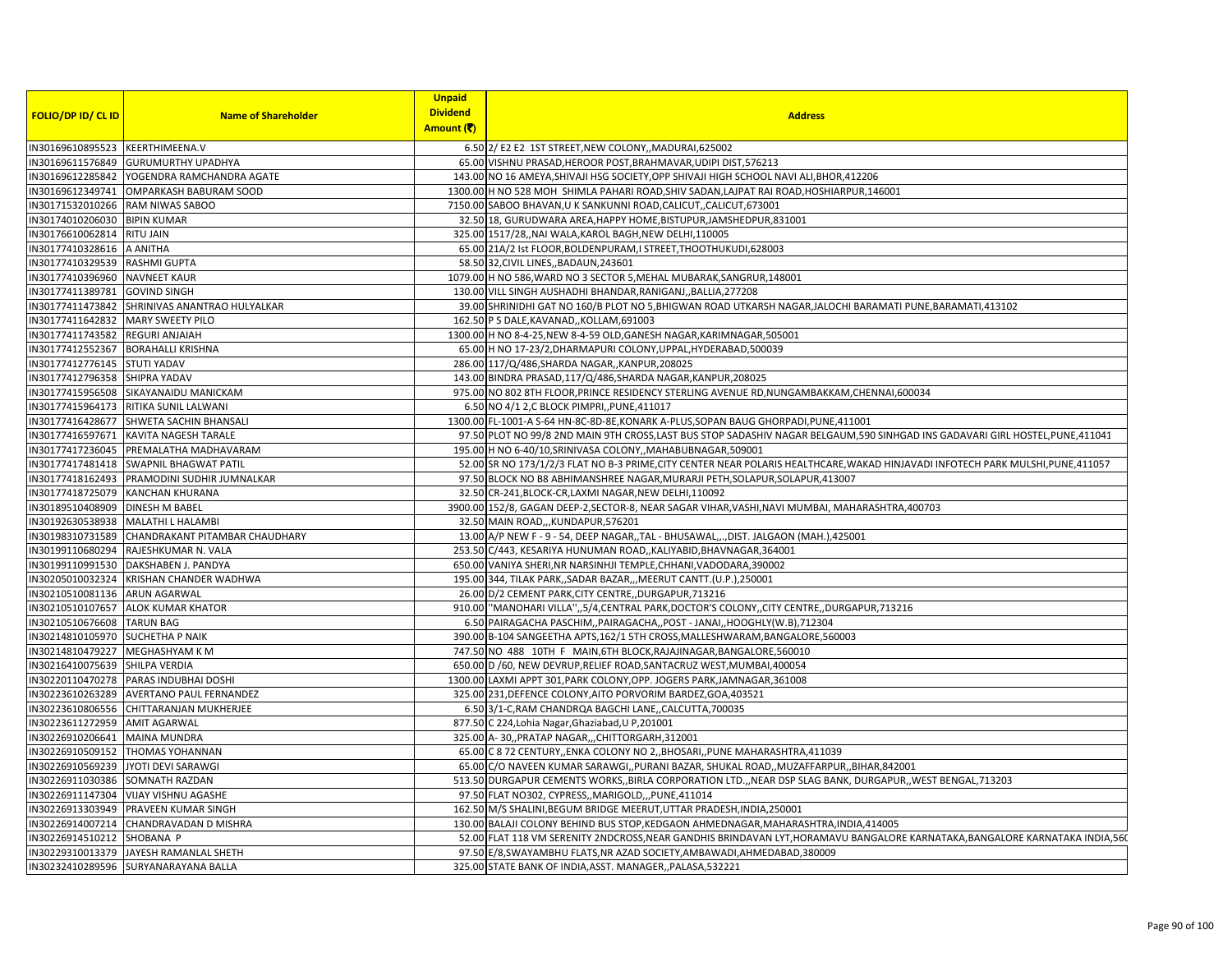| FOLIO/DP ID/ CL ID | Name of Shareholder | Unpaid Dividend Amount (₹) | Address |
|---|---|---|---|
| IN30169610895523 | KEERTHIMEENA.V | 6.50 | 2/ E2 E2 1ST STREET,NEW COLONY,,MADURAI,625002 |
| IN30169611576849 | GURUMURTHY UPADHYA | 65.00 | VISHNU PRASAD,HEROOR POST,BRAHMAVAR,UDIPI DIST,576213 |
| IN30169612285842 | YOGENDRA RAMCHANDRA AGATE | 143.00 | NO 16 AMEYA,SHIVAJI HSG SOCIETY,OPP SHIVAJI HIGH SCHOOL NAVI ALI,BHOR,412206 |
| IN30169612349741 | OMPARKASH BABURAM SOOD | 1300.00 | H NO 528 MOH SHIMLA PAHARI ROAD,SHIV SADAN,LAJPAT RAI ROAD,HOSHIARPUR,146001 |
| IN30171532010266 | RAM NIWAS SABOO | 7150.00 | SABOO BHAVAN,U K SANKUNNI ROAD,CALICUT,,CALICUT,673001 |
| IN30174010206030 | BIPIN KUMAR | 32.50 | 18, GURUDWARA AREA,HAPPY HOME,BISTUPUR,JAMSHEDPUR,831001 |
| IN30176610062814 | RITU JAIN | 325.00 | 1517/28,,NAI WALA,KAROL BAGH,NEW DELHI,110005 |
| IN30177410328616 | A ANITHA | 65.00 | 21A/2 Ist FLOOR,BOLDENPURAM,I STREET,THOOTHUKUDI,628003 |
| IN30177410329539 | RASHMI GUPTA | 58.50 | 32,CIVIL LINES,,BADAUN,243601 |
| IN30177410396960 | NAVNEET KAUR | 1079.00 | H NO 586,WARD NO 3 SECTOR 5,MEHAL MUBARAK,SANGRUR,148001 |
| IN30177411389781 | GOVIND SINGH | 130.00 | VILL SINGH AUSHADHI BHANDAR,RANIGANJ,,BALLIA,277208 |
| IN30177411473842 | SHRINIVAS ANANTRAO HULYALKAR | 39.00 | SHRINIDHI GAT NO 160/B PLOT NO 5,BHIGWAN ROAD UTKARSH NAGAR,JALOCHI BARAMATI PUNE,BARAMATI,413102 |
| IN30177411642832 | MARY SWEETY PILO | 162.50 | P S DALE,KAVANAD,,KOLLAM,691003 |
| IN30177411743582 | REGURI ANJAIAH | 1300.00 | H NO 8-4-25,NEW 8-4-59 OLD,GANESH NAGAR,KARIMNAGAR,505001 |
| IN30177412552367 | BORAHALLI KRISHNA | 65.00 | H NO 17-23/2,DHARMAPURI COLONY,UPPAL,HYDERABAD,500039 |
| IN30177412776145 | STUTI YADAV | 286.00 | 117/Q/486,SHARDA NAGAR,,KANPUR,208025 |
| IN30177412796358 | SHIPRA YADAV | 143.00 | BINDRA PRASAD,117/Q/486,SHARDA NAGAR,KANPUR,208025 |
| IN30177415956508 | SIKAYANAIDU MANICKAM | 975.00 | NO 802 8TH FLOOR,PRINCE RESIDENCY STERLING AVENUE RD,NUNGAMBAKKAM,CHENNAI,600034 |
| IN30177415964173 | RITIKA SUNIL LALWANI | 6.50 | NO 4/1 2,C BLOCK PIMPRI,,PUNE,411017 |
| IN30177416428677 | SHWETA SACHIN BHANSALI | 1300.00 | FL-1001-A S-64 HN-8C-8D-8E,KONARK A-PLUS,SOPAN BAUG GHORPADI,PUNE,411001 |
| IN30177416597671 | KAVITA NAGESH TARALE | 97.50 | PLOT NO 99/8 2ND MAIN 9TH CROSS,LAST BUS STOP SADASHIV NAGAR BELGAUM,590 SINHGAD INS GADAVARI GIRL HOSTEL,PUNE,411041 |
| IN30177417236045 | PREMALATHA MADHAVARAM | 195.00 | H NO 6-40/10,SRINIVASA COLONY,,MAHABUBNAGAR,509001 |
| IN30177417481418 | SWAPNIL BHAGWAT PATIL | 52.00 | SR NO 173/1/2/3 FLAT NO B-3 PRIME,CITY CENTER NEAR POLARIS HEALTHCARE,WAKAD HINJAVADI INFOTECH PARK MULSHI,PUNE,411057 |
| IN30177418162493 | PRAMODINI SUDHIR JUMNALKAR | 97.50 | BLOCK NO B8 ABHIMANSHREE NAGAR,MURARJI PETH,SOLAPUR,SOLAPUR,413007 |
| IN30177418725079 | KANCHAN KHURANA | 32.50 | CR-241,BLOCK-CR,LAXMI NAGAR,NEW DELHI,110092 |
| IN30189510408909 | DINESH M BABEL | 3900.00 | 152/8, GAGAN DEEP-2,SECTOR-8, NEAR SAGAR VIHAR,VASHI,NAVI MUMBAI, MAHARASHTRA,400703 |
| IN30192630538938 | MALATHI L HALAMBI | 32.50 | MAIN ROAD,,,KUNDAPUR,576201 |
| IN30198310731589 | CHANDRAKANT PITAMBAR CHAUDHARY | 13.00 | A/P NEW F - 9 - 54, DEEP NAGAR,,TAL - BHUSAWAL,,.,DIST. JALGAON (MAH.),425001 |
| IN30199110680294 | RAJESHKUMAR N. VALA | 253.50 | C/443, KESARIYA HUNUMAN ROAD,,KALIYABID,BHAVNAGAR,364001 |
| IN30199110991530 | DAKSHABEN J. PANDYA | 650.00 | VANIYA SHERI,NR NARSINHJI TEMPLE,CHHANI,VADODARA,390002 |
| IN30205010032324 | KRISHAN CHANDER WADHWA | 195.00 | 344, TILAK PARK,,SADAR BAZAR,,,MEERUT CANTT.(U.P.),250001 |
| IN30210510081136 | ARUN AGARWAL | 26.00 | D/2 CEMENT PARK,CITY CENTRE,,DURGAPUR,713216 |
| IN30210510107657 | ALOK KUMAR KHATOR | 910.00 | ''MANOHARI VILLA'',,5/4,CENTRAL PARK,DOCTOR'S COLONY,,CITY CENTRE,,DURGAPUR,713216 |
| IN30210510676608 | TARUN BAG | 6.50 | PAIRAGACHA PASCHIM,,PAIRAGACHA,,POST - JANAI,,HOOGHLY(W.B),712304 |
| IN30214810105970 | SUCHETHA P NAIK | 390.00 | B-104 SANGEETHA APTS,162/1 5TH CROSS,MALLESHWARAM,BANGALORE,560003 |
| IN30214810479227 | MEGHASHYAM K M | 747.50 | NO 488 10TH F MAIN,6TH BLOCK,RAJAJINAGAR,BANGALORE,560010 |
| IN30216410075639 | SHILPA VERDIA | 650.00 | D /60, NEW DEVRUP,RELIEF ROAD,SANTACRUZ WEST,MUMBAI,400054 |
| IN30220110470278 | PARAS INDUBHAI DOSHI | 1300.00 | LAXMI APPT 301,PARK COLONY,OPP. JOGERS PARK,JAMNAGAR,361008 |
| IN30223610263289 | AVERTANO PAUL FERNANDEZ | 325.00 | 231,DEFENCE COLONY,AITO PORVORIM BARDEZ,GOA,403521 |
| IN30223610806556 | CHITTARANJAN MUKHERJEE | 6.50 | 3/1-C,RAM CHANDRQA BAGCHI LANE,,CALCUTTA,700035 |
| IN30223611272959 | AMIT AGARWAL | 877.50 | C 224,Lohia Nagar,Ghaziabad,U P,201001 |
| IN30226910206641 | MAINA MUNDRA | 325.00 | A- 30,,PRATAP NAGAR,,,CHITTORGARH,312001 |
| IN30226910509152 | THOMAS YOHANNAN | 65.00 | C 8 72 CENTURY,,ENKA COLONY NO 2,,BHOSARI,,PUNE MAHARASHTRA,411039 |
| IN30226910569239 | JYOTI DEVI SARAWGI | 65.00 | C/O NAVEEN KUMAR SARAWGI,,PURANI BAZAR, SHUKAL ROAD,,MUZAFFARPUR,,BIHAR,842001 |
| IN30226911030386 | SOMNATH RAZDAN | 513.50 | DURGAPUR CEMENTS WORKS,,BIRLA CORPORATION LTD.,,NEAR DSP SLAG BANK, DURGAPUR,,WEST BENGAL,713203 |
| IN30226911147304 | VIJAY VISHNU AGASHE | 97.50 | FLAT NO302, CYPRESS,,MARIGOLD,,,PUNE,411014 |
| IN30226913303949 | PRAVEEN KUMAR SINGH | 162.50 | M/S SHALINI,BEGUM BRIDGE MEERUT,UTTAR PRADESH,INDIA,250001 |
| IN30226914007214 | CHANDRAVADAN D MISHRA | 130.00 | BALAJI COLONY BEHIND BUS STOP,KEDGAON AHMEDNAGAR,MAHARASHTRA,INDIA,414005 |
| IN30226914510212 | SHOBANA P | 52.00 | FLAT 118 VM SERENITY 2NDCROSS,NEAR GANDHIS BRINDAVAN LYT,HORAMAVU BANGALORE KARNATAKA,BANGALORE KARNATAKA INDIA,560 |
| IN30229310013379 | JAYESH RAMANLAL SHETH | 97.50 | E/8,SWAYAMBHU FLATS,NR AZAD SOCIETY,AMBAWADI,AHMEDABAD,380009 |
| IN30232410289596 | SURYANARAYANA BALLA | 325.00 | STATE BANK OF INDIA,ASST. MANAGER,,PALASA,532221 |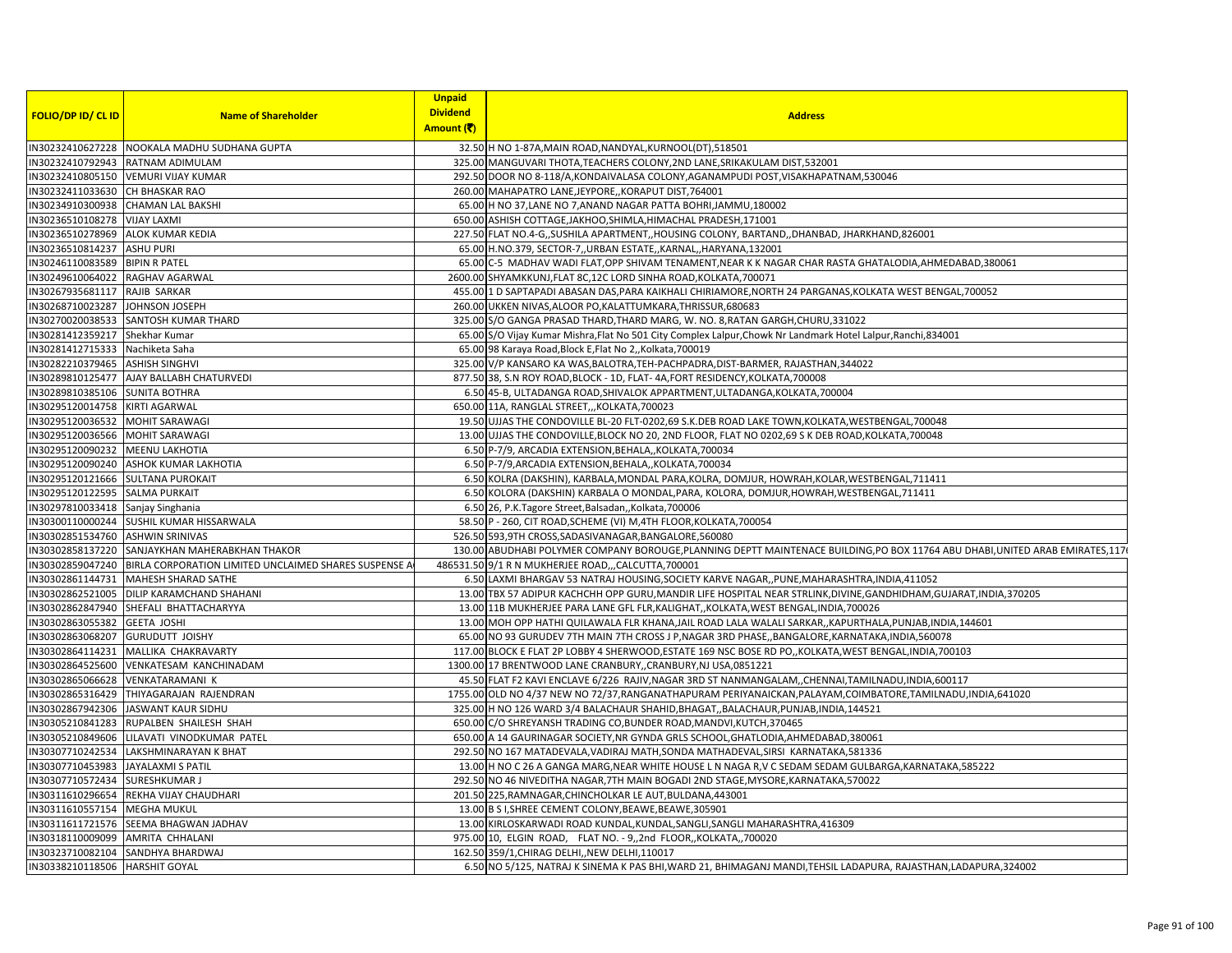| FOLIO/DP ID/ CL ID | Name of Shareholder | Unpaid Dividend Amount (₹) | Address |
|---|---|---|---|
| IN30232410627228 | NOOKALA MADHU SUDHANA GUPTA | 32.50 | H NO 1-87A,MAIN ROAD,NANDYAL,KURNOOL(DT),518501 |
| IN30232410792943 | RATNAM ADIMULAM | 325.00 | MANGUVARI THOTA,TEACHERS COLONY,2ND LANE,SRIKAKULAM DIST,532001 |
| IN30232410805150 | VEMURI VIJAY KUMAR | 292.50 | DOOR NO 8-118/A,KONDAIVALASA COLONY,AGANAMPUDI POST,VISAKHAPATNAM,530046 |
| IN30232411033630 | CH BHASKAR RAO | 260.00 | MAHAPATRO LANE,JEYPORE,,KORAPUT DIST,764001 |
| IN30234910300938 | CHAMAN LAL BAKSHI | 65.00 | H NO 37,LANE NO 7,ANAND NAGAR PATTA BOHRI,JAMMU,180002 |
| IN30236510108278 | VIJAY LAXMI | 650.00 | ASHISH COTTAGE,JAKHOO,SHIMLA,HIMACHAL PRADESH,171001 |
| IN30236510278969 | ALOK KUMAR KEDIA | 227.50 | FLAT NO.4-G,,SUSHILA APARTMENT,,HOUSING COLONY, BARTAND,,DHANBAD, JHARKHAND,826001 |
| IN30236510814237 | ASHU PURI | 65.00 | H.NO.379, SECTOR-7,,URBAN ESTATE,,KARNAL,,HARYANA,132001 |
| IN30246110083589 | BIPIN R PATEL | 65.00 | C-5 MADHAV WADI FLAT,OPP SHIVAM TENAMENT,NEAR K K NAGAR CHAR RASTA GHATALODIA,AHMEDABAD,380061 |
| IN30249610064022 | RAGHAV AGARWAL | 2600.00 | SHYAMKKUNJ,FLAT 8C,12C LORD SINHA ROAD,KOLKATA,700071 |
| IN30267935681117 | RAJIB SARKAR | 455.00 | 1 D SAPTAPADI ABASAN DAS,PARA KAIKHALI CHIRIAMORE,NORTH 24 PARGANAS,KOLKATA WEST BENGAL,700052 |
| IN30268710023287 | JOHNSON JOSEPH | 260.00 | UKKEN NIVAS,ALOOR PO,KALATTUMKARA,THRISSUR,680683 |
| IN30270020038533 | SANTOSH KUMAR THARD | 325.00 | S/O GANGA PRASAD THARD,THARD MARG, W. NO. 8,RATAN GARGH,CHURU,331022 |
| IN30281412359217 | Shekhar Kumar | 65.00 | S/O Vijay Kumar Mishra,Flat No 501 City Complex Lalpur,Chowk Nr Landmark Hotel Lalpur,Ranchi,834001 |
| IN30281412715333 | Nachiketa Saha | 65.00 | 98 Karaya Road,Block E,Flat No 2,,Kolkata,700019 |
| IN30282210379465 | ASHISH SINGHVI | 325.00 | V/P KANSARO KA WAS,BALOTRA,TEH-PACHPADRA,DIST-BARMER, RAJASTHAN,344022 |
| IN30289810125477 | AJAY BALLABH CHATURVEDI | 877.50 | 38, S.N ROY ROAD,BLOCK - 1D, FLAT- 4A,FORT RESIDENCY,KOLKATA,700008 |
| IN30289810385106 | SUNITA BOTHRA | 6.50 | 45-B, ULTADANGA ROAD,SHIVALOK APPARTMENT,ULTADANGA,KOLKATA,700004 |
| IN30295120014758 | KIRTI AGARWAL | 650.00 | 11A, RANGLAL STREET,,,KOLKATA,700023 |
| IN30295120036532 | MOHIT SARAWAGI | 19.50 | UJJAS THE CONDOVILLE BL-20 FLT-0202,69 S.K.DEB ROAD LAKE TOWN,KOLKATA,WESTBENGAL,700048 |
| IN30295120036566 | MOHIT SARAWAGI | 13.00 | UJJAS THE CONDOVILLE,BLOCK NO 20, 2ND FLOOR, FLAT NO 0202,69 S K DEB ROAD,KOLKATA,700048 |
| IN30295120090232 | MEENU LAKHOTIA | 6.50 | P-7/9, ARCADIA EXTENSION,BEHALA,,KOLKATA,700034 |
| IN30295120090240 | ASHOK KUMAR LAKHOTIA | 6.50 | P-7/9,ARCADIA EXTENSION,BEHALA,,KOLKATA,700034 |
| IN30295120121666 | SULTANA PUROKAIT | 6.50 | KOLRA (DAKSHIN), KARBALA,MONDAL PARA,KOLRA, DOMJUR, HOWRAH,KOLAR,WESTBENGAL,711411 |
| IN30295120122595 | SALMA PURKAIT | 6.50 | KOLORA (DAKSHIN) KARBALA O MONDAL,PARA, KOLORA, DOMJUR,HOWRAH,WESTBENGAL,711411 |
| IN30297810033418 | Sanjay Singhania | 6.50 | 26, P.K.Tagore Street,Balsadan,,Kolkata,700006 |
| IN30300110000244 | SUSHIL KUMAR HISSARWALA | 58.50 | P - 260, CIT ROAD,SCHEME (VI) M,4TH FLOOR,KOLKATA,700054 |
| IN30302851534760 | ASHWIN SRINIVAS | 526.50 | 593,9TH CROSS,SADASIVANAGAR,BANGALORE,560080 |
| IN30302858137220 | SANJAYKHAN MAHERABKHAN THAKOR | 130.00 | ABUDHABI POLYMER COMPANY BOROUGE,PLANNING DEPTT MAINTENACE BUILDING,PO BOX 11764 ABU DHABI,UNITED ARAB EMIRATES,117 |
| IN30302859047240 | BIRLA CORPORATION LIMITED UNCLAIMED SHARES SUSPENSE A | 486531.50 | 9/1 R N MUKHERJEE ROAD,,,CALCUTTA,700001 |
| IN30302861144731 | MAHESH SHARAD SATHE | 6.50 | LAXMI BHARGAV 53 NATRAJ HOUSING,SOCIETY KARVE NAGAR,,PUNE,MAHARASHTRA,INDIA,411052 |
| IN30302862521005 | DILIP KARAMCHAND SHAHANI | 13.00 | TBX 57 ADIPUR KACHCHH OPP GURU,MANDIR LIFE HOSPITAL NEAR STRLINK,DIVINE,GANDHIDHAM,GUJARAT,INDIA,370205 |
| IN30302862847940 | SHEFALI BHATTACHARYYA | 13.00 | 11B MUKHERJEE PARA LANE GFL FLR,KALIGHAT,,KOLKATA,WEST BENGAL,INDIA,700026 |
| IN30302863055382 | GEETA JOSHI | 13.00 | MOH OPP HATHI QUILAWALA FLR KHANA,JAIL ROAD LALA WALALI SARKAR,,KAPURTHALA,PUNJAB,INDIA,144601 |
| IN30302863068207 | GURUDUTT JOISHY | 65.00 | NO 93 GURUDEV 7TH MAIN 7TH CROSS J P,NAGAR 3RD PHASE,,BANGALORE,KARNATAKA,INDIA,560078 |
| IN30302864114231 | MALLIKA CHAKRAVARTY | 117.00 | BLOCK E FLAT 2P LOBBY 4 SHERWOOD,ESTATE 169 NSC BOSE RD PO,,KOLKATA,WEST BENGAL,INDIA,700103 |
| IN30302864525600 | VENKATESAM KANCHINADAM | 1300.00 | 17 BRENTWOOD LANE CRANBURY,,CRANBURY,NJ USA,0851221 |
| IN30302865066628 | VENKATARAMANI K | 45.50 | FLAT F2 KAVI ENCLAVE 6/226 RAJIV,NAGAR 3RD ST NANMANGALAM,,CHENNAI,TAMILNADU,INDIA,600117 |
| IN30302865316429 | THIYAGARAJAN RAJENDRAN | 1755.00 | OLD NO 4/37 NEW NO 72/37,RANGANATHAPURAM PERIYANAICKAN,PALAYAM,COIMBATORE,TAMILNADU,INDIA,641020 |
| IN30302867942306 | JASWANT KAUR SIDHU | 325.00 | H NO 126 WARD 3/4 BALACHAUR SHAHID,BHAGAT,,BALACHAUR,PUNJAB,INDIA,144521 |
| IN30305210841283 | RUPALBEN SHAILESH SHAH | 650.00 | C/O SHREYANSH TRADING CO,BUNDER ROAD,MANDVI,KUTCH,370465 |
| IN30305210849606 | LILAVATI VINODKUMAR PATEL | 650.00 | A 14 GAURINAGAR SOCIETY,NR GYNDA GRLS SCHOOL,GHATLODIA,AHMEDABAD,380061 |
| IN30307710242534 | LAKSHMINARAYAN K BHAT | 292.50 | NO 167 MATADEVALA,VADIRAJ MATH,SONDA MATHADEVAL,SIRSI KARNATAKA,581336 |
| IN30307710453983 | JAYALAXMI S PATIL | 13.00 | H NO C 26 A GANGA MARG,NEAR WHITE HOUSE L N NAGA R,V C SEDAM SEDAM GULBARGA,KARNATAKA,585222 |
| IN30307710572434 | SURESHKUMAR J | 292.50 | NO 46 NIVEDITHA NAGAR,7TH MAIN BOGADI 2ND STAGE,MYSORE,KARNATAKA,570022 |
| IN30311610296654 | REKHA VIJAY CHAUDHARI | 201.50 | 225,RAMNAGAR,CHINCHOLKAR LE AUT,BULDANA,443001 |
| IN30311610557154 | MEGHA MUKUL | 13.00 | B S I,SHREE CEMENT COLONY,BEAWE,BEAWE,305901 |
| IN30311611721576 | SEEMA BHAGWAN JADHAV | 13.00 | KIRLOSKARWADI ROAD KUNDAL,KUNDAL,SANGLI,SANGLI MAHARASHTRA,416309 |
| IN30318110009099 | AMRITA CHHALANI | 975.00 | 10, ELGIN ROAD, FLAT NO. - 9,,2nd FLOOR,,KOLKATA,,700020 |
| IN30323710082104 | SANDHYA BHARDWAJ | 162.50 | 359/1,CHIRAG DELHI,,NEW DELHI,110017 |
| IN30338210118506 | HARSHIT GOYAL | 6.50 | NO 5/125, NATRAJ K SINEMA K PAS BHI,WARD 21, BHIMAGANJ MANDI,TEHSIL LADAPURA, RAJASTHAN,LADAPURA,324002 |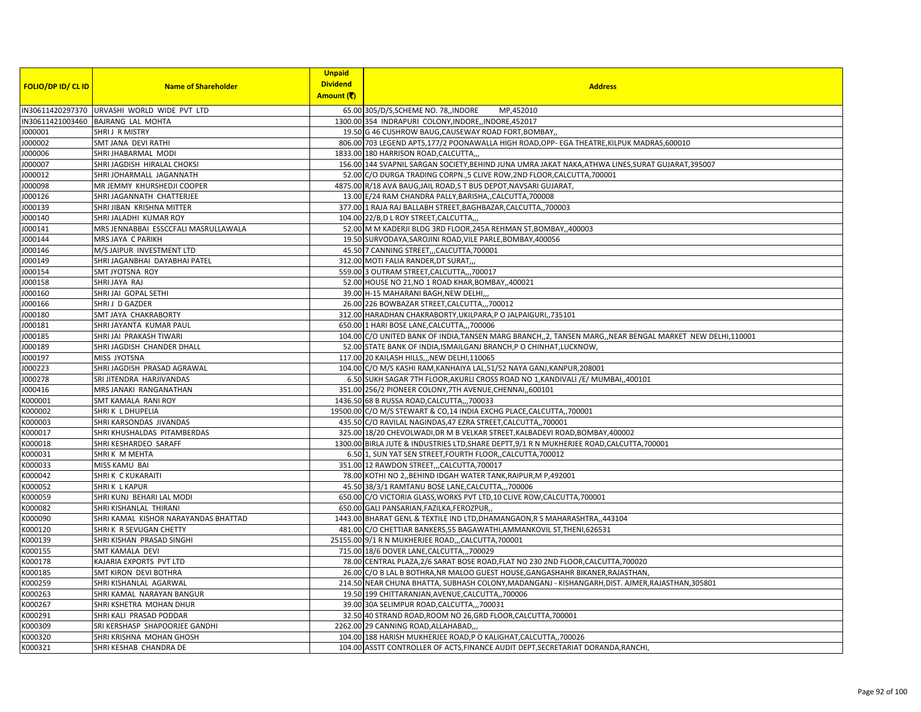| FOLIO/DP ID/ CL ID | Name of Shareholder | Unpaid Dividend Amount (₹) | Address |
|---|---|---|---|
| IN30611420297370 | URVASHI WORLD WIDE PVT LTD | 65.00 | 305/D/S,SCHEME NO. 78,,INDORE MP,452010 |
| IN30611421003460 | BAJRANG LAL MOHTA | 1300.00 | 354 INDRAPURI COLONY,INDORE,,INDORE,452017 |
| J000001 | SHRI J R MISTRY | 19.50 | G 46 CUSHROW BAUG,CAUSEWAY ROAD FORT,BOMBAY,, |
| J000002 | SMT JANA DEVI RATHI | 806.00 | 703 LEGEND APTS,177/2 POONAWALLA HIGH ROAD,OPP- EGA THEATRE,KILPUK MADRAS,600010 |
| J000006 | SHRI JHABARMAL MODI | 1833.00 | 180 HARRISON ROAD,CALCUTTA,,, |
| J000007 | SHRI JAGDISH HIRALAL CHOKSI | 156.00 | 144 SVAPNIL SARGAN SOCIETY,BEHIND JUNA UMRA JAKAT NAKA,ATHWA LINES,SURAT GUJARAT,395007 |
| J000012 | SHRI JOHARMALL JAGANNATH | 52.00 | C/O DURGA TRADING CORPN.,5 CLIVE ROW,2ND FLOOR,CALCUTTA,700001 |
| J000098 | MR JEMMY KHURSHEDJI COOPER | 4875.00 | R/18 AVA BAUG,JAIL ROAD,S T BUS DEPOT,NAVSARI GUJARAT, |
| J000126 | SHRI JAGANNATH CHATTERJEE | 13.00 | E/24 RAM CHANDRA PALLY,BARISHA,,CALCUTTA,700008 |
| J000139 | SHRI JIBAN KRISHNA MITTER | 377.00 | 1 RAJA RAJ BALLABH STREET,BAGHBAZAR,CALCUTTA,,700003 |
| J000140 | SHRI JALADHI KUMAR ROY | 104.00 | 22/B,D L ROY STREET,CALCUTTA,,, |
| J000141 | MRS JENNABBAI ESSCCFALI MASRULLAWALA | 52.00 | M M KADERJI BLDG 3RD FLOOR,245A REHMAN ST,BOMBAY,,400003 |
| J000144 | MRS JAYA C PARIKH | 19.50 | SURVODAYA,SAROJINI ROAD,VILE PARLE,BOMBAY,400056 |
| J000146 | M/S JAIPUR INVESTMENT LTD | 45.50 | 7 CANNING STREET,,,CALCUTTA,700001 |
| J000149 | SHRI JAGANBHAI DAYABHAI PATEL | 312.00 | MOTI FALIA RANDER,DT SURAT,,, |
| J000154 | SMT JYOTSNA ROY | 559.00 | 3 OUTRAM STREET,CALCUTTA,,,700017 |
| J000158 | SHRI JAYA RAJ | 52.00 | HOUSE NO 21,NO 1 ROAD KHAR,BOMBAY,,400021 |
| J000160 | SHRI JAI GOPAL SETHI | 39.00 | H-15 MAHARANI BAGH,NEW DELHI,,, |
| J000166 | SHRI J D GAZDER | 26.00 | 226 BOWBAZAR STREET,CALCUTTA,,,700012 |
| J000180 | SMT JAYA CHAKRABORTY | 312.00 | HARADHAN CHAKRABORTY,UKILPARA,P O JALPAIGURI,,735101 |
| J000181 | SHRI JAYANTA KUMAR PAUL | 650.00 | 1 HARI BOSE LANE,CALCUTTA,,,700006 |
| J000185 | SHRI JAI PRAKASH TIWARI | 104.00 | C/O UNITED BANK OF INDIA,TANSEN MARG BRANCH,,2, TANSEN MARG,,NEAR BENGAL MARKET NEW DELHI,110001 |
| J000189 | SHRI JAGDISH CHANDER DHALL | 52.00 | STATE BANK OF INDIA,ISMAILGANJ BRANCH,P O CHINHAT,LUCKNOW, |
| J000197 | MISS JYOTSNA | 117.00 | 20 KAILASH HILLS,,,NEW DELHI,110065 |
| J000223 | SHRI JAGDISH PRASAD AGRAWAL | 104.00 | C/O M/S KASHI RAM,KANHAIYA LAL,51/52 NAYA GANJ,KANPUR,208001 |
| J000278 | SRI JITENDRA HARJIVANDAS | 6.50 | SUKH SAGAR 7TH FLOOR,AKURLI CROSS ROAD NO 1,KANDIVALI /E/ MUMBAI,,400101 |
| J000416 | MRS JANAKI RANGANATHAN | 351.00 | 256/2 PIONEER COLONY,7TH AVENUE,CHENNAI,,600101 |
| K000001 | SMT KAMALA RANI ROY | 1436.50 | 68 B RUSSA ROAD,CALCUTTA,,,700033 |
| K000002 | SHRI K L DHUPELIA | 19500.00 | C/O M/S STEWART & CO,14 INDIA EXCHG PLACE,CALCUTTA,,700001 |
| K000003 | SHRI KARSONDAS JIVANDAS | 435.50 | C/O RAVILAL NAGINDAS,47 EZRA STREET,CALCUTTA,,700001 |
| K000017 | SHRI KHUSHALDAS PITAMBERDAS | 325.00 | 18/20 CHEVOLWADI,DR M B VELKAR STREET,KALBADEVI ROAD,BOMBAY,400002 |
| K000018 | SHRI KESHARDEO SARAFF | 1300.00 | BIRLA JUTE & INDUSTRIES LTD,SHARE DEPTT,9/1 R N MUKHERJEE ROAD,CALCUTTA,700001 |
| K000031 | SHRI K M MEHTA | 6.50 | 1, SUN YAT SEN STREET,FOURTH FLOOR,,CALCUTTA,700012 |
| K000033 | MISS KAMU BAI | 351.00 | 12 RAWDON STREET,,,CALCUTTA,700017 |
| K000042 | SHRI K C KUKARAITI | 78.00 | KOTHI NO 2,,BEHIND IDGAH WATER TANK,RAIPUR,M P,492001 |
| K000052 | SHRI K L KAPUR | 45.50 | 38/3/1 RAMTANU BOSE LANE,CALCUTTA,,,700006 |
| K000059 | SHRI KUNJ BEHARI LAL MODI | 650.00 | C/O VICTORIA GLASS,WORKS PVT LTD,10 CLIVE ROW,CALCUTTA,700001 |
| K000082 | SHRI KISHANLAL THIRANI | 650.00 | GALI PANSARIAN,FAZILKA,FEROZPUR,, |
| K000090 | SHRI KAMAL KISHOR NARAYANDAS BHATTAD | 1443.00 | BHARAT GENL & TEXTILE IND LTD,DHAMANGAON,R S MAHARASHTRA,,443104 |
| K000120 | SHRI K R SEVUGAN CHETTY | 481.00 | C/O CHETTIAR BANKERS,55 BAGAWATHI,AMMANKOVIL ST,THENI,626531 |
| K000139 | SHRI KISHAN PRASAD SINGHI | 25155.00 | 9/1 R N MUKHERJEE ROAD,,,CALCUTTA,700001 |
| K000155 | SMT KAMALA DEVI | 715.00 | 18/6 DOVER LANE,CALCUTTA,,,700029 |
| K000178 | KAJARIA EXPORTS PVT LTD | 78.00 | CENTRAL PLAZA,2/6 SARAT BOSE ROAD,FLAT NO 230 2ND FLOOR,CALCUTTA,700020 |
| K000185 | SMT KIRON DEVI BOTHRA | 26.00 | C/O B LAL B BOTHRA,NR MALOO GUEST HOUSE,GANGASHAHR BIKANER,RAJASTHAN, |
| K000259 | SHRI KISHANLAL AGARWAL | 214.50 | NEAR CHUNA BHATTA, SUBHASH COLONY,MADANGANJ - KISHANGARH,DIST. AJMER,RAJASTHAN,305801 |
| K000263 | SHRI KAMAL NARAYAN BANGUR | 19.50 | 199 CHITTARANJAN,AVENUE,CALCUTTA,,700006 |
| K000267 | SHRI KSHETRA MOHAN DHUR | 39.00 | 30A SELIMPUR ROAD,CALCUTTA,,,700031 |
| K000291 | SHRI KALI PRASAD PODDAR | 32.50 | 40 STRAND ROAD,ROOM NO 26,GRD FLOOR,CALCUTTA,700001 |
| K000309 | SRI KERSHASP SHAPOORJEE GANDHI | 2262.00 | 29 CANNING ROAD,ALLAHABAD,,, |
| K000320 | SHRI KRISHNA MOHAN GHOSH | 104.00 | 188 HARISH MUKHERJEE ROAD,P O KALIGHAT,CALCUTTA,,700026 |
| K000321 | SHRI KESHAB CHANDRA DE | 104.00 | ASSTT CONTROLLER OF ACTS,FINANCE AUDIT DEPT,SECRETARIAT DORANDA,RANCHI, |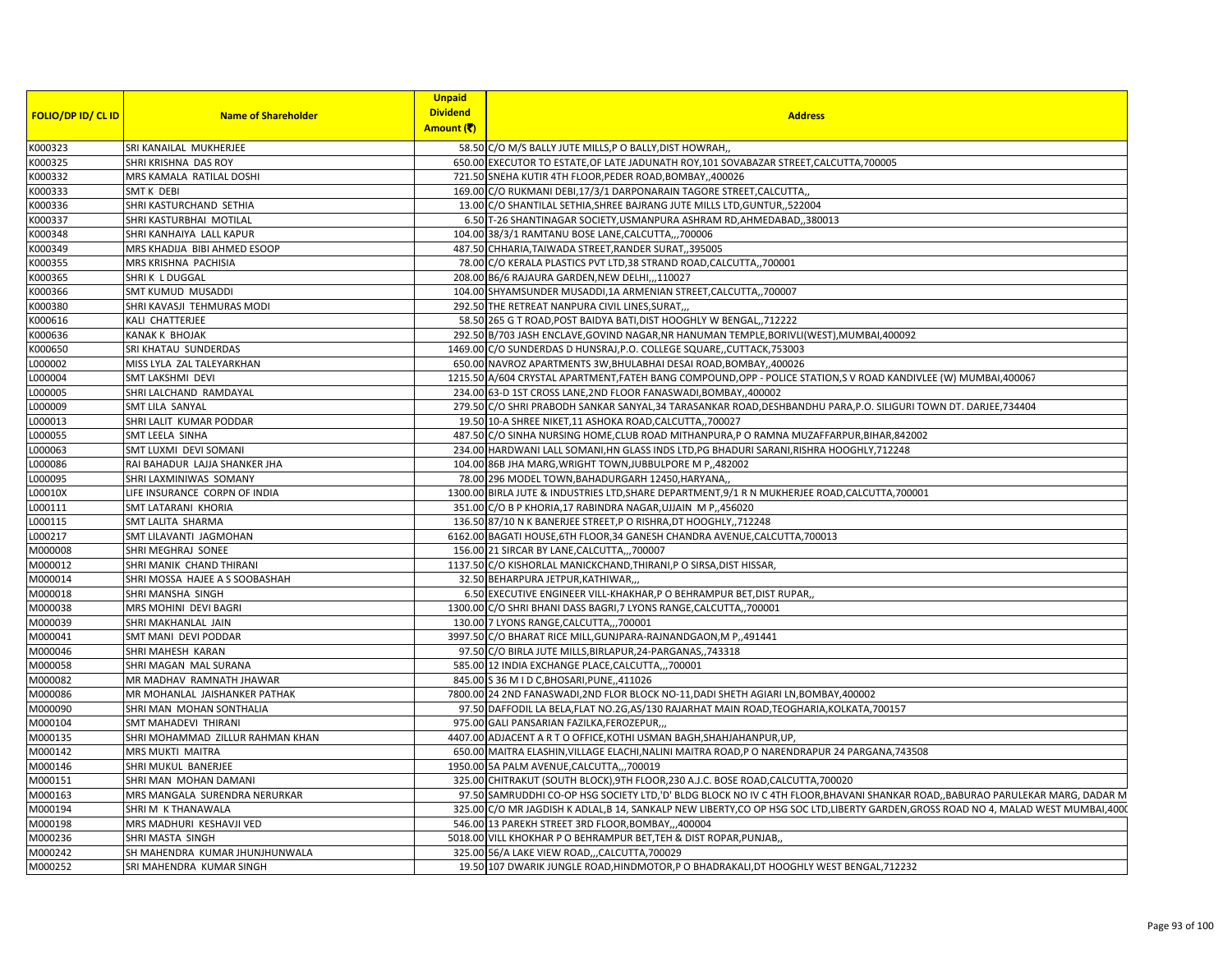| FOLIO/DP ID/ CL ID | Name of Shareholder | Unpaid Dividend Amount (₹) | Address |
|---|---|---|---|
| K000323 | SRI KANAILAL MUKHERJEE | 58.50 | C/O M/S BALLY JUTE MILLS,P O BALLY,DIST HOWRAH,, |
| K000325 | SHRI KRISHNA DAS ROY | 650.00 | EXECUTOR TO ESTATE,OF LATE JADUNATH ROY,101 SOVABAZAR STREET,CALCUTTA,700005 |
| K000332 | MRS KAMALA RATILAL DOSHI | 721.50 | SNEHA KUTIR 4TH FLOOR,PEDER ROAD,BOMBAY,,400026 |
| K000333 | SMT K DEBI | 169.00 | C/O RUKMANI DEBI,17/3/1 DARPONARAIN TAGORE STREET,CALCUTTA,, |
| K000336 | SHRI KASTURCHAND SETHIA | 13.00 | C/O SHANTILAL SETHIA,SHREE BAJRANG JUTE MILLS LTD,GUNTUR,,522004 |
| K000337 | SHRI KASTURBHAI MOTILAL | 6.50 | T-26 SHANTINAGAR SOCIETY,USMANPURA ASHRAM RD,AHMEDABAD,,380013 |
| K000348 | SHRI KANHAIYA LALL KAPUR | 104.00 | 38/3/1 RAMTANU BOSE LANE,CALCUTTA,,,700006 |
| K000349 | MRS KHADIJA BIBI AHMED ESOOP | 487.50 | CHHARIA,TAIWADA STREET,RANDER SURAT,,395005 |
| K000355 | MRS KRISHNA PACHISIA | 78.00 | C/O KERALA PLASTICS PVT LTD,38 STRAND ROAD,CALCUTTA,,700001 |
| K000365 | SHRI K L DUGGAL | 208.00 | B6/6 RAJAURA GARDEN,NEW DELHI,,,110027 |
| K000366 | SMT KUMUD MUSADDI | 104.00 | SHYAMSUNDER MUSADDI,1A ARMENIAN STREET,CALCUTTA,,700007 |
| K000380 | SHRI KAVASJI TEHMURAS MODI | 292.50 | THE RETREAT NANPURA CIVIL LINES,SURAT,,, |
| K000616 | KALI CHATTERJEE | 58.50 | 265 G T ROAD,POST BAIDYA BATI,DIST HOOGHLY W BENGAL,,712222 |
| K000636 | KANAK K BHOJAK | 292.50 | B/703 JASH ENCLAVE,GOVIND NAGAR,NR HANUMAN TEMPLE,BORIVLI(WEST),MUMBAI,400092 |
| K000650 | SRI KHATAU SUNDERDAS | 1469.00 | C/O SUNDERDAS D HUNSRAJ,P.O. COLLEGE SQUARE,,CUTTACK,753003 |
| L000002 | MISS LYLA ZAL TALEYARKHAN | 650.00 | NAVROZ APARTMENTS 3W,BHULABHAI DESAI ROAD,BOMBAY,,400026 |
| L000004 | SMT LAKSHMI DEVI | 1215.50 | A/604 CRYSTAL APARTMENT,FATEH BANG COMPOUND,OPP - POLICE STATION,S V ROAD KANDIVLEE (W) MUMBAI,400067 |
| L000005 | SHRI LALCHAND RAMDAYAL | 234.00 | 63-D 1ST CROSS LANE,2ND FLOOR FANASWADI,BOMBAY,,400002 |
| L000009 | SMT LILA SANYAL | 279.50 | C/O SHRI PRABODH SANKAR SANYAL,34 TARASANKAR ROAD,DESHBANDHU PARA,P.O. SILIGURI TOWN DT. DARJEE,734404 |
| L000013 | SHRI LALIT KUMAR PODDAR | 19.50 | 10-A SHREE NIKET,11 ASHOKA ROAD,CALCUTTA,,700027 |
| L000055 | SMT LEELA SINHA | 487.50 | C/O SINHA NURSING HOME,CLUB ROAD MITHANPURA,P O RAMNA MUZAFFARPUR,BIHAR,842002 |
| L000063 | SMT LUXMI DEVI SOMANI | 234.00 | HARDWANI LALL SOMANI,HN GLASS INDS LTD,PG BHADURI SARANI,RISHRA HOOGHLY,712248 |
| L000086 | RAI BAHADUR LAJJA SHANKER JHA | 104.00 | 86B JHA MARG,WRIGHT TOWN,JUBBULPORE M P,,482002 |
| L000095 | SHRI LAXMINIWAS SOMANY | 78.00 | 296 MODEL TOWN,BAHADURGARH 12450,HARYANA,, |
| L00010X | LIFE INSURANCE CORPN OF INDIA | 1300.00 | BIRLA JUTE & INDUSTRIES LTD,SHARE DEPARTMENT,9/1 R N MUKHERJEE ROAD,CALCUTTA,700001 |
| L000111 | SMT LATARANI KHORIA | 351.00 | C/O B P KHORIA,17 RABINDRA NAGAR,UJJAIN M P,,456020 |
| L000115 | SMT LALITA SHARMA | 136.50 | 87/10 N K BANERJEE STREET,P O RISHRA,DT HOOGHLY,,712248 |
| L000217 | SMT LILAVANTI JAGMOHAN | 6162.00 | BAGATI HOUSE,6TH FLOOR,34 GANESH CHANDRA AVENUE,CALCUTTA,700013 |
| M000008 | SHRI MEGHRAJ SONEE | 156.00 | 21 SIRCAR BY LANE,CALCUTTA,,,700007 |
| M000012 | SHRI MANIK CHAND THIRANI | 1137.50 | C/O KISHORLAL MANICKCHAND,THIRANI,P O SIRSA,DIST HISSAR, |
| M000014 | SHRI MOSSA HAJEE A S SOOBASHAH | 32.50 | BEHARPURA JETPUR,KATHIWAR,,, |
| M000018 | SHRI MANSHA SINGH | 6.50 | EXECUTIVE ENGINEER VILL-KHAKHAR,P O BEHRAMPUR BET,DIST RUPAR,, |
| M000038 | MRS MOHINI DEVI BAGRI | 1300.00 | C/O SHRI BHANI DASS BAGRI,7 LYONS RANGE,CALCUTTA,,700001 |
| M000039 | SHRI MAKHANLAL JAIN | 130.00 | 7 LYONS RANGE,CALCUTTA,,,700001 |
| M000041 | SMT MANI DEVI PODDAR | 3997.50 | C/O BHARAT RICE MILL,GUNJPARA-RAJNANDGAON,M P,,491441 |
| M000046 | SHRI MAHESH KARAN | 97.50 | C/O BIRLA JUTE MILLS,BIRLAPUR,24-PARGANAS,,743318 |
| M000058 | SHRI MAGAN MAL SURANA | 585.00 | 12 INDIA EXCHANGE PLACE,CALCUTTA,,,700001 |
| M000082 | MR MADHAV RAMNATH JHAWAR | 845.00 | S 36 M I D C,BHOSARI,PUNE,,411026 |
| M000086 | MR MOHANLAL JAISHANKER PATHAK | 7800.00 | 24 2ND FANASWADI,2ND FLOR BLOCK NO-11,DADI SHETH AGIARI LN,BOMBAY,400002 |
| M000090 | SHRI MAN MOHAN SONTHALIA | 97.50 | DAFFODIL LA BELA,FLAT NO.2G,AS/130 RAJARHAT MAIN ROAD,TEOGHARIA,KOLKATA,700157 |
| M000104 | SMT MAHADEVI THIRANI | 975.00 | GALI PANSARIAN FAZILKA,FEROZEPUR,,, |
| M000135 | SHRI MOHAMMAD ZILLUR RAHMAN KHAN | 4407.00 | ADJACENT A R T O OFFICE,KOTHI USMAN BAGH,SHAHJAHANPUR,UP, |
| M000142 | MRS MUKTI MAITRA | 650.00 | MAITRA ELASHIN,VILLAGE ELACHI,NALINI MAITRA ROAD,P O NARENDRAPUR 24 PARGANA,743508 |
| M000146 | SHRI MUKUL BANERJEE | 1950.00 | 5A PALM AVENUE,CALCUTTA,,,700019 |
| M000151 | SHRI MAN MOHAN DAMANI | 325.00 | CHITRAKUT (SOUTH BLOCK),9TH FLOOR,230 A.J.C. BOSE ROAD,CALCUTTA,700020 |
| M000163 | MRS MANGALA SURENDRA NERURKAR | 97.50 | SAMRUDDHI CO-OP HSG SOCIETY LTD,'D' BLDG BLOCK NO IV C 4TH FLOOR,BHAVANI SHANKAR ROAD,,BABURAO PARULEKAR MARG, DADAR M |
| M000194 | SHRI M K THANAWALA | 325.00 | C/O MR JAGDISH K ADLAL,B 14, SANKALP NEW LIBERTY,CO OP HSG SOC LTD,LIBERTY GARDEN,GROSS ROAD NO 4, MALAD WEST MUMBAI,4000 |
| M000198 | MRS MADHURI KESHAVJI VED | 546.00 | 13 PAREKH STREET 3RD FLOOR,BOMBAY,,,400004 |
| M000236 | SHRI MASTA SINGH | 5018.00 | VILL KHOKHAR P O BEHRAMPUR BET,TEH & DIST ROPAR,PUNJAB,, |
| M000242 | SH MAHENDRA KUMAR JHUNJHUNWALA | 325.00 | 56/A LAKE VIEW ROAD,,,CALCUTTA,700029 |
| M000252 | SRI MAHENDRA KUMAR SINGH | 19.50 | 107 DWARIK JUNGLE ROAD,HINDMOTOR,P O BHADRAKALI,DT HOOGHLY WEST BENGAL,712232 |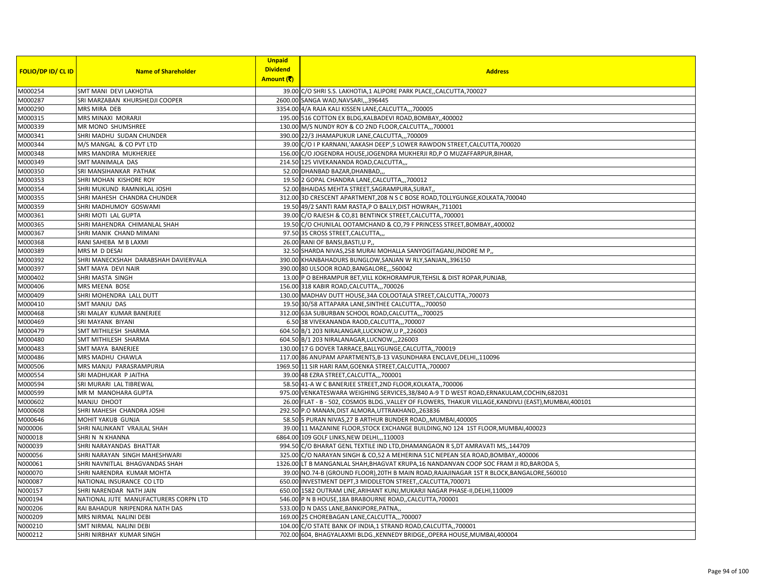| FOLIO/DP ID/ CL ID | Name of Shareholder | Unpaid Dividend Amount (₹) | Address |
|---|---|---|---|
| M000254 | SMT MANI DEVI LAKHOTIA | 39.00 | C/O SHRI S.S. LAKHOTIA,1 ALIPORE PARK PLACE,,CALCUTTA,700027 |
| M000287 | SRI MARZABAN KHURSHEDJI COOPER | 2600.00 | SANGA WAD,NAVSARI,,,396445 |
| M000290 | MRS MIRA DEB | 3354.00 | 4/A RAJA KALI KISSEN LANE,CALCUTTA,,,700005 |
| M000315 | MRS MINAXI MORARJI | 195.00 | 516 COTTON EX BLDG,KALBADEVI ROAD,BOMBAY,,400002 |
| M000339 | MR MONO SHUMSHREE | 130.00 | M/S NUNDY ROY & CO 2ND FLOOR,CALCUTTA,,,700001 |
| M000341 | SHRI MADHU SUDAN CHUNDER | 390.00 | 22/3 JHAMAPUKUR LANE,CALCUTTA,,,700009 |
| M000344 | M/S MANGAL & CO PVT LTD | 39.00 | C/O I P KARNANI,'AAKASH DEEP',5 LOWER RAWDON STREET,CALCUTTA,700020 |
| M000348 | MRS MANDIRA MUKHERJEE | 156.00 | C/O JOGENDRA HOUSE,JOGENDRA MUKHERJI RD,P O MUZAFFARPUR,BIHAR, |
| M000349 | SMT MANIMALA DAS | 214.50 | 125 VIVEKANANDA ROAD,CALCUTTA,,, |
| M000350 | SRI MANSIHANKAR PATHAK | 52.00 | DHANBAD BAZAR,DHANBAD,,, |
| M000353 | SHRI MOHAN KISHORE ROY | 19.50 | 2 GOPAL CHANDRA LANE,CALCUTTA,,,700012 |
| M000354 | SHRI MUKUND RAMNIKLAL JOSHI | 52.00 | BHAIDAS MEHTA STREET,SAGRAMPURA,SURAT,, |
| M000355 | SHRI MAHESH CHANDRA CHUNDER | 312.00 | 3D CRESCENT APARTMENT,208 N S C BOSE ROAD,TOLLYGUNGE,KOLKATA,700040 |
| M000359 | SHRI MADHUMOY GOSWAMI | 19.50 | 49/2 SANTI RAM RASTA,P O BALLY,DIST HOWRAH,,711001 |
| M000361 | SHRI MOTI LAL GUPTA | 39.00 | C/O RAJESH & CO,81 BENTINCK STREET,CALCUTTA,,700001 |
| M000365 | SHRI MAHENDRA CHIMANLAL SHAH | 19.50 | C/O CHUNILAL OOTAMCHAND & CO,79 F PRINCESS STREET,BOMBAY,,400002 |
| M000367 | SHRI MANIK CHAND MIMANI | 97.50 | 35 CROSS STREET,CALCUTTA,,, |
| M000368 | RANI SAHEBA M B LAXMI | 26.00 | RANI OF BANSI,BASTI,U P,, |
| M000389 | MRS M D DESAI | 32.50 | SHARDA NIVAS,258 MURAI MOHALLA SANYOGITAGANJ,INDORE M P,, |
| M000392 | SHRI MANECKSHAH DARABSHAH DAVIERVALA | 390.00 | KHANBAHADURS BUNGLOW,SANJAN W RLY,SANJAN,,396150 |
| M000397 | SMT MAYA DEVI NAIR | 390.00 | 80 ULSOOR ROAD,BANGALORE,,,560042 |
| M000402 | SHRI MASTA SINGH | 13.00 | P O BEHRAMPUR BET,VILL KOKHORAMPUR,TEHSIL & DIST ROPAR,PUNJAB, |
| M000406 | MRS MEENA BOSE | 156.00 | 318 KABIR ROAD,CALCUTTA,,,700026 |
| M000409 | SHRI MOHENDRA LALL DUTT | 130.00 | MADHAV DUTT HOUSE,34A COLOOTALA STREET,CALCUTTA,,700073 |
| M000410 | SMT MANJU DAS | 19.50 | 30/58 ATTAPARA LANE,SINTHEE CALCUTTA,,,700050 |
| M000468 | SRI MALAY KUMAR BANERJEE | 312.00 | 63A SUBURBAN SCHOOL ROAD,CALCUTTA,,,700025 |
| M000469 | SRI MAYANK BIYANI | 6.50 | 38 VIVEKANANDA RAOD,CALCUTTA,,,700007 |
| M000479 | SMT MITHILESH SHARMA | 604.50 | B/1 203 NIRALANGAR,LUCKNOW,U P,,226003 |
| M000480 | SMT MITHILESH SHARMA | 604.50 | B/1 203 NIRALANAGAR,LUCNOW,,,226003 |
| M000483 | SMT MAYA BANERJEE | 130.00 | 17 G DOVER TARRACE,BALLYGUNGE,CALCUTTA,,700019 |
| M000486 | MRS MADHU CHAWLA | 117.00 | 86 ANUPAM APARTMENTS,B-13 VASUNDHARA ENCLAVE,DELHI,,110096 |
| M000506 | MRS MANJU PARASRAMPURIA | 1969.50 | 11 SIR HARI RAM,GOENKA STREET,CALCUTTA,,700007 |
| M000554 | SRI MADHUKAR P JAITHA | 39.00 | 48 EZRA STREET,CALCUTTA,,,700001 |
| M000594 | SRI MURARI LAL TIBREWAL | 58.50 | 41-A W C BANERJEE STREET,2ND FLOOR,KOLKATA,,700006 |
| M000599 | MR M MANOHARA GUPTA | 975.00 | VENKATESWARA WEIGHING SERVICES,38/840 A-9 T D WEST ROAD,ERNAKULAM,COCHIN,682031 |
| M000602 | MANJU DHOOT | 26.00 | FLAT - B - 502, COSMOS BLDG.,VALLEY OF FLOWERS, THAKUR VILLAGE,KANDIVLI (EAST),MUMBAI,400101 |
| M000608 | SHRI MAHESH CHANDRA JOSHI | 292.50 | P.O MANAN,DIST ALMORA,UTTRAKHAND,,263836 |
| M000646 | MOHIT YAKUB GUNJA | 58.50 | 5 PURAN NIVAS,27 B ARTHUR BUNDER ROAD,,MUMBAI,400005 |
| N000006 | SHRI NALINKANT VRAJLAL SHAH | 39.00 | 11 MAZANINE FLOOR,STOCK EXCHANGE BUILDING,NO 124 1ST FLOOR,MUMBAI,400023 |
| N000018 | SHRI N N KHANNA | 6864.00 | 109 GOLF LINKS,NEW DELHI,,,110003 |
| N000039 | SHRI NARAYANDAS BHATTAR | 994.50 | C/O BHARAT GENL TEXTILE IND LTD,DHAMANGAON R S,DT AMRAVATI MS,,144709 |
| N000056 | SHRI NARAYAN SINGH MAHESHWARI | 325.00 | C/O NARAYAN SINGH & CO,52 A MEHERINA 51C NEPEAN SEA ROAD,BOMBAY,,400006 |
| N000061 | SHRI NAVNITLAL BHAGVANDAS SHAH | 1326.00 | LT B MANGANLAL SHAH,BHAGVAT KRUPA,16 NANDANVAN COOP SOC FRAM JI RD,BARODA 5, |
| N000070 | SHRI NARENDRA KUMAR MOHTA | 39.00 | NO.74-B (GROUND FLOOR),20TH B MAIN ROAD,RAJAJINAGAR 1ST R BLOCK,BANGALORE,560010 |
| N000087 | NATIONAL INSURANCE CO LTD | 650.00 | INVESTMENT DEPT,3 MIDDLETON STREET,,CALCUTTA,700071 |
| N000157 | SHRI NARENDAR NATH JAIN | 650.00 | 1582 OUTRAM LINE,ARIHANT KUNJ,MUKARJI NAGAR PHASE-II,DELHI,110009 |
| N000194 | NATIONAL JUTE MANUFACTURERS CORPN LTD | 546.00 | P N B HOUSE,18A BRABOURNE ROAD,,CALCUTTA,700001 |
| N000206 | RAI BAHADUR NRIPENDRA NATH DAS | 533.00 | D N DASS LANE,BANKIPORE,PATNA,, |
| N000209 | MRS NIRMAL NALINI DEBI | 169.00 | 25 CHOREBAGAN LANE,CALCUTTA,,,700007 |
| N000210 | SMT NIRMAL NALINI DEBI | 104.00 | C/O STATE BANK OF INDIA,1 STRAND ROAD,CALCUTTA,,700001 |
| N000212 | SHRI NIRBHAY KUMAR SINGH | 702.00 | 604, BHAGYALAXMI BLDG.,KENNEDY BRIDGE,,OPERA HOUSE,MUMBAI,400004 |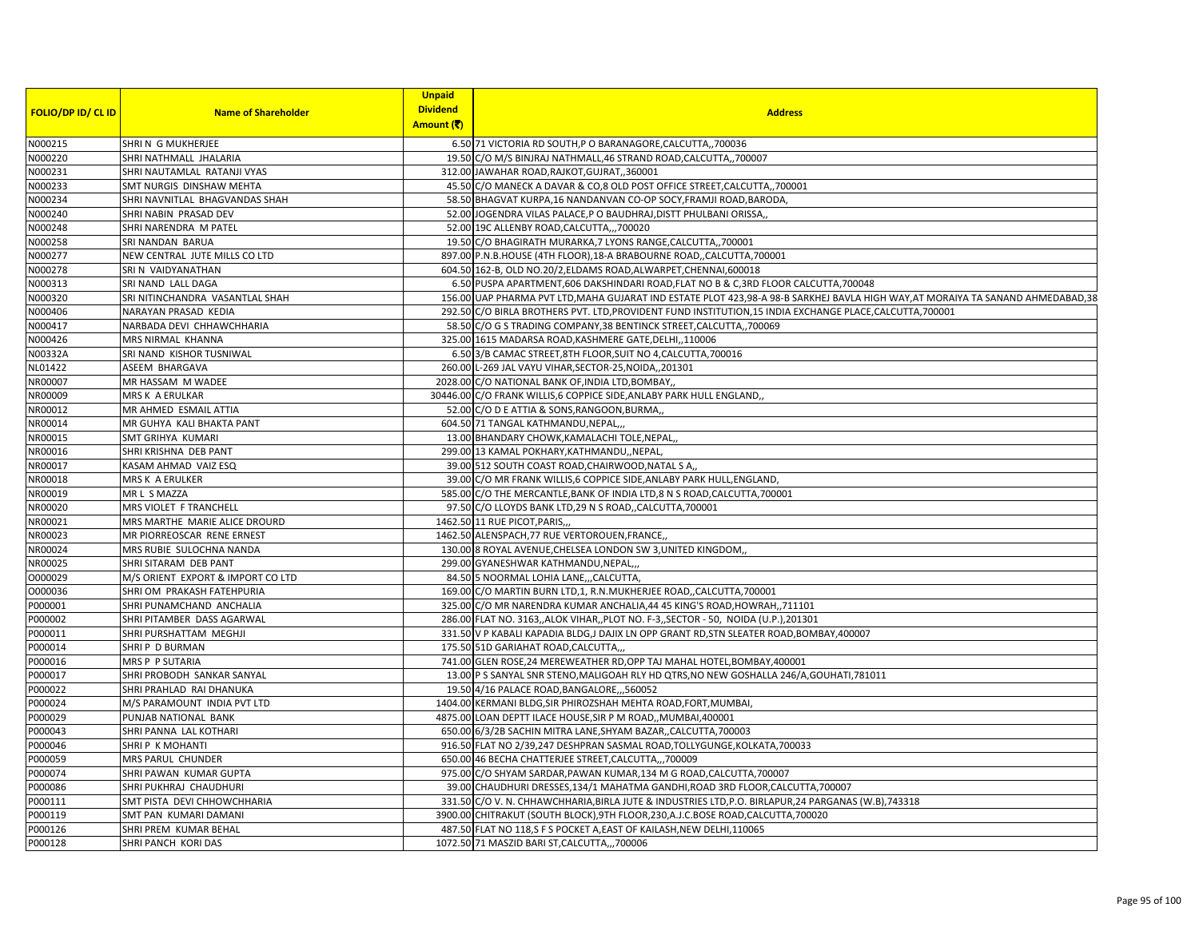| FOLIO/DP ID/ CL ID | Name of Shareholder | Unpaid Dividend Amount (₹) | Address |
|---|---|---|---|
| N000215 | SHRI N G MUKHERJEE | 6.50 | 71 VICTORIA RD SOUTH,P O BARANAGORE,CALCUTTA,,700036 |
| N000220 | SHRI NATHMALL JHALARIA | 19.50 | C/O M/S BINJRAJ NATHMALL,46 STRAND ROAD,CALCUTTA,,700007 |
| N000231 | SHRI NAUTAMLAL RATANJI VYAS | 312.00 | JAWAHAR ROAD,RAJKOT,GUJRAT,,360001 |
| N000233 | SMT NURGIS DINSHAW MEHTA | 45.50 | C/O MANECK A DAVAR & CO,8 OLD POST OFFICE STREET,CALCUTTA,,700001 |
| N000234 | SHRI NAVNITLAL BHAGVANDAS SHAH | 58.50 | BHAGVAT KURPA,16 NANDANVAN CO-OP SOCY,FRAMJI ROAD,BARODA, |
| N000240 | SHRI NABIN PRASAD DEV | 52.00 | JOGENDRA VILAS PALACE,P O BAUDHRAJ,DISTT PHULBANI ORISSA,, |
| N000248 | SHRI NARENDRA M PATEL | 52.00 | 19C ALLENBY ROAD,CALCUTTA,,,700020 |
| N000258 | SRI NANDAN BARUA | 19.50 | C/O BHAGIRATH MURARKA,7 LYONS RANGE,CALCUTTA,,700001 |
| N000277 | NEW CENTRAL JUTE MILLS CO LTD | 897.00 | P.N.B.HOUSE (4TH FLOOR),18-A BRABOURNE ROAD,,CALCUTTA,700001 |
| N000278 | SRI N VAIDYANATHAN | 604.50 | 162-B, OLD NO.20/2,ELDAMS ROAD,ALWARPET,CHENNAI,600018 |
| N000313 | SRI NAND LALL DAGA | 6.50 | PUSPA APARTMENT,606 DAKSHINDARI ROAD,FLAT NO B & C,3RD FLOOR CALCUTTA,700048 |
| N000320 | SRI NITINCHANDRA VASANTLAL SHAH | 156.00 | UAP PHARMA PVT LTD,MAHA GUJARAT IND ESTATE PLOT 423,98-A 98-B SARKHEJ BAVLA HIGH WAY,AT MORAIYA TA SANAND AHMEDABAD,38 |
| N000406 | NARAYAN PRASAD KEDIA | 292.50 | C/O BIRLA BROTHERS PVT. LTD,PROVIDENT FUND INSTITUTION,15 INDIA EXCHANGE PLACE,CALCUTTA,700001 |
| N000417 | NARBADA DEVI CHHAWCHHARIA | 58.50 | C/O G S TRADING COMPANY,38 BENTINCK STREET,CALCUTTA,,700069 |
| N000426 | MRS NIRMAL KHANNA | 325.00 | 1615 MADARSA ROAD,KASHMERE GATE,DELHI,,110006 |
| N00332A | SRI NAND KISHOR TUSNIWAL | 6.50 | 3/B CAMAC STREET,8TH FLOOR,SUIT NO 4,CALCUTTA,700016 |
| NL01422 | ASEEM BHARGAVA | 260.00 | L-269 JAL VAYU VIHAR,SECTOR-25,NOIDA,,201301 |
| NR00007 | MR HASSAM M WADEE | 2028.00 | C/O NATIONAL BANK OF,INDIA LTD,BOMBAY,, |
| NR00009 | MRS K A ERULKAR | 30446.00 | C/O FRANK WILLIS,6 COPPICE SIDE,ANLABY PARK HULL ENGLAND,, |
| NR00012 | MR AHMED ESMAIL ATTIA | 52.00 | C/O D E ATTIA & SONS,RANGOON,BURMA,, |
| NR00014 | MR GUHYA KALI BHAKTA PANT | 604.50 | 71 TANGAL KATHMANDU,NEPAL,,, |
| NR00015 | SMT GRIHYA KUMARI | 13.00 | BHANDARY CHOWK,KAMALACHI TOLE,NEPAL,, |
| NR00016 | SHRI KRISHNA DEB PANT | 299.00 | 13 KAMAL POKHARY,KATHMANDU,,NEPAL, |
| NR00017 | KASAM AHMAD VAIZ ESQ | 39.00 | 512 SOUTH COAST ROAD,CHAIRWOOD,NATAL S A,, |
| NR00018 | MRS K A ERULKER | 39.00 | C/O MR FRANK WILLIS,6 COPPICE SIDE,ANLABY PARK HULL,ENGLAND, |
| NR00019 | MR L S MAZZA | 585.00 | C/O THE MERCANTLE,BANK OF INDIA LTD,8 N S ROAD,CALCUTTA,700001 |
| NR00020 | MRS VIOLET F TRANCHELL | 97.50 | C/O LLOYDS BANK LTD,29 N S ROAD,,CALCUTTA,700001 |
| NR00021 | MRS MARTHE MARIE ALICE DROURD | 1462.50 | 11 RUE PICOT,PARIS,,, |
| NR00023 | MR PIORREOSCAR RENE ERNEST | 1462.50 | ALENSPACH,77 RUE VERTOROUEN,FRANCE,, |
| NR00024 | MRS RUBIE SULOCHNA NANDA | 130.00 | 8 ROYAL AVENUE,CHELSEA LONDON SW 3,UNITED KINGDOM,, |
| NR00025 | SHRI SITARAM DEB PANT | 299.00 | GYANESHWAR KATHMANDU,NEPAL,,, |
| O000029 | M/S ORIENT EXPORT & IMPORT CO LTD | 84.50 | 5 NOORMAL LOHIA LANE,,,CALCUTTA, |
| O000036 | SHRI OM PRAKASH FATEHPURIA | 169.00 | C/O MARTIN BURN LTD,1, R.N.MUKHERJEE ROAD,,CALCUTTA,700001 |
| P000001 | SHRI PUNAMCHAND ANCHALIA | 325.00 | C/O MR NARENDRA KUMAR ANCHALIA,44 45 KING'S ROAD,HOWRAH,,711101 |
| P000002 | SHRI PITAMBER DASS AGARWAL | 286.00 | FLAT NO. 3163,,ALOK VIHAR,,PLOT NO. F-3,,SECTOR - 50, NOIDA (U.P.),201301 |
| P000011 | SHRI PURSHATTAM MEGHJI | 331.50 | V P KABALI KAPADIA BLDG,J DAJIX LN OPP GRANT RD,STN SLEATER ROAD,BOMBAY,400007 |
| P000014 | SHRI P D BURMAN | 175.50 | 51D GARIAHAT ROAD,CALCUTTA,,, |
| P000016 | MRS P P SUTARIA | 741.00 | GLEN ROSE,24 MEREWEATHER RD,OPP TAJ MAHAL HOTEL,BOMBAY,400001 |
| P000017 | SHRI PROBODH SANKAR SANYAL | 13.00 | P S SANYAL SNR STENO,MALIGOAH RLY HD QTRS,NO NEW GOSHALLA 246/A,GOUHATI,781011 |
| P000022 | SHRI PRAHLAD RAI DHANUKA | 19.50 | 4/16 PALACE ROAD,BANGALORE,,,560052 |
| P000024 | M/S PARAMOUNT INDIA PVT LTD | 1404.00 | KERMANI BLDG,SIR PHIROZSHAH MEHTA ROAD,FORT,MUMBAI, |
| P000029 | PUNJAB NATIONAL BANK | 4875.00 | LOAN DEPTT ILACE HOUSE,SIR P M ROAD,,MUMBAI,400001 |
| P000043 | SHRI PANNA LAL KOTHARI | 650.00 | 6/3/2B SACHIN MITRA LANE,SHYAM BAZAR,,CALCUTTA,700003 |
| P000046 | SHRI P K MOHANTI | 916.50 | FLAT NO 2/39,247 DESHPRAN SASMAL ROAD,TOLLYGUNGE,KOLKATA,700033 |
| P000059 | MRS PARUL CHUNDER | 650.00 | 46 BECHA CHATTERJEE STREET,CALCUTTA,,,700009 |
| P000074 | SHRI PAWAN KUMAR GUPTA | 975.00 | C/O SHYAM SARDAR,PAWAN KUMAR,134 M G ROAD,CALCUTTA,700007 |
| P000086 | SHRI PUKHRAJ CHAUDHURI | 39.00 | CHAUDHURI DRESSES,134/1 MAHATMA GANDHI,ROAD 3RD FLOOR,CALCUTTA,700007 |
| P000111 | SMT PISTA DEVI CHHOWCHHARIA | 331.50 | C/O V. N. CHHAWCHHARIA,BIRLA JUTE & INDUSTRIES LTD,P.O. BIRLAPUR,24 PARGANAS (W.B),743318 |
| P000119 | SMT PAN KUMARI DAMANI | 3900.00 | CHITRAKUT (SOUTH BLOCK),9TH FLOOR,230,A.J.C.BOSE ROAD,CALCUTTA,700020 |
| P000126 | SHRI PREM KUMAR BEHAL | 487.50 | FLAT NO 118,S F S POCKET A,EAST OF KAILASH,NEW DELHI,110065 |
| P000128 | SHRI PANCH KORI DAS | 1072.50 | 71 MASZID BARI ST,CALCUTTA,,,700006 |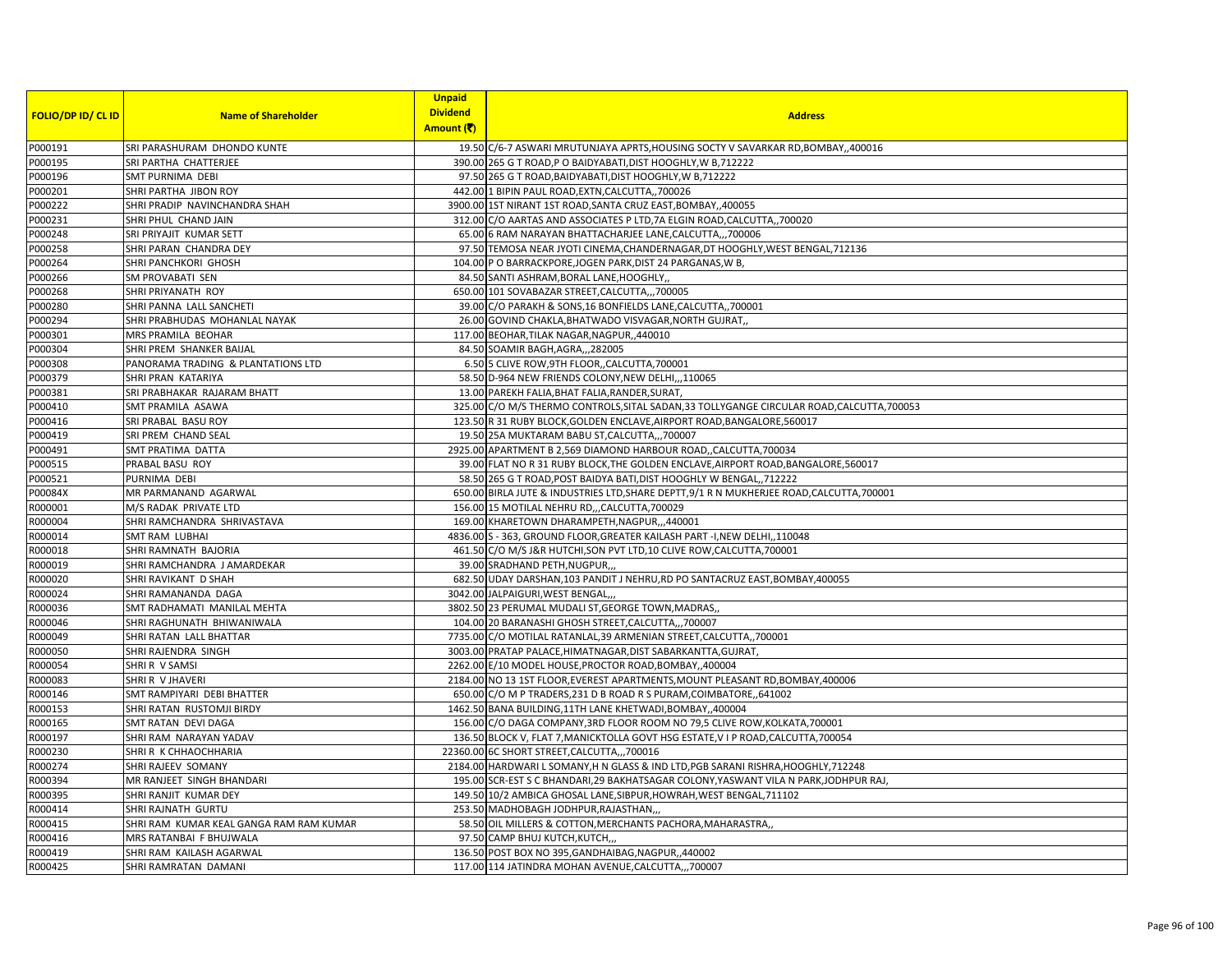| FOLIO/DP ID/ CL ID | Name of Shareholder | Unpaid Dividend Amount (₹) | Address |
|---|---|---|---|
| P000191 | SRI PARASHURAM DHONDO KUNTE | 19.50 | C/6-7 ASWARI MRUTUNJAYA APRTS,HOUSING SOCTY V SAVARKAR RD,BOMBAY,,400016 |
| P000195 | SRI PARTHA CHATTERJEE | 390.00 | 265 G T ROAD,P O BAIDYABATI,DIST HOOGHLY,W B,712222 |
| P000196 | SMT PURNIMA DEBI | 97.50 | 265 G T ROAD,BAIDYABATI,DIST HOOGHLY,W B,712222 |
| P000201 | SHRI PARTHA JIBON ROY | 442.00 | 1 BIPIN PAUL ROAD,EXTN,CALCUTTA,,700026 |
| P000222 | SHRI PRADIP NAVINCHANDRA SHAH | 3900.00 | 1ST NIRANT 1ST ROAD,SANTA CRUZ EAST,BOMBAY,,400055 |
| P000231 | SHRI PHUL CHAND JAIN | 312.00 | C/O AARTAS AND ASSOCIATES P LTD,7A ELGIN ROAD,CALCUTTA,,700020 |
| P000248 | SRI PRIYAJIT KUMAR SETT | 65.00 | 6 RAM NARAYAN BHATTACHARJEE LANE,CALCUTTA,,,700006 |
| P000258 | SHRI PARAN CHANDRA DEY | 97.50 | TEMOSA NEAR JYOTI CINEMA,CHANDERNAGAR,DT HOOGHLY,WEST BENGAL,712136 |
| P000264 | SHRI PANCHKORI GHOSH | 104.00 | P O BARRACKPORE,JOGEN PARK,DIST 24 PARGANAS,W B, |
| P000266 | SM PROVABATI SEN | 84.50 | SANTI ASHRAM,BORAL LANE,HOOGHLY,, |
| P000268 | SHRI PRIYANATH ROY | 650.00 | 101 SOVABAZAR STREET,CALCUTTA,,,700005 |
| P000280 | SHRI PANNA LALL SANCHETI | 39.00 | C/O PARAKH & SONS,16 BONFIELDS LANE,CALCUTTA,,700001 |
| P000294 | SHRI PRABHUDAS MOHANLAL NAYAK | 26.00 | GOVIND CHAKLA,BHATWADO VISVAGAR,NORTH GUJRAT,, |
| P000301 | MRS PRAMILA BEOHAR | 117.00 | BEOHAR,TILAK NAGAR,NAGPUR,,440010 |
| P000304 | SHRI PREM SHANKER BAIJAL | 84.50 | SOAMIR BAGH,AGRA,,,282005 |
| P000308 | PANORAMA TRADING & PLANTATIONS LTD | 6.50 | 5 CLIVE ROW,9TH FLOOR,,CALCUTTA,700001 |
| P000379 | SHRI PRAN KATARIYA | 58.50 | D-964 NEW FRIENDS COLONY,NEW DELHI,,,110065 |
| P000381 | SRI PRABHAKAR RAJARAM BHATT | 13.00 | PAREKH FALIA,BHAT FALIA,RANDER,SURAT, |
| P000410 | SMT PRAMILA ASAWA | 325.00 | C/O M/S THERMO CONTROLS,SITAL SADAN,33 TOLLYGANGE CIRCULAR ROAD,CALCUTTA,700053 |
| P000416 | SRI PRABAL BASU ROY | 123.50 | R 31 RUBY BLOCK,GOLDEN ENCLAVE,AIRPORT ROAD,BANGALORE,560017 |
| P000419 | SRI PREM CHAND SEAL | 19.50 | 25A MUKTARAM BABU ST,CALCUTTA,,,700007 |
| P000491 | SMT PRATIMA DATTA | 2925.00 | APARTMENT B 2,569 DIAMOND HARBOUR ROAD,,CALCUTTA,700034 |
| P000515 | PRABAL BASU ROY | 39.00 | FLAT NO R 31 RUBY BLOCK,THE GOLDEN ENCLAVE,AIRPORT ROAD,BANGALORE,560017 |
| P000521 | PURNIMA DEBI | 58.50 | 265 G T ROAD,POST BAIDYA BATI,DIST HOOGHLY W BENGAL,,712222 |
| P00084X | MR PARMANAND AGARWAL | 650.00 | BIRLA JUTE & INDUSTRIES LTD,SHARE DEPTT,9/1 R N MUKHERJEE ROAD,CALCUTTA,700001 |
| R000001 | M/S RADAK PRIVATE LTD | 156.00 | 15 MOTILAL NEHRU RD,,,CALCUTTA,700029 |
| R000004 | SHRI RAMCHANDRA SHRIVASTAVA | 169.00 | KHARETOWN DHARAMPETH,NAGPUR,,,440001 |
| R000014 | SMT RAM LUBHAI | 4836.00 | S - 363, GROUND FLOOR,GREATER KAILASH PART -I,NEW DELHI,,110048 |
| R000018 | SHRI RAMNATH BAJORIA | 461.50 | C/O M/S J&R HUTCHI,SON PVT LTD,10 CLIVE ROW,CALCUTTA,700001 |
| R000019 | SHRI RAMCHANDRA J AMARDEKAR | 39.00 | SRADHAND PETH,NUGPUR,,, |
| R000020 | SHRI RAVIKANT D SHAH | 682.50 | UDAY DARSHAN,103 PANDIT J NEHRU,RD PO SANTACRUZ EAST,BOMBAY,400055 |
| R000024 | SHRI RAMANANDA DAGA | 3042.00 | JALPAIGURI,WEST BENGAL,,, |
| R000036 | SMT RADHAMATI MANILAL MEHTA | 3802.50 | 23 PERUMAL MUDALI ST,GEORGE TOWN,MADRAS,, |
| R000046 | SHRI RAGHUNATH BHIWANIWALA | 104.00 | 20 BARANASHI GHOSH STREET,CALCUTTA,,,700007 |
| R000049 | SHRI RATAN LALL BHATTAR | 7735.00 | C/O MOTILAL RATANLAL,39 ARMENIAN STREET,CALCUTTA,,700001 |
| R000050 | SHRI RAJENDRA SINGH | 3003.00 | PRATAP PALACE,HIMATNAGAR,DIST SABARKANTTA,GUJRAT, |
| R000054 | SHRI R V SAMSI | 2262.00 | E/10 MODEL HOUSE,PROCTOR ROAD,BOMBAY,,400004 |
| R000083 | SHRI R V JHAVERI | 2184.00 | NO 13 1ST FLOOR,EVEREST APARTMENTS,MOUNT PLEASANT RD,BOMBAY,400006 |
| R000146 | SMT RAMPIYARI DEBI BHATTER | 650.00 | C/O M P TRADERS,231 D B ROAD R S PURAM,COIMBATORE,,641002 |
| R000153 | SHRI RATAN RUSTOMJI BIRDY | 1462.50 | BANA BUILDING,11TH LANE KHETWADI,BOMBAY,,400004 |
| R000165 | SMT RATAN DEVI DAGA | 156.00 | C/O DAGA COMPANY,3RD FLOOR ROOM NO 79,5 CLIVE ROW,KOLKATA,700001 |
| R000197 | SHRI RAM NARAYAN YADAV | 136.50 | BLOCK V, FLAT 7,MANICKTOLLA GOVT HSG ESTATE,V I P ROAD,CALCUTTA,700054 |
| R000230 | SHRI R K CHHAOCHHARIA | 22360.00 | 6C SHORT STREET,CALCUTTA,,,700016 |
| R000274 | SHRI RAJEEV SOMANY | 2184.00 | HARDWARI L SOMANY,H N GLASS & IND LTD,PGB SARANI RISHRA,HOOGHLY,712248 |
| R000394 | MR RANJEET SINGH BHANDARI | 195.00 | SCR-EST S C BHANDARI,29 BAKHATSAGAR COLONY,YASWANT VILA N PARK,JODHPUR RAJ, |
| R000395 | SHRI RANJIT KUMAR DEY | 149.50 | 10/2 AMBICA GHOSAL LANE,SIBPUR,HOWRAH,WEST BENGAL,711102 |
| R000414 | SHRI RAJNATH GURTU | 253.50 | MADHOBAGH JODHPUR,RAJASTHAN,,, |
| R000415 | SHRI RAM KUMAR KEAL GANGA RAM RAM KUMAR | 58.50 | OIL MILLERS & COTTON,MERCHANTS PACHORA,MAHARASTRA,, |
| R000416 | MRS RATANBAI F BHUJWALA | 97.50 | CAMP BHUJ KUTCH,KUTCH,,, |
| R000419 | SHRI RAM KAILASH AGARWAL | 136.50 | POST BOX NO 395,GANDHAIBAG,NAGPUR,,440002 |
| R000425 | SHRI RAMRATAN DAMANI | 117.00 | 114 JATINDRA MOHAN AVENUE,CALCUTTA,,,700007 |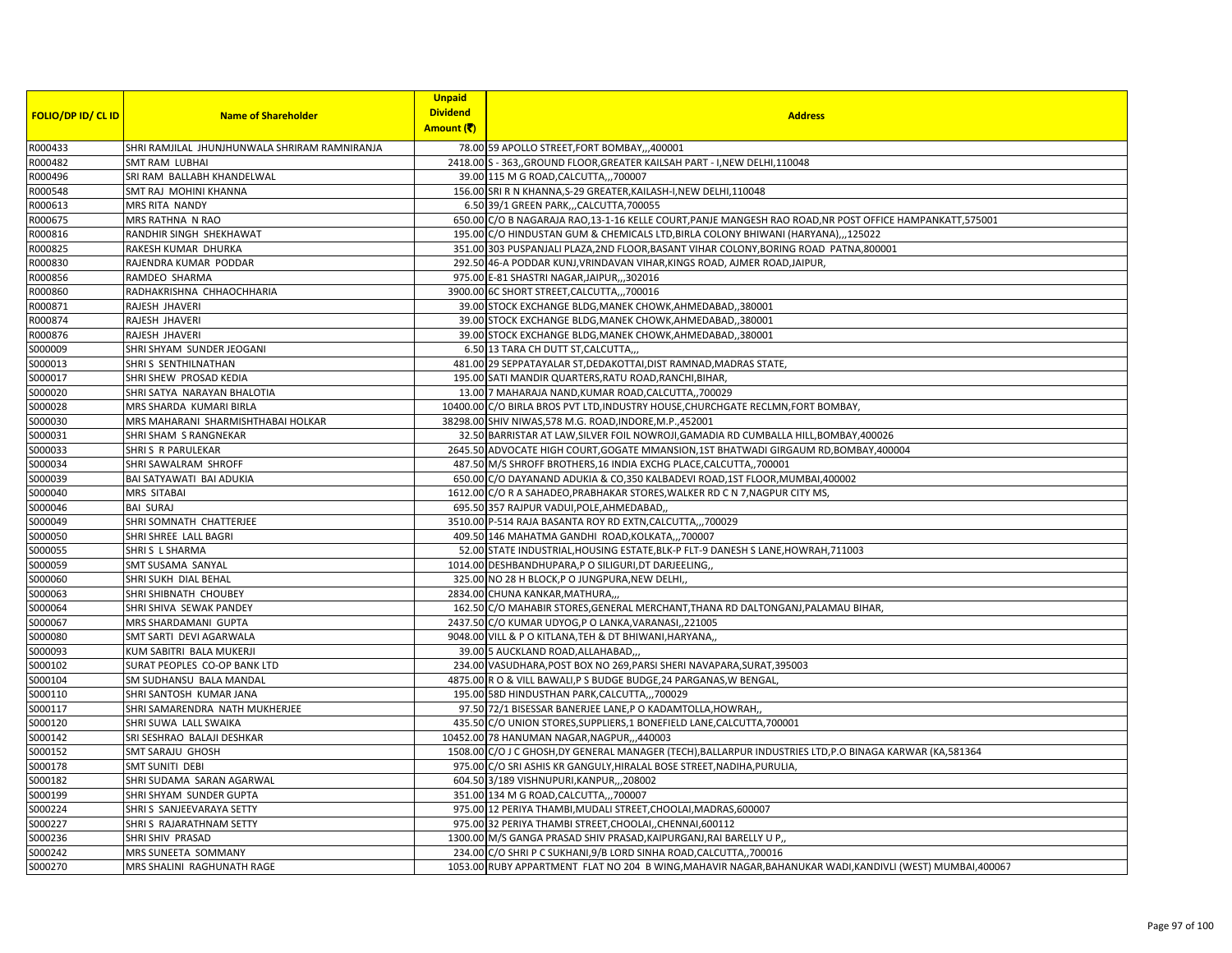| FOLIO/DP ID/ CL ID | Name of Shareholder | Unpaid Dividend Amount (₹) | Address |
|---|---|---|---|
| R000433 | SHRI RAMJILAL JHUNJHUNWALA SHRIRAM RAMNIRANJA | 78.00 | 59 APOLLO STREET,FORT BOMBAY,,,400001 |
| R000482 | SMT RAM LUBHAI | 2418.00 | S - 363,,GROUND FLOOR,GREATER KAILSAH PART - I,NEW DELHI,110048 |
| R000496 | SRI RAM BALLABH KHANDELWAL | 39.00 | 115 M G ROAD,CALCUTTA,,,700007 |
| R000548 | SMT RAJ MOHINI KHANNA | 156.00 | SRI R N KHANNA,S-29 GREATER,KAILASH-I,NEW DELHI,110048 |
| R000613 | MRS RITA NANDY | 6.50 | 39/1 GREEN PARK,,,CALCUTTA,700055 |
| R000675 | MRS RATHNA N RAO | 650.00 | C/O B NAGARAJA RAO,13-1-16 KELLE COURT,PANJE MANGESH RAO ROAD,NR POST OFFICE HAMPANKATT,575001 |
| R000816 | RANDHIR SINGH SHEKHAWAT | 195.00 | C/O HINDUSTAN GUM & CHEMICALS LTD,BIRLA COLONY BHIWANI (HARYANA),,,125022 |
| R000825 | RAKESH KUMAR DHURKA | 351.00 | 303 PUSPANJALI PLAZA,2ND FLOOR,BASANT VIHAR COLONY,BORING ROAD PATNA,800001 |
| R000830 | RAJENDRA KUMAR PODDAR | 292.50 | 46-A PODDAR KUNJ,VRINDAVAN VIHAR,KINGS ROAD, AJMER ROAD,JAIPUR, |
| R000856 | RAMDEO SHARMA | 975.00 | E-81 SHASTRI NAGAR,JAIPUR,,,302016 |
| R000860 | RADHAKRISHNA CHHAOCHHARIA | 3900.00 | 6C SHORT STREET,CALCUTTA,,,700016 |
| R000871 | RAJESH JHAVERI | 39.00 | STOCK EXCHANGE BLDG,MANEK CHOWK,AHMEDABAD,,380001 |
| R000874 | RAJESH JHAVERI | 39.00 | STOCK EXCHANGE BLDG,MANEK CHOWK,AHMEDABAD,,380001 |
| R000876 | RAJESH JHAVERI | 39.00 | STOCK EXCHANGE BLDG,MANEK CHOWK,AHMEDABAD,,380001 |
| S000009 | SHRI SHYAM SUNDER JEOGANI | 6.50 | 13 TARA CH DUTT ST,CALCUTTA,,, |
| S000013 | SHRI S SENTHILNATHAN | 481.00 | 29 SEPPATAYALAR ST,DEDAKOTTAI,DIST RAMNAD,MADRAS STATE, |
| S000017 | SHRI SHEW PROSAD KEDIA | 195.00 | SATI MANDIR QUARTERS,RATU ROAD,RANCHI,BIHAR, |
| S000020 | SHRI SATYA NARAYAN BHALOTIA | 13.00 | 7 MAHARAJA NAND,KUMAR ROAD,CALCUTTA,,700029 |
| S000028 | MRS SHARDA KUMARI BIRLA | 10400.00 | C/O BIRLA BROS PVT LTD,INDUSTRY HOUSE,CHURCHGATE RECLMN,FORT BOMBAY, |
| S000030 | MRS MAHARANI SHARMISHTHABAI HOLKAR | 38298.00 | SHIV NIWAS,578 M.G. ROAD,INDORE,M.P.,452001 |
| S000031 | SHRI SHAM S RANGNEKAR | 32.50 | BARRISTAR AT LAW,SILVER FOIL NOWROJI,GAMADIA RD CUMBALLA HILL,BOMBAY,400026 |
| S000033 | SHRI S R PARULEKAR | 2645.50 | ADVOCATE HIGH COURT,GOGATE MMANSION,1ST BHATWADI GIRGAUM RD,BOMBAY,400004 |
| S000034 | SHRI SAWALRAM SHROFF | 487.50 | M/S SHROFF BROTHERS,16 INDIA EXCHG PLACE,CALCUTTA,,700001 |
| S000039 | BAI SATYAWATI BAI ADUKIA | 650.00 | C/O DAYANAND ADUKIA & CO,350 KALBADEVI ROAD,1ST FLOOR,MUMBAI,400002 |
| S000040 | MRS SITABAI | 1612.00 | C/O R A SAHADEO,PRABHAKAR STORES,WALKER RD C N 7,NAGPUR CITY MS, |
| S000046 | BAI SURAJ | 695.50 | 357 RAJPUR VADUI,POLE,AHMEDABAD,, |
| S000049 | SHRI SOMNATH CHATTERJEE | 3510.00 | P-514 RAJA BASANTA ROY RD EXTN,CALCUTTA,,,700029 |
| S000050 | SHRI SHREE LALL BAGRI | 409.50 | 146 MAHATMA GANDHI ROAD,KOLKATA,,,700007 |
| S000055 | SHRI S L SHARMA | 52.00 | STATE INDUSTRIAL,HOUSING ESTATE,BLK-P FLT-9 DANESH S LANE,HOWRAH,711003 |
| S000059 | SMT SUSAMA SANYAL | 1014.00 | DESHBANDHUPARA,P O SILIGURI,DT DARJEELING,, |
| S000060 | SHRI SUKH DIAL BEHAL | 325.00 | NO 28 H BLOCK,P O JUNGPURA,NEW DELHI,, |
| S000063 | SHRI SHIBNATH CHOUBEY | 2834.00 | CHUNA KANKAR,MATHURA,,, |
| S000064 | SHRI SHIVA SEWAK PANDEY | 162.50 | C/O MAHABIR STORES,GENERAL MERCHANT,THANA RD DALTONGANJ,PALAMAU BIHAR, |
| S000067 | MRS SHARDAMANI GUPTA | 2437.50 | C/O KUMAR UDYOG,P O LANKA,VARANASI,,221005 |
| S000080 | SMT SARTI DEVI AGARWALA | 9048.00 | VILL & P O KITLANA,TEH & DT BHIWANI,HARYANA,, |
| S000093 | KUM SABITRI BALA MUKERJI | 39.00 | 5 AUCKLAND ROAD,ALLAHABAD,,, |
| S000102 | SURAT PEOPLES CO-OP BANK LTD | 234.00 | VASUDHARA,POST BOX NO 269,PARSI SHERI NAVAPARA,SURAT,395003 |
| S000104 | SM SUDHANSU BALA MANDAL | 4875.00 | R O & VILL BAWALI,P S BUDGE BUDGE,24 PARGANAS,W BENGAL, |
| S000110 | SHRI SANTOSH KUMAR JANA | 195.00 | 58D HINDUSTHAN PARK,CALCUTTA,,,700029 |
| S000117 | SHRI SAMARENDRA NATH MUKHERJEE | 97.50 | 72/1 BISESSAR BANERJEE LANE,P O KADAMTOLLA,HOWRAH,, |
| S000120 | SHRI SUWA LALL SWAIKA | 435.50 | C/O UNION STORES,SUPPLIERS,1 BONEFIELD LANE,CALCUTTA,700001 |
| S000142 | SRI SESHRAO BALAJI DESHKAR | 10452.00 | 78 HANUMAN NAGAR,NAGPUR,,,440003 |
| S000152 | SMT SARAJU GHOSH | 1508.00 | C/O J C GHOSH,DY GENERAL MANAGER (TECH),BALLARPUR INDUSTRIES LTD,P.O BINAGA KARWAR (KA,581364 |
| S000178 | SMT SUNITI DEBI | 975.00 | C/O SRI ASHIS KR GANGULY,HIRALAL BOSE STREET,NADIHA,PURULIA, |
| S000182 | SHRI SUDAMA SARAN AGARWAL | 604.50 | 3/189 VISHNUPURI,KANPUR,,,208002 |
| S000199 | SHRI SHYAM SUNDER GUPTA | 351.00 | 134 M G ROAD,CALCUTTA,,,700007 |
| S000224 | SHRI S SANJEEVARAYA SETTY | 975.00 | 12 PERIYA THAMBI,MUDALI STREET,CHOOLAI,MADRAS,600007 |
| S000227 | SHRI S RAJARATHNAM SETTY | 975.00 | 32 PERIYA THAMBI STREET,CHOOLAI,,CHENNAI,600112 |
| S000236 | SHRI SHIV PRASAD | 1300.00 | M/S GANGA PRASAD SHIV PRASAD,KAIPURGANJ,RAI BARELLY U P,, |
| S000242 | MRS SUNEETA SOMMANY | 234.00 | C/O SHRI P C SUKHANI,9/B LORD SINHA ROAD,CALCUTTA,,700016 |
| S000270 | MRS SHALINI RAGHUNATH RAGE | 1053.00 | RUBY APPARTMENT FLAT NO 204 B WING,MAHAVIR NAGAR,BAHANUKAR WADI,KANDIVLI (WEST) MUMBAI,400067 |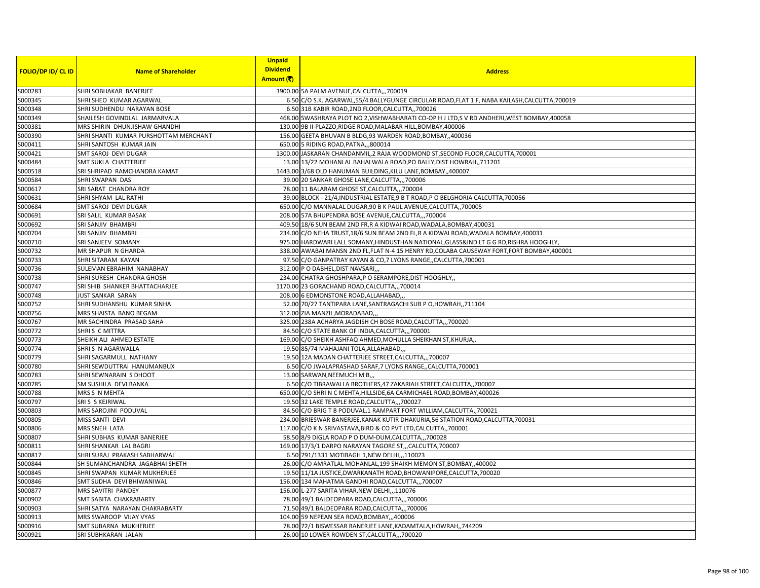| FOLIO/DP ID/ CL ID | Name of Shareholder | Unpaid Dividend Amount (₹) | Address |
|---|---|---|---|
| S000283 | SHRI SOBHAKAR BANERJEE | 3900.00 | 5A PALM AVENUE,CALCUTTA,,,700019 |
| S000345 | SHRI SHEO KUMAR AGARWAL | 6.50 | C/O S.K. AGARWAL,55/4 BALLYGUNGE CIRCULAR ROAD,FLAT 1 F, NABA KAILASH,CALCUTTA,700019 |
| S000348 | SHRI SUDHENDU NARAYAN BOSE | 6.50 | 31B KABIR ROAD,2ND FLOOR,CALCUTTA,,700026 |
| S000349 | SHAILESH GOVINDLAL JARMARVALA | 468.00 | SWASHRAYA PLOT NO 2,VISHWABHARATI CO-OP H J LTD,S V RD ANDHERI,WEST BOMBAY,400058 |
| S000381 | MRS SHIRIN DHUNJISHAW GHANDHI | 130.00 | 9B II-PLAZZO,RIDGE ROAD,MALABAR HILL,BOMBAY,400006 |
| S000390 | SHRI SHANTI KUMAR PURSHOTTAM MERCHANT | 156.00 | GEETA BHUVAN B BLDG,93 WARDEN ROAD,BOMBAY,,400036 |
| S000411 | SHRI SANTOSH KUMAR JAIN | 650.00 | 5 RIDING ROAD,PATNA,,,800014 |
| S000421 | SMT SAROJ DEVI DUGAR | 1300.00 | JASKARAN CHANDANMIL,2 RAJA WOODMOND ST,SECOND FLOOR,CALCUTTA,700001 |
| S000484 | SMT SUKLA CHATTERJEE | 13.00 | 13/22 MOHANLAL BAHALWALA ROAD,PO BALLY,DIST HOWRAH,,711201 |
| S000518 | SRI SHRIPAD RAMCHANDRA KAMAT | 1443.00 | 3/68 OLD HANUMAN BUILDING,KILU LANE,BOMBAY,,400007 |
| S000584 | SHRI SWAPAN DAS | 39.00 | 20 SANKAR GHOSE LANE,CALCUTTA,,,700006 |
| S000617 | SRI SARAT CHANDRA ROY | 78.00 | 11 BALARAM GHOSE ST,CALCUTTA,,,700004 |
| S000631 | SHRI SHYAM LAL RATHI | 39.00 | BLOCK - 21/4,INDUSTRIAL ESTATE,9 B T ROAD,P O BELGHORIA CALCUTTA,700056 |
| S000684 | SMT SAROJ DEVI DUGAR | 650.00 | C/O MANNALAL DUGAR,90 B K PAUL AVENUE,CALCUTTA,,700005 |
| S000691 | SRI SALIL KUMAR BASAK | 208.00 | 57A BHUPENDRA BOSE AVENUE,CALCUTTA,,,700004 |
| S000692 | SRI SANJIV BHAMBRI | 409.50 | 18/6 SUN BEAM 2ND FR,R A KIDWAI ROAD,WADALA,BOMBAY,400031 |
| S000704 | SRI SANJIV BHAMBRI | 234.00 | C/O NEHA TRUST,18/6 SUN BEAM 2ND FL,R A KIDWAI ROAD,WADALA BOMBAY,400031 |
| S000710 | SRI SANJEEV SOMANY | 975.00 | HARDWARI LALL SOMANY,HINDUSTHAN NATIONAL,GLASS&IND LT G G RD,RISHRA HOOGHLY, |
| S000732 | MR SHAPUR N GHARDA | 338.00 | AWABAI MANSN 2ND FL,FLAT N-4 15 HENRY RD,COLABA CAUSEWAY FORT,FORT BOMBAY,400001 |
| S000733 | SHRI SITARAM KAYAN | 97.50 | C/O GANPATRAY KAYAN & CO,7 LYONS RANGE,,CALCUTTA,700001 |
| S000736 | SULEMAN EBRAHIM NANABHAY | 312.00 | P O DABHEL,DIST NAVSARI,,, |
| S000738 | SHRI SURESH CHANDRA GHOSH | 234.00 | CHATRA GHOSHPARA,P O SERAMPORE,DIST HOOGHLY,, |
| S000747 | SRI SHIB SHANKER BHATTACHARJEE | 1170.00 | 23 GORACHAND ROAD,CALCUTTA,,,700014 |
| S000748 | JUST SANKAR SARAN | 208.00 | 6 EDMONSTONE ROAD,ALLAHABAD,,, |
| S000752 | SHRI SUDHANSHU KUMAR SINHA | 52.00 | 70/27 TANTIPARA LANE,SANTRAGACHI SUB P O,HOWRAH,,711104 |
| S000756 | MRS SHAISTA BANO BEGAM | 312.00 | ZIA MANZIL,MORADABAD,,, |
| S000767 | MR SACHINDRA PRASAD SAHA | 325.00 | 238A ACHARYA JAGDISH CH BOSE ROAD,CALCUTTA,,,700020 |
| S000772 | SHRI S C MITTRA | 84.50 | C/O STATE BANK OF INDIA,CALCUTTA,,,700001 |
| S000773 | SHEIKH ALI AHMED ESTATE | 169.00 | C/O SHEIKH ASHFAQ AHMED,MOHULLA SHEIKHAN ST,KHURJA,, |
| S000774 | SHRI S N AGARWALLA | 19.50 | 85/74 MAHAJANI TOLA,ALLAHABAD,,, |
| S000779 | SHRI SAGARMULL NATHANY | 19.50 | 12A MADAN CHATTERJEE STREET,CALCUTTA,,,700007 |
| S000780 | SHRI SEWDUTTRAI HANUMANBUX | 6.50 | C/O JWALAPRASHAD SARAF,7 LYONS RANGE,,CALCUTTA,700001 |
| S000783 | SHRI SEWNARAIN S DHOOT | 13.00 | SARWAN,NEEMUCH M B,,, |
| S000785 | SM SUSHILA DEVI BANKA | 6.50 | C/O TIBRAWALLA BROTHERS,47 ZAKARIAH STREET,CALCUTTA,,700007 |
| S000788 | MRS S N MEHTA | 650.00 | C/O SHRI N C MEHTA,HILLSIDE,6A CARMICHAEL ROAD,BOMBAY,400026 |
| S000797 | SRI S S KEJRIWAL | 19.50 | 32 LAKE TEMPLE ROAD,CALCUTTA,,,700027 |
| S000803 | MRS SAROJINI PODUVAL | 84.50 | C/O BRIG T B PODUVAL,1 RAMPART FORT WILLIAM,CALCUTTA,,700021 |
| S000805 | MISS SANTI DEVI | 234.00 | BRIESWAR BANERJEE,KANAK KUTIR DHAKURIA,56 STATION ROAD,CALCUTTA,700031 |
| S000806 | MRS SNEH LATA | 117.00 | C/O K N SRIVASTAVA,BIRD & CO PVT LTD,CALCUTTA,,700001 |
| S000807 | SHRI SUBHAS KUMAR BANERJEE | 58.50 | 8/9 DIGLA ROAD P O DUM-DUM,CALCUTTA,,,700028 |
| S000811 | SHRI SHANKAR LAL BAGRI | 169.00 | 17/3/1 DARPO NARAYAN TAGORE ST,,,CALCUTTA,700007 |
| S000817 | SHRI SURAJ PRAKASH SABHARWAL | 6.50 | 791/1331 MOTIBAGH 1,NEW DELHI,,,110023 |
| S000844 | SH SUMANCHANDRA JAGABHAI SHETH | 26.00 | C/O AMRATLAL MOHANLAL,199 SHAIKH MEMON ST,BOMBAY,,400002 |
| S000845 | SHRI SWAPAN KUMAR MUKHERJEE | 19.50 | 11/1A JUSTICE,DWARKANATH ROAD,BHOWANIPORE,CALCUTTA,700020 |
| S000846 | SMT SUDHA DEVI BHIWANIWAL | 156.00 | 134 MAHATMA GANDHI ROAD,CALCUTTA,,,700007 |
| S000877 | MRS SAVITRI PANDEY | 156.00 | L-277 SARITA VIHAR,NEW DELHI,,,110076 |
| S000902 | SMT SABITA CHAKRABARTY | 78.00 | 49/1 BALDEOPARA ROAD,CALCUTTA,,,700006 |
| S000903 | SHRI SATYA NARAYAN CHAKRABARTY | 71.50 | 49/1 BALDEOPARA ROAD,CALCUTTA,,,700006 |
| S000913 | MRS SWAROOP VIJAY VYAS | 104.00 | 59 NEPEAN SEA ROAD,BOMBAY,,,400006 |
| S000916 | SMT SUBARNA MUKHERJEE | 78.00 | 72/1 BISWESSAR BANERJEE LANE,KADAMTALA,HOWRAH,,744209 |
| S000921 | SRI SUBHKARAN JALAN | 26.00 | 10 LOWER ROWDEN ST,CALCUTTA,,,700020 |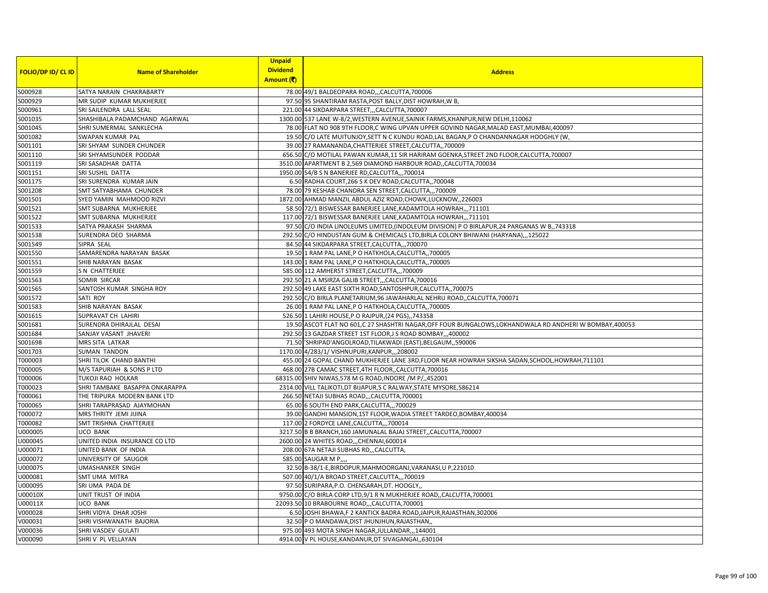| FOLIO/DP ID/ CL ID | Name of Shareholder | Unpaid Dividend Amount (₹) | Address |
|---|---|---|---|
| S000928 | SATYA NARAIN CHAKRABARTY | 78.00 | 49/1 BALDEOPARA ROAD,,,CALCUTTA,700006 |
| S000929 | MR SUDIP KUMAR MUKHERJEE | 97.50 | 95 SHANTIRAM RASTA,POST BALLY,DIST HOWRAH,W B, |
| S000961 | SRI SAILENDRA LALL SEAL | 221.00 | 44 SIKDARPARA STREET,,,CALCUTTA,700007 |
| S001035 | SHASHIBALA PADAMCHAND AGARWAL | 1300.00 | 537 LANE W-8/2,WESTERN AVENUE,SAINIK FARMS,KHANPUR,NEW DELHI,110062 |
| S001045 | SHRI SUMERMAL SANKLECHA | 78.00 | FLAT NO 908 9TH FLOOR,C WING UPVAN UPPER GOVIND NAGAR,MALAD EAST,MUMBAI,400097 |
| S001082 | SWAPAN KUMAR PAL | 19.50 | C/O LATE MUITUNJOY,SETT N C KUNDU ROAD,LAL BAGAN,P O CHANDANNAGAR HOOGHLY (W, |
| S001101 | SRI SHYAM SUNDER CHUNDER | 39.00 | 27 RAMANANDA,CHATTERJEE STREET,CALCUTTA,,700009 |
| S001110 | SRI SHYAMSUNDER PODDAR | 656.50 | C/O MOTILAL PAWAN KUMAR,11 SIR HARIRAM GOENKA,STREET 2ND FLOOR,CALCUTTA,700007 |
| S001119 | SRI SASADHAR DATTA | 3510.00 | APARTMENT B 2,569 DIAMOND HARBOUR ROAD,,CALCUTTA,700034 |
| S001151 | SRI SUSHIL DATTA | 1950.00 | 54/B S N BANERJEE RD,CALCUTTA,,,700014 |
| S001175 | SRI SURENDRA KUMAR JAIN | 6.50 | RADHA COURT,266 S K DEV ROAD,CALCUTTA,,700048 |
| S001208 | SMT SATYABHAMA CHUNDER | 78.00 | 79 KESHAB CHANDRA SEN STREET,CALCUTTA,,,700009 |
| S001501 | SYED YAMIN MAHMOOD RIZVI | 1872.00 | AHMAD MANZIL ABDUL AZIZ ROAD,CHOWK,LUCKNOW,,226003 |
| S001521 | SMT SUBARNA MUKHERJEE | 58.50 | 72/1 BISWESSAR BANERJEE LANE,KADAMTOLA HOWRAH,,,711101 |
| S001522 | SMT SUBARNA MUKHERJEE | 117.00 | 72/1 BISWESSAR BANERJEE LANE,KADAMTOLA HOWRAH,,,711101 |
| S001533 | SATYA PRAKASH SHARMA | 97.50 | C/O INDIA LINOLEUMS LIMITED,(INDOLEUM DIVISION) P O BIRLAPUR,24 PARGANAS W B,,743318 |
| S001538 | SURENDRA DEO SHARMA | 292.50 | C/O HINDUSTAN GUM & CHEMICALS LTD,BIRLA COLONY BHIWANI (HARYANA),,,125022 |
| S001549 | SIPRA SEAL | 84.50 | 44 SIKDARPARA STREET,CALCUTTA,,,700070 |
| S001550 | SAMARENDRA NARAYAN BASAK | 19.50 | 1 RAM PAL LANE,P O HATKHOLA,CALCUTTA,,700005 |
| S001551 | SHIB NARAYAN BASAK | 143.00 | 1 RAM PAL LANE,P O HATKHOLA,CALCUTTA,,700005 |
| S001559 | S N CHATTERJEE | 585.00 | 112 AMHERST STREET,CALCUTTA,,,700009 |
| S001563 | SOMIR SIRCAR | 292.50 | 21 A MSIRZA GALIB STREET,,,CALCUTTA,700016 |
| S001565 | SANTOSH KUMAR SINGHA ROY | 292.50 | 49 LAKE EAST SIXTH ROAD,SANTOSHPUR,CALCUTTA,,700075 |
| S001572 | SATI ROY | 292.50 | C/O BIRLA PLANETARIUM,96 JAWAHARLAL NEHRU ROAD,,CALCUTTA,700071 |
| S001583 | SHIB NARAYAN BASAK | 26.00 | 1 RAM PAL LANE,P O HATKHOLA,CALCUTTA,,700005 |
| S001615 | SUPRAVAT CH LAHIRI | 526.50 | 1 LAHIRI HOUSE,P O RAJPUR,(24 PGS),,743358 |
| S001681 | SURENDRA DHIRAJLAL DESAI | 19.50 | ASCOT FLAT NO 601,C 27 SHASHTRI NAGAR,OFF FOUR BUNGALOWS,LOKHANDWALA RD ANDHERI W BOMBAY,400053 |
| S001684 | SANJAY VASANT JHAVERI | 292.50 | 13 GAZDAR STREET 1ST FLOOR,J S ROAD BOMBAY,,,400002 |
| S001698 | MRS SITA LATKAR | 71.50 | 'SHRIPAD'ANGOLROAD,TILAKWADI (EAST),BELGAUM,,590006 |
| S001703 | SUMAN TANDON | 1170.00 | 4/283/1/ VISHNUPURI,KANPUR,,,208002 |
| T000003 | SHRI TILOK CHAND BANTHI | 455.00 | 24 GOPAL CHAND MUKHERJEE LANE 3RD,FLOOR NEAR HOWRAH SIKSHA SADAN,SCHOOL,HOWRAH,711101 |
| T000005 | M/S TAPURIAH & SONS P LTD | 468.00 | 27B CAMAC STREET,4TH FLOOR,,CALCUTTA,700016 |
| T000006 | TUKOJI RAO HOLKAR | 68315.00 | SHIV NIWAS,578 M G ROAD,INDORE /M P/,,452001 |
| T000023 | SHRI TAMBAKE BASAPPA ONKARAPPA | 2314.00 | VILL TALIKOTI,DT BIJAPUR,S C RALWAY,STATE MYSORE,586214 |
| T000061 | THE TRIPURA MODERN BANK LTD | 266.50 | NETAJI SUBHAS ROAD,,,CALCUTTA,700001 |
| T000065 | SHRI TARAPRASAD AJAYMOHAN | 65.00 | 6 SOUTH END PARK,CALCUTTA,,,700029 |
| T000072 | MRS THRITY JEMI JIJINA | 39.00 | GANDHI MANSION,1ST FLOOR,WADIA STREET TARDEO,BOMBAY,400034 |
| T000082 | SMT TRISHNA CHATTERJEE | 117.00 | 2 FORDYCE LANE,CALCUTTA,,,700014 |
| U000005 | UCO BANK | 3217.50 | B B BRANCH,160 JAMUNALAL BAJAJ STREET,,CALCUTTA,700007 |
| U000045 | UNITED INDIA INSURANCE CO LTD | 2600.00 | 24 WHITES ROAD,,,CHENNAI,600014 |
| U000071 | UNITED BANK OF INDIA | 208.00 | 67A NETAJI SUBHAS RD,,,CALCUTTA, |
| U000072 | UNIVERSITY OF SAUGOR | 585.00 | SAUGAR M P,,,, |
| U000075 | UMASHANKER SINGH | 32.50 | B-38/1-E,BIRDOPUR,MAHMOORGANJ,VARANASI,U P,221010 |
| U000081 | SMT UMA MITRA | 507.00 | 40/1/A BROAD STREET,CALCUTTA,,,700019 |
| U000095 | SRI UMA PADA DE | 97.50 | SURIPARA,P.O. CHENSARAH,DT. HOOGLY,, |
| U00010X | UNIT TRUST OF INDIA | 9750.00 | C/O BIRLA CORP LTD,9/1 R N MUKHERJEE ROAD,,CALCUTTA,700001 |
| U00011X | UCO BANK | 22093.50 | 10 BRABOURNE ROAD,,,CALCUTTA,700001 |
| V000028 | SHRI VIDYA DHAR JOSHI | 6.50 | JOSHI BHAWA,F 2 KANTICK BADRA ROAD,JAIPUR,RAJASTHAN,302006 |
| V000031 | SHRI VISHWANATH BAJORIA | 32.50 | P O MANDAWA,DIST JHUNJHUN,RAJASTHAN,, |
| V000036 | SHRI VASDEV GULATI | 975.00 | 493 MOTA SINGH NAGAR,JULLANDAR,,,144001 |
| V000090 | SHRI V PL VELLAYAN | 4914.00 | V PL HOUSE,KANDANUR,DT SIVAGANGAI,,630104 |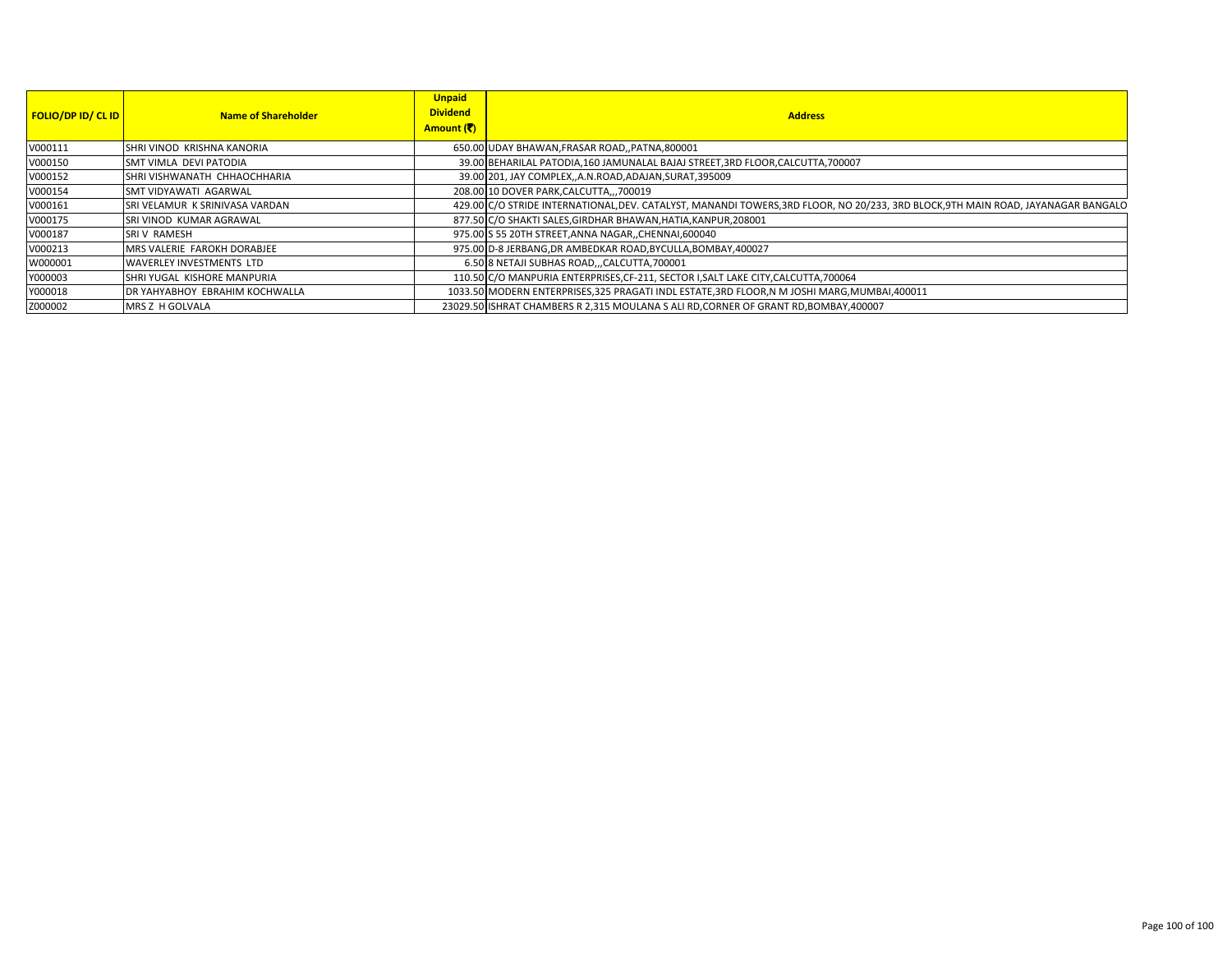| FOLIO/DP ID/ CL ID | Name of Shareholder | Unpaid Dividend Amount (₹) | Address |
|---|---|---|---|
| V000111 | SHRI VINOD KRISHNA KANORIA | 650.00 | UDAY BHAWAN,FRASAR ROAD,,PATNA,800001 |
| V000150 | SMT VIMLA DEVI PATODIA | 39.00 | BEHARILAL PATODIA,160 JAMUNALAL BAJAJ STREET,3RD FLOOR,CALCUTTA,700007 |
| V000152 | SHRI VISHWANATH CHHAOCHHARIA | 39.00 | 201, JAY COMPLEX,,A.N.ROAD,ADAJAN,SURAT,395009 |
| V000154 | SMT VIDYAWATI AGARWAL | 208.00 | 10 DOVER PARK,CALCUTTA,,,700019 |
| V000161 | SRI VELAMUR K SRINIVASA VARDAN | 429.00 | C/O STRIDE INTERNATIONAL,DEV. CATALYST, MANANDI TOWERS,3RD FLOOR, NO 20/233, 3RD BLOCK,9TH MAIN ROAD, JAYANAGAR BANGALO |
| V000175 | SRI VINOD KUMAR AGRAWAL | 877.50 | C/O SHAKTI SALES,GIRDHAR BHAWAN,HATIA,KANPUR,208001 |
| V000187 | SRI V RAMESH | 975.00 | S 55 20TH STREET,ANNA NAGAR,,CHENNAI,600040 |
| V000213 | MRS VALERIE FAROKH DORABJEE | 975.00 | D-8 JERBANG,DR AMBEDKAR ROAD,BYCULLA,BOMBAY,400027 |
| W000001 | WAVERLEY INVESTMENTS LTD | 6.50 | 8 NETAJI SUBHAS ROAD,,,CALCUTTA,700001 |
| Y000003 | SHRI YUGAL KISHORE MANPURIA | 110.50 | C/O MANPURIA ENTERPRISES,CF-211, SECTOR I,SALT LAKE CITY,CALCUTTA,700064 |
| Y000018 | DR YAHYABHOY EBRAHIM KOCHWALLA | 1033.50 | MODERN ENTERPRISES,325 PRAGATI INDL ESTATE,3RD FLOOR,N M JOSHI MARG,MUMBAI,400011 |
| Z000002 | MRS Z H GOLVALA | 23029.50 | ISHRAT CHAMBERS R 2,315 MOULANA S ALI RD,CORNER OF GRANT RD,BOMBAY,400007 |